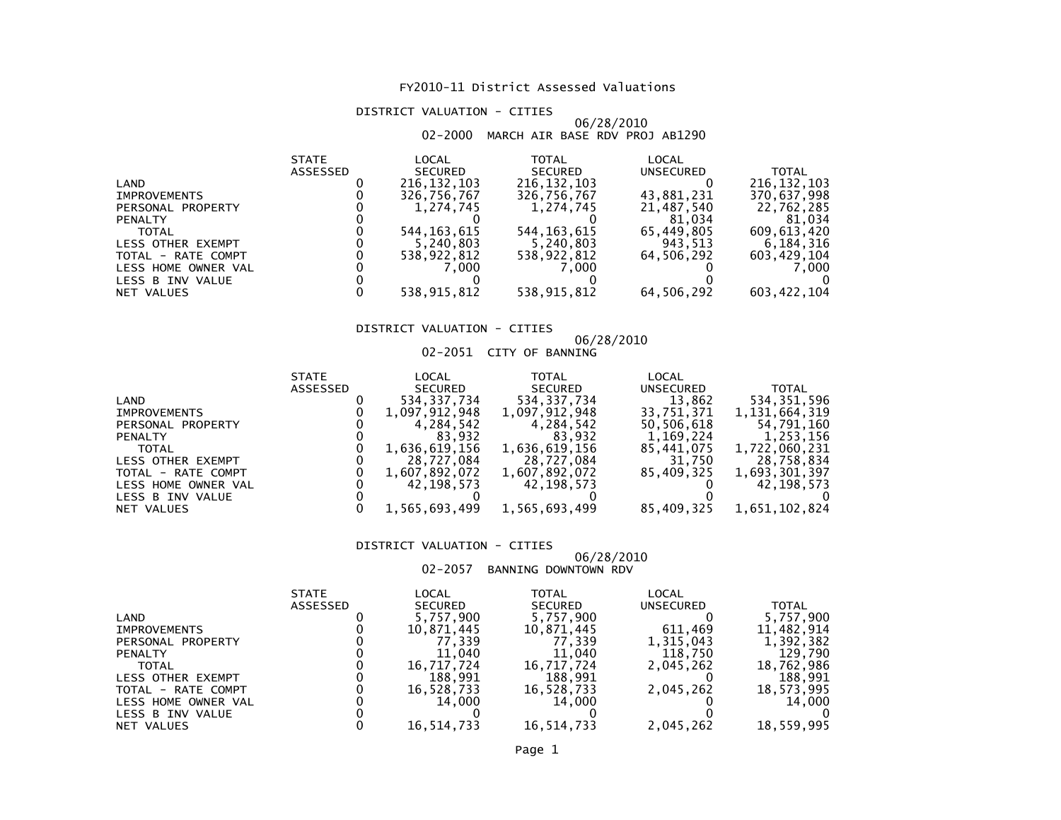# FY2010-11 District Assessed Valuations

## DISTRICT VALUATION - CITIES

06/28/2010

02-2000 MARCH AIR BASE RDV PROJ AB1290

| | STATE ASSESSED | LOCAL SECURED | TOTAL SECURED | LOCAL UNSECURED | TOTAL |
|---|---|---|---|---|---|
| LAND | 0 | 216,132,103 | 216,132,103 | 0 | 216,132,103 |
| IMPROVEMENTS | 0 | 326,756,767 | 326,756,767 | 43,881,231 | 370,637,998 |
| PERSONAL PROPERTY | 0 | 1,274,745 | 1,274,745 | 21,487,540 | 22,762,285 |
| PENALTY | 0 | 0 | 0 | 81,034 | 81,034 |
| TOTAL | 0 | 544,163,615 | 544,163,615 | 65,449,805 | 609,613,420 |
| LESS OTHER EXEMPT | 0 | 5,240,803 | 5,240,803 | 943,513 | 6,184,316 |
| TOTAL - RATE COMPT | 0 | 538,922,812 | 538,922,812 | 64,506,292 | 603,429,104 |
| LESS HOME OWNER VAL | 0 | 7,000 | 7,000 | 0 | 7,000 |
| LESS B INV VALUE | 0 | 0 | 0 | 0 | 0 |
| NET VALUES | 0 | 538,915,812 | 538,915,812 | 64,506,292 | 603,422,104 |

## DISTRICT VALUATION - CITIES

06/28/2010

02-2051 CITY OF BANNING

| | STATE ASSESSED | LOCAL SECURED | TOTAL SECURED | LOCAL UNSECURED | TOTAL |
|---|---|---|---|---|---|
| LAND | 0 | 534,337,734 | 534,337,734 | 13,862 | 534,351,596 |
| IMPROVEMENTS | 0 | 1,097,912,948 | 1,097,912,948 | 33,751,371 | 1,131,664,319 |
| PERSONAL PROPERTY | 0 | 4,284,542 | 4,284,542 | 50,506,618 | 54,791,160 |
| PENALTY | 0 | 83,932 | 83,932 | 1,169,224 | 1,253,156 |
| TOTAL | 0 | 1,636,619,156 | 1,636,619,156 | 85,441,075 | 1,722,060,231 |
| LESS OTHER EXEMPT | 0 | 28,727,084 | 28,727,084 | 31,750 | 28,758,834 |
| TOTAL - RATE COMPT | 0 | 1,607,892,072 | 1,607,892,072 | 85,409,325 | 1,693,301,397 |
| LESS HOME OWNER VAL | 0 | 42,198,573 | 42,198,573 | 0 | 42,198,573 |
| LESS B INV VALUE | 0 | 0 | 0 | 0 | 0 |
| NET VALUES | 0 | 1,565,693,499 | 1,565,693,499 | 85,409,325 | 1,651,102,824 |

## DISTRICT VALUATION - CITIES

06/28/2010

02-2057 BANNING DOWNTOWN RDV

| | STATE ASSESSED | LOCAL SECURED | TOTAL SECURED | LOCAL UNSECURED | TOTAL |
|---|---|---|---|---|---|
| LAND | 0 | 5,757,900 | 5,757,900 | 0 | 5,757,900 |
| IMPROVEMENTS | 0 | 10,871,445 | 10,871,445 | 611,469 | 11,482,914 |
| PERSONAL PROPERTY | 0 | 77,339 | 77,339 | 1,315,043 | 1,392,382 |
| PENALTY | 0 | 11,040 | 11,040 | 118,750 | 129,790 |
| TOTAL | 0 | 16,717,724 | 16,717,724 | 2,045,262 | 18,762,986 |
| LESS OTHER EXEMPT | 0 | 188,991 | 188,991 | 0 | 188,991 |
| TOTAL - RATE COMPT | 0 | 16,528,733 | 16,528,733 | 2,045,262 | 18,573,995 |
| LESS HOME OWNER VAL | 0 | 14,000 | 14,000 | 0 | 14,000 |
| LESS B INV VALUE | 0 | 0 | 0 | 0 | 0 |
| NET VALUES | 0 | 16,514,733 | 16,514,733 | 2,045,262 | 18,559,995 |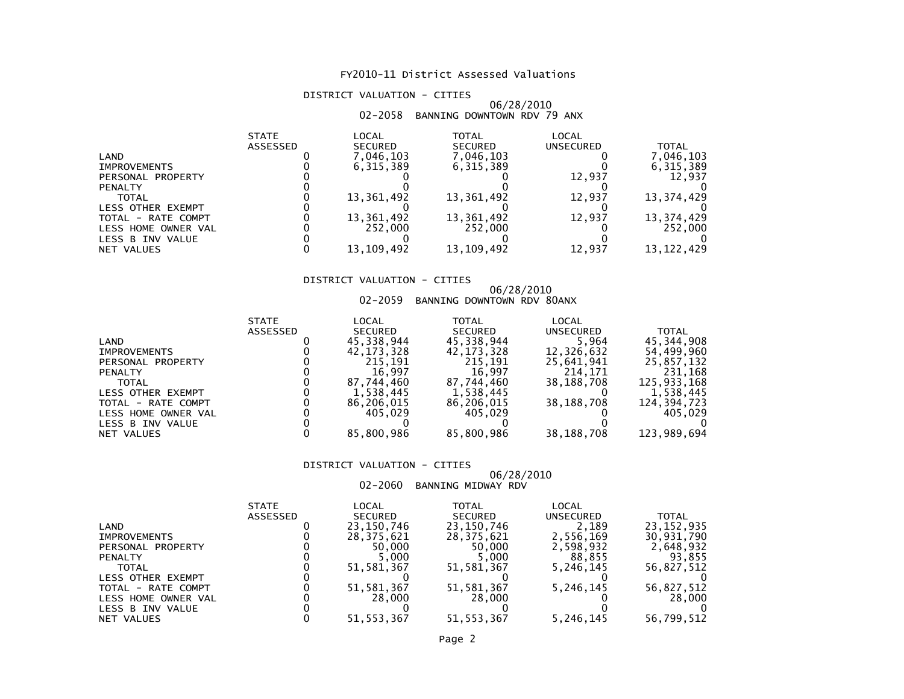# FY2010-11 District Assessed Valuations

## DISTRICT VALUATION - CITIES

06/28/2010

02-2058 BANNING DOWNTOWN RDV 79 ANX

| | STATE ASSESSED | LOCAL SECURED | TOTAL SECURED | LOCAL UNSECURED | TOTAL |
|---|---|---|---|---|---|
| LAND | 0 | 7,046,103 | 7,046,103 | 0 | 7,046,103 |
| IMPROVEMENTS | 0 | 6,315,389 | 6,315,389 | 0 | 6,315,389 |
| PERSONAL PROPERTY | 0 | 0 | 0 | 12,937 | 12,937 |
| PENALTY | 0 | 0 | 0 | 0 | 0 |
| TOTAL | 0 | 13,361,492 | 13,361,492 | 12,937 | 13,374,429 |
| LESS OTHER EXEMPT | 0 | 0 | 0 | 0 | 0 |
| TOTAL - RATE COMPT | 0 | 13,361,492 | 13,361,492 | 12,937 | 13,374,429 |
| LESS HOME OWNER VAL | 0 | 252,000 | 252,000 | 0 | 252,000 |
| LESS B INV VALUE | 0 | 0 | 0 | 0 | 0 |
| NET VALUES | 0 | 13,109,492 | 13,109,492 | 12,937 | 13,122,429 |

## DISTRICT VALUATION - CITIES

06/28/2010

02-2059 BANNING DOWNTOWN RDV 80ANX

| | STATE ASSESSED | LOCAL SECURED | TOTAL SECURED | LOCAL UNSECURED | TOTAL |
|---|---|---|---|---|---|
| LAND | 0 | 45,338,944 | 45,338,944 | 5,964 | 45,344,908 |
| IMPROVEMENTS | 0 | 42,173,328 | 42,173,328 | 12,326,632 | 54,499,960 |
| PERSONAL PROPERTY | 0 | 215,191 | 215,191 | 25,641,941 | 25,857,132 |
| PENALTY | 0 | 16,997 | 16,997 | 214,171 | 231,168 |
| TOTAL | 0 | 87,744,460 | 87,744,460 | 38,188,708 | 125,933,168 |
| LESS OTHER EXEMPT | 0 | 1,538,445 | 1,538,445 | 0 | 1,538,445 |
| TOTAL - RATE COMPT | 0 | 86,206,015 | 86,206,015 | 38,188,708 | 124,394,723 |
| LESS HOME OWNER VAL | 0 | 405,029 | 405,029 | 0 | 405,029 |
| LESS B INV VALUE | 0 | 0 | 0 | 0 | 0 |
| NET VALUES | 0 | 85,800,986 | 85,800,986 | 38,188,708 | 123,989,694 |

## DISTRICT VALUATION - CITIES

06/28/2010

02-2060 BANNING MIDWAY RDV

| | STATE ASSESSED | LOCAL SECURED | TOTAL SECURED | LOCAL UNSECURED | TOTAL |
|---|---|---|---|---|---|
| LAND | 0 | 23,150,746 | 23,150,746 | 2,189 | 23,152,935 |
| IMPROVEMENTS | 0 | 28,375,621 | 28,375,621 | 2,556,169 | 30,931,790 |
| PERSONAL PROPERTY | 0 | 50,000 | 50,000 | 2,598,932 | 2,648,932 |
| PENALTY | 0 | 5,000 | 5,000 | 88,855 | 93,855 |
| TOTAL | 0 | 51,581,367 | 51,581,367 | 5,246,145 | 56,827,512 |
| LESS OTHER EXEMPT | 0 | 0 | 0 | 0 | 0 |
| TOTAL - RATE COMPT | 0 | 51,581,367 | 51,581,367 | 5,246,145 | 56,827,512 |
| LESS HOME OWNER VAL | 0 | 28,000 | 28,000 | 0 | 28,000 |
| LESS B INV VALUE | 0 | 0 | 0 | 0 | 0 |
| NET VALUES | 0 | 51,553,367 | 51,553,367 | 5,246,145 | 56,799,512 |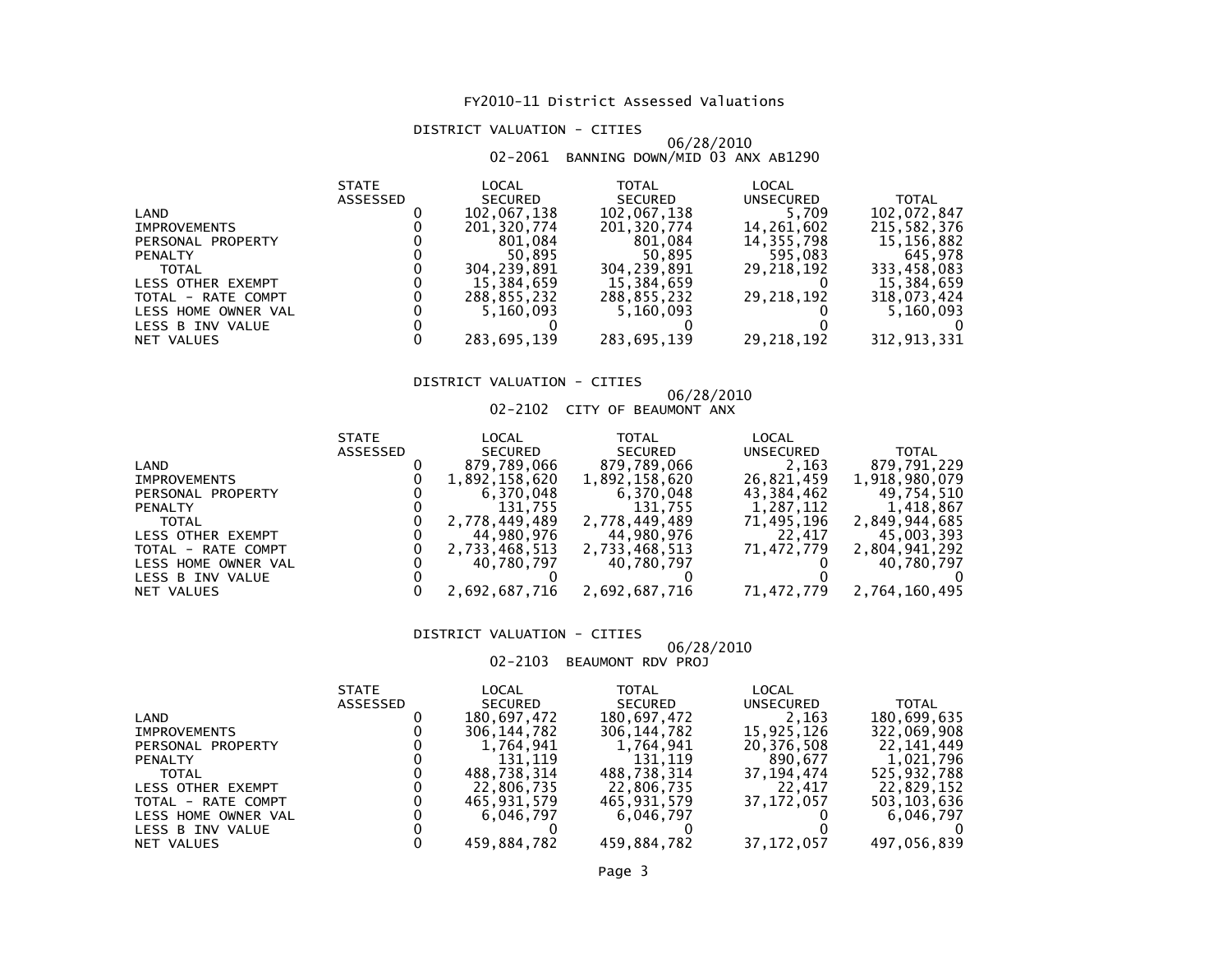# FY2010-11 District Assessed Valuations

## DISTRICT VALUATION - CITIES

06/28/2010

02-2061 BANNING DOWN/MID 03 ANX AB1290

| | STATE ASSESSED | LOCAL SECURED | TOTAL SECURED | LOCAL UNSECURED | TOTAL |
|---|---|---|---|---|---|
| LAND | 0 | 102,067,138 | 102,067,138 | 5,709 | 102,072,847 |
| IMPROVEMENTS | 0 | 201,320,774 | 201,320,774 | 14,261,602 | 215,582,376 |
| PERSONAL PROPERTY | 0 | 801,084 | 801,084 | 14,355,798 | 15,156,882 |
| PENALTY | 0 | 50,895 | 50,895 | 595,083 | 645,978 |
| TOTAL | 0 | 304,239,891 | 304,239,891 | 29,218,192 | 333,458,083 |
| LESS OTHER EXEMPT | 0 | 15,384,659 | 15,384,659 | 0 | 15,384,659 |
| TOTAL - RATE COMPT | 0 | 288,855,232 | 288,855,232 | 29,218,192 | 318,073,424 |
| LESS HOME OWNER VAL | 0 | 5,160,093 | 5,160,093 | 0 | 5,160,093 |
| LESS B INV VALUE | 0 | 0 | 0 | 0 | 0 |
| NET VALUES | 0 | 283,695,139 | 283,695,139 | 29,218,192 | 312,913,331 |

## DISTRICT VALUATION - CITIES

06/28/2010

02-2102 CITY OF BEAUMONT ANX

| | STATE ASSESSED | LOCAL SECURED | TOTAL SECURED | LOCAL UNSECURED | TOTAL |
|---|---|---|---|---|---|
| LAND | 0 | 879,789,066 | 879,789,066 | 2,163 | 879,791,229 |
| IMPROVEMENTS | 0 | 1,892,158,620 | 1,892,158,620 | 26,821,459 | 1,918,980,079 |
| PERSONAL PROPERTY | 0 | 6,370,048 | 6,370,048 | 43,384,462 | 49,754,510 |
| PENALTY | 0 | 131,755 | 131,755 | 1,287,112 | 1,418,867 |
| TOTAL | 0 | 2,778,449,489 | 2,778,449,489 | 71,495,196 | 2,849,944,685 |
| LESS OTHER EXEMPT | 0 | 44,980,976 | 44,980,976 | 22,417 | 45,003,393 |
| TOTAL - RATE COMPT | 0 | 2,733,468,513 | 2,733,468,513 | 71,472,779 | 2,804,941,292 |
| LESS HOME OWNER VAL | 0 | 40,780,797 | 40,780,797 | 0 | 40,780,797 |
| LESS B INV VALUE | 0 | 0 | 0 | 0 | 0 |
| NET VALUES | 0 | 2,692,687,716 | 2,692,687,716 | 71,472,779 | 2,764,160,495 |

## DISTRICT VALUATION - CITIES

06/28/2010

02-2103 BEAUMONT RDV PROJ

| | STATE ASSESSED | LOCAL SECURED | TOTAL SECURED | LOCAL UNSECURED | TOTAL |
|---|---|---|---|---|---|
| LAND | 0 | 180,697,472 | 180,697,472 | 2,163 | 180,699,635 |
| IMPROVEMENTS | 0 | 306,144,782 | 306,144,782 | 15,925,126 | 322,069,908 |
| PERSONAL PROPERTY | 0 | 1,764,941 | 1,764,941 | 20,376,508 | 22,141,449 |
| PENALTY | 0 | 131,119 | 131,119 | 890,677 | 1,021,796 |
| TOTAL | 0 | 488,738,314 | 488,738,314 | 37,194,474 | 525,932,788 |
| LESS OTHER EXEMPT | 0 | 22,806,735 | 22,806,735 | 22,417 | 22,829,152 |
| TOTAL - RATE COMPT | 0 | 465,931,579 | 465,931,579 | 37,172,057 | 503,103,636 |
| LESS HOME OWNER VAL | 0 | 6,046,797 | 6,046,797 | 0 | 6,046,797 |
| LESS B INV VALUE | 0 | 0 | 0 | 0 | 0 |
| NET VALUES | 0 | 459,884,782 | 459,884,782 | 37,172,057 | 497,056,839 |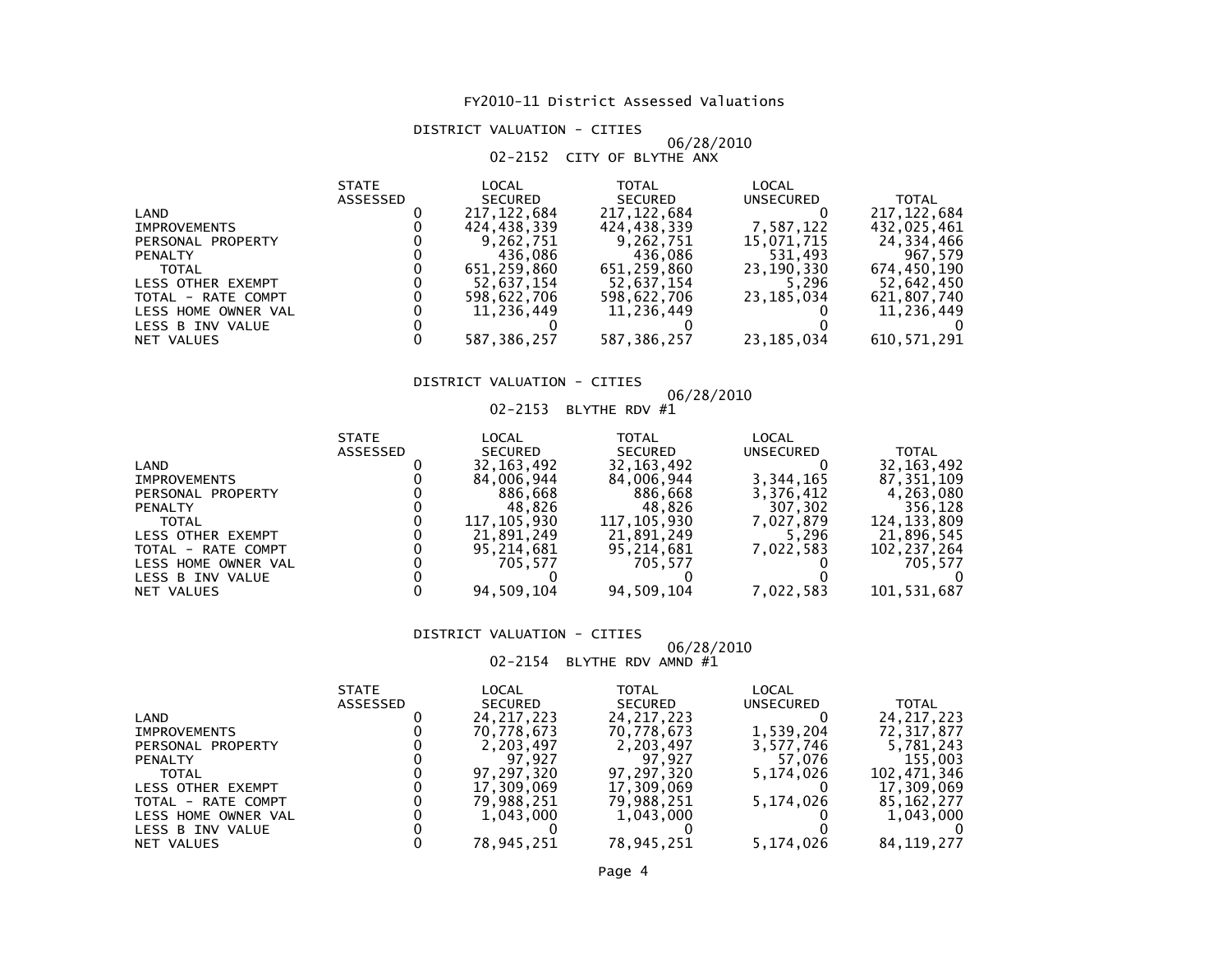# FY2010-11 District Assessed Valuations

## DISTRICT VALUATION - CITIES

06/28/2010

02-2152 CITY OF BLYTHE ANX

| | STATE ASSESSED | LOCAL SECURED | TOTAL SECURED | LOCAL UNSECURED | TOTAL |
|---|---|---|---|---|---|
| LAND | 0 | 217,122,684 | 217,122,684 | 0 | 217,122,684 |
| IMPROVEMENTS | 0 | 424,438,339 | 424,438,339 | 7,587,122 | 432,025,461 |
| PERSONAL PROPERTY | 0 | 9,262,751 | 9,262,751 | 15,071,715 | 24,334,466 |
| PENALTY | 0 | 436,086 | 436,086 | 531,493 | 967,579 |
| TOTAL | 0 | 651,259,860 | 651,259,860 | 23,190,330 | 674,450,190 |
| LESS OTHER EXEMPT | 0 | 52,637,154 | 52,637,154 | 5,296 | 52,642,450 |
| TOTAL - RATE COMPT | 0 | 598,622,706 | 598,622,706 | 23,185,034 | 621,807,740 |
| LESS HOME OWNER VAL | 0 | 11,236,449 | 11,236,449 | 0 | 11,236,449 |
| LESS B INV VALUE | 0 | 0 | 0 | 0 | 0 |
| NET VALUES | 0 | 587,386,257 | 587,386,257 | 23,185,034 | 610,571,291 |

## DISTRICT VALUATION - CITIES

06/28/2010

02-2153 BLYTHE RDV #1

| | STATE ASSESSED | LOCAL SECURED | TOTAL SECURED | LOCAL UNSECURED | TOTAL |
|---|---|---|---|---|---|
| LAND | 0 | 32,163,492 | 32,163,492 | 0 | 32,163,492 |
| IMPROVEMENTS | 0 | 84,006,944 | 84,006,944 | 3,344,165 | 87,351,109 |
| PERSONAL PROPERTY | 0 | 886,668 | 886,668 | 3,376,412 | 4,263,080 |
| PENALTY | 0 | 48,826 | 48,826 | 307,302 | 356,128 |
| TOTAL | 0 | 117,105,930 | 117,105,930 | 7,027,879 | 124,133,809 |
| LESS OTHER EXEMPT | 0 | 21,891,249 | 21,891,249 | 5,296 | 21,896,545 |
| TOTAL - RATE COMPT | 0 | 95,214,681 | 95,214,681 | 7,022,583 | 102,237,264 |
| LESS HOME OWNER VAL | 0 | 705,577 | 705,577 | 0 | 705,577 |
| LESS B INV VALUE | 0 | 0 | 0 | 0 | 0 |
| NET VALUES | 0 | 94,509,104 | 94,509,104 | 7,022,583 | 101,531,687 |

## DISTRICT VALUATION - CITIES

06/28/2010

02-2154 BLYTHE RDV AMND #1

| | STATE ASSESSED | LOCAL SECURED | TOTAL SECURED | LOCAL UNSECURED | TOTAL |
|---|---|---|---|---|---|
| LAND | 0 | 24,217,223 | 24,217,223 | 0 | 24,217,223 |
| IMPROVEMENTS | 0 | 70,778,673 | 70,778,673 | 1,539,204 | 72,317,877 |
| PERSONAL PROPERTY | 0 | 2,203,497 | 2,203,497 | 3,577,746 | 5,781,243 |
| PENALTY | 0 | 97,927 | 97,927 | 57,076 | 155,003 |
| TOTAL | 0 | 97,297,320 | 97,297,320 | 5,174,026 | 102,471,346 |
| LESS OTHER EXEMPT | 0 | 17,309,069 | 17,309,069 | 0 | 17,309,069 |
| TOTAL - RATE COMPT | 0 | 79,988,251 | 79,988,251 | 5,174,026 | 85,162,277 |
| LESS HOME OWNER VAL | 0 | 1,043,000 | 1,043,000 | 0 | 1,043,000 |
| LESS B INV VALUE | 0 | 0 | 0 | 0 | 0 |
| NET VALUES | 0 | 78,945,251 | 78,945,251 | 5,174,026 | 84,119,277 |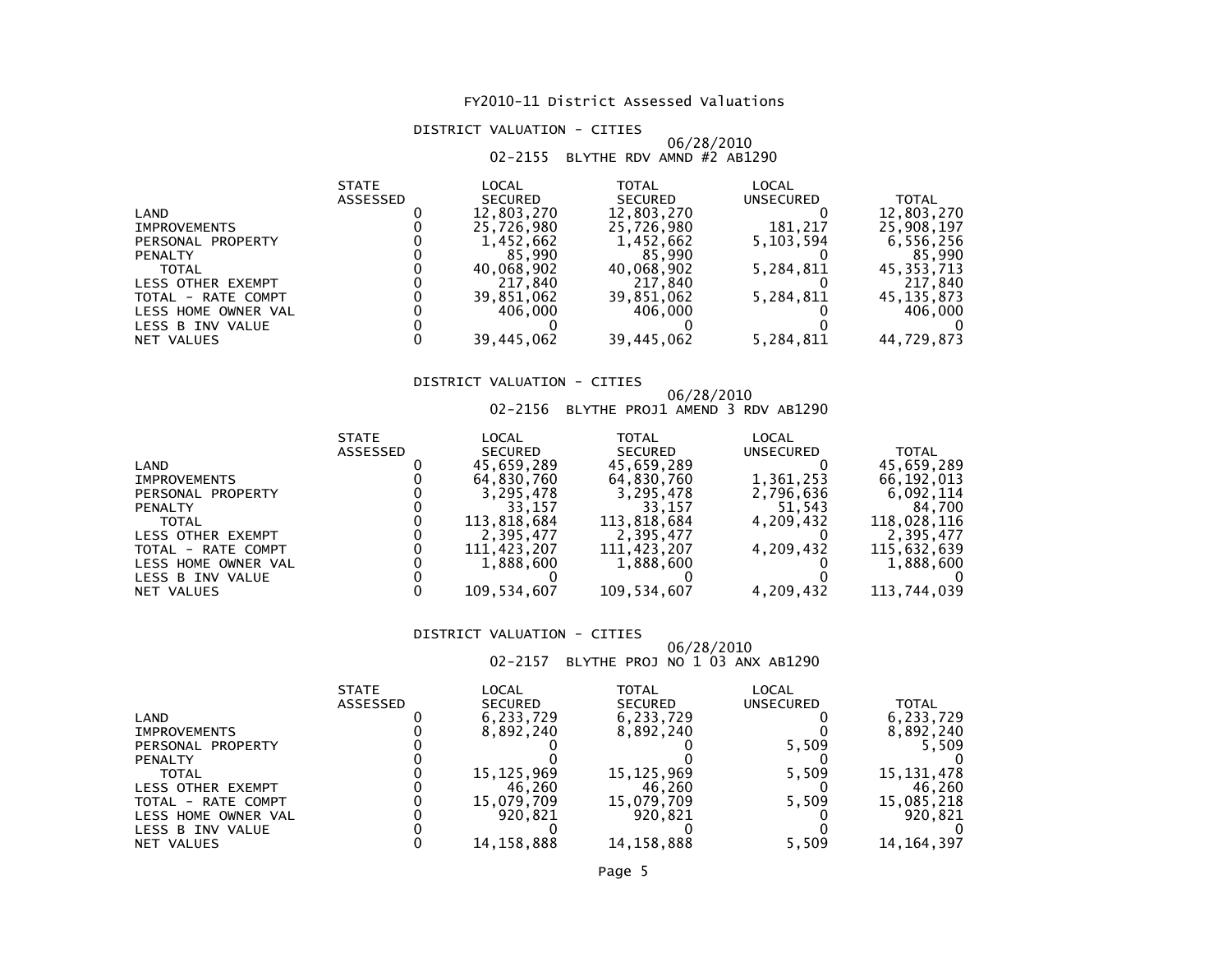# FY2010-11 District Assessed Valuations

## DISTRICT VALUATION - CITIES

06/28/2010

02-2155 BLYTHE RDV AMND #2 AB1290

| | STATE ASSESSED | LOCAL SECURED | TOTAL SECURED | LOCAL UNSECURED | TOTAL |
|---|---|---|---|---|---|
| LAND | 0 | 12,803,270 | 12,803,270 | 0 | 12,803,270 |
| IMPROVEMENTS | 0 | 25,726,980 | 25,726,980 | 181,217 | 25,908,197 |
| PERSONAL PROPERTY | 0 | 1,452,662 | 1,452,662 | 5,103,594 | 6,556,256 |
| PENALTY | 0 | 85,990 | 85,990 | 0 | 85,990 |
| TOTAL | 0 | 40,068,902 | 40,068,902 | 5,284,811 | 45,353,713 |
| LESS OTHER EXEMPT | 0 | 217,840 | 217,840 | 0 | 217,840 |
| TOTAL - RATE COMPT | 0 | 39,851,062 | 39,851,062 | 5,284,811 | 45,135,873 |
| LESS HOME OWNER VAL | 0 | 406,000 | 406,000 | 0 | 406,000 |
| LESS B INV VALUE | 0 | 0 | 0 | 0 | 0 |
| NET VALUES | 0 | 39,445,062 | 39,445,062 | 5,284,811 | 44,729,873 |

## DISTRICT VALUATION - CITIES

06/28/2010

02-2156 BLYTHE PROJ1 AMEND 3 RDV AB1290

| | STATE ASSESSED | LOCAL SECURED | TOTAL SECURED | LOCAL UNSECURED | TOTAL |
|---|---|---|---|---|---|
| LAND | 0 | 45,659,289 | 45,659,289 | 0 | 45,659,289 |
| IMPROVEMENTS | 0 | 64,830,760 | 64,830,760 | 1,361,253 | 66,192,013 |
| PERSONAL PROPERTY | 0 | 3,295,478 | 3,295,478 | 2,796,636 | 6,092,114 |
| PENALTY | 0 | 33,157 | 33,157 | 51,543 | 84,700 |
| TOTAL | 0 | 113,818,684 | 113,818,684 | 4,209,432 | 118,028,116 |
| LESS OTHER EXEMPT | 0 | 2,395,477 | 2,395,477 | 0 | 2,395,477 |
| TOTAL - RATE COMPT | 0 | 111,423,207 | 111,423,207 | 4,209,432 | 115,632,639 |
| LESS HOME OWNER VAL | 0 | 1,888,600 | 1,888,600 | 0 | 1,888,600 |
| LESS B INV VALUE | 0 | 0 | 0 | 0 | 0 |
| NET VALUES | 0 | 109,534,607 | 109,534,607 | 4,209,432 | 113,744,039 |

## DISTRICT VALUATION - CITIES

06/28/2010

02-2157 BLYTHE PROJ NO 1 03 ANX AB1290

| | STATE ASSESSED | LOCAL SECURED | TOTAL SECURED | LOCAL UNSECURED | TOTAL |
|---|---|---|---|---|---|
| LAND | 0 | 6,233,729 | 6,233,729 | 0 | 6,233,729 |
| IMPROVEMENTS | 0 | 8,892,240 | 8,892,240 | 0 | 8,892,240 |
| PERSONAL PROPERTY | 0 | 0 | 0 | 5,509 | 5,509 |
| PENALTY | 0 | 0 | 0 | 0 | 0 |
| TOTAL | 0 | 15,125,969 | 15,125,969 | 5,509 | 15,131,478 |
| LESS OTHER EXEMPT | 0 | 46,260 | 46,260 | 0 | 46,260 |
| TOTAL - RATE COMPT | 0 | 15,079,709 | 15,079,709 | 5,509 | 15,085,218 |
| LESS HOME OWNER VAL | 0 | 920,821 | 920,821 | 0 | 920,821 |
| LESS B INV VALUE | 0 | 0 | 0 | 0 | 0 |
| NET VALUES | 0 | 14,158,888 | 14,158,888 | 5,509 | 14,164,397 |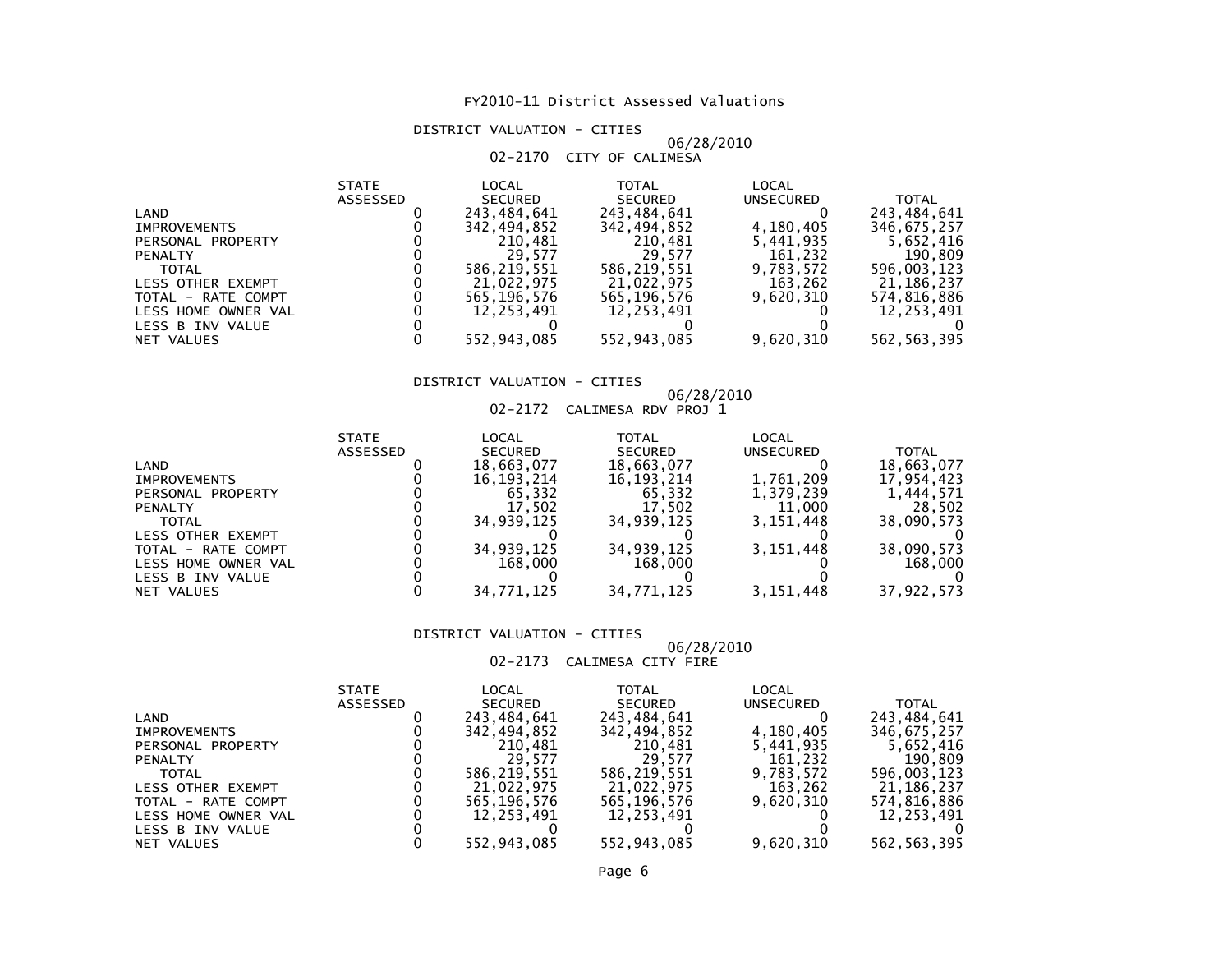# FY2010-11 District Assessed Valuations

## DISTRICT VALUATION - CITIES

06/28/2010

### 02-2170 CITY OF CALIMESA

| | STATE ASSESSED | LOCAL SECURED | TOTAL SECURED | LOCAL UNSECURED | TOTAL |
|---|---|---|---|---|---|
| LAND | 0 | 243,484,641 | 243,484,641 | 0 | 243,484,641 |
| IMPROVEMENTS | 0 | 342,494,852 | 342,494,852 | 4,180,405 | 346,675,257 |
| PERSONAL PROPERTY | 0 | 210,481 | 210,481 | 5,441,935 | 5,652,416 |
| PENALTY | 0 | 29,577 | 29,577 | 161,232 | 190,809 |
| TOTAL | 0 | 586,219,551 | 586,219,551 | 9,783,572 | 596,003,123 |
| LESS OTHER EXEMPT | 0 | 21,022,975 | 21,022,975 | 163,262 | 21,186,237 |
| TOTAL - RATE COMPT | 0 | 565,196,576 | 565,196,576 | 9,620,310 | 574,816,886 |
| LESS HOME OWNER VAL | 0 | 12,253,491 | 12,253,491 | 0 | 12,253,491 |
| LESS B INV VALUE | 0 | 0 | 0 | 0 | 0 |
| NET VALUES | 0 | 552,943,085 | 552,943,085 | 9,620,310 | 562,563,395 |

## DISTRICT VALUATION - CITIES

06/28/2010

### 02-2172 CALIMESA RDV PROJ 1

| | STATE ASSESSED | LOCAL SECURED | TOTAL SECURED | LOCAL UNSECURED | TOTAL |
|---|---|---|---|---|---|
| LAND | 0 | 18,663,077 | 18,663,077 | 0 | 18,663,077 |
| IMPROVEMENTS | 0 | 16,193,214 | 16,193,214 | 1,761,209 | 17,954,423 |
| PERSONAL PROPERTY | 0 | 65,332 | 65,332 | 1,379,239 | 1,444,571 |
| PENALTY | 0 | 17,502 | 17,502 | 11,000 | 28,502 |
| TOTAL | 0 | 34,939,125 | 34,939,125 | 3,151,448 | 38,090,573 |
| LESS OTHER EXEMPT | 0 | 0 | 0 | 0 | 0 |
| TOTAL - RATE COMPT | 0 | 34,939,125 | 34,939,125 | 3,151,448 | 38,090,573 |
| LESS HOME OWNER VAL | 0 | 168,000 | 168,000 | 0 | 168,000 |
| LESS B INV VALUE | 0 | 0 | 0 | 0 | 0 |
| NET VALUES | 0 | 34,771,125 | 34,771,125 | 3,151,448 | 37,922,573 |

## DISTRICT VALUATION - CITIES

06/28/2010

### 02-2173 CALIMESA CITY FIRE

| | STATE ASSESSED | LOCAL SECURED | TOTAL SECURED | LOCAL UNSECURED | TOTAL |
|---|---|---|---|---|---|
| LAND | 0 | 243,484,641 | 243,484,641 | 0 | 243,484,641 |
| IMPROVEMENTS | 0 | 342,494,852 | 342,494,852 | 4,180,405 | 346,675,257 |
| PERSONAL PROPERTY | 0 | 210,481 | 210,481 | 5,441,935 | 5,652,416 |
| PENALTY | 0 | 29,577 | 29,577 | 161,232 | 190,809 |
| TOTAL | 0 | 586,219,551 | 586,219,551 | 9,783,572 | 596,003,123 |
| LESS OTHER EXEMPT | 0 | 21,022,975 | 21,022,975 | 163,262 | 21,186,237 |
| TOTAL - RATE COMPT | 0 | 565,196,576 | 565,196,576 | 9,620,310 | 574,816,886 |
| LESS HOME OWNER VAL | 0 | 12,253,491 | 12,253,491 | 0 | 12,253,491 |
| LESS B INV VALUE | 0 | 0 | 0 | 0 | 0 |
| NET VALUES | 0 | 552,943,085 | 552,943,085 | 9,620,310 | 562,563,395 |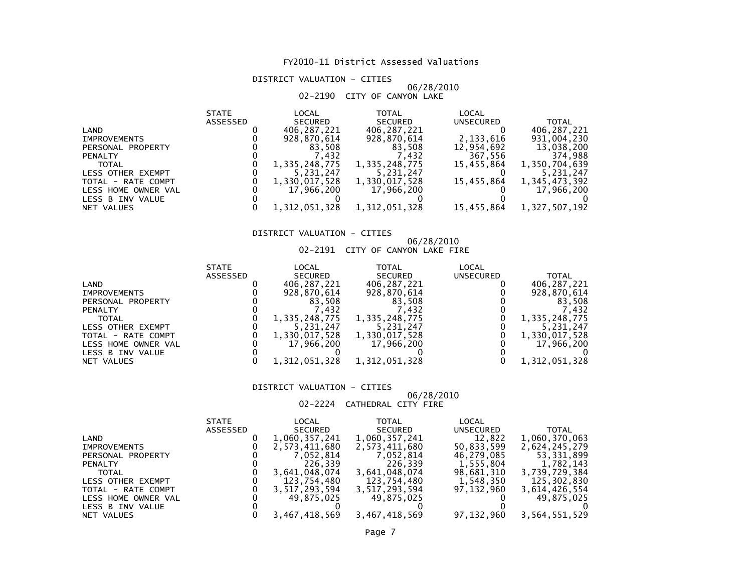# FY2010-11 District Assessed Valuations

## DISTRICT VALUATION - CITIES

06/28/2010

02-2190 CITY OF CANYON LAKE

| | STATE ASSESSED | LOCAL SECURED | TOTAL SECURED | LOCAL UNSECURED | TOTAL |
|---|---|---|---|---|---|
| LAND | 0 | 406,287,221 | 406,287,221 | 0 | 406,287,221 |
| IMPROVEMENTS | 0 | 928,870,614 | 928,870,614 | 2,133,616 | 931,004,230 |
| PERSONAL PROPERTY | 0 | 83,508 | 83,508 | 12,954,692 | 13,038,200 |
| PENALTY | 0 | 7,432 | 7,432 | 367,556 | 374,988 |
| TOTAL | 0 | 1,335,248,775 | 1,335,248,775 | 15,455,864 | 1,350,704,639 |
| LESS OTHER EXEMPT | 0 | 5,231,247 | 5,231,247 | 0 | 5,231,247 |
| TOTAL - RATE COMPT | 0 | 1,330,017,528 | 1,330,017,528 | 15,455,864 | 1,345,473,392 |
| LESS HOME OWNER VAL | 0 | 17,966,200 | 17,966,200 | 0 | 17,966,200 |
| LESS B INV VALUE | 0 | 0 | 0 | 0 | 0 |
| NET VALUES | 0 | 1,312,051,328 | 1,312,051,328 | 15,455,864 | 1,327,507,192 |

## DISTRICT VALUATION - CITIES

06/28/2010

02-2191 CITY OF CANYON LAKE FIRE

| | STATE ASSESSED | LOCAL SECURED | TOTAL SECURED | LOCAL UNSECURED | TOTAL |
|---|---|---|---|---|---|
| LAND | 0 | 406,287,221 | 406,287,221 | 0 | 406,287,221 |
| IMPROVEMENTS | 0 | 928,870,614 | 928,870,614 | 0 | 928,870,614 |
| PERSONAL PROPERTY | 0 | 83,508 | 83,508 | 0 | 83,508 |
| PENALTY | 0 | 7,432 | 7,432 | 0 | 7,432 |
| TOTAL | 0 | 1,335,248,775 | 1,335,248,775 | 0 | 1,335,248,775 |
| LESS OTHER EXEMPT | 0 | 5,231,247 | 5,231,247 | 0 | 5,231,247 |
| TOTAL - RATE COMPT | 0 | 1,330,017,528 | 1,330,017,528 | 0 | 1,330,017,528 |
| LESS HOME OWNER VAL | 0 | 17,966,200 | 17,966,200 | 0 | 17,966,200 |
| LESS B INV VALUE | 0 | 0 | 0 | 0 | 0 |
| NET VALUES | 0 | 1,312,051,328 | 1,312,051,328 | 0 | 1,312,051,328 |

## DISTRICT VALUATION - CITIES

06/28/2010

02-2224 CATHEDRAL CITY FIRE

| | STATE ASSESSED | LOCAL SECURED | TOTAL SECURED | LOCAL UNSECURED | TOTAL |
|---|---|---|---|---|---|
| LAND | 0 | 1,060,357,241 | 1,060,357,241 | 12,822 | 1,060,370,063 |
| IMPROVEMENTS | 0 | 2,573,411,680 | 2,573,411,680 | 50,833,599 | 2,624,245,279 |
| PERSONAL PROPERTY | 0 | 7,052,814 | 7,052,814 | 46,279,085 | 53,331,899 |
| PENALTY | 0 | 226,339 | 226,339 | 1,555,804 | 1,782,143 |
| TOTAL | 0 | 3,641,048,074 | 3,641,048,074 | 98,681,310 | 3,739,729,384 |
| LESS OTHER EXEMPT | 0 | 123,754,480 | 123,754,480 | 1,548,350 | 125,302,830 |
| TOTAL - RATE COMPT | 0 | 3,517,293,594 | 3,517,293,594 | 97,132,960 | 3,614,426,554 |
| LESS HOME OWNER VAL | 0 | 49,875,025 | 49,875,025 | 0 | 49,875,025 |
| LESS B INV VALUE | 0 | 0 | 0 | 0 | 0 |
| NET VALUES | 0 | 3,467,418,569 | 3,467,418,569 | 97,132,960 | 3,564,551,529 |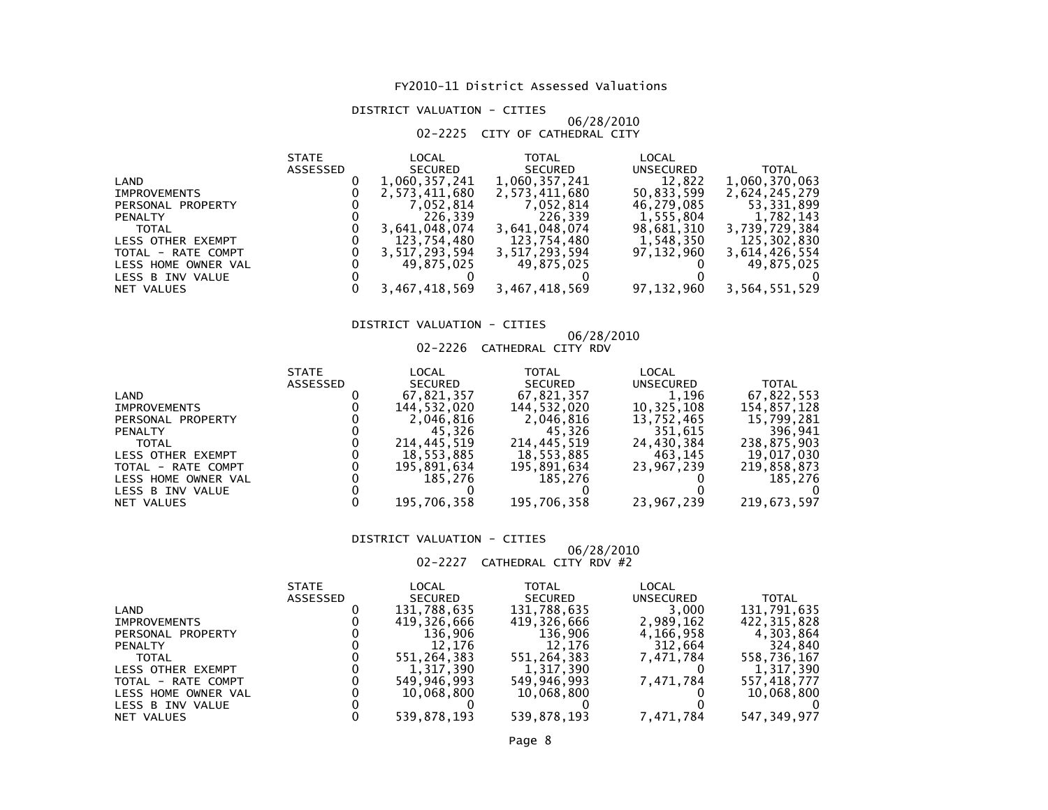# FY2010-11 District Assessed Valuations

## DISTRICT VALUATION - CITIES

06/28/2010

02-2225 CITY OF CATHEDRAL CITY

| | STATE ASSESSED | LOCAL SECURED | TOTAL SECURED | LOCAL UNSECURED | TOTAL |
|---|---|---|---|---|---|
| LAND | 0 | 1,060,357,241 | 1,060,357,241 | 12,822 | 1,060,370,063 |
| IMPROVEMENTS | 0 | 2,573,411,680 | 2,573,411,680 | 50,833,599 | 2,624,245,279 |
| PERSONAL PROPERTY | 0 | 7,052,814 | 7,052,814 | 46,279,085 | 53,331,899 |
| PENALTY | 0 | 226,339 | 226,339 | 1,555,804 | 1,782,143 |
| TOTAL | 0 | 3,641,048,074 | 3,641,048,074 | 98,681,310 | 3,739,729,384 |
| LESS OTHER EXEMPT | 0 | 123,754,480 | 123,754,480 | 1,548,350 | 125,302,830 |
| TOTAL - RATE COMPT | 0 | 3,517,293,594 | 3,517,293,594 | 97,132,960 | 3,614,426,554 |
| LESS HOME OWNER VAL | 0 | 49,875,025 | 49,875,025 | 0 | 49,875,025 |
| LESS B INV VALUE | 0 | 0 | 0 | 0 | 0 |
| NET VALUES | 0 | 3,467,418,569 | 3,467,418,569 | 97,132,960 | 3,564,551,529 |

## DISTRICT VALUATION - CITIES

06/28/2010

02-2226 CATHEDRAL CITY RDV

| | STATE ASSESSED | LOCAL SECURED | TOTAL SECURED | LOCAL UNSECURED | TOTAL |
|---|---|---|---|---|---|
| LAND | 0 | 67,821,357 | 67,821,357 | 1,196 | 67,822,553 |
| IMPROVEMENTS | 0 | 144,532,020 | 144,532,020 | 10,325,108 | 154,857,128 |
| PERSONAL PROPERTY | 0 | 2,046,816 | 2,046,816 | 13,752,465 | 15,799,281 |
| PENALTY | 0 | 45,326 | 45,326 | 351,615 | 396,941 |
| TOTAL | 0 | 214,445,519 | 214,445,519 | 24,430,384 | 238,875,903 |
| LESS OTHER EXEMPT | 0 | 18,553,885 | 18,553,885 | 463,145 | 19,017,030 |
| TOTAL - RATE COMPT | 0 | 195,891,634 | 195,891,634 | 23,967,239 | 219,858,873 |
| LESS HOME OWNER VAL | 0 | 185,276 | 185,276 | 0 | 185,276 |
| LESS B INV VALUE | 0 | 0 | 0 | 0 | 0 |
| NET VALUES | 0 | 195,706,358 | 195,706,358 | 23,967,239 | 219,673,597 |

## DISTRICT VALUATION - CITIES

06/28/2010

02-2227 CATHEDRAL CITY RDV #2

| | STATE ASSESSED | LOCAL SECURED | TOTAL SECURED | LOCAL UNSECURED | TOTAL |
|---|---|---|---|---|---|
| LAND | 0 | 131,788,635 | 131,788,635 | 3,000 | 131,791,635 |
| IMPROVEMENTS | 0 | 419,326,666 | 419,326,666 | 2,989,162 | 422,315,828 |
| PERSONAL PROPERTY | 0 | 136,906 | 136,906 | 4,166,958 | 4,303,864 |
| PENALTY | 0 | 12,176 | 12,176 | 312,664 | 324,840 |
| TOTAL | 0 | 551,264,383 | 551,264,383 | 7,471,784 | 558,736,167 |
| LESS OTHER EXEMPT | 0 | 1,317,390 | 1,317,390 | 0 | 1,317,390 |
| TOTAL - RATE COMPT | 0 | 549,946,993 | 549,946,993 | 7,471,784 | 557,418,777 |
| LESS HOME OWNER VAL | 0 | 10,068,800 | 10,068,800 | 0 | 10,068,800 |
| LESS B INV VALUE | 0 | 0 | 0 | 0 | 0 |
| NET VALUES | 0 | 539,878,193 | 539,878,193 | 7,471,784 | 547,349,977 |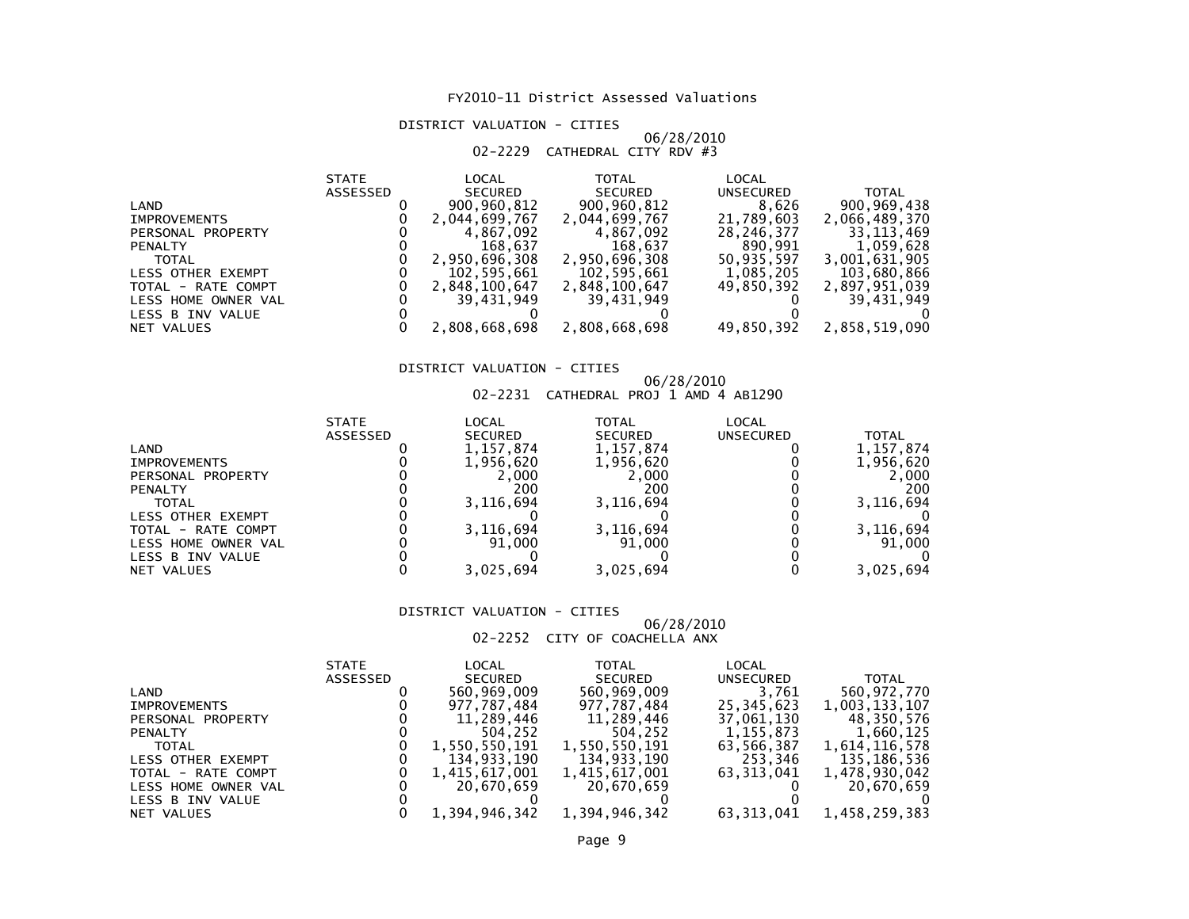FY2010-11 District Assessed Valuations

DISTRICT VALUATION - CITIES

06/28/2010

02-2229 CATHEDRAL CITY RDV #3

| | STATE ASSESSED | LOCAL SECURED | TOTAL SECURED | LOCAL UNSECURED | TOTAL |
|---|---|---|---|---|---|
| LAND | 0 | 900,960,812 | 900,960,812 | 8,626 | 900,969,438 |
| IMPROVEMENTS | 0 | 2,044,699,767 | 2,044,699,767 | 21,789,603 | 2,066,489,370 |
| PERSONAL PROPERTY | 0 | 4,867,092 | 4,867,092 | 28,246,377 | 33,113,469 |
| PENALTY | 0 | 168,637 | 168,637 | 890,991 | 1,059,628 |
| TOTAL | 0 | 2,950,696,308 | 2,950,696,308 | 50,935,597 | 3,001,631,905 |
| LESS OTHER EXEMPT | 0 | 102,595,661 | 102,595,661 | 1,085,205 | 103,680,866 |
| TOTAL - RATE COMPT | 0 | 2,848,100,647 | 2,848,100,647 | 49,850,392 | 2,897,951,039 |
| LESS HOME OWNER VAL | 0 | 39,431,949 | 39,431,949 | 0 | 39,431,949 |
| LESS B INV VALUE | 0 | 0 | 0 | 0 | 0 |
| NET VALUES | 0 | 2,808,668,698 | 2,808,668,698 | 49,850,392 | 2,858,519,090 |

DISTRICT VALUATION - CITIES

06/28/2010

02-2231 CATHEDRAL PROJ 1 AMD 4 AB1290

| | STATE ASSESSED | LOCAL SECURED | TOTAL SECURED | LOCAL UNSECURED | TOTAL |
|---|---|---|---|---|---|
| LAND | 0 | 1,157,874 | 1,157,874 | 0 | 1,157,874 |
| IMPROVEMENTS | 0 | 1,956,620 | 1,956,620 | 0 | 1,956,620 |
| PERSONAL PROPERTY | 0 | 2,000 | 2,000 | 0 | 2,000 |
| PENALTY | 0 | 200 | 200 | 0 | 200 |
| TOTAL | 0 | 3,116,694 | 3,116,694 | 0 | 3,116,694 |
| LESS OTHER EXEMPT | 0 | 0 | 0 | 0 | 0 |
| TOTAL - RATE COMPT | 0 | 3,116,694 | 3,116,694 | 0 | 3,116,694 |
| LESS HOME OWNER VAL | 0 | 91,000 | 91,000 | 0 | 91,000 |
| LESS B INV VALUE | 0 | 0 | 0 | 0 | 0 |
| NET VALUES | 0 | 3,025,694 | 3,025,694 | 0 | 3,025,694 |

DISTRICT VALUATION - CITIES

06/28/2010

02-2252 CITY OF COACHELLA ANX

| | STATE ASSESSED | LOCAL SECURED | TOTAL SECURED | LOCAL UNSECURED | TOTAL |
|---|---|---|---|---|---|
| LAND | 0 | 560,969,009 | 560,969,009 | 3,761 | 560,972,770 |
| IMPROVEMENTS | 0 | 977,787,484 | 977,787,484 | 25,345,623 | 1,003,133,107 |
| PERSONAL PROPERTY | 0 | 11,289,446 | 11,289,446 | 37,061,130 | 48,350,576 |
| PENALTY | 0 | 504,252 | 504,252 | 1,155,873 | 1,660,125 |
| TOTAL | 0 | 1,550,550,191 | 1,550,550,191 | 63,566,387 | 1,614,116,578 |
| LESS OTHER EXEMPT | 0 | 134,933,190 | 134,933,190 | 253,346 | 135,186,536 |
| TOTAL - RATE COMPT | 0 | 1,415,617,001 | 1,415,617,001 | 63,313,041 | 1,478,930,042 |
| LESS HOME OWNER VAL | 0 | 20,670,659 | 20,670,659 | 0 | 20,670,659 |
| LESS B INV VALUE | 0 | 0 | 0 | 0 | 0 |
| NET VALUES | 0 | 1,394,946,342 | 1,394,946,342 | 63,313,041 | 1,458,259,383 |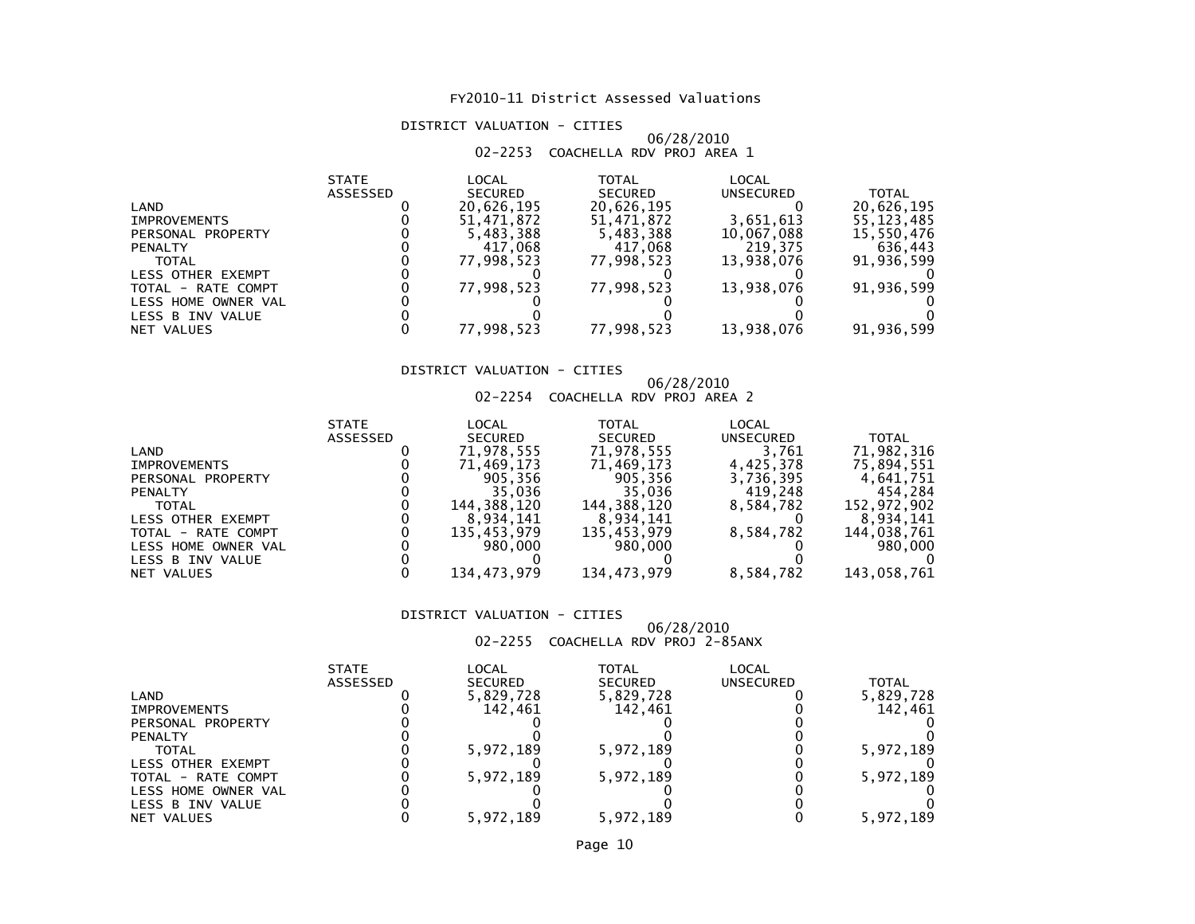# FY2010-11 District Assessed Valuations

## DISTRICT VALUATION - CITIES

06/28/2010

02-2253 COACHELLA RDV PROJ AREA 1

| | STATE ASSESSED | LOCAL SECURED | TOTAL SECURED | LOCAL UNSECURED | TOTAL |
|---|---|---|---|---|---|
| LAND | 0 | 20,626,195 | 20,626,195 | 0 | 20,626,195 |
| IMPROVEMENTS | 0 | 51,471,872 | 51,471,872 | 3,651,613 | 55,123,485 |
| PERSONAL PROPERTY | 0 | 5,483,388 | 5,483,388 | 10,067,088 | 15,550,476 |
| PENALTY | 0 | 417,068 | 417,068 | 219,375 | 636,443 |
| TOTAL | 0 | 77,998,523 | 77,998,523 | 13,938,076 | 91,936,599 |
| LESS OTHER EXEMPT | 0 | 0 | 0 | 0 | 0 |
| TOTAL - RATE COMPT | 0 | 77,998,523 | 77,998,523 | 13,938,076 | 91,936,599 |
| LESS HOME OWNER VAL | 0 | 0 | 0 | 0 | 0 |
| LESS B INV VALUE | 0 | 0 | 0 | 0 | 0 |
| NET VALUES | 0 | 77,998,523 | 77,998,523 | 13,938,076 | 91,936,599 |

## DISTRICT VALUATION - CITIES

06/28/2010

02-2254 COACHELLA RDV PROJ AREA 2

| | STATE ASSESSED | LOCAL SECURED | TOTAL SECURED | LOCAL UNSECURED | TOTAL |
|---|---|---|---|---|---|
| LAND | 0 | 71,978,555 | 71,978,555 | 3,761 | 71,982,316 |
| IMPROVEMENTS | 0 | 71,469,173 | 71,469,173 | 4,425,378 | 75,894,551 |
| PERSONAL PROPERTY | 0 | 905,356 | 905,356 | 3,736,395 | 4,641,751 |
| PENALTY | 0 | 35,036 | 35,036 | 419,248 | 454,284 |
| TOTAL | 0 | 144,388,120 | 144,388,120 | 8,584,782 | 152,972,902 |
| LESS OTHER EXEMPT | 0 | 8,934,141 | 8,934,141 | 0 | 8,934,141 |
| TOTAL - RATE COMPT | 0 | 135,453,979 | 135,453,979 | 8,584,782 | 144,038,761 |
| LESS HOME OWNER VAL | 0 | 980,000 | 980,000 | 0 | 980,000 |
| LESS B INV VALUE | 0 | 0 | 0 | 0 | 0 |
| NET VALUES | 0 | 134,473,979 | 134,473,979 | 8,584,782 | 143,058,761 |

## DISTRICT VALUATION - CITIES

06/28/2010

02-2255 COACHELLA RDV PROJ 2-85ANX

| | STATE ASSESSED | LOCAL SECURED | TOTAL SECURED | LOCAL UNSECURED | TOTAL |
|---|---|---|---|---|---|
| LAND | 0 | 5,829,728 | 5,829,728 | 0 | 5,829,728 |
| IMPROVEMENTS | 0 | 142,461 | 142,461 | 0 | 142,461 |
| PERSONAL PROPERTY | 0 | 0 | 0 | 0 | 0 |
| PENALTY | 0 | 0 | 0 | 0 | 0 |
| TOTAL | 0 | 5,972,189 | 5,972,189 | 0 | 5,972,189 |
| LESS OTHER EXEMPT | 0 | 0 | 0 | 0 | 0 |
| TOTAL - RATE COMPT | 0 | 5,972,189 | 5,972,189 | 0 | 5,972,189 |
| LESS HOME OWNER VAL | 0 | 0 | 0 | 0 | 0 |
| LESS B INV VALUE | 0 | 0 | 0 | 0 | 0 |
| NET VALUES | 0 | 5,972,189 | 5,972,189 | 0 | 5,972,189 |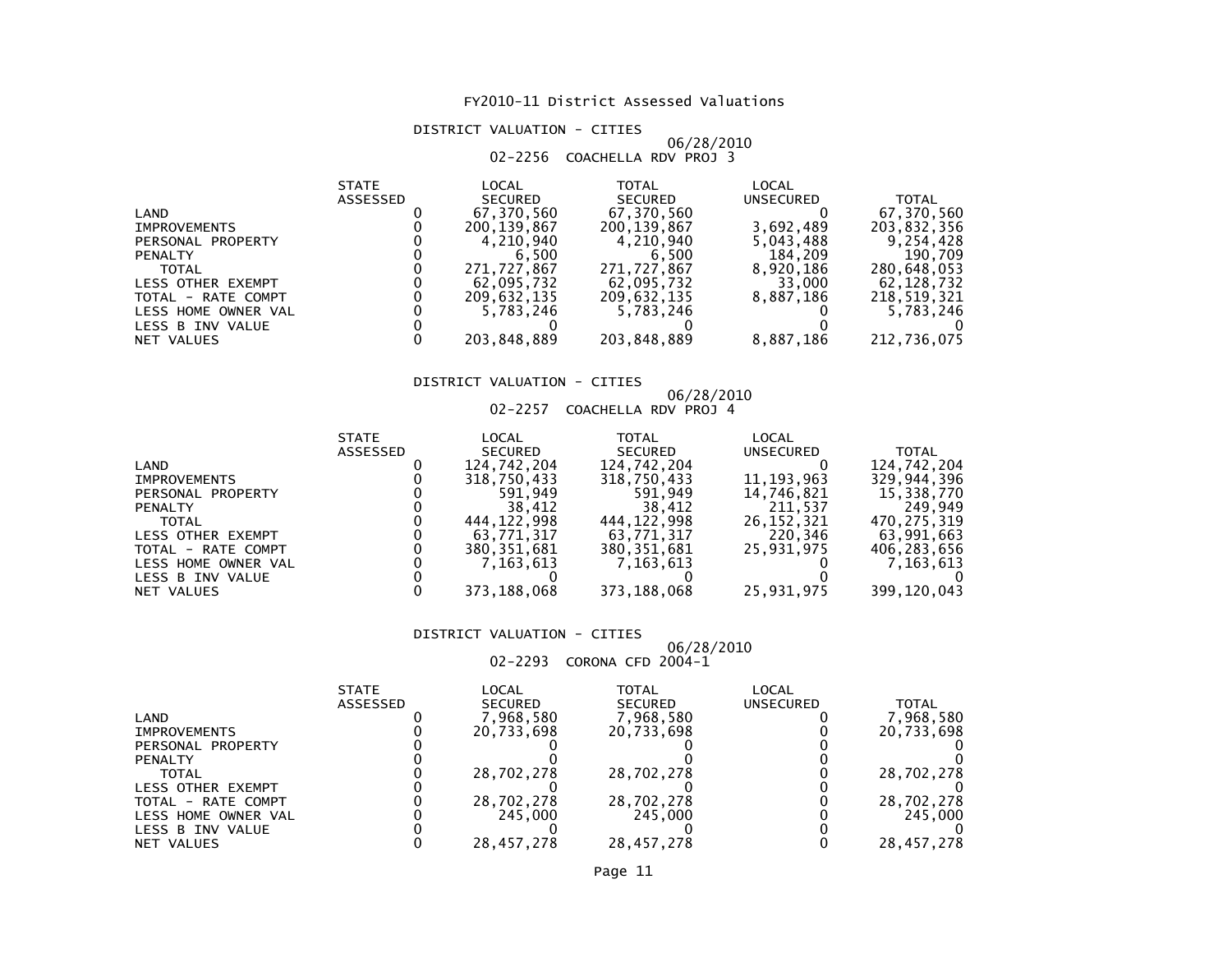# FY2010-11 District Assessed Valuations

## DISTRICT VALUATION - CITIES

06/28/2010

02-2256 COACHELLA RDV PROJ 3

| | STATE ASSESSED | LOCAL SECURED | TOTAL SECURED | LOCAL UNSECURED | TOTAL |
|---|---|---|---|---|---|
| LAND | 0 | 67,370,560 | 67,370,560 | 0 | 67,370,560 |
| IMPROVEMENTS | 0 | 200,139,867 | 200,139,867 | 3,692,489 | 203,832,356 |
| PERSONAL PROPERTY | 0 | 4,210,940 | 4,210,940 | 5,043,488 | 9,254,428 |
| PENALTY | 0 | 6,500 | 6,500 | 184,209 | 190,709 |
| TOTAL | 0 | 271,727,867 | 271,727,867 | 8,920,186 | 280,648,053 |
| LESS OTHER EXEMPT | 0 | 62,095,732 | 62,095,732 | 33,000 | 62,128,732 |
| TOTAL - RATE COMPT | 0 | 209,632,135 | 209,632,135 | 8,887,186 | 218,519,321 |
| LESS HOME OWNER VAL | 0 | 5,783,246 | 5,783,246 | 0 | 5,783,246 |
| LESS B INV VALUE | 0 | 0 | 0 | 0 | 0 |
| NET VALUES | 0 | 203,848,889 | 203,848,889 | 8,887,186 | 212,736,075 |

## DISTRICT VALUATION - CITIES

06/28/2010

02-2257 COACHELLA RDV PROJ 4

| | STATE ASSESSED | LOCAL SECURED | TOTAL SECURED | LOCAL UNSECURED | TOTAL |
|---|---|---|---|---|---|
| LAND | 0 | 124,742,204 | 124,742,204 | 0 | 124,742,204 |
| IMPROVEMENTS | 0 | 318,750,433 | 318,750,433 | 11,193,963 | 329,944,396 |
| PERSONAL PROPERTY | 0 | 591,949 | 591,949 | 14,746,821 | 15,338,770 |
| PENALTY | 0 | 38,412 | 38,412 | 211,537 | 249,949 |
| TOTAL | 0 | 444,122,998 | 444,122,998 | 26,152,321 | 470,275,319 |
| LESS OTHER EXEMPT | 0 | 63,771,317 | 63,771,317 | 220,346 | 63,991,663 |
| TOTAL - RATE COMPT | 0 | 380,351,681 | 380,351,681 | 25,931,975 | 406,283,656 |
| LESS HOME OWNER VAL | 0 | 7,163,613 | 7,163,613 | 0 | 7,163,613 |
| LESS B INV VALUE | 0 | 0 | 0 | 0 | 0 |
| NET VALUES | 0 | 373,188,068 | 373,188,068 | 25,931,975 | 399,120,043 |

## DISTRICT VALUATION - CITIES

06/28/2010

02-2293 CORONA CFD 2004-1

| | STATE ASSESSED | LOCAL SECURED | TOTAL SECURED | LOCAL UNSECURED | TOTAL |
|---|---|---|---|---|---|
| LAND | 0 | 7,968,580 | 7,968,580 | 0 | 7,968,580 |
| IMPROVEMENTS | 0 | 20,733,698 | 20,733,698 | 0 | 20,733,698 |
| PERSONAL PROPERTY | 0 | 0 | 0 | 0 | 0 |
| PENALTY | 0 | 0 | 0 | 0 | 0 |
| TOTAL | 0 | 28,702,278 | 28,702,278 | 0 | 28,702,278 |
| LESS OTHER EXEMPT | 0 | 0 | 0 | 0 | 0 |
| TOTAL - RATE COMPT | 0 | 28,702,278 | 28,702,278 | 0 | 28,702,278 |
| LESS HOME OWNER VAL | 0 | 245,000 | 245,000 | 0 | 245,000 |
| LESS B INV VALUE | 0 | 0 | 0 | 0 | 0 |
| NET VALUES | 0 | 28,457,278 | 28,457,278 | 0 | 28,457,278 |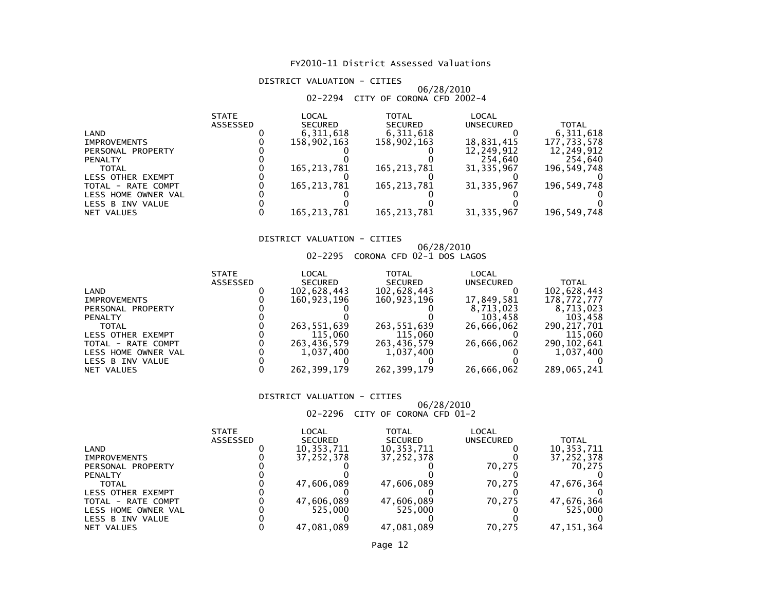# FY2010-11 District Assessed Valuations

## DISTRICT VALUATION - CITIES

06/28/2010

### 02-2294 CITY OF CORONA CFD 2002-4

| | STATE ASSESSED | LOCAL SECURED | TOTAL SECURED | LOCAL UNSECURED | TOTAL |
|---|---|---|---|---|---|
| LAND | 0 | 6,311,618 | 6,311,618 | 0 | 6,311,618 |
| IMPROVEMENTS | 0 | 158,902,163 | 158,902,163 | 18,831,415 | 177,733,578 |
| PERSONAL PROPERTY | 0 | 0 | 0 | 12,249,912 | 12,249,912 |
| PENALTY | 0 | 0 | 0 | 254,640 | 254,640 |
| TOTAL | 0 | 165,213,781 | 165,213,781 | 31,335,967 | 196,549,748 |
| LESS OTHER EXEMPT | 0 | 0 | 0 | 0 | 0 |
| TOTAL - RATE COMPT | 0 | 165,213,781 | 165,213,781 | 31,335,967 | 196,549,748 |
| LESS HOME OWNER VAL | 0 | 0 | 0 | 0 | 0 |
| LESS B INV VALUE | 0 | 0 | 0 | 0 | 0 |
| NET VALUES | 0 | 165,213,781 | 165,213,781 | 31,335,967 | 196,549,748 |

## DISTRICT VALUATION - CITIES

06/28/2010

### 02-2295 CORONA CFD 02-1 DOS LAGOS

| | STATE ASSESSED | LOCAL SECURED | TOTAL SECURED | LOCAL UNSECURED | TOTAL |
|---|---|---|---|---|---|
| LAND | 0 | 102,628,443 | 102,628,443 | 0 | 102,628,443 |
| IMPROVEMENTS | 0 | 160,923,196 | 160,923,196 | 17,849,581 | 178,772,777 |
| PERSONAL PROPERTY | 0 | 0 | 0 | 8,713,023 | 8,713,023 |
| PENALTY | 0 | 0 | 0 | 103,458 | 103,458 |
| TOTAL | 0 | 263,551,639 | 263,551,639 | 26,666,062 | 290,217,701 |
| LESS OTHER EXEMPT | 0 | 115,060 | 115,060 | 0 | 115,060 |
| TOTAL - RATE COMPT | 0 | 263,436,579 | 263,436,579 | 26,666,062 | 290,102,641 |
| LESS HOME OWNER VAL | 0 | 1,037,400 | 1,037,400 | 0 | 1,037,400 |
| LESS B INV VALUE | 0 | 0 | 0 | 0 | 0 |
| NET VALUES | 0 | 262,399,179 | 262,399,179 | 26,666,062 | 289,065,241 |

## DISTRICT VALUATION - CITIES

06/28/2010

### 02-2296 CITY OF CORONA CFD 01-2

| | STATE ASSESSED | LOCAL SECURED | TOTAL SECURED | LOCAL UNSECURED | TOTAL |
|---|---|---|---|---|---|
| LAND | 0 | 10,353,711 | 10,353,711 | 0 | 10,353,711 |
| IMPROVEMENTS | 0 | 37,252,378 | 37,252,378 | 0 | 37,252,378 |
| PERSONAL PROPERTY | 0 | 0 | 0 | 70,275 | 70,275 |
| PENALTY | 0 | 0 | 0 | 0 | 0 |
| TOTAL | 0 | 47,606,089 | 47,606,089 | 70,275 | 47,676,364 |
| LESS OTHER EXEMPT | 0 | 0 | 0 | 0 | 0 |
| TOTAL - RATE COMPT | 0 | 47,606,089 | 47,606,089 | 70,275 | 47,676,364 |
| LESS HOME OWNER VAL | 0 | 525,000 | 525,000 | 0 | 525,000 |
| LESS B INV VALUE | 0 | 0 | 0 | 0 | 0 |
| NET VALUES | 0 | 47,081,089 | 47,081,089 | 70,275 | 47,151,364 |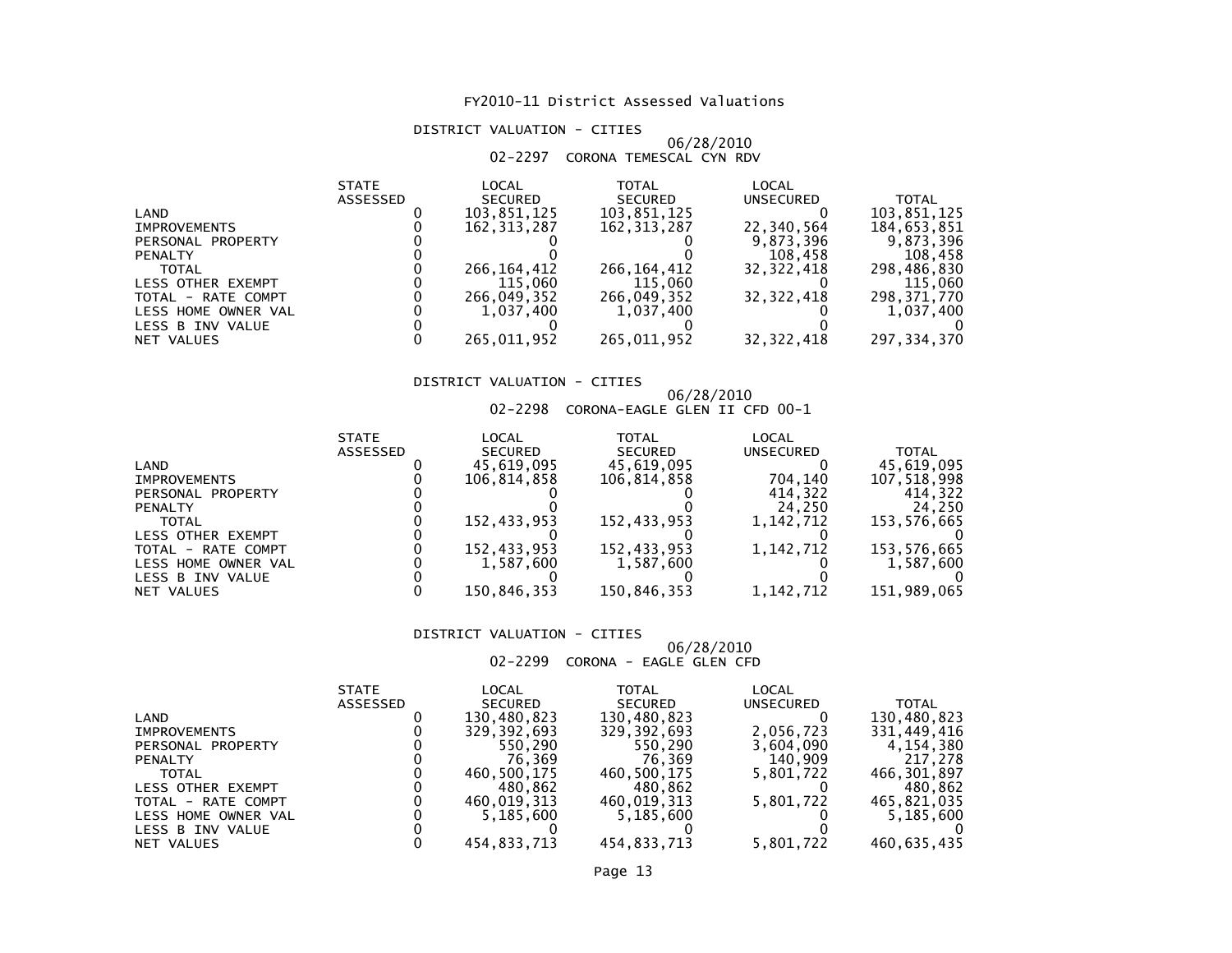# FY2010-11 District Assessed Valuations

## DISTRICT VALUATION - CITIES

06/28/2010

02-2297 CORONA TEMESCAL CYN RDV

| | STATE ASSESSED | LOCAL SECURED | TOTAL SECURED | LOCAL UNSECURED | TOTAL |
|---|---|---|---|---|---|
| LAND | 0 | 103,851,125 | 103,851,125 | 0 | 103,851,125 |
| IMPROVEMENTS | 0 | 162,313,287 | 162,313,287 | 22,340,564 | 184,653,851 |
| PERSONAL PROPERTY | 0 | 0 | 0 | 9,873,396 | 9,873,396 |
| PENALTY | 0 | 0 | 0 | 108,458 | 108,458 |
| TOTAL | 0 | 266,164,412 | 266,164,412 | 32,322,418 | 298,486,830 |
| LESS OTHER EXEMPT | 0 | 115,060 | 115,060 | 0 | 115,060 |
| TOTAL - RATE COMPT | 0 | 266,049,352 | 266,049,352 | 32,322,418 | 298,371,770 |
| LESS HOME OWNER VAL | 0 | 1,037,400 | 1,037,400 | 0 | 1,037,400 |
| LESS B INV VALUE | 0 | 0 | 0 | 0 | 0 |
| NET VALUES | 0 | 265,011,952 | 265,011,952 | 32,322,418 | 297,334,370 |

## DISTRICT VALUATION - CITIES

06/28/2010

02-2298 CORONA-EAGLE GLEN II CFD 00-1

| | STATE ASSESSED | LOCAL SECURED | TOTAL SECURED | LOCAL UNSECURED | TOTAL |
|---|---|---|---|---|---|
| LAND | 0 | 45,619,095 | 45,619,095 | 0 | 45,619,095 |
| IMPROVEMENTS | 0 | 106,814,858 | 106,814,858 | 704,140 | 107,518,998 |
| PERSONAL PROPERTY | 0 | 0 | 0 | 414,322 | 414,322 |
| PENALTY | 0 | 0 | 0 | 24,250 | 24,250 |
| TOTAL | 0 | 152,433,953 | 152,433,953 | 1,142,712 | 153,576,665 |
| LESS OTHER EXEMPT | 0 | 0 | 0 | 0 | 0 |
| TOTAL - RATE COMPT | 0 | 152,433,953 | 152,433,953 | 1,142,712 | 153,576,665 |
| LESS HOME OWNER VAL | 0 | 1,587,600 | 1,587,600 | 0 | 1,587,600 |
| LESS B INV VALUE | 0 | 0 | 0 | 0 | 0 |
| NET VALUES | 0 | 150,846,353 | 150,846,353 | 1,142,712 | 151,989,065 |

## DISTRICT VALUATION - CITIES

06/28/2010

02-2299 CORONA - EAGLE GLEN CFD

| | STATE ASSESSED | LOCAL SECURED | TOTAL SECURED | LOCAL UNSECURED | TOTAL |
|---|---|---|---|---|---|
| LAND | 0 | 130,480,823 | 130,480,823 | 0 | 130,480,823 |
| IMPROVEMENTS | 0 | 329,392,693 | 329,392,693 | 2,056,723 | 331,449,416 |
| PERSONAL PROPERTY | 0 | 550,290 | 550,290 | 3,604,090 | 4,154,380 |
| PENALTY | 0 | 76,369 | 76,369 | 140,909 | 217,278 |
| TOTAL | 0 | 460,500,175 | 460,500,175 | 5,801,722 | 466,301,897 |
| LESS OTHER EXEMPT | 0 | 480,862 | 480,862 | 0 | 480,862 |
| TOTAL - RATE COMPT | 0 | 460,019,313 | 460,019,313 | 5,801,722 | 465,821,035 |
| LESS HOME OWNER VAL | 0 | 5,185,600 | 5,185,600 | 0 | 5,185,600 |
| LESS B INV VALUE | 0 | 0 | 0 | 0 | 0 |
| NET VALUES | 0 | 454,833,713 | 454,833,713 | 5,801,722 | 460,635,435 |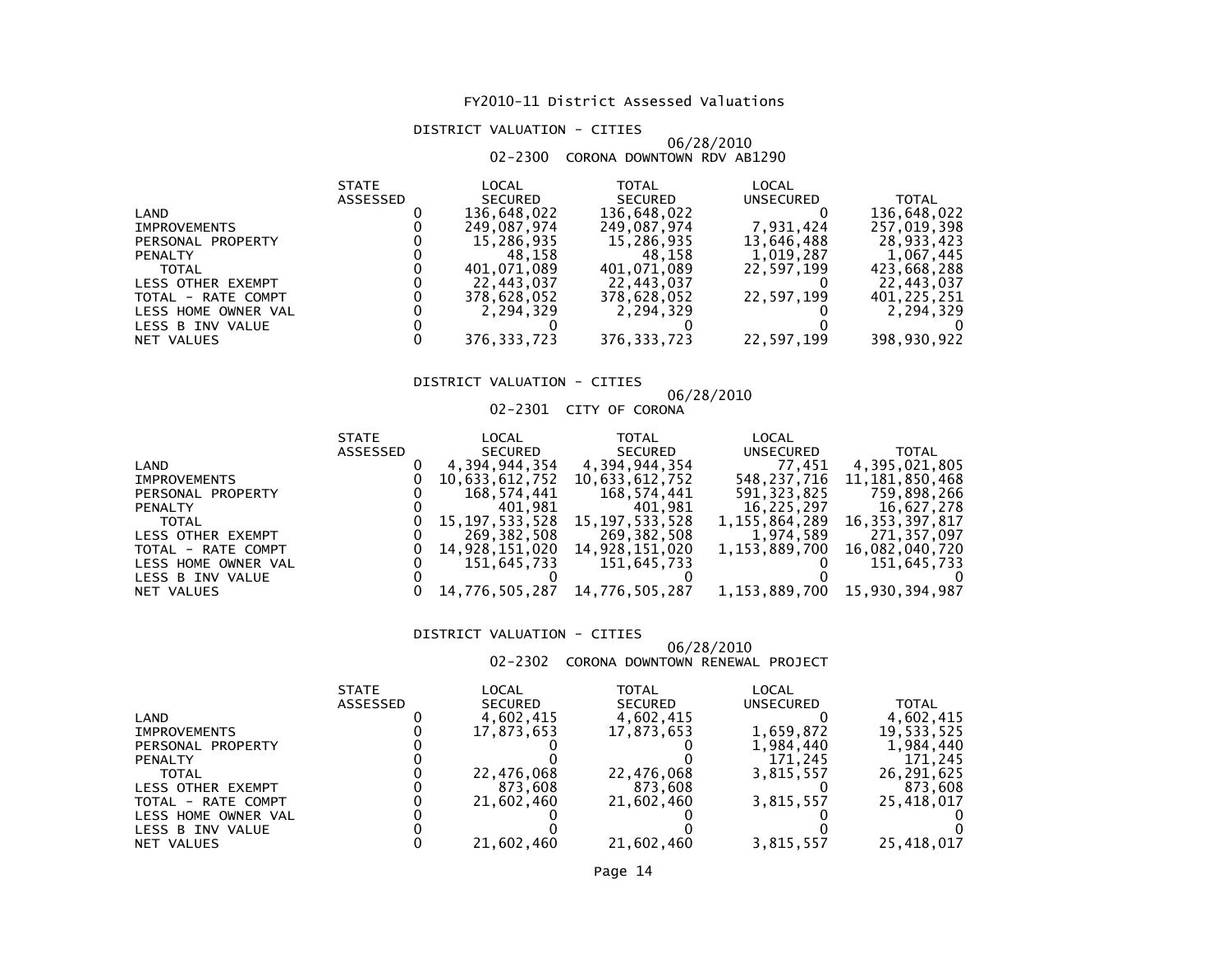# FY2010-11 District Assessed Valuations

## DISTRICT VALUATION - CITIES

06/28/2010

### 02-2300 CORONA DOWNTOWN RDV AB1290

| | STATE ASSESSED | LOCAL SECURED | TOTAL SECURED | LOCAL UNSECURED | TOTAL |
|---|---|---|---|---|---|
| LAND | 0 | 136,648,022 | 136,648,022 | 0 | 136,648,022 |
| IMPROVEMENTS | 0 | 249,087,974 | 249,087,974 | 7,931,424 | 257,019,398 |
| PERSONAL PROPERTY | 0 | 15,286,935 | 15,286,935 | 13,646,488 | 28,933,423 |
| PENALTY | 0 | 48,158 | 48,158 | 1,019,287 | 1,067,445 |
| TOTAL | 0 | 401,071,089 | 401,071,089 | 22,597,199 | 423,668,288 |
| LESS OTHER EXEMPT | 0 | 22,443,037 | 22,443,037 | 0 | 22,443,037 |
| TOTAL - RATE COMPT | 0 | 378,628,052 | 378,628,052 | 22,597,199 | 401,225,251 |
| LESS HOME OWNER VAL | 0 | 2,294,329 | 2,294,329 | 0 | 2,294,329 |
| LESS B INV VALUE | 0 | 0 | 0 | 0 | 0 |
| NET VALUES | 0 | 376,333,723 | 376,333,723 | 22,597,199 | 398,930,922 |

## DISTRICT VALUATION - CITIES

06/28/2010

### 02-2301 CITY OF CORONA

| | STATE ASSESSED | LOCAL SECURED | TOTAL SECURED | LOCAL UNSECURED | TOTAL |
|---|---|---|---|---|---|
| LAND | 0 | 4,394,944,354 | 4,394,944,354 | 77,451 | 4,395,021,805 |
| IMPROVEMENTS | 0 | 10,633,612,752 | 10,633,612,752 | 548,237,716 | 11,181,850,468 |
| PERSONAL PROPERTY | 0 | 168,574,441 | 168,574,441 | 591,323,825 | 759,898,266 |
| PENALTY | 0 | 401,981 | 401,981 | 16,225,297 | 16,627,278 |
| TOTAL | 0 | 15,197,533,528 | 15,197,533,528 | 1,155,864,289 | 16,353,397,817 |
| LESS OTHER EXEMPT | 0 | 269,382,508 | 269,382,508 | 1,974,589 | 271,357,097 |
| TOTAL - RATE COMPT | 0 | 14,928,151,020 | 14,928,151,020 | 1,153,889,700 | 16,082,040,720 |
| LESS HOME OWNER VAL | 0 | 151,645,733 | 151,645,733 | 0 | 151,645,733 |
| LESS B INV VALUE | 0 | 0 | 0 | 0 | 0 |
| NET VALUES | 0 | 14,776,505,287 | 14,776,505,287 | 1,153,889,700 | 15,930,394,987 |

## DISTRICT VALUATION - CITIES

06/28/2010

### 02-2302 CORONA DOWNTOWN RENEWAL PROJECT

| | STATE ASSESSED | LOCAL SECURED | TOTAL SECURED | LOCAL UNSECURED | TOTAL |
|---|---|---|---|---|---|
| LAND | 0 | 4,602,415 | 4,602,415 | 0 | 4,602,415 |
| IMPROVEMENTS | 0 | 17,873,653 | 17,873,653 | 1,659,872 | 19,533,525 |
| PERSONAL PROPERTY | 0 | 0 | 0 | 1,984,440 | 1,984,440 |
| PENALTY | 0 | 0 | 0 | 171,245 | 171,245 |
| TOTAL | 0 | 22,476,068 | 22,476,068 | 3,815,557 | 26,291,625 |
| LESS OTHER EXEMPT | 0 | 873,608 | 873,608 | 0 | 873,608 |
| TOTAL - RATE COMPT | 0 | 21,602,460 | 21,602,460 | 3,815,557 | 25,418,017 |
| LESS HOME OWNER VAL | 0 | 0 | 0 | 0 | 0 |
| LESS B INV VALUE | 0 | 0 | 0 | 0 | 0 |
| NET VALUES | 0 | 21,602,460 | 21,602,460 | 3,815,557 | 25,418,017 |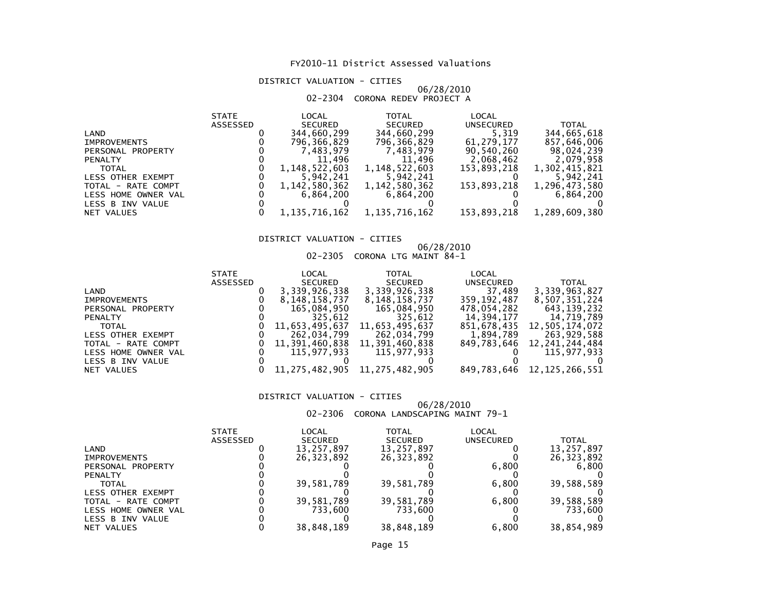# FY2010-11 District Assessed Valuations

## DISTRICT VALUATION - CITIES

06/28/2010

02-2304 CORONA REDEV PROJECT A

| | STATE ASSESSED | LOCAL SECURED | TOTAL SECURED | LOCAL UNSECURED | TOTAL |
|---|---|---|---|---|---|
| LAND | 0 | 344,660,299 | 344,660,299 | 5,319 | 344,665,618 |
| IMPROVEMENTS | 0 | 796,366,829 | 796,366,829 | 61,279,177 | 857,646,006 |
| PERSONAL PROPERTY | 0 | 7,483,979 | 7,483,979 | 90,540,260 | 98,024,239 |
| PENALTY | 0 | 11,496 | 11,496 | 2,068,462 | 2,079,958 |
| TOTAL | 0 | 1,148,522,603 | 1,148,522,603 | 153,893,218 | 1,302,415,821 |
| LESS OTHER EXEMPT | 0 | 5,942,241 | 5,942,241 | 0 | 5,942,241 |
| TOTAL - RATE COMPT | 0 | 1,142,580,362 | 1,142,580,362 | 153,893,218 | 1,296,473,580 |
| LESS HOME OWNER VAL | 0 | 6,864,200 | 6,864,200 | 0 | 6,864,200 |
| LESS B INV VALUE | 0 | 0 | 0 | 0 | 0 |
| NET VALUES | 0 | 1,135,716,162 | 1,135,716,162 | 153,893,218 | 1,289,609,380 |

## DISTRICT VALUATION - CITIES

06/28/2010

02-2305 CORONA LTG MAINT 84-1

| | STATE ASSESSED | LOCAL SECURED | TOTAL SECURED | LOCAL UNSECURED | TOTAL |
|---|---|---|---|---|---|
| LAND | 0 | 3,339,926,338 | 3,339,926,338 | 37,489 | 3,339,963,827 |
| IMPROVEMENTS | 0 | 8,148,158,737 | 8,148,158,737 | 359,192,487 | 8,507,351,224 |
| PERSONAL PROPERTY | 0 | 165,084,950 | 165,084,950 | 478,054,282 | 643,139,232 |
| PENALTY | 0 | 325,612 | 325,612 | 14,394,177 | 14,719,789 |
| TOTAL | 0 | 11,653,495,637 | 11,653,495,637 | 851,678,435 | 12,505,174,072 |
| LESS OTHER EXEMPT | 0 | 262,034,799 | 262,034,799 | 1,894,789 | 263,929,588 |
| TOTAL - RATE COMPT | 0 | 11,391,460,838 | 11,391,460,838 | 849,783,646 | 12,241,244,484 |
| LESS HOME OWNER VAL | 0 | 115,977,933 | 115,977,933 | 0 | 115,977,933 |
| LESS B INV VALUE | 0 | 0 | 0 | 0 | 0 |
| NET VALUES | 0 | 11,275,482,905 | 11,275,482,905 | 849,783,646 | 12,125,266,551 |

## DISTRICT VALUATION - CITIES

06/28/2010

02-2306 CORONA LANDSCAPING MAINT 79-1

| | STATE ASSESSED | LOCAL SECURED | TOTAL SECURED | LOCAL UNSECURED | TOTAL |
|---|---|---|---|---|---|
| LAND | 0 | 13,257,897 | 13,257,897 | 0 | 13,257,897 |
| IMPROVEMENTS | 0 | 26,323,892 | 26,323,892 | 0 | 26,323,892 |
| PERSONAL PROPERTY | 0 | 0 | 0 | 6,800 | 6,800 |
| PENALTY | 0 | 0 | 0 | 0 | 0 |
| TOTAL | 0 | 39,581,789 | 39,581,789 | 6,800 | 39,588,589 |
| LESS OTHER EXEMPT | 0 | 0 | 0 | 0 | 0 |
| TOTAL - RATE COMPT | 0 | 39,581,789 | 39,581,789 | 6,800 | 39,588,589 |
| LESS HOME OWNER VAL | 0 | 733,600 | 733,600 | 0 | 733,600 |
| LESS B INV VALUE | 0 | 0 | 0 | 0 | 0 |
| NET VALUES | 0 | 38,848,189 | 38,848,189 | 6,800 | 38,854,989 |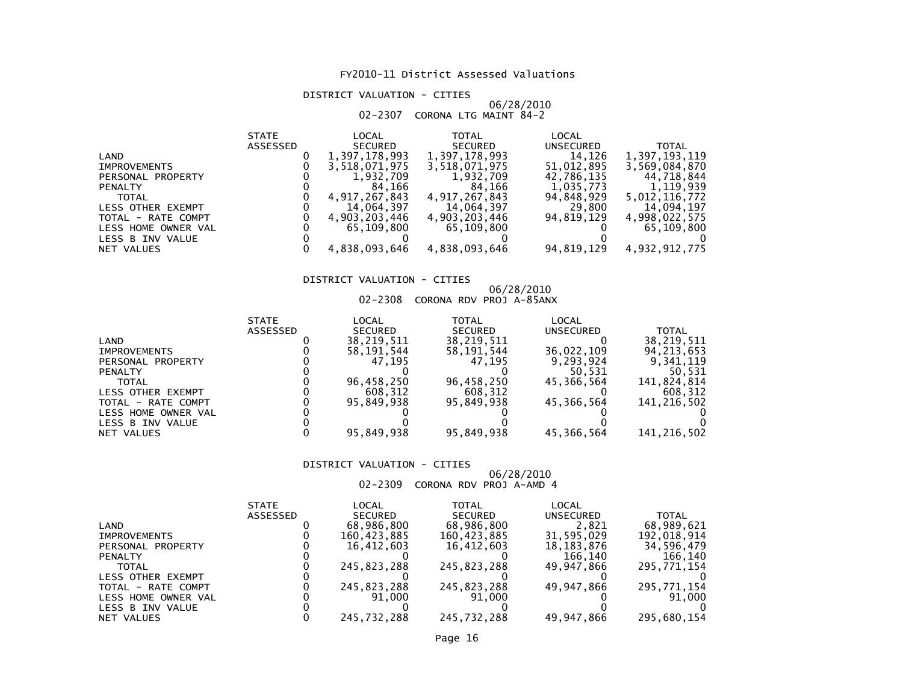# FY2010-11 District Assessed Valuations

## DISTRICT VALUATION - CITIES

06/28/2010

02-2307 CORONA LTG MAINT 84-2

| | STATE ASSESSED | LOCAL SECURED | TOTAL SECURED | LOCAL UNSECURED | TOTAL |
|---|---|---|---|---|---|
| LAND | 0 | 1,397,178,993 | 1,397,178,993 | 14,126 | 1,397,193,119 |
| IMPROVEMENTS | 0 | 3,518,071,975 | 3,518,071,975 | 51,012,895 | 3,569,084,870 |
| PERSONAL PROPERTY | 0 | 1,932,709 | 1,932,709 | 42,786,135 | 44,718,844 |
| PENALTY | 0 | 84,166 | 84,166 | 1,035,773 | 1,119,939 |
| TOTAL | 0 | 4,917,267,843 | 4,917,267,843 | 94,848,929 | 5,012,116,772 |
| LESS OTHER EXEMPT | 0 | 14,064,397 | 14,064,397 | 29,800 | 14,094,197 |
| TOTAL - RATE COMPT | 0 | 4,903,203,446 | 4,903,203,446 | 94,819,129 | 4,998,022,575 |
| LESS HOME OWNER VAL | 0 | 65,109,800 | 65,109,800 | 0 | 65,109,800 |
| LESS B INV VALUE | 0 | 0 | 0 | 0 | 0 |
| NET VALUES | 0 | 4,838,093,646 | 4,838,093,646 | 94,819,129 | 4,932,912,775 |

## DISTRICT VALUATION - CITIES

06/28/2010

02-2308 CORONA RDV PROJ A-85ANX

| | STATE ASSESSED | LOCAL SECURED | TOTAL SECURED | LOCAL UNSECURED | TOTAL |
|---|---|---|---|---|---|
| LAND | 0 | 38,219,511 | 38,219,511 | 0 | 38,219,511 |
| IMPROVEMENTS | 0 | 58,191,544 | 58,191,544 | 36,022,109 | 94,213,653 |
| PERSONAL PROPERTY | 0 | 47,195 | 47,195 | 9,293,924 | 9,341,119 |
| PENALTY | 0 | 0 | 0 | 50,531 | 50,531 |
| TOTAL | 0 | 96,458,250 | 96,458,250 | 45,366,564 | 141,824,814 |
| LESS OTHER EXEMPT | 0 | 608,312 | 608,312 | 0 | 608,312 |
| TOTAL - RATE COMPT | 0 | 95,849,938 | 95,849,938 | 45,366,564 | 141,216,502 |
| LESS HOME OWNER VAL | 0 | 0 | 0 | 0 | 0 |
| LESS B INV VALUE | 0 | 0 | 0 | 0 | 0 |
| NET VALUES | 0 | 95,849,938 | 95,849,938 | 45,366,564 | 141,216,502 |

## DISTRICT VALUATION - CITIES

06/28/2010

02-2309 CORONA RDV PROJ A-AMD 4

| | STATE ASSESSED | LOCAL SECURED | TOTAL SECURED | LOCAL UNSECURED | TOTAL |
|---|---|---|---|---|---|
| LAND | 0 | 68,986,800 | 68,986,800 | 2,821 | 68,989,621 |
| IMPROVEMENTS | 0 | 160,423,885 | 160,423,885 | 31,595,029 | 192,018,914 |
| PERSONAL PROPERTY | 0 | 16,412,603 | 16,412,603 | 18,183,876 | 34,596,479 |
| PENALTY | 0 | 0 | 0 | 166,140 | 166,140 |
| TOTAL | 0 | 245,823,288 | 245,823,288 | 49,947,866 | 295,771,154 |
| LESS OTHER EXEMPT | 0 | 0 | 0 | 0 | 0 |
| TOTAL - RATE COMPT | 0 | 245,823,288 | 245,823,288 | 49,947,866 | 295,771,154 |
| LESS HOME OWNER VAL | 0 | 91,000 | 91,000 | 0 | 91,000 |
| LESS B INV VALUE | 0 | 0 | 0 | 0 | 0 |
| NET VALUES | 0 | 245,732,288 | 245,732,288 | 49,947,866 | 295,680,154 |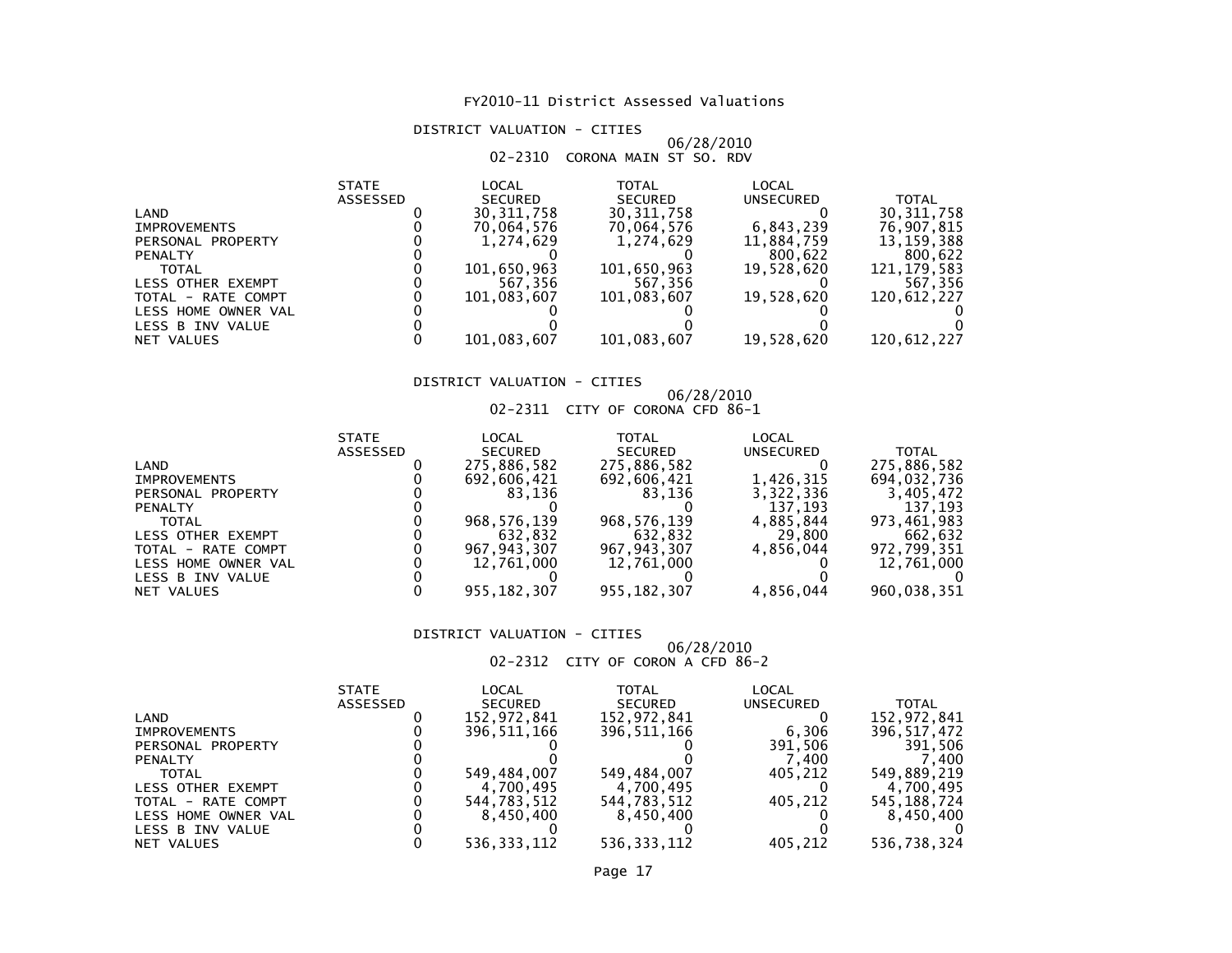# FY2010-11 District Assessed Valuations

## DISTRICT VALUATION - CITIES

06/28/2010

02-2310 CORONA MAIN ST SO. RDV

| | STATE ASSESSED | LOCAL SECURED | TOTAL SECURED | LOCAL UNSECURED | TOTAL |
|---|---|---|---|---|---|
| LAND | 0 | 30,311,758 | 30,311,758 | 0 | 30,311,758 |
| IMPROVEMENTS | 0 | 70,064,576 | 70,064,576 | 6,843,239 | 76,907,815 |
| PERSONAL PROPERTY | 0 | 1,274,629 | 1,274,629 | 11,884,759 | 13,159,388 |
| PENALTY | 0 | 0 | 0 | 800,622 | 800,622 |
| TOTAL | 0 | 101,650,963 | 101,650,963 | 19,528,620 | 121,179,583 |
| LESS OTHER EXEMPT | 0 | 567,356 | 567,356 | 0 | 567,356 |
| TOTAL - RATE COMPT | 0 | 101,083,607 | 101,083,607 | 19,528,620 | 120,612,227 |
| LESS HOME OWNER VAL | 0 | 0 | 0 | 0 | 0 |
| LESS B INV VALUE | 0 | 0 | 0 | 0 | 0 |
| NET VALUES | 0 | 101,083,607 | 101,083,607 | 19,528,620 | 120,612,227 |

## DISTRICT VALUATION - CITIES

06/28/2010

02-2311 CITY OF CORONA CFD 86-1

| | STATE ASSESSED | LOCAL SECURED | TOTAL SECURED | LOCAL UNSECURED | TOTAL |
|---|---|---|---|---|---|
| LAND | 0 | 275,886,582 | 275,886,582 | 0 | 275,886,582 |
| IMPROVEMENTS | 0 | 692,606,421 | 692,606,421 | 1,426,315 | 694,032,736 |
| PERSONAL PROPERTY | 0 | 83,136 | 83,136 | 3,322,336 | 3,405,472 |
| PENALTY | 0 | 0 | 0 | 137,193 | 137,193 |
| TOTAL | 0 | 968,576,139 | 968,576,139 | 4,885,844 | 973,461,983 |
| LESS OTHER EXEMPT | 0 | 632,832 | 632,832 | 29,800 | 662,632 |
| TOTAL - RATE COMPT | 0 | 967,943,307 | 967,943,307 | 4,856,044 | 972,799,351 |
| LESS HOME OWNER VAL | 0 | 12,761,000 | 12,761,000 | 0 | 12,761,000 |
| LESS B INV VALUE | 0 | 0 | 0 | 0 | 0 |
| NET VALUES | 0 | 955,182,307 | 955,182,307 | 4,856,044 | 960,038,351 |

## DISTRICT VALUATION - CITIES

06/28/2010

02-2312 CITY OF CORON A CFD 86-2

| | STATE ASSESSED | LOCAL SECURED | TOTAL SECURED | LOCAL UNSECURED | TOTAL |
|---|---|---|---|---|---|
| LAND | 0 | 152,972,841 | 152,972,841 | 0 | 152,972,841 |
| IMPROVEMENTS | 0 | 396,511,166 | 396,511,166 | 6,306 | 396,517,472 |
| PERSONAL PROPERTY | 0 | 0 | 0 | 391,506 | 391,506 |
| PENALTY | 0 | 0 | 0 | 7,400 | 7,400 |
| TOTAL | 0 | 549,484,007 | 549,484,007 | 405,212 | 549,889,219 |
| LESS OTHER EXEMPT | 0 | 4,700,495 | 4,700,495 | 0 | 4,700,495 |
| TOTAL - RATE COMPT | 0 | 544,783,512 | 544,783,512 | 405,212 | 545,188,724 |
| LESS HOME OWNER VAL | 0 | 8,450,400 | 8,450,400 | 0 | 8,450,400 |
| LESS B INV VALUE | 0 | 0 | 0 | 0 | 0 |
| NET VALUES | 0 | 536,333,112 | 536,333,112 | 405,212 | 536,738,324 |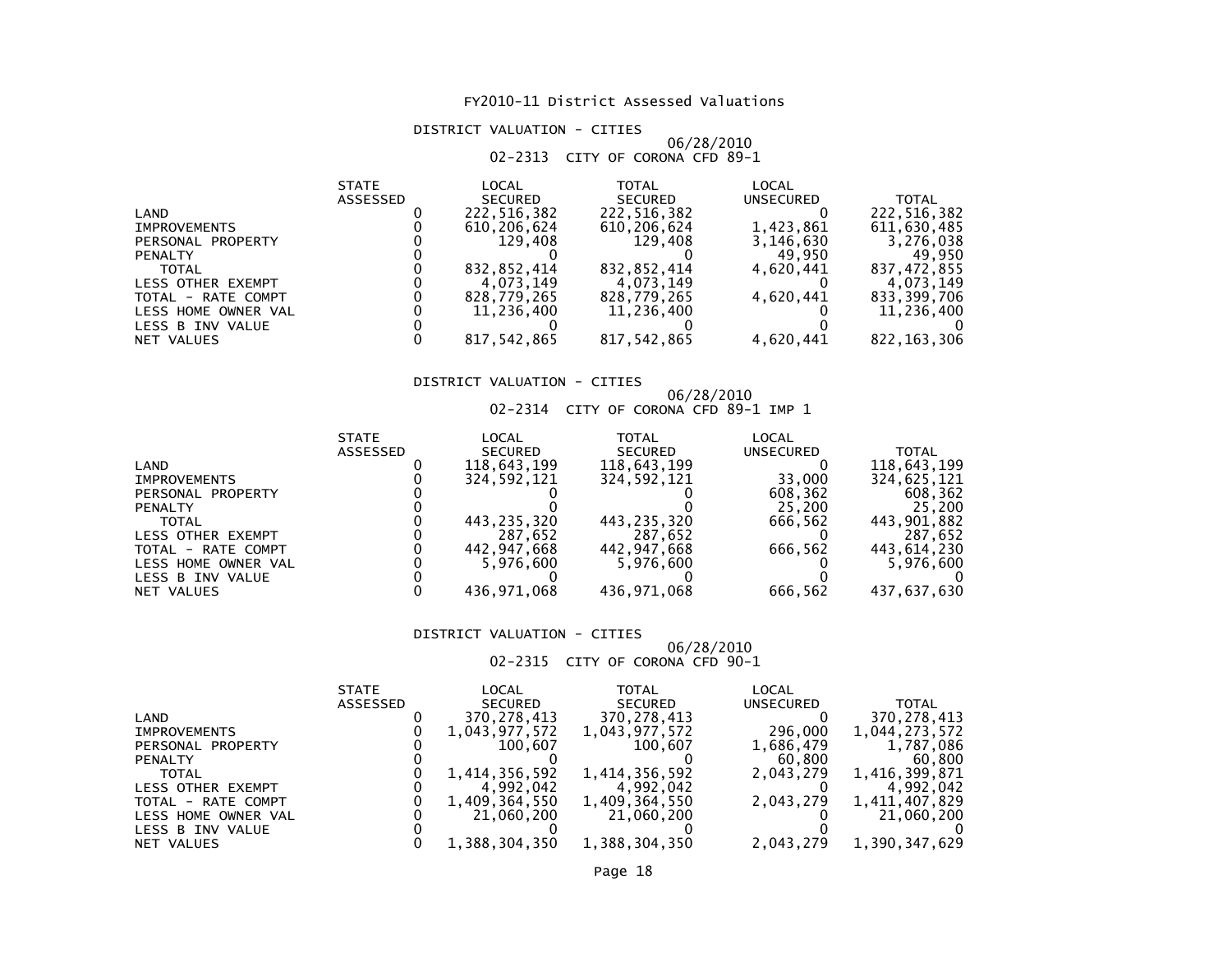# FY2010-11 District Assessed Valuations

## DISTRICT VALUATION - CITIES

06/28/2010

02-2313 CITY OF CORONA CFD 89-1

| | STATE ASSESSED | LOCAL SECURED | TOTAL SECURED | LOCAL UNSECURED | TOTAL |
|---|---|---|---|---|---|
| LAND | 0 | 222,516,382 | 222,516,382 | 0 | 222,516,382 |
| IMPROVEMENTS | 0 | 610,206,624 | 610,206,624 | 1,423,861 | 611,630,485 |
| PERSONAL PROPERTY | 0 | 129,408 | 129,408 | 3,146,630 | 3,276,038 |
| PENALTY | 0 | 0 | 0 | 49,950 | 49,950 |
| TOTAL | 0 | 832,852,414 | 832,852,414 | 4,620,441 | 837,472,855 |
| LESS OTHER EXEMPT | 0 | 4,073,149 | 4,073,149 | 0 | 4,073,149 |
| TOTAL - RATE COMPT | 0 | 828,779,265 | 828,779,265 | 4,620,441 | 833,399,706 |
| LESS HOME OWNER VAL | 0 | 11,236,400 | 11,236,400 | 0 | 11,236,400 |
| LESS B INV VALUE | 0 | 0 | 0 | 0 | 0 |
| NET VALUES | 0 | 817,542,865 | 817,542,865 | 4,620,441 | 822,163,306 |

## DISTRICT VALUATION - CITIES

06/28/2010

02-2314 CITY OF CORONA CFD 89-1 IMP 1

| | STATE ASSESSED | LOCAL SECURED | TOTAL SECURED | LOCAL UNSECURED | TOTAL |
|---|---|---|---|---|---|
| LAND | 0 | 118,643,199 | 118,643,199 | 0 | 118,643,199 |
| IMPROVEMENTS | 0 | 324,592,121 | 324,592,121 | 33,000 | 324,625,121 |
| PERSONAL PROPERTY | 0 | 0 | 0 | 608,362 | 608,362 |
| PENALTY | 0 | 0 | 0 | 25,200 | 25,200 |
| TOTAL | 0 | 443,235,320 | 443,235,320 | 666,562 | 443,901,882 |
| LESS OTHER EXEMPT | 0 | 287,652 | 287,652 | 0 | 287,652 |
| TOTAL - RATE COMPT | 0 | 442,947,668 | 442,947,668 | 666,562 | 443,614,230 |
| LESS HOME OWNER VAL | 0 | 5,976,600 | 5,976,600 | 0 | 5,976,600 |
| LESS B INV VALUE | 0 | 0 | 0 | 0 | 0 |
| NET VALUES | 0 | 436,971,068 | 436,971,068 | 666,562 | 437,637,630 |

## DISTRICT VALUATION - CITIES

06/28/2010

02-2315 CITY OF CORONA CFD 90-1

| | STATE ASSESSED | LOCAL SECURED | TOTAL SECURED | LOCAL UNSECURED | TOTAL |
|---|---|---|---|---|---|
| LAND | 0 | 370,278,413 | 370,278,413 | 0 | 370,278,413 |
| IMPROVEMENTS | 0 | 1,043,977,572 | 1,043,977,572 | 296,000 | 1,044,273,572 |
| PERSONAL PROPERTY | 0 | 100,607 | 100,607 | 1,686,479 | 1,787,086 |
| PENALTY | 0 | 0 | 0 | 60,800 | 60,800 |
| TOTAL | 0 | 1,414,356,592 | 1,414,356,592 | 2,043,279 | 1,416,399,871 |
| LESS OTHER EXEMPT | 0 | 4,992,042 | 4,992,042 | 0 | 4,992,042 |
| TOTAL - RATE COMPT | 0 | 1,409,364,550 | 1,409,364,550 | 2,043,279 | 1,411,407,829 |
| LESS HOME OWNER VAL | 0 | 21,060,200 | 21,060,200 | 0 | 21,060,200 |
| LESS B INV VALUE | 0 | 0 | 0 | 0 | 0 |
| NET VALUES | 0 | 1,388,304,350 | 1,388,304,350 | 2,043,279 | 1,390,347,629 |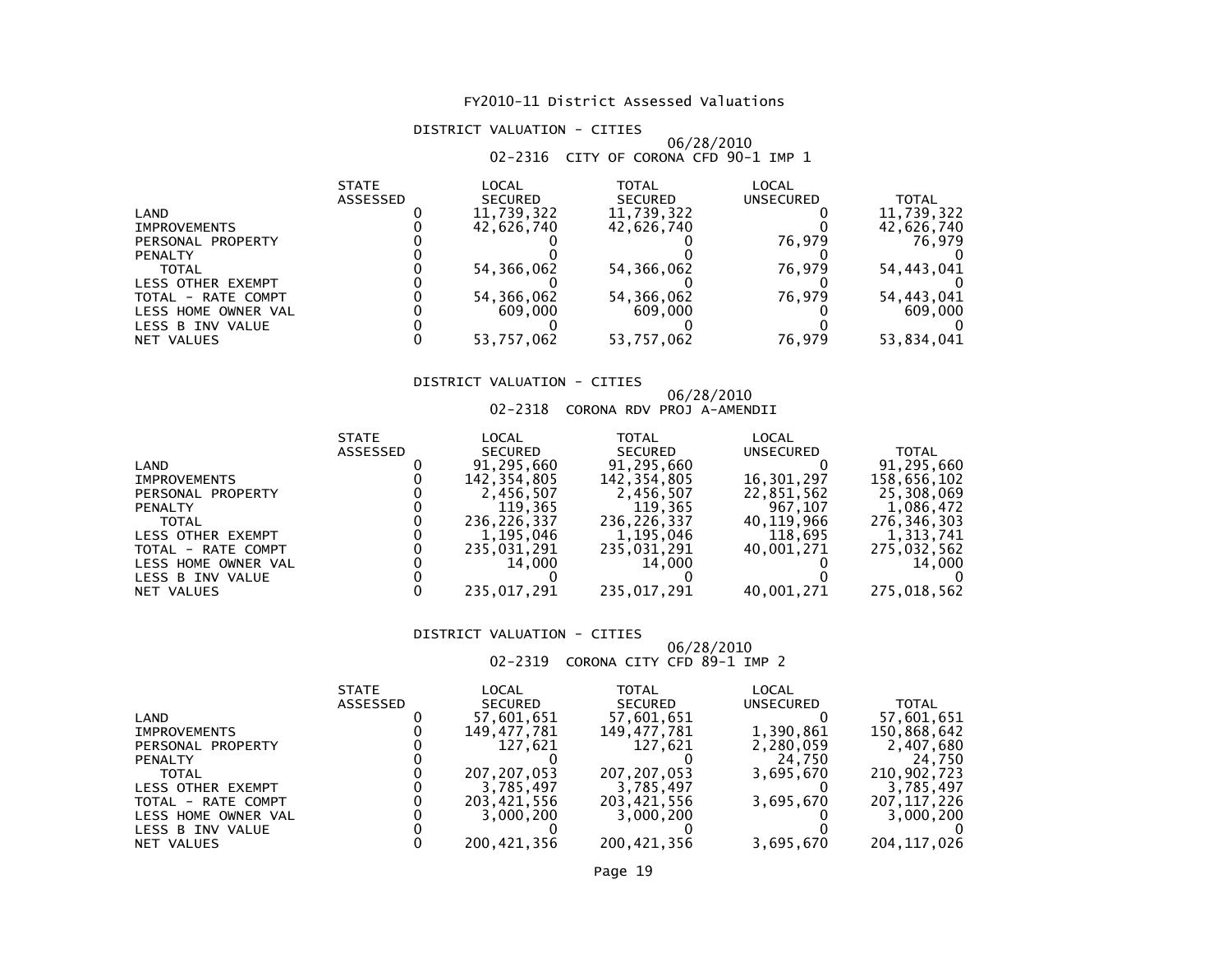# FY2010-11 District Assessed Valuations

## DISTRICT VALUATION - CITIES

06/28/2010

02-2316 CITY OF CORONA CFD 90-1 IMP 1

| | STATE ASSESSED | LOCAL SECURED | TOTAL SECURED | LOCAL UNSECURED | TOTAL |
|---|---|---|---|---|---|
| LAND | 0 | 11,739,322 | 11,739,322 | 0 | 11,739,322 |
| IMPROVEMENTS | 0 | 42,626,740 | 42,626,740 | 0 | 42,626,740 |
| PERSONAL PROPERTY | 0 | 0 | 0 | 76,979 | 76,979 |
| PENALTY | 0 | 0 | 0 | 0 | 0 |
| TOTAL | 0 | 54,366,062 | 54,366,062 | 76,979 | 54,443,041 |
| LESS OTHER EXEMPT | 0 | 0 | 0 | 0 | 0 |
| TOTAL - RATE COMPT | 0 | 54,366,062 | 54,366,062 | 76,979 | 54,443,041 |
| LESS HOME OWNER VAL | 0 | 609,000 | 609,000 | 0 | 609,000 |
| LESS B INV VALUE | 0 | 0 | 0 | 0 | 0 |
| NET VALUES | 0 | 53,757,062 | 53,757,062 | 76,979 | 53,834,041 |

## DISTRICT VALUATION - CITIES

06/28/2010

02-2318 CORONA RDV PROJ A-AMENDII

| | STATE ASSESSED | LOCAL SECURED | TOTAL SECURED | LOCAL UNSECURED | TOTAL |
|---|---|---|---|---|---|
| LAND | 0 | 91,295,660 | 91,295,660 | 0 | 91,295,660 |
| IMPROVEMENTS | 0 | 142,354,805 | 142,354,805 | 16,301,297 | 158,656,102 |
| PERSONAL PROPERTY | 0 | 2,456,507 | 2,456,507 | 22,851,562 | 25,308,069 |
| PENALTY | 0 | 119,365 | 119,365 | 967,107 | 1,086,472 |
| TOTAL | 0 | 236,226,337 | 236,226,337 | 40,119,966 | 276,346,303 |
| LESS OTHER EXEMPT | 0 | 1,195,046 | 1,195,046 | 118,695 | 1,313,741 |
| TOTAL - RATE COMPT | 0 | 235,031,291 | 235,031,291 | 40,001,271 | 275,032,562 |
| LESS HOME OWNER VAL | 0 | 14,000 | 14,000 | 0 | 14,000 |
| LESS B INV VALUE | 0 | 0 | 0 | 0 | 0 |
| NET VALUES | 0 | 235,017,291 | 235,017,291 | 40,001,271 | 275,018,562 |

## DISTRICT VALUATION - CITIES

06/28/2010

02-2319 CORONA CITY CFD 89-1 IMP 2

| | STATE ASSESSED | LOCAL SECURED | TOTAL SECURED | LOCAL UNSECURED | TOTAL |
|---|---|---|---|---|---|
| LAND | 0 | 57,601,651 | 57,601,651 | 0 | 57,601,651 |
| IMPROVEMENTS | 0 | 149,477,781 | 149,477,781 | 1,390,861 | 150,868,642 |
| PERSONAL PROPERTY | 0 | 127,621 | 127,621 | 2,280,059 | 2,407,680 |
| PENALTY | 0 | 0 | 0 | 24,750 | 24,750 |
| TOTAL | 0 | 207,207,053 | 207,207,053 | 3,695,670 | 210,902,723 |
| LESS OTHER EXEMPT | 0 | 3,785,497 | 3,785,497 | 0 | 3,785,497 |
| TOTAL - RATE COMPT | 0 | 203,421,556 | 203,421,556 | 3,695,670 | 207,117,226 |
| LESS HOME OWNER VAL | 0 | 3,000,200 | 3,000,200 | 0 | 3,000,200 |
| LESS B INV VALUE | 0 | 0 | 0 | 0 | 0 |
| NET VALUES | 0 | 200,421,356 | 200,421,356 | 3,695,670 | 204,117,026 |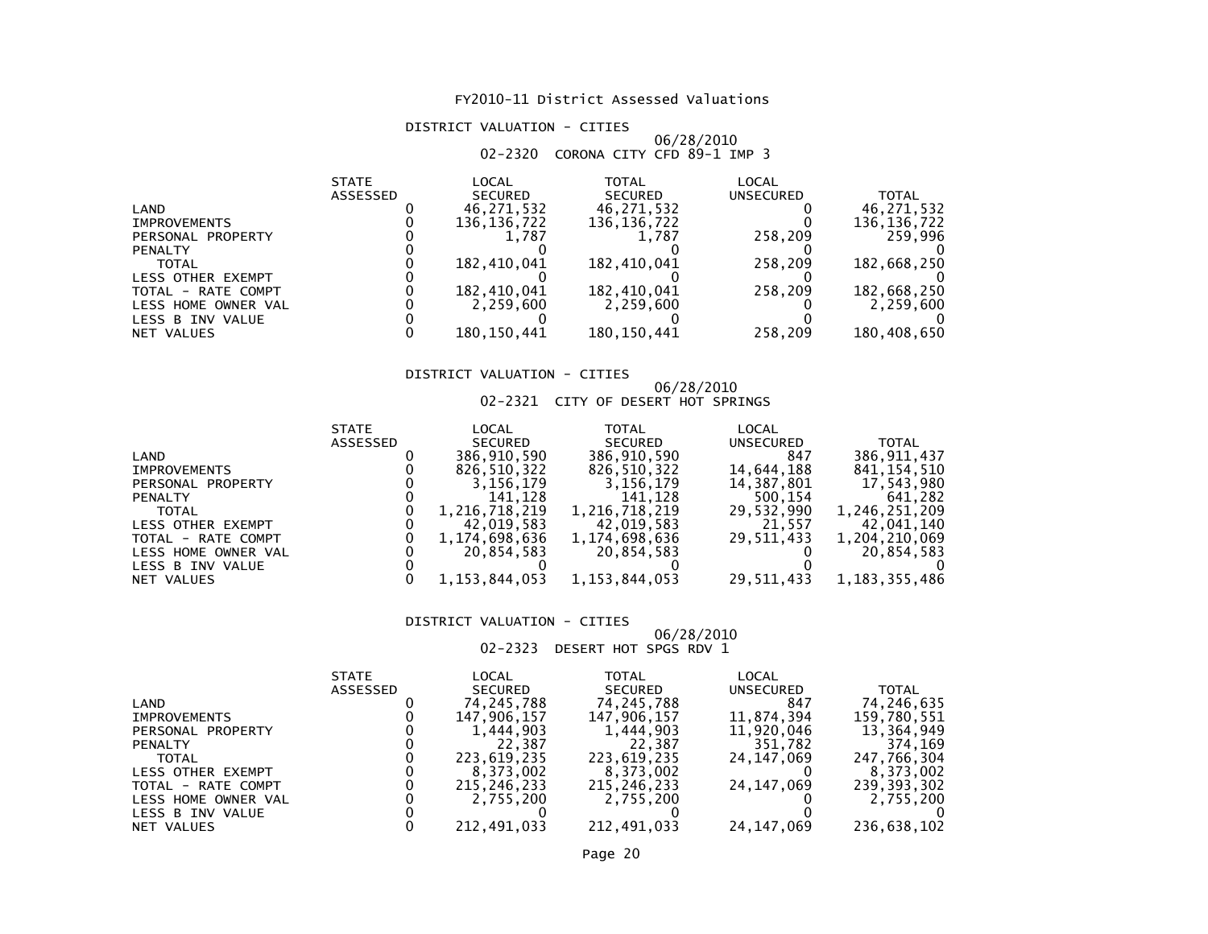# FY2010-11 District Assessed Valuations

## DISTRICT VALUATION - CITIES

06/28/2010

### 02-2320 CORONA CITY CFD 89-1 IMP 3

| | STATE ASSESSED | LOCAL SECURED | TOTAL SECURED | LOCAL UNSECURED | TOTAL |
|---|---|---|---|---|---|
| LAND | 0 | 46,271,532 | 46,271,532 | 0 | 46,271,532 |
| IMPROVEMENTS | 0 | 136,136,722 | 136,136,722 | 0 | 136,136,722 |
| PERSONAL PROPERTY | 0 | 1,787 | 1,787 | 258,209 | 259,996 |
| PENALTY | 0 | 0 | 0 | 0 | 0 |
| TOTAL | 0 | 182,410,041 | 182,410,041 | 258,209 | 182,668,250 |
| LESS OTHER EXEMPT | 0 | 0 | 0 | 0 | 0 |
| TOTAL - RATE COMPT | 0 | 182,410,041 | 182,410,041 | 258,209 | 182,668,250 |
| LESS HOME OWNER VAL | 0 | 2,259,600 | 2,259,600 | 0 | 2,259,600 |
| LESS B INV VALUE | 0 | 0 | 0 | 0 | 0 |
| NET VALUES | 0 | 180,150,441 | 180,150,441 | 258,209 | 180,408,650 |

## DISTRICT VALUATION - CITIES

06/28/2010

### 02-2321 CITY OF DESERT HOT SPRINGS

| | STATE ASSESSED | LOCAL SECURED | TOTAL SECURED | LOCAL UNSECURED | TOTAL |
|---|---|---|---|---|---|
| LAND | 0 | 386,910,590 | 386,910,590 | 847 | 386,911,437 |
| IMPROVEMENTS | 0 | 826,510,322 | 826,510,322 | 14,644,188 | 841,154,510 |
| PERSONAL PROPERTY | 0 | 3,156,179 | 3,156,179 | 14,387,801 | 17,543,980 |
| PENALTY | 0 | 141,128 | 141,128 | 500,154 | 641,282 |
| TOTAL | 0 | 1,216,718,219 | 1,216,718,219 | 29,532,990 | 1,246,251,209 |
| LESS OTHER EXEMPT | 0 | 42,019,583 | 42,019,583 | 21,557 | 42,041,140 |
| TOTAL - RATE COMPT | 0 | 1,174,698,636 | 1,174,698,636 | 29,511,433 | 1,204,210,069 |
| LESS HOME OWNER VAL | 0 | 20,854,583 | 20,854,583 | 0 | 20,854,583 |
| LESS B INV VALUE | 0 | 0 | 0 | 0 | 0 |
| NET VALUES | 0 | 1,153,844,053 | 1,153,844,053 | 29,511,433 | 1,183,355,486 |

## DISTRICT VALUATION - CITIES

06/28/2010

### 02-2323 DESERT HOT SPGS RDV 1

| | STATE ASSESSED | LOCAL SECURED | TOTAL SECURED | LOCAL UNSECURED | TOTAL |
|---|---|---|---|---|---|
| LAND | 0 | 74,245,788 | 74,245,788 | 847 | 74,246,635 |
| IMPROVEMENTS | 0 | 147,906,157 | 147,906,157 | 11,874,394 | 159,780,551 |
| PERSONAL PROPERTY | 0 | 1,444,903 | 1,444,903 | 11,920,046 | 13,364,949 |
| PENALTY | 0 | 22,387 | 22,387 | 351,782 | 374,169 |
| TOTAL | 0 | 223,619,235 | 223,619,235 | 24,147,069 | 247,766,304 |
| LESS OTHER EXEMPT | 0 | 8,373,002 | 8,373,002 | 0 | 8,373,002 |
| TOTAL - RATE COMPT | 0 | 215,246,233 | 215,246,233 | 24,147,069 | 239,393,302 |
| LESS HOME OWNER VAL | 0 | 2,755,200 | 2,755,200 | 0 | 2,755,200 |
| LESS B INV VALUE | 0 | 0 | 0 | 0 | 0 |
| NET VALUES | 0 | 212,491,033 | 212,491,033 | 24,147,069 | 236,638,102 |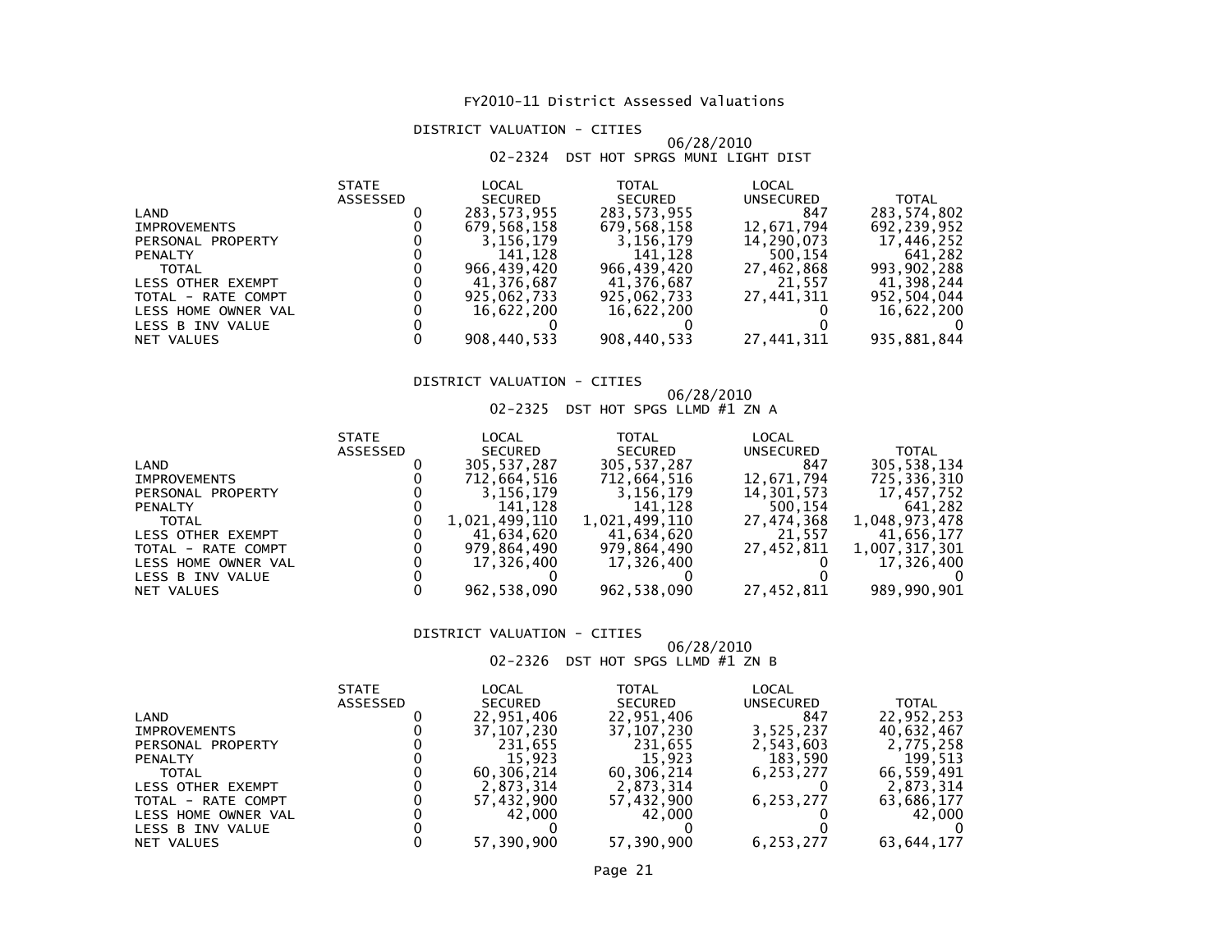# FY2010-11 District Assessed Valuations

## DISTRICT VALUATION - CITIES

06/28/2010

02-2324 DST HOT SPRGS MUNI LIGHT DIST

| | STATE ASSESSED | LOCAL SECURED | TOTAL SECURED | LOCAL UNSECURED | TOTAL |
|---|---|---|---|---|---|
| LAND | 0 | 283,573,955 | 283,573,955 | 847 | 283,574,802 |
| IMPROVEMENTS | 0 | 679,568,158 | 679,568,158 | 12,671,794 | 692,239,952 |
| PERSONAL PROPERTY | 0 | 3,156,179 | 3,156,179 | 14,290,073 | 17,446,252 |
| PENALTY | 0 | 141,128 | 141,128 | 500,154 | 641,282 |
| TOTAL | 0 | 966,439,420 | 966,439,420 | 27,462,868 | 993,902,288 |
| LESS OTHER EXEMPT | 0 | 41,376,687 | 41,376,687 | 21,557 | 41,398,244 |
| TOTAL - RATE COMPT | 0 | 925,062,733 | 925,062,733 | 27,441,311 | 952,504,044 |
| LESS HOME OWNER VAL | 0 | 16,622,200 | 16,622,200 | 0 | 16,622,200 |
| LESS B INV VALUE | 0 | 0 | 0 | 0 | 0 |
| NET VALUES | 0 | 908,440,533 | 908,440,533 | 27,441,311 | 935,881,844 |

## DISTRICT VALUATION - CITIES

06/28/2010

02-2325 DST HOT SPGS LLMD #1 ZN A

| | STATE ASSESSED | LOCAL SECURED | TOTAL SECURED | LOCAL UNSECURED | TOTAL |
|---|---|---|---|---|---|
| LAND | 0 | 305,537,287 | 305,537,287 | 847 | 305,538,134 |
| IMPROVEMENTS | 0 | 712,664,516 | 712,664,516 | 12,671,794 | 725,336,310 |
| PERSONAL PROPERTY | 0 | 3,156,179 | 3,156,179 | 14,301,573 | 17,457,752 |
| PENALTY | 0 | 141,128 | 141,128 | 500,154 | 641,282 |
| TOTAL | 0 | 1,021,499,110 | 1,021,499,110 | 27,474,368 | 1,048,973,478 |
| LESS OTHER EXEMPT | 0 | 41,634,620 | 41,634,620 | 21,557 | 41,656,177 |
| TOTAL - RATE COMPT | 0 | 979,864,490 | 979,864,490 | 27,452,811 | 1,007,317,301 |
| LESS HOME OWNER VAL | 0 | 17,326,400 | 17,326,400 | 0 | 17,326,400 |
| LESS B INV VALUE | 0 | 0 | 0 | 0 | 0 |
| NET VALUES | 0 | 962,538,090 | 962,538,090 | 27,452,811 | 989,990,901 |

## DISTRICT VALUATION - CITIES

06/28/2010

02-2326 DST HOT SPGS LLMD #1 ZN B

| | STATE ASSESSED | LOCAL SECURED | TOTAL SECURED | LOCAL UNSECURED | TOTAL |
|---|---|---|---|---|---|
| LAND | 0 | 22,951,406 | 22,951,406 | 847 | 22,952,253 |
| IMPROVEMENTS | 0 | 37,107,230 | 37,107,230 | 3,525,237 | 40,632,467 |
| PERSONAL PROPERTY | 0 | 231,655 | 231,655 | 2,543,603 | 2,775,258 |
| PENALTY | 0 | 15,923 | 15,923 | 183,590 | 199,513 |
| TOTAL | 0 | 60,306,214 | 60,306,214 | 6,253,277 | 66,559,491 |
| LESS OTHER EXEMPT | 0 | 2,873,314 | 2,873,314 | 0 | 2,873,314 |
| TOTAL - RATE COMPT | 0 | 57,432,900 | 57,432,900 | 6,253,277 | 63,686,177 |
| LESS HOME OWNER VAL | 0 | 42,000 | 42,000 | 0 | 42,000 |
| LESS B INV VALUE | 0 | 0 | 0 | 0 | 0 |
| NET VALUES | 0 | 57,390,900 | 57,390,900 | 6,253,277 | 63,644,177 |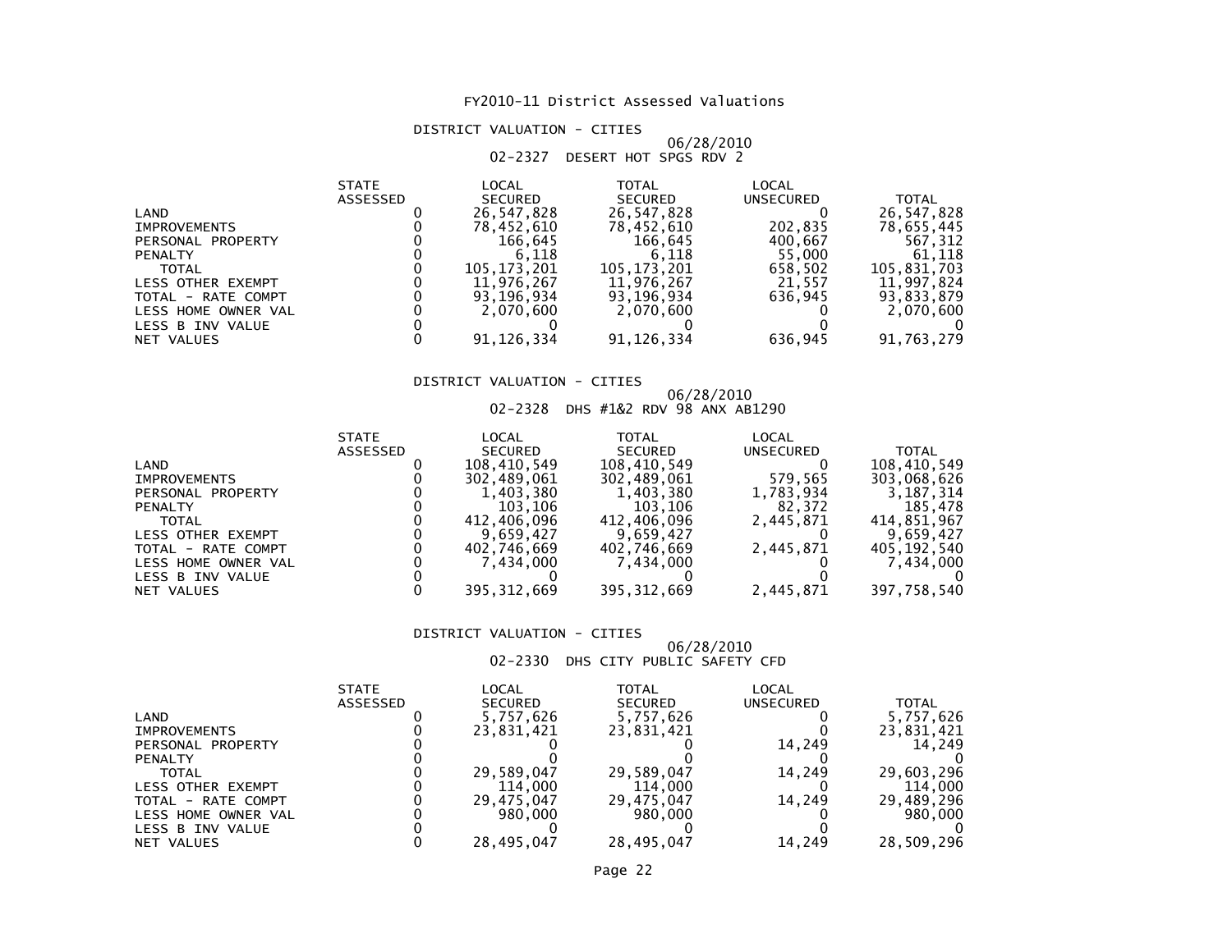# FY2010-11 District Assessed Valuations

## DISTRICT VALUATION - CITIES

06/28/2010

02-2327 DESERT HOT SPGS RDV 2

| | STATE ASSESSED | LOCAL SECURED | TOTAL SECURED | LOCAL UNSECURED | TOTAL |
|---|---|---|---|---|---|
| LAND | 0 | 26,547,828 | 26,547,828 | 0 | 26,547,828 |
| IMPROVEMENTS | 0 | 78,452,610 | 78,452,610 | 202,835 | 78,655,445 |
| PERSONAL PROPERTY | 0 | 166,645 | 166,645 | 400,667 | 567,312 |
| PENALTY | 0 | 6,118 | 6,118 | 55,000 | 61,118 |
| TOTAL | 0 | 105,173,201 | 105,173,201 | 658,502 | 105,831,703 |
| LESS OTHER EXEMPT | 0 | 11,976,267 | 11,976,267 | 21,557 | 11,997,824 |
| TOTAL - RATE COMPT | 0 | 93,196,934 | 93,196,934 | 636,945 | 93,833,879 |
| LESS HOME OWNER VAL | 0 | 2,070,600 | 2,070,600 | 0 | 2,070,600 |
| LESS B INV VALUE | 0 | 0 | 0 | 0 | 0 |
| NET VALUES | 0 | 91,126,334 | 91,126,334 | 636,945 | 91,763,279 |

## DISTRICT VALUATION - CITIES

06/28/2010

02-2328 DHS #1&2 RDV 98 ANX AB1290

| | STATE ASSESSED | LOCAL SECURED | TOTAL SECURED | LOCAL UNSECURED | TOTAL |
|---|---|---|---|---|---|
| LAND | 0 | 108,410,549 | 108,410,549 | 0 | 108,410,549 |
| IMPROVEMENTS | 0 | 302,489,061 | 302,489,061 | 579,565 | 303,068,626 |
| PERSONAL PROPERTY | 0 | 1,403,380 | 1,403,380 | 1,783,934 | 3,187,314 |
| PENALTY | 0 | 103,106 | 103,106 | 82,372 | 185,478 |
| TOTAL | 0 | 412,406,096 | 412,406,096 | 2,445,871 | 414,851,967 |
| LESS OTHER EXEMPT | 0 | 9,659,427 | 9,659,427 | 0 | 9,659,427 |
| TOTAL - RATE COMPT | 0 | 402,746,669 | 402,746,669 | 2,445,871 | 405,192,540 |
| LESS HOME OWNER VAL | 0 | 7,434,000 | 7,434,000 | 0 | 7,434,000 |
| LESS B INV VALUE | 0 | 0 | 0 | 0 | 0 |
| NET VALUES | 0 | 395,312,669 | 395,312,669 | 2,445,871 | 397,758,540 |

## DISTRICT VALUATION - CITIES

06/28/2010

02-2330 DHS CITY PUBLIC SAFETY CFD

| | STATE ASSESSED | LOCAL SECURED | TOTAL SECURED | LOCAL UNSECURED | TOTAL |
|---|---|---|---|---|---|
| LAND | 0 | 5,757,626 | 5,757,626 | 0 | 5,757,626 |
| IMPROVEMENTS | 0 | 23,831,421 | 23,831,421 | 0 | 23,831,421 |
| PERSONAL PROPERTY | 0 | 0 | 0 | 14,249 | 14,249 |
| PENALTY | 0 | 0 | 0 | 0 | 0 |
| TOTAL | 0 | 29,589,047 | 29,589,047 | 14,249 | 29,603,296 |
| LESS OTHER EXEMPT | 0 | 114,000 | 114,000 | 0 | 114,000 |
| TOTAL - RATE COMPT | 0 | 29,475,047 | 29,475,047 | 14,249 | 29,489,296 |
| LESS HOME OWNER VAL | 0 | 980,000 | 980,000 | 0 | 980,000 |
| LESS B INV VALUE | 0 | 0 | 0 | 0 | 0 |
| NET VALUES | 0 | 28,495,047 | 28,495,047 | 14,249 | 28,509,296 |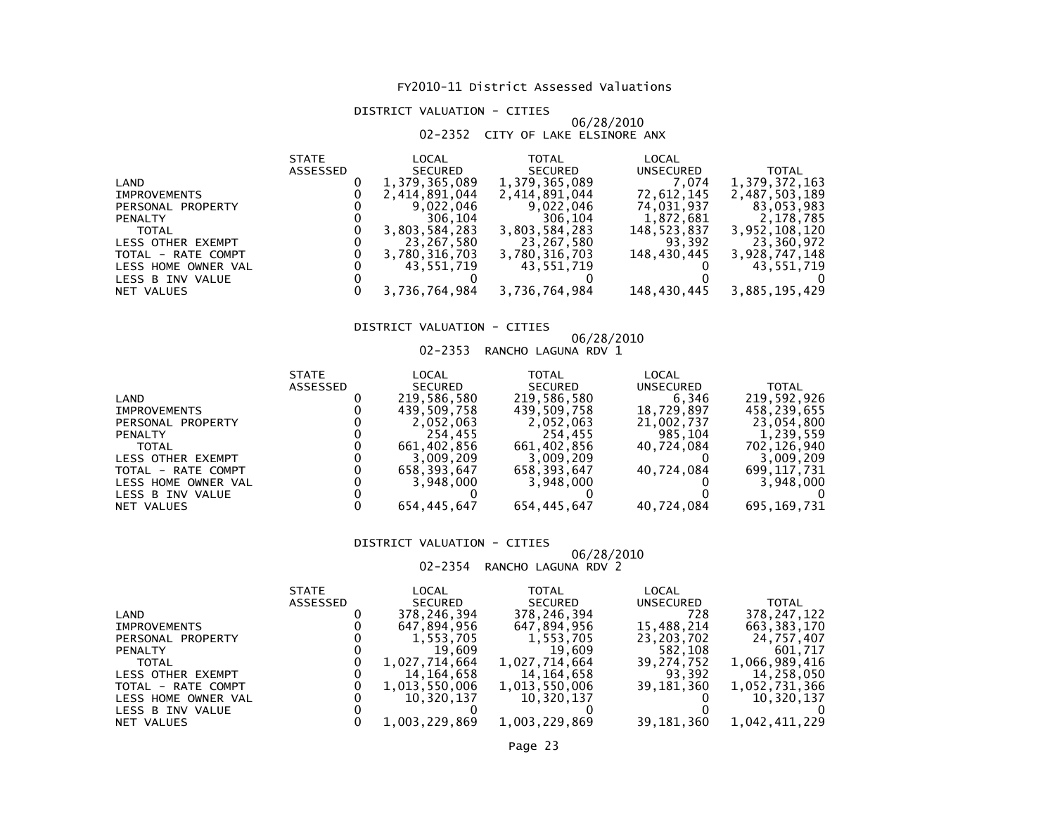# FY2010-11 District Assessed Valuations

## DISTRICT VALUATION - CITIES

06/28/2010

02-2352 CITY OF LAKE ELSINORE ANX

| | STATE ASSESSED | LOCAL SECURED | TOTAL SECURED | LOCAL UNSECURED | TOTAL |
|---|---|---|---|---|---|
| LAND | 0 | 1,379,365,089 | 1,379,365,089 | 7,074 | 1,379,372,163 |
| IMPROVEMENTS | 0 | 2,414,891,044 | 2,414,891,044 | 72,612,145 | 2,487,503,189 |
| PERSONAL PROPERTY | 0 | 9,022,046 | 9,022,046 | 74,031,937 | 83,053,983 |
| PENALTY | 0 | 306,104 | 306,104 | 1,872,681 | 2,178,785 |
| TOTAL | 0 | 3,803,584,283 | 3,803,584,283 | 148,523,837 | 3,952,108,120 |
| LESS OTHER EXEMPT | 0 | 23,267,580 | 23,267,580 | 93,392 | 23,360,972 |
| TOTAL - RATE COMPT | 0 | 3,780,316,703 | 3,780,316,703 | 148,430,445 | 3,928,747,148 |
| LESS HOME OWNER VAL | 0 | 43,551,719 | 43,551,719 | 0 | 43,551,719 |
| LESS B INV VALUE | 0 | 0 | 0 | 0 | 0 |
| NET VALUES | 0 | 3,736,764,984 | 3,736,764,984 | 148,430,445 | 3,885,195,429 |

## DISTRICT VALUATION - CITIES

06/28/2010

02-2353 RANCHO LAGUNA RDV 1

| | STATE ASSESSED | LOCAL SECURED | TOTAL SECURED | LOCAL UNSECURED | TOTAL |
|---|---|---|---|---|---|
| LAND | 0 | 219,586,580 | 219,586,580 | 6,346 | 219,592,926 |
| IMPROVEMENTS | 0 | 439,509,758 | 439,509,758 | 18,729,897 | 458,239,655 |
| PERSONAL PROPERTY | 0 | 2,052,063 | 2,052,063 | 21,002,737 | 23,054,800 |
| PENALTY | 0 | 254,455 | 254,455 | 985,104 | 1,239,559 |
| TOTAL | 0 | 661,402,856 | 661,402,856 | 40,724,084 | 702,126,940 |
| LESS OTHER EXEMPT | 0 | 3,009,209 | 3,009,209 | 0 | 3,009,209 |
| TOTAL - RATE COMPT | 0 | 658,393,647 | 658,393,647 | 40,724,084 | 699,117,731 |
| LESS HOME OWNER VAL | 0 | 3,948,000 | 3,948,000 | 0 | 3,948,000 |
| LESS B INV VALUE | 0 | 0 | 0 | 0 | 0 |
| NET VALUES | 0 | 654,445,647 | 654,445,647 | 40,724,084 | 695,169,731 |

## DISTRICT VALUATION - CITIES

06/28/2010

02-2354 RANCHO LAGUNA RDV 2

| | STATE ASSESSED | LOCAL SECURED | TOTAL SECURED | LOCAL UNSECURED | TOTAL |
|---|---|---|---|---|---|
| LAND | 0 | 378,246,394 | 378,246,394 | 728 | 378,247,122 |
| IMPROVEMENTS | 0 | 647,894,956 | 647,894,956 | 15,488,214 | 663,383,170 |
| PERSONAL PROPERTY | 0 | 1,553,705 | 1,553,705 | 23,203,702 | 24,757,407 |
| PENALTY | 0 | 19,609 | 19,609 | 582,108 | 601,717 |
| TOTAL | 0 | 1,027,714,664 | 1,027,714,664 | 39,274,752 | 1,066,989,416 |
| LESS OTHER EXEMPT | 0 | 14,164,658 | 14,164,658 | 93,392 | 14,258,050 |
| TOTAL - RATE COMPT | 0 | 1,013,550,006 | 1,013,550,006 | 39,181,360 | 1,052,731,366 |
| LESS HOME OWNER VAL | 0 | 10,320,137 | 10,320,137 | 0 | 10,320,137 |
| LESS B INV VALUE | 0 | 0 | 0 | 0 | 0 |
| NET VALUES | 0 | 1,003,229,869 | 1,003,229,869 | 39,181,360 | 1,042,411,229 |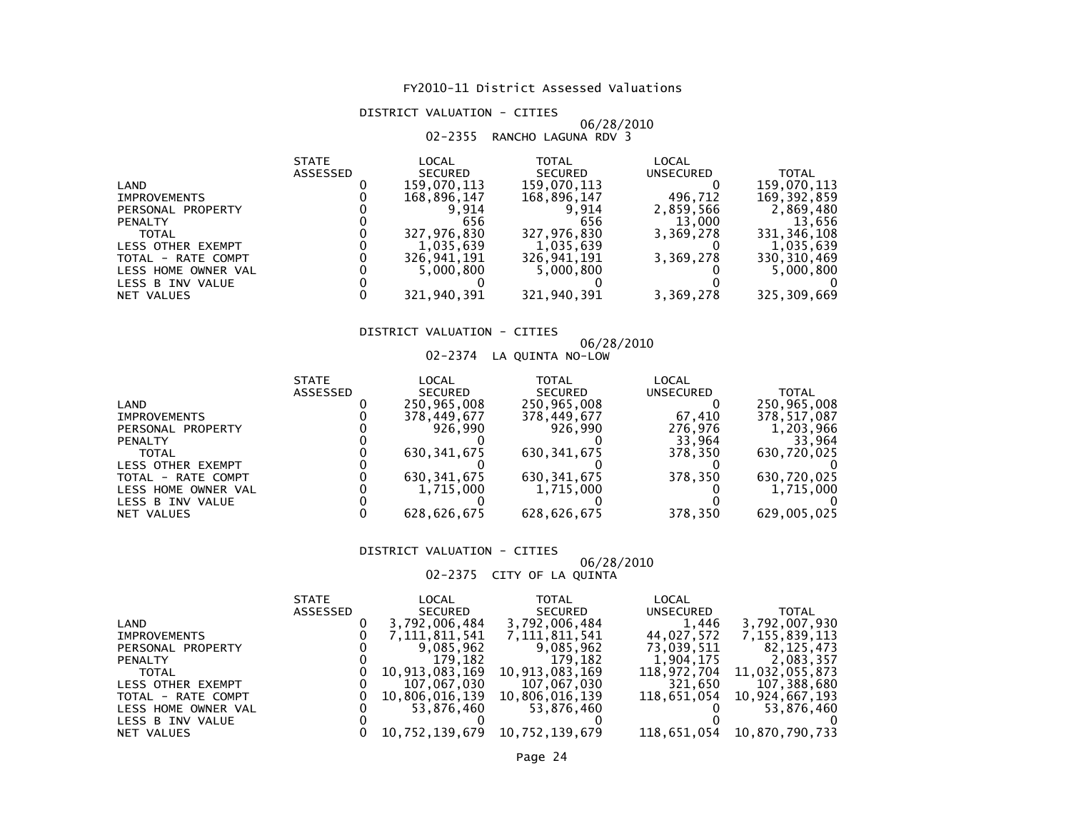# FY2010-11 District Assessed Valuations

## DISTRICT VALUATION - CITIES

06/28/2010

02-2355 RANCHO LAGUNA RDV 3

| | STATE ASSESSED | LOCAL SECURED | TOTAL SECURED | LOCAL UNSECURED | TOTAL |
|---|---|---|---|---|---|
| LAND | 0 | 159,070,113 | 159,070,113 | 0 | 159,070,113 |
| IMPROVEMENTS | 0 | 168,896,147 | 168,896,147 | 496,712 | 169,392,859 |
| PERSONAL PROPERTY | 0 | 9,914 | 9,914 | 2,859,566 | 2,869,480 |
| PENALTY | 0 | 656 | 656 | 13,000 | 13,656 |
| TOTAL | 0 | 327,976,830 | 327,976,830 | 3,369,278 | 331,346,108 |
| LESS OTHER EXEMPT | 0 | 1,035,639 | 1,035,639 | 0 | 1,035,639 |
| TOTAL - RATE COMPT | 0 | 326,941,191 | 326,941,191 | 3,369,278 | 330,310,469 |
| LESS HOME OWNER VAL | 0 | 5,000,800 | 5,000,800 | 0 | 5,000,800 |
| LESS B INV VALUE | 0 | 0 | 0 | 0 | 0 |
| NET VALUES | 0 | 321,940,391 | 321,940,391 | 3,369,278 | 325,309,669 |

## DISTRICT VALUATION - CITIES

06/28/2010

02-2374 LA QUINTA NO-LOW

| | STATE ASSESSED | LOCAL SECURED | TOTAL SECURED | LOCAL UNSECURED | TOTAL |
|---|---|---|---|---|---|
| LAND | 0 | 250,965,008 | 250,965,008 | 0 | 250,965,008 |
| IMPROVEMENTS | 0 | 378,449,677 | 378,449,677 | 67,410 | 378,517,087 |
| PERSONAL PROPERTY | 0 | 926,990 | 926,990 | 276,976 | 1,203,966 |
| PENALTY | 0 | 0 | 0 | 33,964 | 33,964 |
| TOTAL | 0 | 630,341,675 | 630,341,675 | 378,350 | 630,720,025 |
| LESS OTHER EXEMPT | 0 | 0 | 0 | 0 | 0 |
| TOTAL - RATE COMPT | 0 | 630,341,675 | 630,341,675 | 378,350 | 630,720,025 |
| LESS HOME OWNER VAL | 0 | 1,715,000 | 1,715,000 | 0 | 1,715,000 |
| LESS B INV VALUE | 0 | 0 | 0 | 0 | 0 |
| NET VALUES | 0 | 628,626,675 | 628,626,675 | 378,350 | 629,005,025 |

## DISTRICT VALUATION - CITIES

06/28/2010

02-2375 CITY OF LA QUINTA

| | STATE ASSESSED | LOCAL SECURED | TOTAL SECURED | LOCAL UNSECURED | TOTAL |
|---|---|---|---|---|---|
| LAND | 0 | 3,792,006,484 | 3,792,006,484 | 1,446 | 3,792,007,930 |
| IMPROVEMENTS | 0 | 7,111,811,541 | 7,111,811,541 | 44,027,572 | 7,155,839,113 |
| PERSONAL PROPERTY | 0 | 9,085,962 | 9,085,962 | 73,039,511 | 82,125,473 |
| PENALTY | 0 | 179,182 | 179,182 | 1,904,175 | 2,083,357 |
| TOTAL | 0 | 10,913,083,169 | 10,913,083,169 | 118,972,704 | 11,032,055,873 |
| LESS OTHER EXEMPT | 0 | 107,067,030 | 107,067,030 | 321,650 | 107,388,680 |
| TOTAL - RATE COMPT | 0 | 10,806,016,139 | 10,806,016,139 | 118,651,054 | 10,924,667,193 |
| LESS HOME OWNER VAL | 0 | 53,876,460 | 53,876,460 | 0 | 53,876,460 |
| LESS B INV VALUE | 0 | 0 | 0 | 0 | 0 |
| NET VALUES | 0 | 10,752,139,679 | 10,752,139,679 | 118,651,054 | 10,870,790,733 |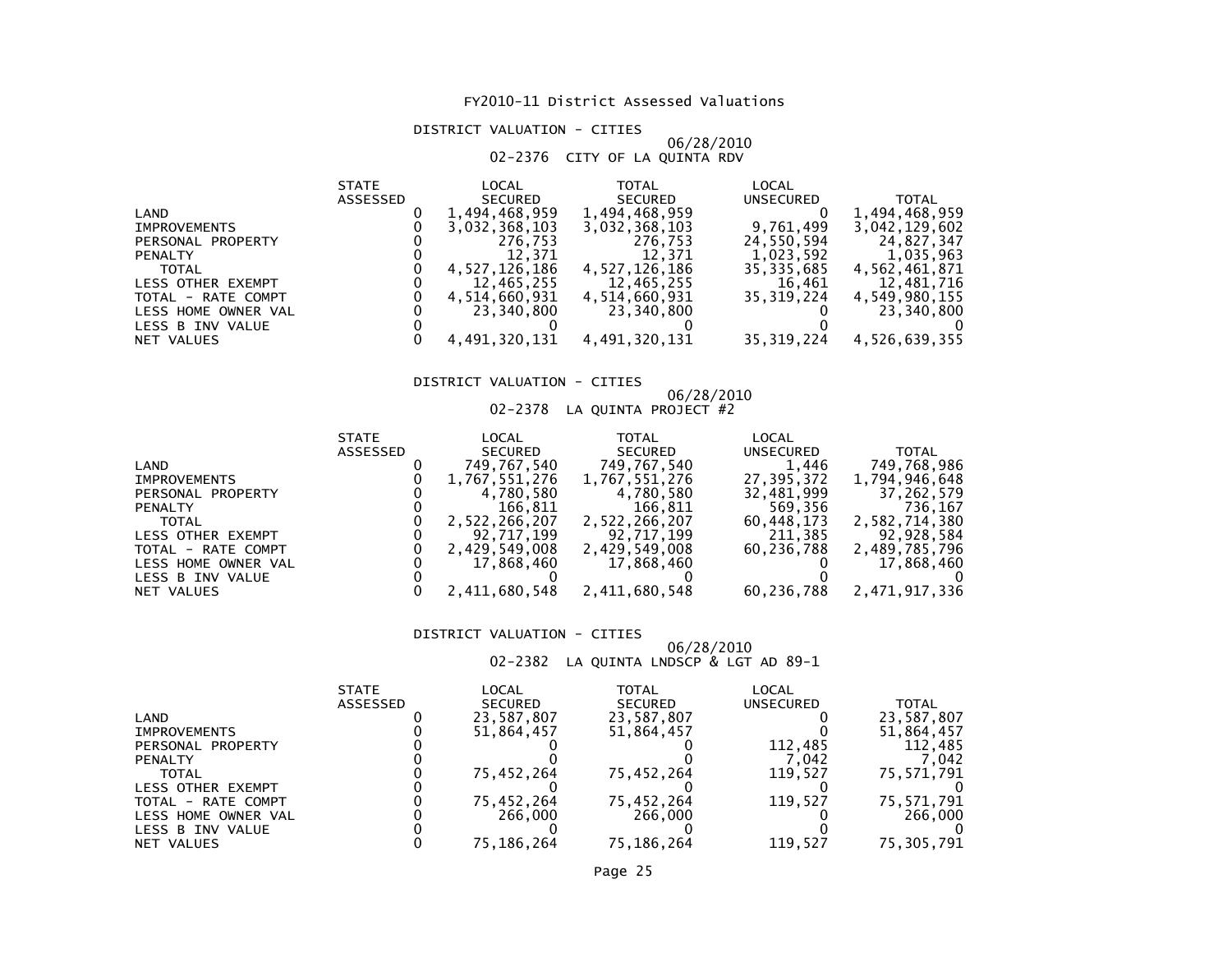# FY2010-11 District Assessed Valuations

## DISTRICT VALUATION - CITIES

06/28/2010

02-2376 CITY OF LA QUINTA RDV

| | STATE ASSESSED | LOCAL SECURED | TOTAL SECURED | LOCAL UNSECURED | TOTAL |
|---|---|---|---|---|---|
| LAND | 0 | 1,494,468,959 | 1,494,468,959 | 0 | 1,494,468,959 |
| IMPROVEMENTS | 0 | 3,032,368,103 | 3,032,368,103 | 9,761,499 | 3,042,129,602 |
| PERSONAL PROPERTY | 0 | 276,753 | 276,753 | 24,550,594 | 24,827,347 |
| PENALTY | 0 | 12,371 | 12,371 | 1,023,592 | 1,035,963 |
| TOTAL | 0 | 4,527,126,186 | 4,527,126,186 | 35,335,685 | 4,562,461,871 |
| LESS OTHER EXEMPT | 0 | 12,465,255 | 12,465,255 | 16,461 | 12,481,716 |
| TOTAL - RATE COMPT | 0 | 4,514,660,931 | 4,514,660,931 | 35,319,224 | 4,549,980,155 |
| LESS HOME OWNER VAL | 0 | 23,340,800 | 23,340,800 | 0 | 23,340,800 |
| LESS B INV VALUE | 0 | 0 | 0 | 0 | 0 |
| NET VALUES | 0 | 4,491,320,131 | 4,491,320,131 | 35,319,224 | 4,526,639,355 |

## DISTRICT VALUATION - CITIES

06/28/2010

02-2378 LA QUINTA PROJECT #2

| | STATE ASSESSED | LOCAL SECURED | TOTAL SECURED | LOCAL UNSECURED | TOTAL |
|---|---|---|---|---|---|
| LAND | 0 | 749,767,540 | 749,767,540 | 1,446 | 749,768,986 |
| IMPROVEMENTS | 0 | 1,767,551,276 | 1,767,551,276 | 27,395,372 | 1,794,946,648 |
| PERSONAL PROPERTY | 0 | 4,780,580 | 4,780,580 | 32,481,999 | 37,262,579 |
| PENALTY | 0 | 166,811 | 166,811 | 569,356 | 736,167 |
| TOTAL | 0 | 2,522,266,207 | 2,522,266,207 | 60,448,173 | 2,582,714,380 |
| LESS OTHER EXEMPT | 0 | 92,717,199 | 92,717,199 | 211,385 | 92,928,584 |
| TOTAL - RATE COMPT | 0 | 2,429,549,008 | 2,429,549,008 | 60,236,788 | 2,489,785,796 |
| LESS HOME OWNER VAL | 0 | 17,868,460 | 17,868,460 | 0 | 17,868,460 |
| LESS B INV VALUE | 0 | 0 | 0 | 0 | 0 |
| NET VALUES | 0 | 2,411,680,548 | 2,411,680,548 | 60,236,788 | 2,471,917,336 |

## DISTRICT VALUATION - CITIES

06/28/2010

02-2382 LA QUINTA LNDSCP & LGT AD 89-1

| | STATE ASSESSED | LOCAL SECURED | TOTAL SECURED | LOCAL UNSECURED | TOTAL |
|---|---|---|---|---|---|
| LAND | 0 | 23,587,807 | 23,587,807 | 0 | 23,587,807 |
| IMPROVEMENTS | 0 | 51,864,457 | 51,864,457 | 0 | 51,864,457 |
| PERSONAL PROPERTY | 0 | 0 | 0 | 112,485 | 112,485 |
| PENALTY | 0 | 0 | 0 | 7,042 | 7,042 |
| TOTAL | 0 | 75,452,264 | 75,452,264 | 119,527 | 75,571,791 |
| LESS OTHER EXEMPT | 0 | 0 | 0 | 0 | 0 |
| TOTAL - RATE COMPT | 0 | 75,452,264 | 75,452,264 | 119,527 | 75,571,791 |
| LESS HOME OWNER VAL | 0 | 266,000 | 266,000 | 0 | 266,000 |
| LESS B INV VALUE | 0 | 0 | 0 | 0 | 0 |
| NET VALUES | 0 | 75,186,264 | 75,186,264 | 119,527 | 75,305,791 |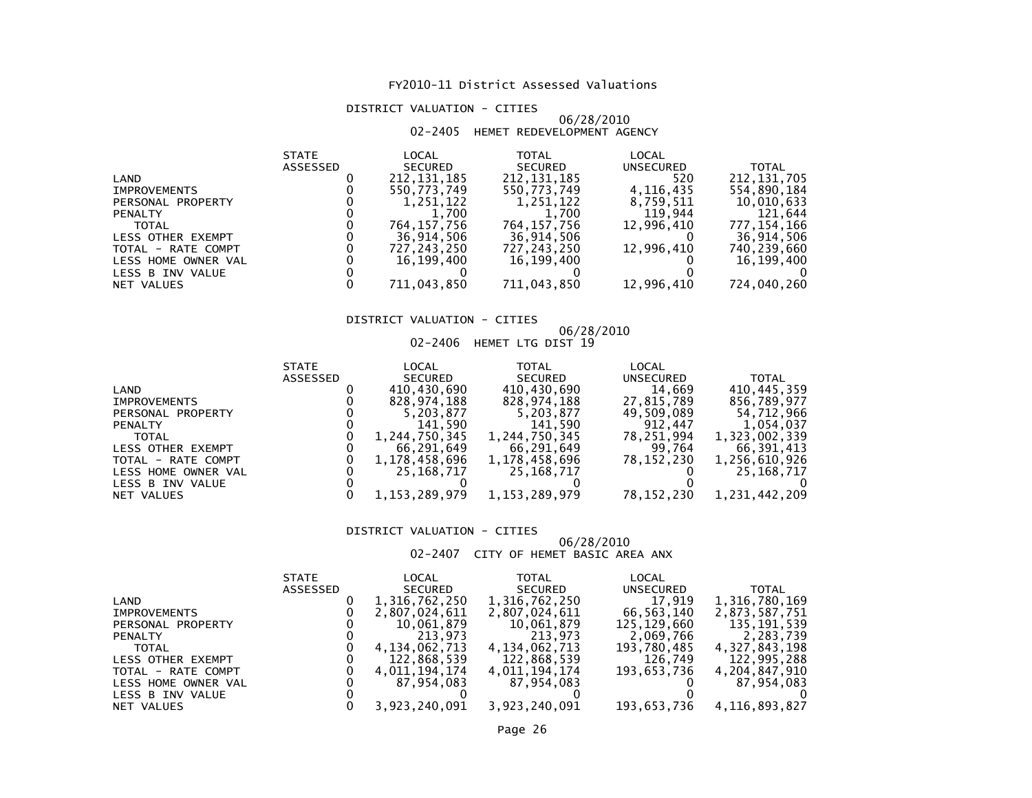# FY2010-11 District Assessed Valuations

## DISTRICT VALUATION - CITIES

06/28/2010

02-2405 HEMET REDEVELOPMENT AGENCY

| | STATE ASSESSED | LOCAL SECURED | TOTAL SECURED | LOCAL UNSECURED | TOTAL |
|---|---|---|---|---|---|
| LAND | 0 | 212,131,185 | 212,131,185 | 520 | 212,131,705 |
| IMPROVEMENTS | 0 | 550,773,749 | 550,773,749 | 4,116,435 | 554,890,184 |
| PERSONAL PROPERTY | 0 | 1,251,122 | 1,251,122 | 8,759,511 | 10,010,633 |
| PENALTY | 0 | 1,700 | 1,700 | 119,944 | 121,644 |
| TOTAL | 0 | 764,157,756 | 764,157,756 | 12,996,410 | 777,154,166 |
| LESS OTHER EXEMPT | 0 | 36,914,506 | 36,914,506 | 0 | 36,914,506 |
| TOTAL - RATE COMPT | 0 | 727,243,250 | 727,243,250 | 12,996,410 | 740,239,660 |
| LESS HOME OWNER VAL | 0 | 16,199,400 | 16,199,400 | 0 | 16,199,400 |
| LESS B INV VALUE | 0 | 0 | 0 | 0 | 0 |
| NET VALUES | 0 | 711,043,850 | 711,043,850 | 12,996,410 | 724,040,260 |

## DISTRICT VALUATION - CITIES

06/28/2010

02-2406 HEMET LTG DIST 19

| | STATE ASSESSED | LOCAL SECURED | TOTAL SECURED | LOCAL UNSECURED | TOTAL |
|---|---|---|---|---|---|
| LAND | 0 | 410,430,690 | 410,430,690 | 14,669 | 410,445,359 |
| IMPROVEMENTS | 0 | 828,974,188 | 828,974,188 | 27,815,789 | 856,789,977 |
| PERSONAL PROPERTY | 0 | 5,203,877 | 5,203,877 | 49,509,089 | 54,712,966 |
| PENALTY | 0 | 141,590 | 141,590 | 912,447 | 1,054,037 |
| TOTAL | 0 | 1,244,750,345 | 1,244,750,345 | 78,251,994 | 1,323,002,339 |
| LESS OTHER EXEMPT | 0 | 66,291,649 | 66,291,649 | 99,764 | 66,391,413 |
| TOTAL - RATE COMPT | 0 | 1,178,458,696 | 1,178,458,696 | 78,152,230 | 1,256,610,926 |
| LESS HOME OWNER VAL | 0 | 25,168,717 | 25,168,717 | 0 | 25,168,717 |
| LESS B INV VALUE | 0 | 0 | 0 | 0 | 0 |
| NET VALUES | 0 | 1,153,289,979 | 1,153,289,979 | 78,152,230 | 1,231,442,209 |

## DISTRICT VALUATION - CITIES

06/28/2010

02-2407 CITY OF HEMET BASIC AREA ANX

| | STATE ASSESSED | LOCAL SECURED | TOTAL SECURED | LOCAL UNSECURED | TOTAL |
|---|---|---|---|---|---|
| LAND | 0 | 1,316,762,250 | 1,316,762,250 | 17,919 | 1,316,780,169 |
| IMPROVEMENTS | 0 | 2,807,024,611 | 2,807,024,611 | 66,563,140 | 2,873,587,751 |
| PERSONAL PROPERTY | 0 | 10,061,879 | 10,061,879 | 125,129,660 | 135,191,539 |
| PENALTY | 0 | 213,973 | 213,973 | 2,069,766 | 2,283,739 |
| TOTAL | 0 | 4,134,062,713 | 4,134,062,713 | 193,780,485 | 4,327,843,198 |
| LESS OTHER EXEMPT | 0 | 122,868,539 | 122,868,539 | 126,749 | 122,995,288 |
| TOTAL - RATE COMPT | 0 | 4,011,194,174 | 4,011,194,174 | 193,653,736 | 4,204,847,910 |
| LESS HOME OWNER VAL | 0 | 87,954,083 | 87,954,083 | 0 | 87,954,083 |
| LESS B INV VALUE | 0 | 0 | 0 | 0 | 0 |
| NET VALUES | 0 | 3,923,240,091 | 3,923,240,091 | 193,653,736 | 4,116,893,827 |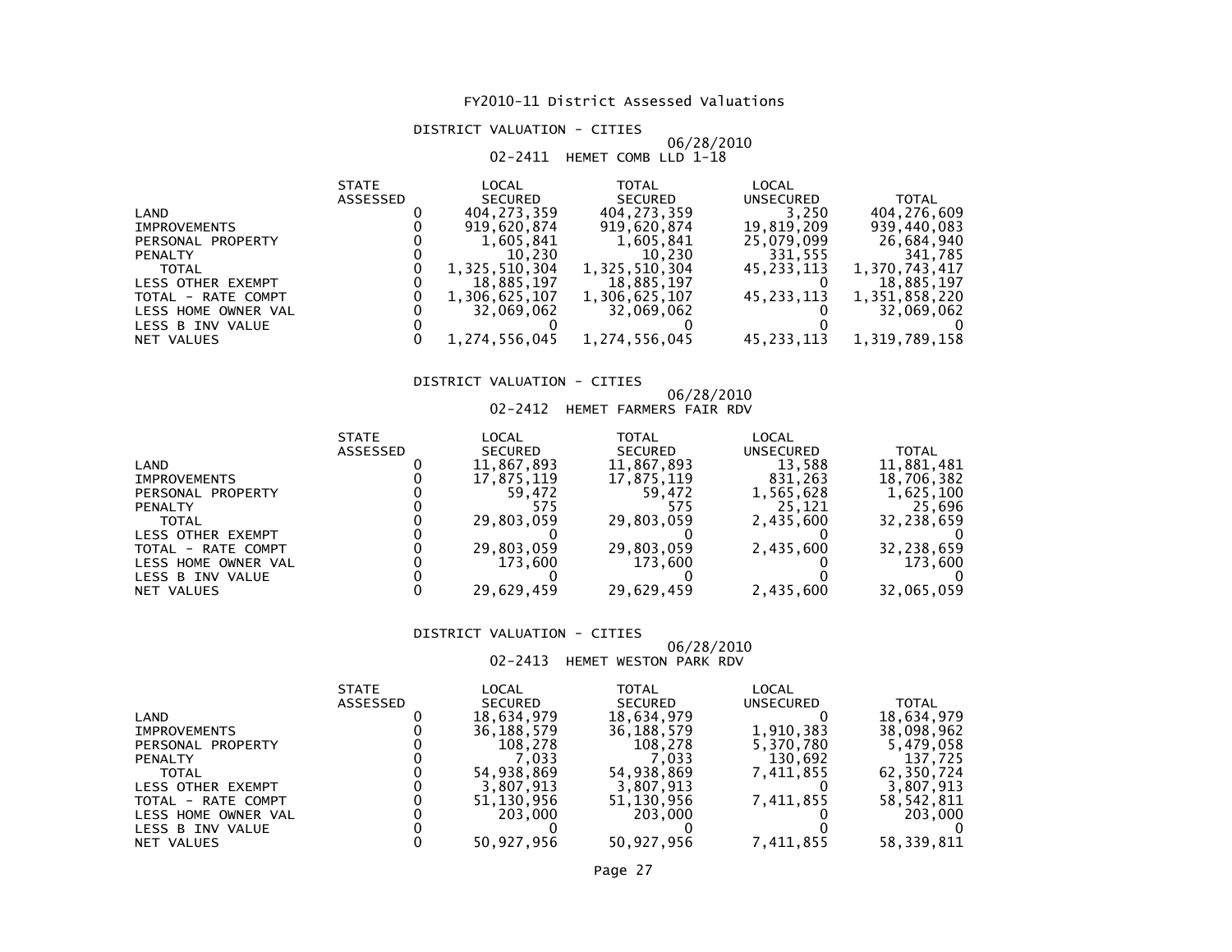# FY2010-11 District Assessed Valuations

## DISTRICT VALUATION - CITIES

06/28/2010

02-2411 HEMET COMB LLD 1-18

| | STATE ASSESSED | LOCAL SECURED | TOTAL SECURED | LOCAL UNSECURED | TOTAL |
|---|---|---|---|---|---|
| LAND | 0 | 404,273,359 | 404,273,359 | 3,250 | 404,276,609 |
| IMPROVEMENTS | 0 | 919,620,874 | 919,620,874 | 19,819,209 | 939,440,083 |
| PERSONAL PROPERTY | 0 | 1,605,841 | 1,605,841 | 25,079,099 | 26,684,940 |
| PENALTY | 0 | 10,230 | 10,230 | 331,555 | 341,785 |
| TOTAL | 0 | 1,325,510,304 | 1,325,510,304 | 45,233,113 | 1,370,743,417 |
| LESS OTHER EXEMPT | 0 | 18,885,197 | 18,885,197 | 0 | 18,885,197 |
| TOTAL - RATE COMPT | 0 | 1,306,625,107 | 1,306,625,107 | 45,233,113 | 1,351,858,220 |
| LESS HOME OWNER VAL | 0 | 32,069,062 | 32,069,062 | 0 | 32,069,062 |
| LESS B INV VALUE | 0 | 0 | 0 | 0 | 0 |
| NET VALUES | 0 | 1,274,556,045 | 1,274,556,045 | 45,233,113 | 1,319,789,158 |

## DISTRICT VALUATION - CITIES

06/28/2010

02-2412 HEMET FARMERS FAIR RDV

| | STATE ASSESSED | LOCAL SECURED | TOTAL SECURED | LOCAL UNSECURED | TOTAL |
|---|---|---|---|---|---|
| LAND | 0 | 11,867,893 | 11,867,893 | 13,588 | 11,881,481 |
| IMPROVEMENTS | 0 | 17,875,119 | 17,875,119 | 831,263 | 18,706,382 |
| PERSONAL PROPERTY | 0 | 59,472 | 59,472 | 1,565,628 | 1,625,100 |
| PENALTY | 0 | 575 | 575 | 25,121 | 25,696 |
| TOTAL | 0 | 29,803,059 | 29,803,059 | 2,435,600 | 32,238,659 |
| LESS OTHER EXEMPT | 0 | 0 | 0 | 0 | 0 |
| TOTAL - RATE COMPT | 0 | 29,803,059 | 29,803,059 | 2,435,600 | 32,238,659 |
| LESS HOME OWNER VAL | 0 | 173,600 | 173,600 | 0 | 173,600 |
| LESS B INV VALUE | 0 | 0 | 0 | 0 | 0 |
| NET VALUES | 0 | 29,629,459 | 29,629,459 | 2,435,600 | 32,065,059 |

## DISTRICT VALUATION - CITIES

06/28/2010

02-2413 HEMET WESTON PARK RDV

| | STATE ASSESSED | LOCAL SECURED | TOTAL SECURED | LOCAL UNSECURED | TOTAL |
|---|---|---|---|---|---|
| LAND | 0 | 18,634,979 | 18,634,979 | 0 | 18,634,979 |
| IMPROVEMENTS | 0 | 36,188,579 | 36,188,579 | 1,910,383 | 38,098,962 |
| PERSONAL PROPERTY | 0 | 108,278 | 108,278 | 5,370,780 | 5,479,058 |
| PENALTY | 0 | 7,033 | 7,033 | 130,692 | 137,725 |
| TOTAL | 0 | 54,938,869 | 54,938,869 | 7,411,855 | 62,350,724 |
| LESS OTHER EXEMPT | 0 | 3,807,913 | 3,807,913 | 0 | 3,807,913 |
| TOTAL - RATE COMPT | 0 | 51,130,956 | 51,130,956 | 7,411,855 | 58,542,811 |
| LESS HOME OWNER VAL | 0 | 203,000 | 203,000 | 0 | 203,000 |
| LESS B INV VALUE | 0 | 0 | 0 | 0 | 0 |
| NET VALUES | 0 | 50,927,956 | 50,927,956 | 7,411,855 | 58,339,811 |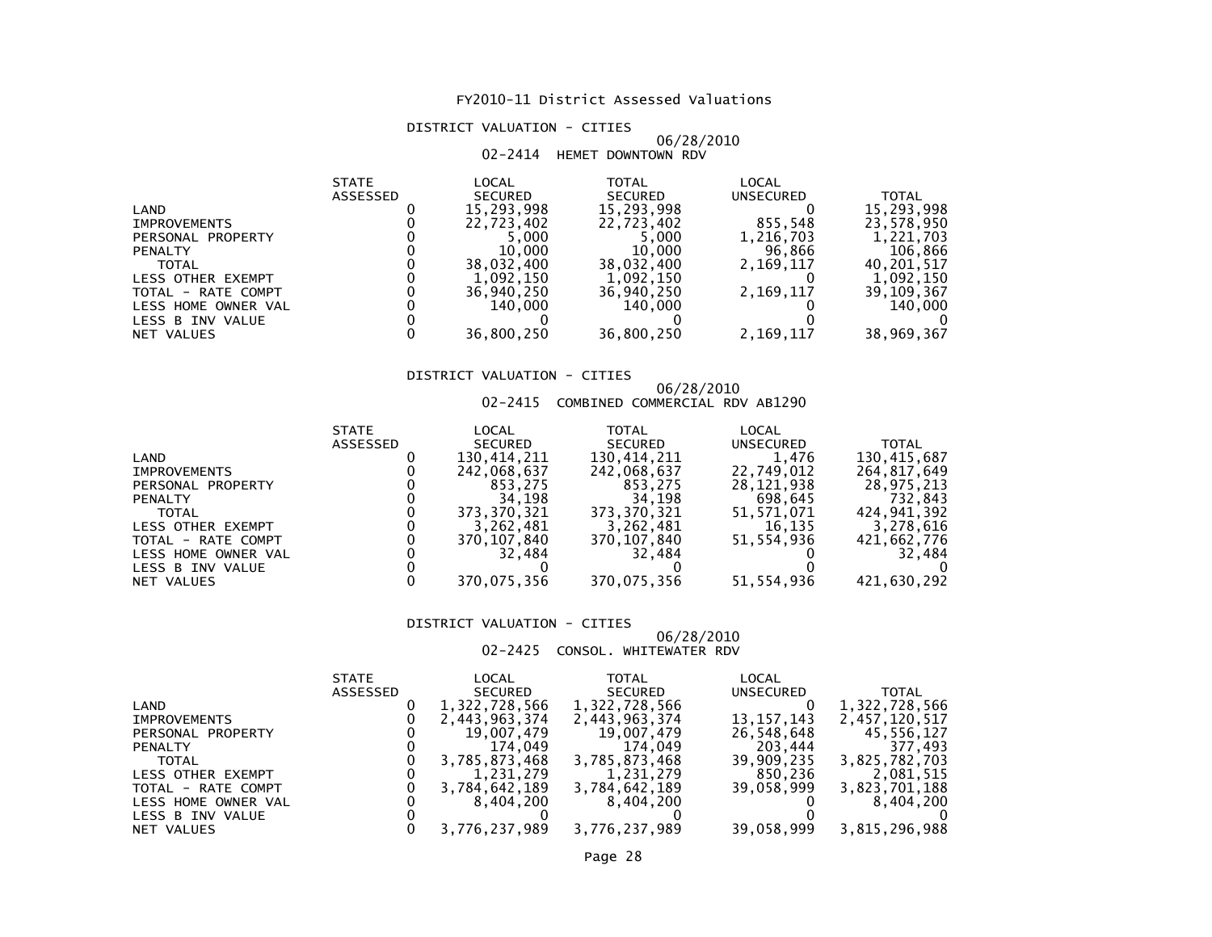# FY2010-11 District Assessed Valuations

## DISTRICT VALUATION - CITIES

06/28/2010

### 02-2414 HEMET DOWNTOWN RDV

| | STATE ASSESSED | LOCAL SECURED | TOTAL SECURED | LOCAL UNSECURED | TOTAL |
|---|---|---|---|---|---|
| LAND | 0 | 15,293,998 | 15,293,998 | 0 | 15,293,998 |
| IMPROVEMENTS | 0 | 22,723,402 | 22,723,402 | 855,548 | 23,578,950 |
| PERSONAL PROPERTY | 0 | 5,000 | 5,000 | 1,216,703 | 1,221,703 |
| PENALTY | 0 | 10,000 | 10,000 | 96,866 | 106,866 |
| TOTAL | 0 | 38,032,400 | 38,032,400 | 2,169,117 | 40,201,517 |
| LESS OTHER EXEMPT | 0 | 1,092,150 | 1,092,150 | 0 | 1,092,150 |
| TOTAL - RATE COMPT | 0 | 36,940,250 | 36,940,250 | 2,169,117 | 39,109,367 |
| LESS HOME OWNER VAL | 0 | 140,000 | 140,000 | 0 | 140,000 |
| LESS B INV VALUE | 0 | 0 | 0 | 0 | 0 |
| NET VALUES | 0 | 36,800,250 | 36,800,250 | 2,169,117 | 38,969,367 |

## DISTRICT VALUATION - CITIES

06/28/2010

### 02-2415 COMBINED COMMERCIAL RDV AB1290

| | STATE ASSESSED | LOCAL SECURED | TOTAL SECURED | LOCAL UNSECURED | TOTAL |
|---|---|---|---|---|---|
| LAND | 0 | 130,414,211 | 130,414,211 | 1,476 | 130,415,687 |
| IMPROVEMENTS | 0 | 242,068,637 | 242,068,637 | 22,749,012 | 264,817,649 |
| PERSONAL PROPERTY | 0 | 853,275 | 853,275 | 28,121,938 | 28,975,213 |
| PENALTY | 0 | 34,198 | 34,198 | 698,645 | 732,843 |
| TOTAL | 0 | 373,370,321 | 373,370,321 | 51,571,071 | 424,941,392 |
| LESS OTHER EXEMPT | 0 | 3,262,481 | 3,262,481 | 16,135 | 3,278,616 |
| TOTAL - RATE COMPT | 0 | 370,107,840 | 370,107,840 | 51,554,936 | 421,662,776 |
| LESS HOME OWNER VAL | 0 | 32,484 | 32,484 | 0 | 32,484 |
| LESS B INV VALUE | 0 | 0 | 0 | 0 | 0 |
| NET VALUES | 0 | 370,075,356 | 370,075,356 | 51,554,936 | 421,630,292 |

## DISTRICT VALUATION - CITIES

06/28/2010

### 02-2425 CONSOL. WHITEWATER RDV

| | STATE ASSESSED | LOCAL SECURED | TOTAL SECURED | LOCAL UNSECURED | TOTAL |
|---|---|---|---|---|---|
| LAND | 0 | 1,322,728,566 | 1,322,728,566 | 0 | 1,322,728,566 |
| IMPROVEMENTS | 0 | 2,443,963,374 | 2,443,963,374 | 13,157,143 | 2,457,120,517 |
| PERSONAL PROPERTY | 0 | 19,007,479 | 19,007,479 | 26,548,648 | 45,556,127 |
| PENALTY | 0 | 174,049 | 174,049 | 203,444 | 377,493 |
| TOTAL | 0 | 3,785,873,468 | 3,785,873,468 | 39,909,235 | 3,825,782,703 |
| LESS OTHER EXEMPT | 0 | 1,231,279 | 1,231,279 | 850,236 | 2,081,515 |
| TOTAL - RATE COMPT | 0 | 3,784,642,189 | 3,784,642,189 | 39,058,999 | 3,823,701,188 |
| LESS HOME OWNER VAL | 0 | 8,404,200 | 8,404,200 | 0 | 8,404,200 |
| LESS B INV VALUE | 0 | 0 | 0 | 0 | 0 |
| NET VALUES | 0 | 3,776,237,989 | 3,776,237,989 | 39,058,999 | 3,815,296,988 |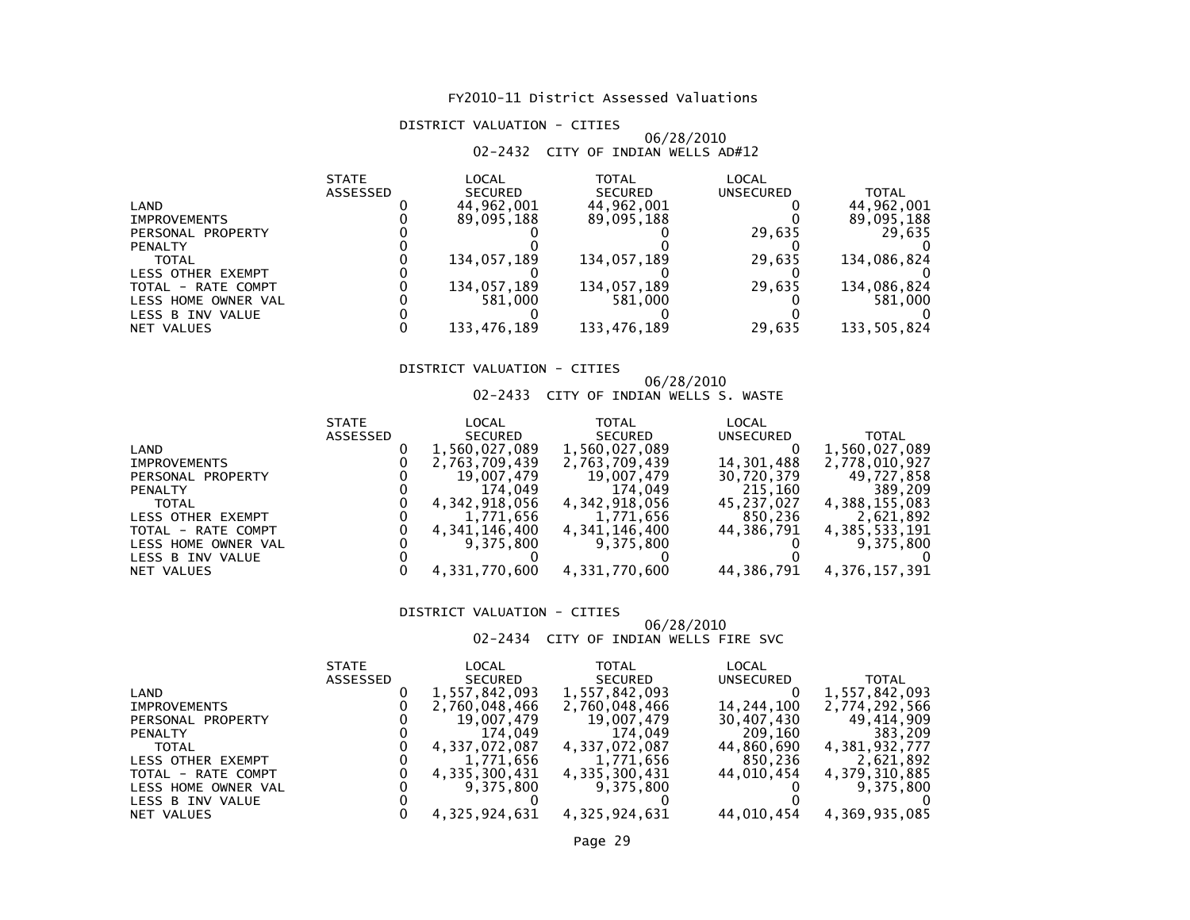# FY2010-11 District Assessed Valuations

## DISTRICT VALUATION - CITIES

06/28/2010

### 02-2432 CITY OF INDIAN WELLS AD#12

| | STATE ASSESSED | LOCAL SECURED | TOTAL SECURED | LOCAL UNSECURED | TOTAL |
|---|---|---|---|---|---|
| LAND | 0 | 44,962,001 | 44,962,001 | 0 | 44,962,001 |
| IMPROVEMENTS | 0 | 89,095,188 | 89,095,188 | 0 | 89,095,188 |
| PERSONAL PROPERTY | 0 | 0 | 0 | 29,635 | 29,635 |
| PENALTY | 0 | 0 | 0 | 0 | 0 |
| TOTAL | 0 | 134,057,189 | 134,057,189 | 29,635 | 134,086,824 |
| LESS OTHER EXEMPT | 0 | 0 | 0 | 0 | 0 |
| TOTAL - RATE COMPT | 0 | 134,057,189 | 134,057,189 | 29,635 | 134,086,824 |
| LESS HOME OWNER VAL | 0 | 581,000 | 581,000 | 0 | 581,000 |
| LESS B INV VALUE | 0 | 0 | 0 | 0 | 0 |
| NET VALUES | 0 | 133,476,189 | 133,476,189 | 29,635 | 133,505,824 |

## DISTRICT VALUATION - CITIES

06/28/2010

### 02-2433 CITY OF INDIAN WELLS S. WASTE

| | STATE ASSESSED | LOCAL SECURED | TOTAL SECURED | LOCAL UNSECURED | TOTAL |
|---|---|---|---|---|---|
| LAND | 0 | 1,560,027,089 | 1,560,027,089 | 0 | 1,560,027,089 |
| IMPROVEMENTS | 0 | 2,763,709,439 | 2,763,709,439 | 14,301,488 | 2,778,010,927 |
| PERSONAL PROPERTY | 0 | 19,007,479 | 19,007,479 | 30,720,379 | 49,727,858 |
| PENALTY | 0 | 174,049 | 174,049 | 215,160 | 389,209 |
| TOTAL | 0 | 4,342,918,056 | 4,342,918,056 | 45,237,027 | 4,388,155,083 |
| LESS OTHER EXEMPT | 0 | 1,771,656 | 1,771,656 | 850,236 | 2,621,892 |
| TOTAL - RATE COMPT | 0 | 4,341,146,400 | 4,341,146,400 | 44,386,791 | 4,385,533,191 |
| LESS HOME OWNER VAL | 0 | 9,375,800 | 9,375,800 | 0 | 9,375,800 |
| LESS B INV VALUE | 0 | 0 | 0 | 0 | 0 |
| NET VALUES | 0 | 4,331,770,600 | 4,331,770,600 | 44,386,791 | 4,376,157,391 |

## DISTRICT VALUATION - CITIES

06/28/2010

### 02-2434 CITY OF INDIAN WELLS FIRE SVC

| | STATE ASSESSED | LOCAL SECURED | TOTAL SECURED | LOCAL UNSECURED | TOTAL |
|---|---|---|---|---|---|
| LAND | 0 | 1,557,842,093 | 1,557,842,093 | 0 | 1,557,842,093 |
| IMPROVEMENTS | 0 | 2,760,048,466 | 2,760,048,466 | 14,244,100 | 2,774,292,566 |
| PERSONAL PROPERTY | 0 | 19,007,479 | 19,007,479 | 30,407,430 | 49,414,909 |
| PENALTY | 0 | 174,049 | 174,049 | 209,160 | 383,209 |
| TOTAL | 0 | 4,337,072,087 | 4,337,072,087 | 44,860,690 | 4,381,932,777 |
| LESS OTHER EXEMPT | 0 | 1,771,656 | 1,771,656 | 850,236 | 2,621,892 |
| TOTAL - RATE COMPT | 0 | 4,335,300,431 | 4,335,300,431 | 44,010,454 | 4,379,310,885 |
| LESS HOME OWNER VAL | 0 | 9,375,800 | 9,375,800 | 0 | 9,375,800 |
| LESS B INV VALUE | 0 | 0 | 0 | 0 | 0 |
| NET VALUES | 0 | 4,325,924,631 | 4,325,924,631 | 44,010,454 | 4,369,935,085 |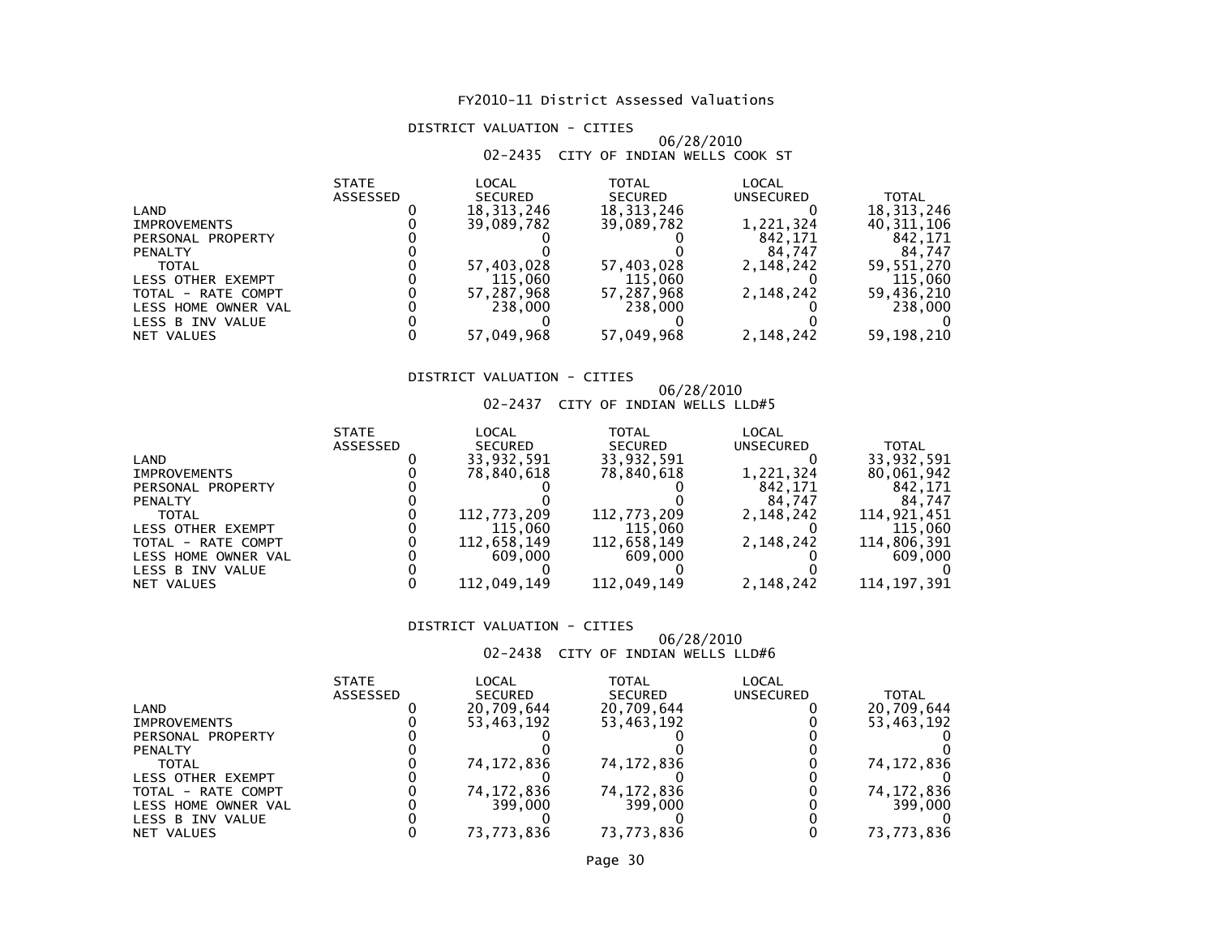# FY2010-11 District Assessed Valuations

## DISTRICT VALUATION - CITIES

06/28/2010

02-2435 CITY OF INDIAN WELLS COOK ST

| | STATE ASSESSED | LOCAL SECURED | TOTAL SECURED | LOCAL UNSECURED | TOTAL |
|---|---|---|---|---|---|
| LAND | 0 | 18,313,246 | 18,313,246 | 0 | 18,313,246 |
| IMPROVEMENTS | 0 | 39,089,782 | 39,089,782 | 1,221,324 | 40,311,106 |
| PERSONAL PROPERTY | 0 | 0 | 0 | 842,171 | 842,171 |
| PENALTY | 0 | 0 | 0 | 84,747 | 84,747 |
| TOTAL | 0 | 57,403,028 | 57,403,028 | 2,148,242 | 59,551,270 |
| LESS OTHER EXEMPT | 0 | 115,060 | 115,060 | 0 | 115,060 |
| TOTAL - RATE COMPT | 0 | 57,287,968 | 57,287,968 | 2,148,242 | 59,436,210 |
| LESS HOME OWNER VAL | 0 | 238,000 | 238,000 | 0 | 238,000 |
| LESS B INV VALUE | 0 | 0 | 0 | 0 | 0 |
| NET VALUES | 0 | 57,049,968 | 57,049,968 | 2,148,242 | 59,198,210 |

## DISTRICT VALUATION - CITIES

06/28/2010

02-2437 CITY OF INDIAN WELLS LLD#5

| | STATE ASSESSED | LOCAL SECURED | TOTAL SECURED | LOCAL UNSECURED | TOTAL |
|---|---|---|---|---|---|
| LAND | 0 | 33,932,591 | 33,932,591 | 0 | 33,932,591 |
| IMPROVEMENTS | 0 | 78,840,618 | 78,840,618 | 1,221,324 | 80,061,942 |
| PERSONAL PROPERTY | 0 | 0 | 0 | 842,171 | 842,171 |
| PENALTY | 0 | 0 | 0 | 84,747 | 84,747 |
| TOTAL | 0 | 112,773,209 | 112,773,209 | 2,148,242 | 114,921,451 |
| LESS OTHER EXEMPT | 0 | 115,060 | 115,060 | 0 | 115,060 |
| TOTAL - RATE COMPT | 0 | 112,658,149 | 112,658,149 | 2,148,242 | 114,806,391 |
| LESS HOME OWNER VAL | 0 | 609,000 | 609,000 | 0 | 609,000 |
| LESS B INV VALUE | 0 | 0 | 0 | 0 | 0 |
| NET VALUES | 0 | 112,049,149 | 112,049,149 | 2,148,242 | 114,197,391 |

## DISTRICT VALUATION - CITIES

06/28/2010

02-2438 CITY OF INDIAN WELLS LLD#6

| | STATE ASSESSED | LOCAL SECURED | TOTAL SECURED | LOCAL UNSECURED | TOTAL |
|---|---|---|---|---|---|
| LAND | 0 | 20,709,644 | 20,709,644 | 0 | 20,709,644 |
| IMPROVEMENTS | 0 | 53,463,192 | 53,463,192 | 0 | 53,463,192 |
| PERSONAL PROPERTY | 0 | 0 | 0 | 0 | 0 |
| PENALTY | 0 | 0 | 0 | 0 | 0 |
| TOTAL | 0 | 74,172,836 | 74,172,836 | 0 | 74,172,836 |
| LESS OTHER EXEMPT | 0 | 0 | 0 | 0 | 0 |
| TOTAL - RATE COMPT | 0 | 74,172,836 | 74,172,836 | 0 | 74,172,836 |
| LESS HOME OWNER VAL | 0 | 399,000 | 399,000 | 0 | 399,000 |
| LESS B INV VALUE | 0 | 0 | 0 | 0 | 0 |
| NET VALUES | 0 | 73,773,836 | 73,773,836 | 0 | 73,773,836 |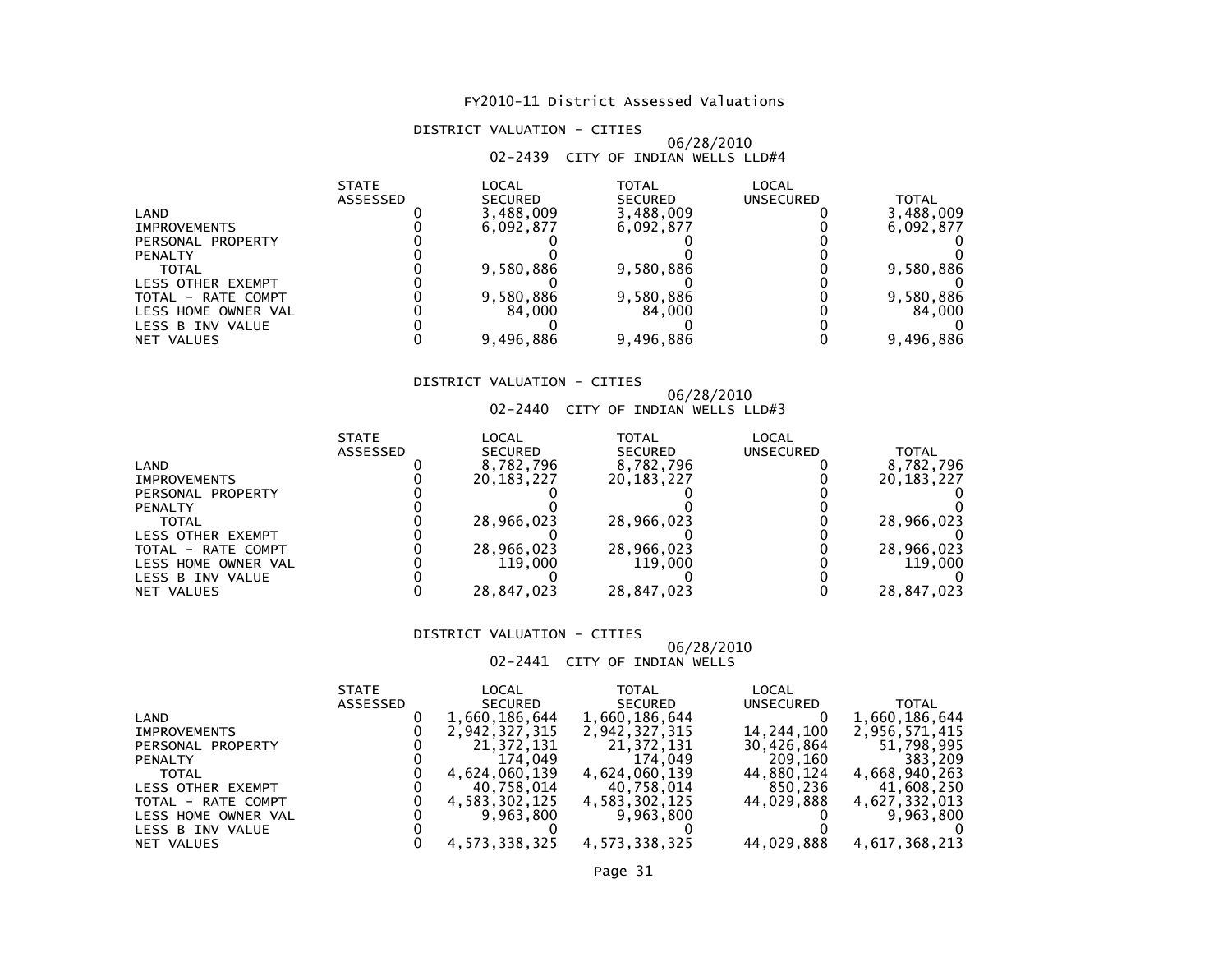# FY2010-11 District Assessed Valuations

## DISTRICT VALUATION - CITIES

06/28/2010

### 02-2439 CITY OF INDIAN WELLS LLD#4

| | STATE ASSESSED | LOCAL SECURED | TOTAL SECURED | LOCAL UNSECURED | TOTAL |
|---|---|---|---|---|---|
| LAND | 0 | 3,488,009 | 3,488,009 | 0 | 3,488,009 |
| IMPROVEMENTS | 0 | 6,092,877 | 6,092,877 | 0 | 6,092,877 |
| PERSONAL PROPERTY | 0 | 0 | 0 | 0 | 0 |
| PENALTY | 0 | 0 | 0 | 0 | 0 |
| TOTAL | 0 | 9,580,886 | 9,580,886 | 0 | 9,580,886 |
| LESS OTHER EXEMPT | 0 | 0 | 0 | 0 | 0 |
| TOTAL - RATE COMPT | 0 | 9,580,886 | 9,580,886 | 0 | 9,580,886 |
| LESS HOME OWNER VAL | 0 | 84,000 | 84,000 | 0 | 84,000 |
| LESS B INV VALUE | 0 | 0 | 0 | 0 | 0 |
| NET VALUES | 0 | 9,496,886 | 9,496,886 | 0 | 9,496,886 |

## DISTRICT VALUATION - CITIES

06/28/2010

### 02-2440 CITY OF INDIAN WELLS LLD#3

| | STATE ASSESSED | LOCAL SECURED | TOTAL SECURED | LOCAL UNSECURED | TOTAL |
|---|---|---|---|---|---|
| LAND | 0 | 8,782,796 | 8,782,796 | 0 | 8,782,796 |
| IMPROVEMENTS | 0 | 20,183,227 | 20,183,227 | 0 | 20,183,227 |
| PERSONAL PROPERTY | 0 | 0 | 0 | 0 | 0 |
| PENALTY | 0 | 0 | 0 | 0 | 0 |
| TOTAL | 0 | 28,966,023 | 28,966,023 | 0 | 28,966,023 |
| LESS OTHER EXEMPT | 0 | 0 | 0 | 0 | 0 |
| TOTAL - RATE COMPT | 0 | 28,966,023 | 28,966,023 | 0 | 28,966,023 |
| LESS HOME OWNER VAL | 0 | 119,000 | 119,000 | 0 | 119,000 |
| LESS B INV VALUE | 0 | 0 | 0 | 0 | 0 |
| NET VALUES | 0 | 28,847,023 | 28,847,023 | 0 | 28,847,023 |

## DISTRICT VALUATION - CITIES

06/28/2010

### 02-2441 CITY OF INDIAN WELLS

| | STATE ASSESSED | LOCAL SECURED | TOTAL SECURED | LOCAL UNSECURED | TOTAL |
|---|---|---|---|---|---|
| LAND | 0 | 1,660,186,644 | 1,660,186,644 | 0 | 1,660,186,644 |
| IMPROVEMENTS | 0 | 2,942,327,315 | 2,942,327,315 | 14,244,100 | 2,956,571,415 |
| PERSONAL PROPERTY | 0 | 21,372,131 | 21,372,131 | 30,426,864 | 51,798,995 |
| PENALTY | 0 | 174,049 | 174,049 | 209,160 | 383,209 |
| TOTAL | 0 | 4,624,060,139 | 4,624,060,139 | 44,880,124 | 4,668,940,263 |
| LESS OTHER EXEMPT | 0 | 40,758,014 | 40,758,014 | 850,236 | 41,608,250 |
| TOTAL - RATE COMPT | 0 | 4,583,302,125 | 4,583,302,125 | 44,029,888 | 4,627,332,013 |
| LESS HOME OWNER VAL | 0 | 9,963,800 | 9,963,800 | 0 | 9,963,800 |
| LESS B INV VALUE | 0 | 0 | 0 | 0 | 0 |
| NET VALUES | 0 | 4,573,338,325 | 4,573,338,325 | 44,029,888 | 4,617,368,213 |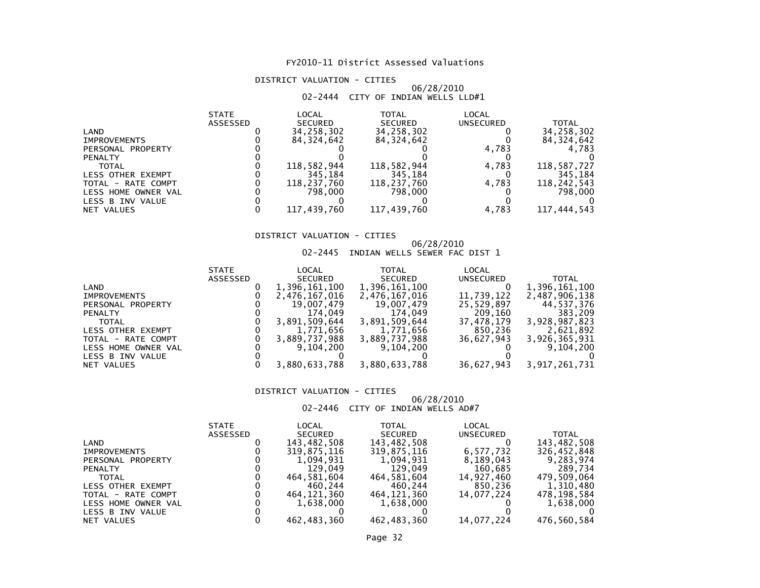# FY2010-11 District Assessed Valuations

## DISTRICT VALUATION - CITIES

06/28/2010

02-2444 CITY OF INDIAN WELLS LLD#1

| | STATE ASSESSED | LOCAL SECURED | TOTAL SECURED | LOCAL UNSECURED | TOTAL |
|---|---|---|---|---|---|
| LAND | 0 | 34,258,302 | 34,258,302 | 0 | 34,258,302 |
| IMPROVEMENTS | 0 | 84,324,642 | 84,324,642 | 0 | 84,324,642 |
| PERSONAL PROPERTY | 0 | 0 | 0 | 4,783 | 4,783 |
| PENALTY | 0 | 0 | 0 | 0 | 0 |
| TOTAL | 0 | 118,582,944 | 118,582,944 | 4,783 | 118,587,727 |
| LESS OTHER EXEMPT | 0 | 345,184 | 345,184 | 0 | 345,184 |
| TOTAL - RATE COMPT | 0 | 118,237,760 | 118,237,760 | 4,783 | 118,242,543 |
| LESS HOME OWNER VAL | 0 | 798,000 | 798,000 | 0 | 798,000 |
| LESS B INV VALUE | 0 | 0 | 0 | 0 | 0 |
| NET VALUES | 0 | 117,439,760 | 117,439,760 | 4,783 | 117,444,543 |

## DISTRICT VALUATION - CITIES

06/28/2010

02-2445 INDIAN WELLS SEWER FAC DIST 1

| | STATE ASSESSED | LOCAL SECURED | TOTAL SECURED | LOCAL UNSECURED | TOTAL |
|---|---|---|---|---|---|
| LAND | 0 | 1,396,161,100 | 1,396,161,100 | 0 | 1,396,161,100 |
| IMPROVEMENTS | 0 | 2,476,167,016 | 2,476,167,016 | 11,739,122 | 2,487,906,138 |
| PERSONAL PROPERTY | 0 | 19,007,479 | 19,007,479 | 25,529,897 | 44,537,376 |
| PENALTY | 0 | 174,049 | 174,049 | 209,160 | 383,209 |
| TOTAL | 0 | 3,891,509,644 | 3,891,509,644 | 37,478,179 | 3,928,987,823 |
| LESS OTHER EXEMPT | 0 | 1,771,656 | 1,771,656 | 850,236 | 2,621,892 |
| TOTAL - RATE COMPT | 0 | 3,889,737,988 | 3,889,737,988 | 36,627,943 | 3,926,365,931 |
| LESS HOME OWNER VAL | 0 | 9,104,200 | 9,104,200 | 0 | 9,104,200 |
| LESS B INV VALUE | 0 | 0 | 0 | 0 | 0 |
| NET VALUES | 0 | 3,880,633,788 | 3,880,633,788 | 36,627,943 | 3,917,261,731 |

## DISTRICT VALUATION - CITIES

06/28/2010

02-2446 CITY OF INDIAN WELLS AD#7

| | STATE ASSESSED | LOCAL SECURED | TOTAL SECURED | LOCAL UNSECURED | TOTAL |
|---|---|---|---|---|---|
| LAND | 0 | 143,482,508 | 143,482,508 | 0 | 143,482,508 |
| IMPROVEMENTS | 0 | 319,875,116 | 319,875,116 | 6,577,732 | 326,452,848 |
| PERSONAL PROPERTY | 0 | 1,094,931 | 1,094,931 | 8,189,043 | 9,283,974 |
| PENALTY | 0 | 129,049 | 129,049 | 160,685 | 289,734 |
| TOTAL | 0 | 464,581,604 | 464,581,604 | 14,927,460 | 479,509,064 |
| LESS OTHER EXEMPT | 0 | 460,244 | 460,244 | 850,236 | 1,310,480 |
| TOTAL - RATE COMPT | 0 | 464,121,360 | 464,121,360 | 14,077,224 | 478,198,584 |
| LESS HOME OWNER VAL | 0 | 1,638,000 | 1,638,000 | 0 | 1,638,000 |
| LESS B INV VALUE | 0 | 0 | 0 | 0 | 0 |
| NET VALUES | 0 | 462,483,360 | 462,483,360 | 14,077,224 | 476,560,584 |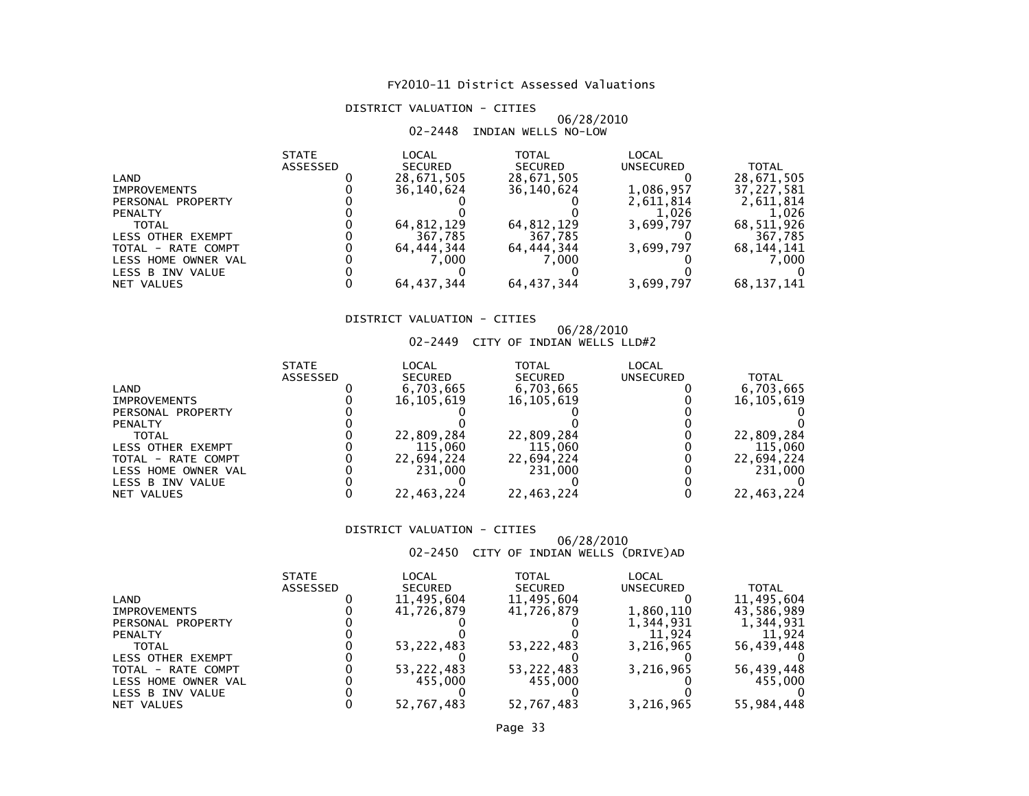# FY2010-11 District Assessed Valuations

## DISTRICT VALUATION - CITIES

06/28/2010

### 02-2448 INDIAN WELLS NO-LOW

| | STATE ASSESSED | LOCAL SECURED | TOTAL SECURED | LOCAL UNSECURED | TOTAL |
|---|---|---|---|---|---|
| LAND | 0 | 28,671,505 | 28,671,505 | 0 | 28,671,505 |
| IMPROVEMENTS | 0 | 36,140,624 | 36,140,624 | 1,086,957 | 37,227,581 |
| PERSONAL PROPERTY | 0 | 0 | 0 | 2,611,814 | 2,611,814 |
| PENALTY | 0 | 0 | 0 | 1,026 | 1,026 |
| TOTAL | 0 | 64,812,129 | 64,812,129 | 3,699,797 | 68,511,926 |
| LESS OTHER EXEMPT | 0 | 367,785 | 367,785 | 0 | 367,785 |
| TOTAL - RATE COMPT | 0 | 64,444,344 | 64,444,344 | 3,699,797 | 68,144,141 |
| LESS HOME OWNER VAL | 0 | 7,000 | 7,000 | 0 | 7,000 |
| LESS B INV VALUE | 0 | 0 | 0 | 0 | 0 |
| NET VALUES | 0 | 64,437,344 | 64,437,344 | 3,699,797 | 68,137,141 |

## DISTRICT VALUATION - CITIES

06/28/2010

### 02-2449 CITY OF INDIAN WELLS LLD#2

| | STATE ASSESSED | LOCAL SECURED | TOTAL SECURED | LOCAL UNSECURED | TOTAL |
|---|---|---|---|---|---|
| LAND | 0 | 6,703,665 | 6,703,665 | 0 | 6,703,665 |
| IMPROVEMENTS | 0 | 16,105,619 | 16,105,619 | 0 | 16,105,619 |
| PERSONAL PROPERTY | 0 | 0 | 0 | 0 | 0 |
| PENALTY | 0 | 0 | 0 | 0 | 0 |
| TOTAL | 0 | 22,809,284 | 22,809,284 | 0 | 22,809,284 |
| LESS OTHER EXEMPT | 0 | 115,060 | 115,060 | 0 | 115,060 |
| TOTAL - RATE COMPT | 0 | 22,694,224 | 22,694,224 | 0 | 22,694,224 |
| LESS HOME OWNER VAL | 0 | 231,000 | 231,000 | 0 | 231,000 |
| LESS B INV VALUE | 0 | 0 | 0 | 0 | 0 |
| NET VALUES | 0 | 22,463,224 | 22,463,224 | 0 | 22,463,224 |

## DISTRICT VALUATION - CITIES

06/28/2010

### 02-2450 CITY OF INDIAN WELLS (DRIVE)AD

| | STATE ASSESSED | LOCAL SECURED | TOTAL SECURED | LOCAL UNSECURED | TOTAL |
|---|---|---|---|---|---|
| LAND | 0 | 11,495,604 | 11,495,604 | 0 | 11,495,604 |
| IMPROVEMENTS | 0 | 41,726,879 | 41,726,879 | 1,860,110 | 43,586,989 |
| PERSONAL PROPERTY | 0 | 0 | 0 | 1,344,931 | 1,344,931 |
| PENALTY | 0 | 0 | 0 | 11,924 | 11,924 |
| TOTAL | 0 | 53,222,483 | 53,222,483 | 3,216,965 | 56,439,448 |
| LESS OTHER EXEMPT | 0 | 0 | 0 | 0 | 0 |
| TOTAL - RATE COMPT | 0 | 53,222,483 | 53,222,483 | 3,216,965 | 56,439,448 |
| LESS HOME OWNER VAL | 0 | 455,000 | 455,000 | 0 | 455,000 |
| LESS B INV VALUE | 0 | 0 | 0 | 0 | 0 |
| NET VALUES | 0 | 52,767,483 | 52,767,483 | 3,216,965 | 55,984,448 |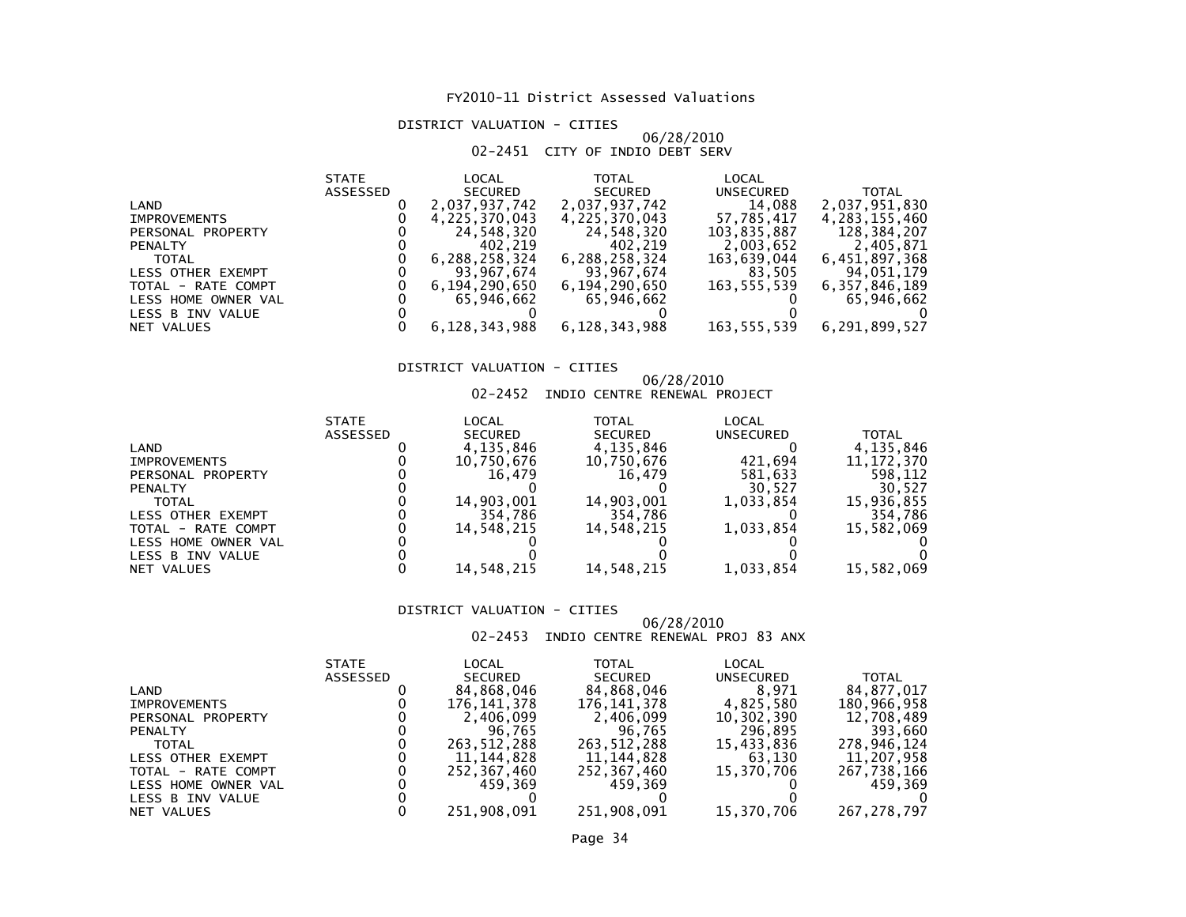# FY2010-11 District Assessed Valuations

## DISTRICT VALUATION - CITIES

06/28/2010

### 02-2451 CITY OF INDIO DEBT SERV

| | STATE ASSESSED | LOCAL SECURED | TOTAL SECURED | LOCAL UNSECURED | TOTAL |
|---|---|---|---|---|---|
| LAND | 0 | 2,037,937,742 | 2,037,937,742 | 14,088 | 2,037,951,830 |
| IMPROVEMENTS | 0 | 4,225,370,043 | 4,225,370,043 | 57,785,417 | 4,283,155,460 |
| PERSONAL PROPERTY | 0 | 24,548,320 | 24,548,320 | 103,835,887 | 128,384,207 |
| PENALTY | 0 | 402,219 | 402,219 | 2,003,652 | 2,405,871 |
| TOTAL | 0 | 6,288,258,324 | 6,288,258,324 | 163,639,044 | 6,451,897,368 |
| LESS OTHER EXEMPT | 0 | 93,967,674 | 93,967,674 | 83,505 | 94,051,179 |
| TOTAL - RATE COMPT | 0 | 6,194,290,650 | 6,194,290,650 | 163,555,539 | 6,357,846,189 |
| LESS HOME OWNER VAL | 0 | 65,946,662 | 65,946,662 | 0 | 65,946,662 |
| LESS B INV VALUE | 0 | 0 | 0 | 0 | 0 |
| NET VALUES | 0 | 6,128,343,988 | 6,128,343,988 | 163,555,539 | 6,291,899,527 |

## DISTRICT VALUATION - CITIES

06/28/2010

### 02-2452 INDIO CENTRE RENEWAL PROJECT

| | STATE ASSESSED | LOCAL SECURED | TOTAL SECURED | LOCAL UNSECURED | TOTAL |
|---|---|---|---|---|---|
| LAND | 0 | 4,135,846 | 4,135,846 | 0 | 4,135,846 |
| IMPROVEMENTS | 0 | 10,750,676 | 10,750,676 | 421,694 | 11,172,370 |
| PERSONAL PROPERTY | 0 | 16,479 | 16,479 | 581,633 | 598,112 |
| PENALTY | 0 | 0 | 0 | 30,527 | 30,527 |
| TOTAL | 0 | 14,903,001 | 14,903,001 | 1,033,854 | 15,936,855 |
| LESS OTHER EXEMPT | 0 | 354,786 | 354,786 | 0 | 354,786 |
| TOTAL - RATE COMPT | 0 | 14,548,215 | 14,548,215 | 1,033,854 | 15,582,069 |
| LESS HOME OWNER VAL | 0 | 0 | 0 | 0 | 0 |
| LESS B INV VALUE | 0 | 0 | 0 | 0 | 0 |
| NET VALUES | 0 | 14,548,215 | 14,548,215 | 1,033,854 | 15,582,069 |

## DISTRICT VALUATION - CITIES

06/28/2010

### 02-2453 INDIO CENTRE RENEWAL PROJ 83 ANX

| | STATE ASSESSED | LOCAL SECURED | TOTAL SECURED | LOCAL UNSECURED | TOTAL |
|---|---|---|---|---|---|
| LAND | 0 | 84,868,046 | 84,868,046 | 8,971 | 84,877,017 |
| IMPROVEMENTS | 0 | 176,141,378 | 176,141,378 | 4,825,580 | 180,966,958 |
| PERSONAL PROPERTY | 0 | 2,406,099 | 2,406,099 | 10,302,390 | 12,708,489 |
| PENALTY | 0 | 96,765 | 96,765 | 296,895 | 393,660 |
| TOTAL | 0 | 263,512,288 | 263,512,288 | 15,433,836 | 278,946,124 |
| LESS OTHER EXEMPT | 0 | 11,144,828 | 11,144,828 | 63,130 | 11,207,958 |
| TOTAL - RATE COMPT | 0 | 252,367,460 | 252,367,460 | 15,370,706 | 267,738,166 |
| LESS HOME OWNER VAL | 0 | 459,369 | 459,369 | 0 | 459,369 |
| LESS B INV VALUE | 0 | 0 | 0 | 0 | 0 |
| NET VALUES | 0 | 251,908,091 | 251,908,091 | 15,370,706 | 267,278,797 |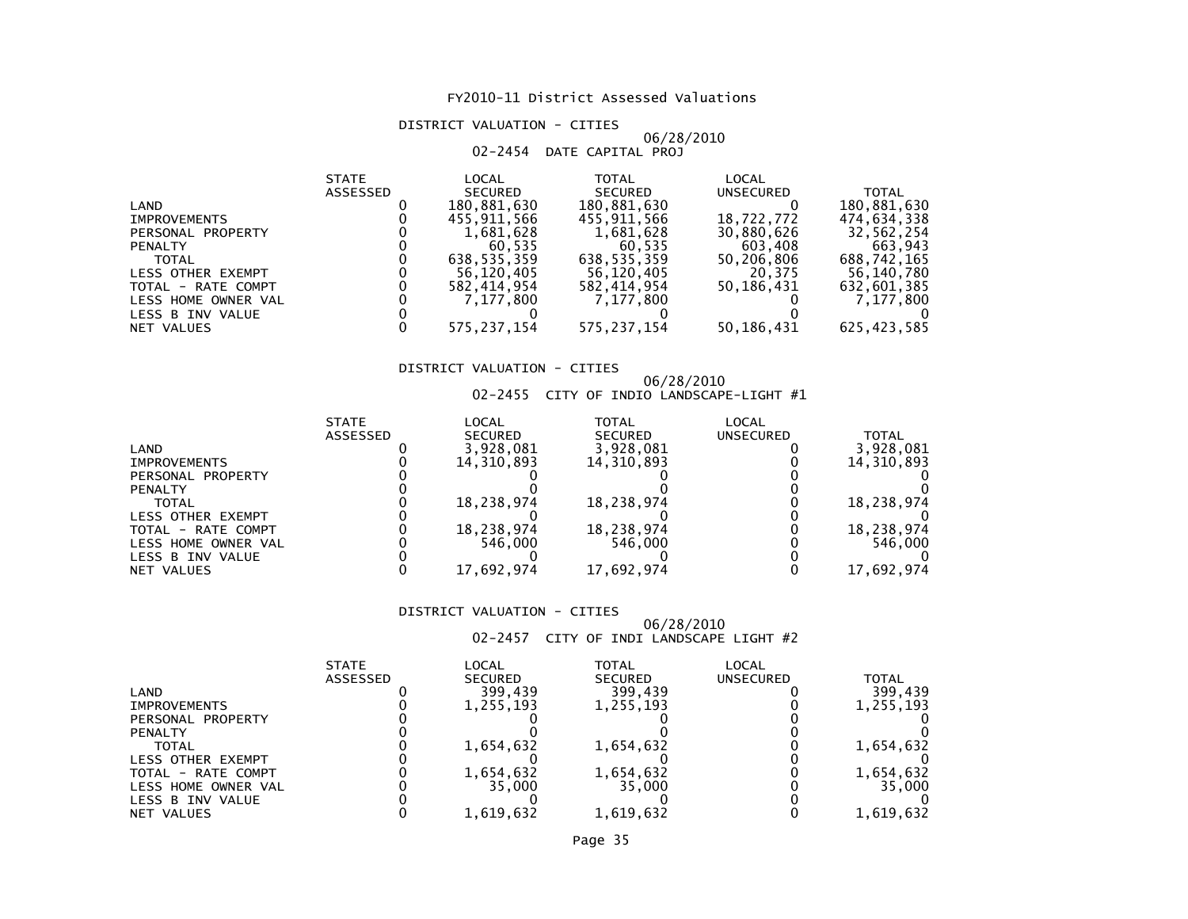FY2010-11 District Assessed Valuations

DISTRICT VALUATION - CITIES

06/28/2010

02-2454 DATE CAPITAL PROJ

| | STATE ASSESSED | LOCAL SECURED | TOTAL SECURED | LOCAL UNSECURED | TOTAL |
|---|---|---|---|---|---|
| LAND | 0 | 180,881,630 | 180,881,630 | 0 | 180,881,630 |
| IMPROVEMENTS | 0 | 455,911,566 | 455,911,566 | 18,722,772 | 474,634,338 |
| PERSONAL PROPERTY | 0 | 1,681,628 | 1,681,628 | 30,880,626 | 32,562,254 |
| PENALTY | 0 | 60,535 | 60,535 | 603,408 | 663,943 |
| TOTAL | 0 | 638,535,359 | 638,535,359 | 50,206,806 | 688,742,165 |
| LESS OTHER EXEMPT | 0 | 56,120,405 | 56,120,405 | 20,375 | 56,140,780 |
| TOTAL - RATE COMPT | 0 | 582,414,954 | 582,414,954 | 50,186,431 | 632,601,385 |
| LESS HOME OWNER VAL | 0 | 7,177,800 | 7,177,800 | 0 | 7,177,800 |
| LESS B INV VALUE | 0 | 0 | 0 | 0 | 0 |
| NET VALUES | 0 | 575,237,154 | 575,237,154 | 50,186,431 | 625,423,585 |

DISTRICT VALUATION - CITIES

06/28/2010

02-2455 CITY OF INDIO LANDSCAPE-LIGHT #1

| | STATE ASSESSED | LOCAL SECURED | TOTAL SECURED | LOCAL UNSECURED | TOTAL |
|---|---|---|---|---|---|
| LAND | 0 | 3,928,081 | 3,928,081 | 0 | 3,928,081 |
| IMPROVEMENTS | 0 | 14,310,893 | 14,310,893 | 0 | 14,310,893 |
| PERSONAL PROPERTY | 0 | 0 | 0 | 0 | 0 |
| PENALTY | 0 | 0 | 0 | 0 | 0 |
| TOTAL | 0 | 18,238,974 | 18,238,974 | 0 | 18,238,974 |
| LESS OTHER EXEMPT | 0 | 0 | 0 | 0 | 0 |
| TOTAL - RATE COMPT | 0 | 18,238,974 | 18,238,974 | 0 | 18,238,974 |
| LESS HOME OWNER VAL | 0 | 546,000 | 546,000 | 0 | 546,000 |
| LESS B INV VALUE | 0 | 0 | 0 | 0 | 0 |
| NET VALUES | 0 | 17,692,974 | 17,692,974 | 0 | 17,692,974 |

DISTRICT VALUATION - CITIES

06/28/2010

02-2457 CITY OF INDI LANDSCAPE LIGHT #2

| | STATE ASSESSED | LOCAL SECURED | TOTAL SECURED | LOCAL UNSECURED | TOTAL |
|---|---|---|---|---|---|
| LAND | 0 | 399,439 | 399,439 | 0 | 399,439 |
| IMPROVEMENTS | 0 | 1,255,193 | 1,255,193 | 0 | 1,255,193 |
| PERSONAL PROPERTY | 0 | 0 | 0 | 0 | 0 |
| PENALTY | 0 | 0 | 0 | 0 | 0 |
| TOTAL | 0 | 1,654,632 | 1,654,632 | 0 | 1,654,632 |
| LESS OTHER EXEMPT | 0 | 0 | 0 | 0 | 0 |
| TOTAL - RATE COMPT | 0 | 1,654,632 | 1,654,632 | 0 | 1,654,632 |
| LESS HOME OWNER VAL | 0 | 35,000 | 35,000 | 0 | 35,000 |
| LESS B INV VALUE | 0 | 0 | 0 | 0 | 0 |
| NET VALUES | 0 | 1,619,632 | 1,619,632 | 0 | 1,619,632 |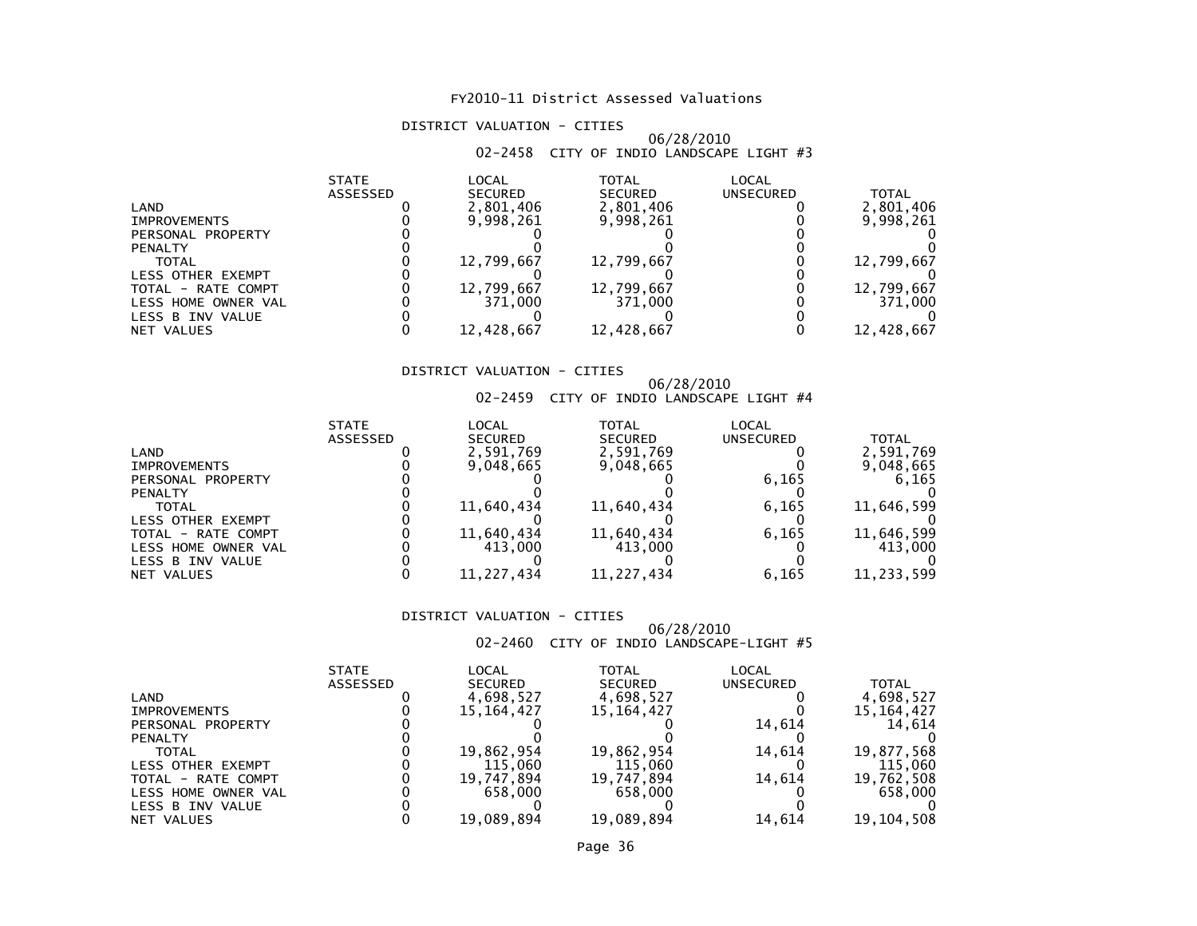# FY2010-11 District Assessed Valuations

## DISTRICT VALUATION - CITIES

06/28/2010

02-2458 CITY OF INDIO LANDSCAPE LIGHT #3

| | STATE ASSESSED | LOCAL SECURED | TOTAL SECURED | LOCAL UNSECURED | TOTAL |
|---|---|---|---|---|---|
| LAND | 0 | 2,801,406 | 2,801,406 | 0 | 2,801,406 |
| IMPROVEMENTS | 0 | 9,998,261 | 9,998,261 | 0 | 9,998,261 |
| PERSONAL PROPERTY | 0 | 0 | 0 | 0 | 0 |
| PENALTY | 0 | 0 | 0 | 0 | 0 |
| TOTAL | 0 | 12,799,667 | 12,799,667 | 0 | 12,799,667 |
| LESS OTHER EXEMPT | 0 | 0 | 0 | 0 | 0 |
| TOTAL - RATE COMPT | 0 | 12,799,667 | 12,799,667 | 0 | 12,799,667 |
| LESS HOME OWNER VAL | 0 | 371,000 | 371,000 | 0 | 371,000 |
| LESS B INV VALUE | 0 | 0 | 0 | 0 | 0 |
| NET VALUES | 0 | 12,428,667 | 12,428,667 | 0 | 12,428,667 |

## DISTRICT VALUATION - CITIES

06/28/2010

02-2459 CITY OF INDIO LANDSCAPE LIGHT #4

| | STATE ASSESSED | LOCAL SECURED | TOTAL SECURED | LOCAL UNSECURED | TOTAL |
|---|---|---|---|---|---|
| LAND | 0 | 2,591,769 | 2,591,769 | 0 | 2,591,769 |
| IMPROVEMENTS | 0 | 9,048,665 | 9,048,665 | 0 | 9,048,665 |
| PERSONAL PROPERTY | 0 | 0 | 0 | 6,165 | 6,165 |
| PENALTY | 0 | 0 | 0 | 0 | 0 |
| TOTAL | 0 | 11,640,434 | 11,640,434 | 6,165 | 11,646,599 |
| LESS OTHER EXEMPT | 0 | 0 | 0 | 0 | 0 |
| TOTAL - RATE COMPT | 0 | 11,640,434 | 11,640,434 | 6,165 | 11,646,599 |
| LESS HOME OWNER VAL | 0 | 413,000 | 413,000 | 0 | 413,000 |
| LESS B INV VALUE | 0 | 0 | 0 | 0 | 0 |
| NET VALUES | 0 | 11,227,434 | 11,227,434 | 6,165 | 11,233,599 |

## DISTRICT VALUATION - CITIES

06/28/2010

02-2460 CITY OF INDIO LANDSCAPE-LIGHT #5

| | STATE ASSESSED | LOCAL SECURED | TOTAL SECURED | LOCAL UNSECURED | TOTAL |
|---|---|---|---|---|---|
| LAND | 0 | 4,698,527 | 4,698,527 | 0 | 4,698,527 |
| IMPROVEMENTS | 0 | 15,164,427 | 15,164,427 | 0 | 15,164,427 |
| PERSONAL PROPERTY | 0 | 0 | 0 | 14,614 | 14,614 |
| PENALTY | 0 | 0 | 0 | 0 | 0 |
| TOTAL | 0 | 19,862,954 | 19,862,954 | 14,614 | 19,877,568 |
| LESS OTHER EXEMPT | 0 | 115,060 | 115,060 | 0 | 115,060 |
| TOTAL - RATE COMPT | 0 | 19,747,894 | 19,747,894 | 14,614 | 19,762,508 |
| LESS HOME OWNER VAL | 0 | 658,000 | 658,000 | 0 | 658,000 |
| LESS B INV VALUE | 0 | 0 | 0 | 0 | 0 |
| NET VALUES | 0 | 19,089,894 | 19,089,894 | 14,614 | 19,104,508 |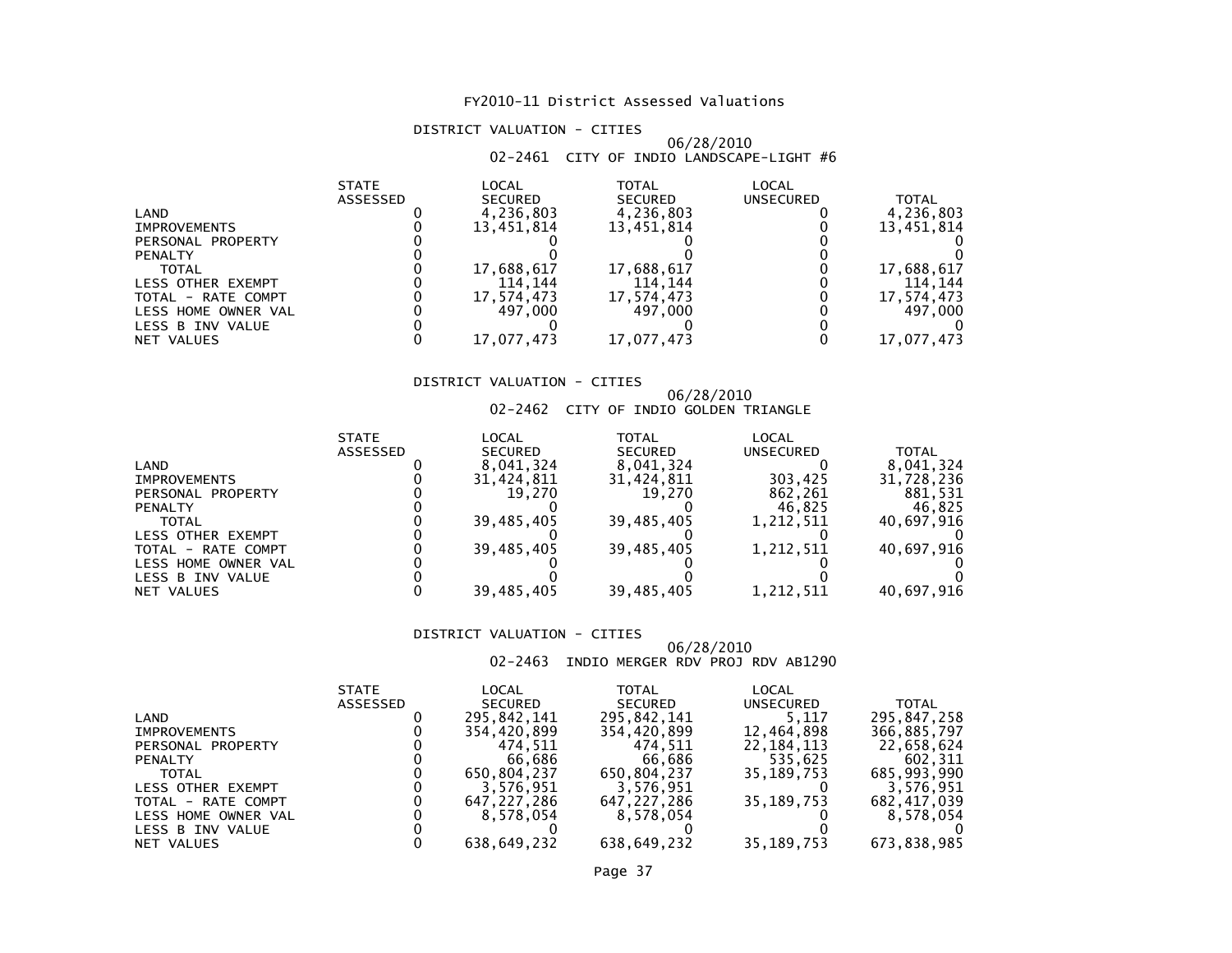# FY2010-11 District Assessed Valuations

## DISTRICT VALUATION - CITIES

06/28/2010

02-2461 CITY OF INDIO LANDSCAPE-LIGHT #6

| | STATE ASSESSED | LOCAL SECURED | TOTAL SECURED | LOCAL UNSECURED | TOTAL |
|---|---|---|---|---|---|
| LAND | 0 | 4,236,803 | 4,236,803 | 0 | 4,236,803 |
| IMPROVEMENTS | 0 | 13,451,814 | 13,451,814 | 0 | 13,451,814 |
| PERSONAL PROPERTY | 0 | 0 | 0 | 0 | 0 |
| PENALTY | 0 | 0 | 0 | 0 | 0 |
| TOTAL | 0 | 17,688,617 | 17,688,617 | 0 | 17,688,617 |
| LESS OTHER EXEMPT | 0 | 114,144 | 114,144 | 0 | 114,144 |
| TOTAL - RATE COMPT | 0 | 17,574,473 | 17,574,473 | 0 | 17,574,473 |
| LESS HOME OWNER VAL | 0 | 497,000 | 497,000 | 0 | 497,000 |
| LESS B INV VALUE | 0 | 0 | 0 | 0 | 0 |
| NET VALUES | 0 | 17,077,473 | 17,077,473 | 0 | 17,077,473 |

## DISTRICT VALUATION - CITIES

06/28/2010

02-2462 CITY OF INDIO GOLDEN TRIANGLE

| | STATE ASSESSED | LOCAL SECURED | TOTAL SECURED | LOCAL UNSECURED | TOTAL |
|---|---|---|---|---|---|
| LAND | 0 | 8,041,324 | 8,041,324 | 0 | 8,041,324 |
| IMPROVEMENTS | 0 | 31,424,811 | 31,424,811 | 303,425 | 31,728,236 |
| PERSONAL PROPERTY | 0 | 19,270 | 19,270 | 862,261 | 881,531 |
| PENALTY | 0 | 0 | 0 | 46,825 | 46,825 |
| TOTAL | 0 | 39,485,405 | 39,485,405 | 1,212,511 | 40,697,916 |
| LESS OTHER EXEMPT | 0 | 0 | 0 | 0 | 0 |
| TOTAL - RATE COMPT | 0 | 39,485,405 | 39,485,405 | 1,212,511 | 40,697,916 |
| LESS HOME OWNER VAL | 0 | 0 | 0 | 0 | 0 |
| LESS B INV VALUE | 0 | 0 | 0 | 0 | 0 |
| NET VALUES | 0 | 39,485,405 | 39,485,405 | 1,212,511 | 40,697,916 |

## DISTRICT VALUATION - CITIES

06/28/2010

02-2463 INDIO MERGER RDV PROJ RDV AB1290

| | STATE ASSESSED | LOCAL SECURED | TOTAL SECURED | LOCAL UNSECURED | TOTAL |
|---|---|---|---|---|---|
| LAND | 0 | 295,842,141 | 295,842,141 | 5,117 | 295,847,258 |
| IMPROVEMENTS | 0 | 354,420,899 | 354,420,899 | 12,464,898 | 366,885,797 |
| PERSONAL PROPERTY | 0 | 474,511 | 474,511 | 22,184,113 | 22,658,624 |
| PENALTY | 0 | 66,686 | 66,686 | 535,625 | 602,311 |
| TOTAL | 0 | 650,804,237 | 650,804,237 | 35,189,753 | 685,993,990 |
| LESS OTHER EXEMPT | 0 | 3,576,951 | 3,576,951 | 0 | 3,576,951 |
| TOTAL - RATE COMPT | 0 | 647,227,286 | 647,227,286 | 35,189,753 | 682,417,039 |
| LESS HOME OWNER VAL | 0 | 8,578,054 | 8,578,054 | 0 | 8,578,054 |
| LESS B INV VALUE | 0 | 0 | 0 | 0 | 0 |
| NET VALUES | 0 | 638,649,232 | 638,649,232 | 35,189,753 | 673,838,985 |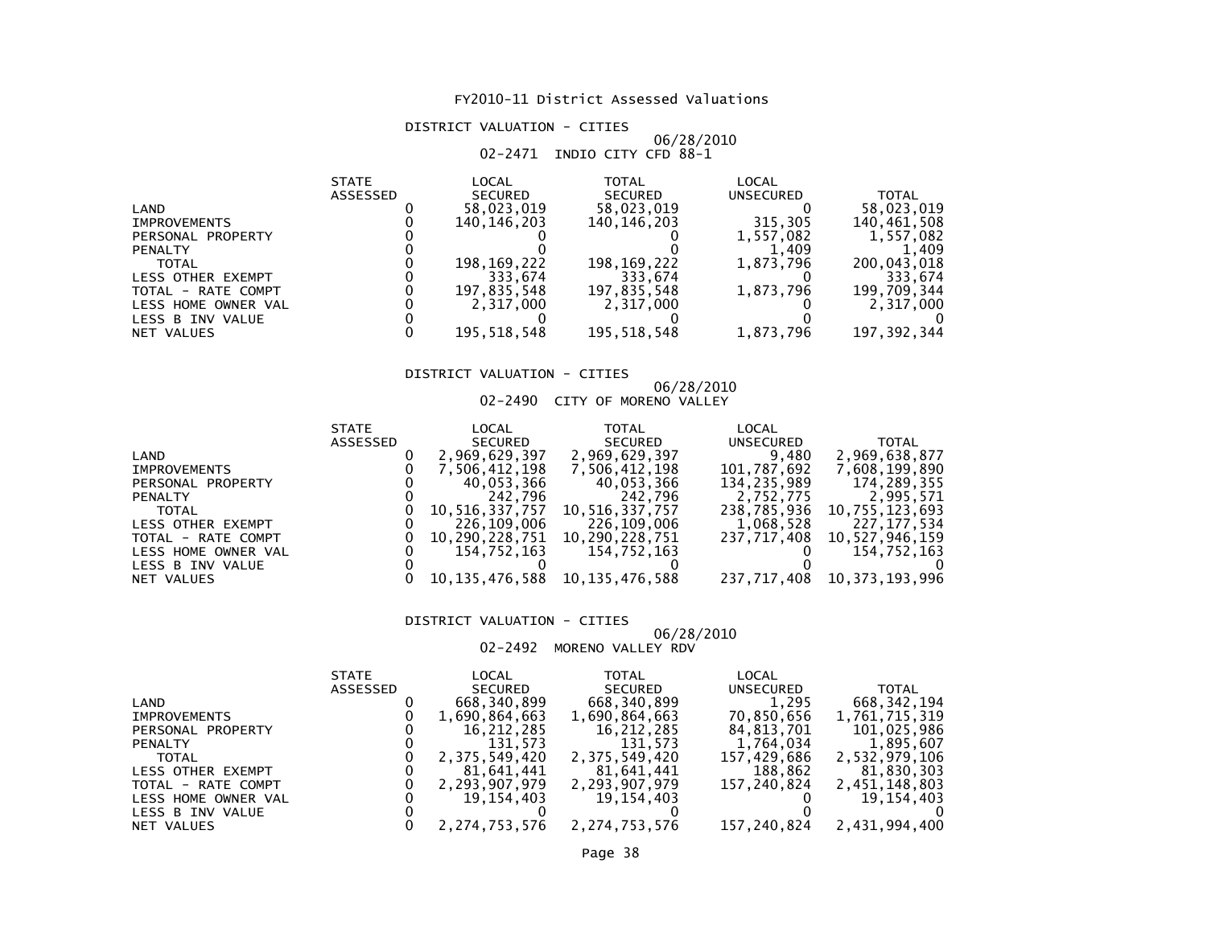# FY2010-11 District Assessed Valuations

## DISTRICT VALUATION - CITIES

06/28/2010

02-2471 INDIO CITY CFD 88-1

| | STATE ASSESSED | LOCAL SECURED | TOTAL SECURED | LOCAL UNSECURED | TOTAL |
|---|---|---|---|---|---|
| LAND | 0 | 58,023,019 | 58,023,019 | 0 | 58,023,019 |
| IMPROVEMENTS | 0 | 140,146,203 | 140,146,203 | 315,305 | 140,461,508 |
| PERSONAL PROPERTY | 0 | 0 | 0 | 1,557,082 | 1,557,082 |
| PENALTY | 0 | 0 | 0 | 1,409 | 1,409 |
| TOTAL | 0 | 198,169,222 | 198,169,222 | 1,873,796 | 200,043,018 |
| LESS OTHER EXEMPT | 0 | 333,674 | 333,674 | 0 | 333,674 |
| TOTAL - RATE COMPT | 0 | 197,835,548 | 197,835,548 | 1,873,796 | 199,709,344 |
| LESS HOME OWNER VAL | 0 | 2,317,000 | 2,317,000 | 0 | 2,317,000 |
| LESS B INV VALUE | 0 | 0 | 0 | 0 | 0 |
| NET VALUES | 0 | 195,518,548 | 195,518,548 | 1,873,796 | 197,392,344 |

## DISTRICT VALUATION - CITIES

06/28/2010

02-2490 CITY OF MORENO VALLEY

| | STATE ASSESSED | LOCAL SECURED | TOTAL SECURED | LOCAL UNSECURED | TOTAL |
|---|---|---|---|---|---|
| LAND | 0 | 2,969,629,397 | 2,969,629,397 | 9,480 | 2,969,638,877 |
| IMPROVEMENTS | 0 | 7,506,412,198 | 7,506,412,198 | 101,787,692 | 7,608,199,890 |
| PERSONAL PROPERTY | 0 | 40,053,366 | 40,053,366 | 134,235,989 | 174,289,355 |
| PENALTY | 0 | 242,796 | 242,796 | 2,752,775 | 2,995,571 |
| TOTAL | 0 | 10,516,337,757 | 10,516,337,757 | 238,785,936 | 10,755,123,693 |
| LESS OTHER EXEMPT | 0 | 226,109,006 | 226,109,006 | 1,068,528 | 227,177,534 |
| TOTAL - RATE COMPT | 0 | 10,290,228,751 | 10,290,228,751 | 237,717,408 | 10,527,946,159 |
| LESS HOME OWNER VAL | 0 | 154,752,163 | 154,752,163 | 0 | 154,752,163 |
| LESS B INV VALUE | 0 | 0 | 0 | 0 | 0 |
| NET VALUES | 0 | 10,135,476,588 | 10,135,476,588 | 237,717,408 | 10,373,193,996 |

## DISTRICT VALUATION - CITIES

06/28/2010

02-2492 MORENO VALLEY RDV

| | STATE ASSESSED | LOCAL SECURED | TOTAL SECURED | LOCAL UNSECURED | TOTAL |
|---|---|---|---|---|---|
| LAND | 0 | 668,340,899 | 668,340,899 | 1,295 | 668,342,194 |
| IMPROVEMENTS | 0 | 1,690,864,663 | 1,690,864,663 | 70,850,656 | 1,761,715,319 |
| PERSONAL PROPERTY | 0 | 16,212,285 | 16,212,285 | 84,813,701 | 101,025,986 |
| PENALTY | 0 | 131,573 | 131,573 | 1,764,034 | 1,895,607 |
| TOTAL | 0 | 2,375,549,420 | 2,375,549,420 | 157,429,686 | 2,532,979,106 |
| LESS OTHER EXEMPT | 0 | 81,641,441 | 81,641,441 | 188,862 | 81,830,303 |
| TOTAL - RATE COMPT | 0 | 2,293,907,979 | 2,293,907,979 | 157,240,824 | 2,451,148,803 |
| LESS HOME OWNER VAL | 0 | 19,154,403 | 19,154,403 | 0 | 19,154,403 |
| LESS B INV VALUE | 0 | 0 | 0 | 0 | 0 |
| NET VALUES | 0 | 2,274,753,576 | 2,274,753,576 | 157,240,824 | 2,431,994,400 |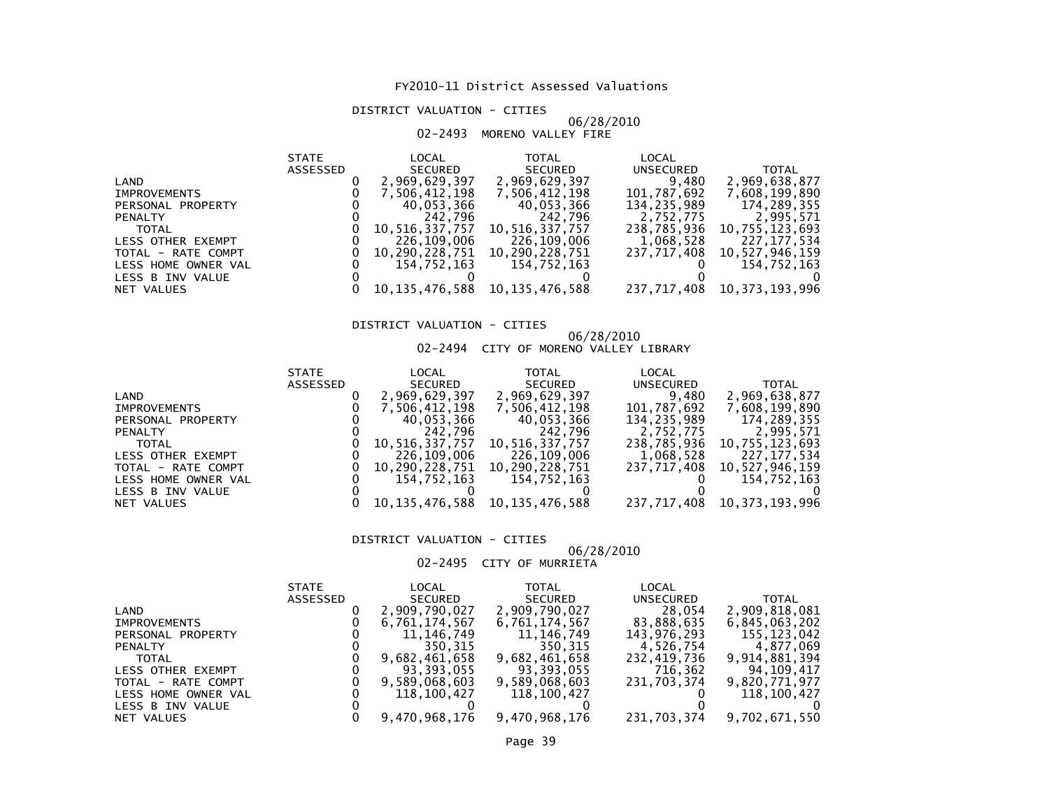FY2010-11 District Assessed Valuations

DISTRICT VALUATION - CITIES

06/28/2010

02-2493 MORENO VALLEY FIRE

| | STATE ASSESSED | LOCAL SECURED | TOTAL SECURED | LOCAL UNSECURED | TOTAL |
|---|---|---|---|---|---|
| LAND | 0 | 2,969,629,397 | 2,969,629,397 | 9,480 | 2,969,638,877 |
| IMPROVEMENTS | 0 | 7,506,412,198 | 7,506,412,198 | 101,787,692 | 7,608,199,890 |
| PERSONAL PROPERTY | 0 | 40,053,366 | 40,053,366 | 134,235,989 | 174,289,355 |
| PENALTY | 0 | 242,796 | 242,796 | 2,752,775 | 2,995,571 |
| TOTAL | 0 | 10,516,337,757 | 10,516,337,757 | 238,785,936 | 10,755,123,693 |
| LESS OTHER EXEMPT | 0 | 226,109,006 | 226,109,006 | 1,068,528 | 227,177,534 |
| TOTAL - RATE COMPT | 0 | 10,290,228,751 | 10,290,228,751 | 237,717,408 | 10,527,946,159 |
| LESS HOME OWNER VAL | 0 | 154,752,163 | 154,752,163 | 0 | 154,752,163 |
| LESS B INV VALUE | 0 | 0 | 0 | 0 | 0 |
| NET VALUES | 0 | 10,135,476,588 | 10,135,476,588 | 237,717,408 | 10,373,193,996 |

DISTRICT VALUATION - CITIES

06/28/2010

02-2494 CITY OF MORENO VALLEY LIBRARY

| | STATE ASSESSED | LOCAL SECURED | TOTAL SECURED | LOCAL UNSECURED | TOTAL |
|---|---|---|---|---|---|
| LAND | 0 | 2,969,629,397 | 2,969,629,397 | 9,480 | 2,969,638,877 |
| IMPROVEMENTS | 0 | 7,506,412,198 | 7,506,412,198 | 101,787,692 | 7,608,199,890 |
| PERSONAL PROPERTY | 0 | 40,053,366 | 40,053,366 | 134,235,989 | 174,289,355 |
| PENALTY | 0 | 242,796 | 242,796 | 2,752,775 | 2,995,571 |
| TOTAL | 0 | 10,516,337,757 | 10,516,337,757 | 238,785,936 | 10,755,123,693 |
| LESS OTHER EXEMPT | 0 | 226,109,006 | 226,109,006 | 1,068,528 | 227,177,534 |
| TOTAL - RATE COMPT | 0 | 10,290,228,751 | 10,290,228,751 | 237,717,408 | 10,527,946,159 |
| LESS HOME OWNER VAL | 0 | 154,752,163 | 154,752,163 | 0 | 154,752,163 |
| LESS B INV VALUE | 0 | 0 | 0 | 0 | 0 |
| NET VALUES | 0 | 10,135,476,588 | 10,135,476,588 | 237,717,408 | 10,373,193,996 |

DISTRICT VALUATION - CITIES

06/28/2010

02-2495 CITY OF MURRIETA

| | STATE ASSESSED | LOCAL SECURED | TOTAL SECURED | LOCAL UNSECURED | TOTAL |
|---|---|---|---|---|---|
| LAND | 0 | 2,909,790,027 | 2,909,790,027 | 28,054 | 2,909,818,081 |
| IMPROVEMENTS | 0 | 6,761,174,567 | 6,761,174,567 | 83,888,635 | 6,845,063,202 |
| PERSONAL PROPERTY | 0 | 11,146,749 | 11,146,749 | 143,976,293 | 155,123,042 |
| PENALTY | 0 | 350,315 | 350,315 | 4,526,754 | 4,877,069 |
| TOTAL | 0 | 9,682,461,658 | 9,682,461,658 | 232,419,736 | 9,914,881,394 |
| LESS OTHER EXEMPT | 0 | 93,393,055 | 93,393,055 | 716,362 | 94,109,417 |
| TOTAL - RATE COMPT | 0 | 9,589,068,603 | 9,589,068,603 | 231,703,374 | 9,820,771,977 |
| LESS HOME OWNER VAL | 0 | 118,100,427 | 118,100,427 | 0 | 118,100,427 |
| LESS B INV VALUE | 0 | 0 | 0 | 0 | 0 |
| NET VALUES | 0 | 9,470,968,176 | 9,470,968,176 | 231,703,374 | 9,702,671,550 |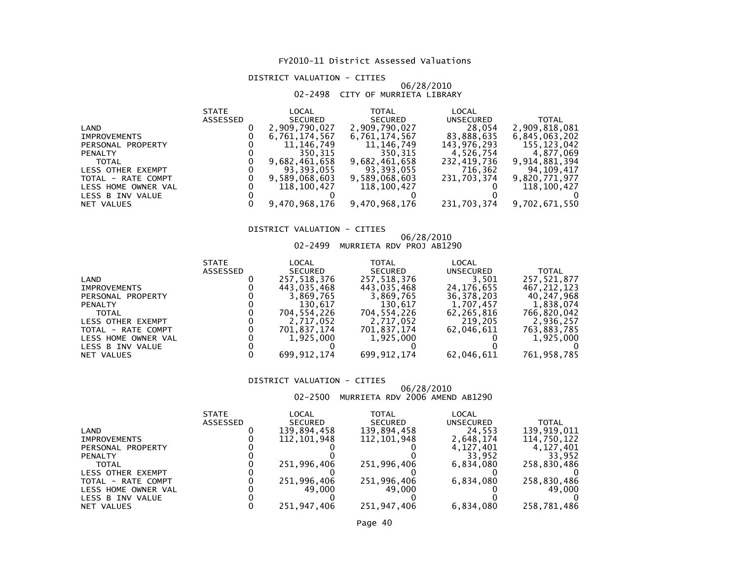# FY2010-11 District Assessed Valuations

## DISTRICT VALUATION - CITIES

06/28/2010

02-2498 CITY OF MURRIETA LIBRARY

| | STATE ASSESSED | LOCAL SECURED | TOTAL SECURED | LOCAL UNSECURED | TOTAL |
|---|---|---|---|---|---|
| LAND | 0 | 2,909,790,027 | 2,909,790,027 | 28,054 | 2,909,818,081 |
| IMPROVEMENTS | 0 | 6,761,174,567 | 6,761,174,567 | 83,888,635 | 6,845,063,202 |
| PERSONAL PROPERTY | 0 | 11,146,749 | 11,146,749 | 143,976,293 | 155,123,042 |
| PENALTY | 0 | 350,315 | 350,315 | 4,526,754 | 4,877,069 |
| TOTAL | 0 | 9,682,461,658 | 9,682,461,658 | 232,419,736 | 9,914,881,394 |
| LESS OTHER EXEMPT | 0 | 93,393,055 | 93,393,055 | 716,362 | 94,109,417 |
| TOTAL - RATE COMPT | 0 | 9,589,068,603 | 9,589,068,603 | 231,703,374 | 9,820,771,977 |
| LESS HOME OWNER VAL | 0 | 118,100,427 | 118,100,427 | 0 | 118,100,427 |
| LESS B INV VALUE | 0 | 0 | 0 | 0 | 0 |
| NET VALUES | 0 | 9,470,968,176 | 9,470,968,176 | 231,703,374 | 9,702,671,550 |

## DISTRICT VALUATION - CITIES

06/28/2010

02-2499 MURRIETA RDV PROJ AB1290

| | STATE ASSESSED | LOCAL SECURED | TOTAL SECURED | LOCAL UNSECURED | TOTAL |
|---|---|---|---|---|---|
| LAND | 0 | 257,518,376 | 257,518,376 | 3,501 | 257,521,877 |
| IMPROVEMENTS | 0 | 443,035,468 | 443,035,468 | 24,176,655 | 467,212,123 |
| PERSONAL PROPERTY | 0 | 3,869,765 | 3,869,765 | 36,378,203 | 40,247,968 |
| PENALTY | 0 | 130,617 | 130,617 | 1,707,457 | 1,838,074 |
| TOTAL | 0 | 704,554,226 | 704,554,226 | 62,265,816 | 766,820,042 |
| LESS OTHER EXEMPT | 0 | 2,717,052 | 2,717,052 | 219,205 | 2,936,257 |
| TOTAL - RATE COMPT | 0 | 701,837,174 | 701,837,174 | 62,046,611 | 763,883,785 |
| LESS HOME OWNER VAL | 0 | 1,925,000 | 1,925,000 | 0 | 1,925,000 |
| LESS B INV VALUE | 0 | 0 | 0 | 0 | 0 |
| NET VALUES | 0 | 699,912,174 | 699,912,174 | 62,046,611 | 761,958,785 |

## DISTRICT VALUATION - CITIES

06/28/2010

02-2500 MURRIETA RDV 2006 AMEND AB1290

| | STATE ASSESSED | LOCAL SECURED | TOTAL SECURED | LOCAL UNSECURED | TOTAL |
|---|---|---|---|---|---|
| LAND | 0 | 139,894,458 | 139,894,458 | 24,553 | 139,919,011 |
| IMPROVEMENTS | 0 | 112,101,948 | 112,101,948 | 2,648,174 | 114,750,122 |
| PERSONAL PROPERTY | 0 | 0 | 0 | 4,127,401 | 4,127,401 |
| PENALTY | 0 | 0 | 0 | 33,952 | 33,952 |
| TOTAL | 0 | 251,996,406 | 251,996,406 | 6,834,080 | 258,830,486 |
| LESS OTHER EXEMPT | 0 | 0 | 0 | 0 | 0 |
| TOTAL - RATE COMPT | 0 | 251,996,406 | 251,996,406 | 6,834,080 | 258,830,486 |
| LESS HOME OWNER VAL | 0 | 49,000 | 49,000 | 0 | 49,000 |
| LESS B INV VALUE | 0 | 0 | 0 | 0 | 0 |
| NET VALUES | 0 | 251,947,406 | 251,947,406 | 6,834,080 | 258,781,486 |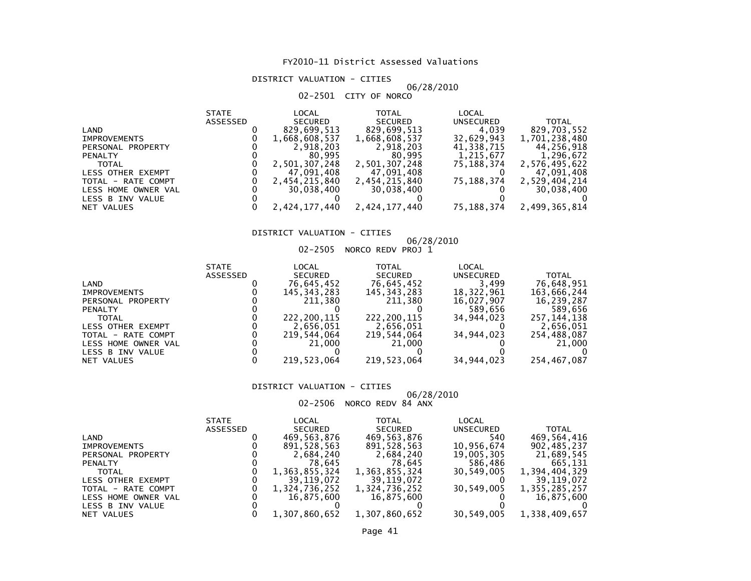# FY2010-11 District Assessed Valuations

## DISTRICT VALUATION - CITIES

06/28/2010

### 02-2501 CITY OF NORCO

| | STATE ASSESSED | LOCAL SECURED | TOTAL SECURED | LOCAL UNSECURED | TOTAL |
|---|---|---|---|---|---|
| LAND | 0 | 829,699,513 | 829,699,513 | 4,039 | 829,703,552 |
| IMPROVEMENTS | 0 | 1,668,608,537 | 1,668,608,537 | 32,629,943 | 1,701,238,480 |
| PERSONAL PROPERTY | 0 | 2,918,203 | 2,918,203 | 41,338,715 | 44,256,918 |
| PENALTY | 0 | 80,995 | 80,995 | 1,215,677 | 1,296,672 |
| TOTAL | 0 | 2,501,307,248 | 2,501,307,248 | 75,188,374 | 2,576,495,622 |
| LESS OTHER EXEMPT | 0 | 47,091,408 | 47,091,408 | 0 | 47,091,408 |
| TOTAL - RATE COMPT | 0 | 2,454,215,840 | 2,454,215,840 | 75,188,374 | 2,529,404,214 |
| LESS HOME OWNER VAL | 0 | 30,038,400 | 30,038,400 | 0 | 30,038,400 |
| LESS B INV VALUE | 0 | 0 | 0 | 0 | 0 |
| NET VALUES | 0 | 2,424,177,440 | 2,424,177,440 | 75,188,374 | 2,499,365,814 |

## DISTRICT VALUATION - CITIES

06/28/2010

### 02-2505 NORCO REDV PROJ 1

| | STATE ASSESSED | LOCAL SECURED | TOTAL SECURED | LOCAL UNSECURED | TOTAL |
|---|---|---|---|---|---|
| LAND | 0 | 76,645,452 | 76,645,452 | 3,499 | 76,648,951 |
| IMPROVEMENTS | 0 | 145,343,283 | 145,343,283 | 18,322,961 | 163,666,244 |
| PERSONAL PROPERTY | 0 | 211,380 | 211,380 | 16,027,907 | 16,239,287 |
| PENALTY | 0 | 0 | 0 | 589,656 | 589,656 |
| TOTAL | 0 | 222,200,115 | 222,200,115 | 34,944,023 | 257,144,138 |
| LESS OTHER EXEMPT | 0 | 2,656,051 | 2,656,051 | 0 | 2,656,051 |
| TOTAL - RATE COMPT | 0 | 219,544,064 | 219,544,064 | 34,944,023 | 254,488,087 |
| LESS HOME OWNER VAL | 0 | 21,000 | 21,000 | 0 | 21,000 |
| LESS B INV VALUE | 0 | 0 | 0 | 0 | 0 |
| NET VALUES | 0 | 219,523,064 | 219,523,064 | 34,944,023 | 254,467,087 |

## DISTRICT VALUATION - CITIES

06/28/2010

### 02-2506 NORCO REDV 84 ANX

| | STATE ASSESSED | LOCAL SECURED | TOTAL SECURED | LOCAL UNSECURED | TOTAL |
|---|---|---|---|---|---|
| LAND | 0 | 469,563,876 | 469,563,876 | 540 | 469,564,416 |
| IMPROVEMENTS | 0 | 891,528,563 | 891,528,563 | 10,956,674 | 902,485,237 |
| PERSONAL PROPERTY | 0 | 2,684,240 | 2,684,240 | 19,005,305 | 21,689,545 |
| PENALTY | 0 | 78,645 | 78,645 | 586,486 | 665,131 |
| TOTAL | 0 | 1,363,855,324 | 1,363,855,324 | 30,549,005 | 1,394,404,329 |
| LESS OTHER EXEMPT | 0 | 39,119,072 | 39,119,072 | 0 | 39,119,072 |
| TOTAL - RATE COMPT | 0 | 1,324,736,252 | 1,324,736,252 | 30,549,005 | 1,355,285,257 |
| LESS HOME OWNER VAL | 0 | 16,875,600 | 16,875,600 | 0 | 16,875,600 |
| LESS B INV VALUE | 0 | 0 | 0 | 0 | 0 |
| NET VALUES | 0 | 1,307,860,652 | 1,307,860,652 | 30,549,005 | 1,338,409,657 |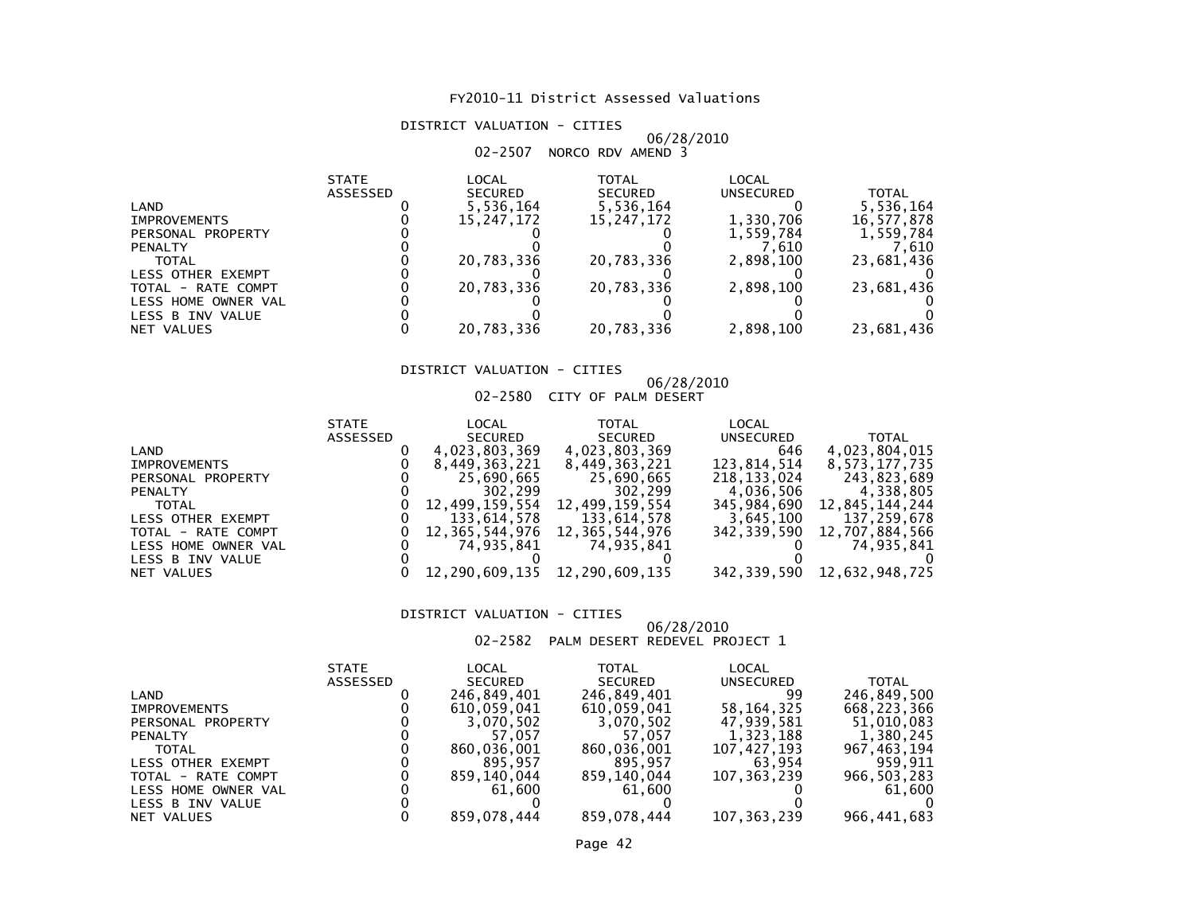# FY2010-11 District Assessed Valuations

## DISTRICT VALUATION - CITIES

06/28/2010

02-2507 NORCO RDV AMEND 3

| | STATE ASSESSED | LOCAL SECURED | TOTAL SECURED | LOCAL UNSECURED | TOTAL |
|---|---|---|---|---|---|
| LAND | 0 | 5,536,164 | 5,536,164 | 0 | 5,536,164 |
| IMPROVEMENTS | 0 | 15,247,172 | 15,247,172 | 1,330,706 | 16,577,878 |
| PERSONAL PROPERTY | 0 | 0 | 0 | 1,559,784 | 1,559,784 |
| PENALTY | 0 | 0 | 0 | 7,610 | 7,610 |
| TOTAL | 0 | 20,783,336 | 20,783,336 | 2,898,100 | 23,681,436 |
| LESS OTHER EXEMPT | 0 | 0 | 0 | 0 | 0 |
| TOTAL - RATE COMPT | 0 | 20,783,336 | 20,783,336 | 2,898,100 | 23,681,436 |
| LESS HOME OWNER VAL | 0 | 0 | 0 | 0 | 0 |
| LESS B INV VALUE | 0 | 0 | 0 | 0 | 0 |
| NET VALUES | 0 | 20,783,336 | 20,783,336 | 2,898,100 | 23,681,436 |

## DISTRICT VALUATION - CITIES

06/28/2010

02-2580 CITY OF PALM DESERT

| | STATE ASSESSED | LOCAL SECURED | TOTAL SECURED | LOCAL UNSECURED | TOTAL |
|---|---|---|---|---|---|
| LAND | 0 | 4,023,803,369 | 4,023,803,369 | 646 | 4,023,804,015 |
| IMPROVEMENTS | 0 | 8,449,363,221 | 8,449,363,221 | 123,814,514 | 8,573,177,735 |
| PERSONAL PROPERTY | 0 | 25,690,665 | 25,690,665 | 218,133,024 | 243,823,689 |
| PENALTY | 0 | 302,299 | 302,299 | 4,036,506 | 4,338,805 |
| TOTAL | 0 | 12,499,159,554 | 12,499,159,554 | 345,984,690 | 12,845,144,244 |
| LESS OTHER EXEMPT | 0 | 133,614,578 | 133,614,578 | 3,645,100 | 137,259,678 |
| TOTAL - RATE COMPT | 0 | 12,365,544,976 | 12,365,544,976 | 342,339,590 | 12,707,884,566 |
| LESS HOME OWNER VAL | 0 | 74,935,841 | 74,935,841 | 0 | 74,935,841 |
| LESS B INV VALUE | 0 | 0 | 0 | 0 | 0 |
| NET VALUES | 0 | 12,290,609,135 | 12,290,609,135 | 342,339,590 | 12,632,948,725 |

## DISTRICT VALUATION - CITIES

06/28/2010

02-2582 PALM DESERT REDEVEL PROJECT 1

| | STATE ASSESSED | LOCAL SECURED | TOTAL SECURED | LOCAL UNSECURED | TOTAL |
|---|---|---|---|---|---|
| LAND | 0 | 246,849,401 | 246,849,401 | 99 | 246,849,500 |
| IMPROVEMENTS | 0 | 610,059,041 | 610,059,041 | 58,164,325 | 668,223,366 |
| PERSONAL PROPERTY | 0 | 3,070,502 | 3,070,502 | 47,939,581 | 51,010,083 |
| PENALTY | 0 | 57,057 | 57,057 | 1,323,188 | 1,380,245 |
| TOTAL | 0 | 860,036,001 | 860,036,001 | 107,427,193 | 967,463,194 |
| LESS OTHER EXEMPT | 0 | 895,957 | 895,957 | 63,954 | 959,911 |
| TOTAL - RATE COMPT | 0 | 859,140,044 | 859,140,044 | 107,363,239 | 966,503,283 |
| LESS HOME OWNER VAL | 0 | 61,600 | 61,600 | 0 | 61,600 |
| LESS B INV VALUE | 0 | 0 | 0 | 0 | 0 |
| NET VALUES | 0 | 859,078,444 | 859,078,444 | 107,363,239 | 966,441,683 |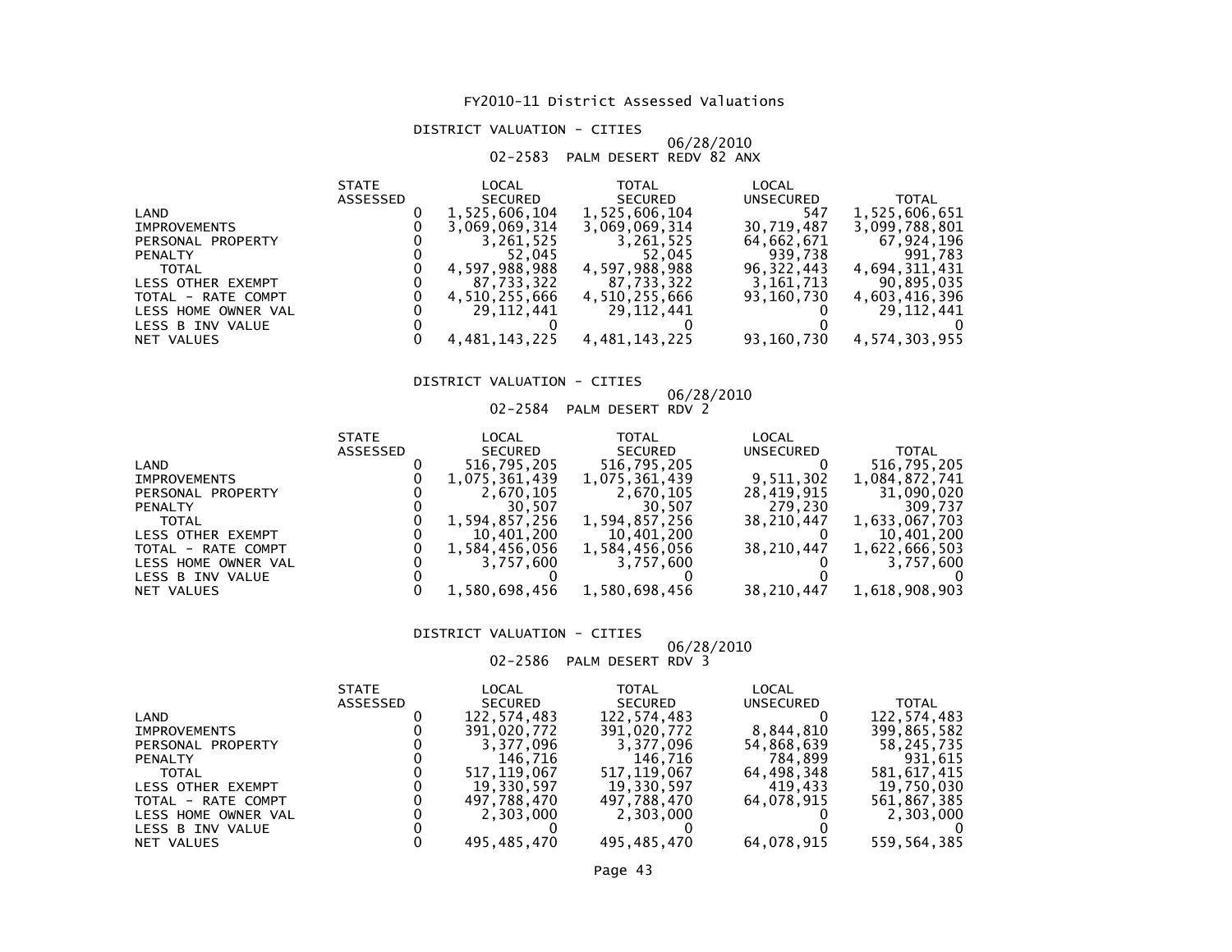# FY2010-11 District Assessed Valuations

## DISTRICT VALUATION - CITIES

06/28/2010

02-2583 PALM DESERT REDV 82 ANX

| | STATE ASSESSED | LOCAL SECURED | TOTAL SECURED | LOCAL UNSECURED | TOTAL |
|---|---|---|---|---|---|
| LAND | 0 | 1,525,606,104 | 1,525,606,104 | 547 | 1,525,606,651 |
| IMPROVEMENTS | 0 | 3,069,069,314 | 3,069,069,314 | 30,719,487 | 3,099,788,801 |
| PERSONAL PROPERTY | 0 | 3,261,525 | 3,261,525 | 64,662,671 | 67,924,196 |
| PENALTY | 0 | 52,045 | 52,045 | 939,738 | 991,783 |
| TOTAL | 0 | 4,597,988,988 | 4,597,988,988 | 96,322,443 | 4,694,311,431 |
| LESS OTHER EXEMPT | 0 | 87,733,322 | 87,733,322 | 3,161,713 | 90,895,035 |
| TOTAL - RATE COMPT | 0 | 4,510,255,666 | 4,510,255,666 | 93,160,730 | 4,603,416,396 |
| LESS HOME OWNER VAL | 0 | 29,112,441 | 29,112,441 | 0 | 29,112,441 |
| LESS B INV VALUE | 0 | 0 | 0 | 0 | 0 |
| NET VALUES | 0 | 4,481,143,225 | 4,481,143,225 | 93,160,730 | 4,574,303,955 |

## DISTRICT VALUATION - CITIES

06/28/2010

02-2584 PALM DESERT RDV 2

| | STATE ASSESSED | LOCAL SECURED | TOTAL SECURED | LOCAL UNSECURED | TOTAL |
|---|---|---|---|---|---|
| LAND | 0 | 516,795,205 | 516,795,205 | 0 | 516,795,205 |
| IMPROVEMENTS | 0 | 1,075,361,439 | 1,075,361,439 | 9,511,302 | 1,084,872,741 |
| PERSONAL PROPERTY | 0 | 2,670,105 | 2,670,105 | 28,419,915 | 31,090,020 |
| PENALTY | 0 | 30,507 | 30,507 | 279,230 | 309,737 |
| TOTAL | 0 | 1,594,857,256 | 1,594,857,256 | 38,210,447 | 1,633,067,703 |
| LESS OTHER EXEMPT | 0 | 10,401,200 | 10,401,200 | 0 | 10,401,200 |
| TOTAL - RATE COMPT | 0 | 1,584,456,056 | 1,584,456,056 | 38,210,447 | 1,622,666,503 |
| LESS HOME OWNER VAL | 0 | 3,757,600 | 3,757,600 | 0 | 3,757,600 |
| LESS B INV VALUE | 0 | 0 | 0 | 0 | 0 |
| NET VALUES | 0 | 1,580,698,456 | 1,580,698,456 | 38,210,447 | 1,618,908,903 |

## DISTRICT VALUATION - CITIES

06/28/2010

02-2586 PALM DESERT RDV 3

| | STATE ASSESSED | LOCAL SECURED | TOTAL SECURED | LOCAL UNSECURED | TOTAL |
|---|---|---|---|---|---|
| LAND | 0 | 122,574,483 | 122,574,483 | 0 | 122,574,483 |
| IMPROVEMENTS | 0 | 391,020,772 | 391,020,772 | 8,844,810 | 399,865,582 |
| PERSONAL PROPERTY | 0 | 3,377,096 | 3,377,096 | 54,868,639 | 58,245,735 |
| PENALTY | 0 | 146,716 | 146,716 | 784,899 | 931,615 |
| TOTAL | 0 | 517,119,067 | 517,119,067 | 64,498,348 | 581,617,415 |
| LESS OTHER EXEMPT | 0 | 19,330,597 | 19,330,597 | 419,433 | 19,750,030 |
| TOTAL - RATE COMPT | 0 | 497,788,470 | 497,788,470 | 64,078,915 | 561,867,385 |
| LESS HOME OWNER VAL | 0 | 2,303,000 | 2,303,000 | 0 | 2,303,000 |
| LESS B INV VALUE | 0 | 0 | 0 | 0 | 0 |
| NET VALUES | 0 | 495,485,470 | 495,485,470 | 64,078,915 | 559,564,385 |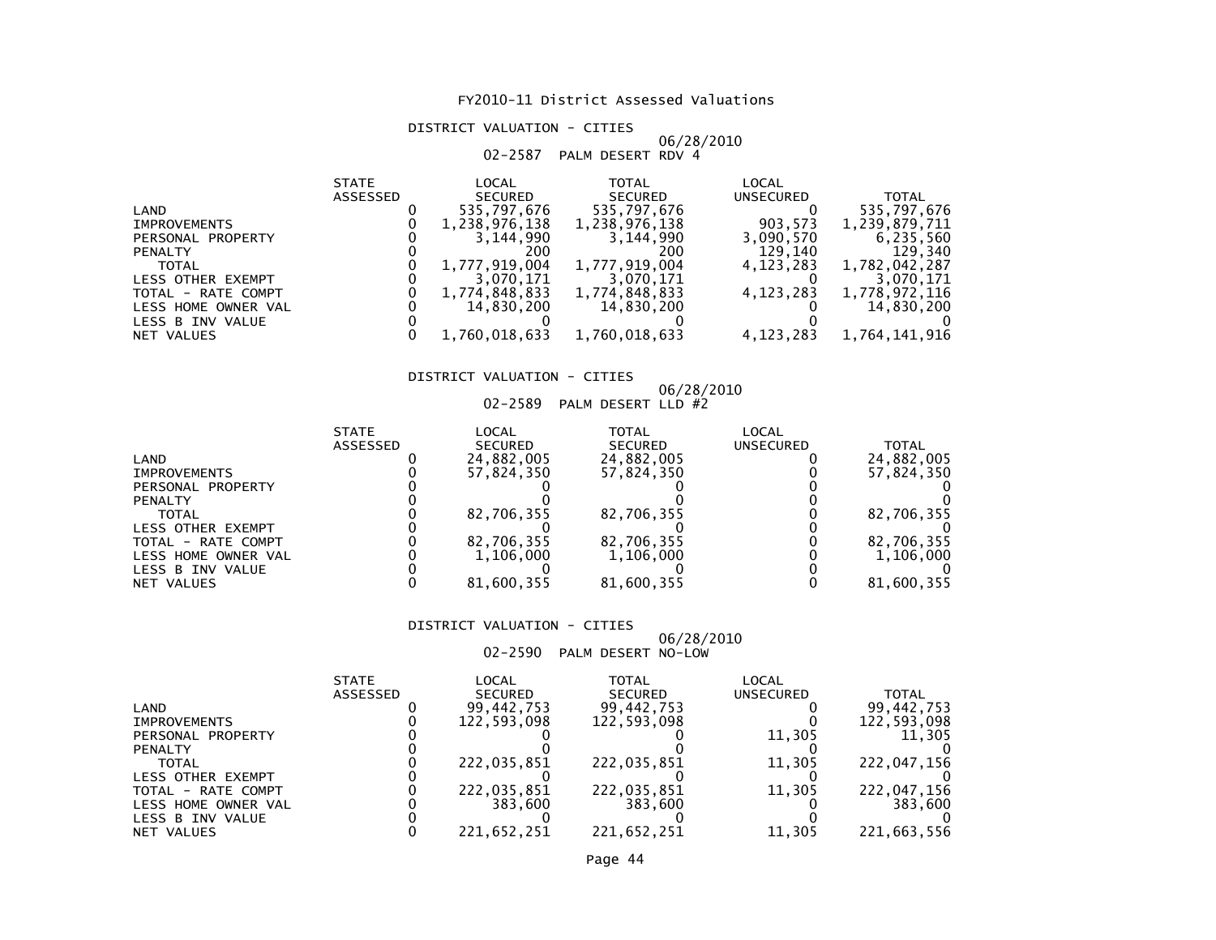# FY2010-11 District Assessed Valuations

## DISTRICT VALUATION - CITIES

06/28/2010

02-2587 PALM DESERT RDV 4

| | STATE ASSESSED | LOCAL SECURED | TOTAL SECURED | LOCAL UNSECURED | TOTAL |
|---|---|---|---|---|---|
| LAND | 0 | 535,797,676 | 535,797,676 | 0 | 535,797,676 |
| IMPROVEMENTS | 0 | 1,238,976,138 | 1,238,976,138 | 903,573 | 1,239,879,711 |
| PERSONAL PROPERTY | 0 | 3,144,990 | 3,144,990 | 3,090,570 | 6,235,560 |
| PENALTY | 0 | 200 | 200 | 129,140 | 129,340 |
| TOTAL | 0 | 1,777,919,004 | 1,777,919,004 | 4,123,283 | 1,782,042,287 |
| LESS OTHER EXEMPT | 0 | 3,070,171 | 3,070,171 | 0 | 3,070,171 |
| TOTAL - RATE COMPT | 0 | 1,774,848,833 | 1,774,848,833 | 4,123,283 | 1,778,972,116 |
| LESS HOME OWNER VAL | 0 | 14,830,200 | 14,830,200 | 0 | 14,830,200 |
| LESS B INV VALUE | 0 | 0 | 0 | 0 | 0 |
| NET VALUES | 0 | 1,760,018,633 | 1,760,018,633 | 4,123,283 | 1,764,141,916 |

## DISTRICT VALUATION - CITIES

06/28/2010

02-2589 PALM DESERT LLD #2

| | STATE ASSESSED | LOCAL SECURED | TOTAL SECURED | LOCAL UNSECURED | TOTAL |
|---|---|---|---|---|---|
| LAND | 0 | 24,882,005 | 24,882,005 | 0 | 24,882,005 |
| IMPROVEMENTS | 0 | 57,824,350 | 57,824,350 | 0 | 57,824,350 |
| PERSONAL PROPERTY | 0 | 0 | 0 | 0 | 0 |
| PENALTY | 0 | 0 | 0 | 0 | 0 |
| TOTAL | 0 | 82,706,355 | 82,706,355 | 0 | 82,706,355 |
| LESS OTHER EXEMPT | 0 | 0 | 0 | 0 | 0 |
| TOTAL - RATE COMPT | 0 | 82,706,355 | 82,706,355 | 0 | 82,706,355 |
| LESS HOME OWNER VAL | 0 | 1,106,000 | 1,106,000 | 0 | 1,106,000 |
| LESS B INV VALUE | 0 | 0 | 0 | 0 | 0 |
| NET VALUES | 0 | 81,600,355 | 81,600,355 | 0 | 81,600,355 |

## DISTRICT VALUATION - CITIES

06/28/2010

02-2590 PALM DESERT NO-LOW

| | STATE ASSESSED | LOCAL SECURED | TOTAL SECURED | LOCAL UNSECURED | TOTAL |
|---|---|---|---|---|---|
| LAND | 0 | 99,442,753 | 99,442,753 | 0 | 99,442,753 |
| IMPROVEMENTS | 0 | 122,593,098 | 122,593,098 | 0 | 122,593,098 |
| PERSONAL PROPERTY | 0 | 0 | 0 | 11,305 | 11,305 |
| PENALTY | 0 | 0 | 0 | 0 | 0 |
| TOTAL | 0 | 222,035,851 | 222,035,851 | 11,305 | 222,047,156 |
| LESS OTHER EXEMPT | 0 | 0 | 0 | 0 | 0 |
| TOTAL - RATE COMPT | 0 | 222,035,851 | 222,035,851 | 11,305 | 222,047,156 |
| LESS HOME OWNER VAL | 0 | 383,600 | 383,600 | 0 | 383,600 |
| LESS B INV VALUE | 0 | 0 | 0 | 0 | 0 |
| NET VALUES | 0 | 221,652,251 | 221,652,251 | 11,305 | 221,663,556 |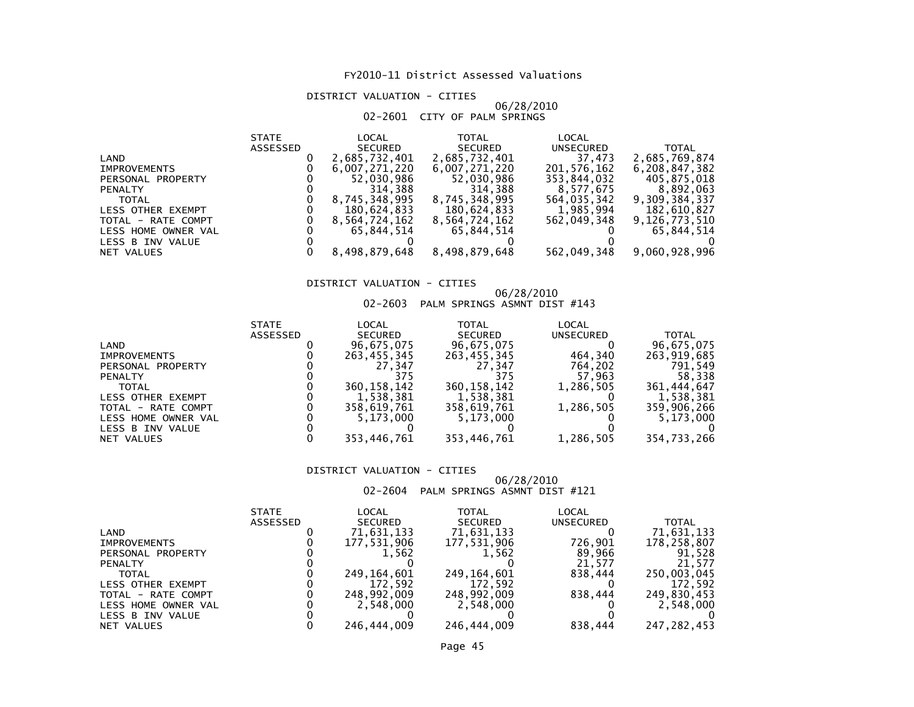# FY2010-11 District Assessed Valuations

## DISTRICT VALUATION - CITIES

06/28/2010

02-2601 CITY OF PALM SPRINGS

| | STATE ASSESSED | LOCAL SECURED | TOTAL SECURED | LOCAL UNSECURED | TOTAL |
|---|---|---|---|---|---|
| LAND | 0 | 2,685,732,401 | 2,685,732,401 | 37,473 | 2,685,769,874 |
| IMPROVEMENTS | 0 | 6,007,271,220 | 6,007,271,220 | 201,576,162 | 6,208,847,382 |
| PERSONAL PROPERTY | 0 | 52,030,986 | 52,030,986 | 353,844,032 | 405,875,018 |
| PENALTY | 0 | 314,388 | 314,388 | 8,577,675 | 8,892,063 |
| TOTAL | 0 | 8,745,348,995 | 8,745,348,995 | 564,035,342 | 9,309,384,337 |
| LESS OTHER EXEMPT | 0 | 180,624,833 | 180,624,833 | 1,985,994 | 182,610,827 |
| TOTAL - RATE COMPT | 0 | 8,564,724,162 | 8,564,724,162 | 562,049,348 | 9,126,773,510 |
| LESS HOME OWNER VAL | 0 | 65,844,514 | 65,844,514 | 0 | 65,844,514 |
| LESS B INV VALUE | 0 | 0 | 0 | 0 | 0 |
| NET VALUES | 0 | 8,498,879,648 | 8,498,879,648 | 562,049,348 | 9,060,928,996 |

## DISTRICT VALUATION - CITIES

06/28/2010

02-2603 PALM SPRINGS ASMNT DIST #143

| | STATE ASSESSED | LOCAL SECURED | TOTAL SECURED | LOCAL UNSECURED | TOTAL |
|---|---|---|---|---|---|
| LAND | 0 | 96,675,075 | 96,675,075 | 0 | 96,675,075 |
| IMPROVEMENTS | 0 | 263,455,345 | 263,455,345 | 464,340 | 263,919,685 |
| PERSONAL PROPERTY | 0 | 27,347 | 27,347 | 764,202 | 791,549 |
| PENALTY | 0 | 375 | 375 | 57,963 | 58,338 |
| TOTAL | 0 | 360,158,142 | 360,158,142 | 1,286,505 | 361,444,647 |
| LESS OTHER EXEMPT | 0 | 1,538,381 | 1,538,381 | 0 | 1,538,381 |
| TOTAL - RATE COMPT | 0 | 358,619,761 | 358,619,761 | 1,286,505 | 359,906,266 |
| LESS HOME OWNER VAL | 0 | 5,173,000 | 5,173,000 | 0 | 5,173,000 |
| LESS B INV VALUE | 0 | 0 | 0 | 0 | 0 |
| NET VALUES | 0 | 353,446,761 | 353,446,761 | 1,286,505 | 354,733,266 |

## DISTRICT VALUATION - CITIES

06/28/2010

02-2604 PALM SPRINGS ASMNT DIST #121

| | STATE ASSESSED | LOCAL SECURED | TOTAL SECURED | LOCAL UNSECURED | TOTAL |
|---|---|---|---|---|---|
| LAND | 0 | 71,631,133 | 71,631,133 | 0 | 71,631,133 |
| IMPROVEMENTS | 0 | 177,531,906 | 177,531,906 | 726,901 | 178,258,807 |
| PERSONAL PROPERTY | 0 | 1,562 | 1,562 | 89,966 | 91,528 |
| PENALTY | 0 | 0 | 0 | 21,577 | 21,577 |
| TOTAL | 0 | 249,164,601 | 249,164,601 | 838,444 | 250,003,045 |
| LESS OTHER EXEMPT | 0 | 172,592 | 172,592 | 0 | 172,592 |
| TOTAL - RATE COMPT | 0 | 248,992,009 | 248,992,009 | 838,444 | 249,830,453 |
| LESS HOME OWNER VAL | 0 | 2,548,000 | 2,548,000 | 0 | 2,548,000 |
| LESS B INV VALUE | 0 | 0 | 0 | 0 | 0 |
| NET VALUES | 0 | 246,444,009 | 246,444,009 | 838,444 | 247,282,453 |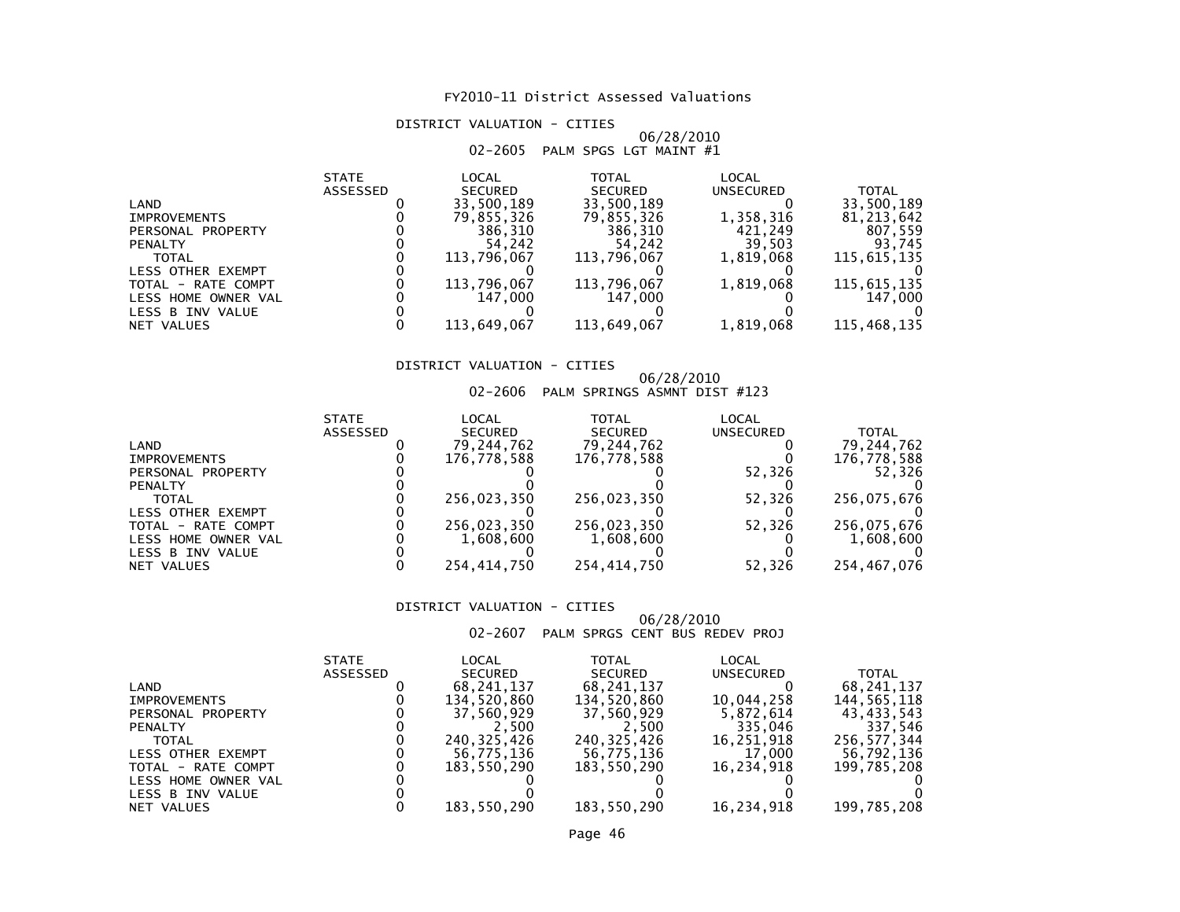# FY2010-11 District Assessed Valuations

## DISTRICT VALUATION - CITIES

06/28/2010

02-2605 PALM SPGS LGT MAINT #1

| | STATE ASSESSED | LOCAL SECURED | TOTAL SECURED | LOCAL UNSECURED | TOTAL |
|---|---|---|---|---|---|
| LAND | 0 | 33,500,189 | 33,500,189 | 0 | 33,500,189 |
| IMPROVEMENTS | 0 | 79,855,326 | 79,855,326 | 1,358,316 | 81,213,642 |
| PERSONAL PROPERTY | 0 | 386,310 | 386,310 | 421,249 | 807,559 |
| PENALTY | 0 | 54,242 | 54,242 | 39,503 | 93,745 |
| TOTAL | 0 | 113,796,067 | 113,796,067 | 1,819,068 | 115,615,135 |
| LESS OTHER EXEMPT | 0 | 0 | 0 | 0 | 0 |
| TOTAL - RATE COMPT | 0 | 113,796,067 | 113,796,067 | 1,819,068 | 115,615,135 |
| LESS HOME OWNER VAL | 0 | 147,000 | 147,000 | 0 | 147,000 |
| LESS B INV VALUE | 0 | 0 | 0 | 0 | 0 |
| NET VALUES | 0 | 113,649,067 | 113,649,067 | 1,819,068 | 115,468,135 |

## DISTRICT VALUATION - CITIES

06/28/2010

02-2606 PALM SPRINGS ASMNT DIST #123

| | STATE ASSESSED | LOCAL SECURED | TOTAL SECURED | LOCAL UNSECURED | TOTAL |
|---|---|---|---|---|---|
| LAND | 0 | 79,244,762 | 79,244,762 | 0 | 79,244,762 |
| IMPROVEMENTS | 0 | 176,778,588 | 176,778,588 | 0 | 176,778,588 |
| PERSONAL PROPERTY | 0 | 0 | 0 | 52,326 | 52,326 |
| PENALTY | 0 | 0 | 0 | 0 | 0 |
| TOTAL | 0 | 256,023,350 | 256,023,350 | 52,326 | 256,075,676 |
| LESS OTHER EXEMPT | 0 | 0 | 0 | 0 | 0 |
| TOTAL - RATE COMPT | 0 | 256,023,350 | 256,023,350 | 52,326 | 256,075,676 |
| LESS HOME OWNER VAL | 0 | 1,608,600 | 1,608,600 | 0 | 1,608,600 |
| LESS B INV VALUE | 0 | 0 | 0 | 0 | 0 |
| NET VALUES | 0 | 254,414,750 | 254,414,750 | 52,326 | 254,467,076 |

## DISTRICT VALUATION - CITIES

06/28/2010

02-2607 PALM SPRGS CENT BUS REDEV PROJ

| | STATE ASSESSED | LOCAL SECURED | TOTAL SECURED | LOCAL UNSECURED | TOTAL |
|---|---|---|---|---|---|
| LAND | 0 | 68,241,137 | 68,241,137 | 0 | 68,241,137 |
| IMPROVEMENTS | 0 | 134,520,860 | 134,520,860 | 10,044,258 | 144,565,118 |
| PERSONAL PROPERTY | 0 | 37,560,929 | 37,560,929 | 5,872,614 | 43,433,543 |
| PENALTY | 0 | 2,500 | 2,500 | 335,046 | 337,546 |
| TOTAL | 0 | 240,325,426 | 240,325,426 | 16,251,918 | 256,577,344 |
| LESS OTHER EXEMPT | 0 | 56,775,136 | 56,775,136 | 17,000 | 56,792,136 |
| TOTAL - RATE COMPT | 0 | 183,550,290 | 183,550,290 | 16,234,918 | 199,785,208 |
| LESS HOME OWNER VAL | 0 | 0 | 0 | 0 | 0 |
| LESS B INV VALUE | 0 | 0 | 0 | 0 | 0 |
| NET VALUES | 0 | 183,550,290 | 183,550,290 | 16,234,918 | 199,785,208 |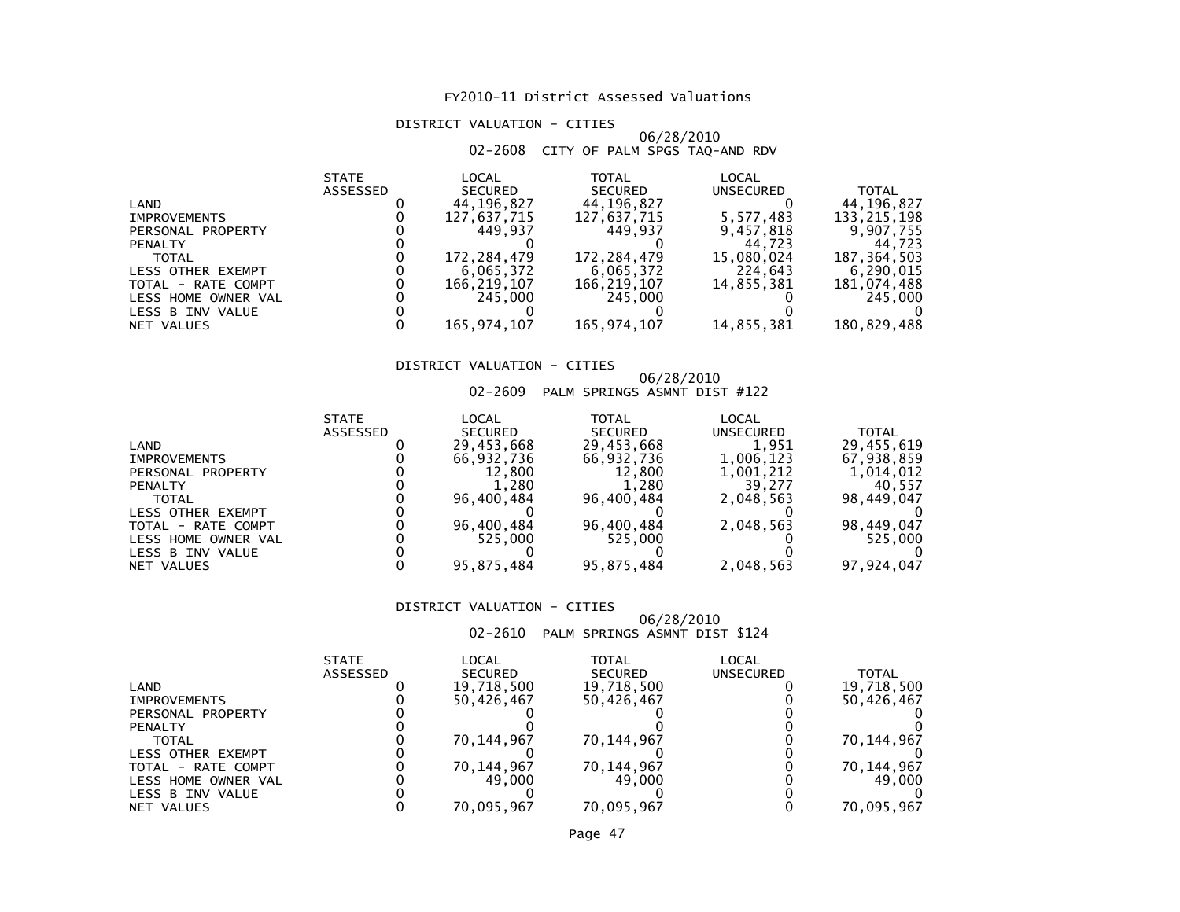# FY2010-11 District Assessed Valuations

## DISTRICT VALUATION - CITIES

06/28/2010

02-2608 CITY OF PALM SPGS TAQ-AND RDV

| | STATE ASSESSED | LOCAL SECURED | TOTAL SECURED | LOCAL UNSECURED | TOTAL |
|---|---|---|---|---|---|
| LAND | 0 | 44,196,827 | 44,196,827 | 0 | 44,196,827 |
| IMPROVEMENTS | 0 | 127,637,715 | 127,637,715 | 5,577,483 | 133,215,198 |
| PERSONAL PROPERTY | 0 | 449,937 | 449,937 | 9,457,818 | 9,907,755 |
| PENALTY | 0 | 0 | 0 | 44,723 | 44,723 |
| TOTAL | 0 | 172,284,479 | 172,284,479 | 15,080,024 | 187,364,503 |
| LESS OTHER EXEMPT | 0 | 6,065,372 | 6,065,372 | 224,643 | 6,290,015 |
| TOTAL - RATE COMPT | 0 | 166,219,107 | 166,219,107 | 14,855,381 | 181,074,488 |
| LESS HOME OWNER VAL | 0 | 245,000 | 245,000 | 0 | 245,000 |
| LESS B INV VALUE | 0 | 0 | 0 | 0 | 0 |
| NET VALUES | 0 | 165,974,107 | 165,974,107 | 14,855,381 | 180,829,488 |

## DISTRICT VALUATION - CITIES

06/28/2010

02-2609 PALM SPRINGS ASMNT DIST #122

| | STATE ASSESSED | LOCAL SECURED | TOTAL SECURED | LOCAL UNSECURED | TOTAL |
|---|---|---|---|---|---|
| LAND | 0 | 29,453,668 | 29,453,668 | 1,951 | 29,455,619 |
| IMPROVEMENTS | 0 | 66,932,736 | 66,932,736 | 1,006,123 | 67,938,859 |
| PERSONAL PROPERTY | 0 | 12,800 | 12,800 | 1,001,212 | 1,014,012 |
| PENALTY | 0 | 1,280 | 1,280 | 39,277 | 40,557 |
| TOTAL | 0 | 96,400,484 | 96,400,484 | 2,048,563 | 98,449,047 |
| LESS OTHER EXEMPT | 0 | 0 | 0 | 0 | 0 |
| TOTAL - RATE COMPT | 0 | 96,400,484 | 96,400,484 | 2,048,563 | 98,449,047 |
| LESS HOME OWNER VAL | 0 | 525,000 | 525,000 | 0 | 525,000 |
| LESS B INV VALUE | 0 | 0 | 0 | 0 | 0 |
| NET VALUES | 0 | 95,875,484 | 95,875,484 | 2,048,563 | 97,924,047 |

## DISTRICT VALUATION - CITIES

06/28/2010

02-2610 PALM SPRINGS ASMNT DIST $124

| | STATE ASSESSED | LOCAL SECURED | TOTAL SECURED | LOCAL UNSECURED | TOTAL |
|---|---|---|---|---|---|
| LAND | 0 | 19,718,500 | 19,718,500 | 0 | 19,718,500 |
| IMPROVEMENTS | 0 | 50,426,467 | 50,426,467 | 0 | 50,426,467 |
| PERSONAL PROPERTY | 0 | 0 | 0 | 0 | 0 |
| PENALTY | 0 | 0 | 0 | 0 | 0 |
| TOTAL | 0 | 70,144,967 | 70,144,967 | 0 | 70,144,967 |
| LESS OTHER EXEMPT | 0 | 0 | 0 | 0 | 0 |
| TOTAL - RATE COMPT | 0 | 70,144,967 | 70,144,967 | 0 | 70,144,967 |
| LESS HOME OWNER VAL | 0 | 49,000 | 49,000 | 0 | 49,000 |
| LESS B INV VALUE | 0 | 0 | 0 | 0 | 0 |
| NET VALUES | 0 | 70,095,967 | 70,095,967 | 0 | 70,095,967 |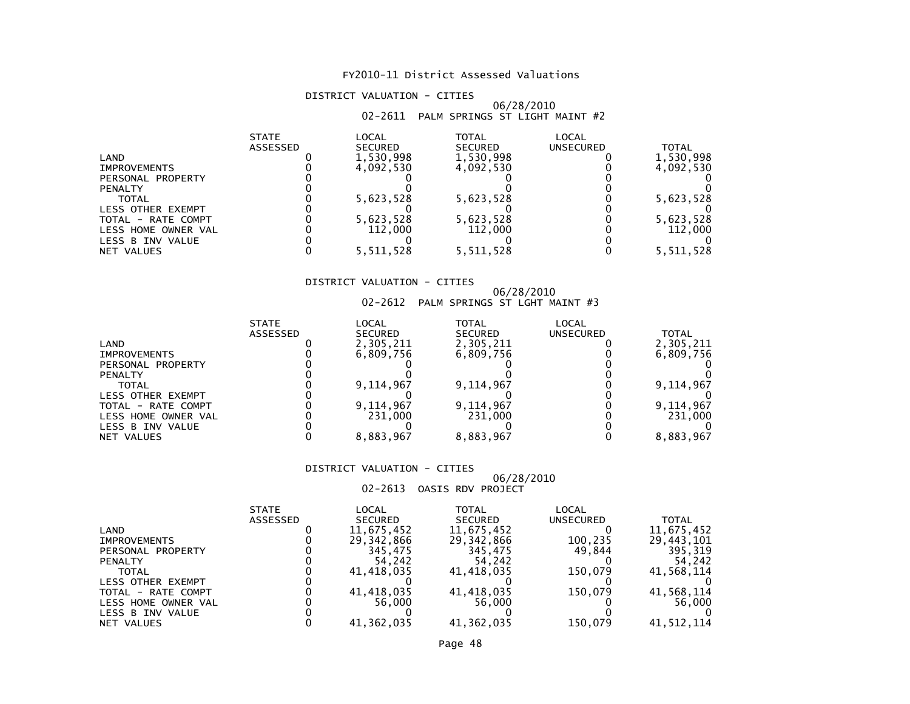# FY2010-11 District Assessed Valuations

## DISTRICT VALUATION - CITIES

06/28/2010

### 02-2611 PALM SPRINGS ST LIGHT MAINT #2

| | STATE ASSESSED | LOCAL SECURED | TOTAL SECURED | LOCAL UNSECURED | TOTAL |
|---|---|---|---|---|---|
| LAND | 0 | 1,530,998 | 1,530,998 | 0 | 1,530,998 |
| IMPROVEMENTS | 0 | 4,092,530 | 4,092,530 | 0 | 4,092,530 |
| PERSONAL PROPERTY | 0 | 0 | 0 | 0 | 0 |
| PENALTY | 0 | 0 | 0 | 0 | 0 |
| TOTAL | 0 | 5,623,528 | 5,623,528 | 0 | 5,623,528 |
| LESS OTHER EXEMPT | 0 | 0 | 0 | 0 | 0 |
| TOTAL - RATE COMPT | 0 | 5,623,528 | 5,623,528 | 0 | 5,623,528 |
| LESS HOME OWNER VAL | 0 | 112,000 | 112,000 | 0 | 112,000 |
| LESS B INV VALUE | 0 | 0 | 0 | 0 | 0 |
| NET VALUES | 0 | 5,511,528 | 5,511,528 | 0 | 5,511,528 |

## DISTRICT VALUATION - CITIES

06/28/2010

### 02-2612 PALM SPRINGS ST LGHT MAINT #3

| | STATE ASSESSED | LOCAL SECURED | TOTAL SECURED | LOCAL UNSECURED | TOTAL |
|---|---|---|---|---|---|
| LAND | 0 | 2,305,211 | 2,305,211 | 0 | 2,305,211 |
| IMPROVEMENTS | 0 | 6,809,756 | 6,809,756 | 0 | 6,809,756 |
| PERSONAL PROPERTY | 0 | 0 | 0 | 0 | 0 |
| PENALTY | 0 | 0 | 0 | 0 | 0 |
| TOTAL | 0 | 9,114,967 | 9,114,967 | 0 | 9,114,967 |
| LESS OTHER EXEMPT | 0 | 0 | 0 | 0 | 0 |
| TOTAL - RATE COMPT | 0 | 9,114,967 | 9,114,967 | 0 | 9,114,967 |
| LESS HOME OWNER VAL | 0 | 231,000 | 231,000 | 0 | 231,000 |
| LESS B INV VALUE | 0 | 0 | 0 | 0 | 0 |
| NET VALUES | 0 | 8,883,967 | 8,883,967 | 0 | 8,883,967 |

## DISTRICT VALUATION - CITIES

06/28/2010

### 02-2613 OASIS RDV PROJECT

| | STATE ASSESSED | LOCAL SECURED | TOTAL SECURED | LOCAL UNSECURED | TOTAL |
|---|---|---|---|---|---|
| LAND | 0 | 11,675,452 | 11,675,452 | 0 | 11,675,452 |
| IMPROVEMENTS | 0 | 29,342,866 | 29,342,866 | 100,235 | 29,443,101 |
| PERSONAL PROPERTY | 0 | 345,475 | 345,475 | 49,844 | 395,319 |
| PENALTY | 0 | 54,242 | 54,242 | 0 | 54,242 |
| TOTAL | 0 | 41,418,035 | 41,418,035 | 150,079 | 41,568,114 |
| LESS OTHER EXEMPT | 0 | 0 | 0 | 0 | 0 |
| TOTAL - RATE COMPT | 0 | 41,418,035 | 41,418,035 | 150,079 | 41,568,114 |
| LESS HOME OWNER VAL | 0 | 56,000 | 56,000 | 0 | 56,000 |
| LESS B INV VALUE | 0 | 0 | 0 | 0 | 0 |
| NET VALUES | 0 | 41,362,035 | 41,362,035 | 150,079 | 41,512,114 |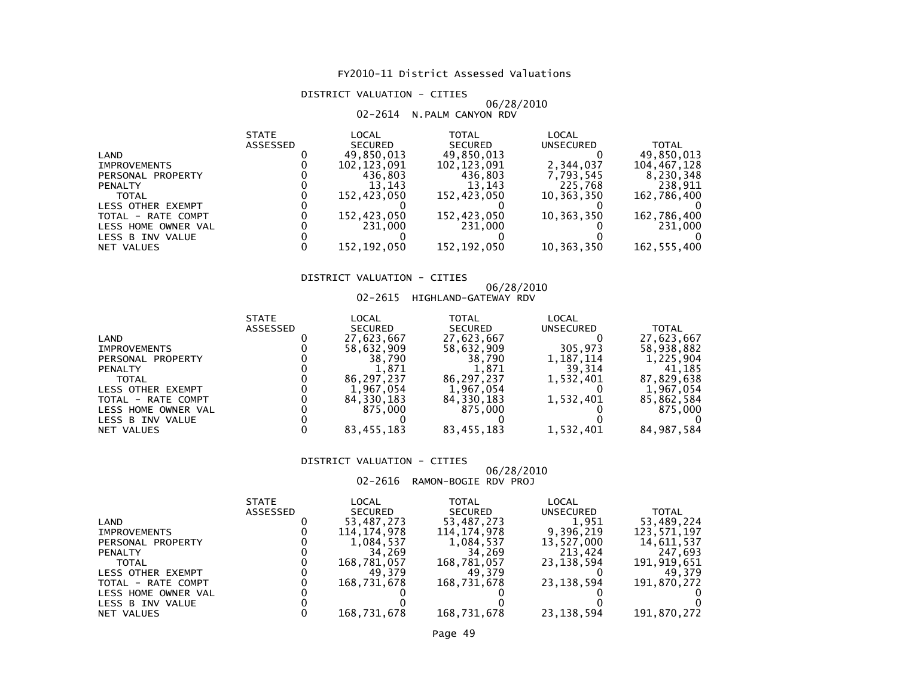# FY2010-11 District Assessed Valuations

## DISTRICT VALUATION - CITIES

06/28/2010

### 02-2614 N.PALM CANYON RDV

| | STATE ASSESSED | LOCAL SECURED | TOTAL SECURED | LOCAL UNSECURED | TOTAL |
|---|---|---|---|---|---|
| LAND | 0 | 49,850,013 | 49,850,013 | 0 | 49,850,013 |
| IMPROVEMENTS | 0 | 102,123,091 | 102,123,091 | 2,344,037 | 104,467,128 |
| PERSONAL PROPERTY | 0 | 436,803 | 436,803 | 7,793,545 | 8,230,348 |
| PENALTY | 0 | 13,143 | 13,143 | 225,768 | 238,911 |
| TOTAL | 0 | 152,423,050 | 152,423,050 | 10,363,350 | 162,786,400 |
| LESS OTHER EXEMPT | 0 | 0 | 0 | 0 | 0 |
| TOTAL - RATE COMPT | 0 | 152,423,050 | 152,423,050 | 10,363,350 | 162,786,400 |
| LESS HOME OWNER VAL | 0 | 231,000 | 231,000 | 0 | 231,000 |
| LESS B INV VALUE | 0 | 0 | 0 | 0 | 0 |
| NET VALUES | 0 | 152,192,050 | 152,192,050 | 10,363,350 | 162,555,400 |

## DISTRICT VALUATION - CITIES

06/28/2010

### 02-2615 HIGHLAND-GATEWAY RDV

| | STATE ASSESSED | LOCAL SECURED | TOTAL SECURED | LOCAL UNSECURED | TOTAL |
|---|---|---|---|---|---|
| LAND | 0 | 27,623,667 | 27,623,667 | 0 | 27,623,667 |
| IMPROVEMENTS | 0 | 58,632,909 | 58,632,909 | 305,973 | 58,938,882 |
| PERSONAL PROPERTY | 0 | 38,790 | 38,790 | 1,187,114 | 1,225,904 |
| PENALTY | 0 | 1,871 | 1,871 | 39,314 | 41,185 |
| TOTAL | 0 | 86,297,237 | 86,297,237 | 1,532,401 | 87,829,638 |
| LESS OTHER EXEMPT | 0 | 1,967,054 | 1,967,054 | 0 | 1,967,054 |
| TOTAL - RATE COMPT | 0 | 84,330,183 | 84,330,183 | 1,532,401 | 85,862,584 |
| LESS HOME OWNER VAL | 0 | 875,000 | 875,000 | 0 | 875,000 |
| LESS B INV VALUE | 0 | 0 | 0 | 0 | 0 |
| NET VALUES | 0 | 83,455,183 | 83,455,183 | 1,532,401 | 84,987,584 |

## DISTRICT VALUATION - CITIES

06/28/2010

### 02-2616 RAMON-BOGIE RDV PROJ

| | STATE ASSESSED | LOCAL SECURED | TOTAL SECURED | LOCAL UNSECURED | TOTAL |
|---|---|---|---|---|---|
| LAND | 0 | 53,487,273 | 53,487,273 | 1,951 | 53,489,224 |
| IMPROVEMENTS | 0 | 114,174,978 | 114,174,978 | 9,396,219 | 123,571,197 |
| PERSONAL PROPERTY | 0 | 1,084,537 | 1,084,537 | 13,527,000 | 14,611,537 |
| PENALTY | 0 | 34,269 | 34,269 | 213,424 | 247,693 |
| TOTAL | 0 | 168,781,057 | 168,781,057 | 23,138,594 | 191,919,651 |
| LESS OTHER EXEMPT | 0 | 49,379 | 49,379 | 0 | 49,379 |
| TOTAL - RATE COMPT | 0 | 168,731,678 | 168,731,678 | 23,138,594 | 191,870,272 |
| LESS HOME OWNER VAL | 0 | 0 | 0 | 0 | 0 |
| LESS B INV VALUE | 0 | 0 | 0 | 0 | 0 |
| NET VALUES | 0 | 168,731,678 | 168,731,678 | 23,138,594 | 191,870,272 |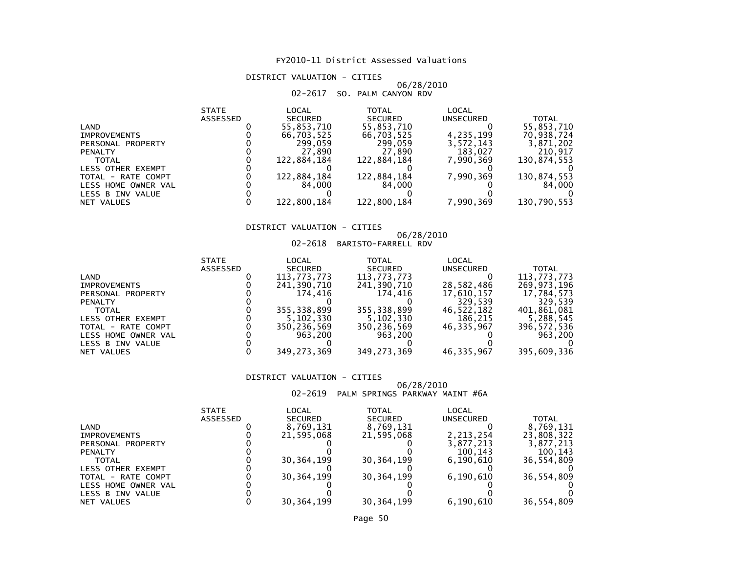# FY2010-11 District Assessed Valuations

## DISTRICT VALUATION - CITIES

06/28/2010

02-2617 SO. PALM CANYON RDV

| | STATE ASSESSED | LOCAL SECURED | TOTAL SECURED | LOCAL UNSECURED | TOTAL |
|---|---|---|---|---|---|
| LAND | 0 | 55,853,710 | 55,853,710 | 0 | 55,853,710 |
| IMPROVEMENTS | 0 | 66,703,525 | 66,703,525 | 4,235,199 | 70,938,724 |
| PERSONAL PROPERTY | 0 | 299,059 | 299,059 | 3,572,143 | 3,871,202 |
| PENALTY | 0 | 27,890 | 27,890 | 183,027 | 210,917 |
| TOTAL | 0 | 122,884,184 | 122,884,184 | 7,990,369 | 130,874,553 |
| LESS OTHER EXEMPT | 0 | 0 | 0 | 0 | 0 |
| TOTAL - RATE COMPT | 0 | 122,884,184 | 122,884,184 | 7,990,369 | 130,874,553 |
| LESS HOME OWNER VAL | 0 | 84,000 | 84,000 | 0 | 84,000 |
| LESS B INV VALUE | 0 | 0 | 0 | 0 | 0 |
| NET VALUES | 0 | 122,800,184 | 122,800,184 | 7,990,369 | 130,790,553 |

## DISTRICT VALUATION - CITIES

06/28/2010

02-2618 BARISTO-FARRELL RDV

| | STATE ASSESSED | LOCAL SECURED | TOTAL SECURED | LOCAL UNSECURED | TOTAL |
|---|---|---|---|---|---|
| LAND | 0 | 113,773,773 | 113,773,773 | 0 | 113,773,773 |
| IMPROVEMENTS | 0 | 241,390,710 | 241,390,710 | 28,582,486 | 269,973,196 |
| PERSONAL PROPERTY | 0 | 174,416 | 174,416 | 17,610,157 | 17,784,573 |
| PENALTY | 0 | 0 | 0 | 329,539 | 329,539 |
| TOTAL | 0 | 355,338,899 | 355,338,899 | 46,522,182 | 401,861,081 |
| LESS OTHER EXEMPT | 0 | 5,102,330 | 5,102,330 | 186,215 | 5,288,545 |
| TOTAL - RATE COMPT | 0 | 350,236,569 | 350,236,569 | 46,335,967 | 396,572,536 |
| LESS HOME OWNER VAL | 0 | 963,200 | 963,200 | 0 | 963,200 |
| LESS B INV VALUE | 0 | 0 | 0 | 0 | 0 |
| NET VALUES | 0 | 349,273,369 | 349,273,369 | 46,335,967 | 395,609,336 |

## DISTRICT VALUATION - CITIES

06/28/2010

02-2619 PALM SPRINGS PARKWAY MAINT #6A

| | STATE ASSESSED | LOCAL SECURED | TOTAL SECURED | LOCAL UNSECURED | TOTAL |
|---|---|---|---|---|---|
| LAND | 0 | 8,769,131 | 8,769,131 | 0 | 8,769,131 |
| IMPROVEMENTS | 0 | 21,595,068 | 21,595,068 | 2,213,254 | 23,808,322 |
| PERSONAL PROPERTY | 0 | 0 | 0 | 3,877,213 | 3,877,213 |
| PENALTY | 0 | 0 | 0 | 100,143 | 100,143 |
| TOTAL | 0 | 30,364,199 | 30,364,199 | 6,190,610 | 36,554,809 |
| LESS OTHER EXEMPT | 0 | 0 | 0 | 0 | 0 |
| TOTAL - RATE COMPT | 0 | 30,364,199 | 30,364,199 | 6,190,610 | 36,554,809 |
| LESS HOME OWNER VAL | 0 | 0 | 0 | 0 | 0 |
| LESS B INV VALUE | 0 | 0 | 0 | 0 | 0 |
| NET VALUES | 0 | 30,364,199 | 30,364,199 | 6,190,610 | 36,554,809 |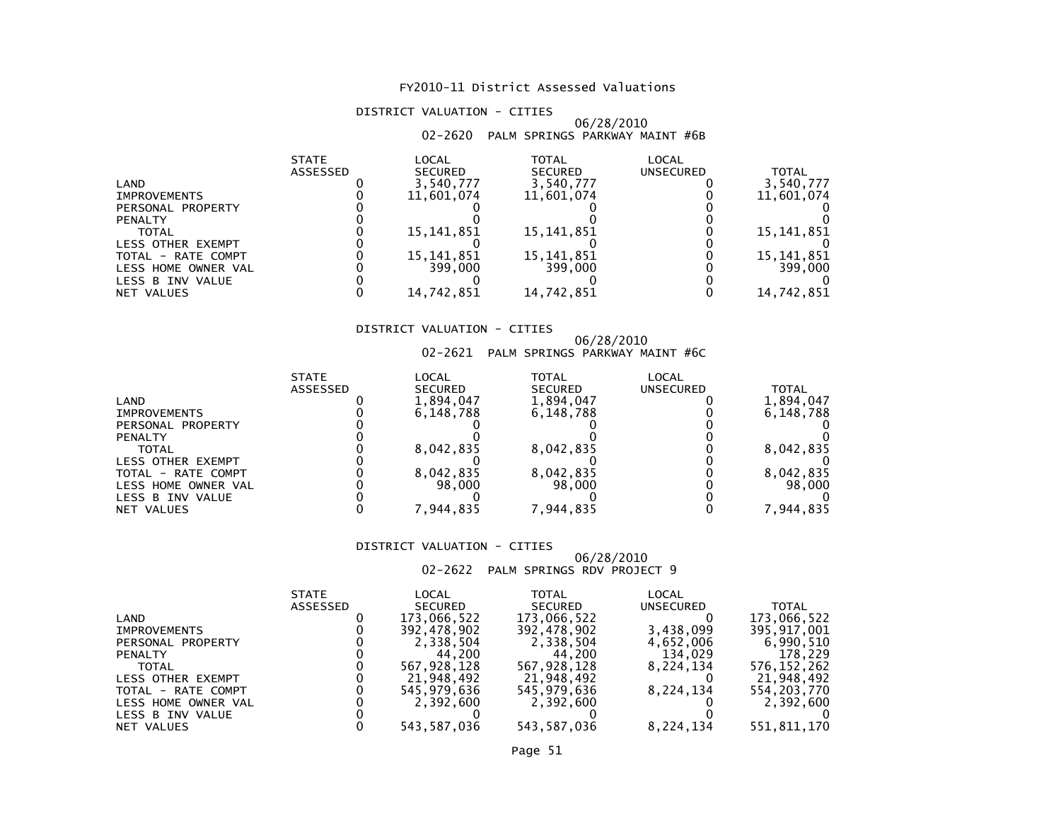# FY2010-11 District Assessed Valuations

## DISTRICT VALUATION - CITIES

06/28/2010

02-2620 PALM SPRINGS PARKWAY MAINT #6B

| | STATE ASSESSED | LOCAL SECURED | TOTAL SECURED | LOCAL UNSECURED | TOTAL |
|---|---|---|---|---|---|
| LAND | 0 | 3,540,777 | 3,540,777 | 0 | 3,540,777 |
| IMPROVEMENTS | 0 | 11,601,074 | 11,601,074 | 0 | 11,601,074 |
| PERSONAL PROPERTY | 0 | 0 | 0 | 0 | 0 |
| PENALTY | 0 | 0 | 0 | 0 | 0 |
| TOTAL | 0 | 15,141,851 | 15,141,851 | 0 | 15,141,851 |
| LESS OTHER EXEMPT | 0 | 0 | 0 | 0 | 0 |
| TOTAL - RATE COMPT | 0 | 15,141,851 | 15,141,851 | 0 | 15,141,851 |
| LESS HOME OWNER VAL | 0 | 399,000 | 399,000 | 0 | 399,000 |
| LESS B INV VALUE | 0 | 0 | 0 | 0 | 0 |
| NET VALUES | 0 | 14,742,851 | 14,742,851 | 0 | 14,742,851 |

## DISTRICT VALUATION - CITIES

06/28/2010

02-2621 PALM SPRINGS PARKWAY MAINT #6C

| | STATE ASSESSED | LOCAL SECURED | TOTAL SECURED | LOCAL UNSECURED | TOTAL |
|---|---|---|---|---|---|
| LAND | 0 | 1,894,047 | 1,894,047 | 0 | 1,894,047 |
| IMPROVEMENTS | 0 | 6,148,788 | 6,148,788 | 0 | 6,148,788 |
| PERSONAL PROPERTY | 0 | 0 | 0 | 0 | 0 |
| PENALTY | 0 | 0 | 0 | 0 | 0 |
| TOTAL | 0 | 8,042,835 | 8,042,835 | 0 | 8,042,835 |
| LESS OTHER EXEMPT | 0 | 0 | 0 | 0 | 0 |
| TOTAL - RATE COMPT | 0 | 8,042,835 | 8,042,835 | 0 | 8,042,835 |
| LESS HOME OWNER VAL | 0 | 98,000 | 98,000 | 0 | 98,000 |
| LESS B INV VALUE | 0 | 0 | 0 | 0 | 0 |
| NET VALUES | 0 | 7,944,835 | 7,944,835 | 0 | 7,944,835 |

## DISTRICT VALUATION - CITIES

06/28/2010

02-2622 PALM SPRINGS RDV PROJECT 9

| | STATE ASSESSED | LOCAL SECURED | TOTAL SECURED | LOCAL UNSECURED | TOTAL |
|---|---|---|---|---|---|
| LAND | 0 | 173,066,522 | 173,066,522 | 0 | 173,066,522 |
| IMPROVEMENTS | 0 | 392,478,902 | 392,478,902 | 3,438,099 | 395,917,001 |
| PERSONAL PROPERTY | 0 | 2,338,504 | 2,338,504 | 4,652,006 | 6,990,510 |
| PENALTY | 0 | 44,200 | 44,200 | 134,029 | 178,229 |
| TOTAL | 0 | 567,928,128 | 567,928,128 | 8,224,134 | 576,152,262 |
| LESS OTHER EXEMPT | 0 | 21,948,492 | 21,948,492 | 0 | 21,948,492 |
| TOTAL - RATE COMPT | 0 | 545,979,636 | 545,979,636 | 8,224,134 | 554,203,770 |
| LESS HOME OWNER VAL | 0 | 2,392,600 | 2,392,600 | 0 | 2,392,600 |
| LESS B INV VALUE | 0 | 0 | 0 | 0 | 0 |
| NET VALUES | 0 | 543,587,036 | 543,587,036 | 8,224,134 | 551,811,170 |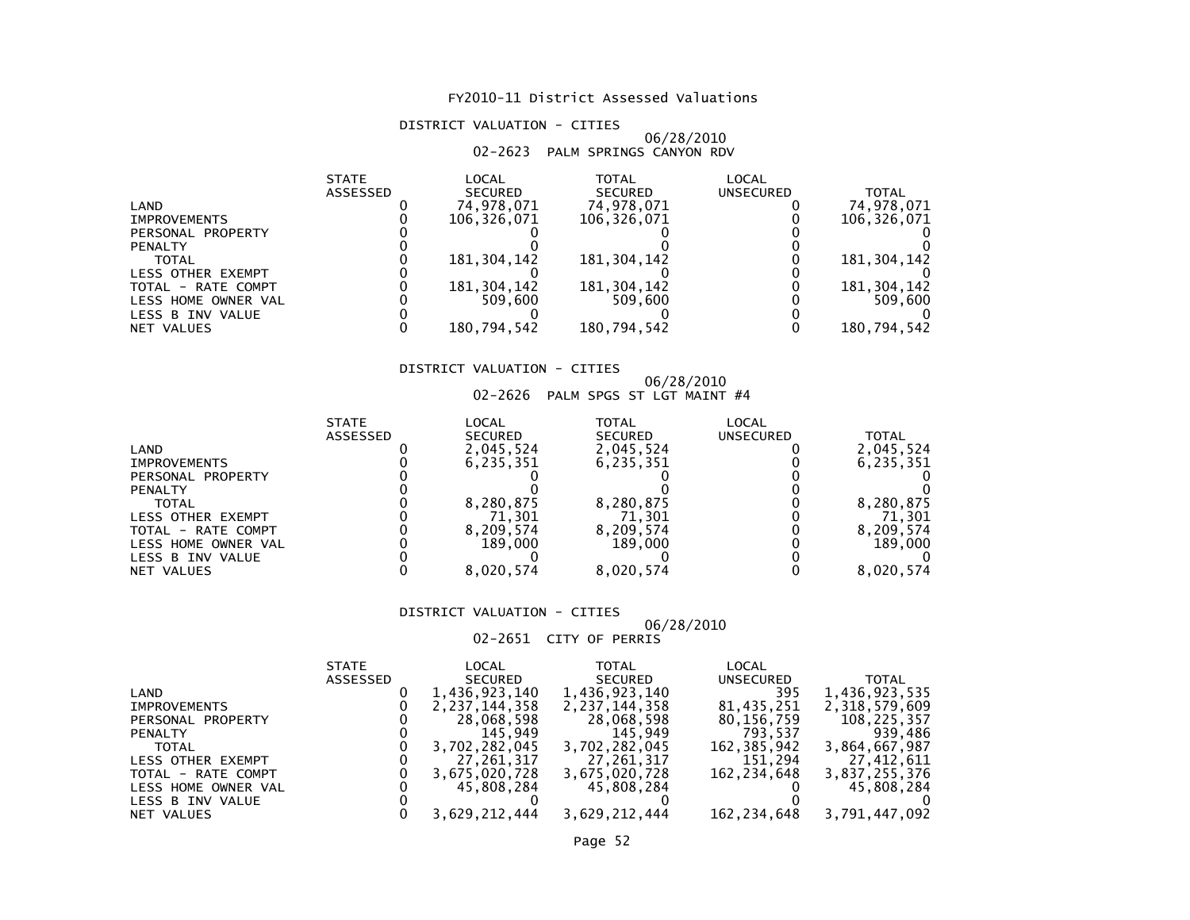# FY2010-11 District Assessed Valuations

## DISTRICT VALUATION - CITIES

06/28/2010

### 02-2623 PALM SPRINGS CANYON RDV

| | STATE ASSESSED | LOCAL SECURED | TOTAL SECURED | LOCAL UNSECURED | TOTAL |
|---|---|---|---|---|---|
| LAND | 0 | 74,978,071 | 74,978,071 | 0 | 74,978,071 |
| IMPROVEMENTS | 0 | 106,326,071 | 106,326,071 | 0 | 106,326,071 |
| PERSONAL PROPERTY | 0 | 0 | 0 | 0 | 0 |
| PENALTY | 0 | 0 | 0 | 0 | 0 |
| TOTAL | 0 | 181,304,142 | 181,304,142 | 0 | 181,304,142 |
| LESS OTHER EXEMPT | 0 | 0 | 0 | 0 | 0 |
| TOTAL - RATE COMPT | 0 | 181,304,142 | 181,304,142 | 0 | 181,304,142 |
| LESS HOME OWNER VAL | 0 | 509,600 | 509,600 | 0 | 509,600 |
| LESS B INV VALUE | 0 | 0 | 0 | 0 | 0 |
| NET VALUES | 0 | 180,794,542 | 180,794,542 | 0 | 180,794,542 |

## DISTRICT VALUATION - CITIES

06/28/2010

### 02-2626 PALM SPGS ST LGT MAINT #4

| | STATE ASSESSED | LOCAL SECURED | TOTAL SECURED | LOCAL UNSECURED | TOTAL |
|---|---|---|---|---|---|
| LAND | 0 | 2,045,524 | 2,045,524 | 0 | 2,045,524 |
| IMPROVEMENTS | 0 | 6,235,351 | 6,235,351 | 0 | 6,235,351 |
| PERSONAL PROPERTY | 0 | 0 | 0 | 0 | 0 |
| PENALTY | 0 | 0 | 0 | 0 | 0 |
| TOTAL | 0 | 8,280,875 | 8,280,875 | 0 | 8,280,875 |
| LESS OTHER EXEMPT | 0 | 71,301 | 71,301 | 0 | 71,301 |
| TOTAL - RATE COMPT | 0 | 8,209,574 | 8,209,574 | 0 | 8,209,574 |
| LESS HOME OWNER VAL | 0 | 189,000 | 189,000 | 0 | 189,000 |
| LESS B INV VALUE | 0 | 0 | 0 | 0 | 0 |
| NET VALUES | 0 | 8,020,574 | 8,020,574 | 0 | 8,020,574 |

## DISTRICT VALUATION - CITIES

06/28/2010

### 02-2651 CITY OF PERRIS

| | STATE ASSESSED | LOCAL SECURED | TOTAL SECURED | LOCAL UNSECURED | TOTAL |
|---|---|---|---|---|---|
| LAND | 0 | 1,436,923,140 | 1,436,923,140 | 395 | 1,436,923,535 |
| IMPROVEMENTS | 0 | 2,237,144,358 | 2,237,144,358 | 81,435,251 | 2,318,579,609 |
| PERSONAL PROPERTY | 0 | 28,068,598 | 28,068,598 | 80,156,759 | 108,225,357 |
| PENALTY | 0 | 145,949 | 145,949 | 793,537 | 939,486 |
| TOTAL | 0 | 3,702,282,045 | 3,702,282,045 | 162,385,942 | 3,864,667,987 |
| LESS OTHER EXEMPT | 0 | 27,261,317 | 27,261,317 | 151,294 | 27,412,611 |
| TOTAL - RATE COMPT | 0 | 3,675,020,728 | 3,675,020,728 | 162,234,648 | 3,837,255,376 |
| LESS HOME OWNER VAL | 0 | 45,808,284 | 45,808,284 | 0 | 45,808,284 |
| LESS B INV VALUE | 0 | 0 | 0 | 0 | 0 |
| NET VALUES | 0 | 3,629,212,444 | 3,629,212,444 | 162,234,648 | 3,791,447,092 |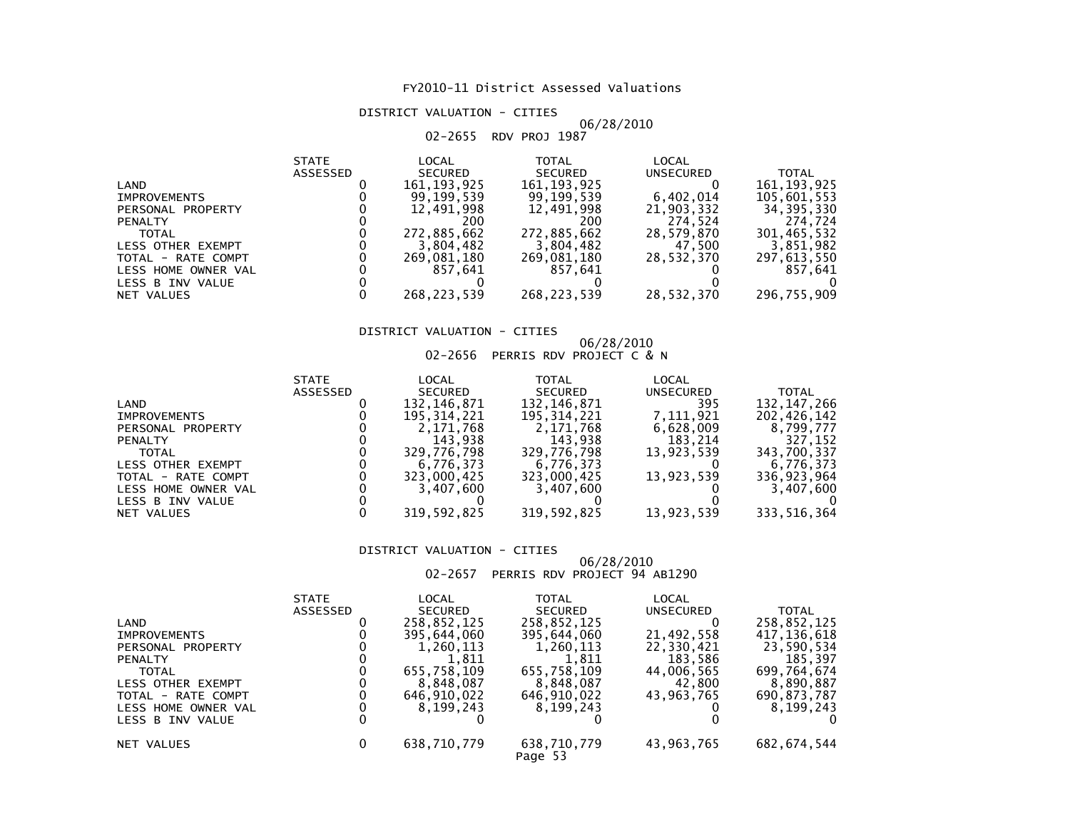# FY2010-11 District Assessed Valuations

## DISTRICT VALUATION - CITIES

06/28/2010

### 02-2655 RDV PROJ 1987

| | STATE ASSESSED | LOCAL SECURED | TOTAL SECURED | LOCAL UNSECURED | TOTAL |
|---|---|---|---|---|---|
| LAND | 0 | 161,193,925 | 161,193,925 | 0 | 161,193,925 |
| IMPROVEMENTS | 0 | 99,199,539 | 99,199,539 | 6,402,014 | 105,601,553 |
| PERSONAL PROPERTY | 0 | 12,491,998 | 12,491,998 | 21,903,332 | 34,395,330 |
| PENALTY | 0 | 200 | 200 | 274,524 | 274,724 |
| TOTAL | 0 | 272,885,662 | 272,885,662 | 28,579,870 | 301,465,532 |
| LESS OTHER EXEMPT | 0 | 3,804,482 | 3,804,482 | 47,500 | 3,851,982 |
| TOTAL - RATE COMPT | 0 | 269,081,180 | 269,081,180 | 28,532,370 | 297,613,550 |
| LESS HOME OWNER VAL | 0 | 857,641 | 857,641 | 0 | 857,641 |
| LESS B INV VALUE | 0 | 0 | 0 | 0 | 0 |
| NET VALUES | 0 | 268,223,539 | 268,223,539 | 28,532,370 | 296,755,909 |

## DISTRICT VALUATION - CITIES

06/28/2010

### 02-2656 PERRIS RDV PROJECT C & N

| | STATE ASSESSED | LOCAL SECURED | TOTAL SECURED | LOCAL UNSECURED | TOTAL |
|---|---|---|---|---|---|
| LAND | 0 | 132,146,871 | 132,146,871 | 395 | 132,147,266 |
| IMPROVEMENTS | 0 | 195,314,221 | 195,314,221 | 7,111,921 | 202,426,142 |
| PERSONAL PROPERTY | 0 | 2,171,768 | 2,171,768 | 6,628,009 | 8,799,777 |
| PENALTY | 0 | 143,938 | 143,938 | 183,214 | 327,152 |
| TOTAL | 0 | 329,776,798 | 329,776,798 | 13,923,539 | 343,700,337 |
| LESS OTHER EXEMPT | 0 | 6,776,373 | 6,776,373 | 0 | 6,776,373 |
| TOTAL - RATE COMPT | 0 | 323,000,425 | 323,000,425 | 13,923,539 | 336,923,964 |
| LESS HOME OWNER VAL | 0 | 3,407,600 | 3,407,600 | 0 | 3,407,600 |
| LESS B INV VALUE | 0 | 0 | 0 | 0 | 0 |
| NET VALUES | 0 | 319,592,825 | 319,592,825 | 13,923,539 | 333,516,364 |

## DISTRICT VALUATION - CITIES

06/28/2010

### 02-2657 PERRIS RDV PROJECT 94 AB1290

| | STATE ASSESSED | LOCAL SECURED | TOTAL SECURED | LOCAL UNSECURED | TOTAL |
|---|---|---|---|---|---|
| LAND | 0 | 258,852,125 | 258,852,125 | 0 | 258,852,125 |
| IMPROVEMENTS | 0 | 395,644,060 | 395,644,060 | 21,492,558 | 417,136,618 |
| PERSONAL PROPERTY | 0 | 1,260,113 | 1,260,113 | 22,330,421 | 23,590,534 |
| PENALTY | 0 | 1,811 | 1,811 | 183,586 | 185,397 |
| TOTAL | 0 | 655,758,109 | 655,758,109 | 44,006,565 | 699,764,674 |
| LESS OTHER EXEMPT | 0 | 8,848,087 | 8,848,087 | 42,800 | 8,890,887 |
| TOTAL - RATE COMPT | 0 | 646,910,022 | 646,910,022 | 43,963,765 | 690,873,787 |
| LESS HOME OWNER VAL | 0 | 8,199,243 | 8,199,243 | 0 | 8,199,243 |
| LESS B INV VALUE | 0 | 0 | 0 | 0 | 0 |
| NET VALUES | 0 | 638,710,779 | 638,710,779 | 43,963,765 | 682,674,544 |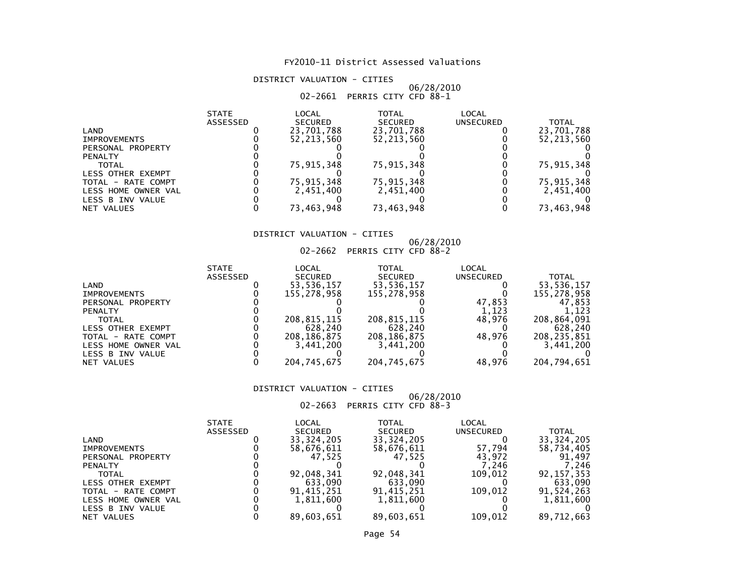# FY2010-11 District Assessed Valuations

## DISTRICT VALUATION - CITIES

06/28/2010

02-2661 PERRIS CITY CFD 88-1

| | STATE ASSESSED | LOCAL SECURED | TOTAL SECURED | LOCAL UNSECURED | TOTAL |
|---|---|---|---|---|---|
| LAND | 0 | 23,701,788 | 23,701,788 | 0 | 23,701,788 |
| IMPROVEMENTS | 0 | 52,213,560 | 52,213,560 | 0 | 52,213,560 |
| PERSONAL PROPERTY | 0 | 0 | 0 | 0 | 0 |
| PENALTY | 0 | 0 | 0 | 0 | 0 |
| TOTAL | 0 | 75,915,348 | 75,915,348 | 0 | 75,915,348 |
| LESS OTHER EXEMPT | 0 | 0 | 0 | 0 | 0 |
| TOTAL - RATE COMPT | 0 | 75,915,348 | 75,915,348 | 0 | 75,915,348 |
| LESS HOME OWNER VAL | 0 | 2,451,400 | 2,451,400 | 0 | 2,451,400 |
| LESS B INV VALUE | 0 | 0 | 0 | 0 | 0 |
| NET VALUES | 0 | 73,463,948 | 73,463,948 | 0 | 73,463,948 |

## DISTRICT VALUATION - CITIES

06/28/2010

02-2662 PERRIS CITY CFD 88-2

| | STATE ASSESSED | LOCAL SECURED | TOTAL SECURED | LOCAL UNSECURED | TOTAL |
|---|---|---|---|---|---|
| LAND | 0 | 53,536,157 | 53,536,157 | 0 | 53,536,157 |
| IMPROVEMENTS | 0 | 155,278,958 | 155,278,958 | 0 | 155,278,958 |
| PERSONAL PROPERTY | 0 | 0 | 0 | 47,853 | 47,853 |
| PENALTY | 0 | 0 | 0 | 1,123 | 1,123 |
| TOTAL | 0 | 208,815,115 | 208,815,115 | 48,976 | 208,864,091 |
| LESS OTHER EXEMPT | 0 | 628,240 | 628,240 | 0 | 628,240 |
| TOTAL - RATE COMPT | 0 | 208,186,875 | 208,186,875 | 48,976 | 208,235,851 |
| LESS HOME OWNER VAL | 0 | 3,441,200 | 3,441,200 | 0 | 3,441,200 |
| LESS B INV VALUE | 0 | 0 | 0 | 0 | 0 |
| NET VALUES | 0 | 204,745,675 | 204,745,675 | 48,976 | 204,794,651 |

## DISTRICT VALUATION - CITIES

06/28/2010

02-2663 PERRIS CITY CFD 88-3

| | STATE ASSESSED | LOCAL SECURED | TOTAL SECURED | LOCAL UNSECURED | TOTAL |
|---|---|---|---|---|---|
| LAND | 0 | 33,324,205 | 33,324,205 | 0 | 33,324,205 |
| IMPROVEMENTS | 0 | 58,676,611 | 58,676,611 | 57,794 | 58,734,405 |
| PERSONAL PROPERTY | 0 | 47,525 | 47,525 | 43,972 | 91,497 |
| PENALTY | 0 | 0 | 0 | 7,246 | 7,246 |
| TOTAL | 0 | 92,048,341 | 92,048,341 | 109,012 | 92,157,353 |
| LESS OTHER EXEMPT | 0 | 633,090 | 633,090 | 0 | 633,090 |
| TOTAL - RATE COMPT | 0 | 91,415,251 | 91,415,251 | 109,012 | 91,524,263 |
| LESS HOME OWNER VAL | 0 | 1,811,600 | 1,811,600 | 0 | 1,811,600 |
| LESS B INV VALUE | 0 | 0 | 0 | 0 | 0 |
| NET VALUES | 0 | 89,603,651 | 89,603,651 | 109,012 | 89,712,663 |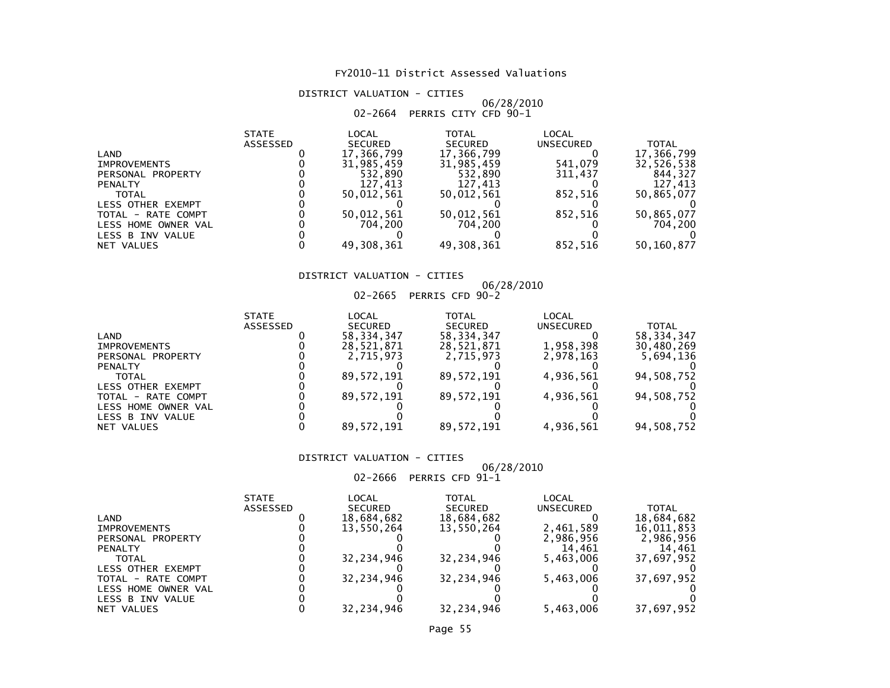# FY2010-11 District Assessed Valuations

## DISTRICT VALUATION - CITIES

06/28/2010

02-2664 PERRIS CITY CFD 90-1

| | STATE ASSESSED | LOCAL SECURED | TOTAL SECURED | LOCAL UNSECURED | TOTAL |
|---|---|---|---|---|---|
| LAND | 0 | 17,366,799 | 17,366,799 | 0 | 17,366,799 |
| IMPROVEMENTS | 0 | 31,985,459 | 31,985,459 | 541,079 | 32,526,538 |
| PERSONAL PROPERTY | 0 | 532,890 | 532,890 | 311,437 | 844,327 |
| PENALTY | 0 | 127,413 | 127,413 | 0 | 127,413 |
| TOTAL | 0 | 50,012,561 | 50,012,561 | 852,516 | 50,865,077 |
| LESS OTHER EXEMPT | 0 | 0 | 0 | 0 | 0 |
| TOTAL - RATE COMPT | 0 | 50,012,561 | 50,012,561 | 852,516 | 50,865,077 |
| LESS HOME OWNER VAL | 0 | 704,200 | 704,200 | 0 | 704,200 |
| LESS B INV VALUE | 0 | 0 | 0 | 0 | 0 |
| NET VALUES | 0 | 49,308,361 | 49,308,361 | 852,516 | 50,160,877 |

## DISTRICT VALUATION - CITIES

06/28/2010

02-2665 PERRIS CFD 90-2

| | STATE ASSESSED | LOCAL SECURED | TOTAL SECURED | LOCAL UNSECURED | TOTAL |
|---|---|---|---|---|---|
| LAND | 0 | 58,334,347 | 58,334,347 | 0 | 58,334,347 |
| IMPROVEMENTS | 0 | 28,521,871 | 28,521,871 | 1,958,398 | 30,480,269 |
| PERSONAL PROPERTY | 0 | 2,715,973 | 2,715,973 | 2,978,163 | 5,694,136 |
| PENALTY | 0 | 0 | 0 | 0 | 0 |
| TOTAL | 0 | 89,572,191 | 89,572,191 | 4,936,561 | 94,508,752 |
| LESS OTHER EXEMPT | 0 | 0 | 0 | 0 | 0 |
| TOTAL - RATE COMPT | 0 | 89,572,191 | 89,572,191 | 4,936,561 | 94,508,752 |
| LESS HOME OWNER VAL | 0 | 0 | 0 | 0 | 0 |
| LESS B INV VALUE | 0 | 0 | 0 | 0 | 0 |
| NET VALUES | 0 | 89,572,191 | 89,572,191 | 4,936,561 | 94,508,752 |

## DISTRICT VALUATION - CITIES

06/28/2010

02-2666 PERRIS CFD 91-1

| | STATE ASSESSED | LOCAL SECURED | TOTAL SECURED | LOCAL UNSECURED | TOTAL |
|---|---|---|---|---|---|
| LAND | 0 | 18,684,682 | 18,684,682 | 0 | 18,684,682 |
| IMPROVEMENTS | 0 | 13,550,264 | 13,550,264 | 2,461,589 | 16,011,853 |
| PERSONAL PROPERTY | 0 | 0 | 0 | 2,986,956 | 2,986,956 |
| PENALTY | 0 | 0 | 0 | 14,461 | 14,461 |
| TOTAL | 0 | 32,234,946 | 32,234,946 | 5,463,006 | 37,697,952 |
| LESS OTHER EXEMPT | 0 | 0 | 0 | 0 | 0 |
| TOTAL - RATE COMPT | 0 | 32,234,946 | 32,234,946 | 5,463,006 | 37,697,952 |
| LESS HOME OWNER VAL | 0 | 0 | 0 | 0 | 0 |
| LESS B INV VALUE | 0 | 0 | 0 | 0 | 0 |
| NET VALUES | 0 | 32,234,946 | 32,234,946 | 5,463,006 | 37,697,952 |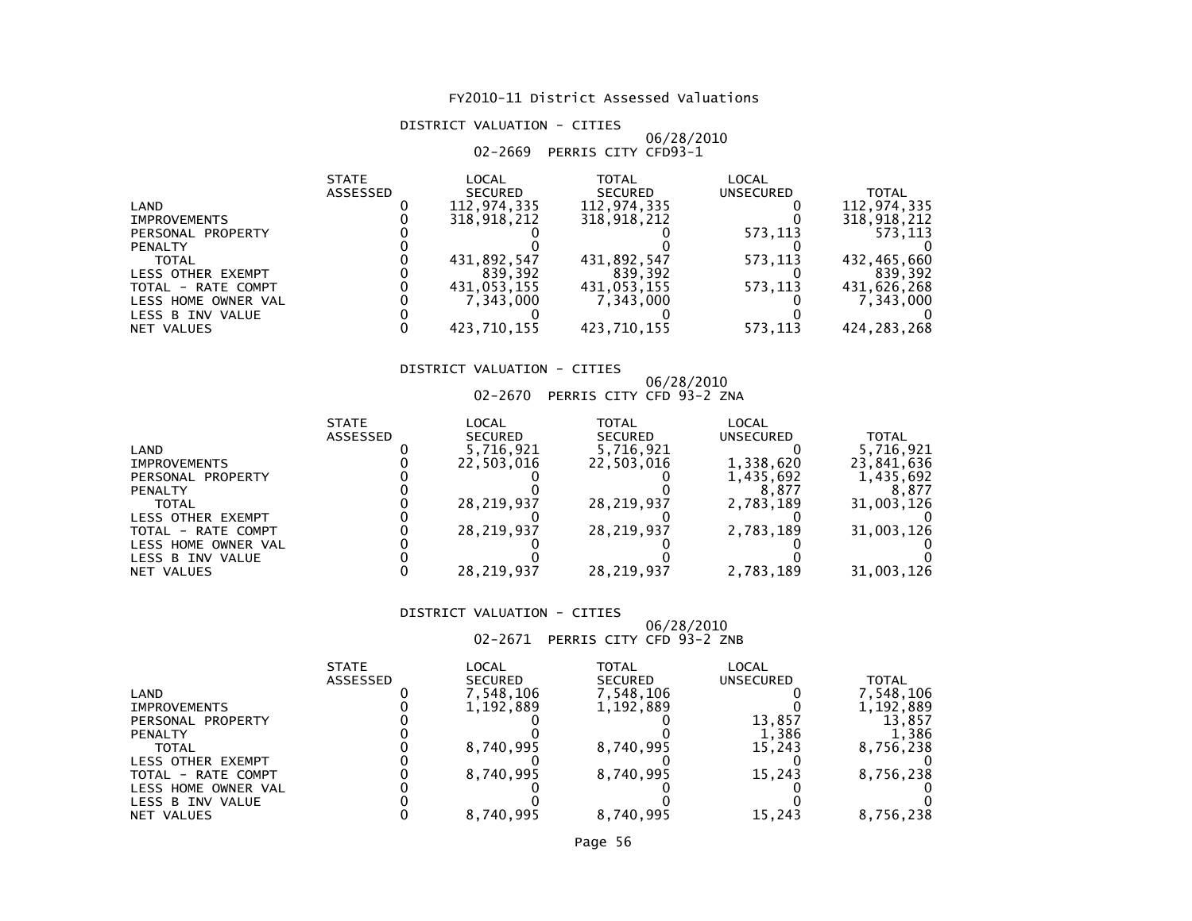# FY2010-11 District Assessed Valuations

## DISTRICT VALUATION - CITIES

06/28/2010

02-2669 PERRIS CITY CFD93-1

| | STATE ASSESSED | LOCAL SECURED | TOTAL SECURED | LOCAL UNSECURED | TOTAL |
|---|---|---|---|---|---|
| LAND | 0 | 112,974,335 | 112,974,335 | 0 | 112,974,335 |
| IMPROVEMENTS | 0 | 318,918,212 | 318,918,212 | 0 | 318,918,212 |
| PERSONAL PROPERTY | 0 | 0 | 0 | 573,113 | 573,113 |
| PENALTY | 0 | 0 | 0 | 0 | 0 |
| TOTAL | 0 | 431,892,547 | 431,892,547 | 573,113 | 432,465,660 |
| LESS OTHER EXEMPT | 0 | 839,392 | 839,392 | 0 | 839,392 |
| TOTAL - RATE COMPT | 0 | 431,053,155 | 431,053,155 | 573,113 | 431,626,268 |
| LESS HOME OWNER VAL | 0 | 7,343,000 | 7,343,000 | 0 | 7,343,000 |
| LESS B INV VALUE | 0 | 0 | 0 | 0 | 0 |
| NET VALUES | 0 | 423,710,155 | 423,710,155 | 573,113 | 424,283,268 |

## DISTRICT VALUATION - CITIES

06/28/2010

02-2670 PERRIS CITY CFD 93-2 ZNA

| | STATE ASSESSED | LOCAL SECURED | TOTAL SECURED | LOCAL UNSECURED | TOTAL |
|---|---|---|---|---|---|
| LAND | 0 | 5,716,921 | 5,716,921 | 0 | 5,716,921 |
| IMPROVEMENTS | 0 | 22,503,016 | 22,503,016 | 1,338,620 | 23,841,636 |
| PERSONAL PROPERTY | 0 | 0 | 0 | 1,435,692 | 1,435,692 |
| PENALTY | 0 | 0 | 0 | 8,877 | 8,877 |
| TOTAL | 0 | 28,219,937 | 28,219,937 | 2,783,189 | 31,003,126 |
| LESS OTHER EXEMPT | 0 | 0 | 0 | 0 | 0 |
| TOTAL - RATE COMPT | 0 | 28,219,937 | 28,219,937 | 2,783,189 | 31,003,126 |
| LESS HOME OWNER VAL | 0 | 0 | 0 | 0 | 0 |
| LESS B INV VALUE | 0 | 0 | 0 | 0 | 0 |
| NET VALUES | 0 | 28,219,937 | 28,219,937 | 2,783,189 | 31,003,126 |

## DISTRICT VALUATION - CITIES

06/28/2010

02-2671 PERRIS CITY CFD 93-2 ZNB

| | STATE ASSESSED | LOCAL SECURED | TOTAL SECURED | LOCAL UNSECURED | TOTAL |
|---|---|---|---|---|---|
| LAND | 0 | 7,548,106 | 7,548,106 | 0 | 7,548,106 |
| IMPROVEMENTS | 0 | 1,192,889 | 1,192,889 | 0 | 1,192,889 |
| PERSONAL PROPERTY | 0 | 0 | 0 | 13,857 | 13,857 |
| PENALTY | 0 | 0 | 0 | 1,386 | 1,386 |
| TOTAL | 0 | 8,740,995 | 8,740,995 | 15,243 | 8,756,238 |
| LESS OTHER EXEMPT | 0 | 0 | 0 | 0 | 0 |
| TOTAL - RATE COMPT | 0 | 8,740,995 | 8,740,995 | 15,243 | 8,756,238 |
| LESS HOME OWNER VAL | 0 | 0 | 0 | 0 | 0 |
| LESS B INV VALUE | 0 | 0 | 0 | 0 | 0 |
| NET VALUES | 0 | 8,740,995 | 8,740,995 | 15,243 | 8,756,238 |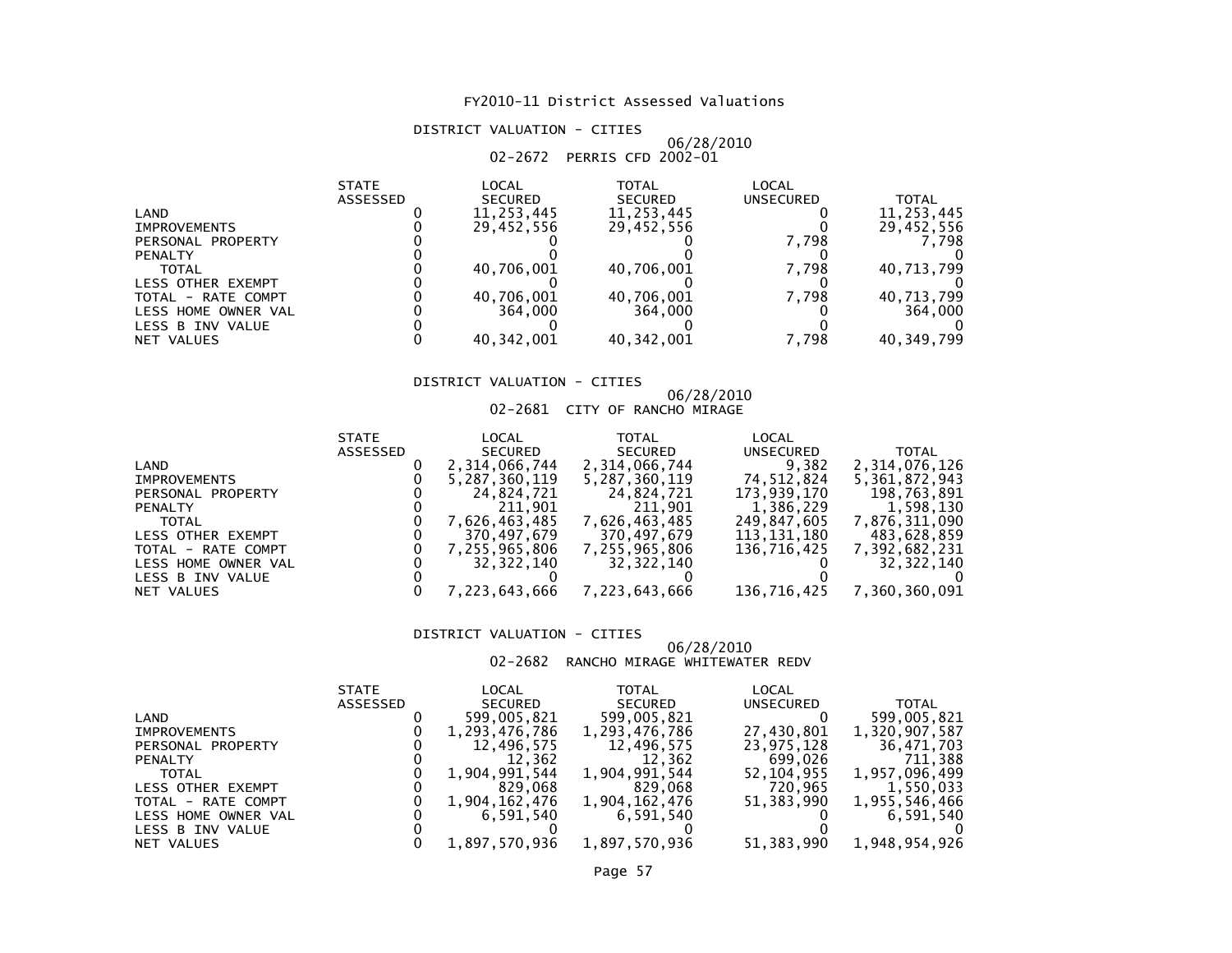# FY2010-11 District Assessed Valuations

## DISTRICT VALUATION - CITIES

06/28/2010

### 02-2672 PERRIS CFD 2002-01

| | STATE ASSESSED | LOCAL SECURED | TOTAL SECURED | LOCAL UNSECURED | TOTAL |
|---|---|---|---|---|---|
| LAND | 0 | 11,253,445 | 11,253,445 | 0 | 11,253,445 |
| IMPROVEMENTS | 0 | 29,452,556 | 29,452,556 | 0 | 29,452,556 |
| PERSONAL PROPERTY | 0 | 0 | 0 | 7,798 | 7,798 |
| PENALTY | 0 | 0 | 0 | 0 | 0 |
| TOTAL | 0 | 40,706,001 | 40,706,001 | 7,798 | 40,713,799 |
| LESS OTHER EXEMPT | 0 | 0 | 0 | 0 | 0 |
| TOTAL - RATE COMPT | 0 | 40,706,001 | 40,706,001 | 7,798 | 40,713,799 |
| LESS HOME OWNER VAL | 0 | 364,000 | 364,000 | 0 | 364,000 |
| LESS B INV VALUE | 0 | 0 | 0 | 0 | 0 |
| NET VALUES | 0 | 40,342,001 | 40,342,001 | 7,798 | 40,349,799 |

## DISTRICT VALUATION - CITIES

06/28/2010

### 02-2681 CITY OF RANCHO MIRAGE

| | STATE ASSESSED | LOCAL SECURED | TOTAL SECURED | LOCAL UNSECURED | TOTAL |
|---|---|---|---|---|---|
| LAND | 0 | 2,314,066,744 | 2,314,066,744 | 9,382 | 2,314,076,126 |
| IMPROVEMENTS | 0 | 5,287,360,119 | 5,287,360,119 | 74,512,824 | 5,361,872,943 |
| PERSONAL PROPERTY | 0 | 24,824,721 | 24,824,721 | 173,939,170 | 198,763,891 |
| PENALTY | 0 | 211,901 | 211,901 | 1,386,229 | 1,598,130 |
| TOTAL | 0 | 7,626,463,485 | 7,626,463,485 | 249,847,605 | 7,876,311,090 |
| LESS OTHER EXEMPT | 0 | 370,497,679 | 370,497,679 | 113,131,180 | 483,628,859 |
| TOTAL - RATE COMPT | 0 | 7,255,965,806 | 7,255,965,806 | 136,716,425 | 7,392,682,231 |
| LESS HOME OWNER VAL | 0 | 32,322,140 | 32,322,140 | 0 | 32,322,140 |
| LESS B INV VALUE | 0 | 0 | 0 | 0 | 0 |
| NET VALUES | 0 | 7,223,643,666 | 7,223,643,666 | 136,716,425 | 7,360,360,091 |

## DISTRICT VALUATION - CITIES

06/28/2010

### 02-2682 RANCHO MIRAGE WHITEWATER REDV

| | STATE ASSESSED | LOCAL SECURED | TOTAL SECURED | LOCAL UNSECURED | TOTAL |
|---|---|---|---|---|---|
| LAND | 0 | 599,005,821 | 599,005,821 | 0 | 599,005,821 |
| IMPROVEMENTS | 0 | 1,293,476,786 | 1,293,476,786 | 27,430,801 | 1,320,907,587 |
| PERSONAL PROPERTY | 0 | 12,496,575 | 12,496,575 | 23,975,128 | 36,471,703 |
| PENALTY | 0 | 12,362 | 12,362 | 699,026 | 711,388 |
| TOTAL | 0 | 1,904,991,544 | 1,904,991,544 | 52,104,955 | 1,957,096,499 |
| LESS OTHER EXEMPT | 0 | 829,068 | 829,068 | 720,965 | 1,550,033 |
| TOTAL - RATE COMPT | 0 | 1,904,162,476 | 1,904,162,476 | 51,383,990 | 1,955,546,466 |
| LESS HOME OWNER VAL | 0 | 6,591,540 | 6,591,540 | 0 | 6,591,540 |
| LESS B INV VALUE | 0 | 0 | 0 | 0 | 0 |
| NET VALUES | 0 | 1,897,570,936 | 1,897,570,936 | 51,383,990 | 1,948,954,926 |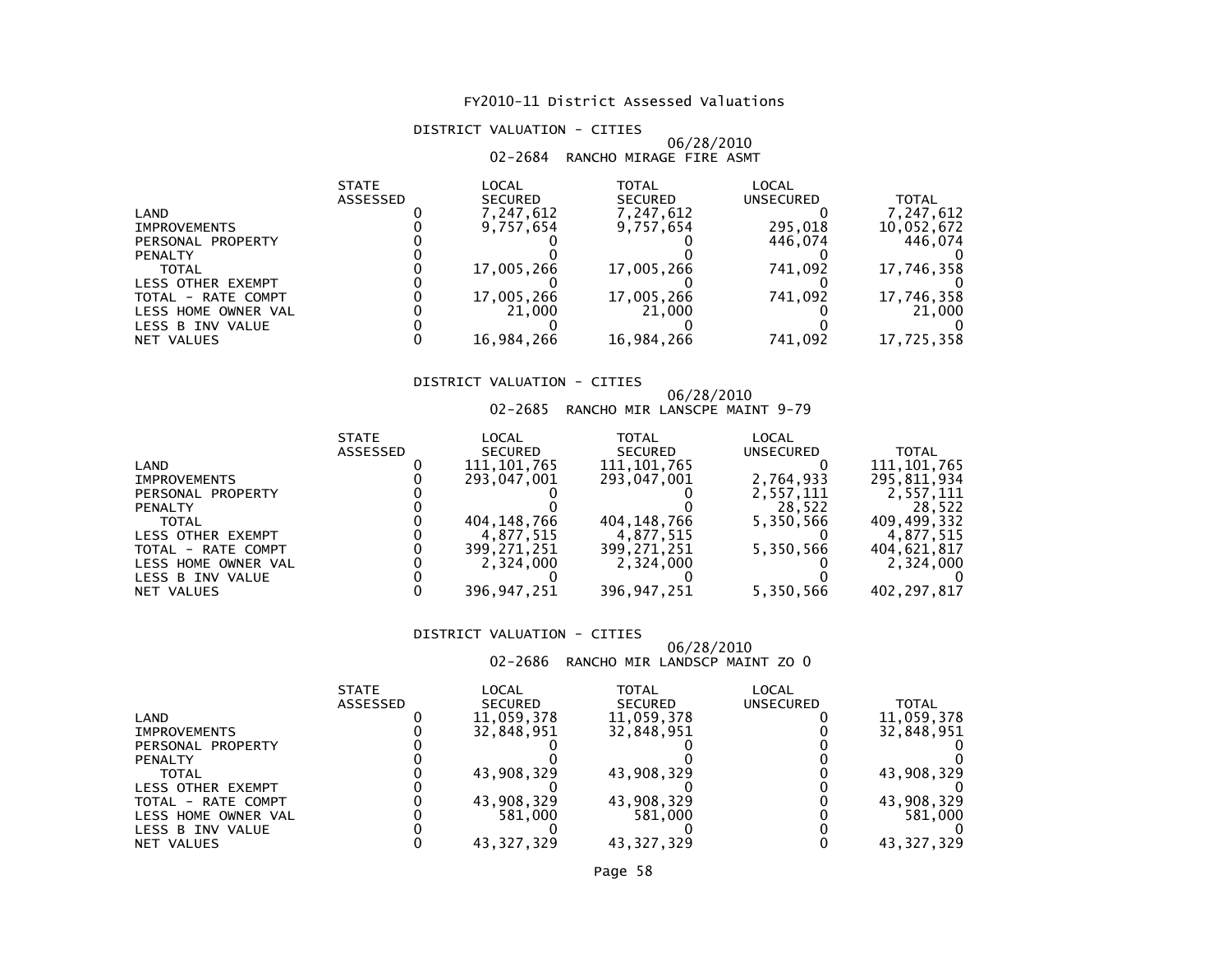FY2010-11 District Assessed Valuations

DISTRICT VALUATION - CITIES

06/28/2010

02-2684 RANCHO MIRAGE FIRE ASMT

| | STATE ASSESSED | LOCAL SECURED | TOTAL SECURED | LOCAL UNSECURED | TOTAL |
|---|---|---|---|---|---|
| LAND | 0 | 7,247,612 | 7,247,612 | 0 | 7,247,612 |
| IMPROVEMENTS | 0 | 9,757,654 | 9,757,654 | 295,018 | 10,052,672 |
| PERSONAL PROPERTY | 0 | 0 | 0 | 446,074 | 446,074 |
| PENALTY | 0 | 0 | 0 | 0 | 0 |
| TOTAL | 0 | 17,005,266 | 17,005,266 | 741,092 | 17,746,358 |
| LESS OTHER EXEMPT | 0 | 0 | 0 | 0 | 0 |
| TOTAL - RATE COMPT | 0 | 17,005,266 | 17,005,266 | 741,092 | 17,746,358 |
| LESS HOME OWNER VAL | 0 | 21,000 | 21,000 | 0 | 21,000 |
| LESS B INV VALUE | 0 | 0 | 0 | 0 | 0 |
| NET VALUES | 0 | 16,984,266 | 16,984,266 | 741,092 | 17,725,358 |

DISTRICT VALUATION - CITIES

06/28/2010

02-2685 RANCHO MIR LANSCPE MAINT 9-79

| | STATE ASSESSED | LOCAL SECURED | TOTAL SECURED | LOCAL UNSECURED | TOTAL |
|---|---|---|---|---|---|
| LAND | 0 | 111,101,765 | 111,101,765 | 0 | 111,101,765 |
| IMPROVEMENTS | 0 | 293,047,001 | 293,047,001 | 2,764,933 | 295,811,934 |
| PERSONAL PROPERTY | 0 | 0 | 0 | 2,557,111 | 2,557,111 |
| PENALTY | 0 | 0 | 0 | 28,522 | 28,522 |
| TOTAL | 0 | 404,148,766 | 404,148,766 | 5,350,566 | 409,499,332 |
| LESS OTHER EXEMPT | 0 | 4,877,515 | 4,877,515 | 0 | 4,877,515 |
| TOTAL - RATE COMPT | 0 | 399,271,251 | 399,271,251 | 5,350,566 | 404,621,817 |
| LESS HOME OWNER VAL | 0 | 2,324,000 | 2,324,000 | 0 | 2,324,000 |
| LESS B INV VALUE | 0 | 0 | 0 | 0 | 0 |
| NET VALUES | 0 | 396,947,251 | 396,947,251 | 5,350,566 | 402,297,817 |

DISTRICT VALUATION - CITIES

06/28/2010

02-2686 RANCHO MIR LANDSCP MAINT ZO 0

| | STATE ASSESSED | LOCAL SECURED | TOTAL SECURED | LOCAL UNSECURED | TOTAL |
|---|---|---|---|---|---|
| LAND | 0 | 11,059,378 | 11,059,378 | 0 | 11,059,378 |
| IMPROVEMENTS | 0 | 32,848,951 | 32,848,951 | 0 | 32,848,951 |
| PERSONAL PROPERTY | 0 | 0 | 0 | 0 | 0 |
| PENALTY | 0 | 0 | 0 | 0 | 0 |
| TOTAL | 0 | 43,908,329 | 43,908,329 | 0 | 43,908,329 |
| LESS OTHER EXEMPT | 0 | 0 | 0 | 0 | 0 |
| TOTAL - RATE COMPT | 0 | 43,908,329 | 43,908,329 | 0 | 43,908,329 |
| LESS HOME OWNER VAL | 0 | 581,000 | 581,000 | 0 | 581,000 |
| LESS B INV VALUE | 0 | 0 | 0 | 0 | 0 |
| NET VALUES | 0 | 43,327,329 | 43,327,329 | 0 | 43,327,329 |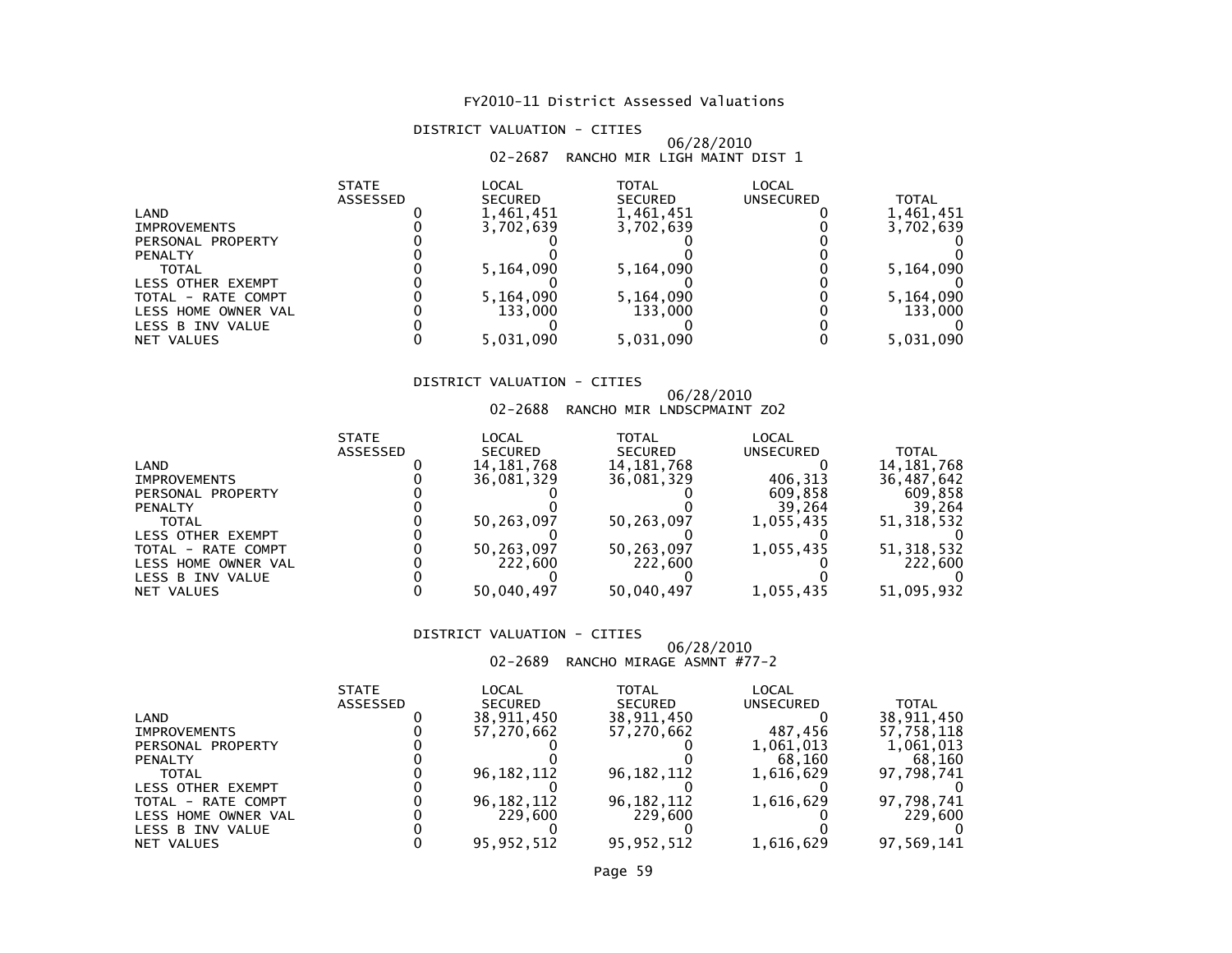FY2010-11 District Assessed Valuations

DISTRICT VALUATION - CITIES

06/28/2010

02-2687 RANCHO MIR LIGH MAINT DIST 1

| | STATE ASSESSED | LOCAL SECURED | TOTAL SECURED | LOCAL UNSECURED | TOTAL |
|---|---|---|---|---|---|
| LAND | 0 | 1,461,451 | 1,461,451 | 0 | 1,461,451 |
| IMPROVEMENTS | 0 | 3,702,639 | 3,702,639 | 0 | 3,702,639 |
| PERSONAL PROPERTY | 0 | 0 | 0 | 0 | 0 |
| PENALTY | 0 | 0 | 0 | 0 | 0 |
| TOTAL | 0 | 5,164,090 | 5,164,090 | 0 | 5,164,090 |
| LESS OTHER EXEMPT | 0 | 0 | 0 | 0 | 0 |
| TOTAL - RATE COMPT | 0 | 5,164,090 | 5,164,090 | 0 | 5,164,090 |
| LESS HOME OWNER VAL | 0 | 133,000 | 133,000 | 0 | 133,000 |
| LESS B INV VALUE | 0 | 0 | 0 | 0 | 0 |
| NET VALUES | 0 | 5,031,090 | 5,031,090 | 0 | 5,031,090 |

DISTRICT VALUATION - CITIES

06/28/2010

02-2688 RANCHO MIR LNDSCPMAINT ZO2

| | STATE ASSESSED | LOCAL SECURED | TOTAL SECURED | LOCAL UNSECURED | TOTAL |
|---|---|---|---|---|---|
| LAND | 0 | 14,181,768 | 14,181,768 | 0 | 14,181,768 |
| IMPROVEMENTS | 0 | 36,081,329 | 36,081,329 | 406,313 | 36,487,642 |
| PERSONAL PROPERTY | 0 | 0 | 0 | 609,858 | 609,858 |
| PENALTY | 0 | 0 | 0 | 39,264 | 39,264 |
| TOTAL | 0 | 50,263,097 | 50,263,097 | 1,055,435 | 51,318,532 |
| LESS OTHER EXEMPT | 0 | 0 | 0 | 0 | 0 |
| TOTAL - RATE COMPT | 0 | 50,263,097 | 50,263,097 | 1,055,435 | 51,318,532 |
| LESS HOME OWNER VAL | 0 | 222,600 | 222,600 | 0 | 222,600 |
| LESS B INV VALUE | 0 | 0 | 0 | 0 | 0 |
| NET VALUES | 0 | 50,040,497 | 50,040,497 | 1,055,435 | 51,095,932 |

DISTRICT VALUATION - CITIES

06/28/2010

02-2689 RANCHO MIRAGE ASMNT #77-2

| | STATE ASSESSED | LOCAL SECURED | TOTAL SECURED | LOCAL UNSECURED | TOTAL |
|---|---|---|---|---|---|
| LAND | 0 | 38,911,450 | 38,911,450 | 0 | 38,911,450 |
| IMPROVEMENTS | 0 | 57,270,662 | 57,270,662 | 487,456 | 57,758,118 |
| PERSONAL PROPERTY | 0 | 0 | 0 | 1,061,013 | 1,061,013 |
| PENALTY | 0 | 0 | 0 | 68,160 | 68,160 |
| TOTAL | 0 | 96,182,112 | 96,182,112 | 1,616,629 | 97,798,741 |
| LESS OTHER EXEMPT | 0 | 0 | 0 | 0 | 0 |
| TOTAL - RATE COMPT | 0 | 96,182,112 | 96,182,112 | 1,616,629 | 97,798,741 |
| LESS HOME OWNER VAL | 0 | 229,600 | 229,600 | 0 | 229,600 |
| LESS B INV VALUE | 0 | 0 | 0 | 0 | 0 |
| NET VALUES | 0 | 95,952,512 | 95,952,512 | 1,616,629 | 97,569,141 |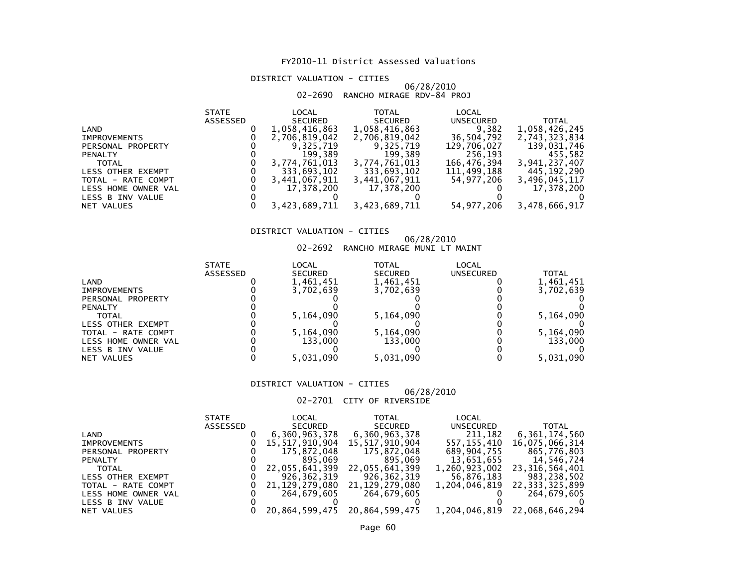# FY2010-11 District Assessed Valuations

## DISTRICT VALUATION - CITIES

06/28/2010

02-2690 RANCHO MIRAGE RDV-84 PROJ

| | STATE ASSESSED | LOCAL SECURED | TOTAL SECURED | LOCAL UNSECURED | TOTAL |
|---|---|---|---|---|---|
| LAND | 0 | 1,058,416,863 | 1,058,416,863 | 9,382 | 1,058,426,245 |
| IMPROVEMENTS | 0 | 2,706,819,042 | 2,706,819,042 | 36,504,792 | 2,743,323,834 |
| PERSONAL PROPERTY | 0 | 9,325,719 | 9,325,719 | 129,706,027 | 139,031,746 |
| PENALTY | 0 | 199,389 | 199,389 | 256,193 | 455,582 |
| TOTAL | 0 | 3,774,761,013 | 3,774,761,013 | 166,476,394 | 3,941,237,407 |
| LESS OTHER EXEMPT | 0 | 333,693,102 | 333,693,102 | 111,499,188 | 445,192,290 |
| TOTAL - RATE COMPT | 0 | 3,441,067,911 | 3,441,067,911 | 54,977,206 | 3,496,045,117 |
| LESS HOME OWNER VAL | 0 | 17,378,200 | 17,378,200 | 0 | 17,378,200 |
| LESS B INV VALUE | 0 | 0 | 0 | 0 | 0 |
| NET VALUES | 0 | 3,423,689,711 | 3,423,689,711 | 54,977,206 | 3,478,666,917 |

## DISTRICT VALUATION - CITIES

06/28/2010

02-2692 RANCHO MIRAGE MUNI LT MAINT

| | STATE ASSESSED | LOCAL SECURED | TOTAL SECURED | LOCAL UNSECURED | TOTAL |
|---|---|---|---|---|---|
| LAND | 0 | 1,461,451 | 1,461,451 | 0 | 1,461,451 |
| IMPROVEMENTS | 0 | 3,702,639 | 3,702,639 | 0 | 3,702,639 |
| PERSONAL PROPERTY | 0 | 0 | 0 | 0 | 0 |
| PENALTY | 0 | 0 | 0 | 0 | 0 |
| TOTAL | 0 | 5,164,090 | 5,164,090 | 0 | 5,164,090 |
| LESS OTHER EXEMPT | 0 | 0 | 0 | 0 | 0 |
| TOTAL - RATE COMPT | 0 | 5,164,090 | 5,164,090 | 0 | 5,164,090 |
| LESS HOME OWNER VAL | 0 | 133,000 | 133,000 | 0 | 133,000 |
| LESS B INV VALUE | 0 | 0 | 0 | 0 | 0 |
| NET VALUES | 0 | 5,031,090 | 5,031,090 | 0 | 5,031,090 |

## DISTRICT VALUATION - CITIES

06/28/2010

02-2701 CITY OF RIVERSIDE

| | STATE ASSESSED | LOCAL SECURED | TOTAL SECURED | LOCAL UNSECURED | TOTAL |
|---|---|---|---|---|---|
| LAND | 0 | 6,360,963,378 | 6,360,963,378 | 211,182 | 6,361,174,560 |
| IMPROVEMENTS | 0 | 15,517,910,904 | 15,517,910,904 | 557,155,410 | 16,075,066,314 |
| PERSONAL PROPERTY | 0 | 175,872,048 | 175,872,048 | 689,904,755 | 865,776,803 |
| PENALTY | 0 | 895,069 | 895,069 | 13,651,655 | 14,546,724 |
| TOTAL | 0 | 22,055,641,399 | 22,055,641,399 | 1,260,923,002 | 23,316,564,401 |
| LESS OTHER EXEMPT | 0 | 926,362,319 | 926,362,319 | 56,876,183 | 983,238,502 |
| TOTAL - RATE COMPT | 0 | 21,129,279,080 | 21,129,279,080 | 1,204,046,819 | 22,333,325,899 |
| LESS HOME OWNER VAL | 0 | 264,679,605 | 264,679,605 | 0 | 264,679,605 |
| LESS B INV VALUE | 0 | 0 | 0 | 0 | 0 |
| NET VALUES | 0 | 20,864,599,475 | 20,864,599,475 | 1,204,046,819 | 22,068,646,294 |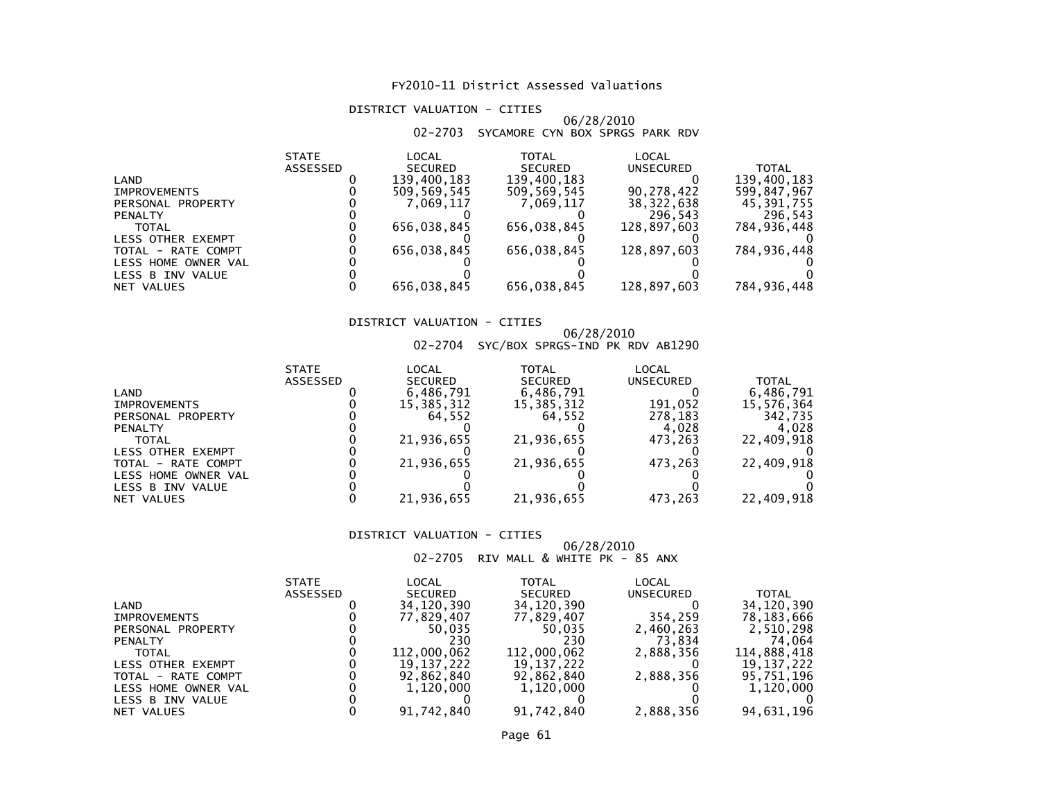# FY2010-11 District Assessed Valuations

## DISTRICT VALUATION - CITIES

06/28/2010

02-2703 SYCAMORE CYN BOX SPRGS PARK RDV

| | STATE ASSESSED | LOCAL SECURED | TOTAL SECURED | LOCAL UNSECURED | TOTAL |
|---|---|---|---|---|---|
| LAND | 0 | 139,400,183 | 139,400,183 | 0 | 139,400,183 |
| IMPROVEMENTS | 0 | 509,569,545 | 509,569,545 | 90,278,422 | 599,847,967 |
| PERSONAL PROPERTY | 0 | 7,069,117 | 7,069,117 | 38,322,638 | 45,391,755 |
| PENALTY | 0 | 0 | 0 | 296,543 | 296,543 |
| TOTAL | 0 | 656,038,845 | 656,038,845 | 128,897,603 | 784,936,448 |
| LESS OTHER EXEMPT | 0 | 0 | 0 | 0 | 0 |
| TOTAL - RATE COMPT | 0 | 656,038,845 | 656,038,845 | 128,897,603 | 784,936,448 |
| LESS HOME OWNER VAL | 0 | 0 | 0 | 0 | 0 |
| LESS B INV VALUE | 0 | 0 | 0 | 0 | 0 |
| NET VALUES | 0 | 656,038,845 | 656,038,845 | 128,897,603 | 784,936,448 |

## DISTRICT VALUATION - CITIES

06/28/2010

02-2704 SYC/BOX SPRGS-IND PK RDV AB1290

| | STATE ASSESSED | LOCAL SECURED | TOTAL SECURED | LOCAL UNSECURED | TOTAL |
|---|---|---|---|---|---|
| LAND | 0 | 6,486,791 | 6,486,791 | 0 | 6,486,791 |
| IMPROVEMENTS | 0 | 15,385,312 | 15,385,312 | 191,052 | 15,576,364 |
| PERSONAL PROPERTY | 0 | 64,552 | 64,552 | 278,183 | 342,735 |
| PENALTY | 0 | 0 | 0 | 4,028 | 4,028 |
| TOTAL | 0 | 21,936,655 | 21,936,655 | 473,263 | 22,409,918 |
| LESS OTHER EXEMPT | 0 | 0 | 0 | 0 | 0 |
| TOTAL - RATE COMPT | 0 | 21,936,655 | 21,936,655 | 473,263 | 22,409,918 |
| LESS HOME OWNER VAL | 0 | 0 | 0 | 0 | 0 |
| LESS B INV VALUE | 0 | 0 | 0 | 0 | 0 |
| NET VALUES | 0 | 21,936,655 | 21,936,655 | 473,263 | 22,409,918 |

## DISTRICT VALUATION - CITIES

06/28/2010

02-2705 RIV MALL & WHITE PK - 85 ANX

| | STATE ASSESSED | LOCAL SECURED | TOTAL SECURED | LOCAL UNSECURED | TOTAL |
|---|---|---|---|---|---|
| LAND | 0 | 34,120,390 | 34,120,390 | 0 | 34,120,390 |
| IMPROVEMENTS | 0 | 77,829,407 | 77,829,407 | 354,259 | 78,183,666 |
| PERSONAL PROPERTY | 0 | 50,035 | 50,035 | 2,460,263 | 2,510,298 |
| PENALTY | 0 | 230 | 230 | 73,834 | 74,064 |
| TOTAL | 0 | 112,000,062 | 112,000,062 | 2,888,356 | 114,888,418 |
| LESS OTHER EXEMPT | 0 | 19,137,222 | 19,137,222 | 0 | 19,137,222 |
| TOTAL - RATE COMPT | 0 | 92,862,840 | 92,862,840 | 2,888,356 | 95,751,196 |
| LESS HOME OWNER VAL | 0 | 1,120,000 | 1,120,000 | 0 | 1,120,000 |
| LESS B INV VALUE | 0 | 0 | 0 | 0 | 0 |
| NET VALUES | 0 | 91,742,840 | 91,742,840 | 2,888,356 | 94,631,196 |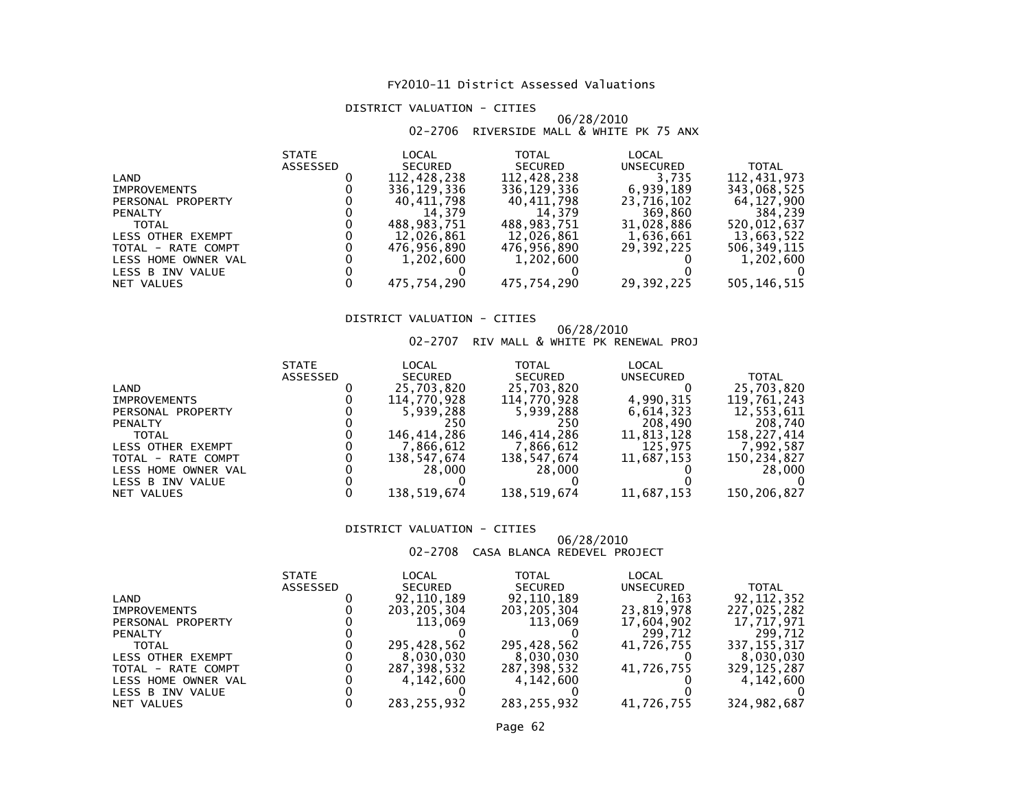# FY2010-11 District Assessed Valuations

## DISTRICT VALUATION - CITIES

06/28/2010

02-2706 RIVERSIDE MALL & WHITE PK 75 ANX

| | STATE ASSESSED | LOCAL SECURED | TOTAL SECURED | LOCAL UNSECURED | TOTAL |
|---|---|---|---|---|---|
| LAND | 0 | 112,428,238 | 112,428,238 | 3,735 | 112,431,973 |
| IMPROVEMENTS | 0 | 336,129,336 | 336,129,336 | 6,939,189 | 343,068,525 |
| PERSONAL PROPERTY | 0 | 40,411,798 | 40,411,798 | 23,716,102 | 64,127,900 |
| PENALTY | 0 | 14,379 | 14,379 | 369,860 | 384,239 |
| TOTAL | 0 | 488,983,751 | 488,983,751 | 31,028,886 | 520,012,637 |
| LESS OTHER EXEMPT | 0 | 12,026,861 | 12,026,861 | 1,636,661 | 13,663,522 |
| TOTAL - RATE COMPT | 0 | 476,956,890 | 476,956,890 | 29,392,225 | 506,349,115 |
| LESS HOME OWNER VAL | 0 | 1,202,600 | 1,202,600 | 0 | 1,202,600 |
| LESS B INV VALUE | 0 | 0 | 0 | 0 | 0 |
| NET VALUES | 0 | 475,754,290 | 475,754,290 | 29,392,225 | 505,146,515 |

## DISTRICT VALUATION - CITIES

06/28/2010

02-2707 RIV MALL & WHITE PK RENEWAL PROJ

| | STATE ASSESSED | LOCAL SECURED | TOTAL SECURED | LOCAL UNSECURED | TOTAL |
|---|---|---|---|---|---|
| LAND | 0 | 25,703,820 | 25,703,820 | 0 | 25,703,820 |
| IMPROVEMENTS | 0 | 114,770,928 | 114,770,928 | 4,990,315 | 119,761,243 |
| PERSONAL PROPERTY | 0 | 5,939,288 | 5,939,288 | 6,614,323 | 12,553,611 |
| PENALTY | 0 | 250 | 250 | 208,490 | 208,740 |
| TOTAL | 0 | 146,414,286 | 146,414,286 | 11,813,128 | 158,227,414 |
| LESS OTHER EXEMPT | 0 | 7,866,612 | 7,866,612 | 125,975 | 7,992,587 |
| TOTAL - RATE COMPT | 0 | 138,547,674 | 138,547,674 | 11,687,153 | 150,234,827 |
| LESS HOME OWNER VAL | 0 | 28,000 | 28,000 | 0 | 28,000 |
| LESS B INV VALUE | 0 | 0 | 0 | 0 | 0 |
| NET VALUES | 0 | 138,519,674 | 138,519,674 | 11,687,153 | 150,206,827 |

## DISTRICT VALUATION - CITIES

06/28/2010

02-2708 CASA BLANCA REDEVEL PROJECT

| | STATE ASSESSED | LOCAL SECURED | TOTAL SECURED | LOCAL UNSECURED | TOTAL |
|---|---|---|---|---|---|
| LAND | 0 | 92,110,189 | 92,110,189 | 2,163 | 92,112,352 |
| IMPROVEMENTS | 0 | 203,205,304 | 203,205,304 | 23,819,978 | 227,025,282 |
| PERSONAL PROPERTY | 0 | 113,069 | 113,069 | 17,604,902 | 17,717,971 |
| PENALTY | 0 | 0 | 0 | 299,712 | 299,712 |
| TOTAL | 0 | 295,428,562 | 295,428,562 | 41,726,755 | 337,155,317 |
| LESS OTHER EXEMPT | 0 | 8,030,030 | 8,030,030 | 0 | 8,030,030 |
| TOTAL - RATE COMPT | 0 | 287,398,532 | 287,398,532 | 41,726,755 | 329,125,287 |
| LESS HOME OWNER VAL | 0 | 4,142,600 | 4,142,600 | 0 | 4,142,600 |
| LESS B INV VALUE | 0 | 0 | 0 | 0 | 0 |
| NET VALUES | 0 | 283,255,932 | 283,255,932 | 41,726,755 | 324,982,687 |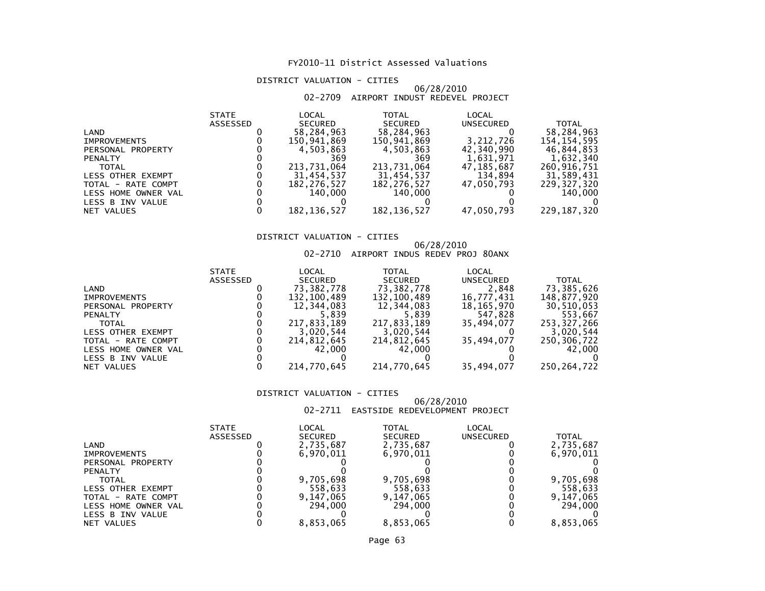# FY2010-11 District Assessed Valuations

## DISTRICT VALUATION - CITIES

06/28/2010

### 02-2709 AIRPORT INDUST REDEVEL PROJECT

| | STATE ASSESSED | LOCAL SECURED | TOTAL SECURED | LOCAL UNSECURED | TOTAL |
|---|---|---|---|---|---|
| LAND | 0 | 58,284,963 | 58,284,963 | 0 | 58,284,963 |
| IMPROVEMENTS | 0 | 150,941,869 | 150,941,869 | 3,212,726 | 154,154,595 |
| PERSONAL PROPERTY | 0 | 4,503,863 | 4,503,863 | 42,340,990 | 46,844,853 |
| PENALTY | 0 | 369 | 369 | 1,631,971 | 1,632,340 |
| TOTAL | 0 | 213,731,064 | 213,731,064 | 47,185,687 | 260,916,751 |
| LESS OTHER EXEMPT | 0 | 31,454,537 | 31,454,537 | 134,894 | 31,589,431 |
| TOTAL - RATE COMPT | 0 | 182,276,527 | 182,276,527 | 47,050,793 | 229,327,320 |
| LESS HOME OWNER VAL | 0 | 140,000 | 140,000 | 0 | 140,000 |
| LESS B INV VALUE | 0 | 0 | 0 | 0 | 0 |
| NET VALUES | 0 | 182,136,527 | 182,136,527 | 47,050,793 | 229,187,320 |

## DISTRICT VALUATION - CITIES

06/28/2010

### 02-2710 AIRPORT INDUS REDEV PROJ 80ANX

| | STATE ASSESSED | LOCAL SECURED | TOTAL SECURED | LOCAL UNSECURED | TOTAL |
|---|---|---|---|---|---|
| LAND | 0 | 73,382,778 | 73,382,778 | 2,848 | 73,385,626 |
| IMPROVEMENTS | 0 | 132,100,489 | 132,100,489 | 16,777,431 | 148,877,920 |
| PERSONAL PROPERTY | 0 | 12,344,083 | 12,344,083 | 18,165,970 | 30,510,053 |
| PENALTY | 0 | 5,839 | 5,839 | 547,828 | 553,667 |
| TOTAL | 0 | 217,833,189 | 217,833,189 | 35,494,077 | 253,327,266 |
| LESS OTHER EXEMPT | 0 | 3,020,544 | 3,020,544 | 0 | 3,020,544 |
| TOTAL - RATE COMPT | 0 | 214,812,645 | 214,812,645 | 35,494,077 | 250,306,722 |
| LESS HOME OWNER VAL | 0 | 42,000 | 42,000 | 0 | 42,000 |
| LESS B INV VALUE | 0 | 0 | 0 | 0 | 0 |
| NET VALUES | 0 | 214,770,645 | 214,770,645 | 35,494,077 | 250,264,722 |

## DISTRICT VALUATION - CITIES

06/28/2010

### 02-2711 EASTSIDE REDEVELOPMENT PROJECT

| | STATE ASSESSED | LOCAL SECURED | TOTAL SECURED | LOCAL UNSECURED | TOTAL |
|---|---|---|---|---|---|
| LAND | 0 | 2,735,687 | 2,735,687 | 0 | 2,735,687 |
| IMPROVEMENTS | 0 | 6,970,011 | 6,970,011 | 0 | 6,970,011 |
| PERSONAL PROPERTY | 0 | 0 | 0 | 0 | 0 |
| PENALTY | 0 | 0 | 0 | 0 | 0 |
| TOTAL | 0 | 9,705,698 | 9,705,698 | 0 | 9,705,698 |
| LESS OTHER EXEMPT | 0 | 558,633 | 558,633 | 0 | 558,633 |
| TOTAL - RATE COMPT | 0 | 9,147,065 | 9,147,065 | 0 | 9,147,065 |
| LESS HOME OWNER VAL | 0 | 294,000 | 294,000 | 0 | 294,000 |
| LESS B INV VALUE | 0 | 0 | 0 | 0 | 0 |
| NET VALUES | 0 | 8,853,065 | 8,853,065 | 0 | 8,853,065 |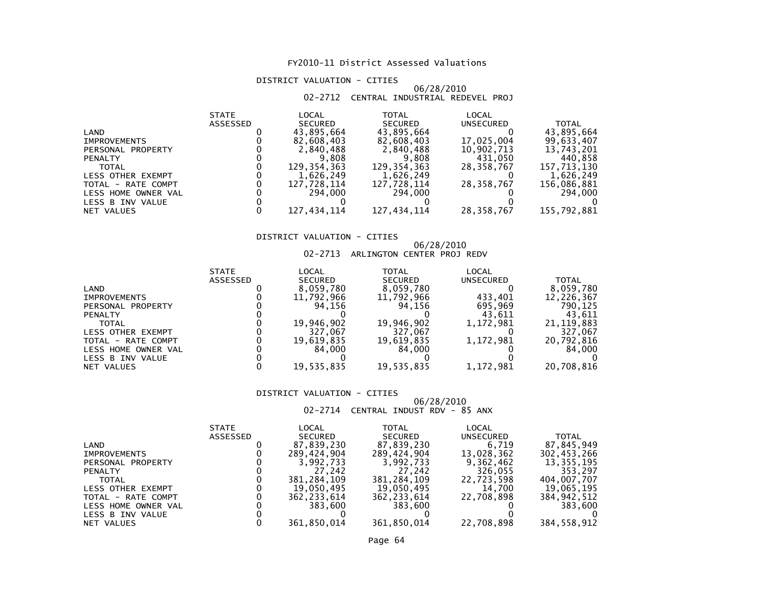# FY2010-11 District Assessed Valuations

## DISTRICT VALUATION - CITIES

06/28/2010

02-2712 CENTRAL INDUSTRIAL REDEVEL PROJ

| | STATE ASSESSED | LOCAL SECURED | TOTAL SECURED | LOCAL UNSECURED | TOTAL |
|---|---|---|---|---|---|
| LAND | 0 | 43,895,664 | 43,895,664 | 0 | 43,895,664 |
| IMPROVEMENTS | 0 | 82,608,403 | 82,608,403 | 17,025,004 | 99,633,407 |
| PERSONAL PROPERTY | 0 | 2,840,488 | 2,840,488 | 10,902,713 | 13,743,201 |
| PENALTY | 0 | 9,808 | 9,808 | 431,050 | 440,858 |
| TOTAL | 0 | 129,354,363 | 129,354,363 | 28,358,767 | 157,713,130 |
| LESS OTHER EXEMPT | 0 | 1,626,249 | 1,626,249 | 0 | 1,626,249 |
| TOTAL - RATE COMPT | 0 | 127,728,114 | 127,728,114 | 28,358,767 | 156,086,881 |
| LESS HOME OWNER VAL | 0 | 294,000 | 294,000 | 0 | 294,000 |
| LESS B INV VALUE | 0 | 0 | 0 | 0 | 0 |
| NET VALUES | 0 | 127,434,114 | 127,434,114 | 28,358,767 | 155,792,881 |

## DISTRICT VALUATION - CITIES

06/28/2010

02-2713 ARLINGTON CENTER PROJ REDV

| | STATE ASSESSED | LOCAL SECURED | TOTAL SECURED | LOCAL UNSECURED | TOTAL |
|---|---|---|---|---|---|
| LAND | 0 | 8,059,780 | 8,059,780 | 0 | 8,059,780 |
| IMPROVEMENTS | 0 | 11,792,966 | 11,792,966 | 433,401 | 12,226,367 |
| PERSONAL PROPERTY | 0 | 94,156 | 94,156 | 695,969 | 790,125 |
| PENALTY | 0 | 0 | 0 | 43,611 | 43,611 |
| TOTAL | 0 | 19,946,902 | 19,946,902 | 1,172,981 | 21,119,883 |
| LESS OTHER EXEMPT | 0 | 327,067 | 327,067 | 0 | 327,067 |
| TOTAL - RATE COMPT | 0 | 19,619,835 | 19,619,835 | 1,172,981 | 20,792,816 |
| LESS HOME OWNER VAL | 0 | 84,000 | 84,000 | 0 | 84,000 |
| LESS B INV VALUE | 0 | 0 | 0 | 0 | 0 |
| NET VALUES | 0 | 19,535,835 | 19,535,835 | 1,172,981 | 20,708,816 |

## DISTRICT VALUATION - CITIES

06/28/2010

02-2714 CENTRAL INDUST RDV - 85 ANX

| | STATE ASSESSED | LOCAL SECURED | TOTAL SECURED | LOCAL UNSECURED | TOTAL |
|---|---|---|---|---|---|
| LAND | 0 | 87,839,230 | 87,839,230 | 6,719 | 87,845,949 |
| IMPROVEMENTS | 0 | 289,424,904 | 289,424,904 | 13,028,362 | 302,453,266 |
| PERSONAL PROPERTY | 0 | 3,992,733 | 3,992,733 | 9,362,462 | 13,355,195 |
| PENALTY | 0 | 27,242 | 27,242 | 326,055 | 353,297 |
| TOTAL | 0 | 381,284,109 | 381,284,109 | 22,723,598 | 404,007,707 |
| LESS OTHER EXEMPT | 0 | 19,050,495 | 19,050,495 | 14,700 | 19,065,195 |
| TOTAL - RATE COMPT | 0 | 362,233,614 | 362,233,614 | 22,708,898 | 384,942,512 |
| LESS HOME OWNER VAL | 0 | 383,600 | 383,600 | 0 | 383,600 |
| LESS B INV VALUE | 0 | 0 | 0 | 0 | 0 |
| NET VALUES | 0 | 361,850,014 | 361,850,014 | 22,708,898 | 384,558,912 |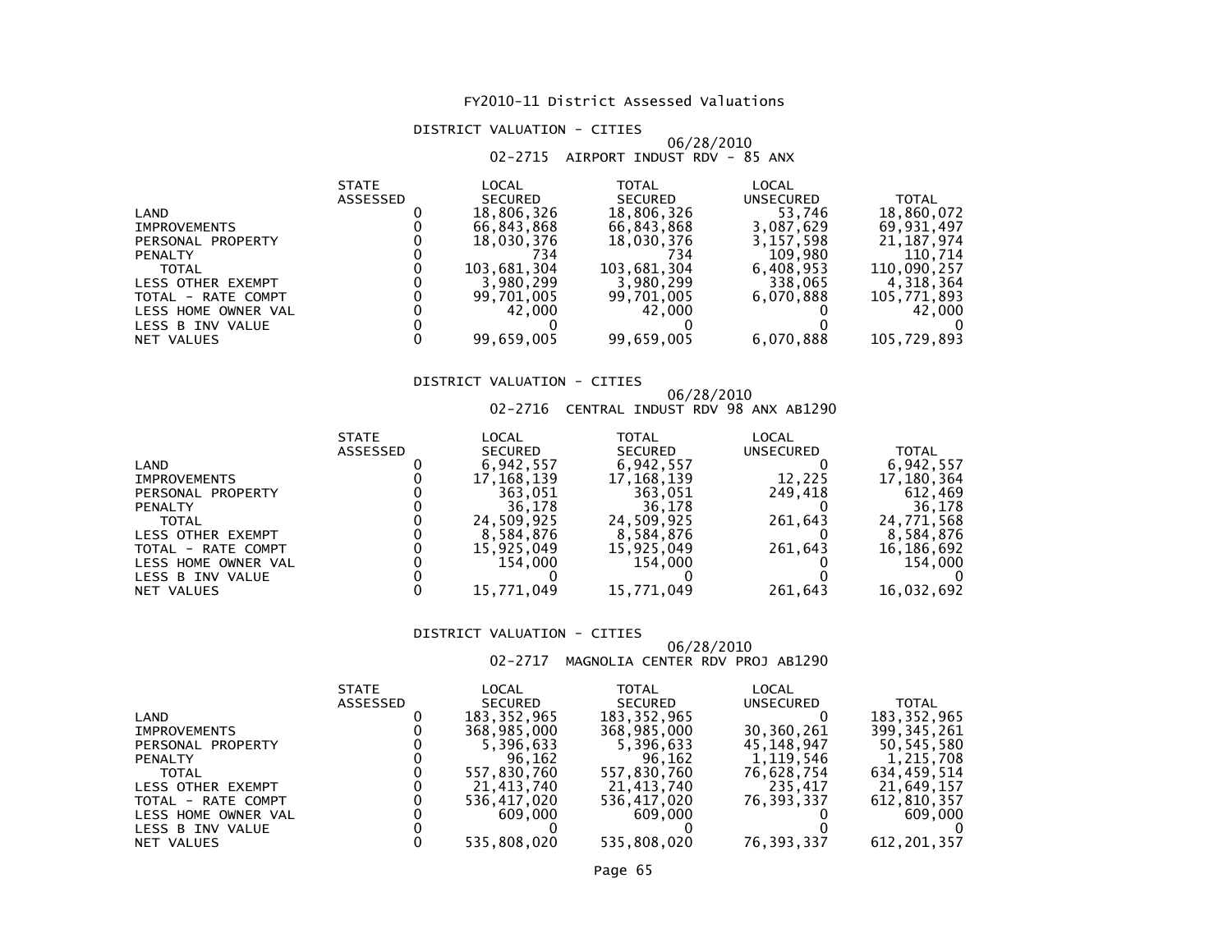# FY2010-11 District Assessed Valuations

## DISTRICT VALUATION - CITIES

06/28/2010

02-2715 AIRPORT INDUST RDV - 85 ANX

| | STATE ASSESSED | LOCAL SECURED | TOTAL SECURED | LOCAL UNSECURED | TOTAL |
|---|---|---|---|---|---|
| LAND | 0 | 18,806,326 | 18,806,326 | 53,746 | 18,860,072 |
| IMPROVEMENTS | 0 | 66,843,868 | 66,843,868 | 3,087,629 | 69,931,497 |
| PERSONAL PROPERTY | 0 | 18,030,376 | 18,030,376 | 3,157,598 | 21,187,974 |
| PENALTY | 0 | 734 | 734 | 109,980 | 110,714 |
| TOTAL | 0 | 103,681,304 | 103,681,304 | 6,408,953 | 110,090,257 |
| LESS OTHER EXEMPT | 0 | 3,980,299 | 3,980,299 | 338,065 | 4,318,364 |
| TOTAL - RATE COMPT | 0 | 99,701,005 | 99,701,005 | 6,070,888 | 105,771,893 |
| LESS HOME OWNER VAL | 0 | 42,000 | 42,000 | 0 | 42,000 |
| LESS B INV VALUE | 0 | 0 | 0 | 0 | 0 |
| NET VALUES | 0 | 99,659,005 | 99,659,005 | 6,070,888 | 105,729,893 |

## DISTRICT VALUATION - CITIES

06/28/2010

02-2716 CENTRAL INDUST RDV 98 ANX AB1290

| | STATE ASSESSED | LOCAL SECURED | TOTAL SECURED | LOCAL UNSECURED | TOTAL |
|---|---|---|---|---|---|
| LAND | 0 | 6,942,557 | 6,942,557 | 0 | 6,942,557 |
| IMPROVEMENTS | 0 | 17,168,139 | 17,168,139 | 12,225 | 17,180,364 |
| PERSONAL PROPERTY | 0 | 363,051 | 363,051 | 249,418 | 612,469 |
| PENALTY | 0 | 36,178 | 36,178 | 0 | 36,178 |
| TOTAL | 0 | 24,509,925 | 24,509,925 | 261,643 | 24,771,568 |
| LESS OTHER EXEMPT | 0 | 8,584,876 | 8,584,876 | 0 | 8,584,876 |
| TOTAL - RATE COMPT | 0 | 15,925,049 | 15,925,049 | 261,643 | 16,186,692 |
| LESS HOME OWNER VAL | 0 | 154,000 | 154,000 | 0 | 154,000 |
| LESS B INV VALUE | 0 | 0 | 0 | 0 | 0 |
| NET VALUES | 0 | 15,771,049 | 15,771,049 | 261,643 | 16,032,692 |

## DISTRICT VALUATION - CITIES

06/28/2010

02-2717 MAGNOLIA CENTER RDV PROJ AB1290

| | STATE ASSESSED | LOCAL SECURED | TOTAL SECURED | LOCAL UNSECURED | TOTAL |
|---|---|---|---|---|---|
| LAND | 0 | 183,352,965 | 183,352,965 | 0 | 183,352,965 |
| IMPROVEMENTS | 0 | 368,985,000 | 368,985,000 | 30,360,261 | 399,345,261 |
| PERSONAL PROPERTY | 0 | 5,396,633 | 5,396,633 | 45,148,947 | 50,545,580 |
| PENALTY | 0 | 96,162 | 96,162 | 1,119,546 | 1,215,708 |
| TOTAL | 0 | 557,830,760 | 557,830,760 | 76,628,754 | 634,459,514 |
| LESS OTHER EXEMPT | 0 | 21,413,740 | 21,413,740 | 235,417 | 21,649,157 |
| TOTAL - RATE COMPT | 0 | 536,417,020 | 536,417,020 | 76,393,337 | 612,810,357 |
| LESS HOME OWNER VAL | 0 | 609,000 | 609,000 | 0 | 609,000 |
| LESS B INV VALUE | 0 | 0 | 0 | 0 | 0 |
| NET VALUES | 0 | 535,808,020 | 535,808,020 | 76,393,337 | 612,201,357 |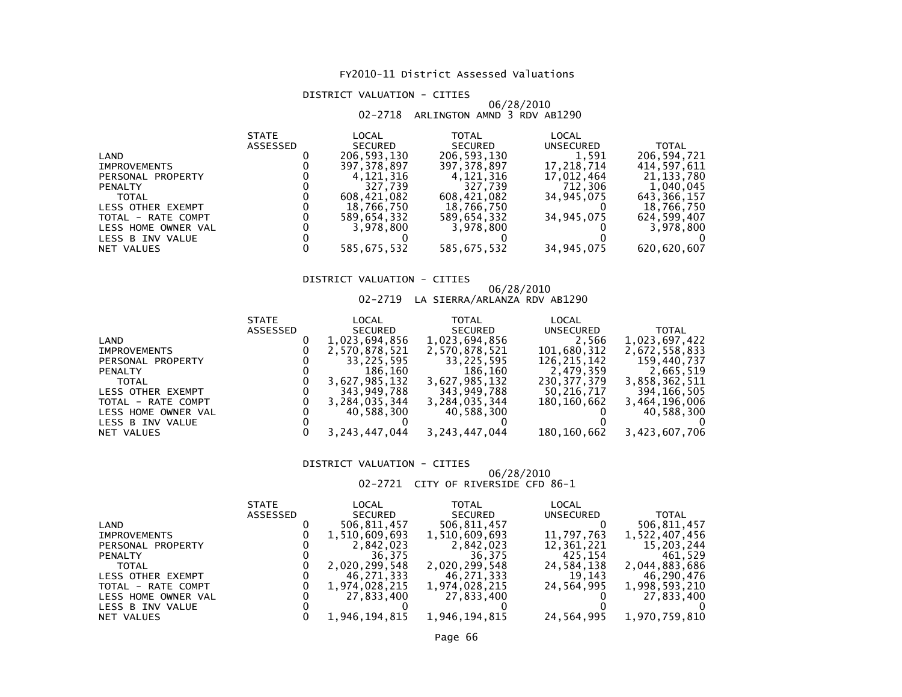# FY2010-11 District Assessed Valuations

## DISTRICT VALUATION - CITIES

06/28/2010

02-2718 ARLINGTON AMND 3 RDV AB1290

| | STATE ASSESSED | LOCAL SECURED | TOTAL SECURED | LOCAL UNSECURED | TOTAL |
|---|---|---|---|---|---|
| LAND | 0 | 206,593,130 | 206,593,130 | 1,591 | 206,594,721 |
| IMPROVEMENTS | 0 | 397,378,897 | 397,378,897 | 17,218,714 | 414,597,611 |
| PERSONAL PROPERTY | 0 | 4,121,316 | 4,121,316 | 17,012,464 | 21,133,780 |
| PENALTY | 0 | 327,739 | 327,739 | 712,306 | 1,040,045 |
| TOTAL | 0 | 608,421,082 | 608,421,082 | 34,945,075 | 643,366,157 |
| LESS OTHER EXEMPT | 0 | 18,766,750 | 18,766,750 | 0 | 18,766,750 |
| TOTAL - RATE COMPT | 0 | 589,654,332 | 589,654,332 | 34,945,075 | 624,599,407 |
| LESS HOME OWNER VAL | 0 | 3,978,800 | 3,978,800 | 0 | 3,978,800 |
| LESS B INV VALUE | 0 | 0 | 0 | 0 | 0 |
| NET VALUES | 0 | 585,675,532 | 585,675,532 | 34,945,075 | 620,620,607 |

## DISTRICT VALUATION - CITIES

06/28/2010

02-2719 LA SIERRA/ARLANZA RDV AB1290

| | STATE ASSESSED | LOCAL SECURED | TOTAL SECURED | LOCAL UNSECURED | TOTAL |
|---|---|---|---|---|---|
| LAND | 0 | 1,023,694,856 | 1,023,694,856 | 2,566 | 1,023,697,422 |
| IMPROVEMENTS | 0 | 2,570,878,521 | 2,570,878,521 | 101,680,312 | 2,672,558,833 |
| PERSONAL PROPERTY | 0 | 33,225,595 | 33,225,595 | 126,215,142 | 159,440,737 |
| PENALTY | 0 | 186,160 | 186,160 | 2,479,359 | 2,665,519 |
| TOTAL | 0 | 3,627,985,132 | 3,627,985,132 | 230,377,379 | 3,858,362,511 |
| LESS OTHER EXEMPT | 0 | 343,949,788 | 343,949,788 | 50,216,717 | 394,166,505 |
| TOTAL - RATE COMPT | 0 | 3,284,035,344 | 3,284,035,344 | 180,160,662 | 3,464,196,006 |
| LESS HOME OWNER VAL | 0 | 40,588,300 | 40,588,300 | 0 | 40,588,300 |
| LESS B INV VALUE | 0 | 0 | 0 | 0 | 0 |
| NET VALUES | 0 | 3,243,447,044 | 3,243,447,044 | 180,160,662 | 3,423,607,706 |

## DISTRICT VALUATION - CITIES

06/28/2010

02-2721 CITY OF RIVERSIDE CFD 86-1

| | STATE ASSESSED | LOCAL SECURED | TOTAL SECURED | LOCAL UNSECURED | TOTAL |
|---|---|---|---|---|---|
| LAND | 0 | 506,811,457 | 506,811,457 | 0 | 506,811,457 |
| IMPROVEMENTS | 0 | 1,510,609,693 | 1,510,609,693 | 11,797,763 | 1,522,407,456 |
| PERSONAL PROPERTY | 0 | 2,842,023 | 2,842,023 | 12,361,221 | 15,203,244 |
| PENALTY | 0 | 36,375 | 36,375 | 425,154 | 461,529 |
| TOTAL | 0 | 2,020,299,548 | 2,020,299,548 | 24,584,138 | 2,044,883,686 |
| LESS OTHER EXEMPT | 0 | 46,271,333 | 46,271,333 | 19,143 | 46,290,476 |
| TOTAL - RATE COMPT | 0 | 1,974,028,215 | 1,974,028,215 | 24,564,995 | 1,998,593,210 |
| LESS HOME OWNER VAL | 0 | 27,833,400 | 27,833,400 | 0 | 27,833,400 |
| LESS B INV VALUE | 0 | 0 | 0 | 0 | 0 |
| NET VALUES | 0 | 1,946,194,815 | 1,946,194,815 | 24,564,995 | 1,970,759,810 |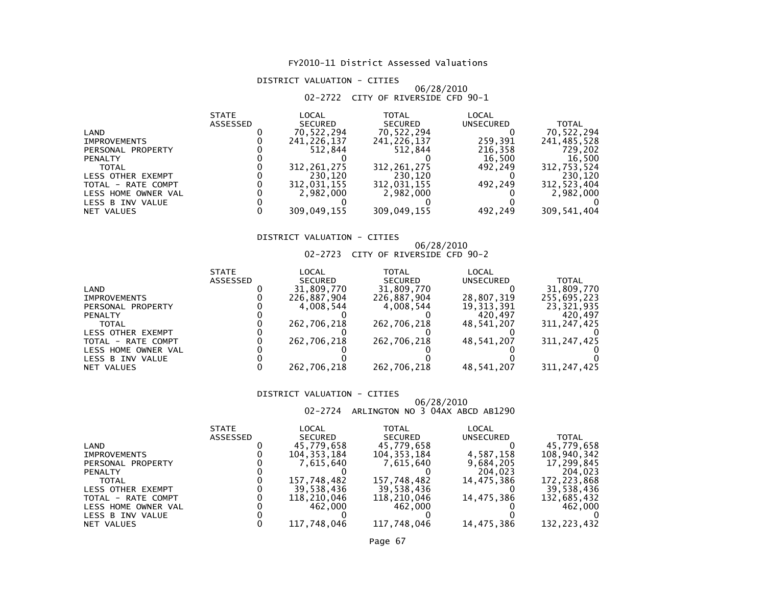# FY2010-11 District Assessed Valuations

## DISTRICT VALUATION - CITIES

06/28/2010

02-2722 CITY OF RIVERSIDE CFD 90-1

| | STATE ASSESSED | LOCAL SECURED | TOTAL SECURED | LOCAL UNSECURED | TOTAL |
|---|---|---|---|---|---|
| LAND | 0 | 70,522,294 | 70,522,294 | 0 | 70,522,294 |
| IMPROVEMENTS | 0 | 241,226,137 | 241,226,137 | 259,391 | 241,485,528 |
| PERSONAL PROPERTY | 0 | 512,844 | 512,844 | 216,358 | 729,202 |
| PENALTY | 0 | 0 | 0 | 16,500 | 16,500 |
| TOTAL | 0 | 312,261,275 | 312,261,275 | 492,249 | 312,753,524 |
| LESS OTHER EXEMPT | 0 | 230,120 | 230,120 | 0 | 230,120 |
| TOTAL - RATE COMPT | 0 | 312,031,155 | 312,031,155 | 492,249 | 312,523,404 |
| LESS HOME OWNER VAL | 0 | 2,982,000 | 2,982,000 | 0 | 2,982,000 |
| LESS B INV VALUE | 0 | 0 | 0 | 0 | 0 |
| NET VALUES | 0 | 309,049,155 | 309,049,155 | 492,249 | 309,541,404 |

## DISTRICT VALUATION - CITIES

06/28/2010

02-2723 CITY OF RIVERSIDE CFD 90-2

| | STATE ASSESSED | LOCAL SECURED | TOTAL SECURED | LOCAL UNSECURED | TOTAL |
|---|---|---|---|---|---|
| LAND | 0 | 31,809,770 | 31,809,770 | 0 | 31,809,770 |
| IMPROVEMENTS | 0 | 226,887,904 | 226,887,904 | 28,807,319 | 255,695,223 |
| PERSONAL PROPERTY | 0 | 4,008,544 | 4,008,544 | 19,313,391 | 23,321,935 |
| PENALTY | 0 | 0 | 0 | 420,497 | 420,497 |
| TOTAL | 0 | 262,706,218 | 262,706,218 | 48,541,207 | 311,247,425 |
| LESS OTHER EXEMPT | 0 | 0 | 0 | 0 | 0 |
| TOTAL - RATE COMPT | 0 | 262,706,218 | 262,706,218 | 48,541,207 | 311,247,425 |
| LESS HOME OWNER VAL | 0 | 0 | 0 | 0 | 0 |
| LESS B INV VALUE | 0 | 0 | 0 | 0 | 0 |
| NET VALUES | 0 | 262,706,218 | 262,706,218 | 48,541,207 | 311,247,425 |

## DISTRICT VALUATION - CITIES

06/28/2010

02-2724 ARLINGTON NO 3 04AX ABCD AB1290

| | STATE ASSESSED | LOCAL SECURED | TOTAL SECURED | LOCAL UNSECURED | TOTAL |
|---|---|---|---|---|---|
| LAND | 0 | 45,779,658 | 45,779,658 | 0 | 45,779,658 |
| IMPROVEMENTS | 0 | 104,353,184 | 104,353,184 | 4,587,158 | 108,940,342 |
| PERSONAL PROPERTY | 0 | 7,615,640 | 7,615,640 | 9,684,205 | 17,299,845 |
| PENALTY | 0 | 0 | 0 | 204,023 | 204,023 |
| TOTAL | 0 | 157,748,482 | 157,748,482 | 14,475,386 | 172,223,868 |
| LESS OTHER EXEMPT | 0 | 39,538,436 | 39,538,436 | 0 | 39,538,436 |
| TOTAL - RATE COMPT | 0 | 118,210,046 | 118,210,046 | 14,475,386 | 132,685,432 |
| LESS HOME OWNER VAL | 0 | 462,000 | 462,000 | 0 | 462,000 |
| LESS B INV VALUE | 0 | 0 | 0 | 0 | 0 |
| NET VALUES | 0 | 117,748,046 | 117,748,046 | 14,475,386 | 132,223,432 |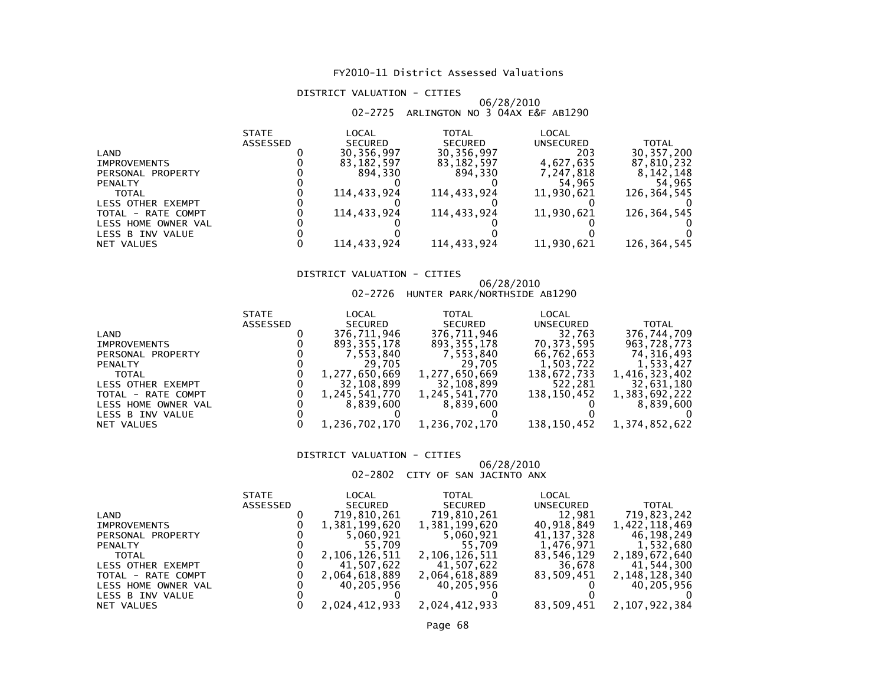# FY2010-11 District Assessed Valuations

## DISTRICT VALUATION - CITIES

06/28/2010

02-2725 ARLINGTON NO 3 04AX E&F AB1290

| | STATE ASSESSED | LOCAL SECURED | TOTAL SECURED | LOCAL UNSECURED | TOTAL |
|---|---|---|---|---|---|
| LAND | 0 | 30,356,997 | 30,356,997 | 203 | 30,357,200 |
| IMPROVEMENTS | 0 | 83,182,597 | 83,182,597 | 4,627,635 | 87,810,232 |
| PERSONAL PROPERTY | 0 | 894,330 | 894,330 | 7,247,818 | 8,142,148 |
| PENALTY | 0 | 0 | 0 | 54,965 | 54,965 |
| TOTAL | 0 | 114,433,924 | 114,433,924 | 11,930,621 | 126,364,545 |
| LESS OTHER EXEMPT | 0 | 0 | 0 | 0 | 0 |
| TOTAL - RATE COMPT | 0 | 114,433,924 | 114,433,924 | 11,930,621 | 126,364,545 |
| LESS HOME OWNER VAL | 0 | 0 | 0 | 0 | 0 |
| LESS B INV VALUE | 0 | 0 | 0 | 0 | 0 |
| NET VALUES | 0 | 114,433,924 | 114,433,924 | 11,930,621 | 126,364,545 |

## DISTRICT VALUATION - CITIES

06/28/2010

02-2726 HUNTER PARK/NORTHSIDE AB1290

| | STATE ASSESSED | LOCAL SECURED | TOTAL SECURED | LOCAL UNSECURED | TOTAL |
|---|---|---|---|---|---|
| LAND | 0 | 376,711,946 | 376,711,946 | 32,763 | 376,744,709 |
| IMPROVEMENTS | 0 | 893,355,178 | 893,355,178 | 70,373,595 | 963,728,773 |
| PERSONAL PROPERTY | 0 | 7,553,840 | 7,553,840 | 66,762,653 | 74,316,493 |
| PENALTY | 0 | 29,705 | 29,705 | 1,503,722 | 1,533,427 |
| TOTAL | 0 | 1,277,650,669 | 1,277,650,669 | 138,672,733 | 1,416,323,402 |
| LESS OTHER EXEMPT | 0 | 32,108,899 | 32,108,899 | 522,281 | 32,631,180 |
| TOTAL - RATE COMPT | 0 | 1,245,541,770 | 1,245,541,770 | 138,150,452 | 1,383,692,222 |
| LESS HOME OWNER VAL | 0 | 8,839,600 | 8,839,600 | 0 | 8,839,600 |
| LESS B INV VALUE | 0 | 0 | 0 | 0 | 0 |
| NET VALUES | 0 | 1,236,702,170 | 1,236,702,170 | 138,150,452 | 1,374,852,622 |

## DISTRICT VALUATION - CITIES

06/28/2010

02-2802 CITY OF SAN JACINTO ANX

| | STATE ASSESSED | LOCAL SECURED | TOTAL SECURED | LOCAL UNSECURED | TOTAL |
|---|---|---|---|---|---|
| LAND | 0 | 719,810,261 | 719,810,261 | 12,981 | 719,823,242 |
| IMPROVEMENTS | 0 | 1,381,199,620 | 1,381,199,620 | 40,918,849 | 1,422,118,469 |
| PERSONAL PROPERTY | 0 | 5,060,921 | 5,060,921 | 41,137,328 | 46,198,249 |
| PENALTY | 0 | 55,709 | 55,709 | 1,476,971 | 1,532,680 |
| TOTAL | 0 | 2,106,126,511 | 2,106,126,511 | 83,546,129 | 2,189,672,640 |
| LESS OTHER EXEMPT | 0 | 41,507,622 | 41,507,622 | 36,678 | 41,544,300 |
| TOTAL - RATE COMPT | 0 | 2,064,618,889 | 2,064,618,889 | 83,509,451 | 2,148,128,340 |
| LESS HOME OWNER VAL | 0 | 40,205,956 | 40,205,956 | 0 | 40,205,956 |
| LESS B INV VALUE | 0 | 0 | 0 | 0 | 0 |
| NET VALUES | 0 | 2,024,412,933 | 2,024,412,933 | 83,509,451 | 2,107,922,384 |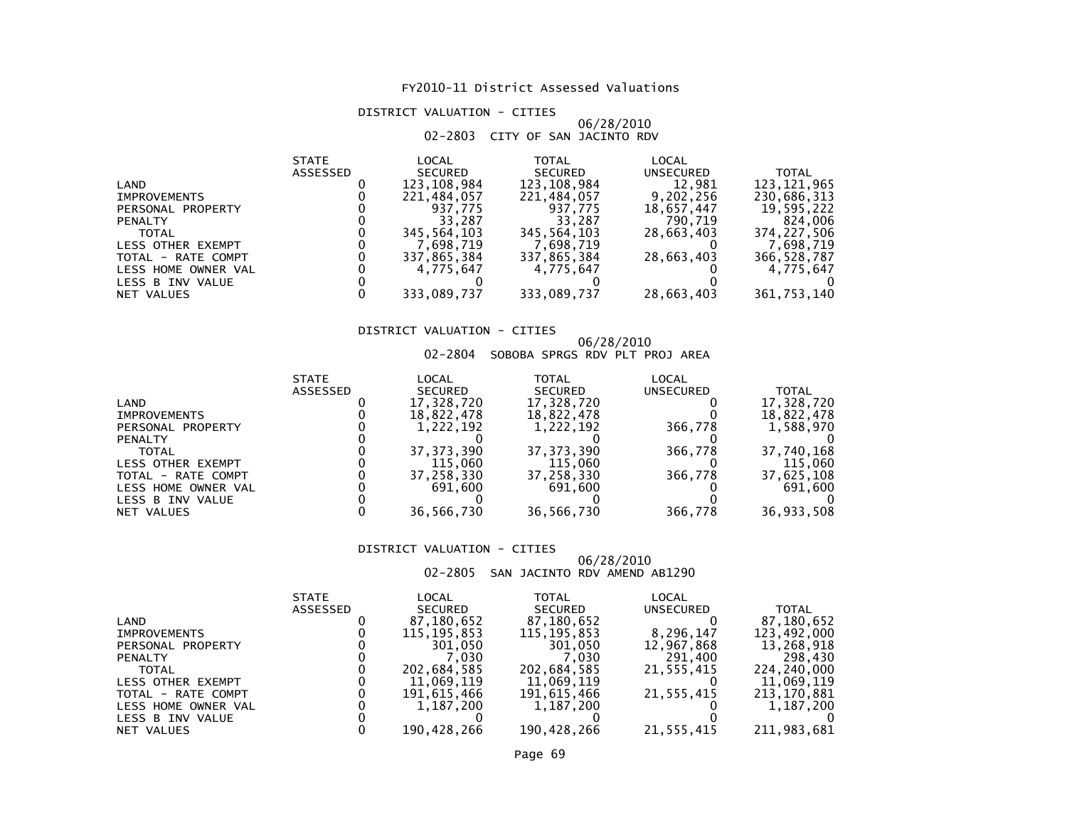# FY2010-11 District Assessed Valuations

## DISTRICT VALUATION - CITIES

06/28/2010

02-2803 CITY OF SAN JACINTO RDV

| | STATE ASSESSED | LOCAL SECURED | TOTAL SECURED | LOCAL UNSECURED | TOTAL |
|---|---|---|---|---|---|
| LAND | 0 | 123,108,984 | 123,108,984 | 12,981 | 123,121,965 |
| IMPROVEMENTS | 0 | 221,484,057 | 221,484,057 | 9,202,256 | 230,686,313 |
| PERSONAL PROPERTY | 0 | 937,775 | 937,775 | 18,657,447 | 19,595,222 |
| PENALTY | 0 | 33,287 | 33,287 | 790,719 | 824,006 |
| TOTAL | 0 | 345,564,103 | 345,564,103 | 28,663,403 | 374,227,506 |
| LESS OTHER EXEMPT | 0 | 7,698,719 | 7,698,719 | 0 | 7,698,719 |
| TOTAL - RATE COMPT | 0 | 337,865,384 | 337,865,384 | 28,663,403 | 366,528,787 |
| LESS HOME OWNER VAL | 0 | 4,775,647 | 4,775,647 | 0 | 4,775,647 |
| LESS B INV VALUE | 0 | 0 | 0 | 0 | 0 |
| NET VALUES | 0 | 333,089,737 | 333,089,737 | 28,663,403 | 361,753,140 |

## DISTRICT VALUATION - CITIES

06/28/2010

02-2804 SOBOBA SPRGS RDV PLT PROJ AREA

| | STATE ASSESSED | LOCAL SECURED | TOTAL SECURED | LOCAL UNSECURED | TOTAL |
|---|---|---|---|---|---|
| LAND | 0 | 17,328,720 | 17,328,720 | 0 | 17,328,720 |
| IMPROVEMENTS | 0 | 18,822,478 | 18,822,478 | 0 | 18,822,478 |
| PERSONAL PROPERTY | 0 | 1,222,192 | 1,222,192 | 366,778 | 1,588,970 |
| PENALTY | 0 | 0 | 0 | 0 | 0 |
| TOTAL | 0 | 37,373,390 | 37,373,390 | 366,778 | 37,740,168 |
| LESS OTHER EXEMPT | 0 | 115,060 | 115,060 | 0 | 115,060 |
| TOTAL - RATE COMPT | 0 | 37,258,330 | 37,258,330 | 366,778 | 37,625,108 |
| LESS HOME OWNER VAL | 0 | 691,600 | 691,600 | 0 | 691,600 |
| LESS B INV VALUE | 0 | 0 | 0 | 0 | 0 |
| NET VALUES | 0 | 36,566,730 | 36,566,730 | 366,778 | 36,933,508 |

## DISTRICT VALUATION - CITIES

06/28/2010

02-2805 SAN JACINTO RDV AMEND AB1290

| | STATE ASSESSED | LOCAL SECURED | TOTAL SECURED | LOCAL UNSECURED | TOTAL |
|---|---|---|---|---|---|
| LAND | 0 | 87,180,652 | 87,180,652 | 0 | 87,180,652 |
| IMPROVEMENTS | 0 | 115,195,853 | 115,195,853 | 8,296,147 | 123,492,000 |
| PERSONAL PROPERTY | 0 | 301,050 | 301,050 | 12,967,868 | 13,268,918 |
| PENALTY | 0 | 7,030 | 7,030 | 291,400 | 298,430 |
| TOTAL | 0 | 202,684,585 | 202,684,585 | 21,555,415 | 224,240,000 |
| LESS OTHER EXEMPT | 0 | 11,069,119 | 11,069,119 | 0 | 11,069,119 |
| TOTAL - RATE COMPT | 0 | 191,615,466 | 191,615,466 | 21,555,415 | 213,170,881 |
| LESS HOME OWNER VAL | 0 | 1,187,200 | 1,187,200 | 0 | 1,187,200 |
| LESS B INV VALUE | 0 | 0 | 0 | 0 | 0 |
| NET VALUES | 0 | 190,428,266 | 190,428,266 | 21,555,415 | 211,983,681 |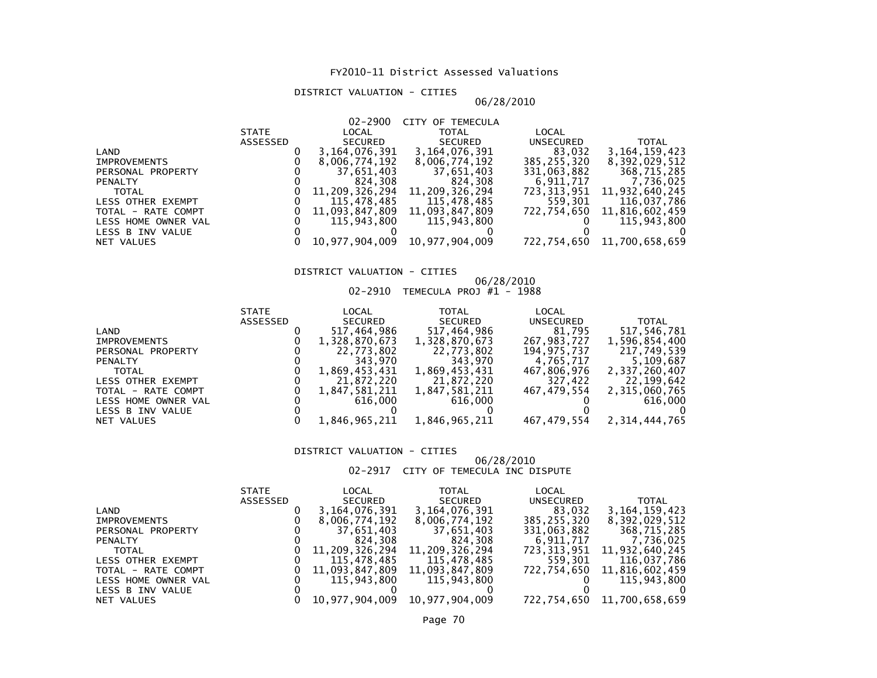# FY2010-11 District Assessed Valuations

## DISTRICT VALUATION - CITIES

06/28/2010

### 02-2900 CITY OF TEMECULA

| | STATE ASSESSED | LOCAL SECURED | TOTAL SECURED | LOCAL UNSECURED | TOTAL |
|---|---|---|---|---|---|
| LAND | 0 | 3,164,076,391 | 3,164,076,391 | 83,032 | 3,164,159,423 |
| IMPROVEMENTS | 0 | 8,006,774,192 | 8,006,774,192 | 385,255,320 | 8,392,029,512 |
| PERSONAL PROPERTY | 0 | 37,651,403 | 37,651,403 | 331,063,882 | 368,715,285 |
| PENALTY | 0 | 824,308 | 824,308 | 6,911,717 | 7,736,025 |
| TOTAL | 0 | 11,209,326,294 | 11,209,326,294 | 723,313,951 | 11,932,640,245 |
| LESS OTHER EXEMPT | 0 | 115,478,485 | 115,478,485 | 559,301 | 116,037,786 |
| TOTAL - RATE COMPT | 0 | 11,093,847,809 | 11,093,847,809 | 722,754,650 | 11,816,602,459 |
| LESS HOME OWNER VAL | 0 | 115,943,800 | 115,943,800 | 0 | 115,943,800 |
| LESS B INV VALUE | 0 | 0 | 0 | 0 | 0 |
| NET VALUES | 0 | 10,977,904,009 | 10,977,904,009 | 722,754,650 | 11,700,658,659 |

## DISTRICT VALUATION - CITIES

06/28/2010

### 02-2910 TEMECULA PROJ #1 - 1988

| | STATE ASSESSED | LOCAL SECURED | TOTAL SECURED | LOCAL UNSECURED | TOTAL |
|---|---|---|---|---|---|
| LAND | 0 | 517,464,986 | 517,464,986 | 81,795 | 517,546,781 |
| IMPROVEMENTS | 0 | 1,328,870,673 | 1,328,870,673 | 267,983,727 | 1,596,854,400 |
| PERSONAL PROPERTY | 0 | 22,773,802 | 22,773,802 | 194,975,737 | 217,749,539 |
| PENALTY | 0 | 343,970 | 343,970 | 4,765,717 | 5,109,687 |
| TOTAL | 0 | 1,869,453,431 | 1,869,453,431 | 467,806,976 | 2,337,260,407 |
| LESS OTHER EXEMPT | 0 | 21,872,220 | 21,872,220 | 327,422 | 22,199,642 |
| TOTAL - RATE COMPT | 0 | 1,847,581,211 | 1,847,581,211 | 467,479,554 | 2,315,060,765 |
| LESS HOME OWNER VAL | 0 | 616,000 | 616,000 | 0 | 616,000 |
| LESS B INV VALUE | 0 | 0 | 0 | 0 | 0 |
| NET VALUES | 0 | 1,846,965,211 | 1,846,965,211 | 467,479,554 | 2,314,444,765 |

## DISTRICT VALUATION - CITIES

06/28/2010

### 02-2917 CITY OF TEMECULA INC DISPUTE

| | STATE ASSESSED | LOCAL SECURED | TOTAL SECURED | LOCAL UNSECURED | TOTAL |
|---|---|---|---|---|---|
| LAND | 0 | 3,164,076,391 | 3,164,076,391 | 83,032 | 3,164,159,423 |
| IMPROVEMENTS | 0 | 8,006,774,192 | 8,006,774,192 | 385,255,320 | 8,392,029,512 |
| PERSONAL PROPERTY | 0 | 37,651,403 | 37,651,403 | 331,063,882 | 368,715,285 |
| PENALTY | 0 | 824,308 | 824,308 | 6,911,717 | 7,736,025 |
| TOTAL | 0 | 11,209,326,294 | 11,209,326,294 | 723,313,951 | 11,932,640,245 |
| LESS OTHER EXEMPT | 0 | 115,478,485 | 115,478,485 | 559,301 | 116,037,786 |
| TOTAL - RATE COMPT | 0 | 11,093,847,809 | 11,093,847,809 | 722,754,650 | 11,816,602,459 |
| LESS HOME OWNER VAL | 0 | 115,943,800 | 115,943,800 | 0 | 115,943,800 |
| LESS B INV VALUE | 0 | 0 | 0 | 0 | 0 |
| NET VALUES | 0 | 10,977,904,009 | 10,977,904,009 | 722,754,650 | 11,700,658,659 |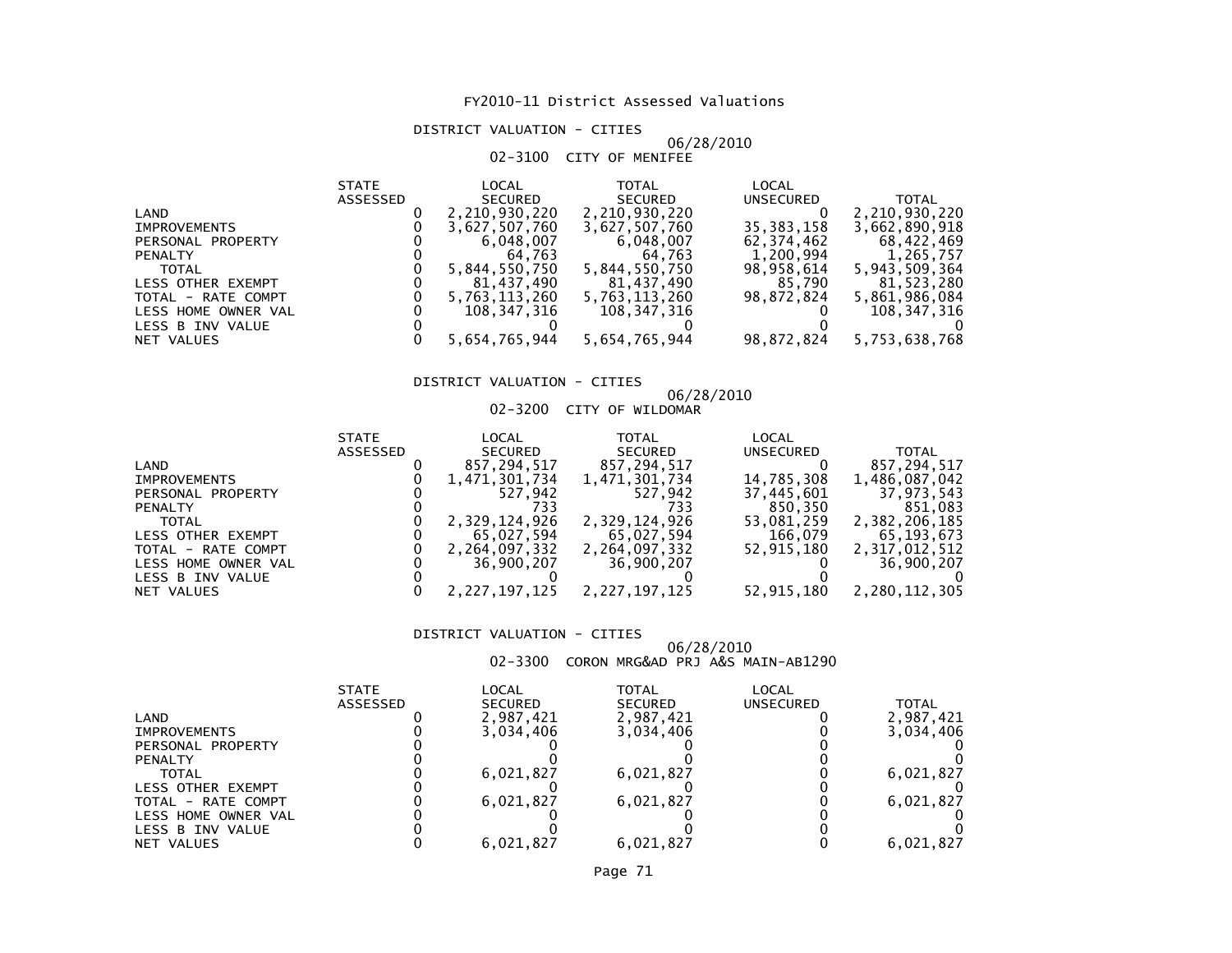# FY2010-11 District Assessed Valuations

## DISTRICT VALUATION - CITIES

06/28/2010

02-3100 CITY OF MENIFEE

| | STATE ASSESSED | LOCAL SECURED | TOTAL SECURED | LOCAL UNSECURED | TOTAL |
|---|---|---|---|---|---|
| LAND | 0 | 2,210,930,220 | 2,210,930,220 | 0 | 2,210,930,220 |
| IMPROVEMENTS | 0 | 3,627,507,760 | 3,627,507,760 | 35,383,158 | 3,662,890,918 |
| PERSONAL PROPERTY | 0 | 6,048,007 | 6,048,007 | 62,374,462 | 68,422,469 |
| PENALTY | 0 | 64,763 | 64,763 | 1,200,994 | 1,265,757 |
| TOTAL | 0 | 5,844,550,750 | 5,844,550,750 | 98,958,614 | 5,943,509,364 |
| LESS OTHER EXEMPT | 0 | 81,437,490 | 81,437,490 | 85,790 | 81,523,280 |
| TOTAL - RATE COMPT | 0 | 5,763,113,260 | 5,763,113,260 | 98,872,824 | 5,861,986,084 |
| LESS HOME OWNER VAL | 0 | 108,347,316 | 108,347,316 | 0 | 108,347,316 |
| LESS B INV VALUE | 0 | 0 | 0 | 0 | 0 |
| NET VALUES | 0 | 5,654,765,944 | 5,654,765,944 | 98,872,824 | 5,753,638,768 |

## DISTRICT VALUATION - CITIES

06/28/2010

02-3200 CITY OF WILDOMAR

| | STATE ASSESSED | LOCAL SECURED | TOTAL SECURED | LOCAL UNSECURED | TOTAL |
|---|---|---|---|---|---|
| LAND | 0 | 857,294,517 | 857,294,517 | 0 | 857,294,517 |
| IMPROVEMENTS | 0 | 1,471,301,734 | 1,471,301,734 | 14,785,308 | 1,486,087,042 |
| PERSONAL PROPERTY | 0 | 527,942 | 527,942 | 37,445,601 | 37,973,543 |
| PENALTY | 0 | 733 | 733 | 850,350 | 851,083 |
| TOTAL | 0 | 2,329,124,926 | 2,329,124,926 | 53,081,259 | 2,382,206,185 |
| LESS OTHER EXEMPT | 0 | 65,027,594 | 65,027,594 | 166,079 | 65,193,673 |
| TOTAL - RATE COMPT | 0 | 2,264,097,332 | 2,264,097,332 | 52,915,180 | 2,317,012,512 |
| LESS HOME OWNER VAL | 0 | 36,900,207 | 36,900,207 | 0 | 36,900,207 |
| LESS B INV VALUE | 0 | 0 | 0 | 0 | 0 |
| NET VALUES | 0 | 2,227,197,125 | 2,227,197,125 | 52,915,180 | 2,280,112,305 |

## DISTRICT VALUATION - CITIES

06/28/2010

02-3300 CORON MRG&AD PRJ A&S MAIN-AB1290

| | STATE ASSESSED | LOCAL SECURED | TOTAL SECURED | LOCAL UNSECURED | TOTAL |
|---|---|---|---|---|---|
| LAND | 0 | 2,987,421 | 2,987,421 | 0 | 2,987,421 |
| IMPROVEMENTS | 0 | 3,034,406 | 3,034,406 | 0 | 3,034,406 |
| PERSONAL PROPERTY | 0 | 0 | 0 | 0 | 0 |
| PENALTY | 0 | 0 | 0 | 0 | 0 |
| TOTAL | 0 | 6,021,827 | 6,021,827 | 0 | 6,021,827 |
| LESS OTHER EXEMPT | 0 | 0 | 0 | 0 | 0 |
| TOTAL - RATE COMPT | 0 | 6,021,827 | 6,021,827 | 0 | 6,021,827 |
| LESS HOME OWNER VAL | 0 | 0 | 0 | 0 | 0 |
| LESS B INV VALUE | 0 | 0 | 0 | 0 | 0 |
| NET VALUES | 0 | 6,021,827 | 6,021,827 | 0 | 6,021,827 |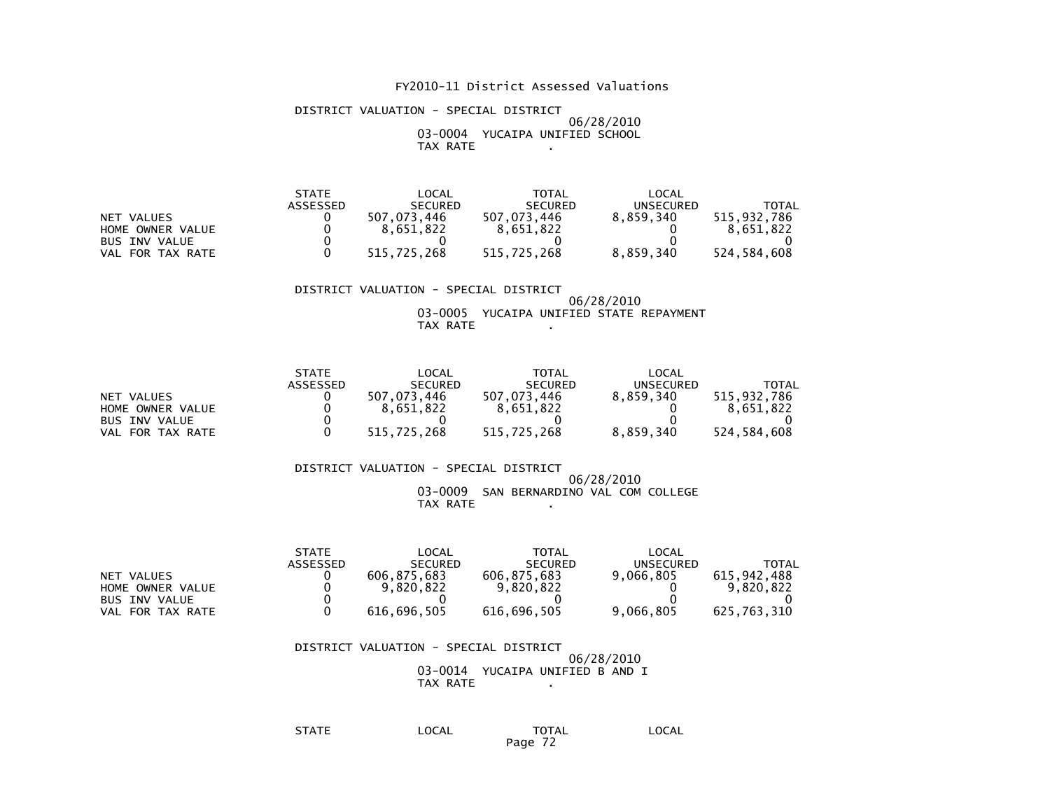# FY2010-11 District Assessed Valuations

DISTRICT VALUATION - SPECIAL DISTRICT

06/28/2010

03-0004 YUCAIPA UNIFIED SCHOOL

TAX RATE .

| | STATE ASSESSED | LOCAL SECURED | TOTAL SECURED | LOCAL UNSECURED | TOTAL |
|---|---|---|---|---|---|
| NET VALUES | 0 | 507,073,446 | 507,073,446 | 8,859,340 | 515,932,786 |
| HOME OWNER VALUE | 0 | 8,651,822 | 8,651,822 | 0 | 8,651,822 |
| BUS INV VALUE | 0 | 0 | 0 | 0 | 0 |
| VAL FOR TAX RATE | 0 | 515,725,268 | 515,725,268 | 8,859,340 | 524,584,608 |

DISTRICT VALUATION - SPECIAL DISTRICT

06/28/2010

03-0005 YUCAIPA UNIFIED STATE REPAYMENT

TAX RATE .

| | STATE ASSESSED | LOCAL SECURED | TOTAL SECURED | LOCAL UNSECURED | TOTAL |
|---|---|---|---|---|---|
| NET VALUES | 0 | 507,073,446 | 507,073,446 | 8,859,340 | 515,932,786 |
| HOME OWNER VALUE | 0 | 8,651,822 | 8,651,822 | 0 | 8,651,822 |
| BUS INV VALUE | 0 | 0 | 0 | 0 | 0 |
| VAL FOR TAX RATE | 0 | 515,725,268 | 515,725,268 | 8,859,340 | 524,584,608 |

DISTRICT VALUATION - SPECIAL DISTRICT

06/28/2010

03-0009 SAN BERNARDINO VAL COM COLLEGE

TAX RATE .

| | STATE ASSESSED | LOCAL SECURED | TOTAL SECURED | LOCAL UNSECURED | TOTAL |
|---|---|---|---|---|---|
| NET VALUES | 0 | 606,875,683 | 606,875,683 | 9,066,805 | 615,942,488 |
| HOME OWNER VALUE | 0 | 9,820,822 | 9,820,822 | 0 | 9,820,822 |
| BUS INV VALUE | 0 | 0 | 0 | 0 | 0 |
| VAL FOR TAX RATE | 0 | 616,696,505 | 616,696,505 | 9,066,805 | 625,763,310 |

DISTRICT VALUATION - SPECIAL DISTRICT

06/28/2010

03-0014 YUCAIPA UNIFIED B AND I

TAX RATE .

| STATE | LOCAL | TOTAL | LOCAL |
|---|---|---|---|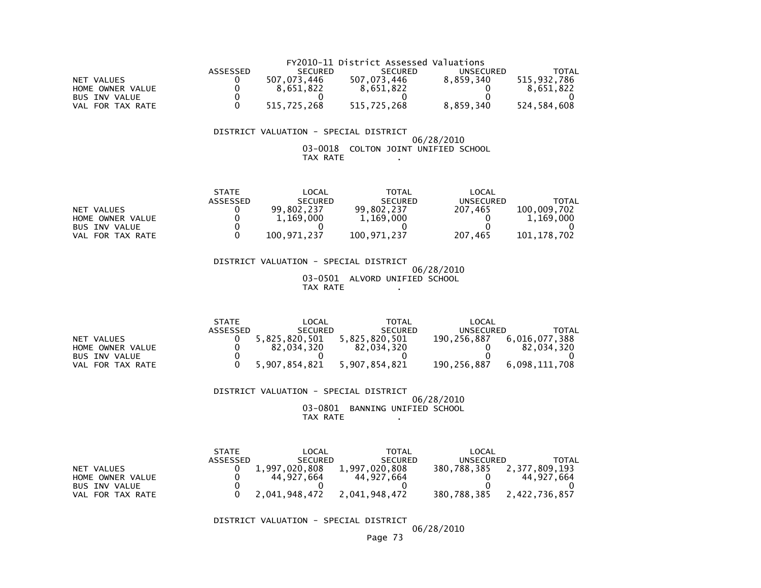FY2010-11 District Assessed Valuations

| | ASSESSED | SECURED | SECURED | UNSECURED | TOTAL |
|---|---|---|---|---|---|
| NET VALUES | 0 | 507,073,446 | 507,073,446 | 8,859,340 | 515,932,786 |
| HOME OWNER VALUE | 0 | 8,651,822 | 8,651,822 | 0 | 8,651,822 |
| BUS INV VALUE | 0 | 0 | 0 | 0 | 0 |
| VAL FOR TAX RATE | 0 | 515,725,268 | 515,725,268 | 8,859,340 | 524,584,608 |

DISTRICT VALUATION - SPECIAL DISTRICT

06/28/2010

03-0018 COLTON JOINT UNIFIED SCHOOL

TAX RATE .

| | STATE ASSESSED | LOCAL SECURED | TOTAL SECURED | LOCAL UNSECURED | TOTAL |
|---|---|---|---|---|---|
| NET VALUES | 0 | 99,802,237 | 99,802,237 | 207,465 | 100,009,702 |
| HOME OWNER VALUE | 0 | 1,169,000 | 1,169,000 | 0 | 1,169,000 |
| BUS INV VALUE | 0 | 0 | 0 | 0 | 0 |
| VAL FOR TAX RATE | 0 | 100,971,237 | 100,971,237 | 207,465 | 101,178,702 |

DISTRICT VALUATION - SPECIAL DISTRICT

06/28/2010

03-0501 ALVORD UNIFIED SCHOOL

TAX RATE .

| | STATE ASSESSED | LOCAL SECURED | TOTAL SECURED | LOCAL UNSECURED | TOTAL |
|---|---|---|---|---|---|
| NET VALUES | 0 | 5,825,820,501 | 5,825,820,501 | 190,256,887 | 6,016,077,388 |
| HOME OWNER VALUE | 0 | 82,034,320 | 82,034,320 | 0 | 82,034,320 |
| BUS INV VALUE | 0 | 0 | 0 | 0 | 0 |
| VAL FOR TAX RATE | 0 | 5,907,854,821 | 5,907,854,821 | 190,256,887 | 6,098,111,708 |

DISTRICT VALUATION - SPECIAL DISTRICT

06/28/2010

03-0801 BANNING UNIFIED SCHOOL

TAX RATE .

| | STATE ASSESSED | LOCAL SECURED | TOTAL SECURED | LOCAL UNSECURED | TOTAL |
|---|---|---|---|---|---|
| NET VALUES | 0 | 1,997,020,808 | 1,997,020,808 | 380,788,385 | 2,377,809,193 |
| HOME OWNER VALUE | 0 | 44,927,664 | 44,927,664 | 0 | 44,927,664 |
| BUS INV VALUE | 0 | 0 | 0 | 0 | 0 |
| VAL FOR TAX RATE | 0 | 2,041,948,472 | 2,041,948,472 | 380,788,385 | 2,422,736,857 |

DISTRICT VALUATION - SPECIAL DISTRICT

06/28/2010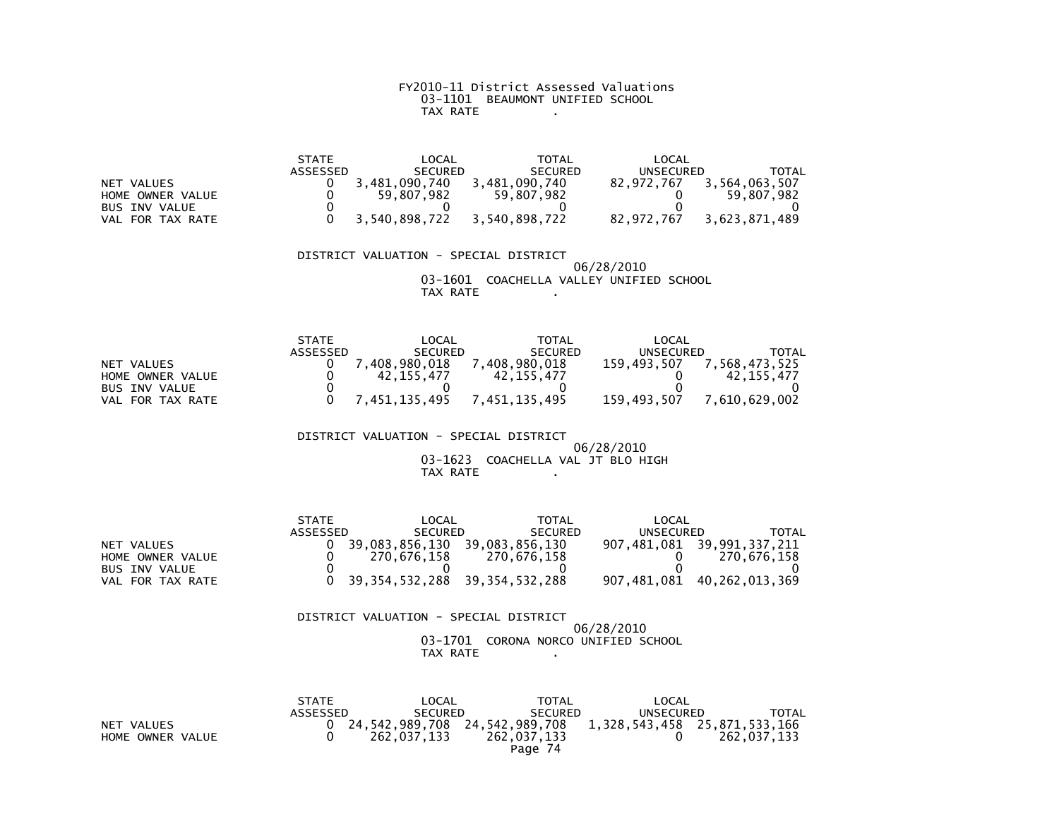FY2010-11 District Assessed Valuations
03-1101 BEAUMONT UNIFIED SCHOOL
TAX RATE .

| | STATE ASSESSED | LOCAL SECURED | TOTAL SECURED | LOCAL UNSECURED | TOTAL |
|---|---|---|---|---|---|
| NET VALUES | 0 | 3,481,090,740 | 3,481,090,740 | 82,972,767 | 3,564,063,507 |
| HOME OWNER VALUE | 0 | 59,807,982 | 59,807,982 | 0 | 59,807,982 |
| BUS INV VALUE | 0 | 0 | 0 | 0 | 0 |
| VAL FOR TAX RATE | 0 | 3,540,898,722 | 3,540,898,722 | 82,972,767 | 3,623,871,489 |

DISTRICT VALUATION - SPECIAL DISTRICT
06/28/2010
03-1601 COACHELLA VALLEY UNIFIED SCHOOL
TAX RATE .

| | STATE ASSESSED | LOCAL SECURED | TOTAL SECURED | LOCAL UNSECURED | TOTAL |
|---|---|---|---|---|---|
| NET VALUES | 0 | 7,408,980,018 | 7,408,980,018 | 159,493,507 | 7,568,473,525 |
| HOME OWNER VALUE | 0 | 42,155,477 | 42,155,477 | 0 | 42,155,477 |
| BUS INV VALUE | 0 | 0 | 0 | 0 | 0 |
| VAL FOR TAX RATE | 0 | 7,451,135,495 | 7,451,135,495 | 159,493,507 | 7,610,629,002 |

DISTRICT VALUATION - SPECIAL DISTRICT
06/28/2010
03-1623 COACHELLA VAL JT BLO HIGH
TAX RATE .

| | STATE ASSESSED | LOCAL SECURED | TOTAL SECURED | LOCAL UNSECURED | TOTAL |
|---|---|---|---|---|---|
| NET VALUES | 0 | 39,083,856,130 | 39,083,856,130 | 907,481,081 | 39,991,337,211 |
| HOME OWNER VALUE | 0 | 270,676,158 | 270,676,158 | 0 | 270,676,158 |
| BUS INV VALUE | 0 | 0 | 0 | 0 | 0 |
| VAL FOR TAX RATE | 0 | 39,354,532,288 | 39,354,532,288 | 907,481,081 | 40,262,013,369 |

DISTRICT VALUATION - SPECIAL DISTRICT
06/28/2010
03-1701 CORONA NORCO UNIFIED SCHOOL
TAX RATE .

| | STATE ASSESSED | LOCAL SECURED | TOTAL SECURED | LOCAL UNSECURED | TOTAL |
|---|---|---|---|---|---|
| NET VALUES | 0 | 24,542,989,708 | 24,542,989,708 | 1,328,543,458 | 25,871,533,166 |
| HOME OWNER VALUE | 0 | 262,037,133 | 262,037,133 | 0 | 262,037,133 |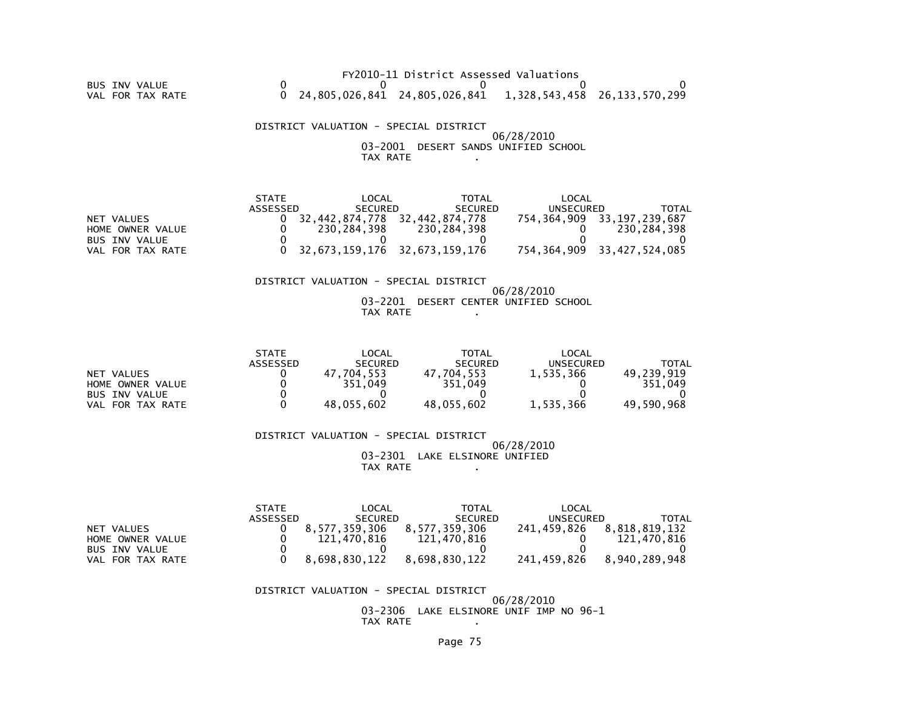FY2010-11 District Assessed Valuations

| | STATE ASSESSED | LOCAL SECURED | TOTAL SECURED | LOCAL UNSECURED | TOTAL |
|---|---|---|---|---|---|
| BUS INV VALUE | 0 | 0 | 0 | 0 | 0 |
| VAL FOR TAX RATE | 0 | 24,805,026,841 | 24,805,026,841 | 1,328,543,458 | 26,133,570,299 |

DISTRICT VALUATION - SPECIAL DISTRICT

06/28/2010

03-2001 DESERT SANDS UNIFIED SCHOOL

TAX RATE .

| | STATE ASSESSED | LOCAL SECURED | TOTAL SECURED | LOCAL UNSECURED | TOTAL |
|---|---|---|---|---|---|
| NET VALUES | 0 | 32,442,874,778 | 32,442,874,778 | 754,364,909 | 33,197,239,687 |
| HOME OWNER VALUE | 0 | 230,284,398 | 230,284,398 | 0 | 230,284,398 |
| BUS INV VALUE | 0 | 0 | 0 | 0 | 0 |
| VAL FOR TAX RATE | 0 | 32,673,159,176 | 32,673,159,176 | 754,364,909 | 33,427,524,085 |

DISTRICT VALUATION - SPECIAL DISTRICT

06/28/2010

03-2201 DESERT CENTER UNIFIED SCHOOL

TAX RATE .

| | STATE ASSESSED | LOCAL SECURED | TOTAL SECURED | LOCAL UNSECURED | TOTAL |
|---|---|---|---|---|---|
| NET VALUES | 0 | 47,704,553 | 47,704,553 | 1,535,366 | 49,239,919 |
| HOME OWNER VALUE | 0 | 351,049 | 351,049 | 0 | 351,049 |
| BUS INV VALUE | 0 | 0 | 0 | 0 | 0 |
| VAL FOR TAX RATE | 0 | 48,055,602 | 48,055,602 | 1,535,366 | 49,590,968 |

DISTRICT VALUATION - SPECIAL DISTRICT

06/28/2010

03-2301 LAKE ELSINORE UNIFIED

TAX RATE .

| | STATE ASSESSED | LOCAL SECURED | TOTAL SECURED | LOCAL UNSECURED | TOTAL |
|---|---|---|---|---|---|
| NET VALUES | 0 | 8,577,359,306 | 8,577,359,306 | 241,459,826 | 8,818,819,132 |
| HOME OWNER VALUE | 0 | 121,470,816 | 121,470,816 | 0 | 121,470,816 |
| BUS INV VALUE | 0 | 0 | 0 | 0 | 0 |
| VAL FOR TAX RATE | 0 | 8,698,830,122 | 8,698,830,122 | 241,459,826 | 8,940,289,948 |

DISTRICT VALUATION - SPECIAL DISTRICT

06/28/2010

03-2306 LAKE ELSINORE UNIF IMP NO 96-1

TAX RATE .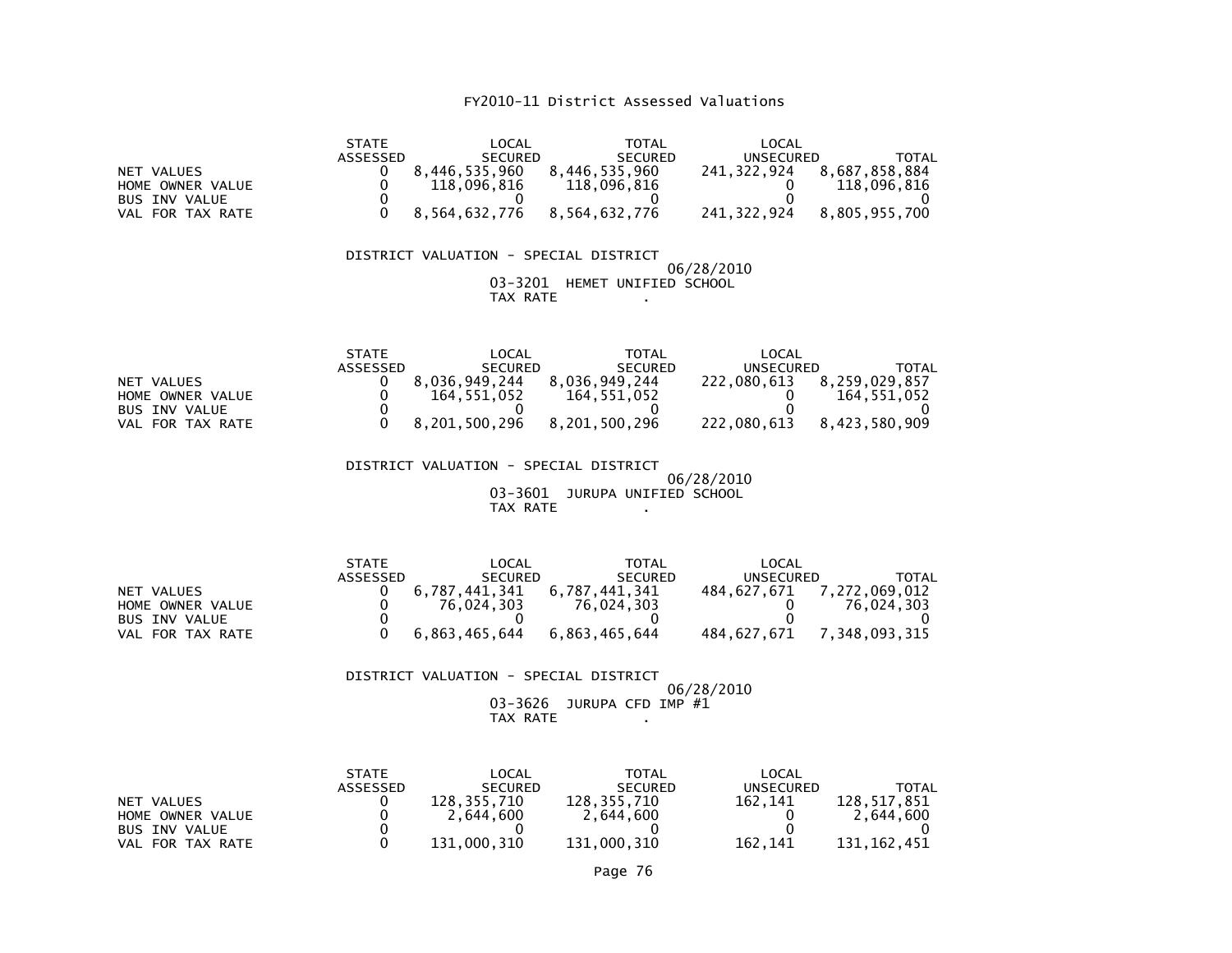# FY2010-11 District Assessed Valuations

| | STATE ASSESSED | LOCAL SECURED | TOTAL SECURED | LOCAL UNSECURED | TOTAL |
|---|---|---|---|---|---|
| NET VALUES | 0 | 8,446,535,960 | 8,446,535,960 | 241,322,924 | 8,687,858,884 |
| HOME OWNER VALUE | 0 | 118,096,816 | 118,096,816 | 0 | 118,096,816 |
| BUS INV VALUE | 0 | 0 | 0 | 0 | 0 |
| VAL FOR TAX RATE | 0 | 8,564,632,776 | 8,564,632,776 | 241,322,924 | 8,805,955,700 |

DISTRICT VALUATION - SPECIAL DISTRICT
06/28/2010
03-3201 HEMET UNIFIED SCHOOL
TAX RATE .

| | STATE ASSESSED | LOCAL SECURED | TOTAL SECURED | LOCAL UNSECURED | TOTAL |
|---|---|---|---|---|---|
| NET VALUES | 0 | 8,036,949,244 | 8,036,949,244 | 222,080,613 | 8,259,029,857 |
| HOME OWNER VALUE | 0 | 164,551,052 | 164,551,052 | 0 | 164,551,052 |
| BUS INV VALUE | 0 | 0 | 0 | 0 | 0 |
| VAL FOR TAX RATE | 0 | 8,201,500,296 | 8,201,500,296 | 222,080,613 | 8,423,580,909 |

DISTRICT VALUATION - SPECIAL DISTRICT
06/28/2010
03-3601 JURUPA UNIFIED SCHOOL
TAX RATE .

| | STATE ASSESSED | LOCAL SECURED | TOTAL SECURED | LOCAL UNSECURED | TOTAL |
|---|---|---|---|---|---|
| NET VALUES | 0 | 6,787,441,341 | 6,787,441,341 | 484,627,671 | 7,272,069,012 |
| HOME OWNER VALUE | 0 | 76,024,303 | 76,024,303 | 0 | 76,024,303 |
| BUS INV VALUE | 0 | 0 | 0 | 0 | 0 |
| VAL FOR TAX RATE | 0 | 6,863,465,644 | 6,863,465,644 | 484,627,671 | 7,348,093,315 |

DISTRICT VALUATION - SPECIAL DISTRICT
06/28/2010
03-3626 JURUPA CFD IMP #1
TAX RATE .

| | STATE ASSESSED | LOCAL SECURED | TOTAL SECURED | LOCAL UNSECURED | TOTAL |
|---|---|---|---|---|---|
| NET VALUES | 0 | 128,355,710 | 128,355,710 | 162,141 | 128,517,851 |
| HOME OWNER VALUE | 0 | 2,644,600 | 2,644,600 | 0 | 2,644,600 |
| BUS INV VALUE | 0 | 0 | 0 | 0 | 0 |
| VAL FOR TAX RATE | 0 | 131,000,310 | 131,000,310 | 162,141 | 131,162,451 |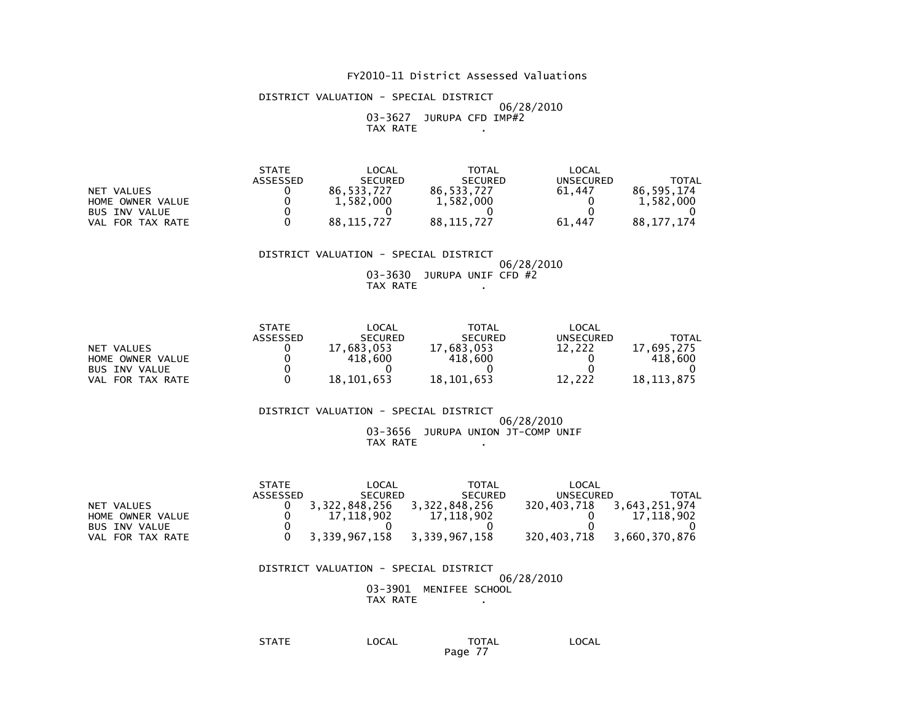FY2010-11 District Assessed Valuations

DISTRICT VALUATION - SPECIAL DISTRICT

06/28/2010

03-3627 JURUPA CFD IMP#2

TAX RATE .

| | STATE ASSESSED | LOCAL SECURED | TOTAL SECURED | LOCAL UNSECURED | TOTAL |
|---|---|---|---|---|---|
| NET VALUES | 0 | 86,533,727 | 86,533,727 | 61,447 | 86,595,174 |
| HOME OWNER VALUE | 0 | 1,582,000 | 1,582,000 | 0 | 1,582,000 |
| BUS INV VALUE | 0 | 0 | 0 | 0 | 0 |
| VAL FOR TAX RATE | 0 | 88,115,727 | 88,115,727 | 61,447 | 88,177,174 |

DISTRICT VALUATION - SPECIAL DISTRICT

06/28/2010

03-3630 JURUPA UNIF CFD #2

TAX RATE .

| | STATE ASSESSED | LOCAL SECURED | TOTAL SECURED | LOCAL UNSECURED | TOTAL |
|---|---|---|---|---|---|
| NET VALUES | 0 | 17,683,053 | 17,683,053 | 12,222 | 17,695,275 |
| HOME OWNER VALUE | 0 | 418,600 | 418,600 | 0 | 418,600 |
| BUS INV VALUE | 0 | 0 | 0 | 0 | 0 |
| VAL FOR TAX RATE | 0 | 18,101,653 | 18,101,653 | 12,222 | 18,113,875 |

DISTRICT VALUATION - SPECIAL DISTRICT

06/28/2010

03-3656 JURUPA UNION JT-COMP UNIF

TAX RATE .

| | STATE ASSESSED | LOCAL SECURED | TOTAL SECURED | LOCAL UNSECURED | TOTAL |
|---|---|---|---|---|---|
| NET VALUES | 0 | 3,322,848,256 | 3,322,848,256 | 320,403,718 | 3,643,251,974 |
| HOME OWNER VALUE | 0 | 17,118,902 | 17,118,902 | 0 | 17,118,902 |
| BUS INV VALUE | 0 | 0 | 0 | 0 | 0 |
| VAL FOR TAX RATE | 0 | 3,339,967,158 | 3,339,967,158 | 320,403,718 | 3,660,370,876 |

DISTRICT VALUATION - SPECIAL DISTRICT

06/28/2010

03-3901 MENIFEE SCHOOL

TAX RATE .

| STATE | LOCAL | TOTAL | LOCAL |
|---|---|---|---|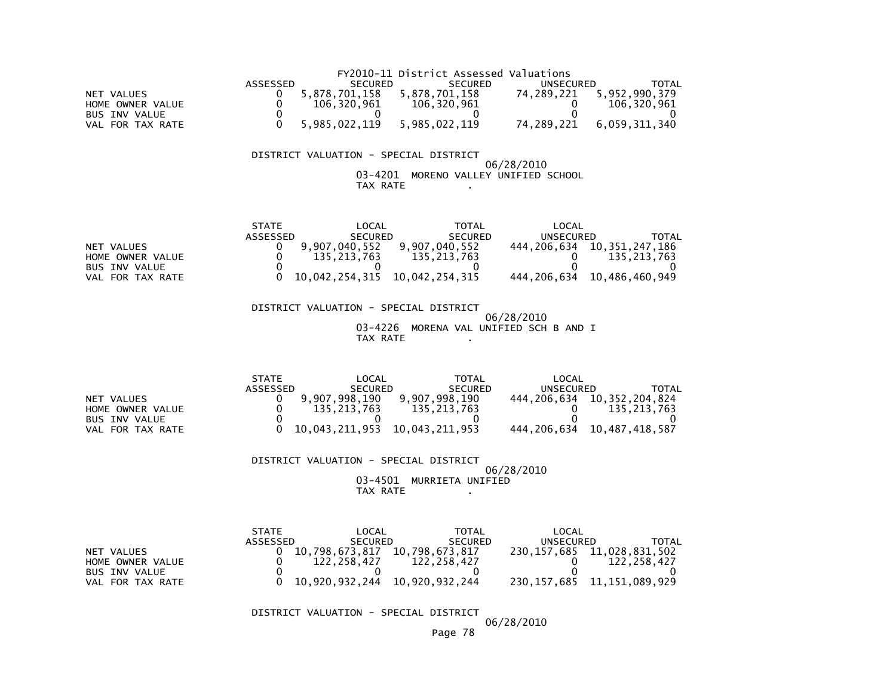FY2010-11 District Assessed Valuations

| | ASSESSED | SECURED | SECURED | UNSECURED | TOTAL |
|---|---|---|---|---|---|
| NET VALUES | 0 | 5,878,701,158 | 5,878,701,158 | 74,289,221 | 5,952,990,379 |
| HOME OWNER VALUE | 0 | 106,320,961 | 106,320,961 | 0 | 106,320,961 |
| BUS INV VALUE | 0 | 0 | 0 | 0 | 0 |
| VAL FOR TAX RATE | 0 | 5,985,022,119 | 5,985,022,119 | 74,289,221 | 6,059,311,340 |

DISTRICT VALUATION - SPECIAL DISTRICT

06/28/2010

03-4201 MORENO VALLEY UNIFIED SCHOOL

TAX RATE .

| | STATE ASSESSED | LOCAL SECURED | TOTAL SECURED | LOCAL UNSECURED | TOTAL |
|---|---|---|---|---|---|
| NET VALUES | 0 | 9,907,040,552 | 9,907,040,552 | 444,206,634 | 10,351,247,186 |
| HOME OWNER VALUE | 0 | 135,213,763 | 135,213,763 | 0 | 135,213,763 |
| BUS INV VALUE | 0 | 0 | 0 | 0 | 0 |
| VAL FOR TAX RATE | 0 | 10,042,254,315 | 10,042,254,315 | 444,206,634 | 10,486,460,949 |

DISTRICT VALUATION - SPECIAL DISTRICT

06/28/2010

03-4226 MORENA VAL UNIFIED SCH B AND I

TAX RATE .

| | STATE ASSESSED | LOCAL SECURED | TOTAL SECURED | LOCAL UNSECURED | TOTAL |
|---|---|---|---|---|---|
| NET VALUES | 0 | 9,907,998,190 | 9,907,998,190 | 444,206,634 | 10,352,204,824 |
| HOME OWNER VALUE | 0 | 135,213,763 | 135,213,763 | 0 | 135,213,763 |
| BUS INV VALUE | 0 | 0 | 0 | 0 | 0 |
| VAL FOR TAX RATE | 0 | 10,043,211,953 | 10,043,211,953 | 444,206,634 | 10,487,418,587 |

DISTRICT VALUATION - SPECIAL DISTRICT

06/28/2010

03-4501 MURRIETA UNIFIED

TAX RATE .

| | STATE ASSESSED | LOCAL SECURED | TOTAL SECURED | LOCAL UNSECURED | TOTAL |
|---|---|---|---|---|---|
| NET VALUES | 0 | 10,798,673,817 | 10,798,673,817 | 230,157,685 | 11,028,831,502 |
| HOME OWNER VALUE | 0 | 122,258,427 | 122,258,427 | 0 | 122,258,427 |
| BUS INV VALUE | 0 | 0 | 0 | 0 | 0 |
| VAL FOR TAX RATE | 0 | 10,920,932,244 | 10,920,932,244 | 230,157,685 | 11,151,089,929 |

DISTRICT VALUATION - SPECIAL DISTRICT

06/28/2010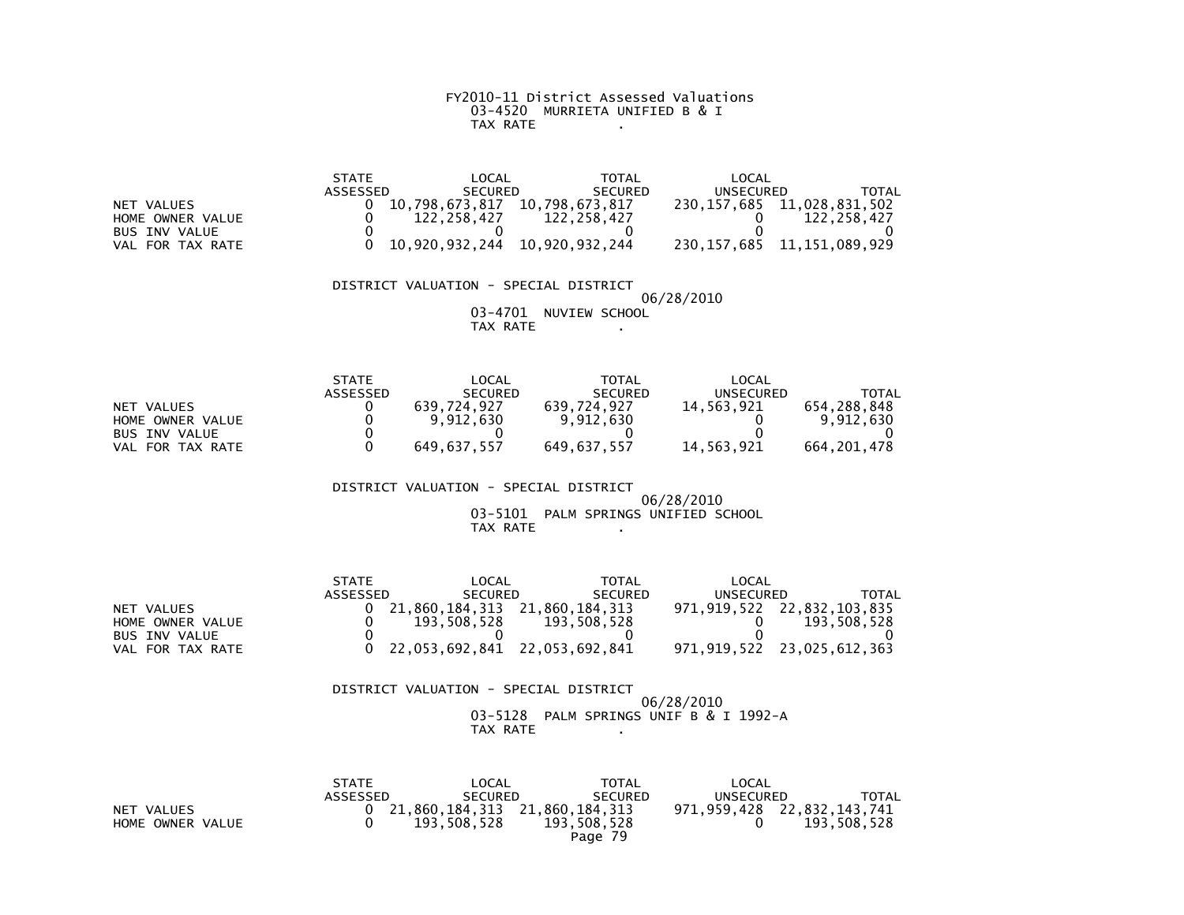FY2010-11 District Assessed Valuations
03-4520 MURRIETA UNIFIED B & I
TAX RATE .

| | STATE ASSESSED | LOCAL SECURED | TOTAL SECURED | LOCAL UNSECURED | TOTAL |
|---|---|---|---|---|---|
| NET VALUES | 0 | 10,798,673,817 | 10,798,673,817 | 230,157,685 | 11,028,831,502 |
| HOME OWNER VALUE | 0 | 122,258,427 | 122,258,427 | 0 | 122,258,427 |
| BUS INV VALUE | 0 | 0 | 0 | 0 | 0 |
| VAL FOR TAX RATE | 0 | 10,920,932,244 | 10,920,932,244 | 230,157,685 | 11,151,089,929 |

DISTRICT VALUATION - SPECIAL DISTRICT
06/28/2010
03-4701 NUVIEW SCHOOL
TAX RATE .

| | STATE ASSESSED | LOCAL SECURED | TOTAL SECURED | LOCAL UNSECURED | TOTAL |
|---|---|---|---|---|---|
| NET VALUES | 0 | 639,724,927 | 639,724,927 | 14,563,921 | 654,288,848 |
| HOME OWNER VALUE | 0 | 9,912,630 | 9,912,630 | 0 | 9,912,630 |
| BUS INV VALUE | 0 | 0 | 0 | 0 | 0 |
| VAL FOR TAX RATE | 0 | 649,637,557 | 649,637,557 | 14,563,921 | 664,201,478 |

DISTRICT VALUATION - SPECIAL DISTRICT
06/28/2010
03-5101 PALM SPRINGS UNIFIED SCHOOL
TAX RATE .

| | STATE ASSESSED | LOCAL SECURED | TOTAL SECURED | LOCAL UNSECURED | TOTAL |
|---|---|---|---|---|---|
| NET VALUES | 0 | 21,860,184,313 | 21,860,184,313 | 971,919,522 | 22,832,103,835 |
| HOME OWNER VALUE | 0 | 193,508,528 | 193,508,528 | 0 | 193,508,528 |
| BUS INV VALUE | 0 | 0 | 0 | 0 | 0 |
| VAL FOR TAX RATE | 0 | 22,053,692,841 | 22,053,692,841 | 971,919,522 | 23,025,612,363 |

DISTRICT VALUATION - SPECIAL DISTRICT
06/28/2010
03-5128 PALM SPRINGS UNIF B & I 1992-A
TAX RATE .

| | STATE ASSESSED | LOCAL SECURED | TOTAL SECURED | LOCAL UNSECURED | TOTAL |
|---|---|---|---|---|---|
| NET VALUES | 0 | 21,860,184,313 | 21,860,184,313 | 971,959,428 | 22,832,143,741 |
| HOME OWNER VALUE | 0 | 193,508,528 | 193,508,528 | 0 | 193,508,528 |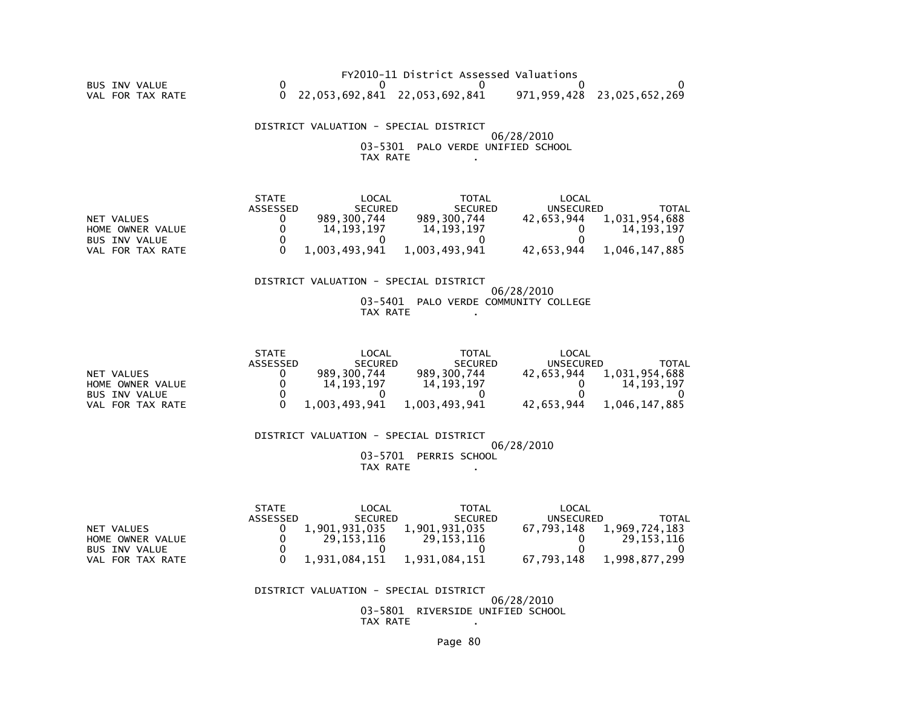FY2010-11 District Assessed Valuations

| | | | | | |
|---|---|---|---|---|---|
| BUS INV VALUE | 0 | 0 | 0 | 0 | 0 |
| VAL FOR TAX RATE | 0 | 22,053,692,841 | 22,053,692,841 | 971,959,428 | 23,025,652,269 |

DISTRICT VALUATION - SPECIAL DISTRICT
06/28/2010
03-5301 PALO VERDE UNIFIED SCHOOL
TAX RATE .

| | STATE ASSESSED | LOCAL SECURED | TOTAL SECURED | LOCAL UNSECURED | TOTAL |
|---|---|---|---|---|---|
| NET VALUES | 0 | 989,300,744 | 989,300,744 | 42,653,944 | 1,031,954,688 |
| HOME OWNER VALUE | 0 | 14,193,197 | 14,193,197 | 0 | 14,193,197 |
| BUS INV VALUE | 0 | 0 | 0 | 0 | 0 |
| VAL FOR TAX RATE | 0 | 1,003,493,941 | 1,003,493,941 | 42,653,944 | 1,046,147,885 |

DISTRICT VALUATION - SPECIAL DISTRICT
06/28/2010
03-5401 PALO VERDE COMMUNITY COLLEGE
TAX RATE .

| | STATE ASSESSED | LOCAL SECURED | TOTAL SECURED | LOCAL UNSECURED | TOTAL |
|---|---|---|---|---|---|
| NET VALUES | 0 | 989,300,744 | 989,300,744 | 42,653,944 | 1,031,954,688 |
| HOME OWNER VALUE | 0 | 14,193,197 | 14,193,197 | 0 | 14,193,197 |
| BUS INV VALUE | 0 | 0 | 0 | 0 | 0 |
| VAL FOR TAX RATE | 0 | 1,003,493,941 | 1,003,493,941 | 42,653,944 | 1,046,147,885 |

DISTRICT VALUATION - SPECIAL DISTRICT
06/28/2010
03-5701 PERRIS SCHOOL
TAX RATE .

| | STATE ASSESSED | LOCAL SECURED | TOTAL SECURED | LOCAL UNSECURED | TOTAL |
|---|---|---|---|---|---|
| NET VALUES | 0 | 1,901,931,035 | 1,901,931,035 | 67,793,148 | 1,969,724,183 |
| HOME OWNER VALUE | 0 | 29,153,116 | 29,153,116 | 0 | 29,153,116 |
| BUS INV VALUE | 0 | 0 | 0 | 0 | 0 |
| VAL FOR TAX RATE | 0 | 1,931,084,151 | 1,931,084,151 | 67,793,148 | 1,998,877,299 |

DISTRICT VALUATION - SPECIAL DISTRICT
06/28/2010
03-5801 RIVERSIDE UNIFIED SCHOOL
TAX RATE .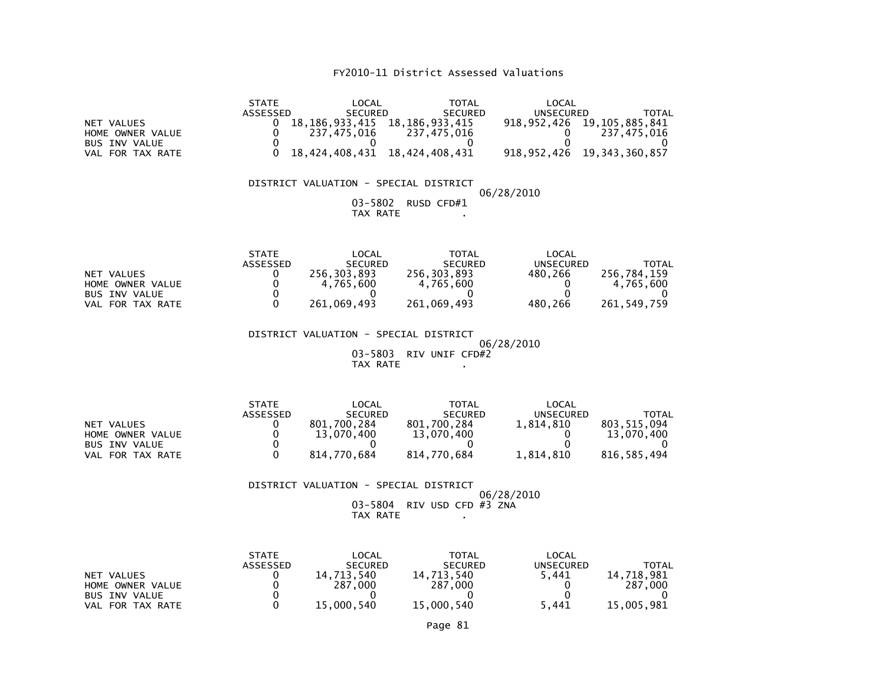# FY2010-11 District Assessed Valuations

| | STATE ASSESSED | LOCAL SECURED | TOTAL SECURED | LOCAL UNSECURED | TOTAL |
|---|---|---|---|---|---|
| NET VALUES | 0 | 18,186,933,415 | 18,186,933,415 | 918,952,426 | 19,105,885,841 |
| HOME OWNER VALUE | 0 | 237,475,016 | 237,475,016 | 0 | 237,475,016 |
| BUS INV VALUE | 0 | 0 | 0 | 0 | 0 |
| VAL FOR TAX RATE | 0 | 18,424,408,431 | 18,424,408,431 | 918,952,426 | 19,343,360,857 |

DISTRICT VALUATION - SPECIAL DISTRICT

06/28/2010

03-5802 RUSD CFD#1

TAX RATE .

| | STATE ASSESSED | LOCAL SECURED | TOTAL SECURED | LOCAL UNSECURED | TOTAL |
|---|---|---|---|---|---|
| NET VALUES | 0 | 256,303,893 | 256,303,893 | 480,266 | 256,784,159 |
| HOME OWNER VALUE | 0 | 4,765,600 | 4,765,600 | 0 | 4,765,600 |
| BUS INV VALUE | 0 | 0 | 0 | 0 | 0 |
| VAL FOR TAX RATE | 0 | 261,069,493 | 261,069,493 | 480,266 | 261,549,759 |

DISTRICT VALUATION - SPECIAL DISTRICT

06/28/2010

03-5803 RIV UNIF CFD#2

TAX RATE .

| | STATE ASSESSED | LOCAL SECURED | TOTAL SECURED | LOCAL UNSECURED | TOTAL |
|---|---|---|---|---|---|
| NET VALUES | 0 | 801,700,284 | 801,700,284 | 1,814,810 | 803,515,094 |
| HOME OWNER VALUE | 0 | 13,070,400 | 13,070,400 | 0 | 13,070,400 |
| BUS INV VALUE | 0 | 0 | 0 | 0 | 0 |
| VAL FOR TAX RATE | 0 | 814,770,684 | 814,770,684 | 1,814,810 | 816,585,494 |

DISTRICT VALUATION - SPECIAL DISTRICT

06/28/2010

03-5804 RIV USD CFD #3 ZNA

TAX RATE .

| | STATE ASSESSED | LOCAL SECURED | TOTAL SECURED | LOCAL UNSECURED | TOTAL |
|---|---|---|---|---|---|
| NET VALUES | 0 | 14,713,540 | 14,713,540 | 5,441 | 14,718,981 |
| HOME OWNER VALUE | 0 | 287,000 | 287,000 | 0 | 287,000 |
| BUS INV VALUE | 0 | 0 | 0 | 0 | 0 |
| VAL FOR TAX RATE | 0 | 15,000,540 | 15,000,540 | 5,441 | 15,005,981 |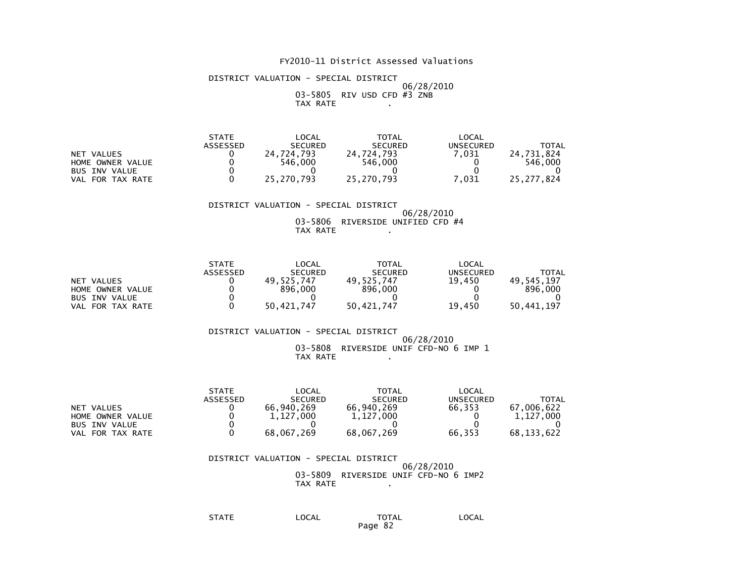FY2010-11 District Assessed Valuations

DISTRICT VALUATION - SPECIAL DISTRICT
06/28/2010
03-5805 RIV USD CFD #3 ZNB
TAX RATE .

| | STATE ASSESSED | LOCAL SECURED | TOTAL SECURED | LOCAL UNSECURED | TOTAL |
|---|---|---|---|---|---|
| NET VALUES | 0 | 24,724,793 | 24,724,793 | 7,031 | 24,731,824 |
| HOME OWNER VALUE | 0 | 546,000 | 546,000 | 0 | 546,000 |
| BUS INV VALUE | 0 | 0 | 0 | 0 | 0 |
| VAL FOR TAX RATE | 0 | 25,270,793 | 25,270,793 | 7,031 | 25,277,824 |

DISTRICT VALUATION - SPECIAL DISTRICT
06/28/2010
03-5806 RIVERSIDE UNIFIED CFD #4
TAX RATE .

| | STATE ASSESSED | LOCAL SECURED | TOTAL SECURED | LOCAL UNSECURED | TOTAL |
|---|---|---|---|---|---|
| NET VALUES | 0 | 49,525,747 | 49,525,747 | 19,450 | 49,545,197 |
| HOME OWNER VALUE | 0 | 896,000 | 896,000 | 0 | 896,000 |
| BUS INV VALUE | 0 | 0 | 0 | 0 | 0 |
| VAL FOR TAX RATE | 0 | 50,421,747 | 50,421,747 | 19,450 | 50,441,197 |

DISTRICT VALUATION - SPECIAL DISTRICT
06/28/2010
03-5808 RIVERSIDE UNIF CFD-NO 6 IMP 1
TAX RATE .

| | STATE ASSESSED | LOCAL SECURED | TOTAL SECURED | LOCAL UNSECURED | TOTAL |
|---|---|---|---|---|---|
| NET VALUES | 0 | 66,940,269 | 66,940,269 | 66,353 | 67,006,622 |
| HOME OWNER VALUE | 0 | 1,127,000 | 1,127,000 | 0 | 1,127,000 |
| BUS INV VALUE | 0 | 0 | 0 | 0 | 0 |
| VAL FOR TAX RATE | 0 | 68,067,269 | 68,067,269 | 66,353 | 68,133,622 |

DISTRICT VALUATION - SPECIAL DISTRICT
06/28/2010
03-5809 RIVERSIDE UNIF CFD-NO 6 IMP2
TAX RATE .

| STATE | LOCAL | TOTAL | LOCAL |
|---|---|---|---|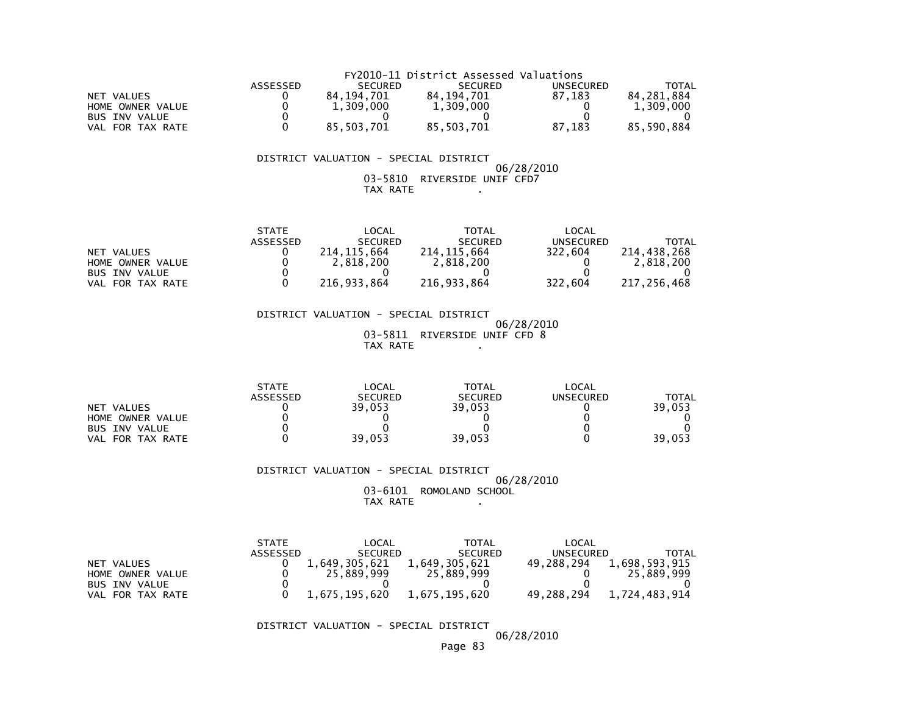FY2010-11 District Assessed Valuations

| | ASSESSED | SECURED | SECURED | UNSECURED | TOTAL |
|---|---|---|---|---|---|
| NET VALUES | 0 | 84,194,701 | 84,194,701 | 87,183 | 84,281,884 |
| HOME OWNER VALUE | 0 | 1,309,000 | 1,309,000 | 0 | 1,309,000 |
| BUS INV VALUE | 0 | 0 | 0 | 0 | 0 |
| VAL FOR TAX RATE | 0 | 85,503,701 | 85,503,701 | 87,183 | 85,590,884 |

DISTRICT VALUATION - SPECIAL DISTRICT

06/28/2010

03-5810 RIVERSIDE UNIF CFD7

TAX RATE .

| | STATE ASSESSED | LOCAL SECURED | TOTAL SECURED | LOCAL UNSECURED | TOTAL |
|---|---|---|---|---|---|
| NET VALUES | 0 | 214,115,664 | 214,115,664 | 322,604 | 214,438,268 |
| HOME OWNER VALUE | 0 | 2,818,200 | 2,818,200 | 0 | 2,818,200 |
| BUS INV VALUE | 0 | 0 | 0 | 0 | 0 |
| VAL FOR TAX RATE | 0 | 216,933,864 | 216,933,864 | 322,604 | 217,256,468 |

DISTRICT VALUATION - SPECIAL DISTRICT

06/28/2010

03-5811 RIVERSIDE UNIF CFD 8

TAX RATE .

| | STATE ASSESSED | LOCAL SECURED | TOTAL SECURED | LOCAL UNSECURED | TOTAL |
|---|---|---|---|---|---|
| NET VALUES | 0 | 39,053 | 39,053 | 0 | 39,053 |
| HOME OWNER VALUE | 0 | 0 | 0 | 0 | 0 |
| BUS INV VALUE | 0 | 0 | 0 | 0 | 0 |
| VAL FOR TAX RATE | 0 | 39,053 | 39,053 | 0 | 39,053 |

DISTRICT VALUATION - SPECIAL DISTRICT

06/28/2010

03-6101 ROMOLAND SCHOOL

TAX RATE .

| | STATE ASSESSED | LOCAL SECURED | TOTAL SECURED | LOCAL UNSECURED | TOTAL |
|---|---|---|---|---|---|
| NET VALUES | 0 | 1,649,305,621 | 1,649,305,621 | 49,288,294 | 1,698,593,915 |
| HOME OWNER VALUE | 0 | 25,889,999 | 25,889,999 | 0 | 25,889,999 |
| BUS INV VALUE | 0 | 0 | 0 | 0 | 0 |
| VAL FOR TAX RATE | 0 | 1,675,195,620 | 1,675,195,620 | 49,288,294 | 1,724,483,914 |

DISTRICT VALUATION - SPECIAL DISTRICT

06/28/2010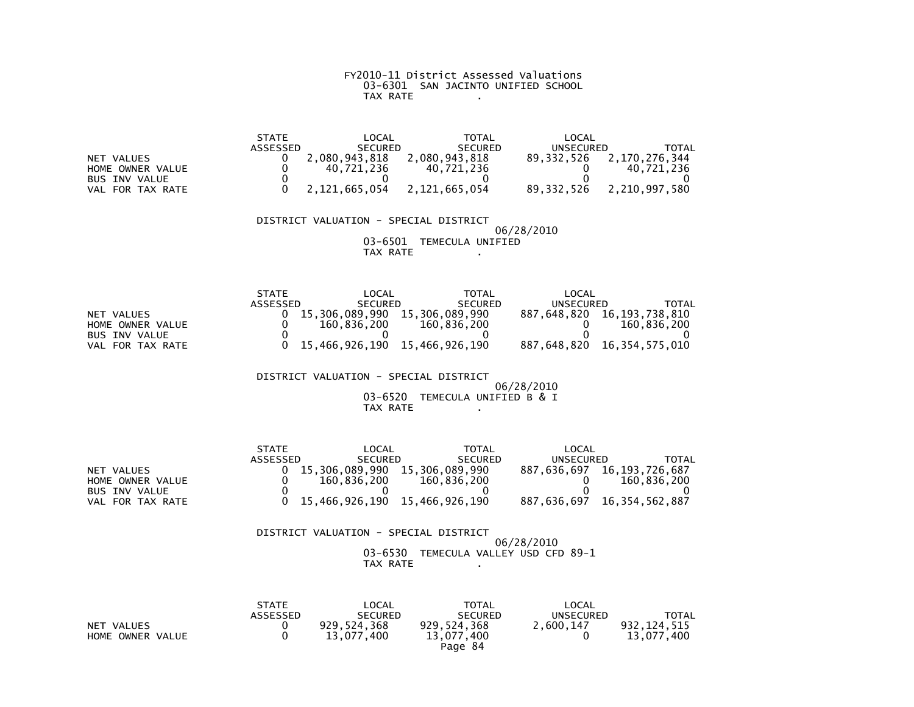FY2010-11 District Assessed Valuations
03-6301 SAN JACINTO UNIFIED SCHOOL
TAX RATE .

| | STATE ASSESSED | LOCAL SECURED | TOTAL SECURED | LOCAL UNSECURED | TOTAL |
|---|---|---|---|---|---|
| NET VALUES | 0 | 2,080,943,818 | 2,080,943,818 | 89,332,526 | 2,170,276,344 |
| HOME OWNER VALUE | 0 | 40,721,236 | 40,721,236 | 0 | 40,721,236 |
| BUS INV VALUE | 0 | 0 | 0 | 0 | 0 |
| VAL FOR TAX RATE | 0 | 2,121,665,054 | 2,121,665,054 | 89,332,526 | 2,210,997,580 |

DISTRICT VALUATION - SPECIAL DISTRICT
06/28/2010
03-6501 TEMECULA UNIFIED
TAX RATE .

| | STATE ASSESSED | LOCAL SECURED | TOTAL SECURED | LOCAL UNSECURED | TOTAL |
|---|---|---|---|---|---|
| NET VALUES | 0 | 15,306,089,990 | 15,306,089,990 | 887,648,820 | 16,193,738,810 |
| HOME OWNER VALUE | 0 | 160,836,200 | 160,836,200 | 0 | 160,836,200 |
| BUS INV VALUE | 0 | 0 | 0 | 0 | 0 |
| VAL FOR TAX RATE | 0 | 15,466,926,190 | 15,466,926,190 | 887,648,820 | 16,354,575,010 |

DISTRICT VALUATION - SPECIAL DISTRICT
06/28/2010
03-6520 TEMECULA UNIFIED B & I
TAX RATE .

| | STATE ASSESSED | LOCAL SECURED | TOTAL SECURED | LOCAL UNSECURED | TOTAL |
|---|---|---|---|---|---|
| NET VALUES | 0 | 15,306,089,990 | 15,306,089,990 | 887,636,697 | 16,193,726,687 |
| HOME OWNER VALUE | 0 | 160,836,200 | 160,836,200 | 0 | 160,836,200 |
| BUS INV VALUE | 0 | 0 | 0 | 0 | 0 |
| VAL FOR TAX RATE | 0 | 15,466,926,190 | 15,466,926,190 | 887,636,697 | 16,354,562,887 |

DISTRICT VALUATION - SPECIAL DISTRICT
06/28/2010
03-6530 TEMECULA VALLEY USD CFD 89-1
TAX RATE .

| | STATE ASSESSED | LOCAL SECURED | TOTAL SECURED | LOCAL UNSECURED | TOTAL |
|---|---|---|---|---|---|
| NET VALUES | 0 | 929,524,368 | 929,524,368 | 2,600,147 | 932,124,515 |
| HOME OWNER VALUE | 0 | 13,077,400 | 13,077,400 | 0 | 13,077,400 |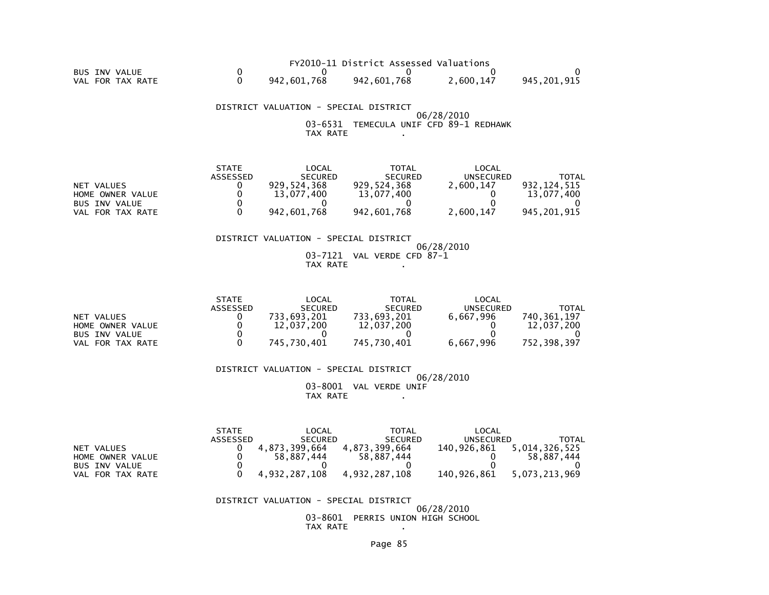FY2010-11 District Assessed Valuations

| | | | | | |
|---|---|---|---|---|---|
| BUS INV VALUE | 0 | 0 | 0 | 0 | 0 |
| VAL FOR TAX RATE | 0 | 942,601,768 | 942,601,768 | 2,600,147 | 945,201,915 |

DISTRICT VALUATION - SPECIAL DISTRICT
06/28/2010
03-6531 TEMECULA UNIF CFD 89-1 REDHAWK
TAX RATE .

| | STATE ASSESSED | LOCAL SECURED | TOTAL SECURED | LOCAL UNSECURED | TOTAL |
|---|---|---|---|---|---|
| NET VALUES | 0 | 929,524,368 | 929,524,368 | 2,600,147 | 932,124,515 |
| HOME OWNER VALUE | 0 | 13,077,400 | 13,077,400 | 0 | 13,077,400 |
| BUS INV VALUE | 0 | 0 | 0 | 0 | 0 |
| VAL FOR TAX RATE | 0 | 942,601,768 | 942,601,768 | 2,600,147 | 945,201,915 |

DISTRICT VALUATION - SPECIAL DISTRICT
06/28/2010
03-7121 VAL VERDE CFD 87-1
TAX RATE .

| | STATE ASSESSED | LOCAL SECURED | TOTAL SECURED | LOCAL UNSECURED | TOTAL |
|---|---|---|---|---|---|
| NET VALUES | 0 | 733,693,201 | 733,693,201 | 6,667,996 | 740,361,197 |
| HOME OWNER VALUE | 0 | 12,037,200 | 12,037,200 | 0 | 12,037,200 |
| BUS INV VALUE | 0 | 0 | 0 | 0 | 0 |
| VAL FOR TAX RATE | 0 | 745,730,401 | 745,730,401 | 6,667,996 | 752,398,397 |

DISTRICT VALUATION - SPECIAL DISTRICT
06/28/2010
03-8001 VAL VERDE UNIF
TAX RATE .

| | STATE ASSESSED | LOCAL SECURED | TOTAL SECURED | LOCAL UNSECURED | TOTAL |
|---|---|---|---|---|---|
| NET VALUES | 0 | 4,873,399,664 | 4,873,399,664 | 140,926,861 | 5,014,326,525 |
| HOME OWNER VALUE | 0 | 58,887,444 | 58,887,444 | 0 | 58,887,444 |
| BUS INV VALUE | 0 | 0 | 0 | 0 | 0 |
| VAL FOR TAX RATE | 0 | 4,932,287,108 | 4,932,287,108 | 140,926,861 | 5,073,213,969 |

DISTRICT VALUATION - SPECIAL DISTRICT
06/28/2010
03-8601 PERRIS UNION HIGH SCHOOL
TAX RATE .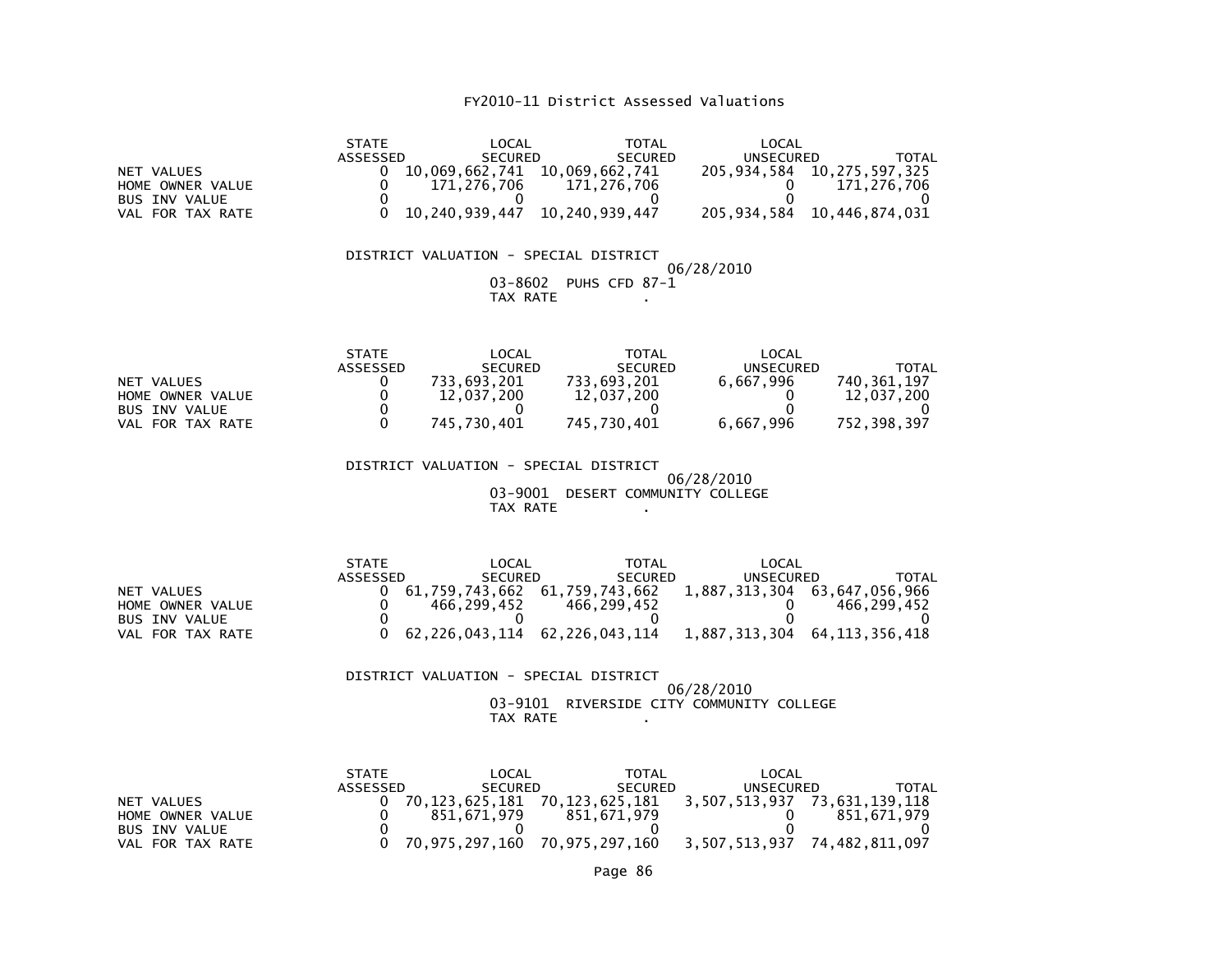FY2010-11 District Assessed Valuations

| | STATE ASSESSED | LOCAL SECURED | TOTAL SECURED | LOCAL UNSECURED | TOTAL |
|---|---|---|---|---|---|
| NET VALUES | 0 | 10,069,662,741 | 10,069,662,741 | 205,934,584 | 10,275,597,325 |
| HOME OWNER VALUE | 0 | 171,276,706 | 171,276,706 | 0 | 171,276,706 |
| BUS INV VALUE | 0 | 0 | 0 | 0 | 0 |
| VAL FOR TAX RATE | 0 | 10,240,939,447 | 10,240,939,447 | 205,934,584 | 10,446,874,031 |

DISTRICT VALUATION - SPECIAL DISTRICT
06/28/2010
03-8602 PUHS CFD 87-1
TAX RATE .

| | STATE ASSESSED | LOCAL SECURED | TOTAL SECURED | LOCAL UNSECURED | TOTAL |
|---|---|---|---|---|---|
| NET VALUES | 0 | 733,693,201 | 733,693,201 | 6,667,996 | 740,361,197 |
| HOME OWNER VALUE | 0 | 12,037,200 | 12,037,200 | 0 | 12,037,200 |
| BUS INV VALUE | 0 | 0 | 0 | 0 | 0 |
| VAL FOR TAX RATE | 0 | 745,730,401 | 745,730,401 | 6,667,996 | 752,398,397 |

DISTRICT VALUATION - SPECIAL DISTRICT
06/28/2010
03-9001 DESERT COMMUNITY COLLEGE
TAX RATE .

| | STATE ASSESSED | LOCAL SECURED | TOTAL SECURED | LOCAL UNSECURED | TOTAL |
|---|---|---|---|---|---|
| NET VALUES | 0 | 61,759,743,662 | 61,759,743,662 | 1,887,313,304 | 63,647,056,966 |
| HOME OWNER VALUE | 0 | 466,299,452 | 466,299,452 | 0 | 466,299,452 |
| BUS INV VALUE | 0 | 0 | 0 | 0 | 0 |
| VAL FOR TAX RATE | 0 | 62,226,043,114 | 62,226,043,114 | 1,887,313,304 | 64,113,356,418 |

DISTRICT VALUATION - SPECIAL DISTRICT
06/28/2010
03-9101 RIVERSIDE CITY COMMUNITY COLLEGE
TAX RATE .

| | STATE ASSESSED | LOCAL SECURED | TOTAL SECURED | LOCAL UNSECURED | TOTAL |
|---|---|---|---|---|---|
| NET VALUES | 0 | 70,123,625,181 | 70,123,625,181 | 3,507,513,937 | 73,631,139,118 |
| HOME OWNER VALUE | 0 | 851,671,979 | 851,671,979 | 0 | 851,671,979 |
| BUS INV VALUE | 0 | 0 | 0 | 0 | 0 |
| VAL FOR TAX RATE | 0 | 70,975,297,160 | 70,975,297,160 | 3,507,513,937 | 74,482,811,097 |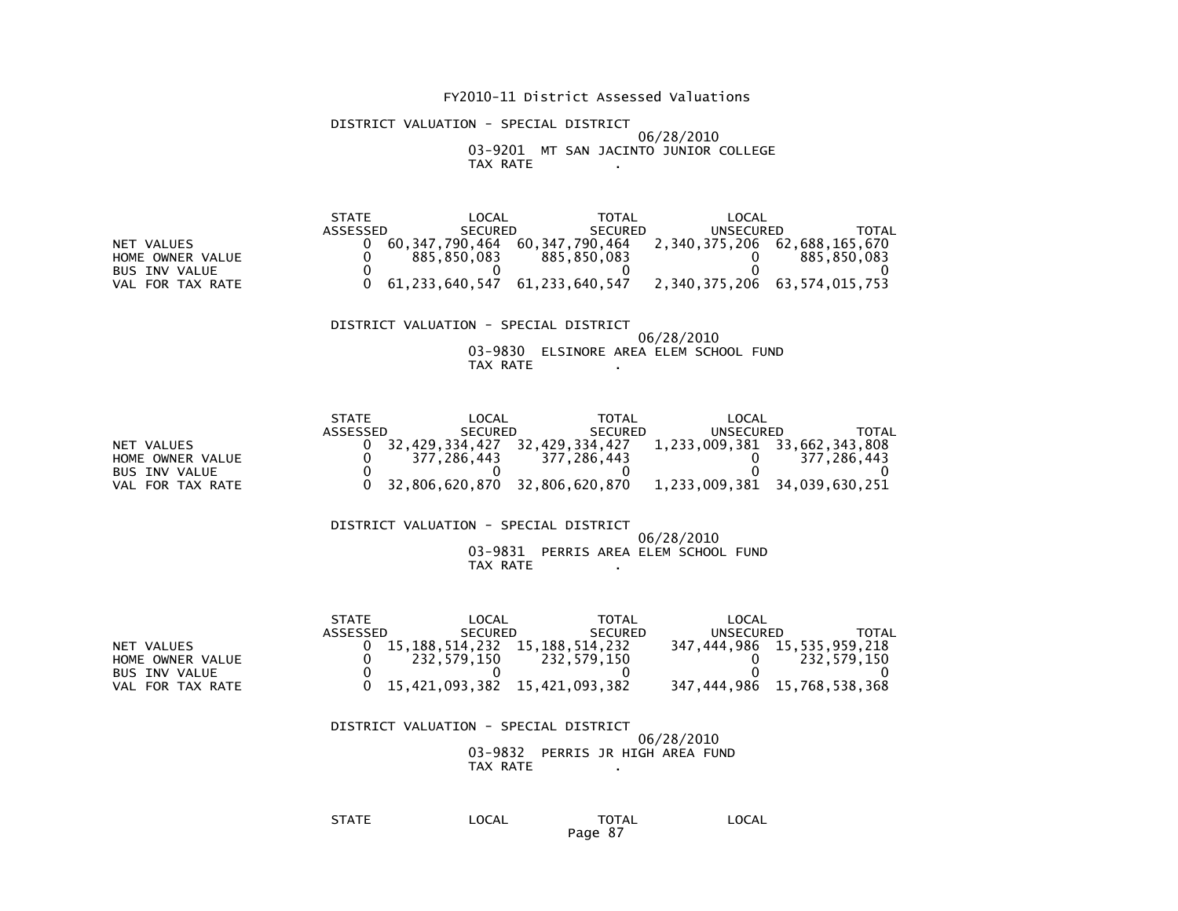FY2010-11 District Assessed Valuations

DISTRICT VALUATION - SPECIAL DISTRICT

06/28/2010

03-9201 MT SAN JACINTO JUNIOR COLLEGE

TAX RATE .

| | STATE ASSESSED | LOCAL SECURED | TOTAL SECURED | LOCAL UNSECURED | TOTAL |
|---|---|---|---|---|---|
| NET VALUES | 0 | 60,347,790,464 | 60,347,790,464 | 2,340,375,206 | 62,688,165,670 |
| HOME OWNER VALUE | 0 | 885,850,083 | 885,850,083 | 0 | 885,850,083 |
| BUS INV VALUE | 0 | 0 | 0 | 0 | 0 |
| VAL FOR TAX RATE | 0 | 61,233,640,547 | 61,233,640,547 | 2,340,375,206 | 63,574,015,753 |

DISTRICT VALUATION - SPECIAL DISTRICT

06/28/2010

03-9830 ELSINORE AREA ELEM SCHOOL FUND

TAX RATE .

| | STATE ASSESSED | LOCAL SECURED | TOTAL SECURED | LOCAL UNSECURED | TOTAL |
|---|---|---|---|---|---|
| NET VALUES | 0 | 32,429,334,427 | 32,429,334,427 | 1,233,009,381 | 33,662,343,808 |
| HOME OWNER VALUE | 0 | 377,286,443 | 377,286,443 | 0 | 377,286,443 |
| BUS INV VALUE | 0 | 0 | 0 | 0 | 0 |
| VAL FOR TAX RATE | 0 | 32,806,620,870 | 32,806,620,870 | 1,233,009,381 | 34,039,630,251 |

DISTRICT VALUATION - SPECIAL DISTRICT

06/28/2010

03-9831 PERRIS AREA ELEM SCHOOL FUND

TAX RATE .

| | STATE ASSESSED | LOCAL SECURED | TOTAL SECURED | LOCAL UNSECURED | TOTAL |
|---|---|---|---|---|---|
| NET VALUES | 0 | 15,188,514,232 | 15,188,514,232 | 347,444,986 | 15,535,959,218 |
| HOME OWNER VALUE | 0 | 232,579,150 | 232,579,150 | 0 | 232,579,150 |
| BUS INV VALUE | 0 | 0 | 0 | 0 | 0 |
| VAL FOR TAX RATE | 0 | 15,421,093,382 | 15,421,093,382 | 347,444,986 | 15,768,538,368 |

DISTRICT VALUATION - SPECIAL DISTRICT

06/28/2010

03-9832 PERRIS JR HIGH AREA FUND

TAX RATE .

| STATE | LOCAL | TOTAL | LOCAL |
|---|---|---|---|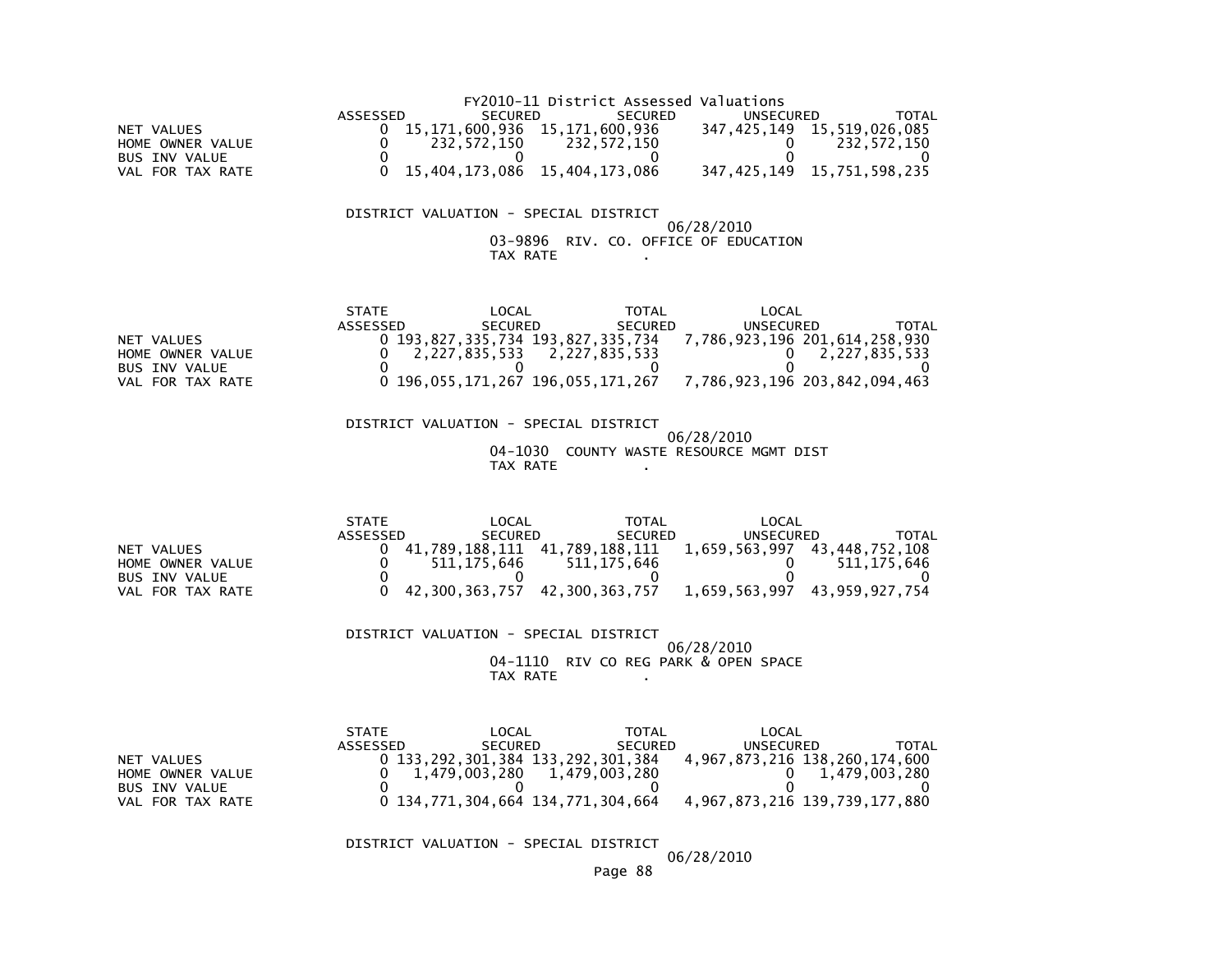FY2010-11 District Assessed Valuations

| | ASSESSED | SECURED | SECURED | UNSECURED | TOTAL |
|---|---|---|---|---|---|
| NET VALUES | 0 | 15,171,600,936 | 15,171,600,936 | 347,425,149 | 15,519,026,085 |
| HOME OWNER VALUE | 0 | 232,572,150 | 232,572,150 | 0 | 232,572,150 |
| BUS INV VALUE | 0 | 0 | 0 | 0 | 0 |
| VAL FOR TAX RATE | 0 | 15,404,173,086 | 15,404,173,086 | 347,425,149 | 15,751,598,235 |

DISTRICT VALUATION - SPECIAL DISTRICT
06/28/2010
03-9896 RIV. CO. OFFICE OF EDUCATION
TAX RATE .

| | STATE ASSESSED | LOCAL SECURED | TOTAL SECURED | LOCAL UNSECURED | TOTAL |
|---|---|---|---|---|---|
| NET VALUES | 0 | 193,827,335,734 | 193,827,335,734 | 7,786,923,196 | 201,614,258,930 |
| HOME OWNER VALUE | 0 | 2,227,835,533 | 2,227,835,533 | 0 | 2,227,835,533 |
| BUS INV VALUE | 0 | 0 | 0 | 0 | 0 |
| VAL FOR TAX RATE | 0 | 196,055,171,267 | 196,055,171,267 | 7,786,923,196 | 203,842,094,463 |

DISTRICT VALUATION - SPECIAL DISTRICT
06/28/2010
04-1030 COUNTY WASTE RESOURCE MGMT DIST
TAX RATE .

| | STATE ASSESSED | LOCAL SECURED | TOTAL SECURED | LOCAL UNSECURED | TOTAL |
|---|---|---|---|---|---|
| NET VALUES | 0 | 41,789,188,111 | 41,789,188,111 | 1,659,563,997 | 43,448,752,108 |
| HOME OWNER VALUE | 0 | 511,175,646 | 511,175,646 | 0 | 511,175,646 |
| BUS INV VALUE | 0 | 0 | 0 | 0 | 0 |
| VAL FOR TAX RATE | 0 | 42,300,363,757 | 42,300,363,757 | 1,659,563,997 | 43,959,927,754 |

DISTRICT VALUATION - SPECIAL DISTRICT
06/28/2010
04-1110 RIV CO REG PARK & OPEN SPACE
TAX RATE .

| | STATE ASSESSED | LOCAL SECURED | TOTAL SECURED | LOCAL UNSECURED | TOTAL |
|---|---|---|---|---|---|
| NET VALUES | 0 | 133,292,301,384 | 133,292,301,384 | 4,967,873,216 | 138,260,174,600 |
| HOME OWNER VALUE | 0 | 1,479,003,280 | 1,479,003,280 | 0 | 1,479,003,280 |
| BUS INV VALUE | 0 | 0 | 0 | 0 | 0 |
| VAL FOR TAX RATE | 0 | 134,771,304,664 | 134,771,304,664 | 4,967,873,216 | 139,739,177,880 |

DISTRICT VALUATION - SPECIAL DISTRICT
06/28/2010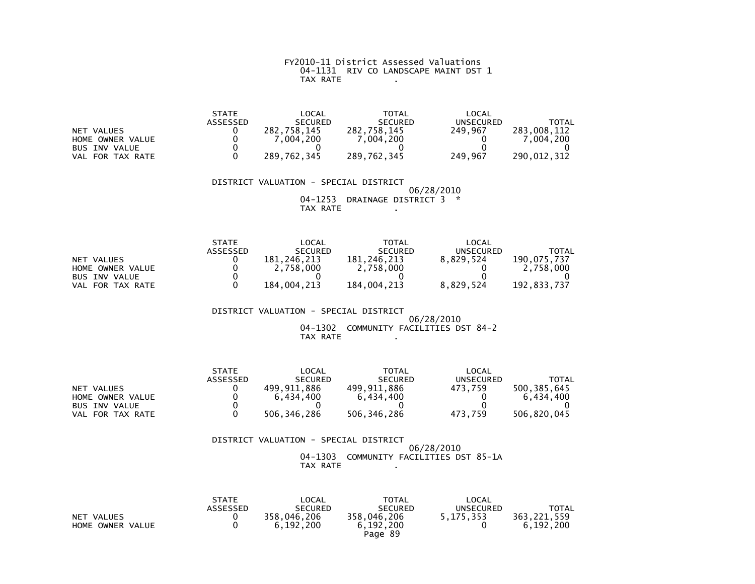FY2010-11 District Assessed Valuations
04-1131 RIV CO LANDSCAPE MAINT DST 1
TAX RATE .

| | STATE ASSESSED | LOCAL SECURED | TOTAL SECURED | LOCAL UNSECURED | TOTAL |
|---|---|---|---|---|---|
| NET VALUES | 0 | 282,758,145 | 282,758,145 | 249,967 | 283,008,112 |
| HOME OWNER VALUE | 0 | 7,004,200 | 7,004,200 | 0 | 7,004,200 |
| BUS INV VALUE | 0 | 0 | 0 | 0 | 0 |
| VAL FOR TAX RATE | 0 | 289,762,345 | 289,762,345 | 249,967 | 290,012,312 |

DISTRICT VALUATION - SPECIAL DISTRICT
06/28/2010
04-1253 DRAINAGE DISTRICT 3 *
TAX RATE .

| | STATE ASSESSED | LOCAL SECURED | TOTAL SECURED | LOCAL UNSECURED | TOTAL |
|---|---|---|---|---|---|
| NET VALUES | 0 | 181,246,213 | 181,246,213 | 8,829,524 | 190,075,737 |
| HOME OWNER VALUE | 0 | 2,758,000 | 2,758,000 | 0 | 2,758,000 |
| BUS INV VALUE | 0 | 0 | 0 | 0 | 0 |
| VAL FOR TAX RATE | 0 | 184,004,213 | 184,004,213 | 8,829,524 | 192,833,737 |

DISTRICT VALUATION - SPECIAL DISTRICT
06/28/2010
04-1302 COMMUNITY FACILITIES DST 84-2
TAX RATE .

| | STATE ASSESSED | LOCAL SECURED | TOTAL SECURED | LOCAL UNSECURED | TOTAL |
|---|---|---|---|---|---|
| NET VALUES | 0 | 499,911,886 | 499,911,886 | 473,759 | 500,385,645 |
| HOME OWNER VALUE | 0 | 6,434,400 | 6,434,400 | 0 | 6,434,400 |
| BUS INV VALUE | 0 | 0 | 0 | 0 | 0 |
| VAL FOR TAX RATE | 0 | 506,346,286 | 506,346,286 | 473,759 | 506,820,045 |

DISTRICT VALUATION - SPECIAL DISTRICT
06/28/2010
04-1303 COMMUNITY FACILITIES DST 85-1A
TAX RATE .

| | STATE ASSESSED | LOCAL SECURED | TOTAL SECURED | LOCAL UNSECURED | TOTAL |
|---|---|---|---|---|---|
| NET VALUES | 0 | 358,046,206 | 358,046,206 | 5,175,353 | 363,221,559 |
| HOME OWNER VALUE | 0 | 6,192,200 | 6,192,200 | 0 | 6,192,200 |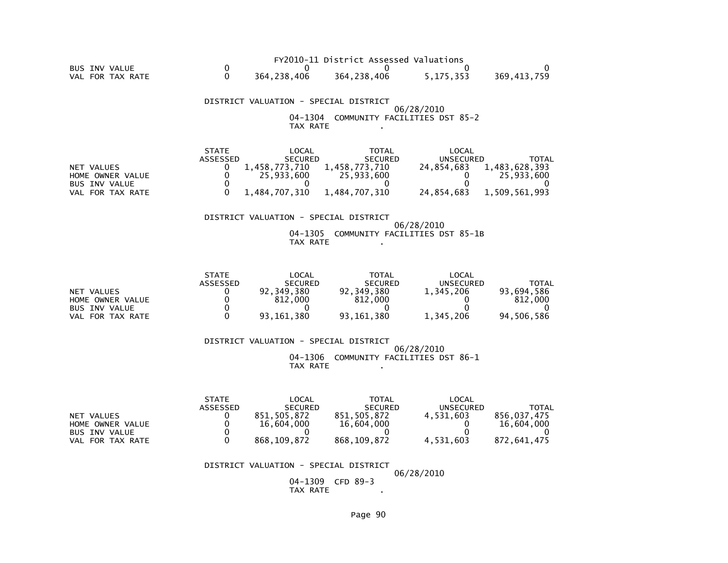FY2010-11 District Assessed Valuations

| | | | | | |
|---|---|---|---|---|---|
| BUS INV VALUE | 0 | 0 | 0 | 0 | 0 |
| VAL FOR TAX RATE | 0 | 364,238,406 | 364,238,406 | 5,175,353 | 369,413,759 |

DISTRICT VALUATION - SPECIAL DISTRICT

06/28/2010

04-1304 COMMUNITY FACILITIES DST 85-2

TAX RATE .

| | STATE ASSESSED | LOCAL SECURED | TOTAL SECURED | LOCAL UNSECURED | TOTAL |
|---|---|---|---|---|---|
| NET VALUES | 0 | 1,458,773,710 | 1,458,773,710 | 24,854,683 | 1,483,628,393 |
| HOME OWNER VALUE | 0 | 25,933,600 | 25,933,600 | 0 | 25,933,600 |
| BUS INV VALUE | 0 | 0 | 0 | 0 | 0 |
| VAL FOR TAX RATE | 0 | 1,484,707,310 | 1,484,707,310 | 24,854,683 | 1,509,561,993 |

DISTRICT VALUATION - SPECIAL DISTRICT

06/28/2010

04-1305 COMMUNITY FACILITIES DST 85-1B

TAX RATE .

| | STATE ASSESSED | LOCAL SECURED | TOTAL SECURED | LOCAL UNSECURED | TOTAL |
|---|---|---|---|---|---|
| NET VALUES | 0 | 92,349,380 | 92,349,380 | 1,345,206 | 93,694,586 |
| HOME OWNER VALUE | 0 | 812,000 | 812,000 | 0 | 812,000 |
| BUS INV VALUE | 0 | 0 | 0 | 0 | 0 |
| VAL FOR TAX RATE | 0 | 93,161,380 | 93,161,380 | 1,345,206 | 94,506,586 |

DISTRICT VALUATION - SPECIAL DISTRICT

06/28/2010

04-1306 COMMUNITY FACILITIES DST 86-1

TAX RATE .

| | STATE ASSESSED | LOCAL SECURED | TOTAL SECURED | LOCAL UNSECURED | TOTAL |
|---|---|---|---|---|---|
| NET VALUES | 0 | 851,505,872 | 851,505,872 | 4,531,603 | 856,037,475 |
| HOME OWNER VALUE | 0 | 16,604,000 | 16,604,000 | 0 | 16,604,000 |
| BUS INV VALUE | 0 | 0 | 0 | 0 | 0 |
| VAL FOR TAX RATE | 0 | 868,109,872 | 868,109,872 | 4,531,603 | 872,641,475 |

DISTRICT VALUATION - SPECIAL DISTRICT

06/28/2010

04-1309 CFD 89-3

TAX RATE .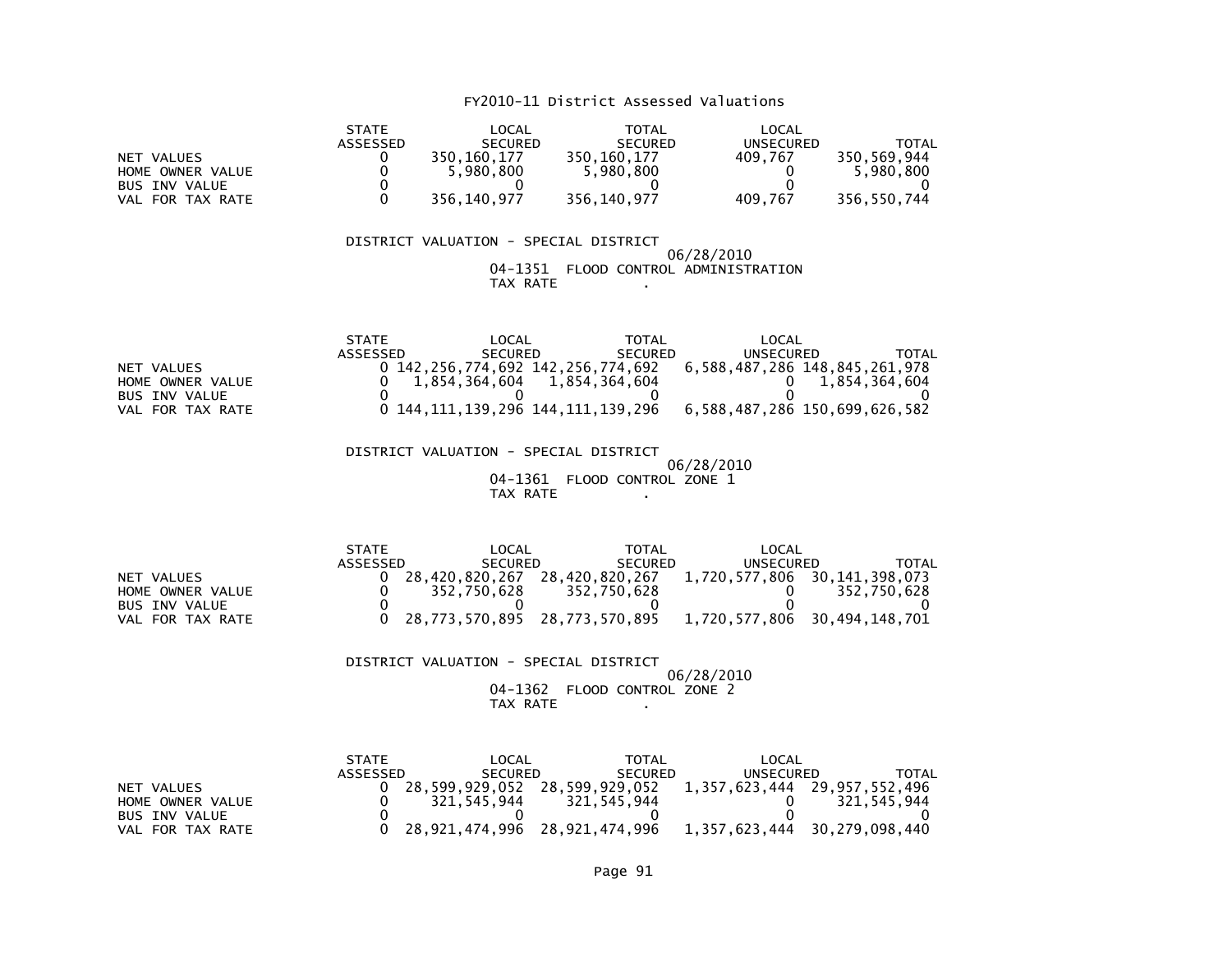FY2010-11 District Assessed Valuations

| | STATE ASSESSED | LOCAL SECURED | TOTAL SECURED | LOCAL UNSECURED | TOTAL |
|---|---|---|---|---|---|
| NET VALUES | 0 | 350,160,177 | 350,160,177 | 409,767 | 350,569,944 |
| HOME OWNER VALUE | 0 | 5,980,800 | 5,980,800 | 0 | 5,980,800 |
| BUS INV VALUE | 0 | 0 | 0 | 0 | 0 |
| VAL FOR TAX RATE | 0 | 356,140,977 | 356,140,977 | 409,767 | 356,550,744 |

DISTRICT VALUATION - SPECIAL DISTRICT
06/28/2010
04-1351 FLOOD CONTROL ADMINISTRATION
TAX RATE .

| | STATE ASSESSED | LOCAL SECURED | TOTAL SECURED | LOCAL UNSECURED | TOTAL |
|---|---|---|---|---|---|
| NET VALUES | 0 | 142,256,774,692 | 142,256,774,692 | 6,588,487,286 | 148,845,261,978 |
| HOME OWNER VALUE | 0 | 1,854,364,604 | 1,854,364,604 | 0 | 1,854,364,604 |
| BUS INV VALUE | 0 | 0 | 0 | 0 | 0 |
| VAL FOR TAX RATE | 0 | 144,111,139,296 | 144,111,139,296 | 6,588,487,286 | 150,699,626,582 |

DISTRICT VALUATION - SPECIAL DISTRICT
06/28/2010
04-1361 FLOOD CONTROL ZONE 1
TAX RATE .

| | STATE ASSESSED | LOCAL SECURED | TOTAL SECURED | LOCAL UNSECURED | TOTAL |
|---|---|---|---|---|---|
| NET VALUES | 0 | 28,420,820,267 | 28,420,820,267 | 1,720,577,806 | 30,141,398,073 |
| HOME OWNER VALUE | 0 | 352,750,628 | 352,750,628 | 0 | 352,750,628 |
| BUS INV VALUE | 0 | 0 | 0 | 0 | 0 |
| VAL FOR TAX RATE | 0 | 28,773,570,895 | 28,773,570,895 | 1,720,577,806 | 30,494,148,701 |

DISTRICT VALUATION - SPECIAL DISTRICT
06/28/2010
04-1362 FLOOD CONTROL ZONE 2
TAX RATE .

| | STATE ASSESSED | LOCAL SECURED | TOTAL SECURED | LOCAL UNSECURED | TOTAL |
|---|---|---|---|---|---|
| NET VALUES | 0 | 28,599,929,052 | 28,599,929,052 | 1,357,623,444 | 29,957,552,496 |
| HOME OWNER VALUE | 0 | 321,545,944 | 321,545,944 | 0 | 321,545,944 |
| BUS INV VALUE | 0 | 0 | 0 | 0 | 0 |
| VAL FOR TAX RATE | 0 | 28,921,474,996 | 28,921,474,996 | 1,357,623,444 | 30,279,098,440 |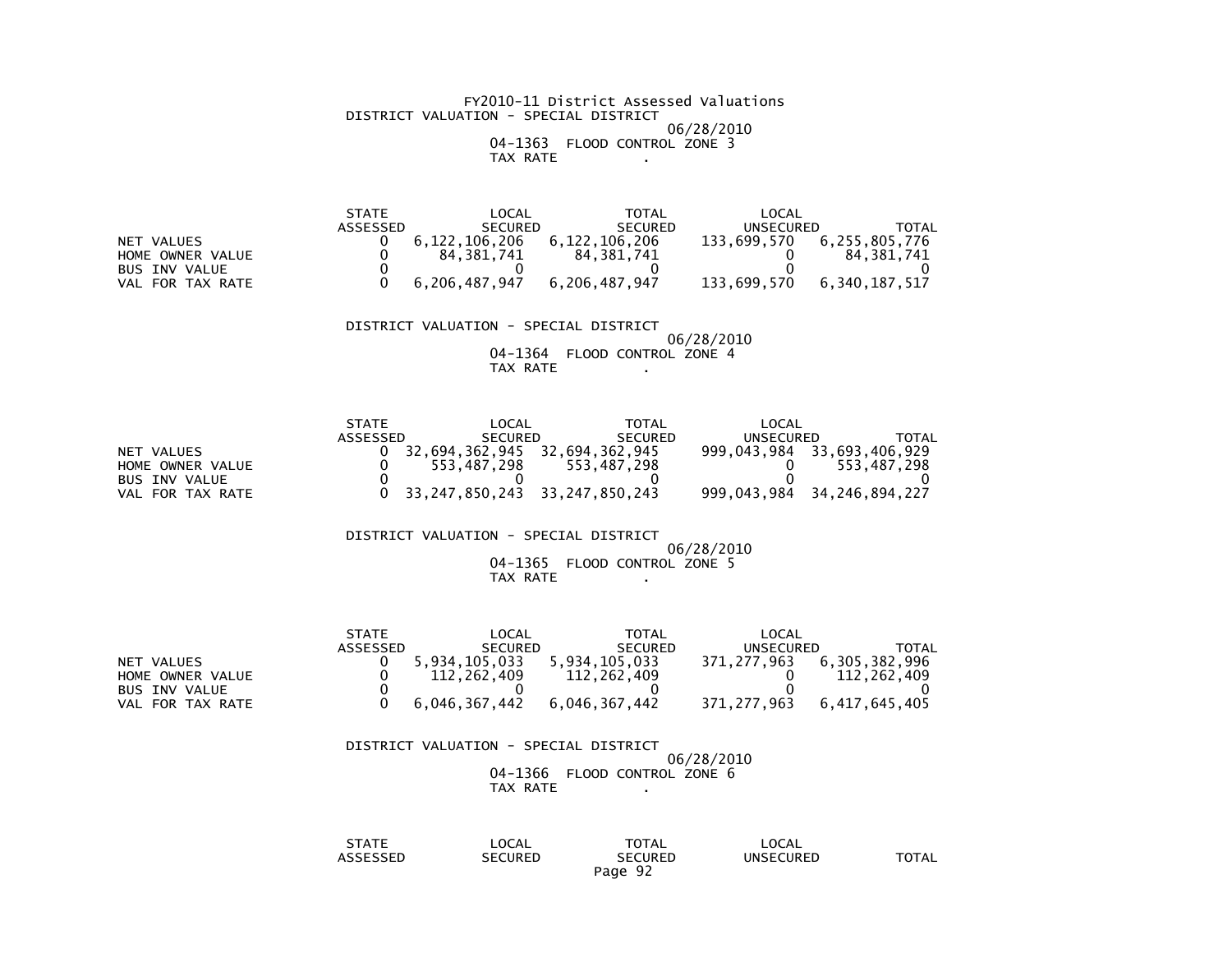FY2010-11 District Assessed Valuations

DISTRICT VALUATION - SPECIAL DISTRICT

06/28/2010

04-1363 FLOOD CONTROL ZONE 3

TAX RATE .

| | STATE ASSESSED | LOCAL SECURED | TOTAL SECURED | LOCAL UNSECURED | TOTAL |
|---|---|---|---|---|---|
| NET VALUES | 0 | 6,122,106,206 | 6,122,106,206 | 133,699,570 | 6,255,805,776 |
| HOME OWNER VALUE | 0 | 84,381,741 | 84,381,741 | 0 | 84,381,741 |
| BUS INV VALUE | 0 | 0 | 0 | 0 | 0 |
| VAL FOR TAX RATE | 0 | 6,206,487,947 | 6,206,487,947 | 133,699,570 | 6,340,187,517 |

DISTRICT VALUATION - SPECIAL DISTRICT

06/28/2010

04-1364 FLOOD CONTROL ZONE 4

TAX RATE .

| | STATE ASSESSED | LOCAL SECURED | TOTAL SECURED | LOCAL UNSECURED | TOTAL |
|---|---|---|---|---|---|
| NET VALUES | 0 | 32,694,362,945 | 32,694,362,945 | 999,043,984 | 33,693,406,929 |
| HOME OWNER VALUE | 0 | 553,487,298 | 553,487,298 | 0 | 553,487,298 |
| BUS INV VALUE | 0 | 0 | 0 | 0 | 0 |
| VAL FOR TAX RATE | 0 | 33,247,850,243 | 33,247,850,243 | 999,043,984 | 34,246,894,227 |

DISTRICT VALUATION - SPECIAL DISTRICT

06/28/2010

04-1365 FLOOD CONTROL ZONE 5

TAX RATE .

| | STATE ASSESSED | LOCAL SECURED | TOTAL SECURED | LOCAL UNSECURED | TOTAL |
|---|---|---|---|---|---|
| NET VALUES | 0 | 5,934,105,033 | 5,934,105,033 | 371,277,963 | 6,305,382,996 |
| HOME OWNER VALUE | 0 | 112,262,409 | 112,262,409 | 0 | 112,262,409 |
| BUS INV VALUE | 0 | 0 | 0 | 0 | 0 |
| VAL FOR TAX RATE | 0 | 6,046,367,442 | 6,046,367,442 | 371,277,963 | 6,417,645,405 |

DISTRICT VALUATION - SPECIAL DISTRICT

06/28/2010

04-1366 FLOOD CONTROL ZONE 6

TAX RATE .

| STATE ASSESSED | LOCAL SECURED | TOTAL SECURED | LOCAL UNSECURED | TOTAL |
|---|---|---|---|---|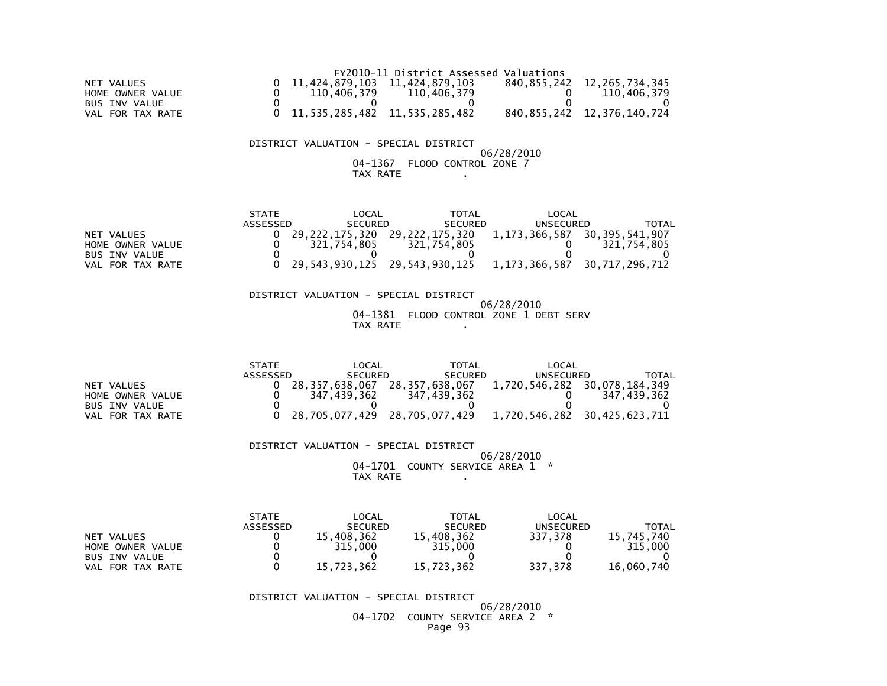FY2010-11 District Assessed Valuations

| | | | | | |
|---|---|---|---|---|---|
| NET VALUES | 0 | 11,424,879,103 | 11,424,879,103 | 840,855,242 | 12,265,734,345 |
| HOME OWNER VALUE | 0 | 110,406,379 | 110,406,379 | 0 | 110,406,379 |
| BUS INV VALUE | 0 | 0 | 0 | 0 | 0 |
| VAL FOR TAX RATE | 0 | 11,535,285,482 | 11,535,285,482 | 840,855,242 | 12,376,140,724 |

DISTRICT VALUATION - SPECIAL DISTRICT
06/28/2010
04-1367 FLOOD CONTROL ZONE 7
TAX RATE .

| | STATE ASSESSED | LOCAL SECURED | TOTAL SECURED | LOCAL UNSECURED | TOTAL |
|---|---|---|---|---|---|
| NET VALUES | 0 | 29,222,175,320 | 29,222,175,320 | 1,173,366,587 | 30,395,541,907 |
| HOME OWNER VALUE | 0 | 321,754,805 | 321,754,805 | 0 | 321,754,805 |
| BUS INV VALUE | 0 | 0 | 0 | 0 | 0 |
| VAL FOR TAX RATE | 0 | 29,543,930,125 | 29,543,930,125 | 1,173,366,587 | 30,717,296,712 |

DISTRICT VALUATION - SPECIAL DISTRICT
06/28/2010
04-1381 FLOOD CONTROL ZONE 1 DEBT SERV
TAX RATE .

| | STATE ASSESSED | LOCAL SECURED | TOTAL SECURED | LOCAL UNSECURED | TOTAL |
|---|---|---|---|---|---|
| NET VALUES | 0 | 28,357,638,067 | 28,357,638,067 | 1,720,546,282 | 30,078,184,349 |
| HOME OWNER VALUE | 0 | 347,439,362 | 347,439,362 | 0 | 347,439,362 |
| BUS INV VALUE | 0 | 0 | 0 | 0 | 0 |
| VAL FOR TAX RATE | 0 | 28,705,077,429 | 28,705,077,429 | 1,720,546,282 | 30,425,623,711 |

DISTRICT VALUATION - SPECIAL DISTRICT
06/28/2010
04-1701 COUNTY SERVICE AREA 1 *
TAX RATE .

| | STATE ASSESSED | LOCAL SECURED | TOTAL SECURED | LOCAL UNSECURED | TOTAL |
|---|---|---|---|---|---|
| NET VALUES | 0 | 15,408,362 | 15,408,362 | 337,378 | 15,745,740 |
| HOME OWNER VALUE | 0 | 315,000 | 315,000 | 0 | 315,000 |
| BUS INV VALUE | 0 | 0 | 0 | 0 | 0 |
| VAL FOR TAX RATE | 0 | 15,723,362 | 15,723,362 | 337,378 | 16,060,740 |

DISTRICT VALUATION - SPECIAL DISTRICT
06/28/2010
04-1702 COUNTY SERVICE AREA 2 *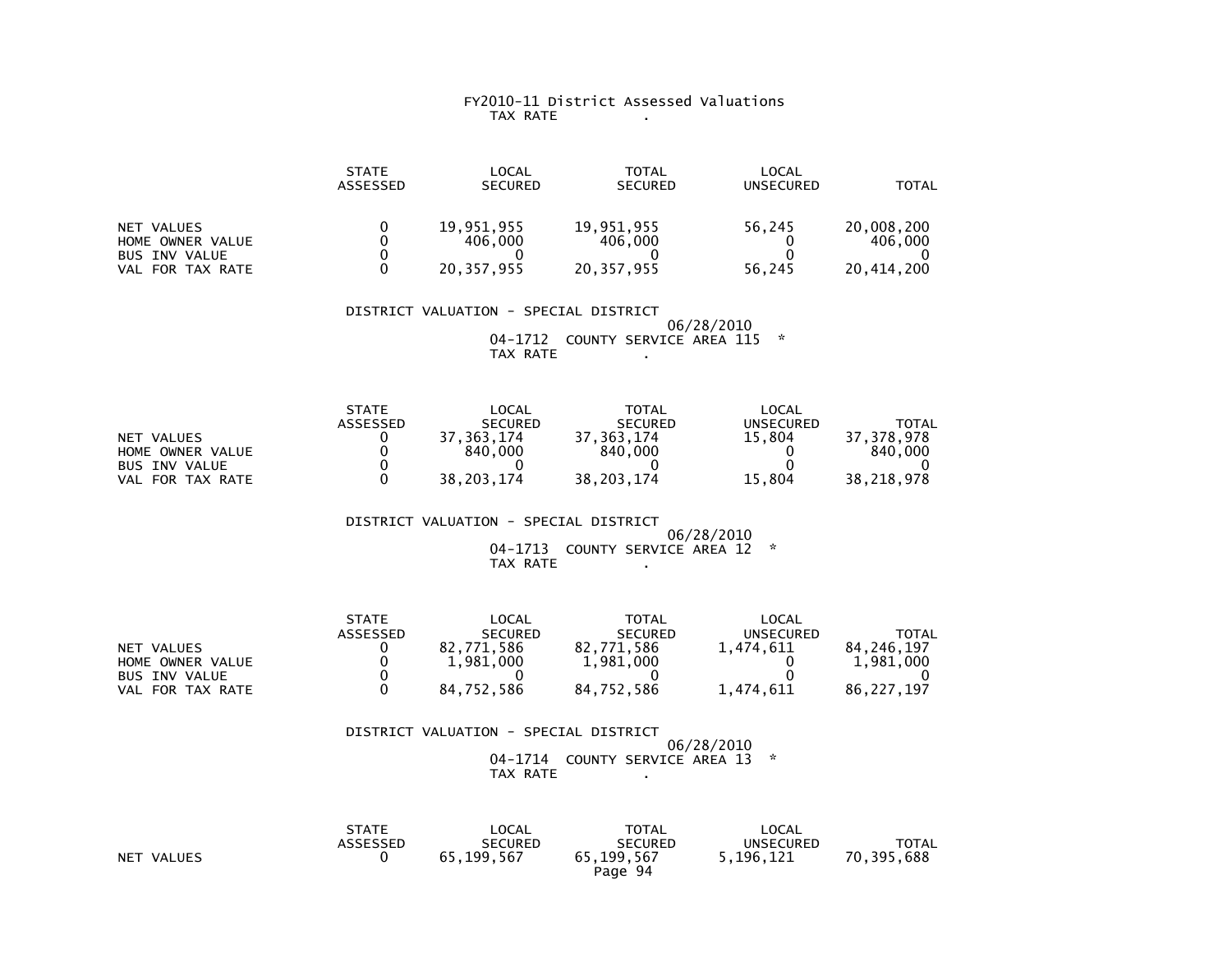FY2010-11 District Assessed Valuations

TAX RATE .

| | STATE ASSESSED | LOCAL SECURED | TOTAL SECURED | LOCAL UNSECURED | TOTAL |
|---|---|---|---|---|---|
| NET VALUES | 0 | 19,951,955 | 19,951,955 | 56,245 | 20,008,200 |
| HOME OWNER VALUE | 0 | 406,000 | 406,000 | 0 | 406,000 |
| BUS INV VALUE | 0 | 0 | 0 | 0 | 0 |
| VAL FOR TAX RATE | 0 | 20,357,955 | 20,357,955 | 56,245 | 20,414,200 |

DISTRICT VALUATION - SPECIAL DISTRICT

06/28/2010

04-1712 COUNTY SERVICE AREA 115 *

TAX RATE .

| | STATE ASSESSED | LOCAL SECURED | TOTAL SECURED | LOCAL UNSECURED | TOTAL |
|---|---|---|---|---|---|
| NET VALUES | 0 | 37,363,174 | 37,363,174 | 15,804 | 37,378,978 |
| HOME OWNER VALUE | 0 | 840,000 | 840,000 | 0 | 840,000 |
| BUS INV VALUE | 0 | 0 | 0 | 0 | 0 |
| VAL FOR TAX RATE | 0 | 38,203,174 | 38,203,174 | 15,804 | 38,218,978 |

DISTRICT VALUATION - SPECIAL DISTRICT

06/28/2010

04-1713 COUNTY SERVICE AREA 12 *

TAX RATE .

| | STATE ASSESSED | LOCAL SECURED | TOTAL SECURED | LOCAL UNSECURED | TOTAL |
|---|---|---|---|---|---|
| NET VALUES | 0 | 82,771,586 | 82,771,586 | 1,474,611 | 84,246,197 |
| HOME OWNER VALUE | 0 | 1,981,000 | 1,981,000 | 0 | 1,981,000 |
| BUS INV VALUE | 0 | 0 | 0 | 0 | 0 |
| VAL FOR TAX RATE | 0 | 84,752,586 | 84,752,586 | 1,474,611 | 86,227,197 |

DISTRICT VALUATION - SPECIAL DISTRICT

06/28/2010

04-1714 COUNTY SERVICE AREA 13 *

TAX RATE .

| | STATE ASSESSED | LOCAL SECURED | TOTAL SECURED | LOCAL UNSECURED | TOTAL |
|---|---|---|---|---|---|
| NET VALUES | 0 | 65,199,567 | 65,199,567 | 5,196,121 | 70,395,688 |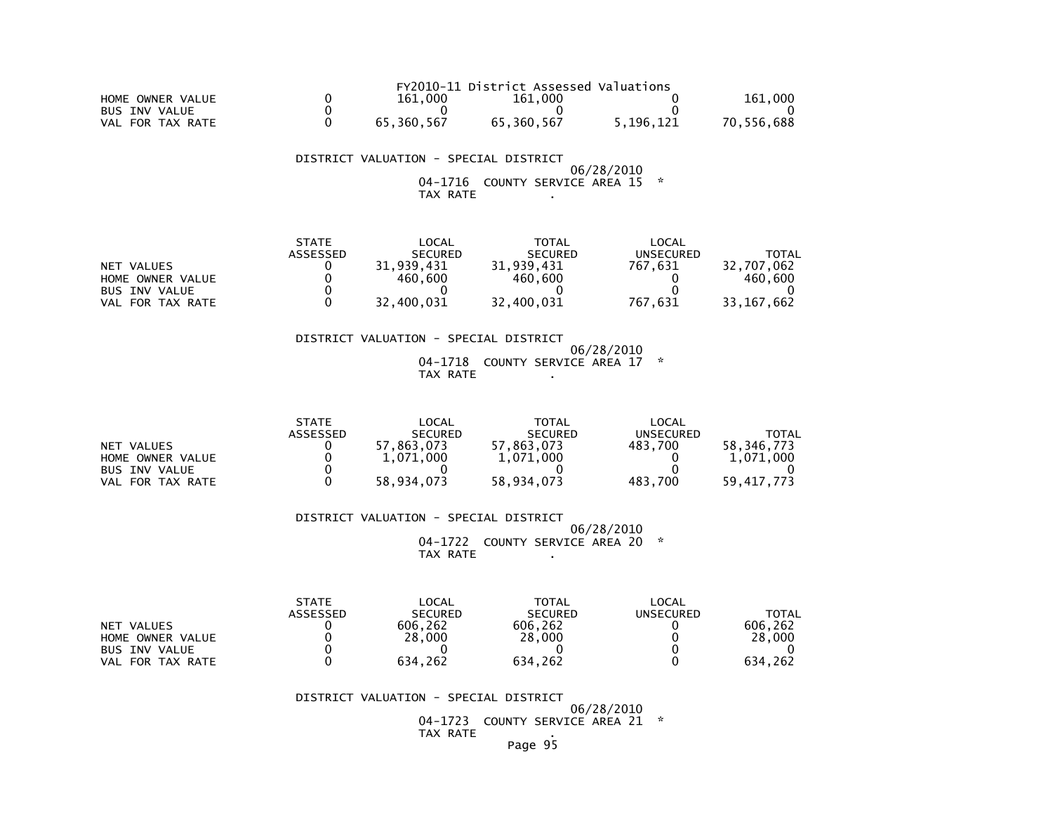FY2010-11 District Assessed Valuations

| | STATE ASSESSED | LOCAL SECURED | TOTAL SECURED | LOCAL UNSECURED | TOTAL |
|---|---|---|---|---|---|
| HOME OWNER VALUE | 0 | 161,000 | 161,000 | 0 | 161,000 |
| BUS INV VALUE | 0 | 0 | 0 | 0 | 0 |
| VAL FOR TAX RATE | 0 | 65,360,567 | 65,360,567 | 5,196,121 | 70,556,688 |

DISTRICT VALUATION - SPECIAL DISTRICT

06/28/2010

04-1716 COUNTY SERVICE AREA 15 *

TAX RATE .

| | STATE ASSESSED | LOCAL SECURED | TOTAL SECURED | LOCAL UNSECURED | TOTAL |
|---|---|---|---|---|---|
| NET VALUES | 0 | 31,939,431 | 31,939,431 | 767,631 | 32,707,062 |
| HOME OWNER VALUE | 0 | 460,600 | 460,600 | 0 | 460,600 |
| BUS INV VALUE | 0 | 0 | 0 | 0 | 0 |
| VAL FOR TAX RATE | 0 | 32,400,031 | 32,400,031 | 767,631 | 33,167,662 |

DISTRICT VALUATION - SPECIAL DISTRICT

06/28/2010

04-1718 COUNTY SERVICE AREA 17 *

TAX RATE .

| | STATE ASSESSED | LOCAL SECURED | TOTAL SECURED | LOCAL UNSECURED | TOTAL |
|---|---|---|---|---|---|
| NET VALUES | 0 | 57,863,073 | 57,863,073 | 483,700 | 58,346,773 |
| HOME OWNER VALUE | 0 | 1,071,000 | 1,071,000 | 0 | 1,071,000 |
| BUS INV VALUE | 0 | 0 | 0 | 0 | 0 |
| VAL FOR TAX RATE | 0 | 58,934,073 | 58,934,073 | 483,700 | 59,417,773 |

DISTRICT VALUATION - SPECIAL DISTRICT

06/28/2010

04-1722 COUNTY SERVICE AREA 20 *

TAX RATE .

| | STATE ASSESSED | LOCAL SECURED | TOTAL SECURED | LOCAL UNSECURED | TOTAL |
|---|---|---|---|---|---|
| NET VALUES | 0 | 606,262 | 606,262 | 0 | 606,262 |
| HOME OWNER VALUE | 0 | 28,000 | 28,000 | 0 | 28,000 |
| BUS INV VALUE | 0 | 0 | 0 | 0 | 0 |
| VAL FOR TAX RATE | 0 | 634,262 | 634,262 | 0 | 634,262 |

DISTRICT VALUATION - SPECIAL DISTRICT

06/28/2010

04-1723 COUNTY SERVICE AREA 21 *

TAX RATE .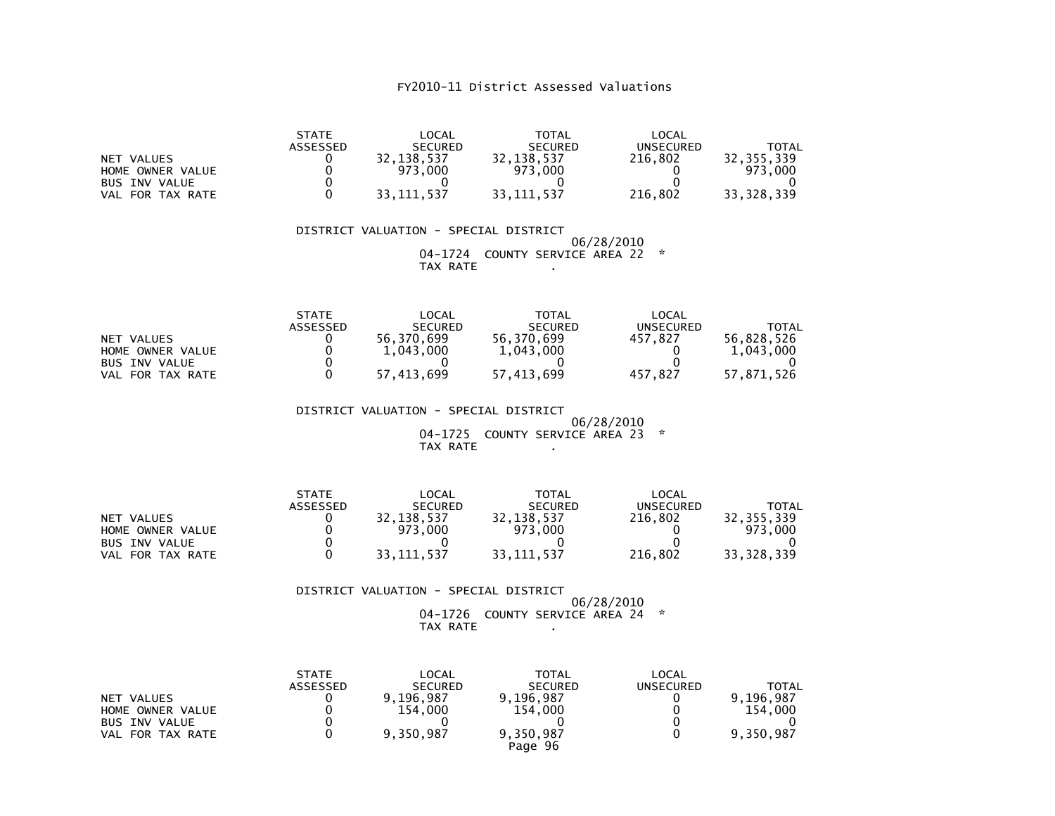FY2010-11 District Assessed Valuations

| | STATE ASSESSED | LOCAL SECURED | TOTAL SECURED | LOCAL UNSECURED | TOTAL |
|---|---|---|---|---|---|
| NET VALUES | 0 | 32,138,537 | 32,138,537 | 216,802 | 32,355,339 |
| HOME OWNER VALUE | 0 | 973,000 | 973,000 | 0 | 973,000 |
| BUS INV VALUE | 0 | 0 | 0 | 0 | 0 |
| VAL FOR TAX RATE | 0 | 33,111,537 | 33,111,537 | 216,802 | 33,328,339 |

DISTRICT VALUATION - SPECIAL DISTRICT
06/28/2010
04-1724 COUNTY SERVICE AREA 22 *
TAX RATE .

| | STATE ASSESSED | LOCAL SECURED | TOTAL SECURED | LOCAL UNSECURED | TOTAL |
|---|---|---|---|---|---|
| NET VALUES | 0 | 56,370,699 | 56,370,699 | 457,827 | 56,828,526 |
| HOME OWNER VALUE | 0 | 1,043,000 | 1,043,000 | 0 | 1,043,000 |
| BUS INV VALUE | 0 | 0 | 0 | 0 | 0 |
| VAL FOR TAX RATE | 0 | 57,413,699 | 57,413,699 | 457,827 | 57,871,526 |

DISTRICT VALUATION - SPECIAL DISTRICT
06/28/2010
04-1725 COUNTY SERVICE AREA 23 *
TAX RATE .

| | STATE ASSESSED | LOCAL SECURED | TOTAL SECURED | LOCAL UNSECURED | TOTAL |
|---|---|---|---|---|---|
| NET VALUES | 0 | 32,138,537 | 32,138,537 | 216,802 | 32,355,339 |
| HOME OWNER VALUE | 0 | 973,000 | 973,000 | 0 | 973,000 |
| BUS INV VALUE | 0 | 0 | 0 | 0 | 0 |
| VAL FOR TAX RATE | 0 | 33,111,537 | 33,111,537 | 216,802 | 33,328,339 |

DISTRICT VALUATION - SPECIAL DISTRICT
06/28/2010
04-1726 COUNTY SERVICE AREA 24 *
TAX RATE .

| | STATE ASSESSED | LOCAL SECURED | TOTAL SECURED | LOCAL UNSECURED | TOTAL |
|---|---|---|---|---|---|
| NET VALUES | 0 | 9,196,987 | 9,196,987 | 0 | 9,196,987 |
| HOME OWNER VALUE | 0 | 154,000 | 154,000 | 0 | 154,000 |
| BUS INV VALUE | 0 | 0 | 0 | 0 | 0 |
| VAL FOR TAX RATE | 0 | 9,350,987 | 9,350,987 | 0 | 9,350,987 |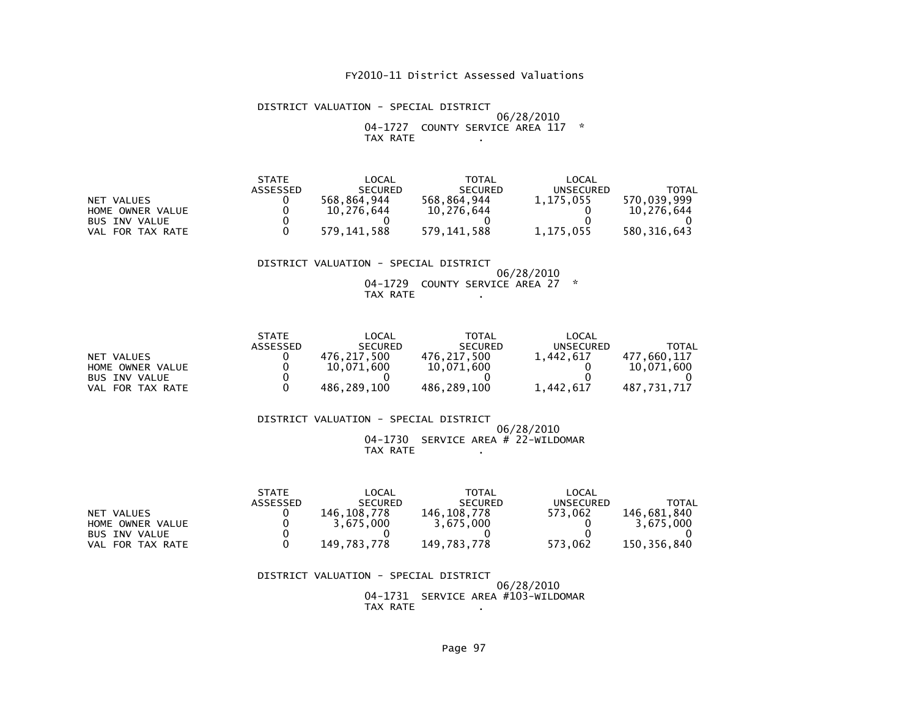FY2010-11 District Assessed Valuations

DISTRICT VALUATION - SPECIAL DISTRICT
06/28/2010
04-1727 COUNTY SERVICE AREA 117 *
TAX RATE .

| | STATE ASSESSED | LOCAL SECURED | TOTAL SECURED | LOCAL UNSECURED | TOTAL |
|---|---|---|---|---|---|
| NET VALUES | 0 | 568,864,944 | 568,864,944 | 1,175,055 | 570,039,999 |
| HOME OWNER VALUE | 0 | 10,276,644 | 10,276,644 | 0 | 10,276,644 |
| BUS INV VALUE | 0 | 0 | 0 | 0 | 0 |
| VAL FOR TAX RATE | 0 | 579,141,588 | 579,141,588 | 1,175,055 | 580,316,643 |

DISTRICT VALUATION - SPECIAL DISTRICT
06/28/2010
04-1729 COUNTY SERVICE AREA 27 *
TAX RATE .

| | STATE ASSESSED | LOCAL SECURED | TOTAL SECURED | LOCAL UNSECURED | TOTAL |
|---|---|---|---|---|---|
| NET VALUES | 0 | 476,217,500 | 476,217,500 | 1,442,617 | 477,660,117 |
| HOME OWNER VALUE | 0 | 10,071,600 | 10,071,600 | 0 | 10,071,600 |
| BUS INV VALUE | 0 | 0 | 0 | 0 | 0 |
| VAL FOR TAX RATE | 0 | 486,289,100 | 486,289,100 | 1,442,617 | 487,731,717 |

DISTRICT VALUATION - SPECIAL DISTRICT
06/28/2010
04-1730 SERVICE AREA # 22-WILDOMAR
TAX RATE .

| | STATE ASSESSED | LOCAL SECURED | TOTAL SECURED | LOCAL UNSECURED | TOTAL |
|---|---|---|---|---|---|
| NET VALUES | 0 | 146,108,778 | 146,108,778 | 573,062 | 146,681,840 |
| HOME OWNER VALUE | 0 | 3,675,000 | 3,675,000 | 0 | 3,675,000 |
| BUS INV VALUE | 0 | 0 | 0 | 0 | 0 |
| VAL FOR TAX RATE | 0 | 149,783,778 | 149,783,778 | 573,062 | 150,356,840 |

DISTRICT VALUATION - SPECIAL DISTRICT
06/28/2010
04-1731 SERVICE AREA #103-WILDOMAR
TAX RATE .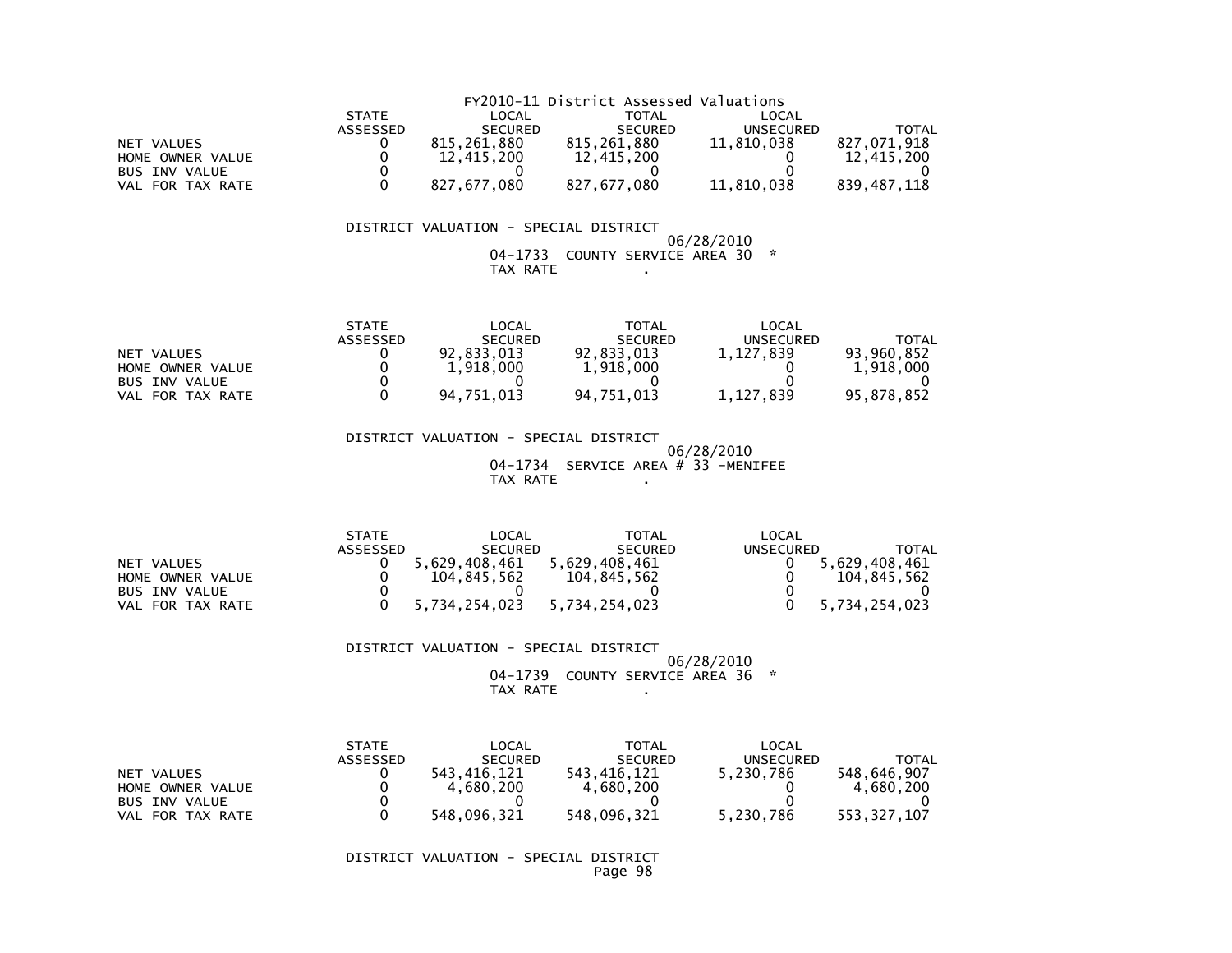FY2010-11 District Assessed Valuations

| | STATE ASSESSED | LOCAL SECURED | TOTAL SECURED | LOCAL UNSECURED | TOTAL |
|---|---|---|---|---|---|
| NET VALUES | 0 | 815,261,880 | 815,261,880 | 11,810,038 | 827,071,918 |
| HOME OWNER VALUE | 0 | 12,415,200 | 12,415,200 | 0 | 12,415,200 |
| BUS INV VALUE | 0 | 0 | 0 | 0 | 0 |
| VAL FOR TAX RATE | 0 | 827,677,080 | 827,677,080 | 11,810,038 | 839,487,118 |

DISTRICT VALUATION - SPECIAL DISTRICT
06/28/2010
04-1733 COUNTY SERVICE AREA 30 *
TAX RATE .

| | STATE ASSESSED | LOCAL SECURED | TOTAL SECURED | LOCAL UNSECURED | TOTAL |
|---|---|---|---|---|---|
| NET VALUES | 0 | 92,833,013 | 92,833,013 | 1,127,839 | 93,960,852 |
| HOME OWNER VALUE | 0 | 1,918,000 | 1,918,000 | 0 | 1,918,000 |
| BUS INV VALUE | 0 | 0 | 0 | 0 | 0 |
| VAL FOR TAX RATE | 0 | 94,751,013 | 94,751,013 | 1,127,839 | 95,878,852 |

DISTRICT VALUATION - SPECIAL DISTRICT
06/28/2010
04-1734 SERVICE AREA # 33 -MENIFEE
TAX RATE .

| | STATE ASSESSED | LOCAL SECURED | TOTAL SECURED | LOCAL UNSECURED | TOTAL |
|---|---|---|---|---|---|
| NET VALUES | 0 | 5,629,408,461 | 5,629,408,461 | 0 | 5,629,408,461 |
| HOME OWNER VALUE | 0 | 104,845,562 | 104,845,562 | 0 | 104,845,562 |
| BUS INV VALUE | 0 | 0 | 0 | 0 | 0 |
| VAL FOR TAX RATE | 0 | 5,734,254,023 | 5,734,254,023 | 0 | 5,734,254,023 |

DISTRICT VALUATION - SPECIAL DISTRICT
06/28/2010
04-1739 COUNTY SERVICE AREA 36 *
TAX RATE .

| | STATE ASSESSED | LOCAL SECURED | TOTAL SECURED | LOCAL UNSECURED | TOTAL |
|---|---|---|---|---|---|
| NET VALUES | 0 | 543,416,121 | 543,416,121 | 5,230,786 | 548,646,907 |
| HOME OWNER VALUE | 0 | 4,680,200 | 4,680,200 | 0 | 4,680,200 |
| BUS INV VALUE | 0 | 0 | 0 | 0 | 0 |
| VAL FOR TAX RATE | 0 | 548,096,321 | 548,096,321 | 5,230,786 | 553,327,107 |

DISTRICT VALUATION - SPECIAL DISTRICT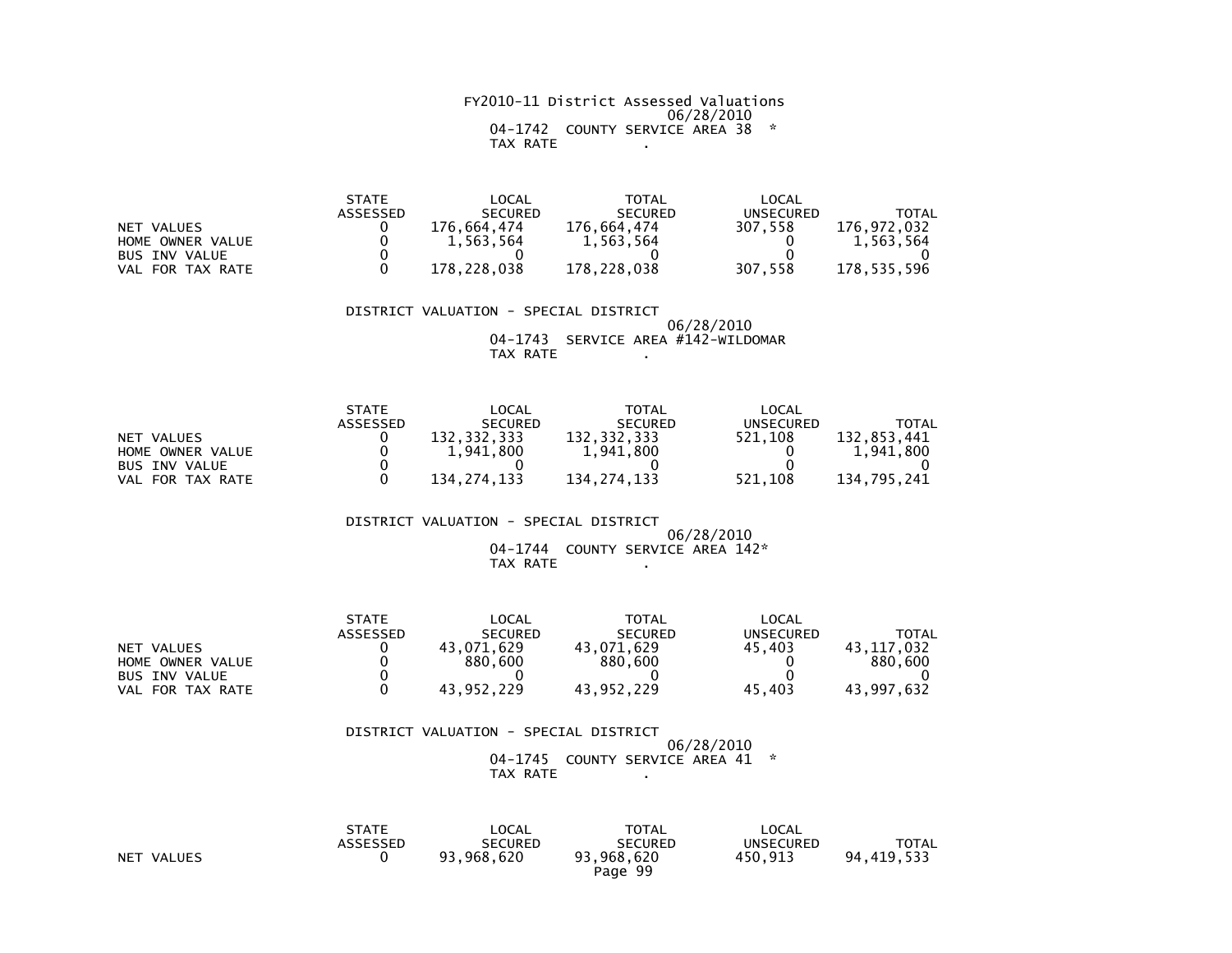FY2010-11 District Assessed Valuations
06/28/2010
04-1742 COUNTY SERVICE AREA 38 *
TAX RATE .

| | STATE ASSESSED | LOCAL SECURED | TOTAL SECURED | LOCAL UNSECURED | TOTAL |
|---|---|---|---|---|---|
| NET VALUES | 0 | 176,664,474 | 176,664,474 | 307,558 | 176,972,032 |
| HOME OWNER VALUE | 0 | 1,563,564 | 1,563,564 | 0 | 1,563,564 |
| BUS INV VALUE | 0 | 0 | 0 | 0 | 0 |
| VAL FOR TAX RATE | 0 | 178,228,038 | 178,228,038 | 307,558 | 178,535,596 |

DISTRICT VALUATION - SPECIAL DISTRICT
06/28/2010
04-1743 SERVICE AREA #142-WILDOMAR
TAX RATE .

| | STATE ASSESSED | LOCAL SECURED | TOTAL SECURED | LOCAL UNSECURED | TOTAL |
|---|---|---|---|---|---|
| NET VALUES | 0 | 132,332,333 | 132,332,333 | 521,108 | 132,853,441 |
| HOME OWNER VALUE | 0 | 1,941,800 | 1,941,800 | 0 | 1,941,800 |
| BUS INV VALUE | 0 | 0 | 0 | 0 | 0 |
| VAL FOR TAX RATE | 0 | 134,274,133 | 134,274,133 | 521,108 | 134,795,241 |

DISTRICT VALUATION - SPECIAL DISTRICT
06/28/2010
04-1744 COUNTY SERVICE AREA 142*
TAX RATE .

| | STATE ASSESSED | LOCAL SECURED | TOTAL SECURED | LOCAL UNSECURED | TOTAL |
|---|---|---|---|---|---|
| NET VALUES | 0 | 43,071,629 | 43,071,629 | 45,403 | 43,117,032 |
| HOME OWNER VALUE | 0 | 880,600 | 880,600 | 0 | 880,600 |
| BUS INV VALUE | 0 | 0 | 0 | 0 | 0 |
| VAL FOR TAX RATE | 0 | 43,952,229 | 43,952,229 | 45,403 | 43,997,632 |

DISTRICT VALUATION - SPECIAL DISTRICT
06/28/2010
04-1745 COUNTY SERVICE AREA 41 *
TAX RATE .

| | STATE ASSESSED | LOCAL SECURED | TOTAL SECURED | LOCAL UNSECURED | TOTAL |
|---|---|---|---|---|---|
| NET VALUES | 0 | 93,968,620 | 93,968,620 | 450,913 | 94,419,533 |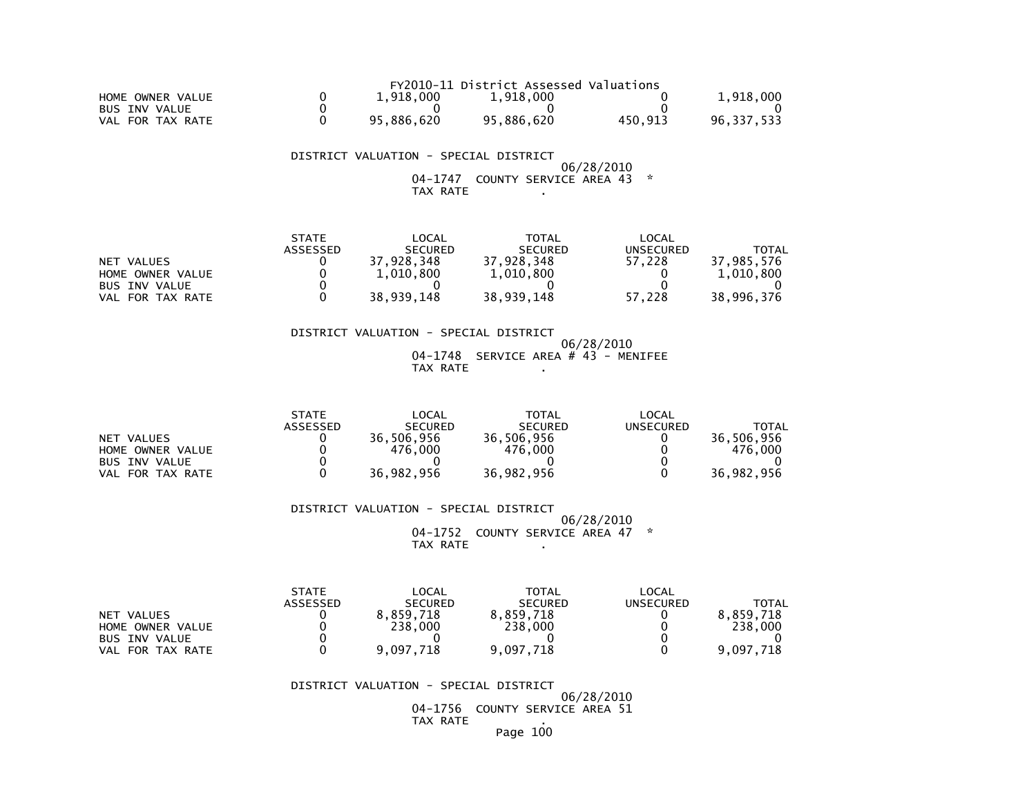FY2010-11 District Assessed Valuations

| | | | | | |
|---|---|---|---|---|---|
| HOME OWNER VALUE | 0 | 1,918,000 | 1,918,000 | 0 | 1,918,000 |
| BUS INV VALUE | 0 | 0 | 0 | 0 | 0 |
| VAL FOR TAX RATE | 0 | 95,886,620 | 95,886,620 | 450,913 | 96,337,533 |

DISTRICT VALUATION - SPECIAL DISTRICT

06/28/2010

04-1747 COUNTY SERVICE AREA 43 *

TAX RATE .

| | STATE ASSESSED | LOCAL SECURED | TOTAL SECURED | LOCAL UNSECURED | TOTAL |
|---|---|---|---|---|---|
| NET VALUES | 0 | 37,928,348 | 37,928,348 | 57,228 | 37,985,576 |
| HOME OWNER VALUE | 0 | 1,010,800 | 1,010,800 | 0 | 1,010,800 |
| BUS INV VALUE | 0 | 0 | 0 | 0 | 0 |
| VAL FOR TAX RATE | 0 | 38,939,148 | 38,939,148 | 57,228 | 38,996,376 |

DISTRICT VALUATION - SPECIAL DISTRICT

06/28/2010

04-1748 SERVICE AREA # 43 - MENIFEE

TAX RATE .

| | STATE ASSESSED | LOCAL SECURED | TOTAL SECURED | LOCAL UNSECURED | TOTAL |
|---|---|---|---|---|---|
| NET VALUES | 0 | 36,506,956 | 36,506,956 | 0 | 36,506,956 |
| HOME OWNER VALUE | 0 | 476,000 | 476,000 | 0 | 476,000 |
| BUS INV VALUE | 0 | 0 | 0 | 0 | 0 |
| VAL FOR TAX RATE | 0 | 36,982,956 | 36,982,956 | 0 | 36,982,956 |

DISTRICT VALUATION - SPECIAL DISTRICT

06/28/2010

04-1752 COUNTY SERVICE AREA 47 *

TAX RATE .

| | STATE ASSESSED | LOCAL SECURED | TOTAL SECURED | LOCAL UNSECURED | TOTAL |
|---|---|---|---|---|---|
| NET VALUES | 0 | 8,859,718 | 8,859,718 | 0 | 8,859,718 |
| HOME OWNER VALUE | 0 | 238,000 | 238,000 | 0 | 238,000 |
| BUS INV VALUE | 0 | 0 | 0 | 0 | 0 |
| VAL FOR TAX RATE | 0 | 9,097,718 | 9,097,718 | 0 | 9,097,718 |

DISTRICT VALUATION - SPECIAL DISTRICT

06/28/2010

04-1756 COUNTY SERVICE AREA 51

TAX RATE .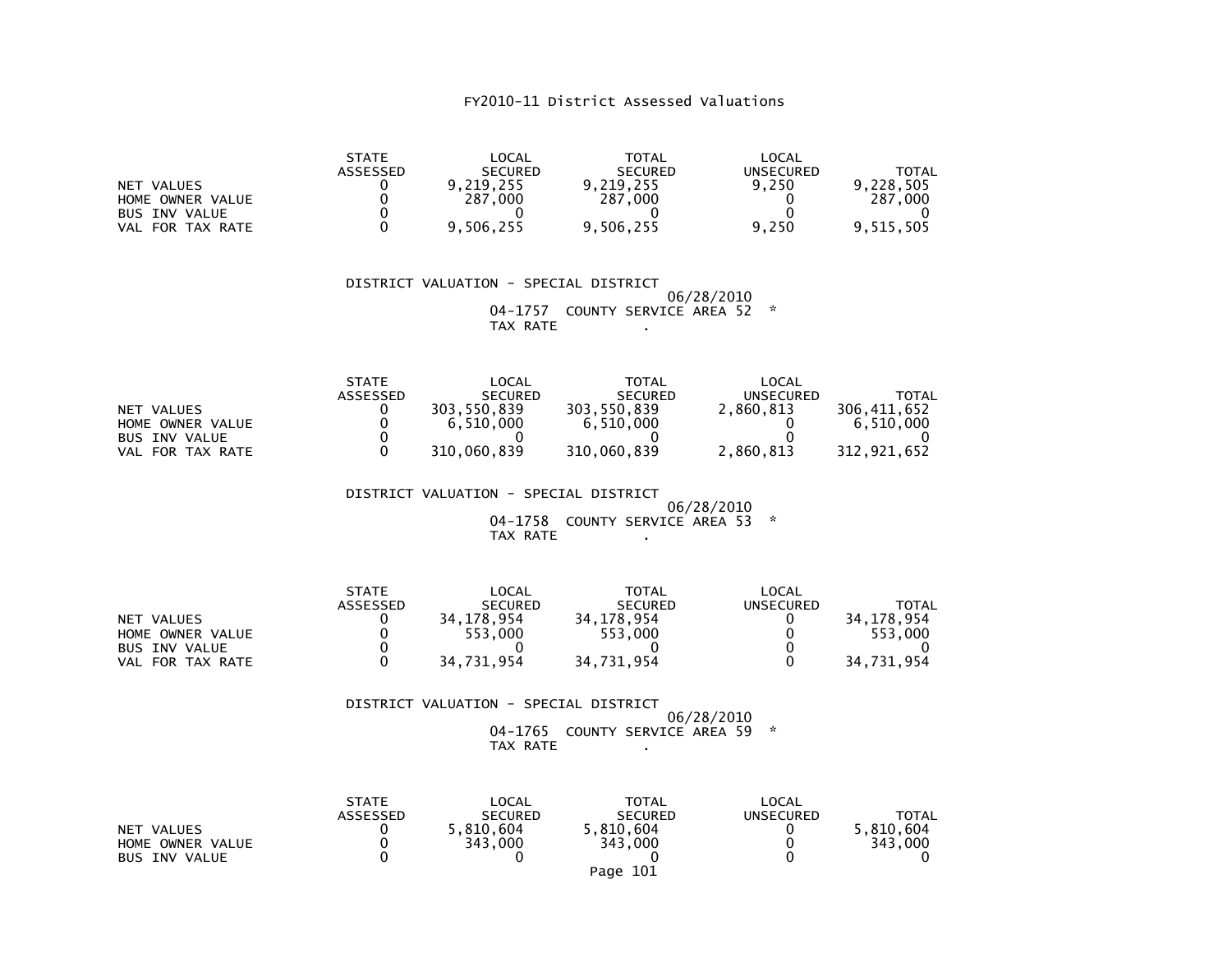FY2010-11 District Assessed Valuations

| | STATE ASSESSED | LOCAL SECURED | TOTAL SECURED | LOCAL UNSECURED | TOTAL |
|---|---|---|---|---|---|
| NET VALUES | 0 | 9,219,255 | 9,219,255 | 9,250 | 9,228,505 |
| HOME OWNER VALUE | 0 | 287,000 | 287,000 | 0 | 287,000 |
| BUS INV VALUE | 0 | 0 | 0 | 0 | 0 |
| VAL FOR TAX RATE | 0 | 9,506,255 | 9,506,255 | 9,250 | 9,515,505 |

DISTRICT VALUATION - SPECIAL DISTRICT
06/28/2010
04-1757 COUNTY SERVICE AREA 52 *
TAX RATE .

| | STATE ASSESSED | LOCAL SECURED | TOTAL SECURED | LOCAL UNSECURED | TOTAL |
|---|---|---|---|---|---|
| NET VALUES | 0 | 303,550,839 | 303,550,839 | 2,860,813 | 306,411,652 |
| HOME OWNER VALUE | 0 | 6,510,000 | 6,510,000 | 0 | 6,510,000 |
| BUS INV VALUE | 0 | 0 | 0 | 0 | 0 |
| VAL FOR TAX RATE | 0 | 310,060,839 | 310,060,839 | 2,860,813 | 312,921,652 |

DISTRICT VALUATION - SPECIAL DISTRICT
06/28/2010
04-1758 COUNTY SERVICE AREA 53 *
TAX RATE .

| | STATE ASSESSED | LOCAL SECURED | TOTAL SECURED | LOCAL UNSECURED | TOTAL |
|---|---|---|---|---|---|
| NET VALUES | 0 | 34,178,954 | 34,178,954 | 0 | 34,178,954 |
| HOME OWNER VALUE | 0 | 553,000 | 553,000 | 0 | 553,000 |
| BUS INV VALUE | 0 | 0 | 0 | 0 | 0 |
| VAL FOR TAX RATE | 0 | 34,731,954 | 34,731,954 | 0 | 34,731,954 |

DISTRICT VALUATION - SPECIAL DISTRICT
06/28/2010
04-1765 COUNTY SERVICE AREA 59 *
TAX RATE .

| | STATE ASSESSED | LOCAL SECURED | TOTAL SECURED | LOCAL UNSECURED | TOTAL |
|---|---|---|---|---|---|
| NET VALUES | 0 | 5,810,604 | 5,810,604 | 0 | 5,810,604 |
| HOME OWNER VALUE | 0 | 343,000 | 343,000 | 0 | 343,000 |
| BUS INV VALUE | 0 | 0 | 0 | 0 | 0 |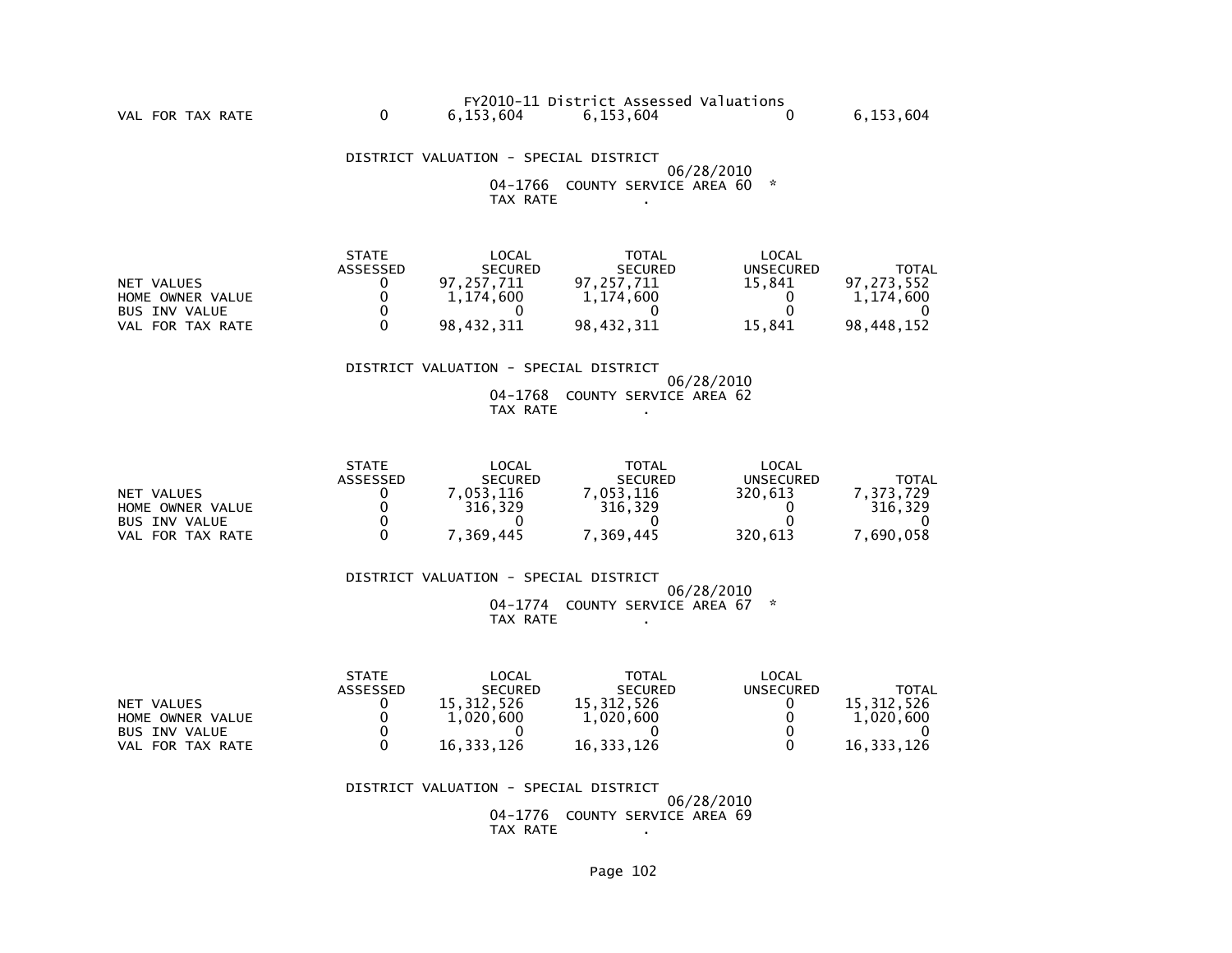FY2010-11 District Assessed Valuations

| | STATE ASSESSED | LOCAL SECURED | TOTAL SECURED | LOCAL UNSECURED | TOTAL |
|---|---|---|---|---|---|
| VAL FOR TAX RATE | 0 | 6,153,604 | 6,153,604 | 0 | 6,153,604 |

DISTRICT VALUATION - SPECIAL DISTRICT
06/28/2010
04-1766 COUNTY SERVICE AREA 60 *
TAX RATE .

| | STATE ASSESSED | LOCAL SECURED | TOTAL SECURED | LOCAL UNSECURED | TOTAL |
|---|---|---|---|---|---|
| NET VALUES | 0 | 97,257,711 | 97,257,711 | 15,841 | 97,273,552 |
| HOME OWNER VALUE | 0 | 1,174,600 | 1,174,600 | 0 | 1,174,600 |
| BUS INV VALUE | 0 | 0 | 0 | 0 | 0 |
| VAL FOR TAX RATE | 0 | 98,432,311 | 98,432,311 | 15,841 | 98,448,152 |

DISTRICT VALUATION - SPECIAL DISTRICT
06/28/2010
04-1768 COUNTY SERVICE AREA 62
TAX RATE .

| | STATE ASSESSED | LOCAL SECURED | TOTAL SECURED | LOCAL UNSECURED | TOTAL |
|---|---|---|---|---|---|
| NET VALUES | 0 | 7,053,116 | 7,053,116 | 320,613 | 7,373,729 |
| HOME OWNER VALUE | 0 | 316,329 | 316,329 | 0 | 316,329 |
| BUS INV VALUE | 0 | 0 | 0 | 0 | 0 |
| VAL FOR TAX RATE | 0 | 7,369,445 | 7,369,445 | 320,613 | 7,690,058 |

DISTRICT VALUATION - SPECIAL DISTRICT
06/28/2010
04-1774 COUNTY SERVICE AREA 67 *
TAX RATE .

| | STATE ASSESSED | LOCAL SECURED | TOTAL SECURED | LOCAL UNSECURED | TOTAL |
|---|---|---|---|---|---|
| NET VALUES | 0 | 15,312,526 | 15,312,526 | 0 | 15,312,526 |
| HOME OWNER VALUE | 0 | 1,020,600 | 1,020,600 | 0 | 1,020,600 |
| BUS INV VALUE | 0 | 0 | 0 | 0 | 0 |
| VAL FOR TAX RATE | 0 | 16,333,126 | 16,333,126 | 0 | 16,333,126 |

DISTRICT VALUATION - SPECIAL DISTRICT
06/28/2010
04-1776 COUNTY SERVICE AREA 69
TAX RATE .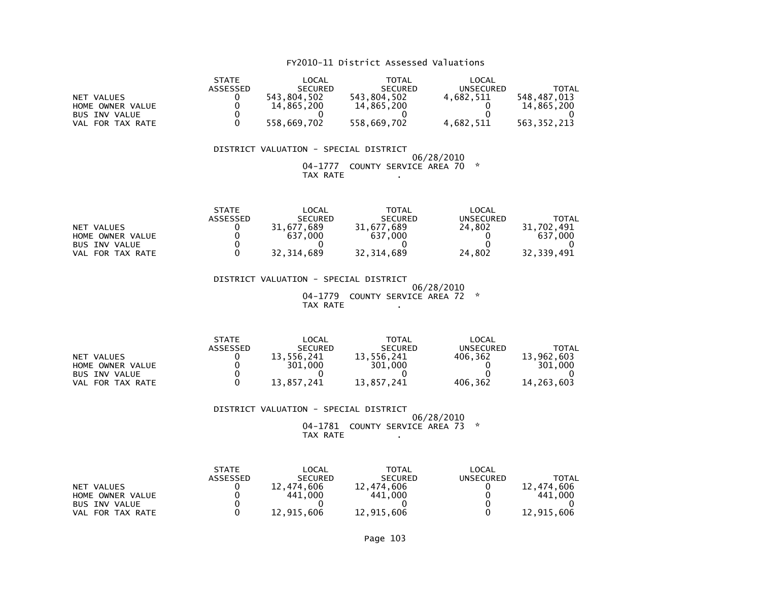FY2010-11 District Assessed Valuations

| | STATE ASSESSED | LOCAL SECURED | TOTAL SECURED | LOCAL UNSECURED | TOTAL |
|---|---|---|---|---|---|
| NET VALUES | 0 | 543,804,502 | 543,804,502 | 4,682,511 | 548,487,013 |
| HOME OWNER VALUE | 0 | 14,865,200 | 14,865,200 | 0 | 14,865,200 |
| BUS INV VALUE | 0 | 0 | 0 | 0 | 0 |
| VAL FOR TAX RATE | 0 | 558,669,702 | 558,669,702 | 4,682,511 | 563,352,213 |

DISTRICT VALUATION - SPECIAL DISTRICT

06/28/2010

04-1777 COUNTY SERVICE AREA 70 *

TAX RATE .

| | STATE ASSESSED | LOCAL SECURED | TOTAL SECURED | LOCAL UNSECURED | TOTAL |
|---|---|---|---|---|---|
| NET VALUES | 0 | 31,677,689 | 31,677,689 | 24,802 | 31,702,491 |
| HOME OWNER VALUE | 0 | 637,000 | 637,000 | 0 | 637,000 |
| BUS INV VALUE | 0 | 0 | 0 | 0 | 0 |
| VAL FOR TAX RATE | 0 | 32,314,689 | 32,314,689 | 24,802 | 32,339,491 |

DISTRICT VALUATION - SPECIAL DISTRICT

06/28/2010

04-1779 COUNTY SERVICE AREA 72 *

TAX RATE .

| | STATE ASSESSED | LOCAL SECURED | TOTAL SECURED | LOCAL UNSECURED | TOTAL |
|---|---|---|---|---|---|
| NET VALUES | 0 | 13,556,241 | 13,556,241 | 406,362 | 13,962,603 |
| HOME OWNER VALUE | 0 | 301,000 | 301,000 | 0 | 301,000 |
| BUS INV VALUE | 0 | 0 | 0 | 0 | 0 |
| VAL FOR TAX RATE | 0 | 13,857,241 | 13,857,241 | 406,362 | 14,263,603 |

DISTRICT VALUATION - SPECIAL DISTRICT

06/28/2010

04-1781 COUNTY SERVICE AREA 73 *

TAX RATE .

| | STATE ASSESSED | LOCAL SECURED | TOTAL SECURED | LOCAL UNSECURED | TOTAL |
|---|---|---|---|---|---|
| NET VALUES | 0 | 12,474,606 | 12,474,606 | 0 | 12,474,606 |
| HOME OWNER VALUE | 0 | 441,000 | 441,000 | 0 | 441,000 |
| BUS INV VALUE | 0 | 0 | 0 | 0 | 0 |
| VAL FOR TAX RATE | 0 | 12,915,606 | 12,915,606 | 0 | 12,915,606 |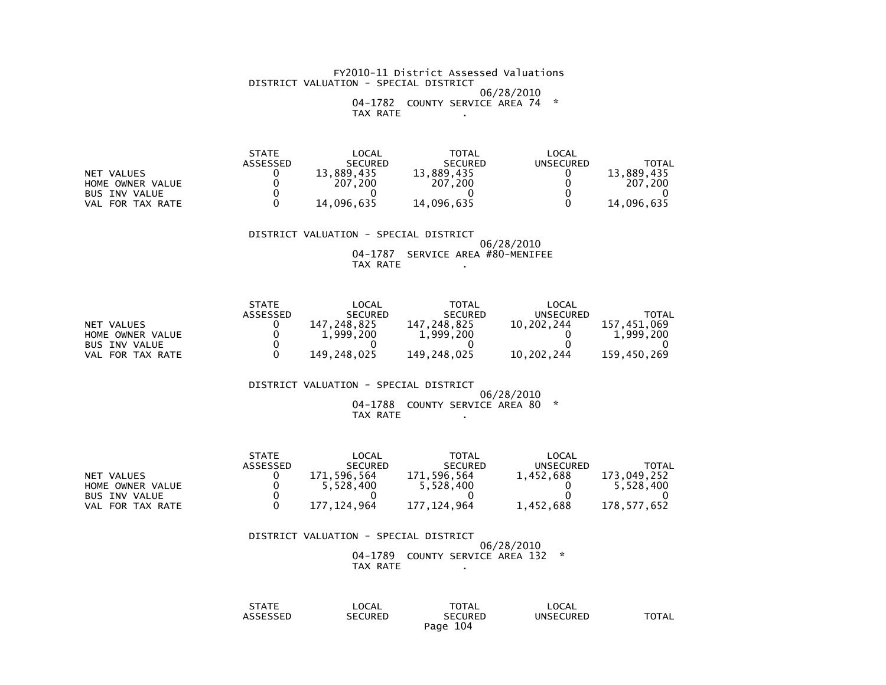FY2010-11 District Assessed Valuations

DISTRICT VALUATION - SPECIAL DISTRICT

06/28/2010

04-1782 COUNTY SERVICE AREA 74 *

TAX RATE .

| | STATE ASSESSED | LOCAL SECURED | TOTAL SECURED | LOCAL UNSECURED | TOTAL |
|---|---|---|---|---|---|
| NET VALUES | 0 | 13,889,435 | 13,889,435 | 0 | 13,889,435 |
| HOME OWNER VALUE | 0 | 207,200 | 207,200 | 0 | 207,200 |
| BUS INV VALUE | 0 | 0 | 0 | 0 | 0 |
| VAL FOR TAX RATE | 0 | 14,096,635 | 14,096,635 | 0 | 14,096,635 |

DISTRICT VALUATION - SPECIAL DISTRICT

06/28/2010

04-1787 SERVICE AREA #80-MENIFEE

TAX RATE .

| | STATE ASSESSED | LOCAL SECURED | TOTAL SECURED | LOCAL UNSECURED | TOTAL |
|---|---|---|---|---|---|
| NET VALUES | 0 | 147,248,825 | 147,248,825 | 10,202,244 | 157,451,069 |
| HOME OWNER VALUE | 0 | 1,999,200 | 1,999,200 | 0 | 1,999,200 |
| BUS INV VALUE | 0 | 0 | 0 | 0 | 0 |
| VAL FOR TAX RATE | 0 | 149,248,025 | 149,248,025 | 10,202,244 | 159,450,269 |

DISTRICT VALUATION - SPECIAL DISTRICT

06/28/2010

04-1788 COUNTY SERVICE AREA 80 *

TAX RATE .

| | STATE ASSESSED | LOCAL SECURED | TOTAL SECURED | LOCAL UNSECURED | TOTAL |
|---|---|---|---|---|---|
| NET VALUES | 0 | 171,596,564 | 171,596,564 | 1,452,688 | 173,049,252 |
| HOME OWNER VALUE | 0 | 5,528,400 | 5,528,400 | 0 | 5,528,400 |
| BUS INV VALUE | 0 | 0 | 0 | 0 | 0 |
| VAL FOR TAX RATE | 0 | 177,124,964 | 177,124,964 | 1,452,688 | 178,577,652 |

DISTRICT VALUATION - SPECIAL DISTRICT

06/28/2010

04-1789 COUNTY SERVICE AREA 132 *

TAX RATE .

| | STATE ASSESSED | LOCAL SECURED | TOTAL SECURED | LOCAL UNSECURED | TOTAL |
|---|---|---|---|---|---|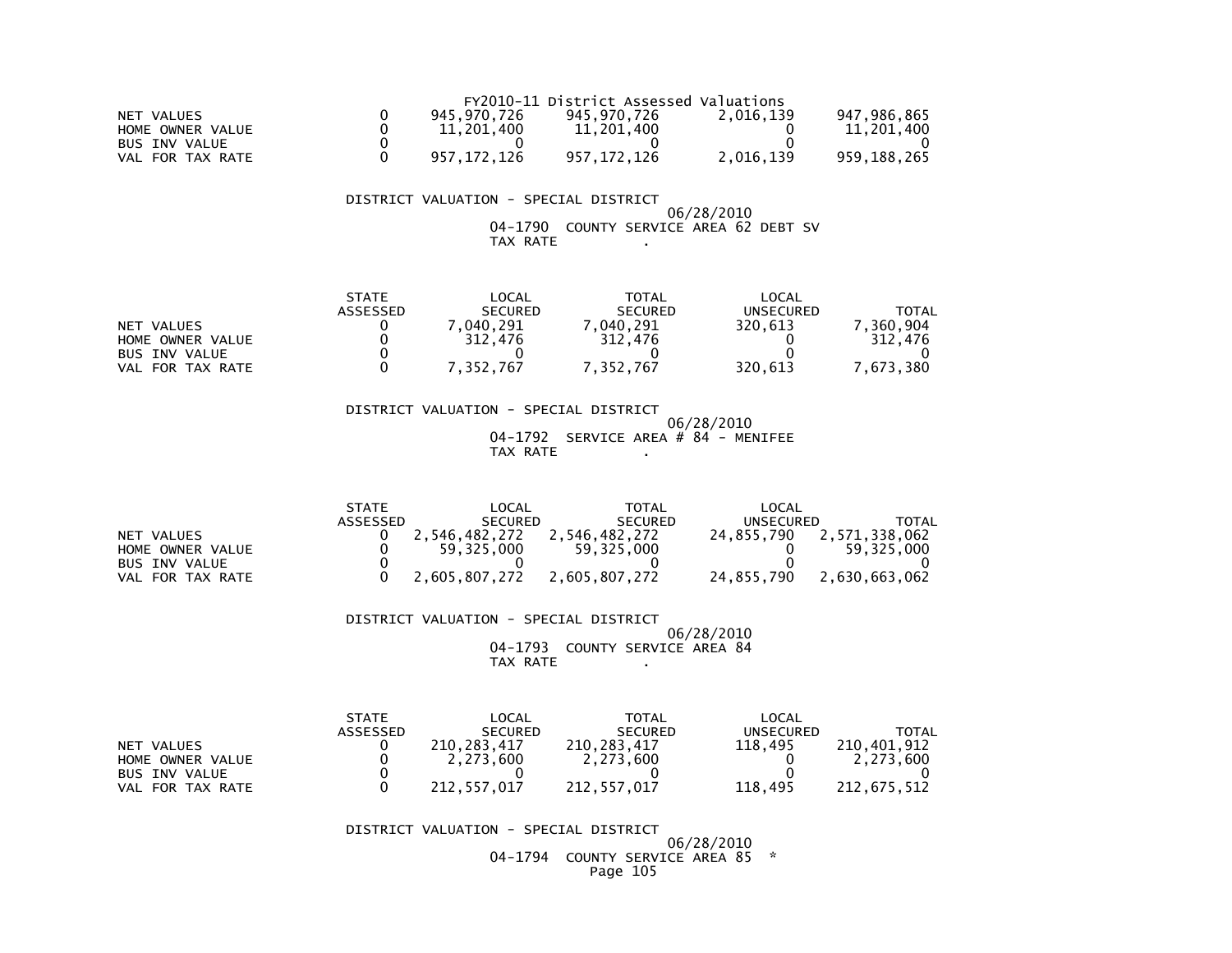FY2010-11 District Assessed Valuations

| | | | | | |
|---|---|---|---|---|---|
| NET VALUES | 0 | 945,970,726 | 945,970,726 | 2,016,139 | 947,986,865 |
| HOME OWNER VALUE | 0 | 11,201,400 | 11,201,400 | 0 | 11,201,400 |
| BUS INV VALUE | 0 | 0 | 0 | 0 | 0 |
| VAL FOR TAX RATE | 0 | 957,172,126 | 957,172,126 | 2,016,139 | 959,188,265 |

DISTRICT VALUATION - SPECIAL DISTRICT

06/28/2010

04-1790 COUNTY SERVICE AREA 62 DEBT SV

TAX RATE .

| | STATE ASSESSED | LOCAL SECURED | TOTAL SECURED | LOCAL UNSECURED | TOTAL |
|---|---|---|---|---|---|
| NET VALUES | 0 | 7,040,291 | 7,040,291 | 320,613 | 7,360,904 |
| HOME OWNER VALUE | 0 | 312,476 | 312,476 | 0 | 312,476 |
| BUS INV VALUE | 0 | 0 | 0 | 0 | 0 |
| VAL FOR TAX RATE | 0 | 7,352,767 | 7,352,767 | 320,613 | 7,673,380 |

DISTRICT VALUATION - SPECIAL DISTRICT

06/28/2010

04-1792 SERVICE AREA # 84 - MENIFEE

TAX RATE .

| | STATE ASSESSED | LOCAL SECURED | TOTAL SECURED | LOCAL UNSECURED | TOTAL |
|---|---|---|---|---|---|
| NET VALUES | 0 | 2,546,482,272 | 2,546,482,272 | 24,855,790 | 2,571,338,062 |
| HOME OWNER VALUE | 0 | 59,325,000 | 59,325,000 | 0 | 59,325,000 |
| BUS INV VALUE | 0 | 0 | 0 | 0 | 0 |
| VAL FOR TAX RATE | 0 | 2,605,807,272 | 2,605,807,272 | 24,855,790 | 2,630,663,062 |

DISTRICT VALUATION - SPECIAL DISTRICT

06/28/2010

04-1793 COUNTY SERVICE AREA 84

TAX RATE .

| | STATE ASSESSED | LOCAL SECURED | TOTAL SECURED | LOCAL UNSECURED | TOTAL |
|---|---|---|---|---|---|
| NET VALUES | 0 | 210,283,417 | 210,283,417 | 118,495 | 210,401,912 |
| HOME OWNER VALUE | 0 | 2,273,600 | 2,273,600 | 0 | 2,273,600 |
| BUS INV VALUE | 0 | 0 | 0 | 0 | 0 |
| VAL FOR TAX RATE | 0 | 212,557,017 | 212,557,017 | 118,495 | 212,675,512 |

DISTRICT VALUATION - SPECIAL DISTRICT

06/28/2010

04-1794 COUNTY SERVICE AREA 85 *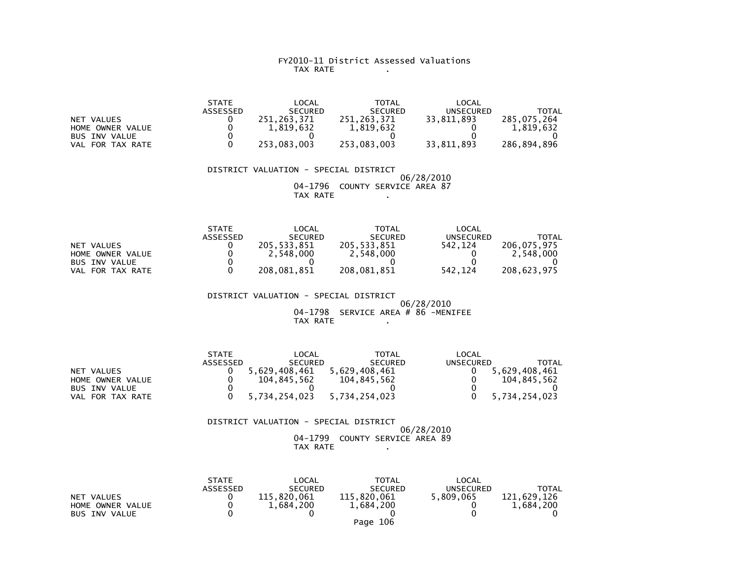FY2010-11 District Assessed Valuations
TAX RATE .

| | STATE ASSESSED | LOCAL SECURED | TOTAL SECURED | LOCAL UNSECURED | TOTAL |
|---|---|---|---|---|---|
| NET VALUES | 0 | 251,263,371 | 251,263,371 | 33,811,893 | 285,075,264 |
| HOME OWNER VALUE | 0 | 1,819,632 | 1,819,632 | 0 | 1,819,632 |
| BUS INV VALUE | 0 | 0 | 0 | 0 | 0 |
| VAL FOR TAX RATE | 0 | 253,083,003 | 253,083,003 | 33,811,893 | 286,894,896 |

DISTRICT VALUATION - SPECIAL DISTRICT
06/28/2010
04-1796 COUNTY SERVICE AREA 87
TAX RATE .

| | STATE ASSESSED | LOCAL SECURED | TOTAL SECURED | LOCAL UNSECURED | TOTAL |
|---|---|---|---|---|---|
| NET VALUES | 0 | 205,533,851 | 205,533,851 | 542,124 | 206,075,975 |
| HOME OWNER VALUE | 0 | 2,548,000 | 2,548,000 | 0 | 2,548,000 |
| BUS INV VALUE | 0 | 0 | 0 | 0 | 0 |
| VAL FOR TAX RATE | 0 | 208,081,851 | 208,081,851 | 542,124 | 208,623,975 |

DISTRICT VALUATION - SPECIAL DISTRICT
06/28/2010
04-1798 SERVICE AREA # 86 -MENIFEE
TAX RATE .

| | STATE ASSESSED | LOCAL SECURED | TOTAL SECURED | LOCAL UNSECURED | TOTAL |
|---|---|---|---|---|---|
| NET VALUES | 0 | 5,629,408,461 | 5,629,408,461 | 0 | 5,629,408,461 |
| HOME OWNER VALUE | 0 | 104,845,562 | 104,845,562 | 0 | 104,845,562 |
| BUS INV VALUE | 0 | 0 | 0 | 0 | 0 |
| VAL FOR TAX RATE | 0 | 5,734,254,023 | 5,734,254,023 | 0 | 5,734,254,023 |

DISTRICT VALUATION - SPECIAL DISTRICT
06/28/2010
04-1799 COUNTY SERVICE AREA 89
TAX RATE .

| | STATE ASSESSED | LOCAL SECURED | TOTAL SECURED | LOCAL UNSECURED | TOTAL |
|---|---|---|---|---|---|
| NET VALUES | 0 | 115,820,061 | 115,820,061 | 5,809,065 | 121,629,126 |
| HOME OWNER VALUE | 0 | 1,684,200 | 1,684,200 | 0 | 1,684,200 |
| BUS INV VALUE | 0 | 0 | 0 | 0 | 0 |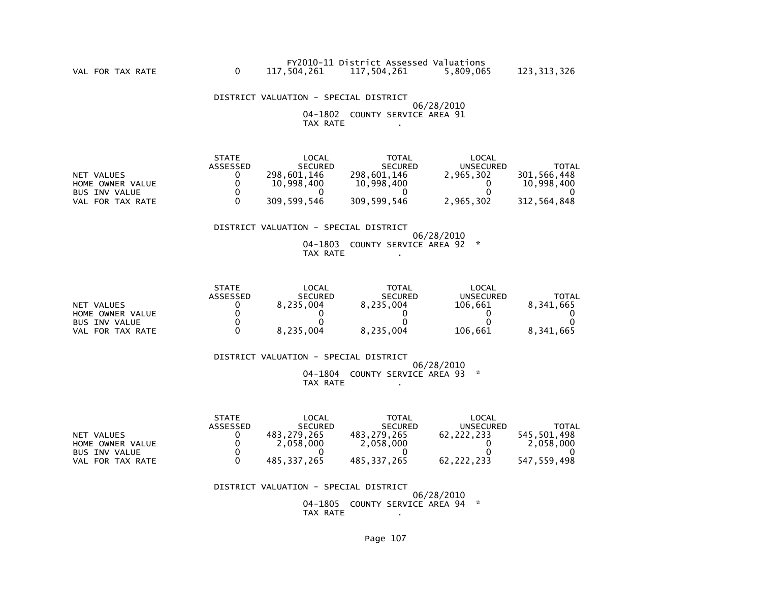FY2010-11 District Assessed Valuations

| | | | | | |
|---|---|---|---|---|---|
| VAL FOR TAX RATE | 0 | 117,504,261 | 117,504,261 | 5,809,065 | 123,313,326 |

DISTRICT VALUATION - SPECIAL DISTRICT

06/28/2010

04-1802 COUNTY SERVICE AREA 91

TAX RATE .

| | STATE ASSESSED | LOCAL SECURED | TOTAL SECURED | LOCAL UNSECURED | TOTAL |
|---|---|---|---|---|---|
| NET VALUES | 0 | 298,601,146 | 298,601,146 | 2,965,302 | 301,566,448 |
| HOME OWNER VALUE | 0 | 10,998,400 | 10,998,400 | 0 | 10,998,400 |
| BUS INV VALUE | 0 | 0 | 0 | 0 | 0 |
| VAL FOR TAX RATE | 0 | 309,599,546 | 309,599,546 | 2,965,302 | 312,564,848 |

DISTRICT VALUATION - SPECIAL DISTRICT

06/28/2010

04-1803 COUNTY SERVICE AREA 92 *

TAX RATE .

| | STATE ASSESSED | LOCAL SECURED | TOTAL SECURED | LOCAL UNSECURED | TOTAL |
|---|---|---|---|---|---|
| NET VALUES | 0 | 8,235,004 | 8,235,004 | 106,661 | 8,341,665 |
| HOME OWNER VALUE | 0 | 0 | 0 | 0 | 0 |
| BUS INV VALUE | 0 | 0 | 0 | 0 | 0 |
| VAL FOR TAX RATE | 0 | 8,235,004 | 8,235,004 | 106,661 | 8,341,665 |

DISTRICT VALUATION - SPECIAL DISTRICT

06/28/2010

04-1804 COUNTY SERVICE AREA 93 *

TAX RATE .

| | STATE ASSESSED | LOCAL SECURED | TOTAL SECURED | LOCAL UNSECURED | TOTAL |
|---|---|---|---|---|---|
| NET VALUES | 0 | 483,279,265 | 483,279,265 | 62,222,233 | 545,501,498 |
| HOME OWNER VALUE | 0 | 2,058,000 | 2,058,000 | 0 | 2,058,000 |
| BUS INV VALUE | 0 | 0 | 0 | 0 | 0 |
| VAL FOR TAX RATE | 0 | 485,337,265 | 485,337,265 | 62,222,233 | 547,559,498 |

DISTRICT VALUATION - SPECIAL DISTRICT

06/28/2010

04-1805 COUNTY SERVICE AREA 94 *

TAX RATE .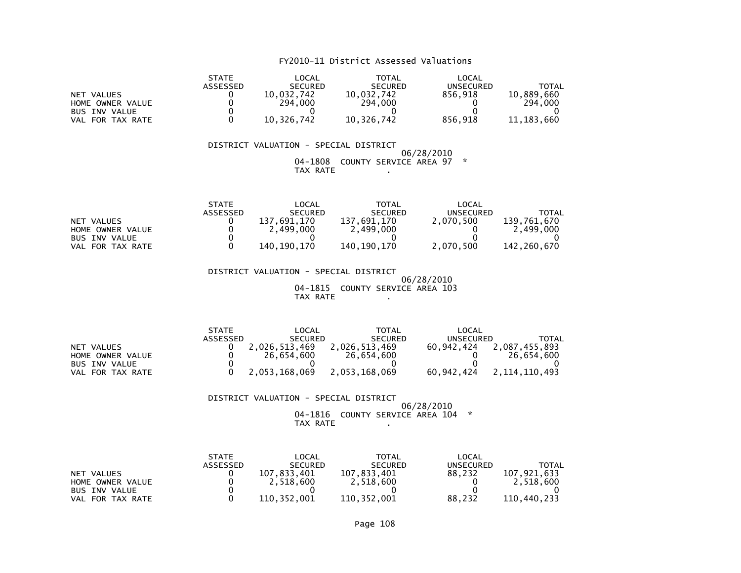# FY2010-11 District Assessed Valuations

| | STATE ASSESSED | LOCAL SECURED | TOTAL SECURED | LOCAL UNSECURED | TOTAL |
|---|---|---|---|---|---|
| NET VALUES | 0 | 10,032,742 | 10,032,742 | 856,918 | 10,889,660 |
| HOME OWNER VALUE | 0 | 294,000 | 294,000 | 0 | 294,000 |
| BUS INV VALUE | 0 | 0 | 0 | 0 | 0 |
| VAL FOR TAX RATE | 0 | 10,326,742 | 10,326,742 | 856,918 | 11,183,660 |

DISTRICT VALUATION - SPECIAL DISTRICT

06/28/2010

04-1808 COUNTY SERVICE AREA 97 *

TAX RATE .

| | STATE ASSESSED | LOCAL SECURED | TOTAL SECURED | LOCAL UNSECURED | TOTAL |
|---|---|---|---|---|---|
| NET VALUES | 0 | 137,691,170 | 137,691,170 | 2,070,500 | 139,761,670 |
| HOME OWNER VALUE | 0 | 2,499,000 | 2,499,000 | 0 | 2,499,000 |
| BUS INV VALUE | 0 | 0 | 0 | 0 | 0 |
| VAL FOR TAX RATE | 0 | 140,190,170 | 140,190,170 | 2,070,500 | 142,260,670 |

DISTRICT VALUATION - SPECIAL DISTRICT

06/28/2010

04-1815 COUNTY SERVICE AREA 103

TAX RATE .

| | STATE ASSESSED | LOCAL SECURED | TOTAL SECURED | LOCAL UNSECURED | TOTAL |
|---|---|---|---|---|---|
| NET VALUES | 0 | 2,026,513,469 | 2,026,513,469 | 60,942,424 | 2,087,455,893 |
| HOME OWNER VALUE | 0 | 26,654,600 | 26,654,600 | 0 | 26,654,600 |
| BUS INV VALUE | 0 | 0 | 0 | 0 | 0 |
| VAL FOR TAX RATE | 0 | 2,053,168,069 | 2,053,168,069 | 60,942,424 | 2,114,110,493 |

DISTRICT VALUATION - SPECIAL DISTRICT

06/28/2010

04-1816 COUNTY SERVICE AREA 104 *

TAX RATE .

| | STATE ASSESSED | LOCAL SECURED | TOTAL SECURED | LOCAL UNSECURED | TOTAL |
|---|---|---|---|---|---|
| NET VALUES | 0 | 107,833,401 | 107,833,401 | 88,232 | 107,921,633 |
| HOME OWNER VALUE | 0 | 2,518,600 | 2,518,600 | 0 | 2,518,600 |
| BUS INV VALUE | 0 | 0 | 0 | 0 | 0 |
| VAL FOR TAX RATE | 0 | 110,352,001 | 110,352,001 | 88,232 | 110,440,233 |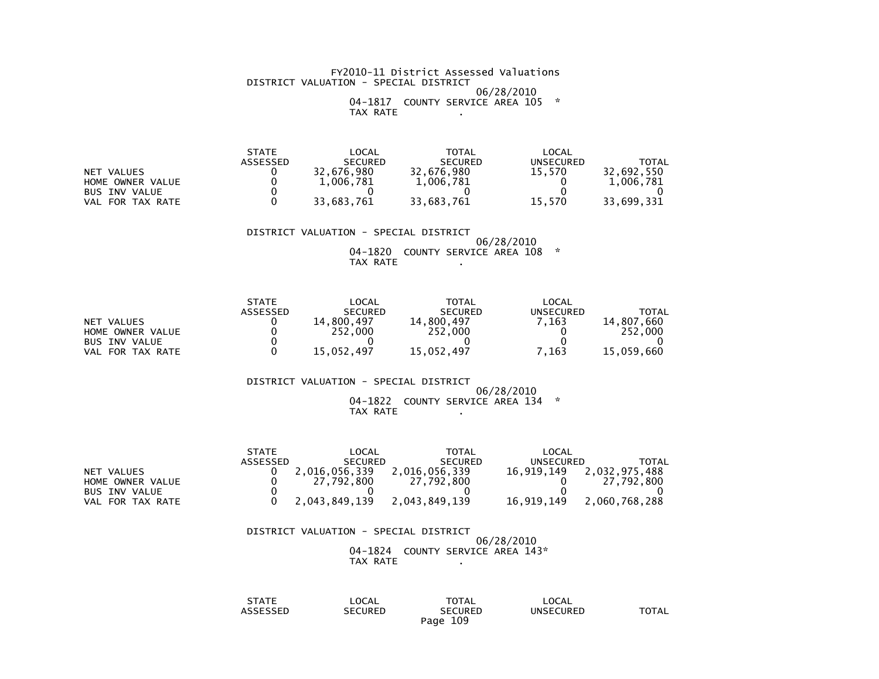FY2010-11 District Assessed Valuations

DISTRICT VALUATION - SPECIAL DISTRICT

06/28/2010

04-1817 COUNTY SERVICE AREA 105 *

TAX RATE .

| | STATE ASSESSED | LOCAL SECURED | TOTAL SECURED | LOCAL UNSECURED | TOTAL |
|---|---|---|---|---|---|
| NET VALUES | 0 | 32,676,980 | 32,676,980 | 15,570 | 32,692,550 |
| HOME OWNER VALUE | 0 | 1,006,781 | 1,006,781 | 0 | 1,006,781 |
| BUS INV VALUE | 0 | 0 | 0 | 0 | 0 |
| VAL FOR TAX RATE | 0 | 33,683,761 | 33,683,761 | 15,570 | 33,699,331 |

DISTRICT VALUATION - SPECIAL DISTRICT

06/28/2010

04-1820 COUNTY SERVICE AREA 108 *

TAX RATE .

| | STATE ASSESSED | LOCAL SECURED | TOTAL SECURED | LOCAL UNSECURED | TOTAL |
|---|---|---|---|---|---|
| NET VALUES | 0 | 14,800,497 | 14,800,497 | 7,163 | 14,807,660 |
| HOME OWNER VALUE | 0 | 252,000 | 252,000 | 0 | 252,000 |
| BUS INV VALUE | 0 | 0 | 0 | 0 | 0 |
| VAL FOR TAX RATE | 0 | 15,052,497 | 15,052,497 | 7,163 | 15,059,660 |

DISTRICT VALUATION - SPECIAL DISTRICT

06/28/2010

04-1822 COUNTY SERVICE AREA 134 *

TAX RATE .

| | STATE ASSESSED | LOCAL SECURED | TOTAL SECURED | LOCAL UNSECURED | TOTAL |
|---|---|---|---|---|---|
| NET VALUES | 0 | 2,016,056,339 | 2,016,056,339 | 16,919,149 | 2,032,975,488 |
| HOME OWNER VALUE | 0 | 27,792,800 | 27,792,800 | 0 | 27,792,800 |
| BUS INV VALUE | 0 | 0 | 0 | 0 | 0 |
| VAL FOR TAX RATE | 0 | 2,043,849,139 | 2,043,849,139 | 16,919,149 | 2,060,768,288 |

DISTRICT VALUATION - SPECIAL DISTRICT

06/28/2010

04-1824 COUNTY SERVICE AREA 143*

TAX RATE .

| | STATE ASSESSED | LOCAL SECURED | TOTAL SECURED | LOCAL UNSECURED | TOTAL |
|---|---|---|---|---|---|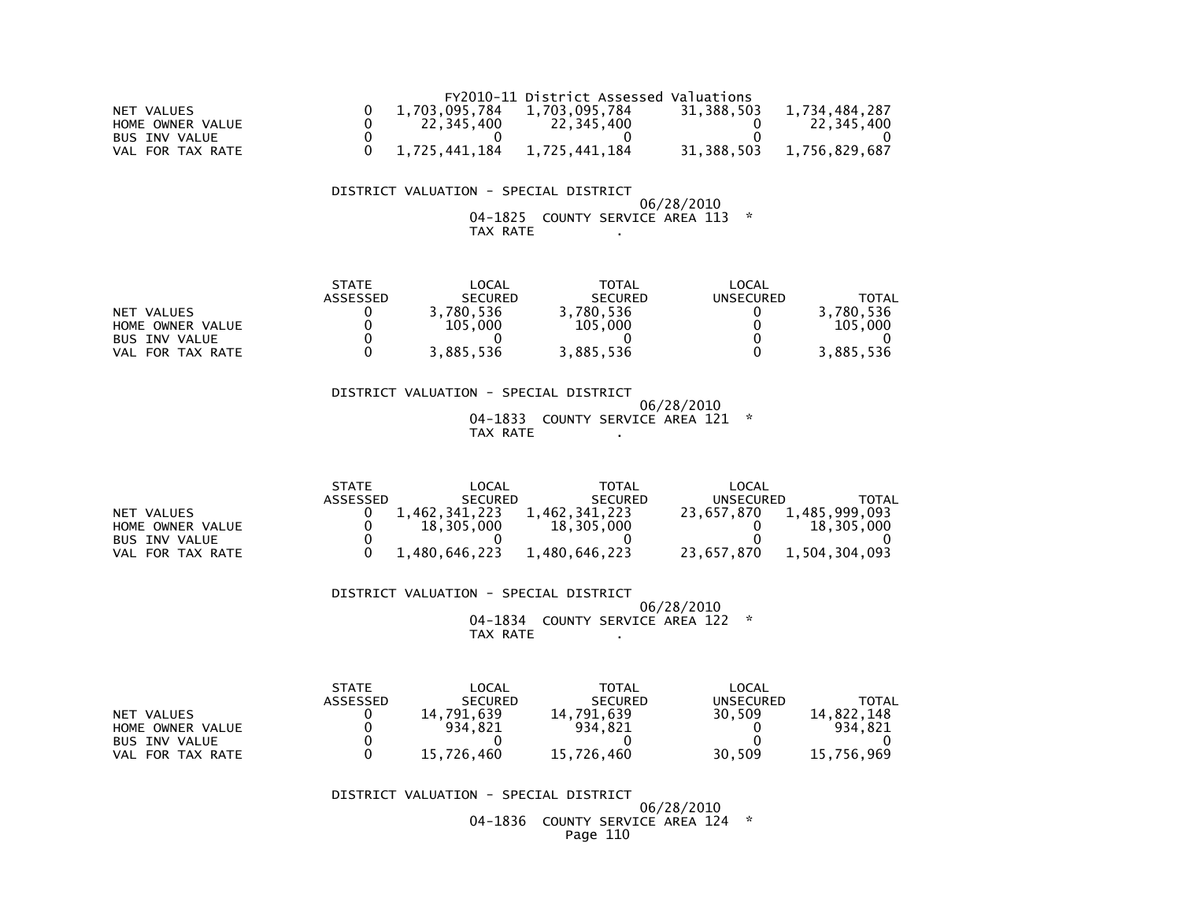FY2010-11 District Assessed Valuations

| | | | | | |
|---|---|---|---|---|---|
| NET VALUES | 0 | 1,703,095,784 | 1,703,095,784 | 31,388,503 | 1,734,484,287 |
| HOME OWNER VALUE | 0 | 22,345,400 | 22,345,400 | 0 | 22,345,400 |
| BUS INV VALUE | 0 | 0 | 0 | 0 | 0 |
| VAL FOR TAX RATE | 0 | 1,725,441,184 | 1,725,441,184 | 31,388,503 | 1,756,829,687 |

DISTRICT VALUATION - SPECIAL DISTRICT
06/28/2010
04-1825 COUNTY SERVICE AREA 113 *
TAX RATE .

| | STATE ASSESSED | LOCAL SECURED | TOTAL SECURED | LOCAL UNSECURED | TOTAL |
|---|---|---|---|---|---|
| NET VALUES | 0 | 3,780,536 | 3,780,536 | 0 | 3,780,536 |
| HOME OWNER VALUE | 0 | 105,000 | 105,000 | 0 | 105,000 |
| BUS INV VALUE | 0 | 0 | 0 | 0 | 0 |
| VAL FOR TAX RATE | 0 | 3,885,536 | 3,885,536 | 0 | 3,885,536 |

DISTRICT VALUATION - SPECIAL DISTRICT
06/28/2010
04-1833 COUNTY SERVICE AREA 121 *
TAX RATE .

| | STATE ASSESSED | LOCAL SECURED | TOTAL SECURED | LOCAL UNSECURED | TOTAL |
|---|---|---|---|---|---|
| NET VALUES | 0 | 1,462,341,223 | 1,462,341,223 | 23,657,870 | 1,485,999,093 |
| HOME OWNER VALUE | 0 | 18,305,000 | 18,305,000 | 0 | 18,305,000 |
| BUS INV VALUE | 0 | 0 | 0 | 0 | 0 |
| VAL FOR TAX RATE | 0 | 1,480,646,223 | 1,480,646,223 | 23,657,870 | 1,504,304,093 |

DISTRICT VALUATION - SPECIAL DISTRICT
06/28/2010
04-1834 COUNTY SERVICE AREA 122 *
TAX RATE .

| | STATE ASSESSED | LOCAL SECURED | TOTAL SECURED | LOCAL UNSECURED | TOTAL |
|---|---|---|---|---|---|
| NET VALUES | 0 | 14,791,639 | 14,791,639 | 30,509 | 14,822,148 |
| HOME OWNER VALUE | 0 | 934,821 | 934,821 | 0 | 934,821 |
| BUS INV VALUE | 0 | 0 | 0 | 0 | 0 |
| VAL FOR TAX RATE | 0 | 15,726,460 | 15,726,460 | 30,509 | 15,756,969 |

DISTRICT VALUATION - SPECIAL DISTRICT
06/28/2010
04-1836 COUNTY SERVICE AREA 124 *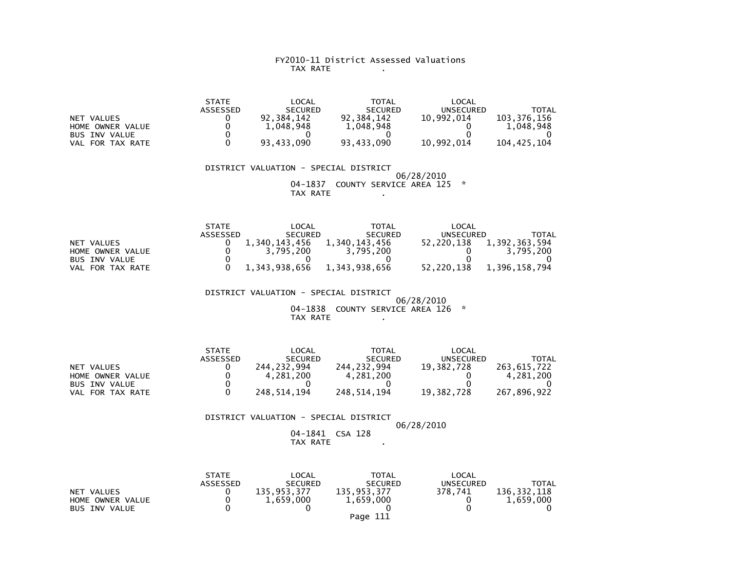FY2010-11 District Assessed Valuations
TAX RATE .

| | STATE ASSESSED | LOCAL SECURED | TOTAL SECURED | LOCAL UNSECURED | TOTAL |
|---|---|---|---|---|---|
| NET VALUES | 0 | 92,384,142 | 92,384,142 | 10,992,014 | 103,376,156 |
| HOME OWNER VALUE | 0 | 1,048,948 | 1,048,948 | 0 | 1,048,948 |
| BUS INV VALUE | 0 | 0 | 0 | 0 | 0 |
| VAL FOR TAX RATE | 0 | 93,433,090 | 93,433,090 | 10,992,014 | 104,425,104 |

DISTRICT VALUATION - SPECIAL DISTRICT
06/28/2010
04-1837 COUNTY SERVICE AREA 125 *
TAX RATE .

| | STATE ASSESSED | LOCAL SECURED | TOTAL SECURED | LOCAL UNSECURED | TOTAL |
|---|---|---|---|---|---|
| NET VALUES | 0 | 1,340,143,456 | 1,340,143,456 | 52,220,138 | 1,392,363,594 |
| HOME OWNER VALUE | 0 | 3,795,200 | 3,795,200 | 0 | 3,795,200 |
| BUS INV VALUE | 0 | 0 | 0 | 0 | 0 |
| VAL FOR TAX RATE | 0 | 1,343,938,656 | 1,343,938,656 | 52,220,138 | 1,396,158,794 |

DISTRICT VALUATION - SPECIAL DISTRICT
06/28/2010
04-1838 COUNTY SERVICE AREA 126 *
TAX RATE .

| | STATE ASSESSED | LOCAL SECURED | TOTAL SECURED | LOCAL UNSECURED | TOTAL |
|---|---|---|---|---|---|
| NET VALUES | 0 | 244,232,994 | 244,232,994 | 19,382,728 | 263,615,722 |
| HOME OWNER VALUE | 0 | 4,281,200 | 4,281,200 | 0 | 4,281,200 |
| BUS INV VALUE | 0 | 0 | 0 | 0 | 0 |
| VAL FOR TAX RATE | 0 | 248,514,194 | 248,514,194 | 19,382,728 | 267,896,922 |

DISTRICT VALUATION - SPECIAL DISTRICT
06/28/2010
04-1841 CSA 128
TAX RATE .

| | STATE ASSESSED | LOCAL SECURED | TOTAL SECURED | LOCAL UNSECURED | TOTAL |
|---|---|---|---|---|---|
| NET VALUES | 0 | 135,953,377 | 135,953,377 | 378,741 | 136,332,118 |
| HOME OWNER VALUE | 0 | 1,659,000 | 1,659,000 | 0 | 1,659,000 |
| BUS INV VALUE | 0 | 0 | 0 | 0 | 0 |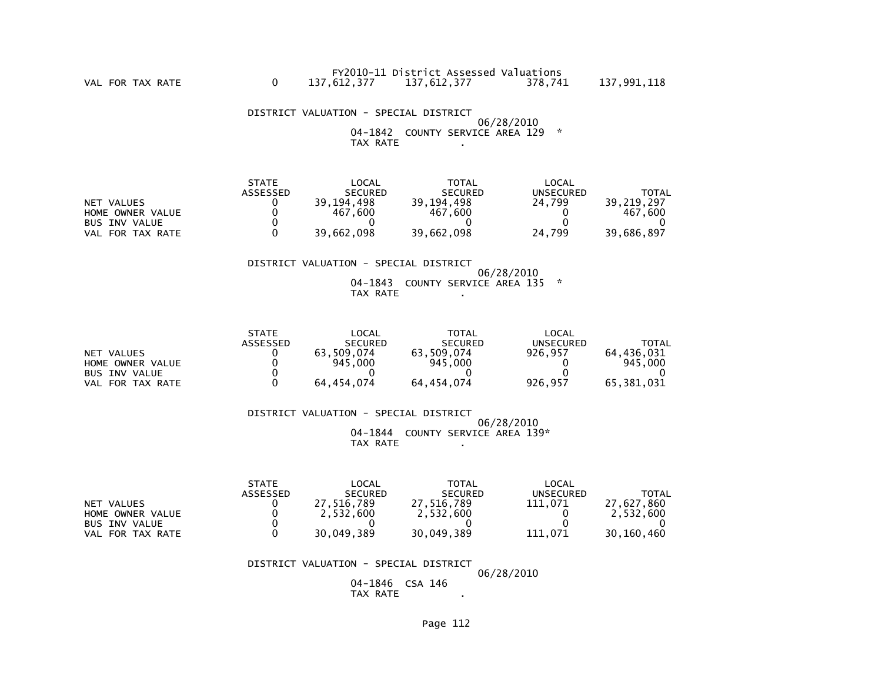FY2010-11 District Assessed Valuations

| | | | | | |
|---|---|---|---|---|---|
| VAL FOR TAX RATE | 0 | 137,612,377 | 137,612,377 | 378,741 | 137,991,118 |

DISTRICT VALUATION - SPECIAL DISTRICT

06/28/2010

04-1842 COUNTY SERVICE AREA 129 *

TAX RATE .

| | STATE ASSESSED | LOCAL SECURED | TOTAL SECURED | LOCAL UNSECURED | TOTAL |
|---|---|---|---|---|---|
| NET VALUES | 0 | 39,194,498 | 39,194,498 | 24,799 | 39,219,297 |
| HOME OWNER VALUE | 0 | 467,600 | 467,600 | 0 | 467,600 |
| BUS INV VALUE | 0 | 0 | 0 | 0 | 0 |
| VAL FOR TAX RATE | 0 | 39,662,098 | 39,662,098 | 24,799 | 39,686,897 |

DISTRICT VALUATION - SPECIAL DISTRICT

06/28/2010

04-1843 COUNTY SERVICE AREA 135 *

TAX RATE .

| | STATE ASSESSED | LOCAL SECURED | TOTAL SECURED | LOCAL UNSECURED | TOTAL |
|---|---|---|---|---|---|
| NET VALUES | 0 | 63,509,074 | 63,509,074 | 926,957 | 64,436,031 |
| HOME OWNER VALUE | 0 | 945,000 | 945,000 | 0 | 945,000 |
| BUS INV VALUE | 0 | 0 | 0 | 0 | 0 |
| VAL FOR TAX RATE | 0 | 64,454,074 | 64,454,074 | 926,957 | 65,381,031 |

DISTRICT VALUATION - SPECIAL DISTRICT

06/28/2010

04-1844 COUNTY SERVICE AREA 139*

TAX RATE .

| | STATE ASSESSED | LOCAL SECURED | TOTAL SECURED | LOCAL UNSECURED | TOTAL |
|---|---|---|---|---|---|
| NET VALUES | 0 | 27,516,789 | 27,516,789 | 111,071 | 27,627,860 |
| HOME OWNER VALUE | 0 | 2,532,600 | 2,532,600 | 0 | 2,532,600 |
| BUS INV VALUE | 0 | 0 | 0 | 0 | 0 |
| VAL FOR TAX RATE | 0 | 30,049,389 | 30,049,389 | 111,071 | 30,160,460 |

DISTRICT VALUATION - SPECIAL DISTRICT

06/28/2010

04-1846 CSA 146

TAX RATE .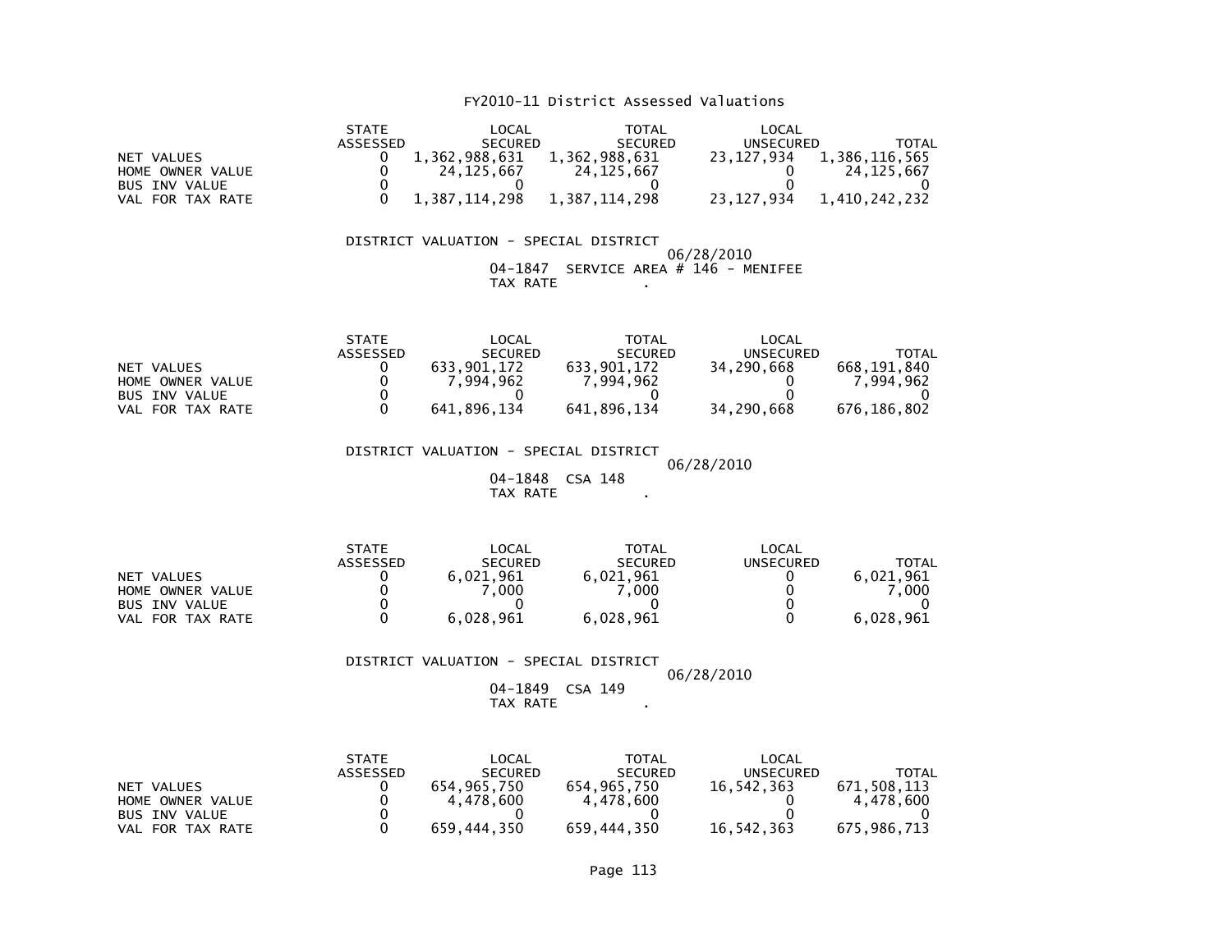FY2010-11 District Assessed Valuations

| | STATE ASSESSED | LOCAL SECURED | TOTAL SECURED | LOCAL UNSECURED | TOTAL |
|---|---|---|---|---|---|
| NET VALUES | 0 | 1,362,988,631 | 1,362,988,631 | 23,127,934 | 1,386,116,565 |
| HOME OWNER VALUE | 0 | 24,125,667 | 24,125,667 | 0 | 24,125,667 |
| BUS INV VALUE | 0 | 0 | 0 | 0 | 0 |
| VAL FOR TAX RATE | 0 | 1,387,114,298 | 1,387,114,298 | 23,127,934 | 1,410,242,232 |

DISTRICT VALUATION - SPECIAL DISTRICT

06/28/2010

04-1847 SERVICE AREA # 146 - MENIFEE

TAX RATE .

| | STATE ASSESSED | LOCAL SECURED | TOTAL SECURED | LOCAL UNSECURED | TOTAL |
|---|---|---|---|---|---|
| NET VALUES | 0 | 633,901,172 | 633,901,172 | 34,290,668 | 668,191,840 |
| HOME OWNER VALUE | 0 | 7,994,962 | 7,994,962 | 0 | 7,994,962 |
| BUS INV VALUE | 0 | 0 | 0 | 0 | 0 |
| VAL FOR TAX RATE | 0 | 641,896,134 | 641,896,134 | 34,290,668 | 676,186,802 |

DISTRICT VALUATION - SPECIAL DISTRICT

06/28/2010

04-1848 CSA 148

TAX RATE .

| | STATE ASSESSED | LOCAL SECURED | TOTAL SECURED | LOCAL UNSECURED | TOTAL |
|---|---|---|---|---|---|
| NET VALUES | 0 | 6,021,961 | 6,021,961 | 0 | 6,021,961 |
| HOME OWNER VALUE | 0 | 7,000 | 7,000 | 0 | 7,000 |
| BUS INV VALUE | 0 | 0 | 0 | 0 | 0 |
| VAL FOR TAX RATE | 0 | 6,028,961 | 6,028,961 | 0 | 6,028,961 |

DISTRICT VALUATION - SPECIAL DISTRICT

06/28/2010

04-1849 CSA 149

TAX RATE .

| | STATE ASSESSED | LOCAL SECURED | TOTAL SECURED | LOCAL UNSECURED | TOTAL |
|---|---|---|---|---|---|
| NET VALUES | 0 | 654,965,750 | 654,965,750 | 16,542,363 | 671,508,113 |
| HOME OWNER VALUE | 0 | 4,478,600 | 4,478,600 | 0 | 4,478,600 |
| BUS INV VALUE | 0 | 0 | 0 | 0 | 0 |
| VAL FOR TAX RATE | 0 | 659,444,350 | 659,444,350 | 16,542,363 | 675,986,713 |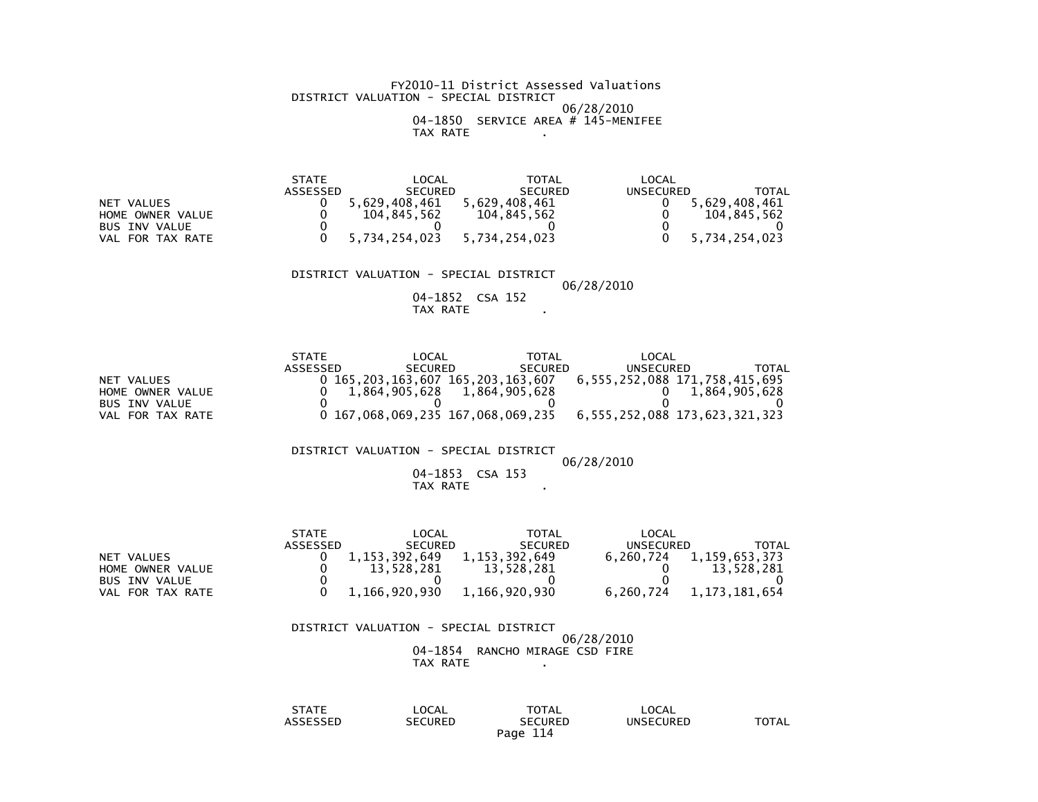FY2010-11 District Assessed Valuations

DISTRICT VALUATION - SPECIAL DISTRICT

06/28/2010

04-1850 SERVICE AREA # 145-MENIFEE

TAX RATE .

| | STATE ASSESSED | LOCAL SECURED | TOTAL SECURED | LOCAL UNSECURED | TOTAL |
|---|---|---|---|---|---|
| NET VALUES | 0 | 5,629,408,461 | 5,629,408,461 | 0 | 5,629,408,461 |
| HOME OWNER VALUE | 0 | 104,845,562 | 104,845,562 | 0 | 104,845,562 |
| BUS INV VALUE | 0 | 0 | 0 | 0 | 0 |
| VAL FOR TAX RATE | 0 | 5,734,254,023 | 5,734,254,023 | 0 | 5,734,254,023 |

DISTRICT VALUATION - SPECIAL DISTRICT

06/28/2010

04-1852 CSA 152

TAX RATE .

| | STATE ASSESSED | LOCAL SECURED | TOTAL SECURED | LOCAL UNSECURED | TOTAL |
|---|---|---|---|---|---|
| NET VALUES | 0 | 165,203,163,607 | 165,203,163,607 | 6,555,252,088 | 171,758,415,695 |
| HOME OWNER VALUE | 0 | 1,864,905,628 | 1,864,905,628 | 0 | 1,864,905,628 |
| BUS INV VALUE | 0 | 0 | 0 | 0 | 0 |
| VAL FOR TAX RATE | 0 | 167,068,069,235 | 167,068,069,235 | 6,555,252,088 | 173,623,321,323 |

DISTRICT VALUATION - SPECIAL DISTRICT

06/28/2010

04-1853 CSA 153

TAX RATE .

| | STATE ASSESSED | LOCAL SECURED | TOTAL SECURED | LOCAL UNSECURED | TOTAL |
|---|---|---|---|---|---|
| NET VALUES | 0 | 1,153,392,649 | 1,153,392,649 | 6,260,724 | 1,159,653,373 |
| HOME OWNER VALUE | 0 | 13,528,281 | 13,528,281 | 0 | 13,528,281 |
| BUS INV VALUE | 0 | 0 | 0 | 0 | 0 |
| VAL FOR TAX RATE | 0 | 1,166,920,930 | 1,166,920,930 | 6,260,724 | 1,173,181,654 |

DISTRICT VALUATION - SPECIAL DISTRICT

06/28/2010

04-1854 RANCHO MIRAGE CSD FIRE

TAX RATE .

| STATE ASSESSED | LOCAL SECURED | TOTAL SECURED | LOCAL UNSECURED | TOTAL |
|---|---|---|---|---|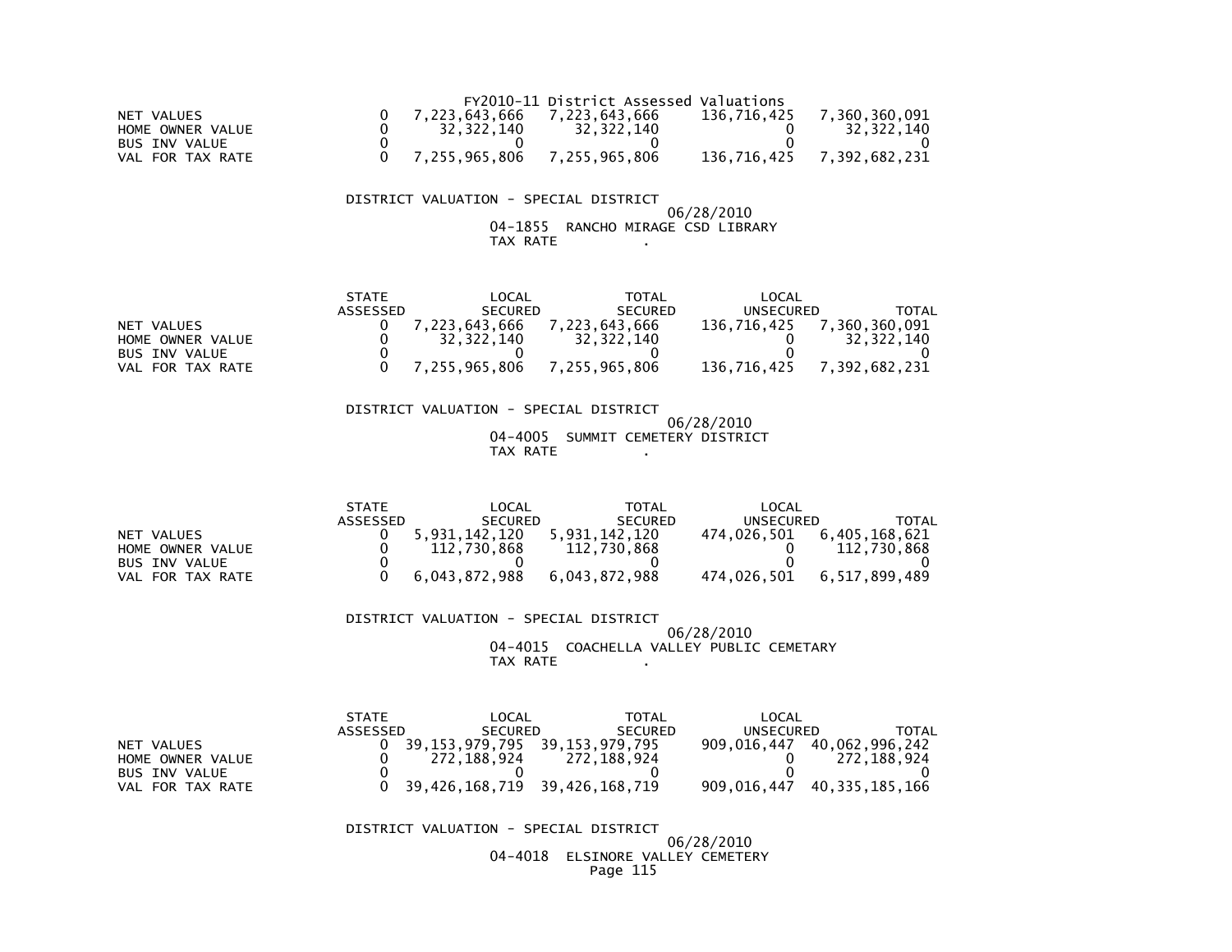FY2010-11 District Assessed Valuations

| | | | | | |
|---|---|---|---|---|---|
| NET VALUES | 0 | 7,223,643,666 | 7,223,643,666 | 136,716,425 | 7,360,360,091 |
| HOME OWNER VALUE | 0 | 32,322,140 | 32,322,140 | 0 | 32,322,140 |
| BUS INV VALUE | 0 | 0 | 0 | 0 | 0 |
| VAL FOR TAX RATE | 0 | 7,255,965,806 | 7,255,965,806 | 136,716,425 | 7,392,682,231 |

DISTRICT VALUATION - SPECIAL DISTRICT

06/28/2010

04-1855 RANCHO MIRAGE CSD LIBRARY

TAX RATE .

| | STATE ASSESSED | LOCAL SECURED | TOTAL SECURED | LOCAL UNSECURED | TOTAL |
|---|---|---|---|---|---|
| NET VALUES | 0 | 7,223,643,666 | 7,223,643,666 | 136,716,425 | 7,360,360,091 |
| HOME OWNER VALUE | 0 | 32,322,140 | 32,322,140 | 0 | 32,322,140 |
| BUS INV VALUE | 0 | 0 | 0 | 0 | 0 |
| VAL FOR TAX RATE | 0 | 7,255,965,806 | 7,255,965,806 | 136,716,425 | 7,392,682,231 |

DISTRICT VALUATION - SPECIAL DISTRICT

06/28/2010

04-4005 SUMMIT CEMETERY DISTRICT

TAX RATE .

| | STATE ASSESSED | LOCAL SECURED | TOTAL SECURED | LOCAL UNSECURED | TOTAL |
|---|---|---|---|---|---|
| NET VALUES | 0 | 5,931,142,120 | 5,931,142,120 | 474,026,501 | 6,405,168,621 |
| HOME OWNER VALUE | 0 | 112,730,868 | 112,730,868 | 0 | 112,730,868 |
| BUS INV VALUE | 0 | 0 | 0 | 0 | 0 |
| VAL FOR TAX RATE | 0 | 6,043,872,988 | 6,043,872,988 | 474,026,501 | 6,517,899,489 |

DISTRICT VALUATION - SPECIAL DISTRICT

06/28/2010

04-4015 COACHELLA VALLEY PUBLIC CEMETARY

TAX RATE .

| | STATE ASSESSED | LOCAL SECURED | TOTAL SECURED | LOCAL UNSECURED | TOTAL |
|---|---|---|---|---|---|
| NET VALUES | 0 | 39,153,979,795 | 39,153,979,795 | 909,016,447 | 40,062,996,242 |
| HOME OWNER VALUE | 0 | 272,188,924 | 272,188,924 | 0 | 272,188,924 |
| BUS INV VALUE | 0 | 0 | 0 | 0 | 0 |
| VAL FOR TAX RATE | 0 | 39,426,168,719 | 39,426,168,719 | 909,016,447 | 40,335,185,166 |

DISTRICT VALUATION - SPECIAL DISTRICT

06/28/2010

04-4018 ELSINORE VALLEY CEMETERY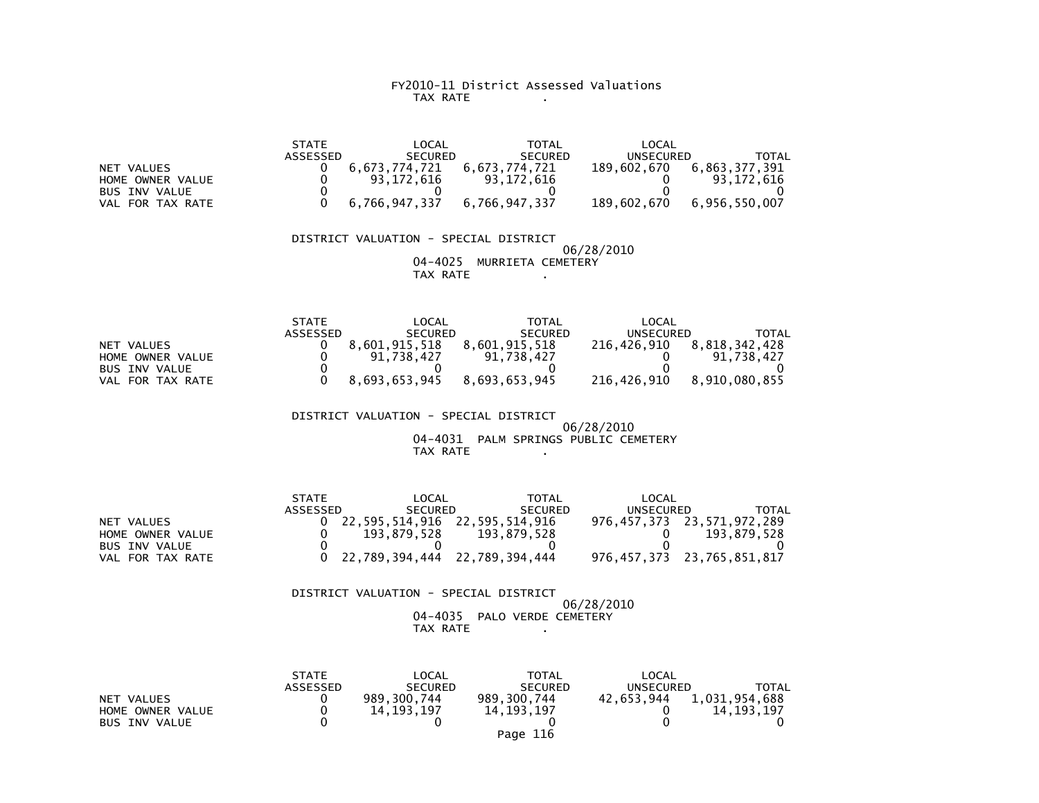FY2010-11 District Assessed Valuations
TAX RATE .

| | STATE ASSESSED | LOCAL SECURED | TOTAL SECURED | LOCAL UNSECURED | TOTAL |
|---|---|---|---|---|---|
| NET VALUES | 0 | 6,673,774,721 | 6,673,774,721 | 189,602,670 | 6,863,377,391 |
| HOME OWNER VALUE | 0 | 93,172,616 | 93,172,616 | 0 | 93,172,616 |
| BUS INV VALUE | 0 | 0 | 0 | 0 | 0 |
| VAL FOR TAX RATE | 0 | 6,766,947,337 | 6,766,947,337 | 189,602,670 | 6,956,550,007 |

DISTRICT VALUATION - SPECIAL DISTRICT
06/28/2010
04-4025 MURRIETA CEMETERY
TAX RATE .

| | STATE ASSESSED | LOCAL SECURED | TOTAL SECURED | LOCAL UNSECURED | TOTAL |
|---|---|---|---|---|---|
| NET VALUES | 0 | 8,601,915,518 | 8,601,915,518 | 216,426,910 | 8,818,342,428 |
| HOME OWNER VALUE | 0 | 91,738,427 | 91,738,427 | 0 | 91,738,427 |
| BUS INV VALUE | 0 | 0 | 0 | 0 | 0 |
| VAL FOR TAX RATE | 0 | 8,693,653,945 | 8,693,653,945 | 216,426,910 | 8,910,080,855 |

DISTRICT VALUATION - SPECIAL DISTRICT
06/28/2010
04-4031 PALM SPRINGS PUBLIC CEMETERY
TAX RATE .

| | STATE ASSESSED | LOCAL SECURED | TOTAL SECURED | LOCAL UNSECURED | TOTAL |
|---|---|---|---|---|---|
| NET VALUES | 0 | 22,595,514,916 | 22,595,514,916 | 976,457,373 | 23,571,972,289 |
| HOME OWNER VALUE | 0 | 193,879,528 | 193,879,528 | 0 | 193,879,528 |
| BUS INV VALUE | 0 | 0 | 0 | 0 | 0 |
| VAL FOR TAX RATE | 0 | 22,789,394,444 | 22,789,394,444 | 976,457,373 | 23,765,851,817 |

DISTRICT VALUATION - SPECIAL DISTRICT
06/28/2010
04-4035 PALO VERDE CEMETERY
TAX RATE .

| | STATE ASSESSED | LOCAL SECURED | TOTAL SECURED | LOCAL UNSECURED | TOTAL |
|---|---|---|---|---|---|
| NET VALUES | 0 | 989,300,744 | 989,300,744 | 42,653,944 | 1,031,954,688 |
| HOME OWNER VALUE | 0 | 14,193,197 | 14,193,197 | 0 | 14,193,197 |
| BUS INV VALUE | 0 | 0 | 0 | 0 | 0 |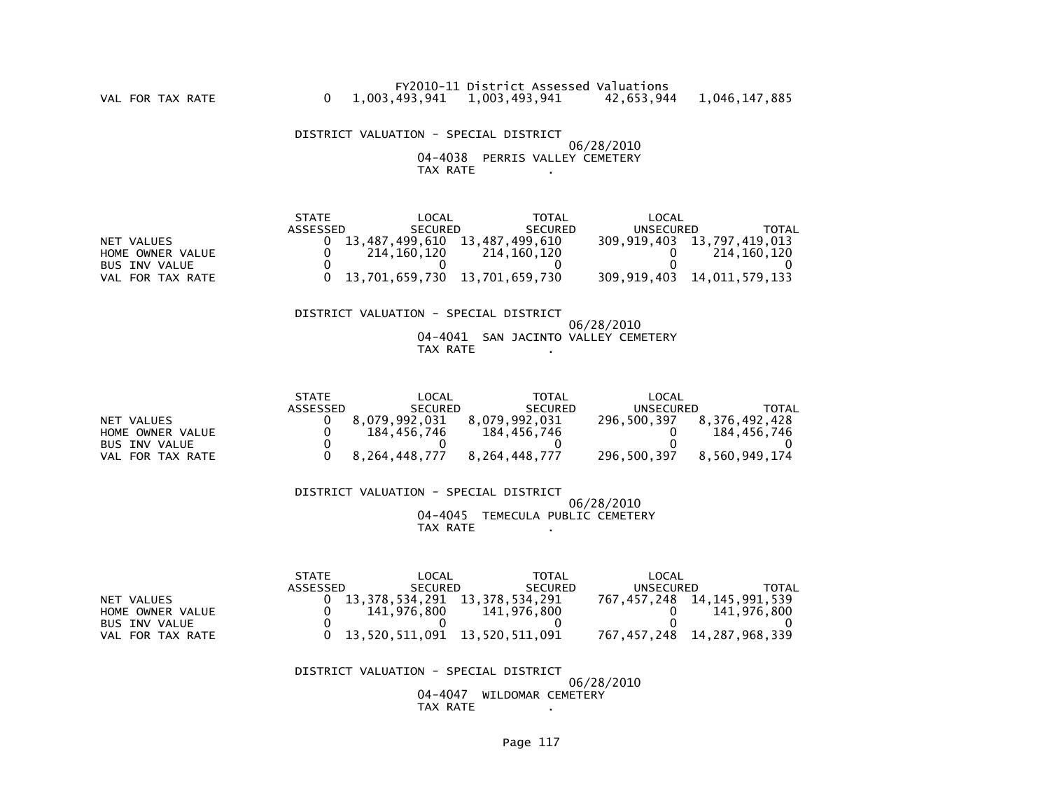FY2010-11 District Assessed Valuations

| | STATE ASSESSED | LOCAL SECURED | TOTAL SECURED | LOCAL UNSECURED | TOTAL |
|---|---|---|---|---|---|
| VAL FOR TAX RATE | 0 | 1,003,493,941 | 1,003,493,941 | 42,653,944 | 1,046,147,885 |

DISTRICT VALUATION - SPECIAL DISTRICT

06/28/2010

04-4038 PERRIS VALLEY CEMETERY

TAX RATE .

| | STATE ASSESSED | LOCAL SECURED | TOTAL SECURED | LOCAL UNSECURED | TOTAL |
|---|---|---|---|---|---|
| NET VALUES | 0 | 13,487,499,610 | 13,487,499,610 | 309,919,403 | 13,797,419,013 |
| HOME OWNER VALUE | 0 | 214,160,120 | 214,160,120 | 0 | 214,160,120 |
| BUS INV VALUE | 0 | 0 | 0 | 0 | 0 |
| VAL FOR TAX RATE | 0 | 13,701,659,730 | 13,701,659,730 | 309,919,403 | 14,011,579,133 |

DISTRICT VALUATION - SPECIAL DISTRICT

06/28/2010

04-4041 SAN JACINTO VALLEY CEMETERY

TAX RATE .

| | STATE ASSESSED | LOCAL SECURED | TOTAL SECURED | LOCAL UNSECURED | TOTAL |
|---|---|---|---|---|---|
| NET VALUES | 0 | 8,079,992,031 | 8,079,992,031 | 296,500,397 | 8,376,492,428 |
| HOME OWNER VALUE | 0 | 184,456,746 | 184,456,746 | 0 | 184,456,746 |
| BUS INV VALUE | 0 | 0 | 0 | 0 | 0 |
| VAL FOR TAX RATE | 0 | 8,264,448,777 | 8,264,448,777 | 296,500,397 | 8,560,949,174 |

DISTRICT VALUATION - SPECIAL DISTRICT

06/28/2010

04-4045 TEMECULA PUBLIC CEMETERY

TAX RATE .

| | STATE ASSESSED | LOCAL SECURED | TOTAL SECURED | LOCAL UNSECURED | TOTAL |
|---|---|---|---|---|---|
| NET VALUES | 0 | 13,378,534,291 | 13,378,534,291 | 767,457,248 | 14,145,991,539 |
| HOME OWNER VALUE | 0 | 141,976,800 | 141,976,800 | 0 | 141,976,800 |
| BUS INV VALUE | 0 | 0 | 0 | 0 | 0 |
| VAL FOR TAX RATE | 0 | 13,520,511,091 | 13,520,511,091 | 767,457,248 | 14,287,968,339 |

DISTRICT VALUATION - SPECIAL DISTRICT

06/28/2010

04-4047 WILDOMAR CEMETERY

TAX RATE .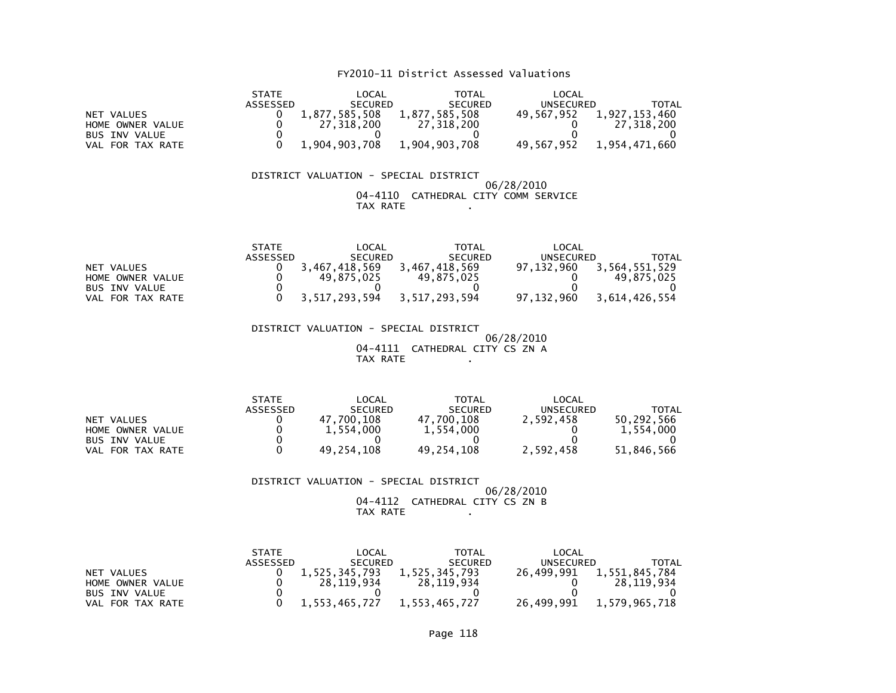FY2010-11 District Assessed Valuations

| | STATE ASSESSED | LOCAL SECURED | TOTAL SECURED | LOCAL UNSECURED | TOTAL |
|---|---|---|---|---|---|
| NET VALUES | 0 | 1,877,585,508 | 1,877,585,508 | 49,567,952 | 1,927,153,460 |
| HOME OWNER VALUE | 0 | 27,318,200 | 27,318,200 | 0 | 27,318,200 |
| BUS INV VALUE | 0 | 0 | 0 | 0 | 0 |
| VAL FOR TAX RATE | 0 | 1,904,903,708 | 1,904,903,708 | 49,567,952 | 1,954,471,660 |

DISTRICT VALUATION - SPECIAL DISTRICT
06/28/2010
04-4110 CATHEDRAL CITY COMM SERVICE
TAX RATE .

| | STATE ASSESSED | LOCAL SECURED | TOTAL SECURED | LOCAL UNSECURED | TOTAL |
|---|---|---|---|---|---|
| NET VALUES | 0 | 3,467,418,569 | 3,467,418,569 | 97,132,960 | 3,564,551,529 |
| HOME OWNER VALUE | 0 | 49,875,025 | 49,875,025 | 0 | 49,875,025 |
| BUS INV VALUE | 0 | 0 | 0 | 0 | 0 |
| VAL FOR TAX RATE | 0 | 3,517,293,594 | 3,517,293,594 | 97,132,960 | 3,614,426,554 |

DISTRICT VALUATION - SPECIAL DISTRICT
06/28/2010
04-4111 CATHEDRAL CITY CS ZN A
TAX RATE .

| | STATE ASSESSED | LOCAL SECURED | TOTAL SECURED | LOCAL UNSECURED | TOTAL |
|---|---|---|---|---|---|
| NET VALUES | 0 | 47,700,108 | 47,700,108 | 2,592,458 | 50,292,566 |
| HOME OWNER VALUE | 0 | 1,554,000 | 1,554,000 | 0 | 1,554,000 |
| BUS INV VALUE | 0 | 0 | 0 | 0 | 0 |
| VAL FOR TAX RATE | 0 | 49,254,108 | 49,254,108 | 2,592,458 | 51,846,566 |

DISTRICT VALUATION - SPECIAL DISTRICT
06/28/2010
04-4112 CATHEDRAL CITY CS ZN B
TAX RATE .

| | STATE ASSESSED | LOCAL SECURED | TOTAL SECURED | LOCAL UNSECURED | TOTAL |
|---|---|---|---|---|---|
| NET VALUES | 0 | 1,525,345,793 | 1,525,345,793 | 26,499,991 | 1,551,845,784 |
| HOME OWNER VALUE | 0 | 28,119,934 | 28,119,934 | 0 | 28,119,934 |
| BUS INV VALUE | 0 | 0 | 0 | 0 | 0 |
| VAL FOR TAX RATE | 0 | 1,553,465,727 | 1,553,465,727 | 26,499,991 | 1,579,965,718 |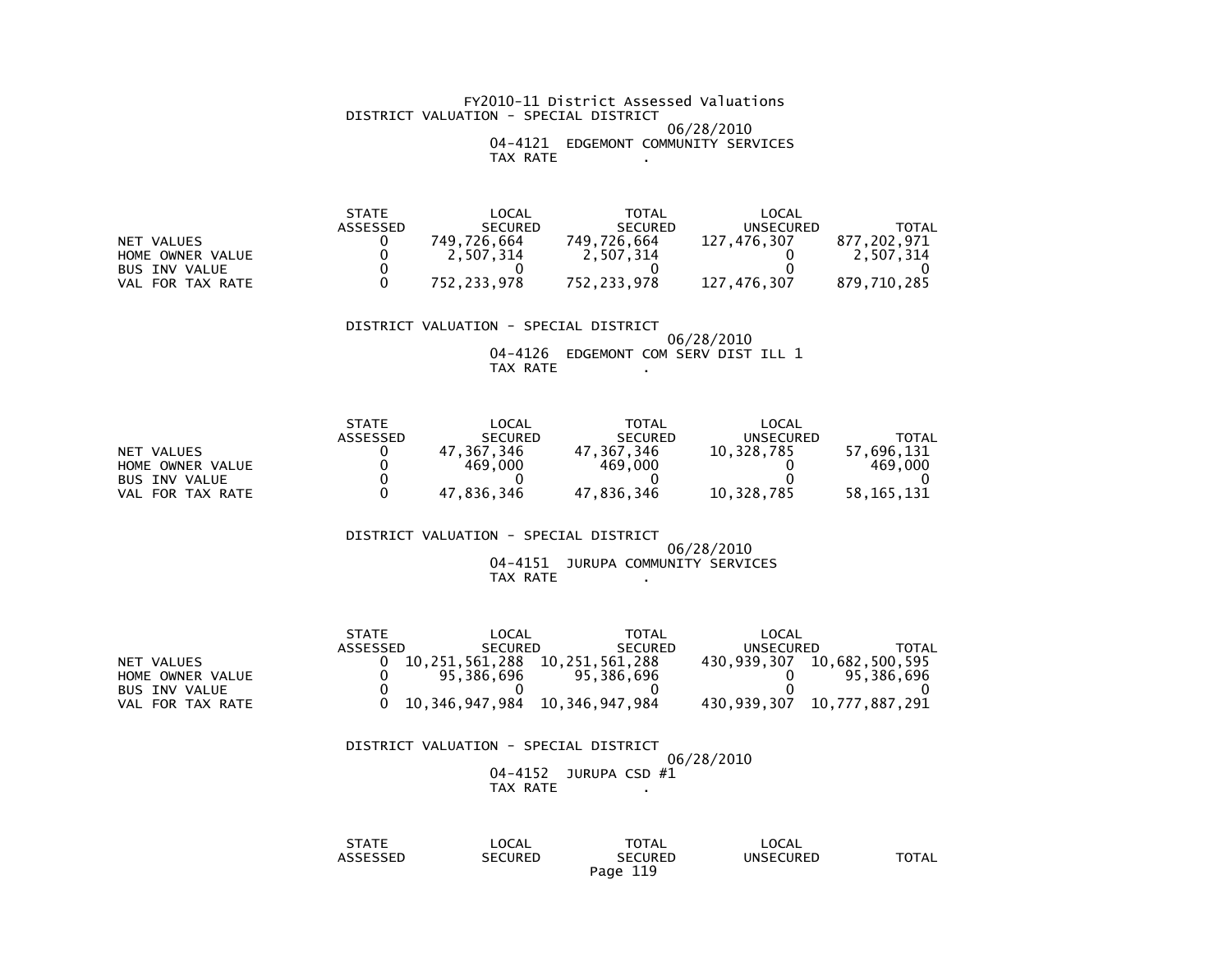FY2010-11 District Assessed Valuations

DISTRICT VALUATION - SPECIAL DISTRICT

06/28/2010

04-4121 EDGEMONT COMMUNITY SERVICES

TAX RATE .

| | STATE ASSESSED | LOCAL SECURED | TOTAL SECURED | LOCAL UNSECURED | TOTAL |
|---|---|---|---|---|---|
| NET VALUES | 0 | 749,726,664 | 749,726,664 | 127,476,307 | 877,202,971 |
| HOME OWNER VALUE | 0 | 2,507,314 | 2,507,314 | 0 | 2,507,314 |
| BUS INV VALUE | 0 | 0 | 0 | 0 | 0 |
| VAL FOR TAX RATE | 0 | 752,233,978 | 752,233,978 | 127,476,307 | 879,710,285 |

DISTRICT VALUATION - SPECIAL DISTRICT

06/28/2010

04-4126 EDGEMONT COM SERV DIST ILL 1

TAX RATE .

| | STATE ASSESSED | LOCAL SECURED | TOTAL SECURED | LOCAL UNSECURED | TOTAL |
|---|---|---|---|---|---|
| NET VALUES | 0 | 47,367,346 | 47,367,346 | 10,328,785 | 57,696,131 |
| HOME OWNER VALUE | 0 | 469,000 | 469,000 | 0 | 469,000 |
| BUS INV VALUE | 0 | 0 | 0 | 0 | 0 |
| VAL FOR TAX RATE | 0 | 47,836,346 | 47,836,346 | 10,328,785 | 58,165,131 |

DISTRICT VALUATION - SPECIAL DISTRICT

06/28/2010

04-4151 JURUPA COMMUNITY SERVICES

TAX RATE .

| | STATE ASSESSED | LOCAL SECURED | TOTAL SECURED | LOCAL UNSECURED | TOTAL |
|---|---|---|---|---|---|
| NET VALUES | 0 | 10,251,561,288 | 10,251,561,288 | 430,939,307 | 10,682,500,595 |
| HOME OWNER VALUE | 0 | 95,386,696 | 95,386,696 | 0 | 95,386,696 |
| BUS INV VALUE | 0 | 0 | 0 | 0 | 0 |
| VAL FOR TAX RATE | 0 | 10,346,947,984 | 10,346,947,984 | 430,939,307 | 10,777,887,291 |

DISTRICT VALUATION - SPECIAL DISTRICT

06/28/2010

04-4152 JURUPA CSD #1

TAX RATE .

| | STATE ASSESSED | LOCAL SECURED | TOTAL SECURED | LOCAL UNSECURED | TOTAL |
|---|---|---|---|---|---|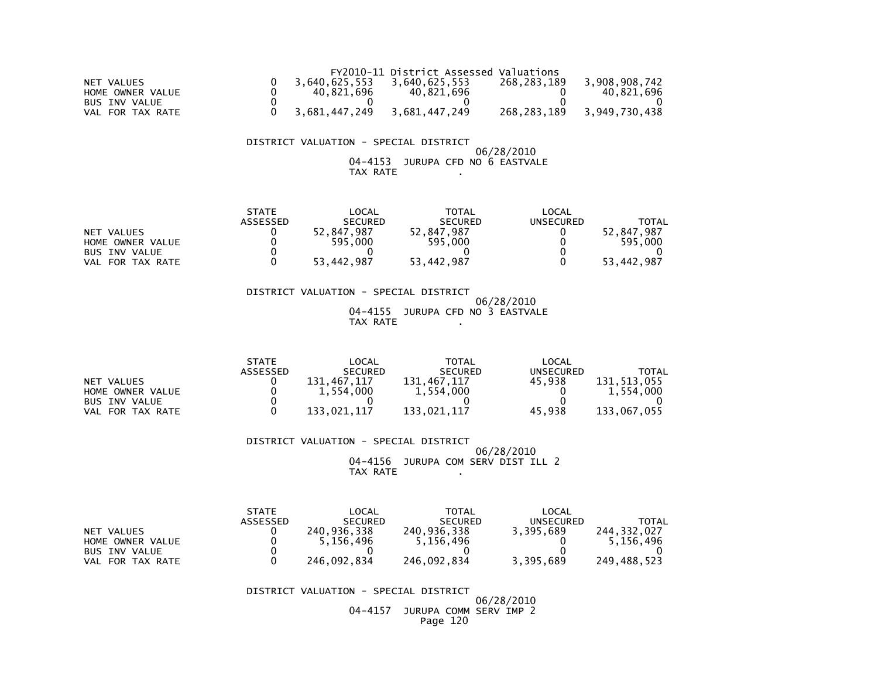FY2010-11 District Assessed Valuations

| | | | | | |
|---|---|---|---|---|---|
| NET VALUES | 0 | 3,640,625,553 | 3,640,625,553 | 268,283,189 | 3,908,908,742 |
| HOME OWNER VALUE | 0 | 40,821,696 | 40,821,696 | 0 | 40,821,696 |
| BUS INV VALUE | 0 | 0 | 0 | 0 | 0 |
| VAL FOR TAX RATE | 0 | 3,681,447,249 | 3,681,447,249 | 268,283,189 | 3,949,730,438 |

DISTRICT VALUATION - SPECIAL DISTRICT

06/28/2010

04-4153 JURUPA CFD NO 6 EASTVALE

TAX RATE .

| | STATE ASSESSED | LOCAL SECURED | TOTAL SECURED | LOCAL UNSECURED | TOTAL |
|---|---|---|---|---|---|
| NET VALUES | 0 | 52,847,987 | 52,847,987 | 0 | 52,847,987 |
| HOME OWNER VALUE | 0 | 595,000 | 595,000 | 0 | 595,000 |
| BUS INV VALUE | 0 | 0 | 0 | 0 | 0 |
| VAL FOR TAX RATE | 0 | 53,442,987 | 53,442,987 | 0 | 53,442,987 |

DISTRICT VALUATION - SPECIAL DISTRICT

06/28/2010

04-4155 JURUPA CFD NO 3 EASTVALE

TAX RATE .

| | STATE ASSESSED | LOCAL SECURED | TOTAL SECURED | LOCAL UNSECURED | TOTAL |
|---|---|---|---|---|---|
| NET VALUES | 0 | 131,467,117 | 131,467,117 | 45,938 | 131,513,055 |
| HOME OWNER VALUE | 0 | 1,554,000 | 1,554,000 | 0 | 1,554,000 |
| BUS INV VALUE | 0 | 0 | 0 | 0 | 0 |
| VAL FOR TAX RATE | 0 | 133,021,117 | 133,021,117 | 45,938 | 133,067,055 |

DISTRICT VALUATION - SPECIAL DISTRICT

06/28/2010

04-4156 JURUPA COM SERV DIST ILL 2

TAX RATE .

| | STATE ASSESSED | LOCAL SECURED | TOTAL SECURED | LOCAL UNSECURED | TOTAL |
|---|---|---|---|---|---|
| NET VALUES | 0 | 240,936,338 | 240,936,338 | 3,395,689 | 244,332,027 |
| HOME OWNER VALUE | 0 | 5,156,496 | 5,156,496 | 0 | 5,156,496 |
| BUS INV VALUE | 0 | 0 | 0 | 0 | 0 |
| VAL FOR TAX RATE | 0 | 246,092,834 | 246,092,834 | 3,395,689 | 249,488,523 |

DISTRICT VALUATION - SPECIAL DISTRICT

06/28/2010

04-4157 JURUPA COMM SERV IMP 2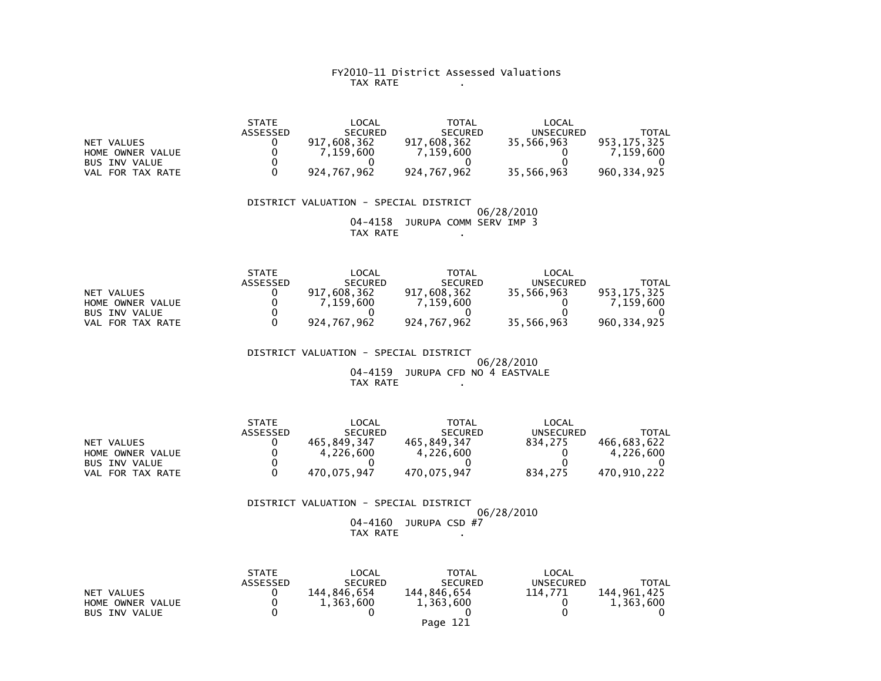FY2010-11 District Assessed Valuations
TAX RATE .

| | STATE ASSESSED | LOCAL SECURED | TOTAL SECURED | LOCAL UNSECURED | TOTAL |
|---|---|---|---|---|---|
| NET VALUES | 0 | 917,608,362 | 917,608,362 | 35,566,963 | 953,175,325 |
| HOME OWNER VALUE | 0 | 7,159,600 | 7,159,600 | 0 | 7,159,600 |
| BUS INV VALUE | 0 | 0 | 0 | 0 | 0 |
| VAL FOR TAX RATE | 0 | 924,767,962 | 924,767,962 | 35,566,963 | 960,334,925 |

DISTRICT VALUATION - SPECIAL DISTRICT
06/28/2010
04-4158 JURUPA COMM SERV IMP 3
TAX RATE .

| | STATE ASSESSED | LOCAL SECURED | TOTAL SECURED | LOCAL UNSECURED | TOTAL |
|---|---|---|---|---|---|
| NET VALUES | 0 | 917,608,362 | 917,608,362 | 35,566,963 | 953,175,325 |
| HOME OWNER VALUE | 0 | 7,159,600 | 7,159,600 | 0 | 7,159,600 |
| BUS INV VALUE | 0 | 0 | 0 | 0 | 0 |
| VAL FOR TAX RATE | 0 | 924,767,962 | 924,767,962 | 35,566,963 | 960,334,925 |

DISTRICT VALUATION - SPECIAL DISTRICT
06/28/2010
04-4159 JURUPA CFD NO 4 EASTVALE
TAX RATE .

| | STATE ASSESSED | LOCAL SECURED | TOTAL SECURED | LOCAL UNSECURED | TOTAL |
|---|---|---|---|---|---|
| NET VALUES | 0 | 465,849,347 | 465,849,347 | 834,275 | 466,683,622 |
| HOME OWNER VALUE | 0 | 4,226,600 | 4,226,600 | 0 | 4,226,600 |
| BUS INV VALUE | 0 | 0 | 0 | 0 | 0 |
| VAL FOR TAX RATE | 0 | 470,075,947 | 470,075,947 | 834,275 | 470,910,222 |

DISTRICT VALUATION - SPECIAL DISTRICT
06/28/2010
04-4160 JURUPA CSD #7
TAX RATE .

| | STATE ASSESSED | LOCAL SECURED | TOTAL SECURED | LOCAL UNSECURED | TOTAL |
|---|---|---|---|---|---|
| NET VALUES | 0 | 144,846,654 | 144,846,654 | 114,771 | 144,961,425 |
| HOME OWNER VALUE | 0 | 1,363,600 | 1,363,600 | 0 | 1,363,600 |
| BUS INV VALUE | 0 | 0 | 0 | 0 | 0 |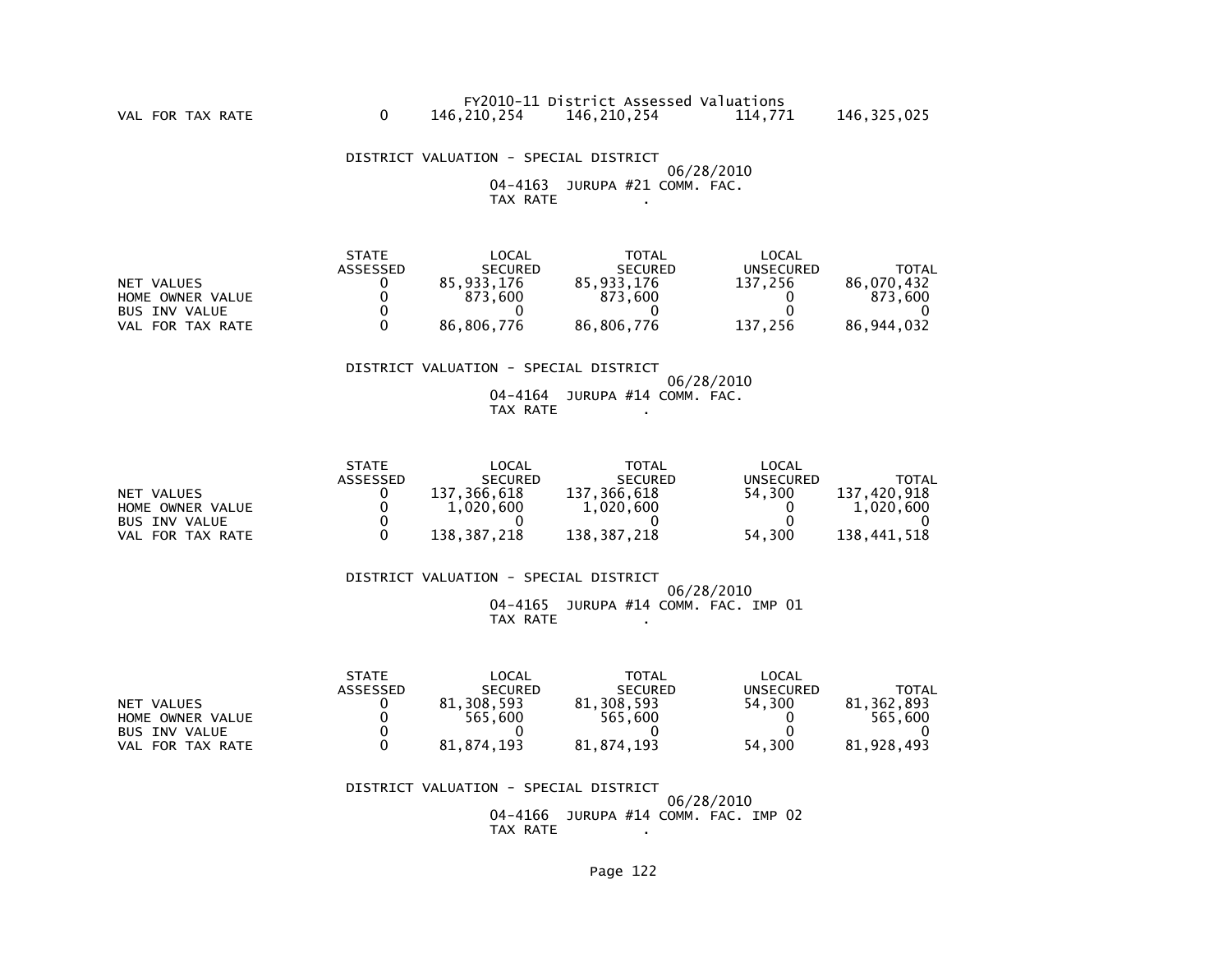FY2010-11 District Assessed Valuations

| | | | | | |
|---|---|---|---|---|---|
| VAL FOR TAX RATE | 0 | 146,210,254 | 146,210,254 | 114,771 | 146,325,025 |

DISTRICT VALUATION - SPECIAL DISTRICT

06/28/2010

04-4163 JURUPA #21 COMM. FAC.

TAX RATE .

| | STATE ASSESSED | LOCAL SECURED | TOTAL SECURED | LOCAL UNSECURED | TOTAL |
|---|---|---|---|---|---|
| NET VALUES | 0 | 85,933,176 | 85,933,176 | 137,256 | 86,070,432 |
| HOME OWNER VALUE | 0 | 873,600 | 873,600 | 0 | 873,600 |
| BUS INV VALUE | 0 | 0 | 0 | 0 | 0 |
| VAL FOR TAX RATE | 0 | 86,806,776 | 86,806,776 | 137,256 | 86,944,032 |

DISTRICT VALUATION - SPECIAL DISTRICT

06/28/2010

04-4164 JURUPA #14 COMM. FAC.

TAX RATE .

| | STATE ASSESSED | LOCAL SECURED | TOTAL SECURED | LOCAL UNSECURED | TOTAL |
|---|---|---|---|---|---|
| NET VALUES | 0 | 137,366,618 | 137,366,618 | 54,300 | 137,420,918 |
| HOME OWNER VALUE | 0 | 1,020,600 | 1,020,600 | 0 | 1,020,600 |
| BUS INV VALUE | 0 | 0 | 0 | 0 | 0 |
| VAL FOR TAX RATE | 0 | 138,387,218 | 138,387,218 | 54,300 | 138,441,518 |

DISTRICT VALUATION - SPECIAL DISTRICT

06/28/2010

04-4165 JURUPA #14 COMM. FAC. IMP 01

TAX RATE .

| | STATE ASSESSED | LOCAL SECURED | TOTAL SECURED | LOCAL UNSECURED | TOTAL |
|---|---|---|---|---|---|
| NET VALUES | 0 | 81,308,593 | 81,308,593 | 54,300 | 81,362,893 |
| HOME OWNER VALUE | 0 | 565,600 | 565,600 | 0 | 565,600 |
| BUS INV VALUE | 0 | 0 | 0 | 0 | 0 |
| VAL FOR TAX RATE | 0 | 81,874,193 | 81,874,193 | 54,300 | 81,928,493 |

DISTRICT VALUATION - SPECIAL DISTRICT

06/28/2010

04-4166 JURUPA #14 COMM. FAC. IMP 02

TAX RATE .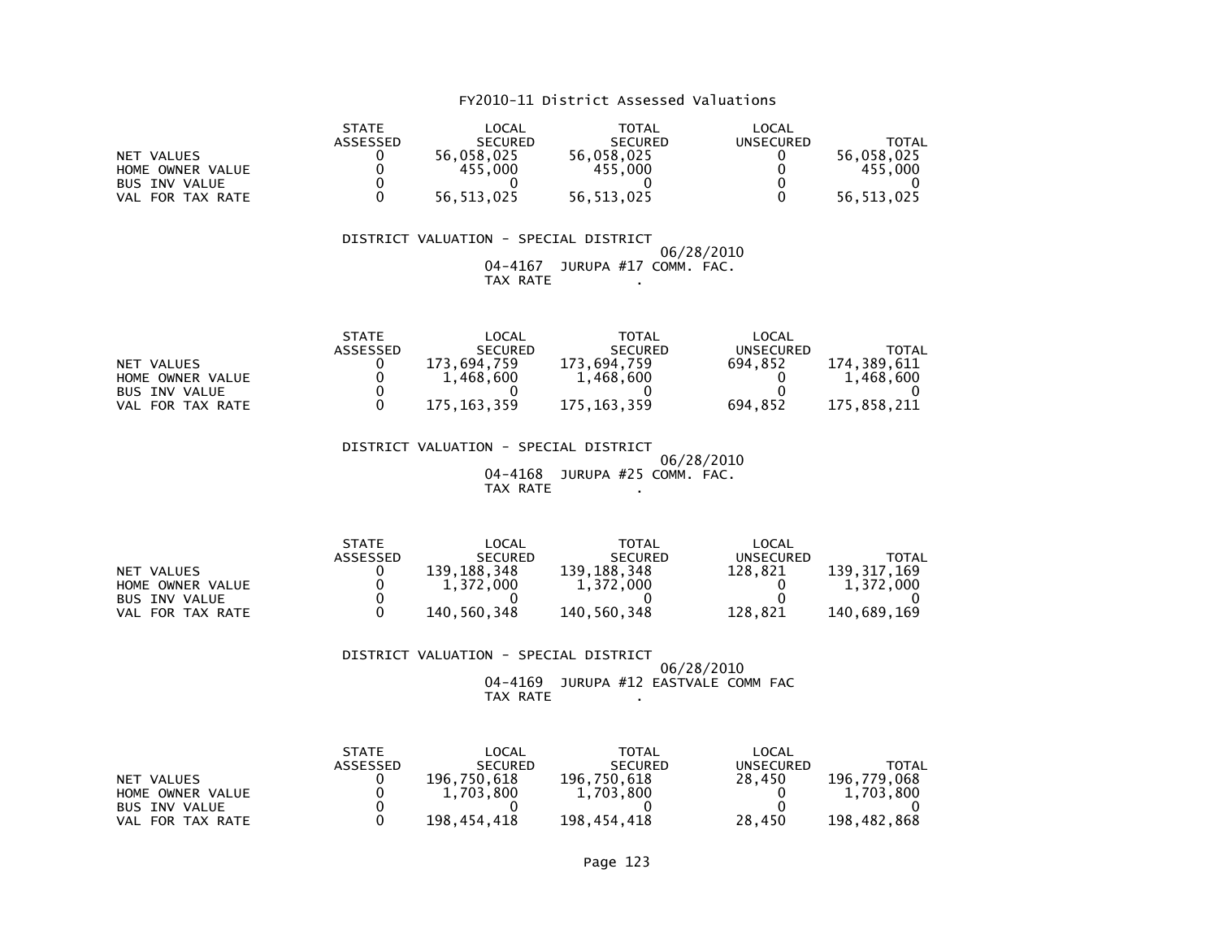FY2010-11 District Assessed Valuations

| | STATE ASSESSED | LOCAL SECURED | TOTAL SECURED | LOCAL UNSECURED | TOTAL |
|---|---|---|---|---|---|
| NET VALUES | 0 | 56,058,025 | 56,058,025 | 0 | 56,058,025 |
| HOME OWNER VALUE | 0 | 455,000 | 455,000 | 0 | 455,000 |
| BUS INV VALUE | 0 | 0 | 0 | 0 | 0 |
| VAL FOR TAX RATE | 0 | 56,513,025 | 56,513,025 | 0 | 56,513,025 |

DISTRICT VALUATION - SPECIAL DISTRICT
06/28/2010
04-4167 JURUPA #17 COMM. FAC.
TAX RATE .

| | STATE ASSESSED | LOCAL SECURED | TOTAL SECURED | LOCAL UNSECURED | TOTAL |
|---|---|---|---|---|---|
| NET VALUES | 0 | 173,694,759 | 173,694,759 | 694,852 | 174,389,611 |
| HOME OWNER VALUE | 0 | 1,468,600 | 1,468,600 | 0 | 1,468,600 |
| BUS INV VALUE | 0 | 0 | 0 | 0 | 0 |
| VAL FOR TAX RATE | 0 | 175,163,359 | 175,163,359 | 694,852 | 175,858,211 |

DISTRICT VALUATION - SPECIAL DISTRICT
06/28/2010
04-4168 JURUPA #25 COMM. FAC.
TAX RATE .

| | STATE ASSESSED | LOCAL SECURED | TOTAL SECURED | LOCAL UNSECURED | TOTAL |
|---|---|---|---|---|---|
| NET VALUES | 0 | 139,188,348 | 139,188,348 | 128,821 | 139,317,169 |
| HOME OWNER VALUE | 0 | 1,372,000 | 1,372,000 | 0 | 1,372,000 |
| BUS INV VALUE | 0 | 0 | 0 | 0 | 0 |
| VAL FOR TAX RATE | 0 | 140,560,348 | 140,560,348 | 128,821 | 140,689,169 |

DISTRICT VALUATION - SPECIAL DISTRICT
06/28/2010
04-4169 JURUPA #12 EASTVALE COMM FAC
TAX RATE .

| | STATE ASSESSED | LOCAL SECURED | TOTAL SECURED | LOCAL UNSECURED | TOTAL |
|---|---|---|---|---|---|
| NET VALUES | 0 | 196,750,618 | 196,750,618 | 28,450 | 196,779,068 |
| HOME OWNER VALUE | 0 | 1,703,800 | 1,703,800 | 0 | 1,703,800 |
| BUS INV VALUE | 0 | 0 | 0 | 0 | 0 |
| VAL FOR TAX RATE | 0 | 198,454,418 | 198,454,418 | 28,450 | 198,482,868 |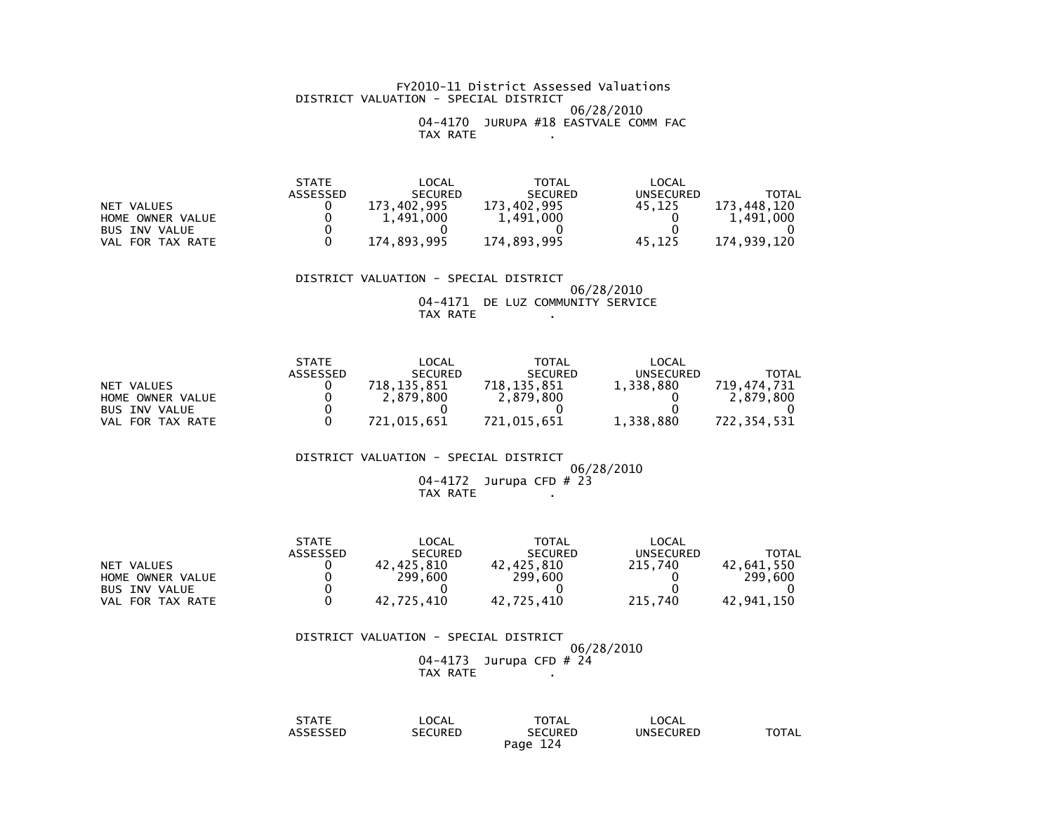FY2010-11 District Assessed Valuations

DISTRICT VALUATION - SPECIAL DISTRICT

06/28/2010

04-4170 JURUPA #18 EASTVALE COMM FAC

TAX RATE .

| | STATE ASSESSED | LOCAL SECURED | TOTAL SECURED | LOCAL UNSECURED | TOTAL |
|---|---|---|---|---|---|
| NET VALUES | 0 | 173,402,995 | 173,402,995 | 45,125 | 173,448,120 |
| HOME OWNER VALUE | 0 | 1,491,000 | 1,491,000 | 0 | 1,491,000 |
| BUS INV VALUE | 0 | 0 | 0 | 0 | 0 |
| VAL FOR TAX RATE | 0 | 174,893,995 | 174,893,995 | 45,125 | 174,939,120 |

DISTRICT VALUATION - SPECIAL DISTRICT

06/28/2010

04-4171 DE LUZ COMMUNITY SERVICE

TAX RATE .

| | STATE ASSESSED | LOCAL SECURED | TOTAL SECURED | LOCAL UNSECURED | TOTAL |
|---|---|---|---|---|---|
| NET VALUES | 0 | 718,135,851 | 718,135,851 | 1,338,880 | 719,474,731 |
| HOME OWNER VALUE | 0 | 2,879,800 | 2,879,800 | 0 | 2,879,800 |
| BUS INV VALUE | 0 | 0 | 0 | 0 | 0 |
| VAL FOR TAX RATE | 0 | 721,015,651 | 721,015,651 | 1,338,880 | 722,354,531 |

DISTRICT VALUATION - SPECIAL DISTRICT

06/28/2010

04-4172 Jurupa CFD # 23

TAX RATE .

| | STATE ASSESSED | LOCAL SECURED | TOTAL SECURED | LOCAL UNSECURED | TOTAL |
|---|---|---|---|---|---|
| NET VALUES | 0 | 42,425,810 | 42,425,810 | 215,740 | 42,641,550 |
| HOME OWNER VALUE | 0 | 299,600 | 299,600 | 0 | 299,600 |
| BUS INV VALUE | 0 | 0 | 0 | 0 | 0 |
| VAL FOR TAX RATE | 0 | 42,725,410 | 42,725,410 | 215,740 | 42,941,150 |

DISTRICT VALUATION - SPECIAL DISTRICT

06/28/2010

04-4173 Jurupa CFD # 24

TAX RATE .

| | STATE ASSESSED | LOCAL SECURED | TOTAL SECURED | LOCAL UNSECURED | TOTAL |
|---|---|---|---|---|---|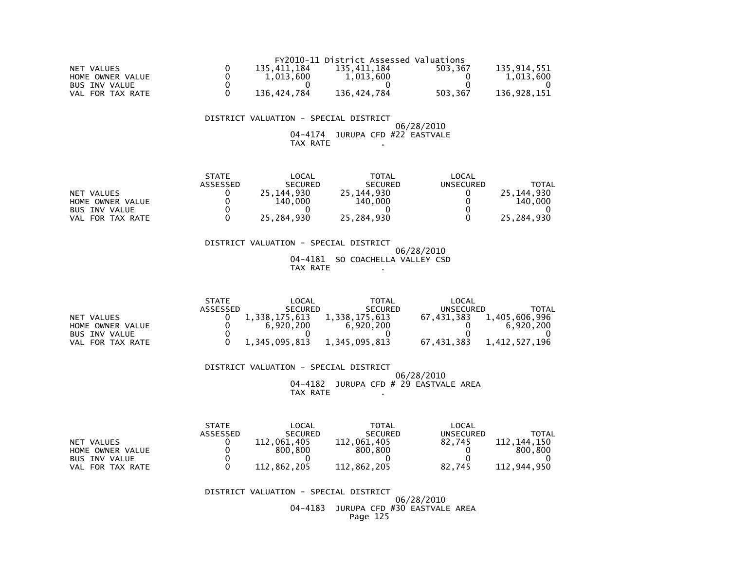FY2010-11 District Assessed Valuations

| | | | | | |
|---|---|---|---|---|---|
| NET VALUES | 0 | 135,411,184 | 135,411,184 | 503,367 | 135,914,551 |
| HOME OWNER VALUE | 0 | 1,013,600 | 1,013,600 | 0 | 1,013,600 |
| BUS INV VALUE | 0 | 0 | 0 | 0 | 0 |
| VAL FOR TAX RATE | 0 | 136,424,784 | 136,424,784 | 503,367 | 136,928,151 |

DISTRICT VALUATION - SPECIAL DISTRICT

06/28/2010

04-4174 JURUPA CFD #22 EASTVALE

TAX RATE .

| | STATE ASSESSED | LOCAL SECURED | TOTAL SECURED | LOCAL UNSECURED | TOTAL |
|---|---|---|---|---|---|
| NET VALUES | 0 | 25,144,930 | 25,144,930 | 0 | 25,144,930 |
| HOME OWNER VALUE | 0 | 140,000 | 140,000 | 0 | 140,000 |
| BUS INV VALUE | 0 | 0 | 0 | 0 | 0 |
| VAL FOR TAX RATE | 0 | 25,284,930 | 25,284,930 | 0 | 25,284,930 |

DISTRICT VALUATION - SPECIAL DISTRICT

06/28/2010

04-4181 SO COACHELLA VALLEY CSD

TAX RATE .

| | STATE ASSESSED | LOCAL SECURED | TOTAL SECURED | LOCAL UNSECURED | TOTAL |
|---|---|---|---|---|---|
| NET VALUES | 0 | 1,338,175,613 | 1,338,175,613 | 67,431,383 | 1,405,606,996 |
| HOME OWNER VALUE | 0 | 6,920,200 | 6,920,200 | 0 | 6,920,200 |
| BUS INV VALUE | 0 | 0 | 0 | 0 | 0 |
| VAL FOR TAX RATE | 0 | 1,345,095,813 | 1,345,095,813 | 67,431,383 | 1,412,527,196 |

DISTRICT VALUATION - SPECIAL DISTRICT

06/28/2010

04-4182 JURUPA CFD # 29 EASTVALE AREA

TAX RATE .

| | STATE ASSESSED | LOCAL SECURED | TOTAL SECURED | LOCAL UNSECURED | TOTAL |
|---|---|---|---|---|---|
| NET VALUES | 0 | 112,061,405 | 112,061,405 | 82,745 | 112,144,150 |
| HOME OWNER VALUE | 0 | 800,800 | 800,800 | 0 | 800,800 |
| BUS INV VALUE | 0 | 0 | 0 | 0 | 0 |
| VAL FOR TAX RATE | 0 | 112,862,205 | 112,862,205 | 82,745 | 112,944,950 |

DISTRICT VALUATION - SPECIAL DISTRICT

06/28/2010

04-4183 JURUPA CFD #30 EASTVALE AREA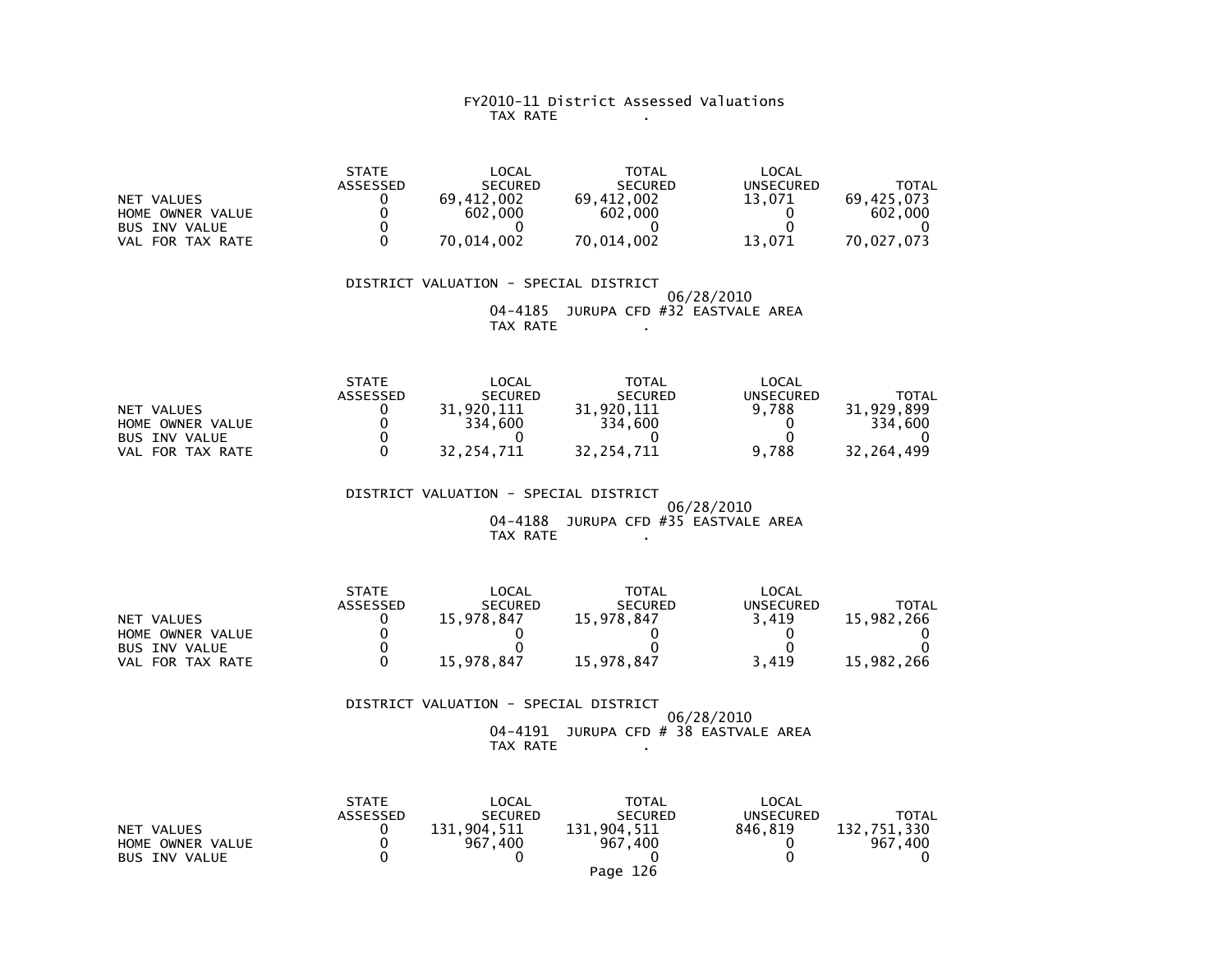FY2010-11 District Assessed Valuations

TAX RATE .

| | STATE ASSESSED | LOCAL SECURED | TOTAL SECURED | LOCAL UNSECURED | TOTAL |
|---|---|---|---|---|---|
| NET VALUES | 0 | 69,412,002 | 69,412,002 | 13,071 | 69,425,073 |
| HOME OWNER VALUE | 0 | 602,000 | 602,000 | 0 | 602,000 |
| BUS INV VALUE | 0 | 0 | 0 | 0 | 0 |
| VAL FOR TAX RATE | 0 | 70,014,002 | 70,014,002 | 13,071 | 70,027,073 |

DISTRICT VALUATION - SPECIAL DISTRICT

06/28/2010

04-4185 JURUPA CFD #32 EASTVALE AREA

TAX RATE .

| | STATE ASSESSED | LOCAL SECURED | TOTAL SECURED | LOCAL UNSECURED | TOTAL |
|---|---|---|---|---|---|
| NET VALUES | 0 | 31,920,111 | 31,920,111 | 9,788 | 31,929,899 |
| HOME OWNER VALUE | 0 | 334,600 | 334,600 | 0 | 334,600 |
| BUS INV VALUE | 0 | 0 | 0 | 0 | 0 |
| VAL FOR TAX RATE | 0 | 32,254,711 | 32,254,711 | 9,788 | 32,264,499 |

DISTRICT VALUATION - SPECIAL DISTRICT

06/28/2010

04-4188 JURUPA CFD #35 EASTVALE AREA

TAX RATE .

| | STATE ASSESSED | LOCAL SECURED | TOTAL SECURED | LOCAL UNSECURED | TOTAL |
|---|---|---|---|---|---|
| NET VALUES | 0 | 15,978,847 | 15,978,847 | 3,419 | 15,982,266 |
| HOME OWNER VALUE | 0 | 0 | 0 | 0 | 0 |
| BUS INV VALUE | 0 | 0 | 0 | 0 | 0 |
| VAL FOR TAX RATE | 0 | 15,978,847 | 15,978,847 | 3,419 | 15,982,266 |

DISTRICT VALUATION - SPECIAL DISTRICT

06/28/2010

04-4191 JURUPA CFD # 38 EASTVALE AREA

TAX RATE .

| | STATE ASSESSED | LOCAL SECURED | TOTAL SECURED | LOCAL UNSECURED | TOTAL |
|---|---|---|---|---|---|
| NET VALUES | 0 | 131,904,511 | 131,904,511 | 846,819 | 132,751,330 |
| HOME OWNER VALUE | 0 | 967,400 | 967,400 | 0 | 967,400 |
| BUS INV VALUE | 0 | 0 | 0 | 0 | 0 |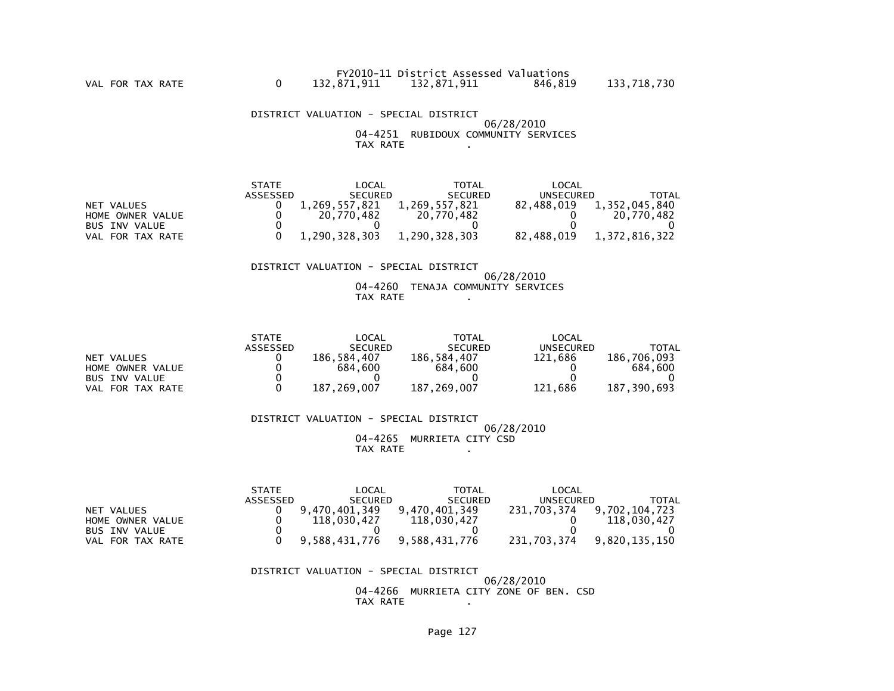FY2010-11 District Assessed Valuations

| | STATE ASSESSED | LOCAL SECURED | TOTAL SECURED | LOCAL UNSECURED | TOTAL |
|---|---|---|---|---|---|
| VAL FOR TAX RATE | 0 | 132,871,911 | 132,871,911 | 846,819 | 133,718,730 |

DISTRICT VALUATION - SPECIAL DISTRICT

06/28/2010

04-4251 RUBIDOUX COMMUNITY SERVICES

TAX RATE .

| | STATE ASSESSED | LOCAL SECURED | TOTAL SECURED | LOCAL UNSECURED | TOTAL |
|---|---|---|---|---|---|
| NET VALUES | 0 | 1,269,557,821 | 1,269,557,821 | 82,488,019 | 1,352,045,840 |
| HOME OWNER VALUE | 0 | 20,770,482 | 20,770,482 | 0 | 20,770,482 |
| BUS INV VALUE | 0 | 0 | 0 | 0 | 0 |
| VAL FOR TAX RATE | 0 | 1,290,328,303 | 1,290,328,303 | 82,488,019 | 1,372,816,322 |

DISTRICT VALUATION - SPECIAL DISTRICT

06/28/2010

04-4260 TENAJA COMMUNITY SERVICES

TAX RATE .

| | STATE ASSESSED | LOCAL SECURED | TOTAL SECURED | LOCAL UNSECURED | TOTAL |
|---|---|---|---|---|---|
| NET VALUES | 0 | 186,584,407 | 186,584,407 | 121,686 | 186,706,093 |
| HOME OWNER VALUE | 0 | 684,600 | 684,600 | 0 | 684,600 |
| BUS INV VALUE | 0 | 0 | 0 | 0 | 0 |
| VAL FOR TAX RATE | 0 | 187,269,007 | 187,269,007 | 121,686 | 187,390,693 |

DISTRICT VALUATION - SPECIAL DISTRICT

06/28/2010

04-4265 MURRIETA CITY CSD

TAX RATE .

| | STATE ASSESSED | LOCAL SECURED | TOTAL SECURED | LOCAL UNSECURED | TOTAL |
|---|---|---|---|---|---|
| NET VALUES | 0 | 9,470,401,349 | 9,470,401,349 | 231,703,374 | 9,702,104,723 |
| HOME OWNER VALUE | 0 | 118,030,427 | 118,030,427 | 0 | 118,030,427 |
| BUS INV VALUE | 0 | 0 | 0 | 0 | 0 |
| VAL FOR TAX RATE | 0 | 9,588,431,776 | 9,588,431,776 | 231,703,374 | 9,820,135,150 |

DISTRICT VALUATION - SPECIAL DISTRICT

06/28/2010

04-4266 MURRIETA CITY ZONE OF BEN. CSD

TAX RATE .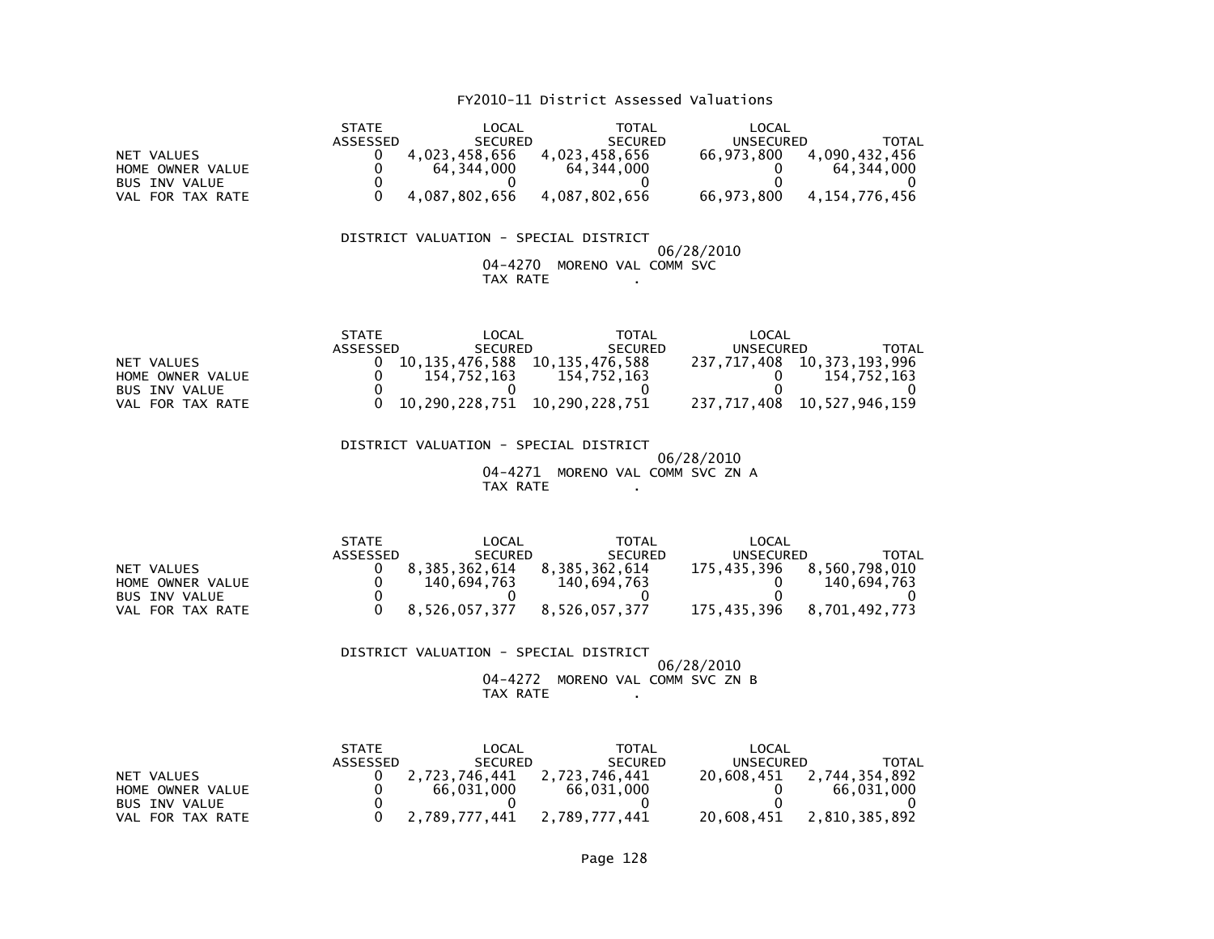# FY2010-11 District Assessed Valuations

| | STATE ASSESSED | LOCAL SECURED | TOTAL SECURED | LOCAL UNSECURED | TOTAL |
|---|---|---|---|---|---|
| NET VALUES | 0 | 4,023,458,656 | 4,023,458,656 | 66,973,800 | 4,090,432,456 |
| HOME OWNER VALUE | 0 | 64,344,000 | 64,344,000 | 0 | 64,344,000 |
| BUS INV VALUE | 0 | 0 | 0 | 0 | 0 |
| VAL FOR TAX RATE | 0 | 4,087,802,656 | 4,087,802,656 | 66,973,800 | 4,154,776,456 |

DISTRICT VALUATION - SPECIAL DISTRICT

06/28/2010

04-4270 MORENO VAL COMM SVC

TAX RATE .

| | STATE ASSESSED | LOCAL SECURED | TOTAL SECURED | LOCAL UNSECURED | TOTAL |
|---|---|---|---|---|---|
| NET VALUES | 0 | 10,135,476,588 | 10,135,476,588 | 237,717,408 | 10,373,193,996 |
| HOME OWNER VALUE | 0 | 154,752,163 | 154,752,163 | 0 | 154,752,163 |
| BUS INV VALUE | 0 | 0 | 0 | 0 | 0 |
| VAL FOR TAX RATE | 0 | 10,290,228,751 | 10,290,228,751 | 237,717,408 | 10,527,946,159 |

DISTRICT VALUATION - SPECIAL DISTRICT

06/28/2010

04-4271 MORENO VAL COMM SVC ZN A

TAX RATE .

| | STATE ASSESSED | LOCAL SECURED | TOTAL SECURED | LOCAL UNSECURED | TOTAL |
|---|---|---|---|---|---|
| NET VALUES | 0 | 8,385,362,614 | 8,385,362,614 | 175,435,396 | 8,560,798,010 |
| HOME OWNER VALUE | 0 | 140,694,763 | 140,694,763 | 0 | 140,694,763 |
| BUS INV VALUE | 0 | 0 | 0 | 0 | 0 |
| VAL FOR TAX RATE | 0 | 8,526,057,377 | 8,526,057,377 | 175,435,396 | 8,701,492,773 |

DISTRICT VALUATION - SPECIAL DISTRICT

06/28/2010

04-4272 MORENO VAL COMM SVC ZN B

TAX RATE .

| | STATE ASSESSED | LOCAL SECURED | TOTAL SECURED | LOCAL UNSECURED | TOTAL |
|---|---|---|---|---|---|
| NET VALUES | 0 | 2,723,746,441 | 2,723,746,441 | 20,608,451 | 2,744,354,892 |
| HOME OWNER VALUE | 0 | 66,031,000 | 66,031,000 | 0 | 66,031,000 |
| BUS INV VALUE | 0 | 0 | 0 | 0 | 0 |
| VAL FOR TAX RATE | 0 | 2,789,777,441 | 2,789,777,441 | 20,608,451 | 2,810,385,892 |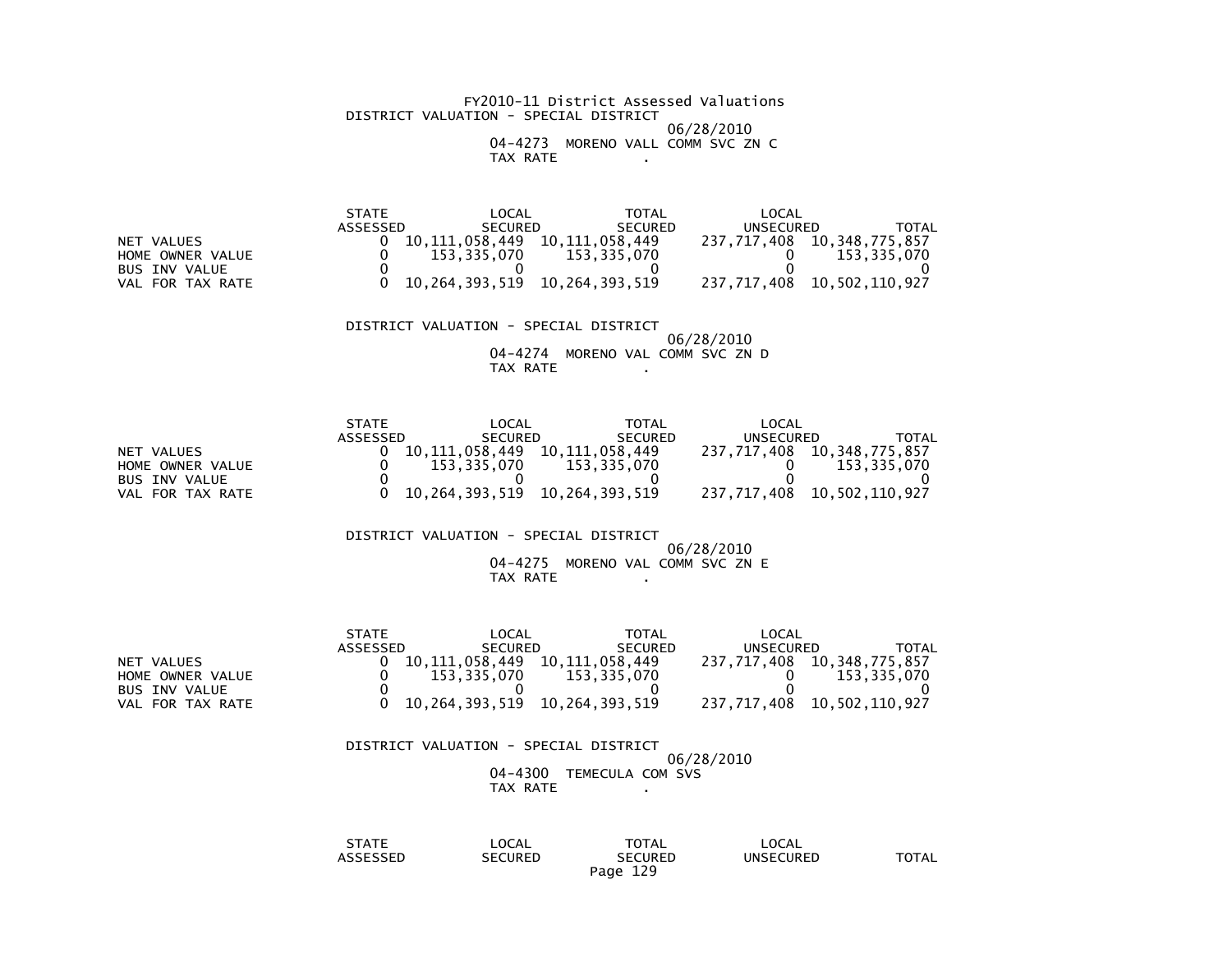# FY2010-11 District Assessed Valuations

## DISTRICT VALUATION - SPECIAL DISTRICT

06/28/2010

04-4273 MORENO VALL COMM SVC ZN C

TAX RATE .

| | STATE ASSESSED | LOCAL SECURED | TOTAL SECURED | LOCAL UNSECURED | TOTAL |
|---|---|---|---|---|---|
| NET VALUES | 0 | 10,111,058,449 | 10,111,058,449 | 237,717,408 | 10,348,775,857 |
| HOME OWNER VALUE | 0 | 153,335,070 | 153,335,070 | 0 | 153,335,070 |
| BUS INV VALUE | 0 | 0 | 0 | 0 | 0 |
| VAL FOR TAX RATE | 0 | 10,264,393,519 | 10,264,393,519 | 237,717,408 | 10,502,110,927 |

## DISTRICT VALUATION - SPECIAL DISTRICT

06/28/2010

04-4274 MORENO VAL COMM SVC ZN D

TAX RATE .

| | STATE ASSESSED | LOCAL SECURED | TOTAL SECURED | LOCAL UNSECURED | TOTAL |
|---|---|---|---|---|---|
| NET VALUES | 0 | 10,111,058,449 | 10,111,058,449 | 237,717,408 | 10,348,775,857 |
| HOME OWNER VALUE | 0 | 153,335,070 | 153,335,070 | 0 | 153,335,070 |
| BUS INV VALUE | 0 | 0 | 0 | 0 | 0 |
| VAL FOR TAX RATE | 0 | 10,264,393,519 | 10,264,393,519 | 237,717,408 | 10,502,110,927 |

## DISTRICT VALUATION - SPECIAL DISTRICT

06/28/2010

04-4275 MORENO VAL COMM SVC ZN E

TAX RATE .

| | STATE ASSESSED | LOCAL SECURED | TOTAL SECURED | LOCAL UNSECURED | TOTAL |
|---|---|---|---|---|---|
| NET VALUES | 0 | 10,111,058,449 | 10,111,058,449 | 237,717,408 | 10,348,775,857 |
| HOME OWNER VALUE | 0 | 153,335,070 | 153,335,070 | 0 | 153,335,070 |
| BUS INV VALUE | 0 | 0 | 0 | 0 | 0 |
| VAL FOR TAX RATE | 0 | 10,264,393,519 | 10,264,393,519 | 237,717,408 | 10,502,110,927 |

## DISTRICT VALUATION - SPECIAL DISTRICT

06/28/2010

04-4300 TEMECULA COM SVS

TAX RATE .

| | STATE ASSESSED | LOCAL SECURED | TOTAL SECURED | LOCAL UNSECURED | TOTAL |
|---|---|---|---|---|---|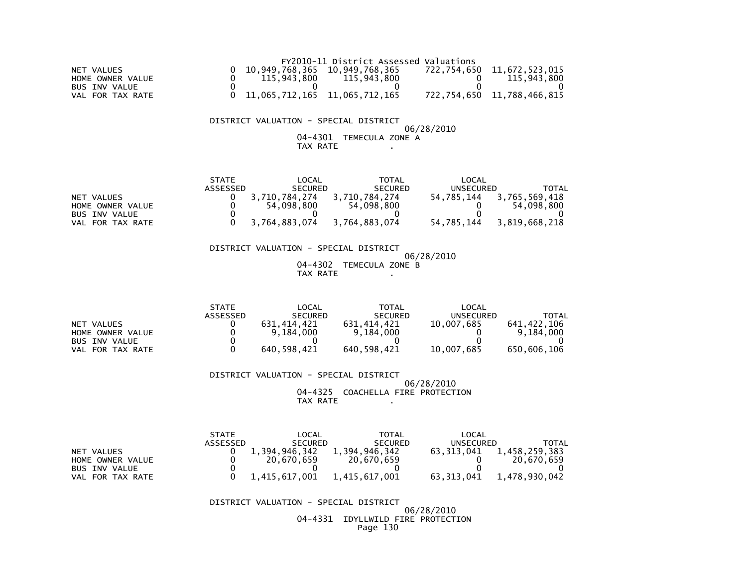FY2010-11 District Assessed Valuations

| | | | | | |
|---|---|---|---|---|---|
| NET VALUES | 0 | 10,949,768,365 | 10,949,768,365 | 722,754,650 | 11,672,523,015 |
| HOME OWNER VALUE | 0 | 115,943,800 | 115,943,800 | 0 | 115,943,800 |
| BUS INV VALUE | 0 | 0 | 0 | 0 | 0 |
| VAL FOR TAX RATE | 0 | 11,065,712,165 | 11,065,712,165 | 722,754,650 | 11,788,466,815 |

DISTRICT VALUATION - SPECIAL DISTRICT

06/28/2010

04-4301 TEMECULA ZONE A

TAX RATE .

| | STATE ASSESSED | LOCAL SECURED | TOTAL SECURED | LOCAL UNSECURED | TOTAL |
|---|---|---|---|---|---|
| NET VALUES | 0 | 3,710,784,274 | 3,710,784,274 | 54,785,144 | 3,765,569,418 |
| HOME OWNER VALUE | 0 | 54,098,800 | 54,098,800 | 0 | 54,098,800 |
| BUS INV VALUE | 0 | 0 | 0 | 0 | 0 |
| VAL FOR TAX RATE | 0 | 3,764,883,074 | 3,764,883,074 | 54,785,144 | 3,819,668,218 |

DISTRICT VALUATION - SPECIAL DISTRICT

06/28/2010

04-4302 TEMECULA ZONE B

TAX RATE .

| | STATE ASSESSED | LOCAL SECURED | TOTAL SECURED | LOCAL UNSECURED | TOTAL |
|---|---|---|---|---|---|
| NET VALUES | 0 | 631,414,421 | 631,414,421 | 10,007,685 | 641,422,106 |
| HOME OWNER VALUE | 0 | 9,184,000 | 9,184,000 | 0 | 9,184,000 |
| BUS INV VALUE | 0 | 0 | 0 | 0 | 0 |
| VAL FOR TAX RATE | 0 | 640,598,421 | 640,598,421 | 10,007,685 | 650,606,106 |

DISTRICT VALUATION - SPECIAL DISTRICT

06/28/2010

04-4325 COACHELLA FIRE PROTECTION

TAX RATE .

| | STATE ASSESSED | LOCAL SECURED | TOTAL SECURED | LOCAL UNSECURED | TOTAL |
|---|---|---|---|---|---|
| NET VALUES | 0 | 1,394,946,342 | 1,394,946,342 | 63,313,041 | 1,458,259,383 |
| HOME OWNER VALUE | 0 | 20,670,659 | 20,670,659 | 0 | 20,670,659 |
| BUS INV VALUE | 0 | 0 | 0 | 0 | 0 |
| VAL FOR TAX RATE | 0 | 1,415,617,001 | 1,415,617,001 | 63,313,041 | 1,478,930,042 |

DISTRICT VALUATION - SPECIAL DISTRICT

06/28/2010

04-4331 IDYLLWILD FIRE PROTECTION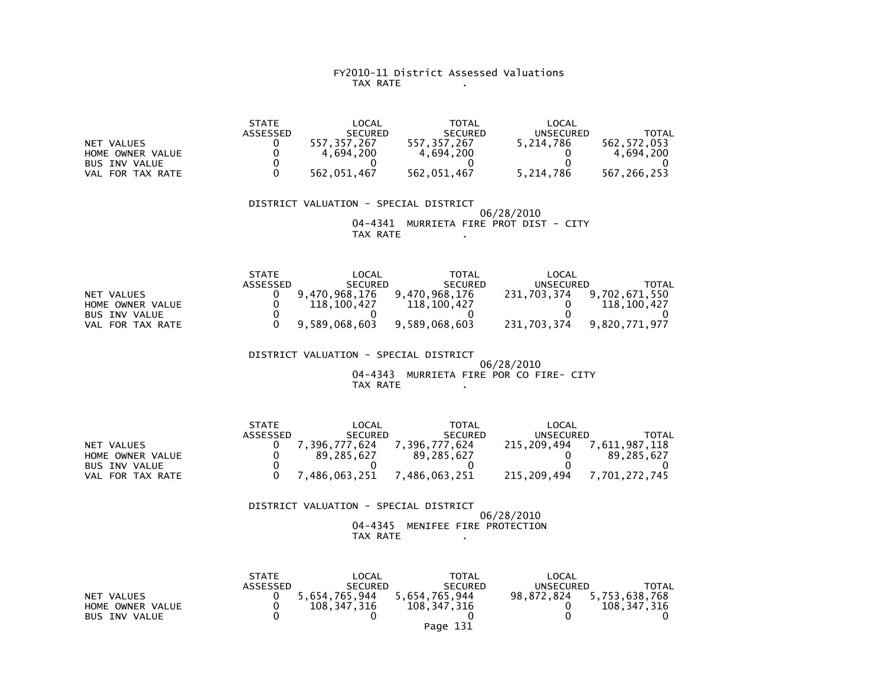FY2010-11 District Assessed Valuations
TAX RATE .

| | STATE ASSESSED | LOCAL SECURED | TOTAL SECURED | LOCAL UNSECURED | TOTAL |
|---|---|---|---|---|---|
| NET VALUES | 0 | 557,357,267 | 557,357,267 | 5,214,786 | 562,572,053 |
| HOME OWNER VALUE | 0 | 4,694,200 | 4,694,200 | 0 | 4,694,200 |
| BUS INV VALUE | 0 | 0 | 0 | 0 | 0 |
| VAL FOR TAX RATE | 0 | 562,051,467 | 562,051,467 | 5,214,786 | 567,266,253 |

DISTRICT VALUATION - SPECIAL DISTRICT
06/28/2010
04-4341 MURRIETA FIRE PROT DIST - CITY
TAX RATE .

| | STATE ASSESSED | LOCAL SECURED | TOTAL SECURED | LOCAL UNSECURED | TOTAL |
|---|---|---|---|---|---|
| NET VALUES | 0 | 9,470,968,176 | 9,470,968,176 | 231,703,374 | 9,702,671,550 |
| HOME OWNER VALUE | 0 | 118,100,427 | 118,100,427 | 0 | 118,100,427 |
| BUS INV VALUE | 0 | 0 | 0 | 0 | 0 |
| VAL FOR TAX RATE | 0 | 9,589,068,603 | 9,589,068,603 | 231,703,374 | 9,820,771,977 |

DISTRICT VALUATION - SPECIAL DISTRICT
06/28/2010
04-4343 MURRIETA FIRE POR CO FIRE- CITY
TAX RATE .

| | STATE ASSESSED | LOCAL SECURED | TOTAL SECURED | LOCAL UNSECURED | TOTAL |
|---|---|---|---|---|---|
| NET VALUES | 0 | 7,396,777,624 | 7,396,777,624 | 215,209,494 | 7,611,987,118 |
| HOME OWNER VALUE | 0 | 89,285,627 | 89,285,627 | 0 | 89,285,627 |
| BUS INV VALUE | 0 | 0 | 0 | 0 | 0 |
| VAL FOR TAX RATE | 0 | 7,486,063,251 | 7,486,063,251 | 215,209,494 | 7,701,272,745 |

DISTRICT VALUATION - SPECIAL DISTRICT
06/28/2010
04-4345 MENIFEE FIRE PROTECTION
TAX RATE .

| | STATE ASSESSED | LOCAL SECURED | TOTAL SECURED | LOCAL UNSECURED | TOTAL |
|---|---|---|---|---|---|
| NET VALUES | 0 | 5,654,765,944 | 5,654,765,944 | 98,872,824 | 5,753,638,768 |
| HOME OWNER VALUE | 0 | 108,347,316 | 108,347,316 | 0 | 108,347,316 |
| BUS INV VALUE | 0 | 0 | 0 | 0 | 0 |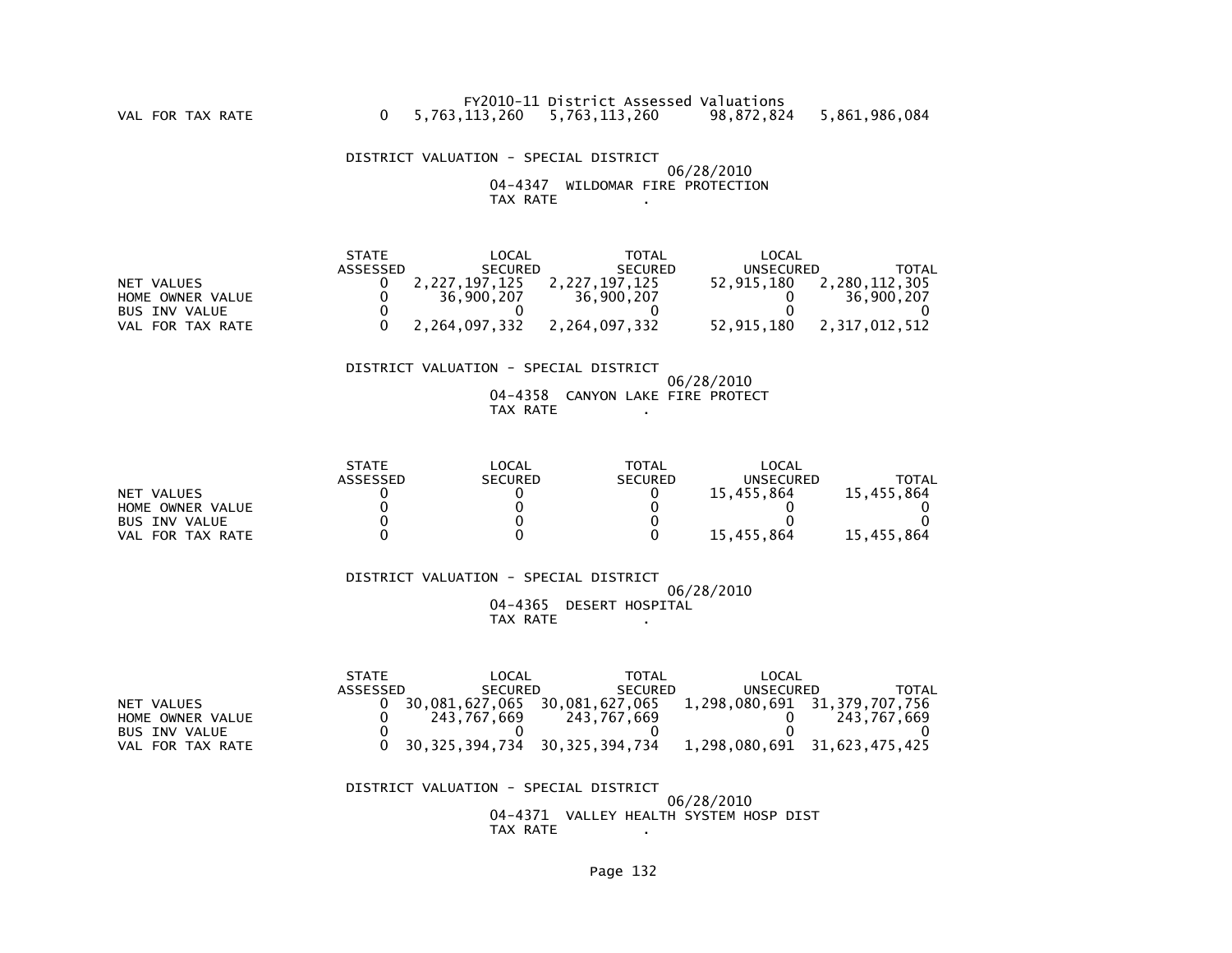FY2010-11 District Assessed Valuations

| | STATE ASSESSED | LOCAL SECURED | TOTAL SECURED | LOCAL UNSECURED | TOTAL |
|---|---|---|---|---|---|
| VAL FOR TAX RATE | 0 | 5,763,113,260 | 5,763,113,260 | 98,872,824 | 5,861,986,084 |

DISTRICT VALUATION - SPECIAL DISTRICT

06/28/2010

04-4347 WILDOMAR FIRE PROTECTION

TAX RATE .

| | STATE ASSESSED | LOCAL SECURED | TOTAL SECURED | LOCAL UNSECURED | TOTAL |
|---|---|---|---|---|---|
| NET VALUES | 0 | 2,227,197,125 | 2,227,197,125 | 52,915,180 | 2,280,112,305 |
| HOME OWNER VALUE | 0 | 36,900,207 | 36,900,207 | 0 | 36,900,207 |
| BUS INV VALUE | 0 | 0 | 0 | 0 | 0 |
| VAL FOR TAX RATE | 0 | 2,264,097,332 | 2,264,097,332 | 52,915,180 | 2,317,012,512 |

DISTRICT VALUATION - SPECIAL DISTRICT

06/28/2010

04-4358 CANYON LAKE FIRE PROTECT

TAX RATE .

| | STATE ASSESSED | LOCAL SECURED | TOTAL SECURED | LOCAL UNSECURED | TOTAL |
|---|---|---|---|---|---|
| NET VALUES | 0 | 0 | 0 | 15,455,864 | 15,455,864 |
| HOME OWNER VALUE | 0 | 0 | 0 | 0 | 0 |
| BUS INV VALUE | 0 | 0 | 0 | 0 | 0 |
| VAL FOR TAX RATE | 0 | 0 | 0 | 15,455,864 | 15,455,864 |

DISTRICT VALUATION - SPECIAL DISTRICT

06/28/2010

04-4365 DESERT HOSPITAL

TAX RATE .

| | STATE ASSESSED | LOCAL SECURED | TOTAL SECURED | LOCAL UNSECURED | TOTAL |
|---|---|---|---|---|---|
| NET VALUES | 0 | 30,081,627,065 | 30,081,627,065 | 1,298,080,691 | 31,379,707,756 |
| HOME OWNER VALUE | 0 | 243,767,669 | 243,767,669 | 0 | 243,767,669 |
| BUS INV VALUE | 0 | 0 | 0 | 0 | 0 |
| VAL FOR TAX RATE | 0 | 30,325,394,734 | 30,325,394,734 | 1,298,080,691 | 31,623,475,425 |

DISTRICT VALUATION - SPECIAL DISTRICT

06/28/2010

04-4371 VALLEY HEALTH SYSTEM HOSP DIST

TAX RATE .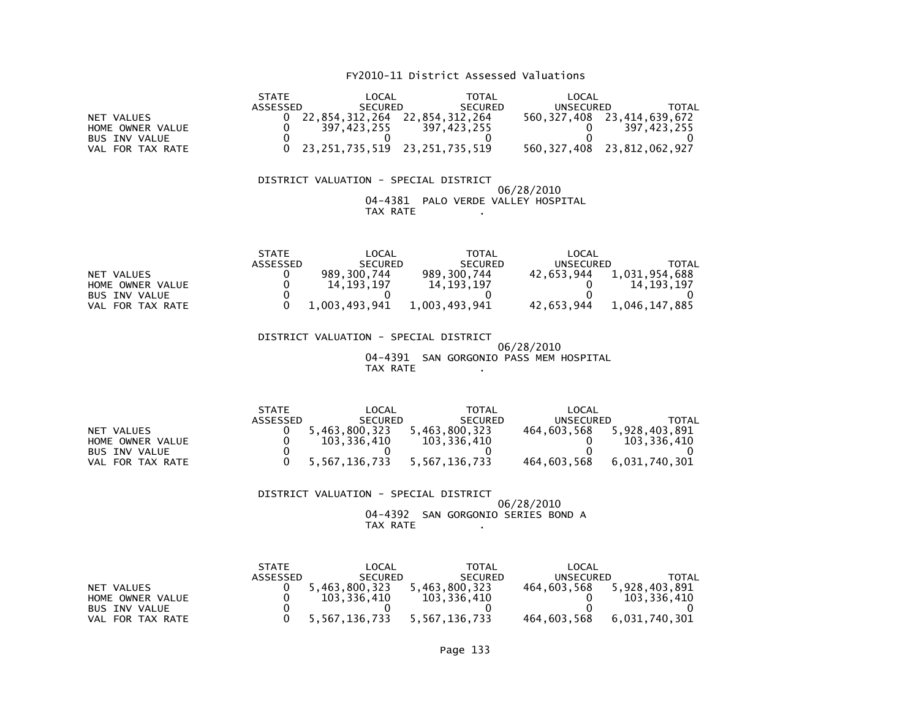# FY2010-11 District Assessed Valuations

| | STATE ASSESSED | LOCAL SECURED | TOTAL SECURED | LOCAL UNSECURED | TOTAL |
|---|---|---|---|---|---|
| NET VALUES | 0 | 22,854,312,264 | 22,854,312,264 | 560,327,408 | 23,414,639,672 |
| HOME OWNER VALUE | 0 | 397,423,255 | 397,423,255 | 0 | 397,423,255 |
| BUS INV VALUE | 0 | 0 | 0 | 0 | 0 |
| VAL FOR TAX RATE | 0 | 23,251,735,519 | 23,251,735,519 | 560,327,408 | 23,812,062,927 |

DISTRICT VALUATION - SPECIAL DISTRICT

06/28/2010

04-4381 PALO VERDE VALLEY HOSPITAL

TAX RATE .

| | STATE ASSESSED | LOCAL SECURED | TOTAL SECURED | LOCAL UNSECURED | TOTAL |
|---|---|---|---|---|---|
| NET VALUES | 0 | 989,300,744 | 989,300,744 | 42,653,944 | 1,031,954,688 |
| HOME OWNER VALUE | 0 | 14,193,197 | 14,193,197 | 0 | 14,193,197 |
| BUS INV VALUE | 0 | 0 | 0 | 0 | 0 |
| VAL FOR TAX RATE | 0 | 1,003,493,941 | 1,003,493,941 | 42,653,944 | 1,046,147,885 |

DISTRICT VALUATION - SPECIAL DISTRICT

06/28/2010

04-4391 SAN GORGONIO PASS MEM HOSPITAL

TAX RATE .

| | STATE ASSESSED | LOCAL SECURED | TOTAL SECURED | LOCAL UNSECURED | TOTAL |
|---|---|---|---|---|---|
| NET VALUES | 0 | 5,463,800,323 | 5,463,800,323 | 464,603,568 | 5,928,403,891 |
| HOME OWNER VALUE | 0 | 103,336,410 | 103,336,410 | 0 | 103,336,410 |
| BUS INV VALUE | 0 | 0 | 0 | 0 | 0 |
| VAL FOR TAX RATE | 0 | 5,567,136,733 | 5,567,136,733 | 464,603,568 | 6,031,740,301 |

DISTRICT VALUATION - SPECIAL DISTRICT

06/28/2010

04-4392 SAN GORGONIO SERIES BOND A

TAX RATE .

| | STATE ASSESSED | LOCAL SECURED | TOTAL SECURED | LOCAL UNSECURED | TOTAL |
|---|---|---|---|---|---|
| NET VALUES | 0 | 5,463,800,323 | 5,463,800,323 | 464,603,568 | 5,928,403,891 |
| HOME OWNER VALUE | 0 | 103,336,410 | 103,336,410 | 0 | 103,336,410 |
| BUS INV VALUE | 0 | 0 | 0 | 0 | 0 |
| VAL FOR TAX RATE | 0 | 5,567,136,733 | 5,567,136,733 | 464,603,568 | 6,031,740,301 |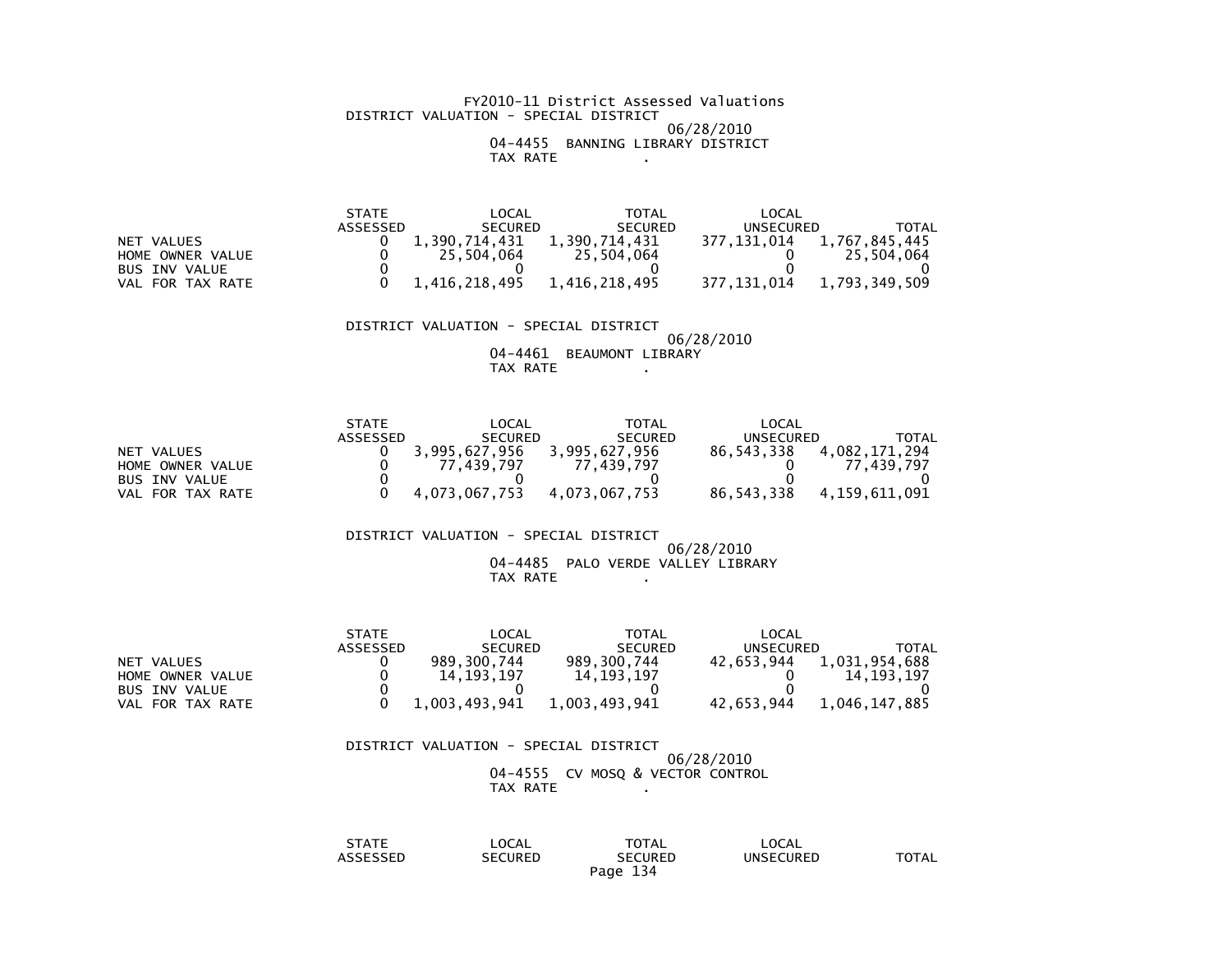FY2010-11 District Assessed Valuations

DISTRICT VALUATION - SPECIAL DISTRICT

06/28/2010

04-4455 BANNING LIBRARY DISTRICT

TAX RATE .

| | STATE ASSESSED | LOCAL SECURED | TOTAL SECURED | LOCAL UNSECURED | TOTAL |
|---|---|---|---|---|---|
| NET VALUES | 0 | 1,390,714,431 | 1,390,714,431 | 377,131,014 | 1,767,845,445 |
| HOME OWNER VALUE | 0 | 25,504,064 | 25,504,064 | 0 | 25,504,064 |
| BUS INV VALUE | 0 | 0 | 0 | 0 | 0 |
| VAL FOR TAX RATE | 0 | 1,416,218,495 | 1,416,218,495 | 377,131,014 | 1,793,349,509 |

DISTRICT VALUATION - SPECIAL DISTRICT

06/28/2010

04-4461 BEAUMONT LIBRARY

TAX RATE .

| | STATE ASSESSED | LOCAL SECURED | TOTAL SECURED | LOCAL UNSECURED | TOTAL |
|---|---|---|---|---|---|
| NET VALUES | 0 | 3,995,627,956 | 3,995,627,956 | 86,543,338 | 4,082,171,294 |
| HOME OWNER VALUE | 0 | 77,439,797 | 77,439,797 | 0 | 77,439,797 |
| BUS INV VALUE | 0 | 0 | 0 | 0 | 0 |
| VAL FOR TAX RATE | 0 | 4,073,067,753 | 4,073,067,753 | 86,543,338 | 4,159,611,091 |

DISTRICT VALUATION - SPECIAL DISTRICT

06/28/2010

04-4485 PALO VERDE VALLEY LIBRARY

TAX RATE .

| | STATE ASSESSED | LOCAL SECURED | TOTAL SECURED | LOCAL UNSECURED | TOTAL |
|---|---|---|---|---|---|
| NET VALUES | 0 | 989,300,744 | 989,300,744 | 42,653,944 | 1,031,954,688 |
| HOME OWNER VALUE | 0 | 14,193,197 | 14,193,197 | 0 | 14,193,197 |
| BUS INV VALUE | 0 | 0 | 0 | 0 | 0 |
| VAL FOR TAX RATE | 0 | 1,003,493,941 | 1,003,493,941 | 42,653,944 | 1,046,147,885 |

DISTRICT VALUATION - SPECIAL DISTRICT

06/28/2010

04-4555 CV MOSQ & VECTOR CONTROL

TAX RATE .

| | STATE ASSESSED | LOCAL SECURED | TOTAL SECURED | LOCAL UNSECURED | TOTAL |
|---|---|---|---|---|---|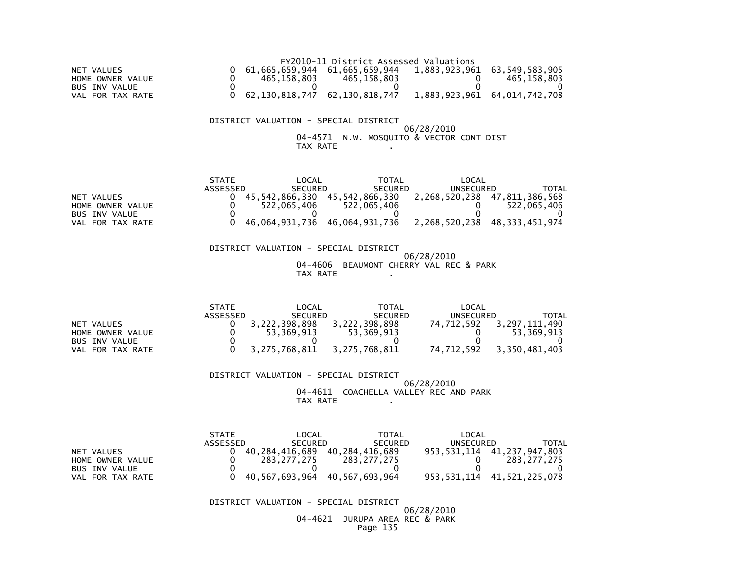FY2010-11 District Assessed Valuations

| | STATE ASSESSED | LOCAL SECURED | TOTAL SECURED | LOCAL UNSECURED | TOTAL |
|---|---|---|---|---|---|
| NET VALUES | 0 | 61,665,659,944 | 61,665,659,944 | 1,883,923,961 | 63,549,583,905 |
| HOME OWNER VALUE | 0 | 465,158,803 | 465,158,803 | 0 | 465,158,803 |
| BUS INV VALUE | 0 | 0 | 0 | 0 | 0 |
| VAL FOR TAX RATE | 0 | 62,130,818,747 | 62,130,818,747 | 1,883,923,961 | 64,014,742,708 |

DISTRICT VALUATION - SPECIAL DISTRICT

06/28/2010

04-4571 N.W. MOSQUITO & VECTOR CONT DIST

TAX RATE .

| | STATE ASSESSED | LOCAL SECURED | TOTAL SECURED | LOCAL UNSECURED | TOTAL |
|---|---|---|---|---|---|
| NET VALUES | 0 | 45,542,866,330 | 45,542,866,330 | 2,268,520,238 | 47,811,386,568 |
| HOME OWNER VALUE | 0 | 522,065,406 | 522,065,406 | 0 | 522,065,406 |
| BUS INV VALUE | 0 | 0 | 0 | 0 | 0 |
| VAL FOR TAX RATE | 0 | 46,064,931,736 | 46,064,931,736 | 2,268,520,238 | 48,333,451,974 |

DISTRICT VALUATION - SPECIAL DISTRICT

06/28/2010

04-4606 BEAUMONT CHERRY VAL REC & PARK

TAX RATE .

| | STATE ASSESSED | LOCAL SECURED | TOTAL SECURED | LOCAL UNSECURED | TOTAL |
|---|---|---|---|---|---|
| NET VALUES | 0 | 3,222,398,898 | 3,222,398,898 | 74,712,592 | 3,297,111,490 |
| HOME OWNER VALUE | 0 | 53,369,913 | 53,369,913 | 0 | 53,369,913 |
| BUS INV VALUE | 0 | 0 | 0 | 0 | 0 |
| VAL FOR TAX RATE | 0 | 3,275,768,811 | 3,275,768,811 | 74,712,592 | 3,350,481,403 |

DISTRICT VALUATION - SPECIAL DISTRICT

06/28/2010

04-4611 COACHELLA VALLEY REC AND PARK

TAX RATE .

| | STATE ASSESSED | LOCAL SECURED | TOTAL SECURED | LOCAL UNSECURED | TOTAL |
|---|---|---|---|---|---|
| NET VALUES | 0 | 40,284,416,689 | 40,284,416,689 | 953,531,114 | 41,237,947,803 |
| HOME OWNER VALUE | 0 | 283,277,275 | 283,277,275 | 0 | 283,277,275 |
| BUS INV VALUE | 0 | 0 | 0 | 0 | 0 |
| VAL FOR TAX RATE | 0 | 40,567,693,964 | 40,567,693,964 | 953,531,114 | 41,521,225,078 |

DISTRICT VALUATION - SPECIAL DISTRICT

06/28/2010

04-4621 JURUPA AREA REC & PARK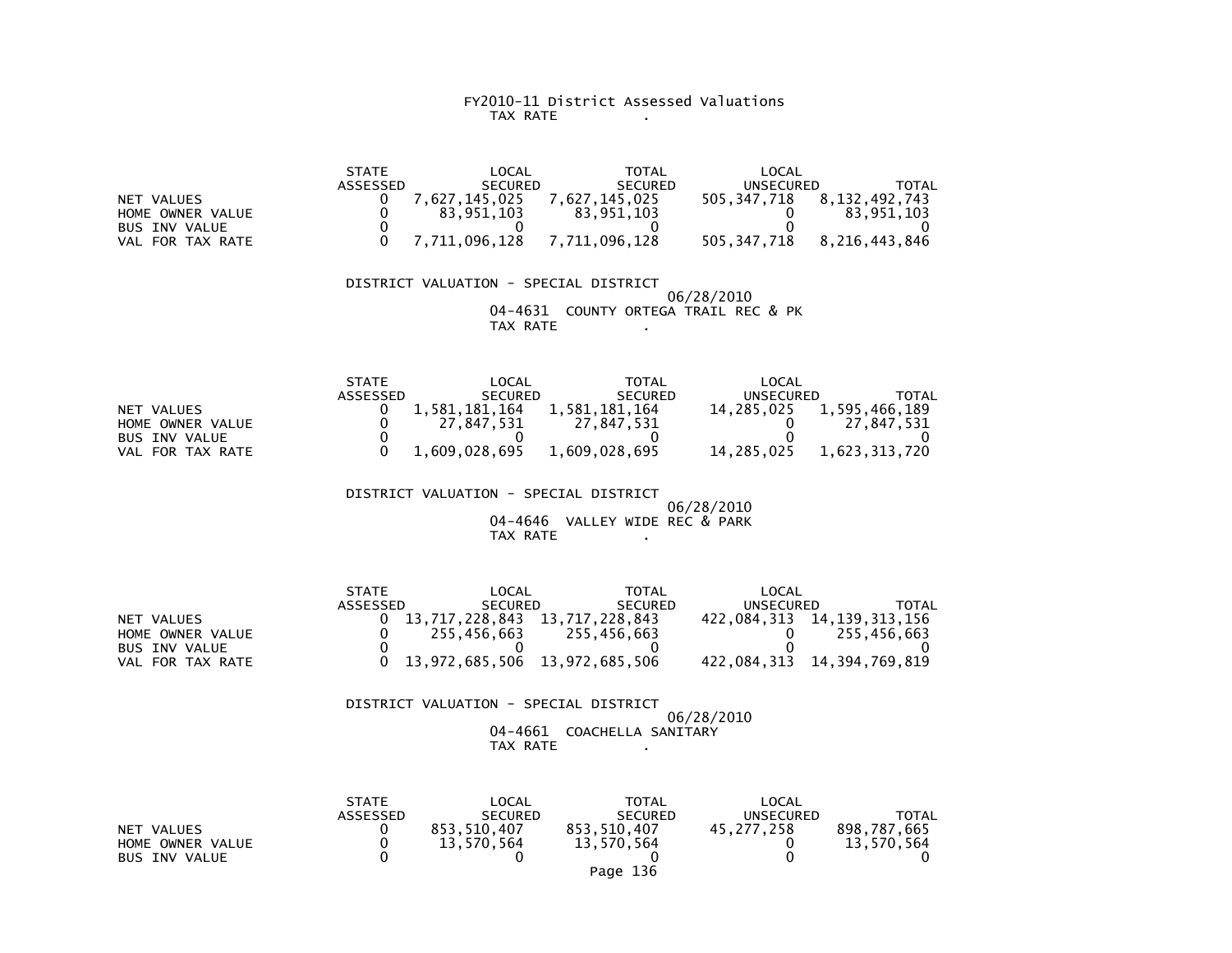FY2010-11 District Assessed Valuations
TAX RATE .

| | STATE ASSESSED | LOCAL SECURED | TOTAL SECURED | LOCAL UNSECURED | TOTAL |
|---|---|---|---|---|---|
| NET VALUES | 0 | 7,627,145,025 | 7,627,145,025 | 505,347,718 | 8,132,492,743 |
| HOME OWNER VALUE | 0 | 83,951,103 | 83,951,103 | 0 | 83,951,103 |
| BUS INV VALUE | 0 | 0 | 0 | 0 | 0 |
| VAL FOR TAX RATE | 0 | 7,711,096,128 | 7,711,096,128 | 505,347,718 | 8,216,443,846 |

DISTRICT VALUATION - SPECIAL DISTRICT
06/28/2010
04-4631 COUNTY ORTEGA TRAIL REC & PK
TAX RATE .

| | STATE ASSESSED | LOCAL SECURED | TOTAL SECURED | LOCAL UNSECURED | TOTAL |
|---|---|---|---|---|---|
| NET VALUES | 0 | 1,581,181,164 | 1,581,181,164 | 14,285,025 | 1,595,466,189 |
| HOME OWNER VALUE | 0 | 27,847,531 | 27,847,531 | 0 | 27,847,531 |
| BUS INV VALUE | 0 | 0 | 0 | 0 | 0 |
| VAL FOR TAX RATE | 0 | 1,609,028,695 | 1,609,028,695 | 14,285,025 | 1,623,313,720 |

DISTRICT VALUATION - SPECIAL DISTRICT
06/28/2010
04-4646 VALLEY WIDE REC & PARK
TAX RATE .

| | STATE ASSESSED | LOCAL SECURED | TOTAL SECURED | LOCAL UNSECURED | TOTAL |
|---|---|---|---|---|---|
| NET VALUES | 0 | 13,717,228,843 | 13,717,228,843 | 422,084,313 | 14,139,313,156 |
| HOME OWNER VALUE | 0 | 255,456,663 | 255,456,663 | 0 | 255,456,663 |
| BUS INV VALUE | 0 | 0 | 0 | 0 | 0 |
| VAL FOR TAX RATE | 0 | 13,972,685,506 | 13,972,685,506 | 422,084,313 | 14,394,769,819 |

DISTRICT VALUATION - SPECIAL DISTRICT
06/28/2010
04-4661 COACHELLA SANITARY
TAX RATE .

| | STATE ASSESSED | LOCAL SECURED | TOTAL SECURED | LOCAL UNSECURED | TOTAL |
|---|---|---|---|---|---|
| NET VALUES | 0 | 853,510,407 | 853,510,407 | 45,277,258 | 898,787,665 |
| HOME OWNER VALUE | 0 | 13,570,564 | 13,570,564 | 0 | 13,570,564 |
| BUS INV VALUE | 0 | 0 | 0 | 0 | 0 |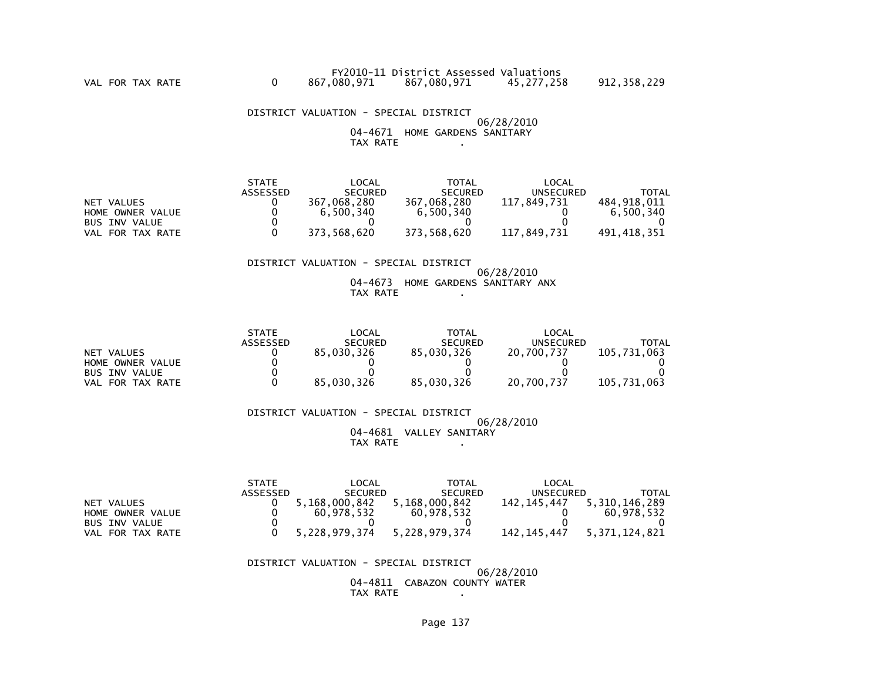FY2010-11 District Assessed Valuations

| | | | | | |
|---|---|---|---|---|---|
| VAL FOR TAX RATE | 0 | 867,080,971 | 867,080,971 | 45,277,258 | 912,358,229 |

DISTRICT VALUATION - SPECIAL DISTRICT

06/28/2010

04-4671 HOME GARDENS SANITARY

TAX RATE .

| | STATE ASSESSED | LOCAL SECURED | TOTAL SECURED | LOCAL UNSECURED | TOTAL |
|---|---|---|---|---|---|
| NET VALUES | 0 | 367,068,280 | 367,068,280 | 117,849,731 | 484,918,011 |
| HOME OWNER VALUE | 0 | 6,500,340 | 6,500,340 | 0 | 6,500,340 |
| BUS INV VALUE | 0 | 0 | 0 | 0 | 0 |
| VAL FOR TAX RATE | 0 | 373,568,620 | 373,568,620 | 117,849,731 | 491,418,351 |

DISTRICT VALUATION - SPECIAL DISTRICT

06/28/2010

04-4673 HOME GARDENS SANITARY ANX

TAX RATE .

| | STATE ASSESSED | LOCAL SECURED | TOTAL SECURED | LOCAL UNSECURED | TOTAL |
|---|---|---|---|---|---|
| NET VALUES | 0 | 85,030,326 | 85,030,326 | 20,700,737 | 105,731,063 |
| HOME OWNER VALUE | 0 | 0 | 0 | 0 | 0 |
| BUS INV VALUE | 0 | 0 | 0 | 0 | 0 |
| VAL FOR TAX RATE | 0 | 85,030,326 | 85,030,326 | 20,700,737 | 105,731,063 |

DISTRICT VALUATION - SPECIAL DISTRICT

06/28/2010

04-4681 VALLEY SANITARY

TAX RATE .

| | STATE ASSESSED | LOCAL SECURED | TOTAL SECURED | LOCAL UNSECURED | TOTAL |
|---|---|---|---|---|---|
| NET VALUES | 0 | 5,168,000,842 | 5,168,000,842 | 142,145,447 | 5,310,146,289 |
| HOME OWNER VALUE | 0 | 60,978,532 | 60,978,532 | 0 | 60,978,532 |
| BUS INV VALUE | 0 | 0 | 0 | 0 | 0 |
| VAL FOR TAX RATE | 0 | 5,228,979,374 | 5,228,979,374 | 142,145,447 | 5,371,124,821 |

DISTRICT VALUATION - SPECIAL DISTRICT

06/28/2010

04-4811 CABAZON COUNTY WATER

TAX RATE .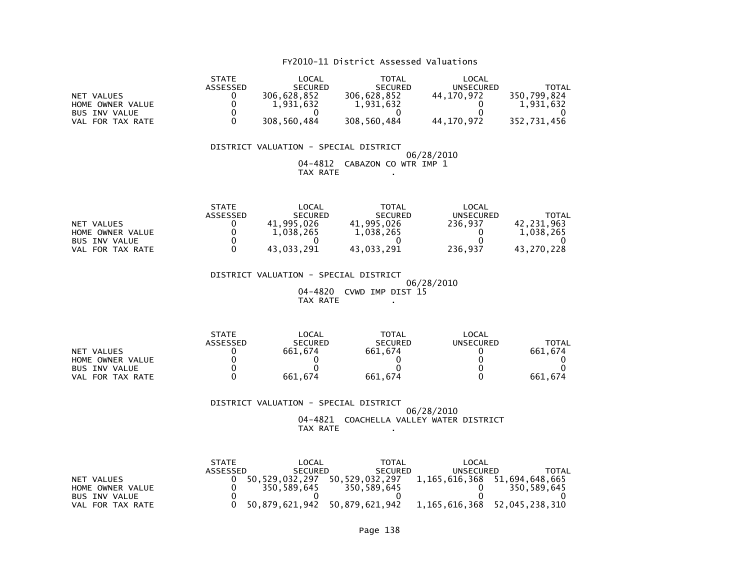FY2010-11 District Assessed Valuations

| | STATE ASSESSED | LOCAL SECURED | TOTAL SECURED | LOCAL UNSECURED | TOTAL |
|---|---|---|---|---|---|
| NET VALUES | 0 | 306,628,852 | 306,628,852 | 44,170,972 | 350,799,824 |
| HOME OWNER VALUE | 0 | 1,931,632 | 1,931,632 | 0 | 1,931,632 |
| BUS INV VALUE | 0 | 0 | 0 | 0 | 0 |
| VAL FOR TAX RATE | 0 | 308,560,484 | 308,560,484 | 44,170,972 | 352,731,456 |

DISTRICT VALUATION - SPECIAL DISTRICT
06/28/2010
04-4812 CABAZON CO WTR IMP 1
TAX RATE .

| | STATE ASSESSED | LOCAL SECURED | TOTAL SECURED | LOCAL UNSECURED | TOTAL |
|---|---|---|---|---|---|
| NET VALUES | 0 | 41,995,026 | 41,995,026 | 236,937 | 42,231,963 |
| HOME OWNER VALUE | 0 | 1,038,265 | 1,038,265 | 0 | 1,038,265 |
| BUS INV VALUE | 0 | 0 | 0 | 0 | 0 |
| VAL FOR TAX RATE | 0 | 43,033,291 | 43,033,291 | 236,937 | 43,270,228 |

DISTRICT VALUATION - SPECIAL DISTRICT
06/28/2010
04-4820 CVWD IMP DIST 15
TAX RATE .

| | STATE ASSESSED | LOCAL SECURED | TOTAL SECURED | LOCAL UNSECURED | TOTAL |
|---|---|---|---|---|---|
| NET VALUES | 0 | 661,674 | 661,674 | 0 | 661,674 |
| HOME OWNER VALUE | 0 | 0 | 0 | 0 | 0 |
| BUS INV VALUE | 0 | 0 | 0 | 0 | 0 |
| VAL FOR TAX RATE | 0 | 661,674 | 661,674 | 0 | 661,674 |

DISTRICT VALUATION - SPECIAL DISTRICT
06/28/2010
04-4821 COACHELLA VALLEY WATER DISTRICT
TAX RATE .

| | STATE ASSESSED | LOCAL SECURED | TOTAL SECURED | LOCAL UNSECURED | TOTAL |
|---|---|---|---|---|---|
| NET VALUES | 0 | 50,529,032,297 | 50,529,032,297 | 1,165,616,368 | 51,694,648,665 |
| HOME OWNER VALUE | 0 | 350,589,645 | 350,589,645 | 0 | 350,589,645 |
| BUS INV VALUE | 0 | 0 | 0 | 0 | 0 |
| VAL FOR TAX RATE | 0 | 50,879,621,942 | 50,879,621,942 | 1,165,616,368 | 52,045,238,310 |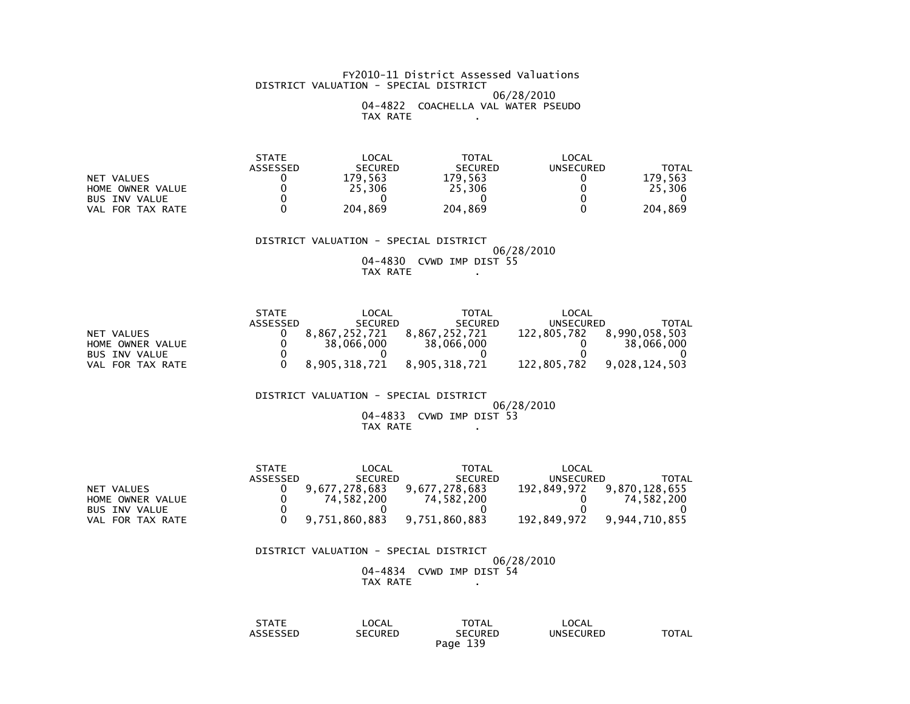FY2010-11 District Assessed Valuations

DISTRICT VALUATION - SPECIAL DISTRICT

06/28/2010

04-4822 COACHELLA VAL WATER PSEUDO

TAX RATE .

| | STATE ASSESSED | LOCAL SECURED | TOTAL SECURED | LOCAL UNSECURED | TOTAL |
|---|---|---|---|---|---|
| NET VALUES | 0 | 179,563 | 179,563 | 0 | 179,563 |
| HOME OWNER VALUE | 0 | 25,306 | 25,306 | 0 | 25,306 |
| BUS INV VALUE | 0 | 0 | 0 | 0 | 0 |
| VAL FOR TAX RATE | 0 | 204,869 | 204,869 | 0 | 204,869 |

DISTRICT VALUATION - SPECIAL DISTRICT

06/28/2010

04-4830 CVWD IMP DIST 55

TAX RATE .

| | STATE ASSESSED | LOCAL SECURED | TOTAL SECURED | LOCAL UNSECURED | TOTAL |
|---|---|---|---|---|---|
| NET VALUES | 0 | 8,867,252,721 | 8,867,252,721 | 122,805,782 | 8,990,058,503 |
| HOME OWNER VALUE | 0 | 38,066,000 | 38,066,000 | 0 | 38,066,000 |
| BUS INV VALUE | 0 | 0 | 0 | 0 | 0 |
| VAL FOR TAX RATE | 0 | 8,905,318,721 | 8,905,318,721 | 122,805,782 | 9,028,124,503 |

DISTRICT VALUATION - SPECIAL DISTRICT

06/28/2010

04-4833 CVWD IMP DIST 53

TAX RATE .

| | STATE ASSESSED | LOCAL SECURED | TOTAL SECURED | LOCAL UNSECURED | TOTAL |
|---|---|---|---|---|---|
| NET VALUES | 0 | 9,677,278,683 | 9,677,278,683 | 192,849,972 | 9,870,128,655 |
| HOME OWNER VALUE | 0 | 74,582,200 | 74,582,200 | 0 | 74,582,200 |
| BUS INV VALUE | 0 | 0 | 0 | 0 | 0 |
| VAL FOR TAX RATE | 0 | 9,751,860,883 | 9,751,860,883 | 192,849,972 | 9,944,710,855 |

DISTRICT VALUATION - SPECIAL DISTRICT

06/28/2010

04-4834 CVWD IMP DIST 54

TAX RATE .

| | STATE ASSESSED | LOCAL SECURED | TOTAL SECURED | LOCAL UNSECURED | TOTAL |
|---|---|---|---|---|---|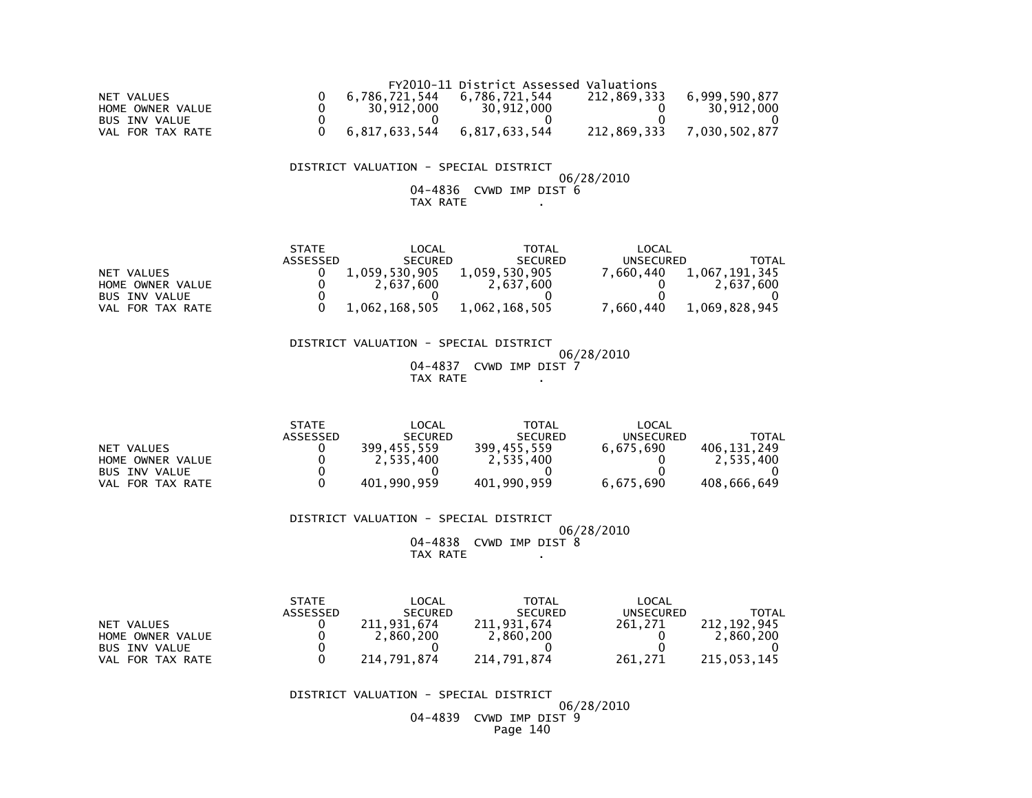FY2010-11 District Assessed Valuations

| | | | | | |
|---|---|---|---|---|---|
| NET VALUES | 0 | 6,786,721,544 | 6,786,721,544 | 212,869,333 | 6,999,590,877 |
| HOME OWNER VALUE | 0 | 30,912,000 | 30,912,000 | 0 | 30,912,000 |
| BUS INV VALUE | 0 | 0 | 0 | 0 | 0 |
| VAL FOR TAX RATE | 0 | 6,817,633,544 | 6,817,633,544 | 212,869,333 | 7,030,502,877 |

DISTRICT VALUATION - SPECIAL DISTRICT

06/28/2010

04-4836 CVWD IMP DIST 6

TAX RATE .

| | STATE ASSESSED | LOCAL SECURED | TOTAL SECURED | LOCAL UNSECURED | TOTAL |
|---|---|---|---|---|---|
| NET VALUES | 0 | 1,059,530,905 | 1,059,530,905 | 7,660,440 | 1,067,191,345 |
| HOME OWNER VALUE | 0 | 2,637,600 | 2,637,600 | 0 | 2,637,600 |
| BUS INV VALUE | 0 | 0 | 0 | 0 | 0 |
| VAL FOR TAX RATE | 0 | 1,062,168,505 | 1,062,168,505 | 7,660,440 | 1,069,828,945 |

DISTRICT VALUATION - SPECIAL DISTRICT

06/28/2010

04-4837 CVWD IMP DIST 7

TAX RATE .

| | STATE ASSESSED | LOCAL SECURED | TOTAL SECURED | LOCAL UNSECURED | TOTAL |
|---|---|---|---|---|---|
| NET VALUES | 0 | 399,455,559 | 399,455,559 | 6,675,690 | 406,131,249 |
| HOME OWNER VALUE | 0 | 2,535,400 | 2,535,400 | 0 | 2,535,400 |
| BUS INV VALUE | 0 | 0 | 0 | 0 | 0 |
| VAL FOR TAX RATE | 0 | 401,990,959 | 401,990,959 | 6,675,690 | 408,666,649 |

DISTRICT VALUATION - SPECIAL DISTRICT

06/28/2010

04-4838 CVWD IMP DIST 8

TAX RATE .

| | STATE ASSESSED | LOCAL SECURED | TOTAL SECURED | LOCAL UNSECURED | TOTAL |
|---|---|---|---|---|---|
| NET VALUES | 0 | 211,931,674 | 211,931,674 | 261,271 | 212,192,945 |
| HOME OWNER VALUE | 0 | 2,860,200 | 2,860,200 | 0 | 2,860,200 |
| BUS INV VALUE | 0 | 0 | 0 | 0 | 0 |
| VAL FOR TAX RATE | 0 | 214,791,874 | 214,791,874 | 261,271 | 215,053,145 |

DISTRICT VALUATION - SPECIAL DISTRICT

06/28/2010

04-4839 CVWD IMP DIST 9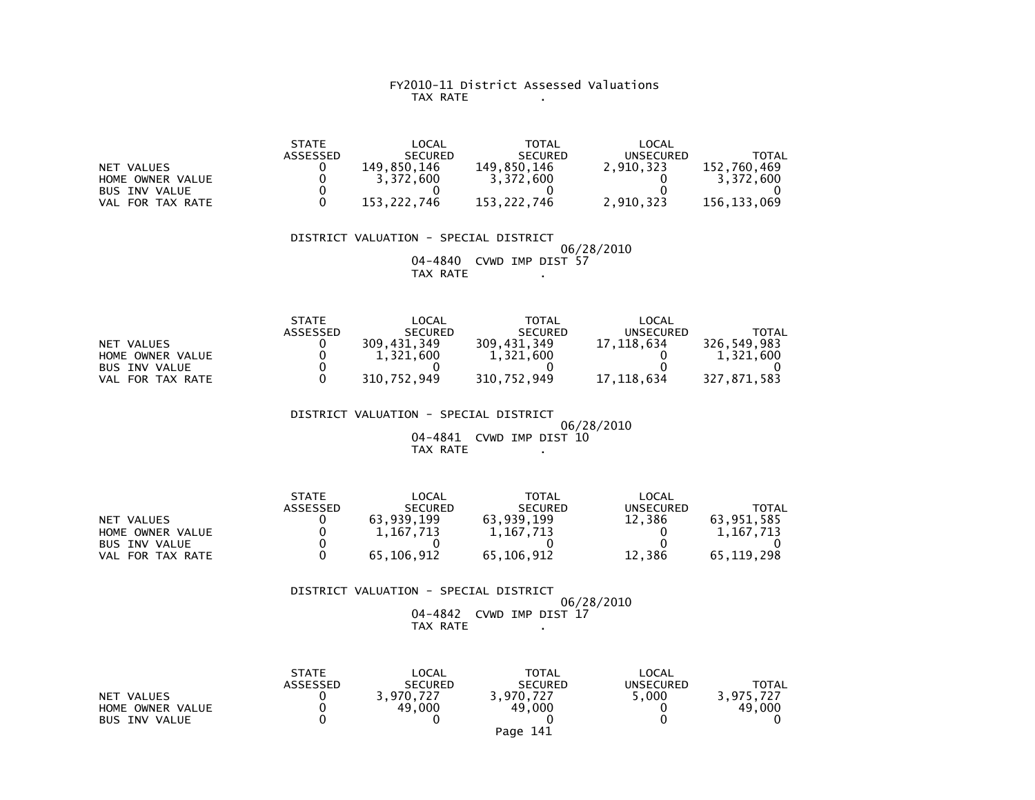FY2010-11 District Assessed Valuations
TAX RATE .

| | STATE ASSESSED | LOCAL SECURED | TOTAL SECURED | LOCAL UNSECURED | TOTAL |
|---|---|---|---|---|---|
| NET VALUES | 0 | 149,850,146 | 149,850,146 | 2,910,323 | 152,760,469 |
| HOME OWNER VALUE | 0 | 3,372,600 | 3,372,600 | 0 | 3,372,600 |
| BUS INV VALUE | 0 | 0 | 0 | 0 | 0 |
| VAL FOR TAX RATE | 0 | 153,222,746 | 153,222,746 | 2,910,323 | 156,133,069 |

DISTRICT VALUATION - SPECIAL DISTRICT
06/28/2010
04-4840 CVWD IMP DIST 57
TAX RATE .

| | STATE ASSESSED | LOCAL SECURED | TOTAL SECURED | LOCAL UNSECURED | TOTAL |
|---|---|---|---|---|---|
| NET VALUES | 0 | 309,431,349 | 309,431,349 | 17,118,634 | 326,549,983 |
| HOME OWNER VALUE | 0 | 1,321,600 | 1,321,600 | 0 | 1,321,600 |
| BUS INV VALUE | 0 | 0 | 0 | 0 | 0 |
| VAL FOR TAX RATE | 0 | 310,752,949 | 310,752,949 | 17,118,634 | 327,871,583 |

DISTRICT VALUATION - SPECIAL DISTRICT
06/28/2010
04-4841 CVWD IMP DIST 10
TAX RATE .

| | STATE ASSESSED | LOCAL SECURED | TOTAL SECURED | LOCAL UNSECURED | TOTAL |
|---|---|---|---|---|---|
| NET VALUES | 0 | 63,939,199 | 63,939,199 | 12,386 | 63,951,585 |
| HOME OWNER VALUE | 0 | 1,167,713 | 1,167,713 | 0 | 1,167,713 |
| BUS INV VALUE | 0 | 0 | 0 | 0 | 0 |
| VAL FOR TAX RATE | 0 | 65,106,912 | 65,106,912 | 12,386 | 65,119,298 |

DISTRICT VALUATION - SPECIAL DISTRICT
06/28/2010
04-4842 CVWD IMP DIST 17
TAX RATE .

| | STATE ASSESSED | LOCAL SECURED | TOTAL SECURED | LOCAL UNSECURED | TOTAL |
|---|---|---|---|---|---|
| NET VALUES | 0 | 3,970,727 | 3,970,727 | 5,000 | 3,975,727 |
| HOME OWNER VALUE | 0 | 49,000 | 49,000 | 0 | 49,000 |
| BUS INV VALUE | 0 | 0 | 0 | 0 | 0 |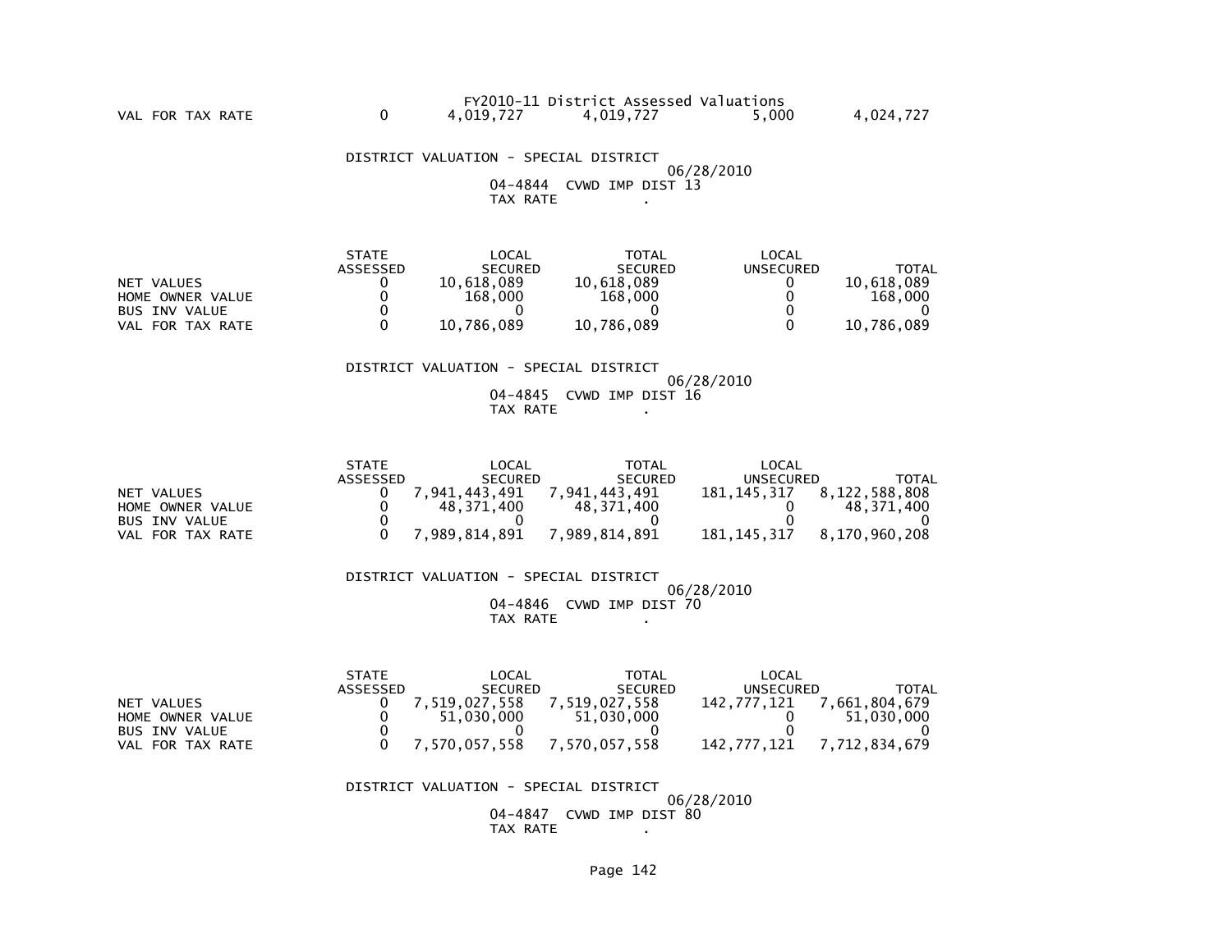FY2010-11 District Assessed Valuations

| | | | | | |
|---|---|---|---|---|---|
| VAL FOR TAX RATE | 0 | 4,019,727 | 4,019,727 | 5,000 | 4,024,727 |

DISTRICT VALUATION - SPECIAL DISTRICT

06/28/2010

04-4844 CVWD IMP DIST 13

TAX RATE .

| | STATE ASSESSED | LOCAL SECURED | TOTAL SECURED | LOCAL UNSECURED | TOTAL |
|---|---|---|---|---|---|
| NET VALUES | 0 | 10,618,089 | 10,618,089 | 0 | 10,618,089 |
| HOME OWNER VALUE | 0 | 168,000 | 168,000 | 0 | 168,000 |
| BUS INV VALUE | 0 | 0 | 0 | 0 | 0 |
| VAL FOR TAX RATE | 0 | 10,786,089 | 10,786,089 | 0 | 10,786,089 |

DISTRICT VALUATION - SPECIAL DISTRICT

06/28/2010

04-4845 CVWD IMP DIST 16

TAX RATE .

| | STATE ASSESSED | LOCAL SECURED | TOTAL SECURED | LOCAL UNSECURED | TOTAL |
|---|---|---|---|---|---|
| NET VALUES | 0 | 7,941,443,491 | 7,941,443,491 | 181,145,317 | 8,122,588,808 |
| HOME OWNER VALUE | 0 | 48,371,400 | 48,371,400 | 0 | 48,371,400 |
| BUS INV VALUE | 0 | 0 | 0 | 0 | 0 |
| VAL FOR TAX RATE | 0 | 7,989,814,891 | 7,989,814,891 | 181,145,317 | 8,170,960,208 |

DISTRICT VALUATION - SPECIAL DISTRICT

06/28/2010

04-4846 CVWD IMP DIST 70

TAX RATE .

| | STATE ASSESSED | LOCAL SECURED | TOTAL SECURED | LOCAL UNSECURED | TOTAL |
|---|---|---|---|---|---|
| NET VALUES | 0 | 7,519,027,558 | 7,519,027,558 | 142,777,121 | 7,661,804,679 |
| HOME OWNER VALUE | 0 | 51,030,000 | 51,030,000 | 0 | 51,030,000 |
| BUS INV VALUE | 0 | 0 | 0 | 0 | 0 |
| VAL FOR TAX RATE | 0 | 7,570,057,558 | 7,570,057,558 | 142,777,121 | 7,712,834,679 |

DISTRICT VALUATION - SPECIAL DISTRICT

06/28/2010

04-4847 CVWD IMP DIST 80

TAX RATE .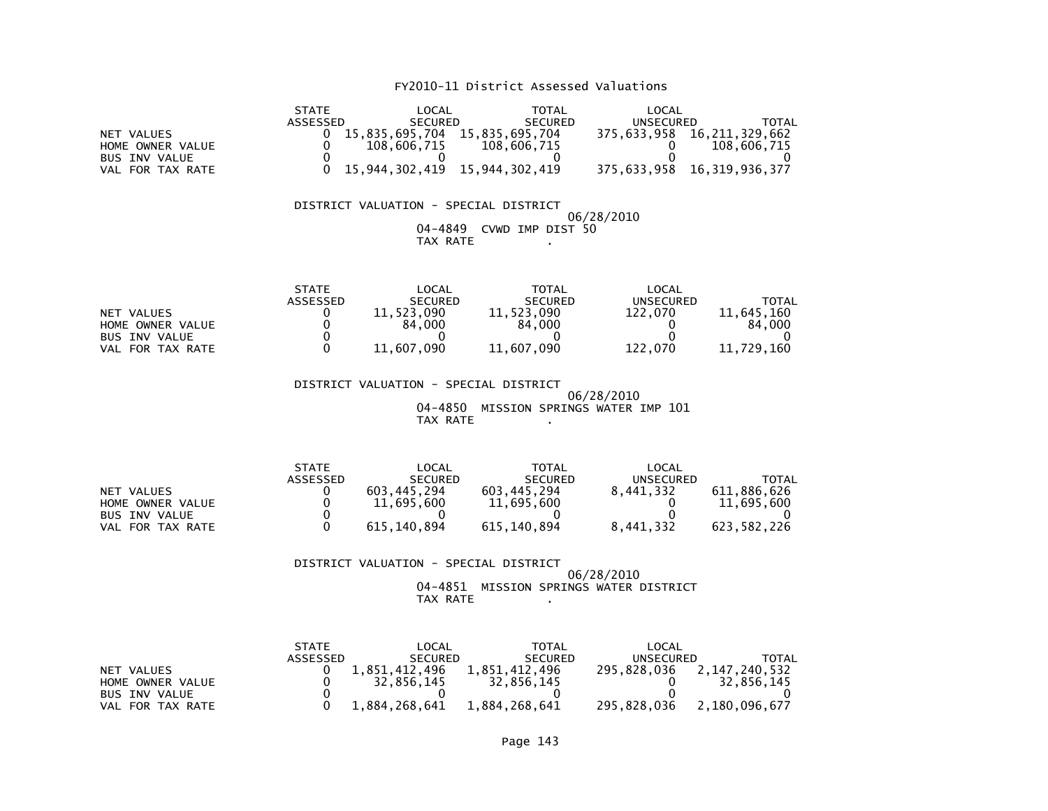# FY2010-11 District Assessed Valuations

| | STATE ASSESSED | LOCAL SECURED | TOTAL SECURED | LOCAL UNSECURED | TOTAL |
|---|---|---|---|---|---|
| NET VALUES | 0 | 15,835,695,704 | 15,835,695,704 | 375,633,958 | 16,211,329,662 |
| HOME OWNER VALUE | 0 | 108,606,715 | 108,606,715 | 0 | 108,606,715 |
| BUS INV VALUE | 0 | 0 | 0 | 0 | 0 |
| VAL FOR TAX RATE | 0 | 15,944,302,419 | 15,944,302,419 | 375,633,958 | 16,319,936,377 |

DISTRICT VALUATION - SPECIAL DISTRICT

06/28/2010

04-4849 CVWD IMP DIST 50

TAX RATE .

| | STATE ASSESSED | LOCAL SECURED | TOTAL SECURED | LOCAL UNSECURED | TOTAL |
|---|---|---|---|---|---|
| NET VALUES | 0 | 11,523,090 | 11,523,090 | 122,070 | 11,645,160 |
| HOME OWNER VALUE | 0 | 84,000 | 84,000 | 0 | 84,000 |
| BUS INV VALUE | 0 | 0 | 0 | 0 | 0 |
| VAL FOR TAX RATE | 0 | 11,607,090 | 11,607,090 | 122,070 | 11,729,160 |

DISTRICT VALUATION - SPECIAL DISTRICT

06/28/2010

04-4850 MISSION SPRINGS WATER IMP 101

TAX RATE .

| | STATE ASSESSED | LOCAL SECURED | TOTAL SECURED | LOCAL UNSECURED | TOTAL |
|---|---|---|---|---|---|
| NET VALUES | 0 | 603,445,294 | 603,445,294 | 8,441,332 | 611,886,626 |
| HOME OWNER VALUE | 0 | 11,695,600 | 11,695,600 | 0 | 11,695,600 |
| BUS INV VALUE | 0 | 0 | 0 | 0 | 0 |
| VAL FOR TAX RATE | 0 | 615,140,894 | 615,140,894 | 8,441,332 | 623,582,226 |

DISTRICT VALUATION - SPECIAL DISTRICT

06/28/2010

04-4851 MISSION SPRINGS WATER DISTRICT

TAX RATE .

| | STATE ASSESSED | LOCAL SECURED | TOTAL SECURED | LOCAL UNSECURED | TOTAL |
|---|---|---|---|---|---|
| NET VALUES | 0 | 1,851,412,496 | 1,851,412,496 | 295,828,036 | 2,147,240,532 |
| HOME OWNER VALUE | 0 | 32,856,145 | 32,856,145 | 0 | 32,856,145 |
| BUS INV VALUE | 0 | 0 | 0 | 0 | 0 |
| VAL FOR TAX RATE | 0 | 1,884,268,641 | 1,884,268,641 | 295,828,036 | 2,180,096,677 |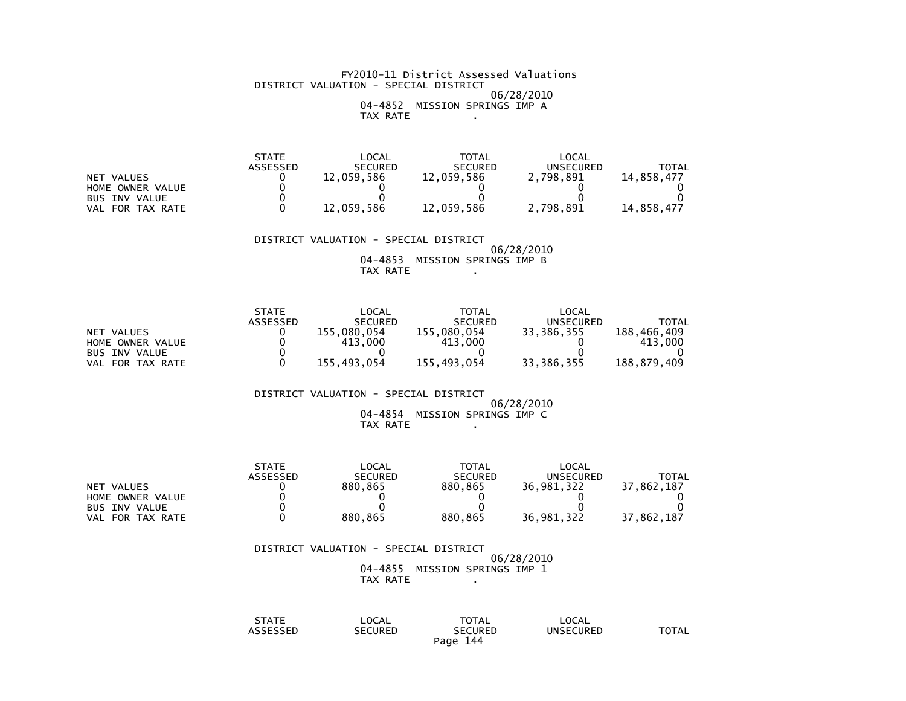FY2010-11 District Assessed Valuations

DISTRICT VALUATION - SPECIAL DISTRICT

06/28/2010

04-4852 MISSION SPRINGS IMP A

TAX RATE .

| | STATE ASSESSED | LOCAL SECURED | TOTAL SECURED | LOCAL UNSECURED | TOTAL |
|---|---|---|---|---|---|
| NET VALUES | 0 | 12,059,586 | 12,059,586 | 2,798,891 | 14,858,477 |
| HOME OWNER VALUE | 0 | 0 | 0 | 0 | 0 |
| BUS INV VALUE | 0 | 0 | 0 | 0 | 0 |
| VAL FOR TAX RATE | 0 | 12,059,586 | 12,059,586 | 2,798,891 | 14,858,477 |

DISTRICT VALUATION - SPECIAL DISTRICT

06/28/2010

04-4853 MISSION SPRINGS IMP B

TAX RATE .

| | STATE ASSESSED | LOCAL SECURED | TOTAL SECURED | LOCAL UNSECURED | TOTAL |
|---|---|---|---|---|---|
| NET VALUES | 0 | 155,080,054 | 155,080,054 | 33,386,355 | 188,466,409 |
| HOME OWNER VALUE | 0 | 413,000 | 413,000 | 0 | 413,000 |
| BUS INV VALUE | 0 | 0 | 0 | 0 | 0 |
| VAL FOR TAX RATE | 0 | 155,493,054 | 155,493,054 | 33,386,355 | 188,879,409 |

DISTRICT VALUATION - SPECIAL DISTRICT

06/28/2010

04-4854 MISSION SPRINGS IMP C

TAX RATE .

| | STATE ASSESSED | LOCAL SECURED | TOTAL SECURED | LOCAL UNSECURED | TOTAL |
|---|---|---|---|---|---|
| NET VALUES | 0 | 880,865 | 880,865 | 36,981,322 | 37,862,187 |
| HOME OWNER VALUE | 0 | 0 | 0 | 0 | 0 |
| BUS INV VALUE | 0 | 0 | 0 | 0 | 0 |
| VAL FOR TAX RATE | 0 | 880,865 | 880,865 | 36,981,322 | 37,862,187 |

DISTRICT VALUATION - SPECIAL DISTRICT

06/28/2010

04-4855 MISSION SPRINGS IMP 1

TAX RATE .

| | STATE ASSESSED | LOCAL SECURED | TOTAL SECURED | LOCAL UNSECURED | TOTAL |
|---|---|---|---|---|---|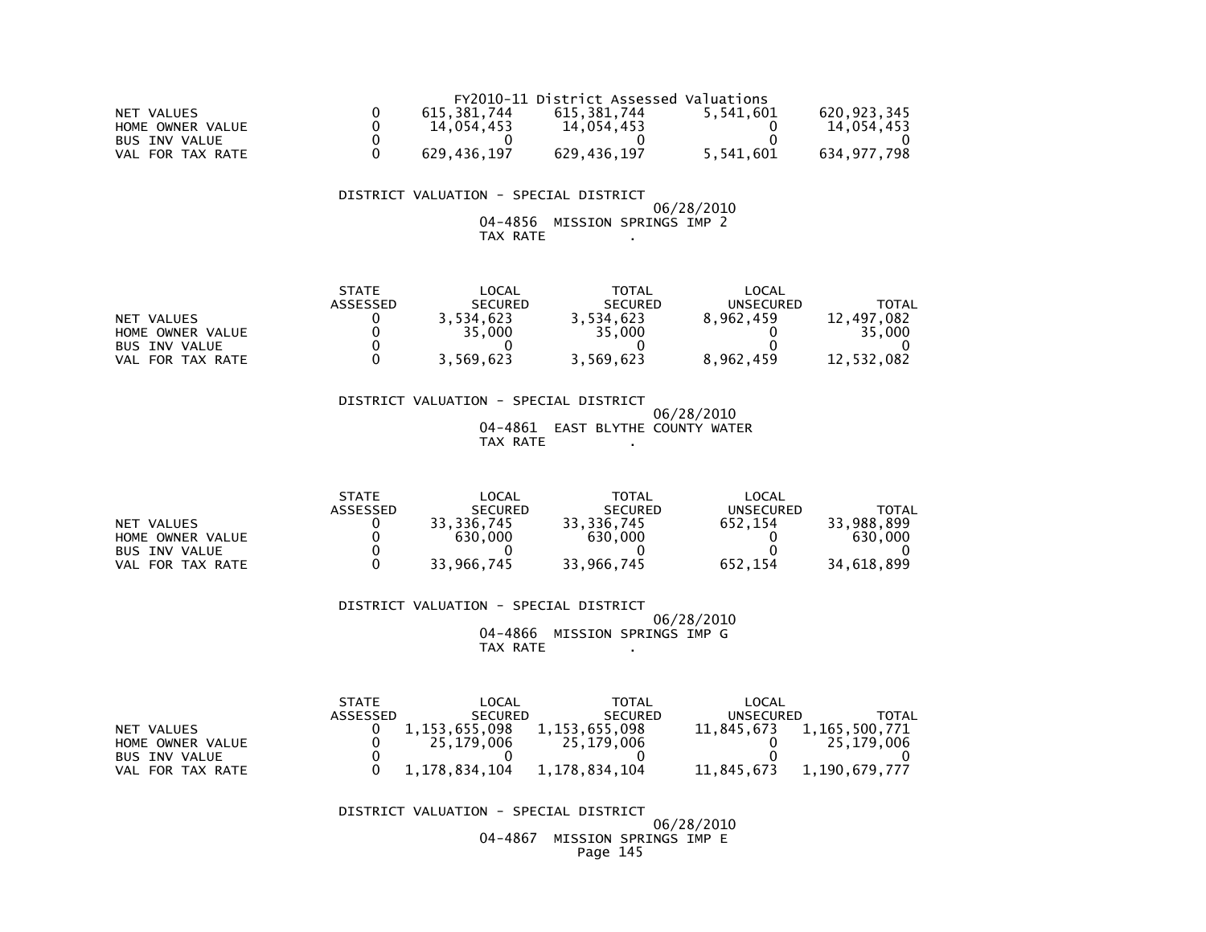FY2010-11 District Assessed Valuations

| | | | | | |
|---|---|---|---|---|---|
| NET VALUES | 0 | 615,381,744 | 615,381,744 | 5,541,601 | 620,923,345 |
| HOME OWNER VALUE | 0 | 14,054,453 | 14,054,453 | 0 | 14,054,453 |
| BUS INV VALUE | 0 | 0 | 0 | 0 | 0 |
| VAL FOR TAX RATE | 0 | 629,436,197 | 629,436,197 | 5,541,601 | 634,977,798 |

DISTRICT VALUATION - SPECIAL DISTRICT

06/28/2010

04-4856 MISSION SPRINGS IMP 2

TAX RATE .

| | STATE ASSESSED | LOCAL SECURED | TOTAL SECURED | LOCAL UNSECURED | TOTAL |
|---|---|---|---|---|---|
| NET VALUES | 0 | 3,534,623 | 3,534,623 | 8,962,459 | 12,497,082 |
| HOME OWNER VALUE | 0 | 35,000 | 35,000 | 0 | 35,000 |
| BUS INV VALUE | 0 | 0 | 0 | 0 | 0 |
| VAL FOR TAX RATE | 0 | 3,569,623 | 3,569,623 | 8,962,459 | 12,532,082 |

DISTRICT VALUATION - SPECIAL DISTRICT

06/28/2010

04-4861 EAST BLYTHE COUNTY WATER

TAX RATE .

| | STATE ASSESSED | LOCAL SECURED | TOTAL SECURED | LOCAL UNSECURED | TOTAL |
|---|---|---|---|---|---|
| NET VALUES | 0 | 33,336,745 | 33,336,745 | 652,154 | 33,988,899 |
| HOME OWNER VALUE | 0 | 630,000 | 630,000 | 0 | 630,000 |
| BUS INV VALUE | 0 | 0 | 0 | 0 | 0 |
| VAL FOR TAX RATE | 0 | 33,966,745 | 33,966,745 | 652,154 | 34,618,899 |

DISTRICT VALUATION - SPECIAL DISTRICT

06/28/2010

04-4866 MISSION SPRINGS IMP G

TAX RATE .

| | STATE ASSESSED | LOCAL SECURED | TOTAL SECURED | LOCAL UNSECURED | TOTAL |
|---|---|---|---|---|---|
| NET VALUES | 0 | 1,153,655,098 | 1,153,655,098 | 11,845,673 | 1,165,500,771 |
| HOME OWNER VALUE | 0 | 25,179,006 | 25,179,006 | 0 | 25,179,006 |
| BUS INV VALUE | 0 | 0 | 0 | 0 | 0 |
| VAL FOR TAX RATE | 0 | 1,178,834,104 | 1,178,834,104 | 11,845,673 | 1,190,679,777 |

DISTRICT VALUATION - SPECIAL DISTRICT

06/28/2010

04-4867 MISSION SPRINGS IMP E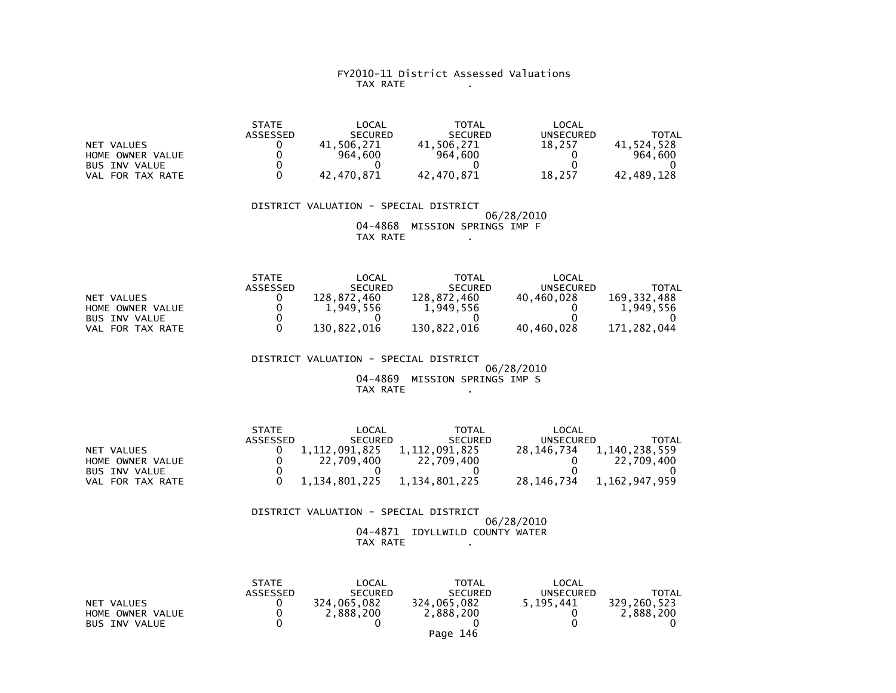FY2010-11 District Assessed Valuations

TAX RATE .

| | STATE ASSESSED | LOCAL SECURED | TOTAL SECURED | LOCAL UNSECURED | TOTAL |
|---|---|---|---|---|---|
| NET VALUES | 0 | 41,506,271 | 41,506,271 | 18,257 | 41,524,528 |
| HOME OWNER VALUE | 0 | 964,600 | 964,600 | 0 | 964,600 |
| BUS INV VALUE | 0 | 0 | 0 | 0 | 0 |
| VAL FOR TAX RATE | 0 | 42,470,871 | 42,470,871 | 18,257 | 42,489,128 |

DISTRICT VALUATION - SPECIAL DISTRICT

06/28/2010

04-4868 MISSION SPRINGS IMP F

TAX RATE .

| | STATE ASSESSED | LOCAL SECURED | TOTAL SECURED | LOCAL UNSECURED | TOTAL |
|---|---|---|---|---|---|
| NET VALUES | 0 | 128,872,460 | 128,872,460 | 40,460,028 | 169,332,488 |
| HOME OWNER VALUE | 0 | 1,949,556 | 1,949,556 | 0 | 1,949,556 |
| BUS INV VALUE | 0 | 0 | 0 | 0 | 0 |
| VAL FOR TAX RATE | 0 | 130,822,016 | 130,822,016 | 40,460,028 | 171,282,044 |

DISTRICT VALUATION - SPECIAL DISTRICT

06/28/2010

04-4869 MISSION SPRINGS IMP S

TAX RATE .

| | STATE ASSESSED | LOCAL SECURED | TOTAL SECURED | LOCAL UNSECURED | TOTAL |
|---|---|---|---|---|---|
| NET VALUES | 0 | 1,112,091,825 | 1,112,091,825 | 28,146,734 | 1,140,238,559 |
| HOME OWNER VALUE | 0 | 22,709,400 | 22,709,400 | 0 | 22,709,400 |
| BUS INV VALUE | 0 | 0 | 0 | 0 | 0 |
| VAL FOR TAX RATE | 0 | 1,134,801,225 | 1,134,801,225 | 28,146,734 | 1,162,947,959 |

DISTRICT VALUATION - SPECIAL DISTRICT

06/28/2010

04-4871 IDYLLWILD COUNTY WATER

TAX RATE .

| | STATE ASSESSED | LOCAL SECURED | TOTAL SECURED | LOCAL UNSECURED | TOTAL |
|---|---|---|---|---|---|
| NET VALUES | 0 | 324,065,082 | 324,065,082 | 5,195,441 | 329,260,523 |
| HOME OWNER VALUE | 0 | 2,888,200 | 2,888,200 | 0 | 2,888,200 |
| BUS INV VALUE | 0 | 0 | 0 | 0 | 0 |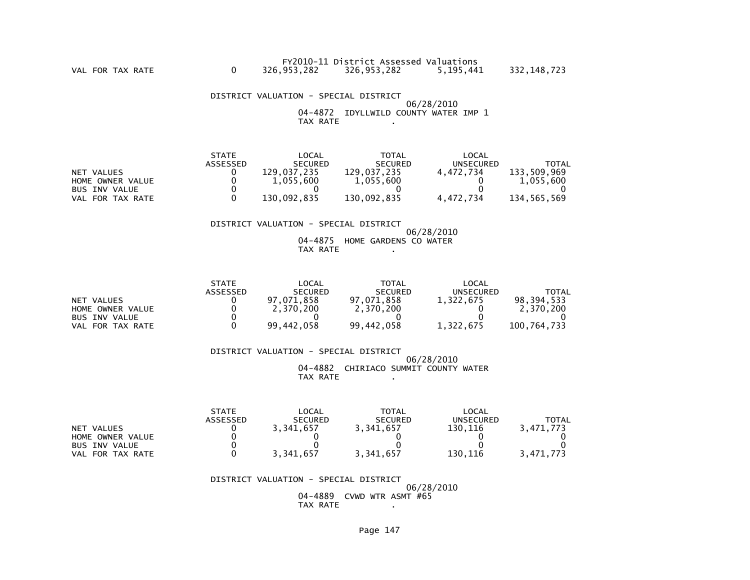FY2010-11 District Assessed Valuations

| | | | | | |
|---|---|---|---|---|---|
| VAL FOR TAX RATE | 0 | 326,953,282 | 326,953,282 | 5,195,441 | 332,148,723 |

DISTRICT VALUATION - SPECIAL DISTRICT

06/28/2010

04-4872 IDYLLWILD COUNTY WATER IMP 1

TAX RATE .

| | STATE ASSESSED | LOCAL SECURED | TOTAL SECURED | LOCAL UNSECURED | TOTAL |
|---|---|---|---|---|---|
| NET VALUES | 0 | 129,037,235 | 129,037,235 | 4,472,734 | 133,509,969 |
| HOME OWNER VALUE | 0 | 1,055,600 | 1,055,600 | 0 | 1,055,600 |
| BUS INV VALUE | 0 | 0 | 0 | 0 | 0 |
| VAL FOR TAX RATE | 0 | 130,092,835 | 130,092,835 | 4,472,734 | 134,565,569 |

DISTRICT VALUATION - SPECIAL DISTRICT

06/28/2010

04-4875 HOME GARDENS CO WATER

TAX RATE .

| | STATE ASSESSED | LOCAL SECURED | TOTAL SECURED | LOCAL UNSECURED | TOTAL |
|---|---|---|---|---|---|
| NET VALUES | 0 | 97,071,858 | 97,071,858 | 1,322,675 | 98,394,533 |
| HOME OWNER VALUE | 0 | 2,370,200 | 2,370,200 | 0 | 2,370,200 |
| BUS INV VALUE | 0 | 0 | 0 | 0 | 0 |
| VAL FOR TAX RATE | 0 | 99,442,058 | 99,442,058 | 1,322,675 | 100,764,733 |

DISTRICT VALUATION - SPECIAL DISTRICT

06/28/2010

04-4882 CHIRIACO SUMMIT COUNTY WATER

TAX RATE .

| | STATE ASSESSED | LOCAL SECURED | TOTAL SECURED | LOCAL UNSECURED | TOTAL |
|---|---|---|---|---|---|
| NET VALUES | 0 | 3,341,657 | 3,341,657 | 130,116 | 3,471,773 |
| HOME OWNER VALUE | 0 | 0 | 0 | 0 | 0 |
| BUS INV VALUE | 0 | 0 | 0 | 0 | 0 |
| VAL FOR TAX RATE | 0 | 3,341,657 | 3,341,657 | 130,116 | 3,471,773 |

DISTRICT VALUATION - SPECIAL DISTRICT

06/28/2010

04-4889 CVWD WTR ASMT #65

TAX RATE .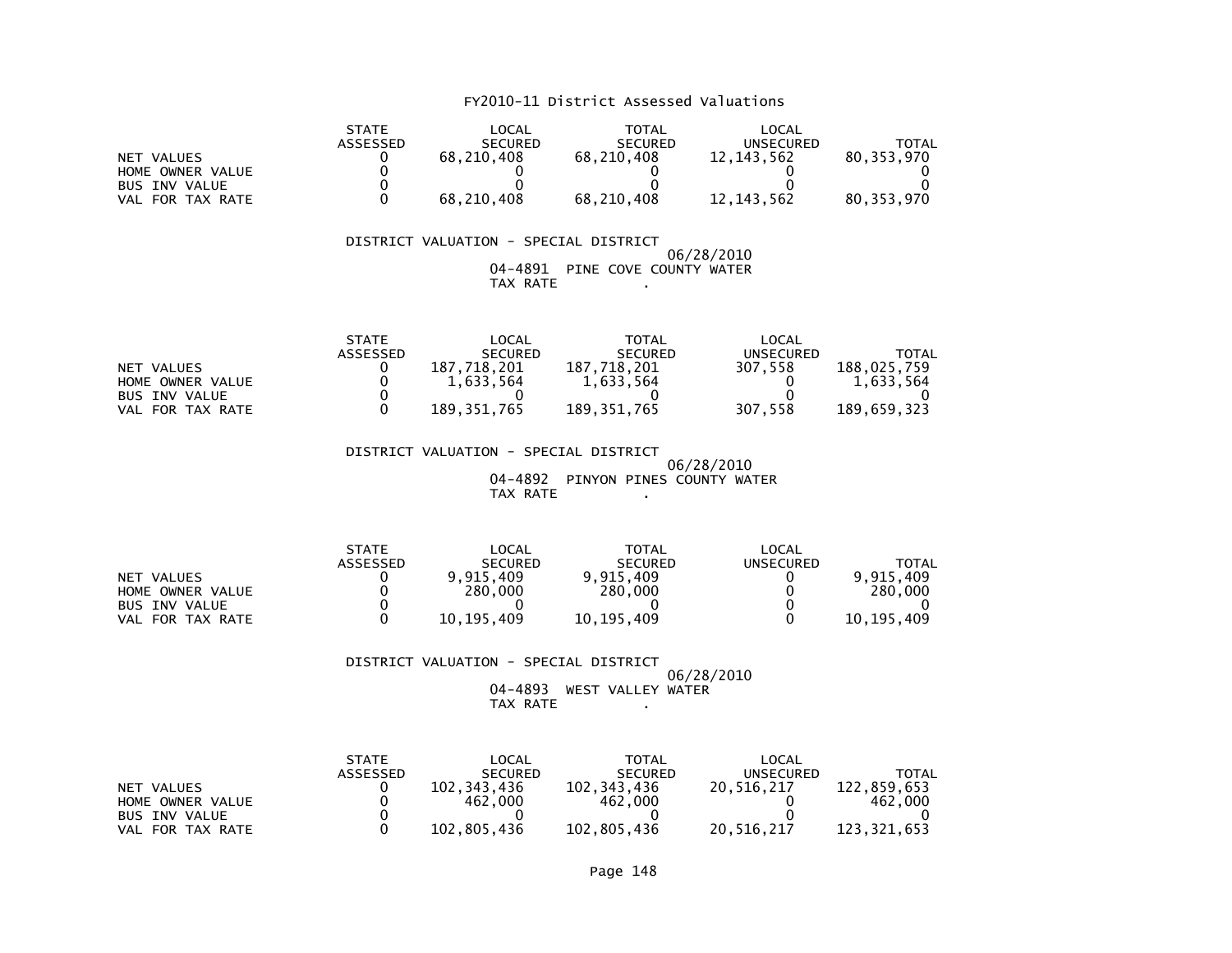# FY2010-11 District Assessed Valuations

| | STATE ASSESSED | LOCAL SECURED | TOTAL SECURED | LOCAL UNSECURED | TOTAL |
|---|---|---|---|---|---|
| NET VALUES | 0 | 68,210,408 | 68,210,408 | 12,143,562 | 80,353,970 |
| HOME OWNER VALUE | 0 | 0 | 0 | 0 | 0 |
| BUS INV VALUE | 0 | 0 | 0 | 0 | 0 |
| VAL FOR TAX RATE | 0 | 68,210,408 | 68,210,408 | 12,143,562 | 80,353,970 |

DISTRICT VALUATION - SPECIAL DISTRICT
06/28/2010
04-4891 PINE COVE COUNTY WATER
TAX RATE .

| | STATE ASSESSED | LOCAL SECURED | TOTAL SECURED | LOCAL UNSECURED | TOTAL |
|---|---|---|---|---|---|
| NET VALUES | 0 | 187,718,201 | 187,718,201 | 307,558 | 188,025,759 |
| HOME OWNER VALUE | 0 | 1,633,564 | 1,633,564 | 0 | 1,633,564 |
| BUS INV VALUE | 0 | 0 | 0 | 0 | 0 |
| VAL FOR TAX RATE | 0 | 189,351,765 | 189,351,765 | 307,558 | 189,659,323 |

DISTRICT VALUATION - SPECIAL DISTRICT
06/28/2010
04-4892 PINYON PINES COUNTY WATER
TAX RATE .

| | STATE ASSESSED | LOCAL SECURED | TOTAL SECURED | LOCAL UNSECURED | TOTAL |
|---|---|---|---|---|---|
| NET VALUES | 0 | 9,915,409 | 9,915,409 | 0 | 9,915,409 |
| HOME OWNER VALUE | 0 | 280,000 | 280,000 | 0 | 280,000 |
| BUS INV VALUE | 0 | 0 | 0 | 0 | 0 |
| VAL FOR TAX RATE | 0 | 10,195,409 | 10,195,409 | 0 | 10,195,409 |

DISTRICT VALUATION - SPECIAL DISTRICT
06/28/2010
04-4893 WEST VALLEY WATER
TAX RATE .

| | STATE ASSESSED | LOCAL SECURED | TOTAL SECURED | LOCAL UNSECURED | TOTAL |
|---|---|---|---|---|---|
| NET VALUES | 0 | 102,343,436 | 102,343,436 | 20,516,217 | 122,859,653 |
| HOME OWNER VALUE | 0 | 462,000 | 462,000 | 0 | 462,000 |
| BUS INV VALUE | 0 | 0 | 0 | 0 | 0 |
| VAL FOR TAX RATE | 0 | 102,805,436 | 102,805,436 | 20,516,217 | 123,321,653 |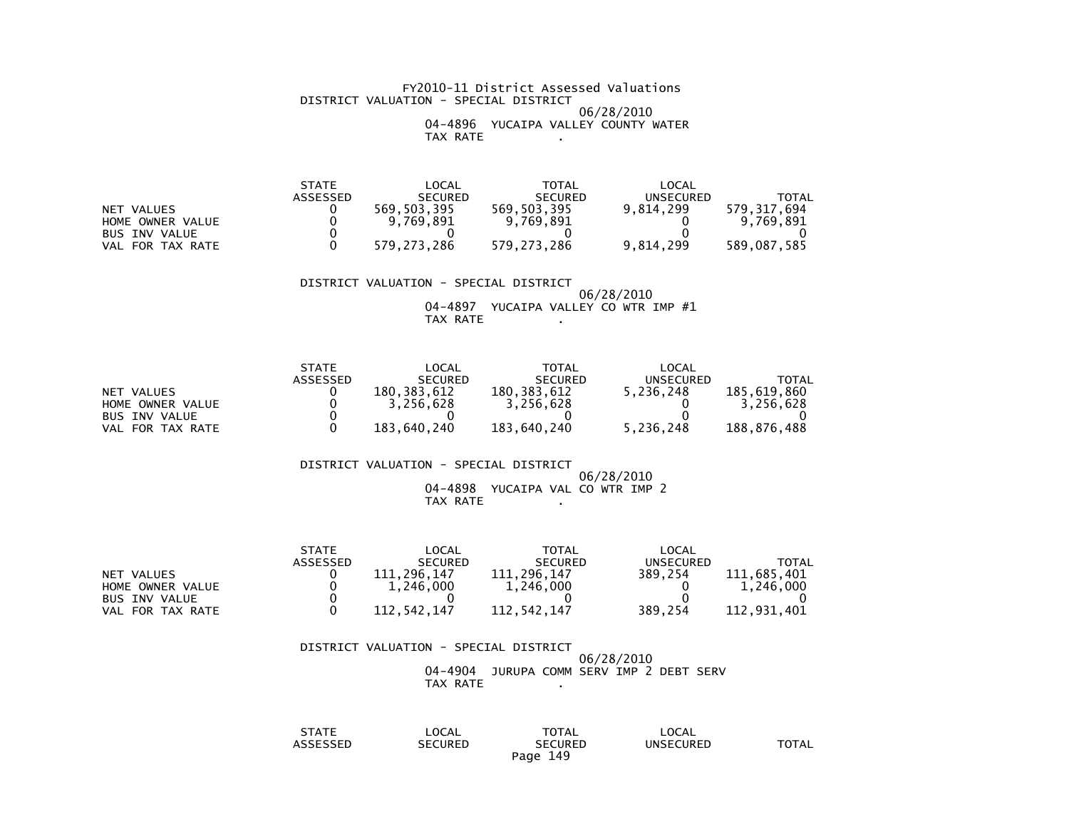FY2010-11 District Assessed Valuations

DISTRICT VALUATION - SPECIAL DISTRICT

06/28/2010

04-4896 YUCAIPA VALLEY COUNTY WATER

TAX RATE .

| | STATE ASSESSED | LOCAL SECURED | TOTAL SECURED | LOCAL UNSECURED | TOTAL |
|---|---|---|---|---|---|
| NET VALUES | 0 | 569,503,395 | 569,503,395 | 9,814,299 | 579,317,694 |
| HOME OWNER VALUE | 0 | 9,769,891 | 9,769,891 | 0 | 9,769,891 |
| BUS INV VALUE | 0 | 0 | 0 | 0 | 0 |
| VAL FOR TAX RATE | 0 | 579,273,286 | 579,273,286 | 9,814,299 | 589,087,585 |

DISTRICT VALUATION - SPECIAL DISTRICT

06/28/2010

04-4897 YUCAIPA VALLEY CO WTR IMP #1

TAX RATE .

| | STATE ASSESSED | LOCAL SECURED | TOTAL SECURED | LOCAL UNSECURED | TOTAL |
|---|---|---|---|---|---|
| NET VALUES | 0 | 180,383,612 | 180,383,612 | 5,236,248 | 185,619,860 |
| HOME OWNER VALUE | 0 | 3,256,628 | 3,256,628 | 0 | 3,256,628 |
| BUS INV VALUE | 0 | 0 | 0 | 0 | 0 |
| VAL FOR TAX RATE | 0 | 183,640,240 | 183,640,240 | 5,236,248 | 188,876,488 |

DISTRICT VALUATION - SPECIAL DISTRICT

06/28/2010

04-4898 YUCAIPA VAL CO WTR IMP 2

TAX RATE .

| | STATE ASSESSED | LOCAL SECURED | TOTAL SECURED | LOCAL UNSECURED | TOTAL |
|---|---|---|---|---|---|
| NET VALUES | 0 | 111,296,147 | 111,296,147 | 389,254 | 111,685,401 |
| HOME OWNER VALUE | 0 | 1,246,000 | 1,246,000 | 0 | 1,246,000 |
| BUS INV VALUE | 0 | 0 | 0 | 0 | 0 |
| VAL FOR TAX RATE | 0 | 112,542,147 | 112,542,147 | 389,254 | 112,931,401 |

DISTRICT VALUATION - SPECIAL DISTRICT

06/28/2010

04-4904 JURUPA COMM SERV IMP 2 DEBT SERV

TAX RATE .

| | STATE ASSESSED | LOCAL SECURED | TOTAL SECURED | LOCAL UNSECURED | TOTAL |
|---|---|---|---|---|---|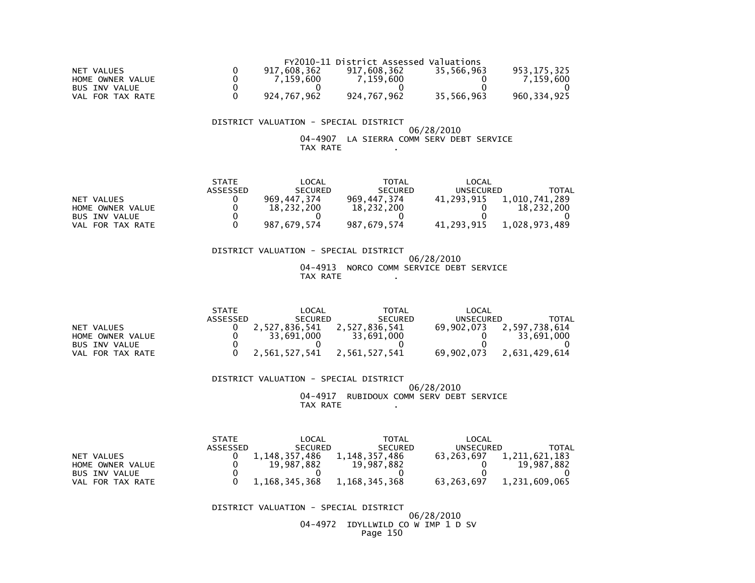FY2010-11 District Assessed Valuations

| | | | | | |
|---|---|---|---|---|---|
| NET VALUES | 0 | 917,608,362 | 917,608,362 | 35,566,963 | 953,175,325 |
| HOME OWNER VALUE | 0 | 7,159,600 | 7,159,600 | 0 | 7,159,600 |
| BUS INV VALUE | 0 | 0 | 0 | 0 | 0 |
| VAL FOR TAX RATE | 0 | 924,767,962 | 924,767,962 | 35,566,963 | 960,334,925 |

DISTRICT VALUATION - SPECIAL DISTRICT

06/28/2010

04-4907 LA SIERRA COMM SERV DEBT SERVICE

TAX RATE .

| | STATE ASSESSED | LOCAL SECURED | TOTAL SECURED | LOCAL UNSECURED | TOTAL |
|---|---|---|---|---|---|
| NET VALUES | 0 | 969,447,374 | 969,447,374 | 41,293,915 | 1,010,741,289 |
| HOME OWNER VALUE | 0 | 18,232,200 | 18,232,200 | 0 | 18,232,200 |
| BUS INV VALUE | 0 | 0 | 0 | 0 | 0 |
| VAL FOR TAX RATE | 0 | 987,679,574 | 987,679,574 | 41,293,915 | 1,028,973,489 |

DISTRICT VALUATION - SPECIAL DISTRICT

06/28/2010

04-4913 NORCO COMM SERVICE DEBT SERVICE

TAX RATE .

| | STATE ASSESSED | LOCAL SECURED | TOTAL SECURED | LOCAL UNSECURED | TOTAL |
|---|---|---|---|---|---|
| NET VALUES | 0 | 2,527,836,541 | 2,527,836,541 | 69,902,073 | 2,597,738,614 |
| HOME OWNER VALUE | 0 | 33,691,000 | 33,691,000 | 0 | 33,691,000 |
| BUS INV VALUE | 0 | 0 | 0 | 0 | 0 |
| VAL FOR TAX RATE | 0 | 2,561,527,541 | 2,561,527,541 | 69,902,073 | 2,631,429,614 |

DISTRICT VALUATION - SPECIAL DISTRICT

06/28/2010

04-4917 RUBIDOUX COMM SERV DEBT SERVICE

TAX RATE .

| | STATE ASSESSED | LOCAL SECURED | TOTAL SECURED | LOCAL UNSECURED | TOTAL |
|---|---|---|---|---|---|
| NET VALUES | 0 | 1,148,357,486 | 1,148,357,486 | 63,263,697 | 1,211,621,183 |
| HOME OWNER VALUE | 0 | 19,987,882 | 19,987,882 | 0 | 19,987,882 |
| BUS INV VALUE | 0 | 0 | 0 | 0 | 0 |
| VAL FOR TAX RATE | 0 | 1,168,345,368 | 1,168,345,368 | 63,263,697 | 1,231,609,065 |

DISTRICT VALUATION - SPECIAL DISTRICT

06/28/2010

04-4972 IDYLLWILD CO W IMP 1 D SV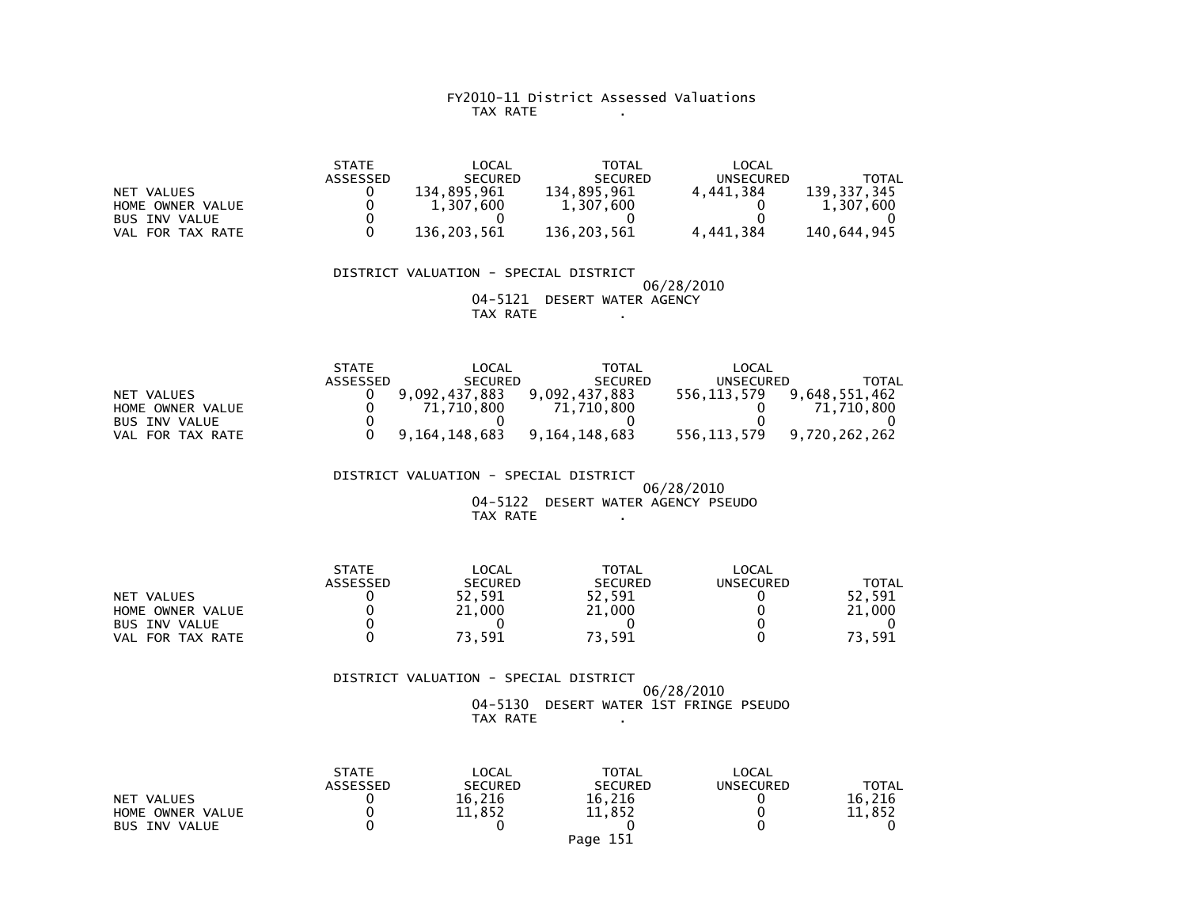FY2010-11 District Assessed Valuations
TAX RATE .

| | STATE ASSESSED | LOCAL SECURED | TOTAL SECURED | LOCAL UNSECURED | TOTAL |
|---|---|---|---|---|---|
| NET VALUES | 0 | 134,895,961 | 134,895,961 | 4,441,384 | 139,337,345 |
| HOME OWNER VALUE | 0 | 1,307,600 | 1,307,600 | 0 | 1,307,600 |
| BUS INV VALUE | 0 | 0 | 0 | 0 | 0 |
| VAL FOR TAX RATE | 0 | 136,203,561 | 136,203,561 | 4,441,384 | 140,644,945 |

DISTRICT VALUATION - SPECIAL DISTRICT
06/28/2010
04-5121 DESERT WATER AGENCY
TAX RATE .

| | STATE ASSESSED | LOCAL SECURED | TOTAL SECURED | LOCAL UNSECURED | TOTAL |
|---|---|---|---|---|---|
| NET VALUES | 0 | 9,092,437,883 | 9,092,437,883 | 556,113,579 | 9,648,551,462 |
| HOME OWNER VALUE | 0 | 71,710,800 | 71,710,800 | 0 | 71,710,800 |
| BUS INV VALUE | 0 | 0 | 0 | 0 | 0 |
| VAL FOR TAX RATE | 0 | 9,164,148,683 | 9,164,148,683 | 556,113,579 | 9,720,262,262 |

DISTRICT VALUATION - SPECIAL DISTRICT
06/28/2010
04-5122 DESERT WATER AGENCY PSEUDO
TAX RATE .

| | STATE ASSESSED | LOCAL SECURED | TOTAL SECURED | LOCAL UNSECURED | TOTAL |
|---|---|---|---|---|---|
| NET VALUES | 0 | 52,591 | 52,591 | 0 | 52,591 |
| HOME OWNER VALUE | 0 | 21,000 | 21,000 | 0 | 21,000 |
| BUS INV VALUE | 0 | 0 | 0 | 0 | 0 |
| VAL FOR TAX RATE | 0 | 73,591 | 73,591 | 0 | 73,591 |

DISTRICT VALUATION - SPECIAL DISTRICT
06/28/2010
04-5130 DESERT WATER 1ST FRINGE PSEUDO
TAX RATE .

| | STATE ASSESSED | LOCAL SECURED | TOTAL SECURED | LOCAL UNSECURED | TOTAL |
|---|---|---|---|---|---|
| NET VALUES | 0 | 16,216 | 16,216 | 0 | 16,216 |
| HOME OWNER VALUE | 0 | 11,852 | 11,852 | 0 | 11,852 |
| BUS INV VALUE | 0 | 0 | 0 | 0 | 0 |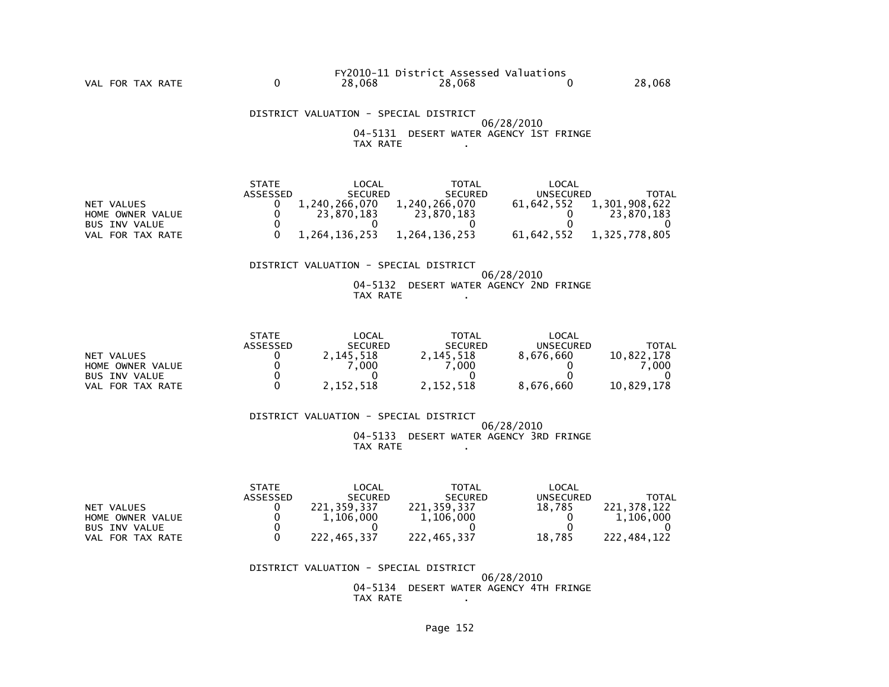FY2010-11 District Assessed Valuations

| | | | | | |
|---|---|---|---|---|---|
| VAL FOR TAX RATE | 0 | 28,068 | 28,068 | 0 | 28,068 |

DISTRICT VALUATION - SPECIAL DISTRICT
06/28/2010
04-5131 DESERT WATER AGENCY 1ST FRINGE
TAX RATE .

| | STATE ASSESSED | LOCAL SECURED | TOTAL SECURED | LOCAL UNSECURED | TOTAL |
|---|---|---|---|---|---|
| NET VALUES | 0 | 1,240,266,070 | 1,240,266,070 | 61,642,552 | 1,301,908,622 |
| HOME OWNER VALUE | 0 | 23,870,183 | 23,870,183 | 0 | 23,870,183 |
| BUS INV VALUE | 0 | 0 | 0 | 0 | 0 |
| VAL FOR TAX RATE | 0 | 1,264,136,253 | 1,264,136,253 | 61,642,552 | 1,325,778,805 |

DISTRICT VALUATION - SPECIAL DISTRICT
06/28/2010
04-5132 DESERT WATER AGENCY 2ND FRINGE
TAX RATE .

| | STATE ASSESSED | LOCAL SECURED | TOTAL SECURED | LOCAL UNSECURED | TOTAL |
|---|---|---|---|---|---|
| NET VALUES | 0 | 2,145,518 | 2,145,518 | 8,676,660 | 10,822,178 |
| HOME OWNER VALUE | 0 | 7,000 | 7,000 | 0 | 7,000 |
| BUS INV VALUE | 0 | 0 | 0 | 0 | 0 |
| VAL FOR TAX RATE | 0 | 2,152,518 | 2,152,518 | 8,676,660 | 10,829,178 |

DISTRICT VALUATION - SPECIAL DISTRICT
06/28/2010
04-5133 DESERT WATER AGENCY 3RD FRINGE
TAX RATE .

| | STATE ASSESSED | LOCAL SECURED | TOTAL SECURED | LOCAL UNSECURED | TOTAL |
|---|---|---|---|---|---|
| NET VALUES | 0 | 221,359,337 | 221,359,337 | 18,785 | 221,378,122 |
| HOME OWNER VALUE | 0 | 1,106,000 | 1,106,000 | 0 | 1,106,000 |
| BUS INV VALUE | 0 | 0 | 0 | 0 | 0 |
| VAL FOR TAX RATE | 0 | 222,465,337 | 222,465,337 | 18,785 | 222,484,122 |

DISTRICT VALUATION - SPECIAL DISTRICT
06/28/2010
04-5134 DESERT WATER AGENCY 4TH FRINGE
TAX RATE .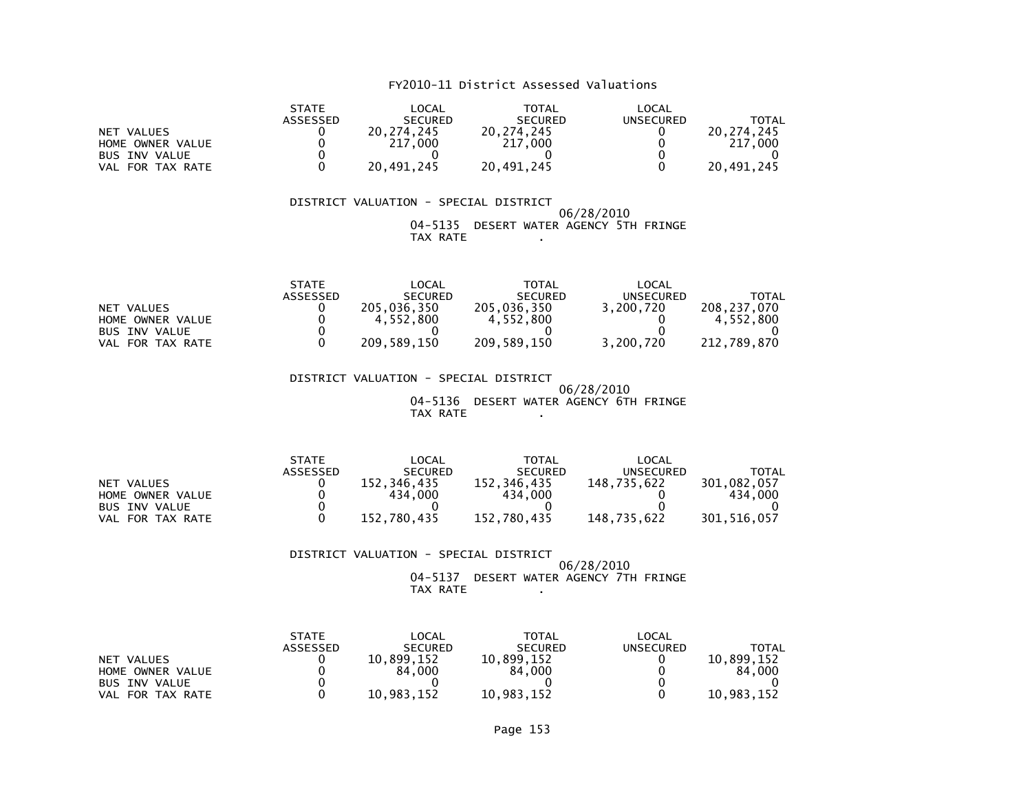FY2010-11 District Assessed Valuations

| | STATE ASSESSED | LOCAL SECURED | TOTAL SECURED | LOCAL UNSECURED | TOTAL |
|---|---|---|---|---|---|
| NET VALUES | 0 | 20,274,245 | 20,274,245 | 0 | 20,274,245 |
| HOME OWNER VALUE | 0 | 217,000 | 217,000 | 0 | 217,000 |
| BUS INV VALUE | 0 | 0 | 0 | 0 | 0 |
| VAL FOR TAX RATE | 0 | 20,491,245 | 20,491,245 | 0 | 20,491,245 |

DISTRICT VALUATION - SPECIAL DISTRICT

06/28/2010

04-5135 DESERT WATER AGENCY 5TH FRINGE

TAX RATE .

| | STATE ASSESSED | LOCAL SECURED | TOTAL SECURED | LOCAL UNSECURED | TOTAL |
|---|---|---|---|---|---|
| NET VALUES | 0 | 205,036,350 | 205,036,350 | 3,200,720 | 208,237,070 |
| HOME OWNER VALUE | 0 | 4,552,800 | 4,552,800 | 0 | 4,552,800 |
| BUS INV VALUE | 0 | 0 | 0 | 0 | 0 |
| VAL FOR TAX RATE | 0 | 209,589,150 | 209,589,150 | 3,200,720 | 212,789,870 |

DISTRICT VALUATION - SPECIAL DISTRICT

06/28/2010

04-5136 DESERT WATER AGENCY 6TH FRINGE

TAX RATE .

| | STATE ASSESSED | LOCAL SECURED | TOTAL SECURED | LOCAL UNSECURED | TOTAL |
|---|---|---|---|---|---|
| NET VALUES | 0 | 152,346,435 | 152,346,435 | 148,735,622 | 301,082,057 |
| HOME OWNER VALUE | 0 | 434,000 | 434,000 | 0 | 434,000 |
| BUS INV VALUE | 0 | 0 | 0 | 0 | 0 |
| VAL FOR TAX RATE | 0 | 152,780,435 | 152,780,435 | 148,735,622 | 301,516,057 |

DISTRICT VALUATION - SPECIAL DISTRICT

06/28/2010

04-5137 DESERT WATER AGENCY 7TH FRINGE

TAX RATE .

| | STATE ASSESSED | LOCAL SECURED | TOTAL SECURED | LOCAL UNSECURED | TOTAL |
|---|---|---|---|---|---|
| NET VALUES | 0 | 10,899,152 | 10,899,152 | 0 | 10,899,152 |
| HOME OWNER VALUE | 0 | 84,000 | 84,000 | 0 | 84,000 |
| BUS INV VALUE | 0 | 0 | 0 | 0 | 0 |
| VAL FOR TAX RATE | 0 | 10,983,152 | 10,983,152 | 0 | 10,983,152 |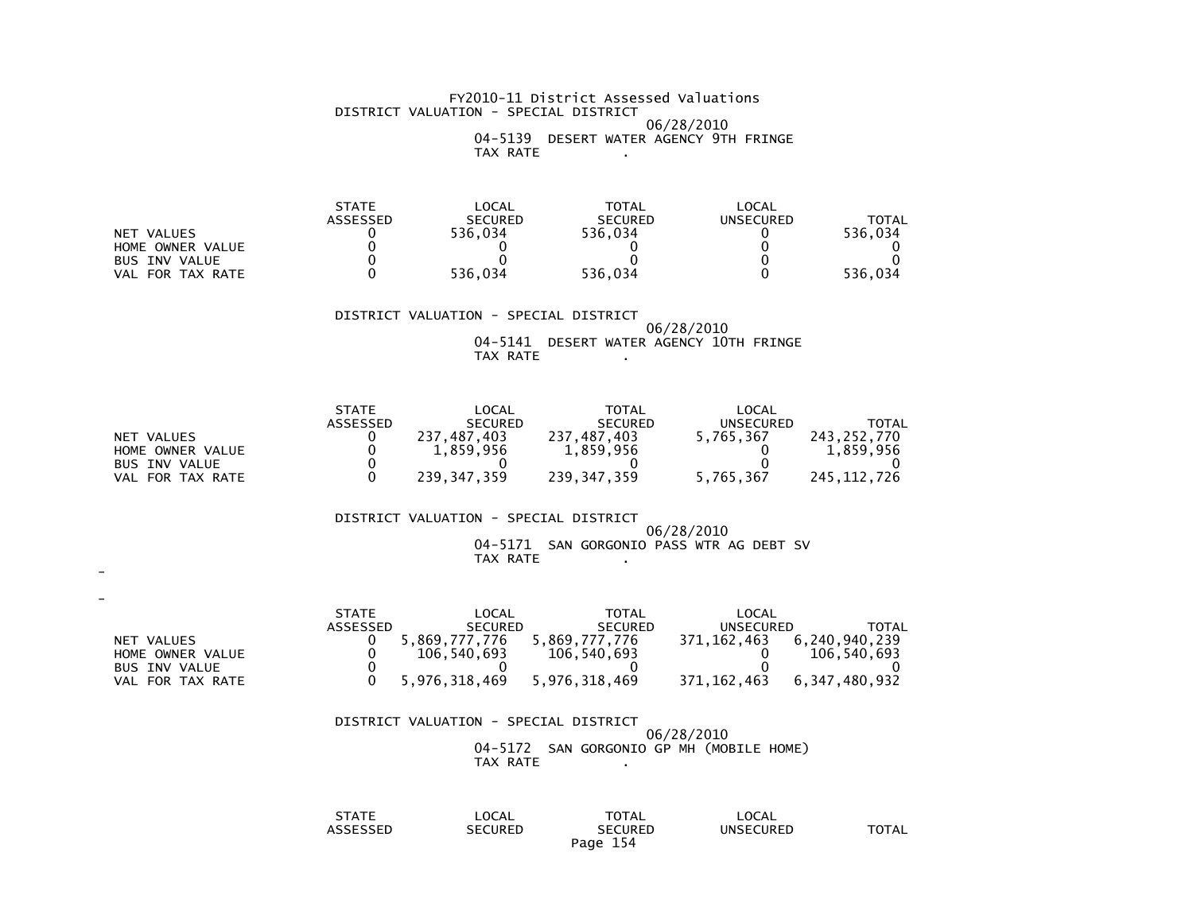FY2010-11 District Assessed Valuations

DISTRICT VALUATION - SPECIAL DISTRICT

06/28/2010

04-5139 DESERT WATER AGENCY 9TH FRINGE

TAX RATE .

| | STATE ASSESSED | LOCAL SECURED | TOTAL SECURED | LOCAL UNSECURED | TOTAL |
|---|---|---|---|---|---|
| NET VALUES | 0 | 536,034 | 536,034 | 0 | 536,034 |
| HOME OWNER VALUE | 0 | 0 | 0 | 0 | 0 |
| BUS INV VALUE | 0 | 0 | 0 | 0 | 0 |
| VAL FOR TAX RATE | 0 | 536,034 | 536,034 | 0 | 536,034 |

DISTRICT VALUATION - SPECIAL DISTRICT

06/28/2010

04-5141 DESERT WATER AGENCY 10TH FRINGE

TAX RATE .

| | STATE ASSESSED | LOCAL SECURED | TOTAL SECURED | LOCAL UNSECURED | TOTAL |
|---|---|---|---|---|---|
| NET VALUES | 0 | 237,487,403 | 237,487,403 | 5,765,367 | 243,252,770 |
| HOME OWNER VALUE | 0 | 1,859,956 | 1,859,956 | 0 | 1,859,956 |
| BUS INV VALUE | 0 | 0 | 0 | 0 | 0 |
| VAL FOR TAX RATE | 0 | 239,347,359 | 239,347,359 | 5,765,367 | 245,112,726 |

DISTRICT VALUATION - SPECIAL DISTRICT

06/28/2010

04-5171 SAN GORGONIO PASS WTR AG DEBT SV

TAX RATE .

| | STATE ASSESSED | LOCAL SECURED | TOTAL SECURED | LOCAL UNSECURED | TOTAL |
|---|---|---|---|---|---|
| NET VALUES | 0 | 5,869,777,776 | 5,869,777,776 | 371,162,463 | 6,240,940,239 |
| HOME OWNER VALUE | 0 | 106,540,693 | 106,540,693 | 0 | 106,540,693 |
| BUS INV VALUE | 0 | 0 | 0 | 0 | 0 |
| VAL FOR TAX RATE | 0 | 5,976,318,469 | 5,976,318,469 | 371,162,463 | 6,347,480,932 |

DISTRICT VALUATION - SPECIAL DISTRICT

06/28/2010

04-5172 SAN GORGONIO GP MH (MOBILE HOME)

TAX RATE .

| | STATE ASSESSED | LOCAL SECURED | TOTAL SECURED | LOCAL UNSECURED | TOTAL |
|---|---|---|---|---|---|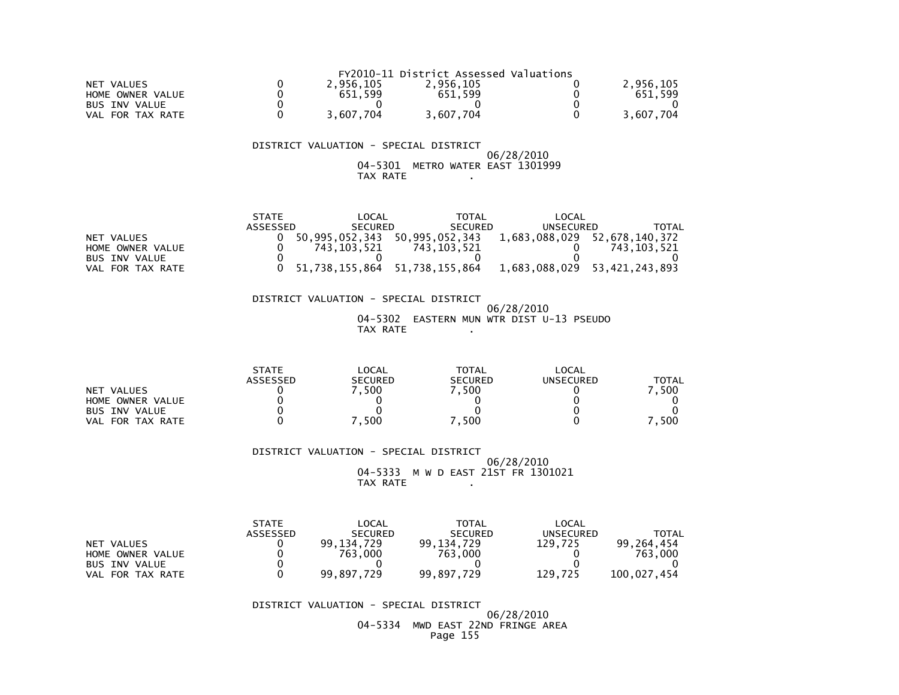FY2010-11 District Assessed Valuations

| | STATE ASSESSED | LOCAL SECURED | TOTAL SECURED | LOCAL UNSECURED | TOTAL |
|---|---|---|---|---|---|
| NET VALUES | 0 | 2,956,105 | 2,956,105 | 0 | 2,956,105 |
| HOME OWNER VALUE | 0 | 651,599 | 651,599 | 0 | 651,599 |
| BUS INV VALUE | 0 | 0 | 0 | 0 | 0 |
| VAL FOR TAX RATE | 0 | 3,607,704 | 3,607,704 | 0 | 3,607,704 |

DISTRICT VALUATION - SPECIAL DISTRICT

06/28/2010

04-5301 METRO WATER EAST 1301999

TAX RATE .

| | STATE ASSESSED | LOCAL SECURED | TOTAL SECURED | LOCAL UNSECURED | TOTAL |
|---|---|---|---|---|---|
| NET VALUES | 0 | 50,995,052,343 | 50,995,052,343 | 1,683,088,029 | 52,678,140,372 |
| HOME OWNER VALUE | 0 | 743,103,521 | 743,103,521 | 0 | 743,103,521 |
| BUS INV VALUE | 0 | 0 | 0 | 0 | 0 |
| VAL FOR TAX RATE | 0 | 51,738,155,864 | 51,738,155,864 | 1,683,088,029 | 53,421,243,893 |

DISTRICT VALUATION - SPECIAL DISTRICT

06/28/2010

04-5302 EASTERN MUN WTR DIST U-13 PSEUDO

TAX RATE .

| | STATE ASSESSED | LOCAL SECURED | TOTAL SECURED | LOCAL UNSECURED | TOTAL |
|---|---|---|---|---|---|
| NET VALUES | 0 | 7,500 | 7,500 | 0 | 7,500 |
| HOME OWNER VALUE | 0 | 0 | 0 | 0 | 0 |
| BUS INV VALUE | 0 | 0 | 0 | 0 | 0 |
| VAL FOR TAX RATE | 0 | 7,500 | 7,500 | 0 | 7,500 |

DISTRICT VALUATION - SPECIAL DISTRICT

06/28/2010

04-5333 M W D EAST 21ST FR 1301021

TAX RATE .

| | STATE ASSESSED | LOCAL SECURED | TOTAL SECURED | LOCAL UNSECURED | TOTAL |
|---|---|---|---|---|---|
| NET VALUES | 0 | 99,134,729 | 99,134,729 | 129,725 | 99,264,454 |
| HOME OWNER VALUE | 0 | 763,000 | 763,000 | 0 | 763,000 |
| BUS INV VALUE | 0 | 0 | 0 | 0 | 0 |
| VAL FOR TAX RATE | 0 | 99,897,729 | 99,897,729 | 129,725 | 100,027,454 |

DISTRICT VALUATION - SPECIAL DISTRICT

06/28/2010

04-5334 MWD EAST 22ND FRINGE AREA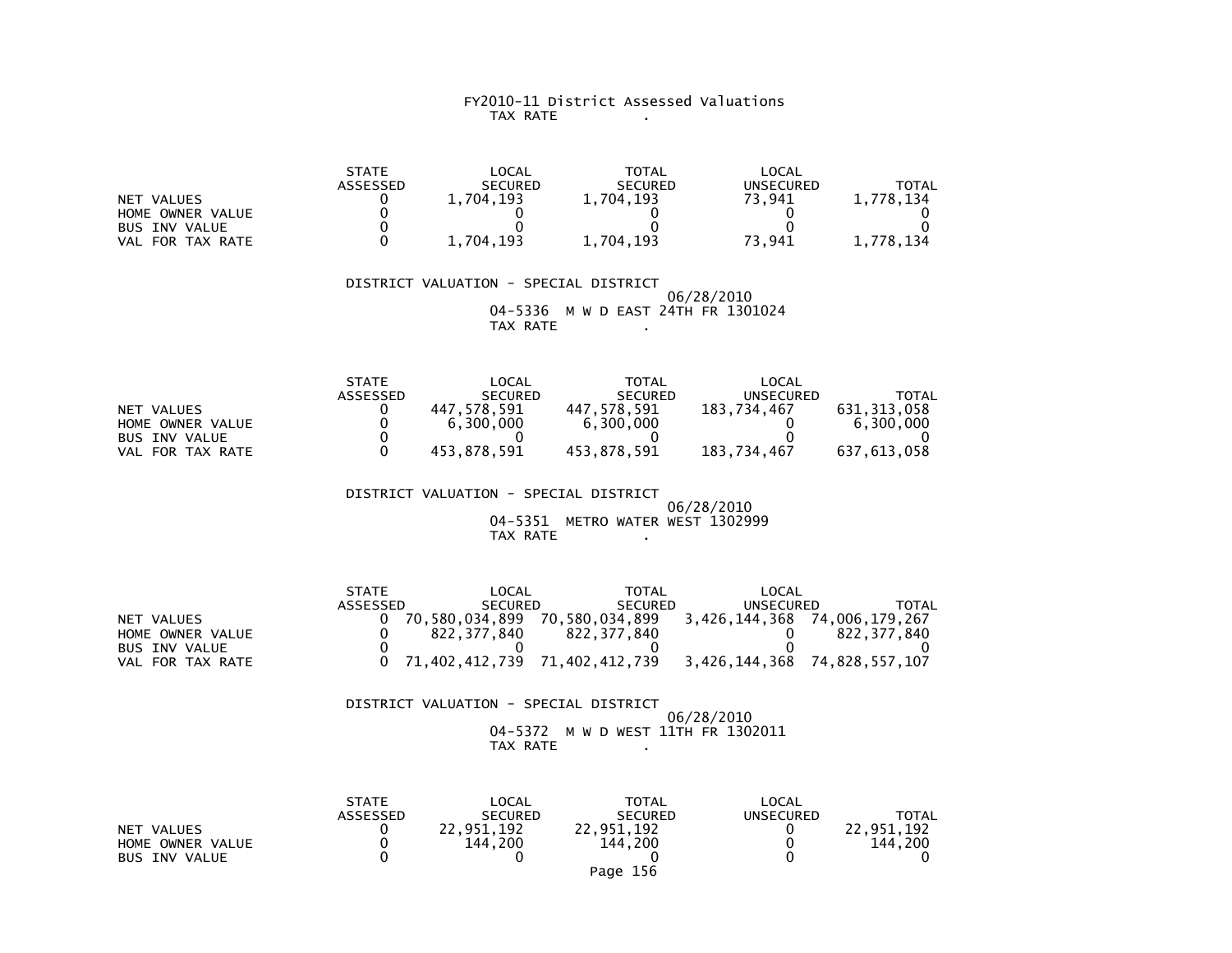FY2010-11 District Assessed Valuations
TAX RATE .

| | STATE ASSESSED | LOCAL SECURED | TOTAL SECURED | LOCAL UNSECURED | TOTAL |
|---|---|---|---|---|---|
| NET VALUES | 0 | 1,704,193 | 1,704,193 | 73,941 | 1,778,134 |
| HOME OWNER VALUE | 0 | 0 | 0 | 0 | 0 |
| BUS INV VALUE | 0 | 0 | 0 | 0 | 0 |
| VAL FOR TAX RATE | 0 | 1,704,193 | 1,704,193 | 73,941 | 1,778,134 |

DISTRICT VALUATION - SPECIAL DISTRICT
06/28/2010
04-5336 M W D EAST 24TH FR 1301024
TAX RATE .

| | STATE ASSESSED | LOCAL SECURED | TOTAL SECURED | LOCAL UNSECURED | TOTAL |
|---|---|---|---|---|---|
| NET VALUES | 0 | 447,578,591 | 447,578,591 | 183,734,467 | 631,313,058 |
| HOME OWNER VALUE | 0 | 6,300,000 | 6,300,000 | 0 | 6,300,000 |
| BUS INV VALUE | 0 | 0 | 0 | 0 | 0 |
| VAL FOR TAX RATE | 0 | 453,878,591 | 453,878,591 | 183,734,467 | 637,613,058 |

DISTRICT VALUATION - SPECIAL DISTRICT
06/28/2010
04-5351 METRO WATER WEST 1302999
TAX RATE .

| | STATE ASSESSED | LOCAL SECURED | TOTAL SECURED | LOCAL UNSECURED | TOTAL |
|---|---|---|---|---|---|
| NET VALUES | 0 | 70,580,034,899 | 70,580,034,899 | 3,426,144,368 | 74,006,179,267 |
| HOME OWNER VALUE | 0 | 822,377,840 | 822,377,840 | 0 | 822,377,840 |
| BUS INV VALUE | 0 | 0 | 0 | 0 | 0 |
| VAL FOR TAX RATE | 0 | 71,402,412,739 | 71,402,412,739 | 3,426,144,368 | 74,828,557,107 |

DISTRICT VALUATION - SPECIAL DISTRICT
06/28/2010
04-5372 M W D WEST 11TH FR 1302011
TAX RATE .

| | STATE ASSESSED | LOCAL SECURED | TOTAL SECURED | LOCAL UNSECURED | TOTAL |
|---|---|---|---|---|---|
| NET VALUES | 0 | 22,951,192 | 22,951,192 | 0 | 22,951,192 |
| HOME OWNER VALUE | 0 | 144,200 | 144,200 | 0 | 144,200 |
| BUS INV VALUE | 0 | 0 | 0 | 0 | 0 |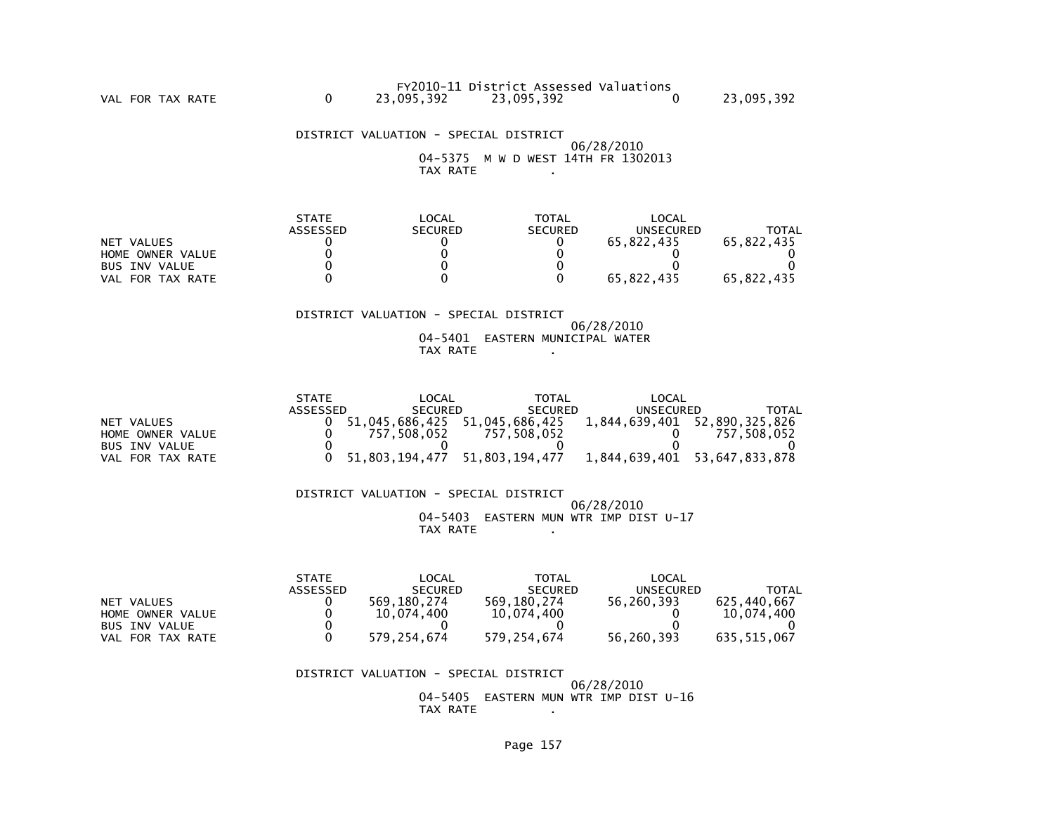FY2010-11 District Assessed Valuations

| | | | | | |
|---|---|---|---|---|---|
| VAL FOR TAX RATE | 0 | 23,095,392 | 23,095,392 | 0 | 23,095,392 |

DISTRICT VALUATION - SPECIAL DISTRICT

06/28/2010

04-5375 M W D WEST 14TH FR 1302013

TAX RATE .

| | STATE ASSESSED | LOCAL SECURED | TOTAL SECURED | LOCAL UNSECURED | TOTAL |
|---|---|---|---|---|---|
| NET VALUES | 0 | 0 | 0 | 65,822,435 | 65,822,435 |
| HOME OWNER VALUE | 0 | 0 | 0 | 0 | 0 |
| BUS INV VALUE | 0 | 0 | 0 | 0 | 0 |
| VAL FOR TAX RATE | 0 | 0 | 0 | 65,822,435 | 65,822,435 |

DISTRICT VALUATION - SPECIAL DISTRICT

06/28/2010

04-5401 EASTERN MUNICIPAL WATER

TAX RATE .

| | STATE ASSESSED | LOCAL SECURED | TOTAL SECURED | LOCAL UNSECURED | TOTAL |
|---|---|---|---|---|---|
| NET VALUES | 0 | 51,045,686,425 | 51,045,686,425 | 1,844,639,401 | 52,890,325,826 |
| HOME OWNER VALUE | 0 | 757,508,052 | 757,508,052 | 0 | 757,508,052 |
| BUS INV VALUE | 0 | 0 | 0 | 0 | 0 |
| VAL FOR TAX RATE | 0 | 51,803,194,477 | 51,803,194,477 | 1,844,639,401 | 53,647,833,878 |

DISTRICT VALUATION - SPECIAL DISTRICT

06/28/2010

04-5403 EASTERN MUN WTR IMP DIST U-17

TAX RATE .

| | STATE ASSESSED | LOCAL SECURED | TOTAL SECURED | LOCAL UNSECURED | TOTAL |
|---|---|---|---|---|---|
| NET VALUES | 0 | 569,180,274 | 569,180,274 | 56,260,393 | 625,440,667 |
| HOME OWNER VALUE | 0 | 10,074,400 | 10,074,400 | 0 | 10,074,400 |
| BUS INV VALUE | 0 | 0 | 0 | 0 | 0 |
| VAL FOR TAX RATE | 0 | 579,254,674 | 579,254,674 | 56,260,393 | 635,515,067 |

DISTRICT VALUATION - SPECIAL DISTRICT

06/28/2010

04-5405 EASTERN MUN WTR IMP DIST U-16

TAX RATE .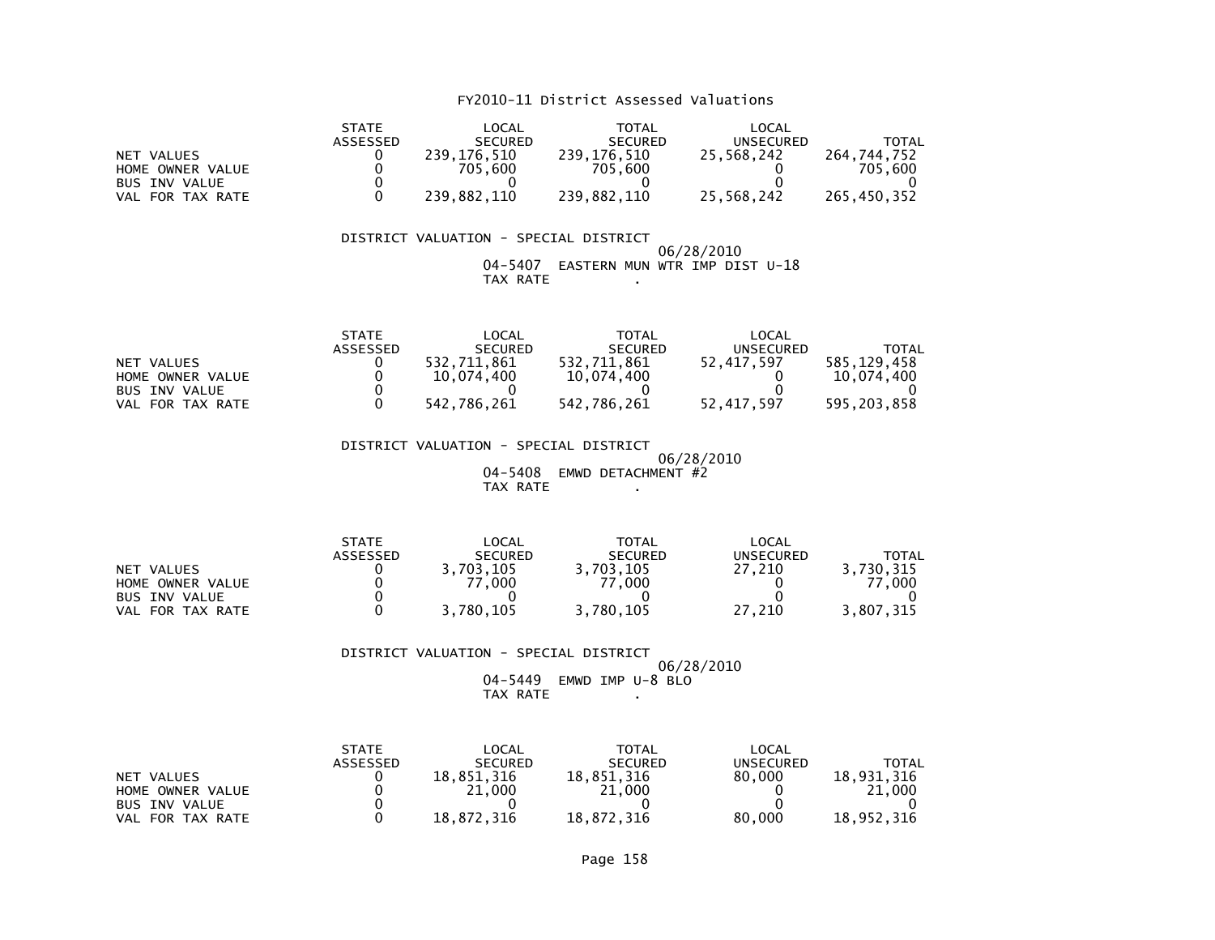# FY2010-11 District Assessed Valuations

| | STATE ASSESSED | LOCAL SECURED | TOTAL SECURED | LOCAL UNSECURED | TOTAL |
|---|---|---|---|---|---|
| NET VALUES | 0 | 239,176,510 | 239,176,510 | 25,568,242 | 264,744,752 |
| HOME OWNER VALUE | 0 | 705,600 | 705,600 | 0 | 705,600 |
| BUS INV VALUE | 0 | 0 | 0 | 0 | 0 |
| VAL FOR TAX RATE | 0 | 239,882,110 | 239,882,110 | 25,568,242 | 265,450,352 |

DISTRICT VALUATION - SPECIAL DISTRICT

06/28/2010

04-5407 EASTERN MUN WTR IMP DIST U-18

TAX RATE .

| | STATE ASSESSED | LOCAL SECURED | TOTAL SECURED | LOCAL UNSECURED | TOTAL |
|---|---|---|---|---|---|
| NET VALUES | 0 | 532,711,861 | 532,711,861 | 52,417,597 | 585,129,458 |
| HOME OWNER VALUE | 0 | 10,074,400 | 10,074,400 | 0 | 10,074,400 |
| BUS INV VALUE | 0 | 0 | 0 | 0 | 0 |
| VAL FOR TAX RATE | 0 | 542,786,261 | 542,786,261 | 52,417,597 | 595,203,858 |

DISTRICT VALUATION - SPECIAL DISTRICT

06/28/2010

04-5408 EMWD DETACHMENT #2

TAX RATE .

| | STATE ASSESSED | LOCAL SECURED | TOTAL SECURED | LOCAL UNSECURED | TOTAL |
|---|---|---|---|---|---|
| NET VALUES | 0 | 3,703,105 | 3,703,105 | 27,210 | 3,730,315 |
| HOME OWNER VALUE | 0 | 77,000 | 77,000 | 0 | 77,000 |
| BUS INV VALUE | 0 | 0 | 0 | 0 | 0 |
| VAL FOR TAX RATE | 0 | 3,780,105 | 3,780,105 | 27,210 | 3,807,315 |

DISTRICT VALUATION - SPECIAL DISTRICT

06/28/2010

04-5449 EMWD IMP U-8 BLO

TAX RATE .

| | STATE ASSESSED | LOCAL SECURED | TOTAL SECURED | LOCAL UNSECURED | TOTAL |
|---|---|---|---|---|---|
| NET VALUES | 0 | 18,851,316 | 18,851,316 | 80,000 | 18,931,316 |
| HOME OWNER VALUE | 0 | 21,000 | 21,000 | 0 | 21,000 |
| BUS INV VALUE | 0 | 0 | 0 | 0 | 0 |
| VAL FOR TAX RATE | 0 | 18,872,316 | 18,872,316 | 80,000 | 18,952,316 |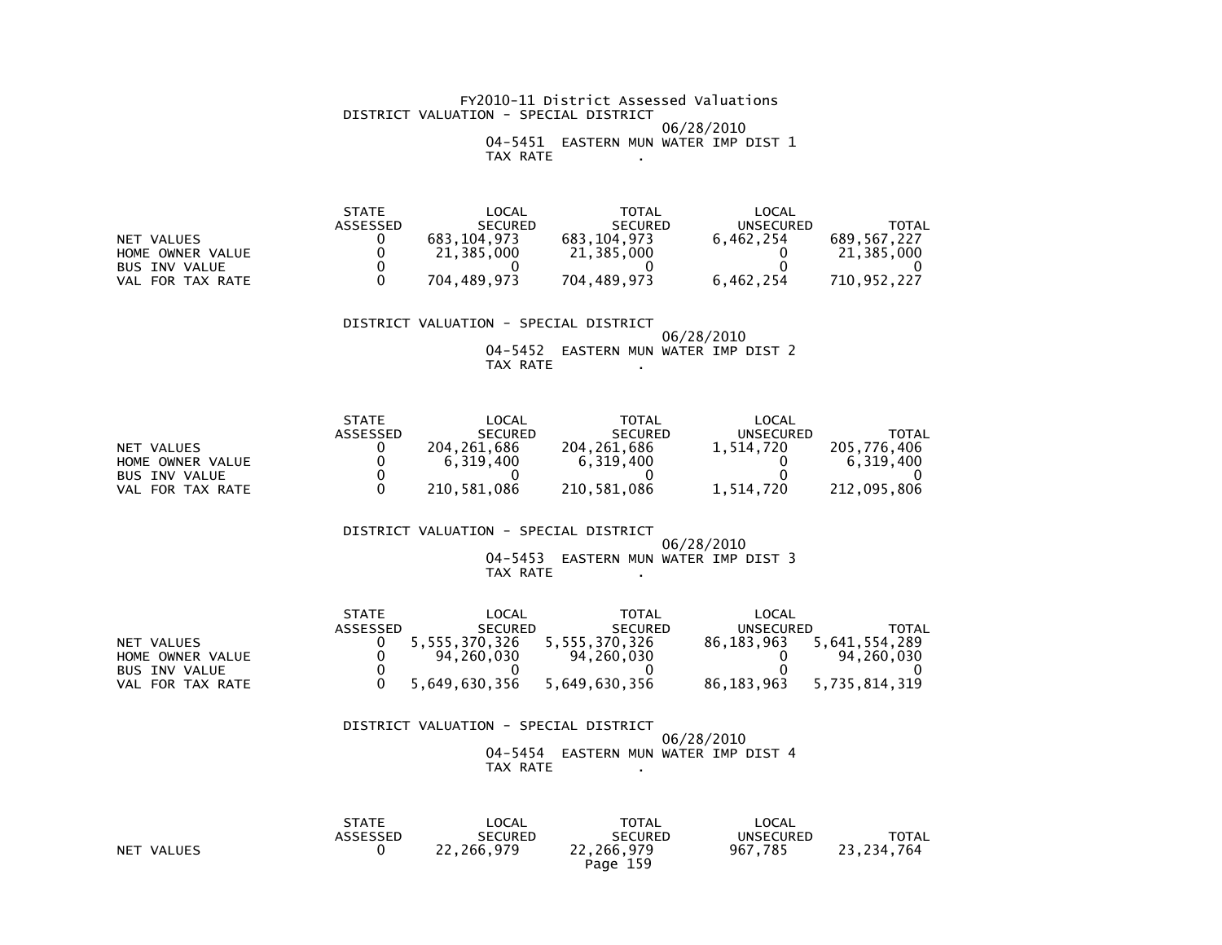FY2010-11 District Assessed Valuations

DISTRICT VALUATION - SPECIAL DISTRICT

06/28/2010

04-5451 EASTERN MUN WATER IMP DIST 1

TAX RATE .

| | STATE ASSESSED | LOCAL SECURED | TOTAL SECURED | LOCAL UNSECURED | TOTAL |
|---|---|---|---|---|---|
| NET VALUES | 0 | 683,104,973 | 683,104,973 | 6,462,254 | 689,567,227 |
| HOME OWNER VALUE | 0 | 21,385,000 | 21,385,000 | 0 | 21,385,000 |
| BUS INV VALUE | 0 | 0 | 0 | 0 | 0 |
| VAL FOR TAX RATE | 0 | 704,489,973 | 704,489,973 | 6,462,254 | 710,952,227 |

DISTRICT VALUATION - SPECIAL DISTRICT

06/28/2010

04-5452 EASTERN MUN WATER IMP DIST 2

TAX RATE .

| | STATE ASSESSED | LOCAL SECURED | TOTAL SECURED | LOCAL UNSECURED | TOTAL |
|---|---|---|---|---|---|
| NET VALUES | 0 | 204,261,686 | 204,261,686 | 1,514,720 | 205,776,406 |
| HOME OWNER VALUE | 0 | 6,319,400 | 6,319,400 | 0 | 6,319,400 |
| BUS INV VALUE | 0 | 0 | 0 | 0 | 0 |
| VAL FOR TAX RATE | 0 | 210,581,086 | 210,581,086 | 1,514,720 | 212,095,806 |

DISTRICT VALUATION - SPECIAL DISTRICT

06/28/2010

04-5453 EASTERN MUN WATER IMP DIST 3

TAX RATE .

| | STATE ASSESSED | LOCAL SECURED | TOTAL SECURED | LOCAL UNSECURED | TOTAL |
|---|---|---|---|---|---|
| NET VALUES | 0 | 5,555,370,326 | 5,555,370,326 | 86,183,963 | 5,641,554,289 |
| HOME OWNER VALUE | 0 | 94,260,030 | 94,260,030 | 0 | 94,260,030 |
| BUS INV VALUE | 0 | 0 | 0 | 0 | 0 |
| VAL FOR TAX RATE | 0 | 5,649,630,356 | 5,649,630,356 | 86,183,963 | 5,735,814,319 |

DISTRICT VALUATION - SPECIAL DISTRICT

06/28/2010

04-5454 EASTERN MUN WATER IMP DIST 4

TAX RATE .

| | STATE ASSESSED | LOCAL SECURED | TOTAL SECURED | LOCAL UNSECURED | TOTAL |
|---|---|---|---|---|---|
| NET VALUES | 0 | 22,266,979 | 22,266,979 | 967,785 | 23,234,764 |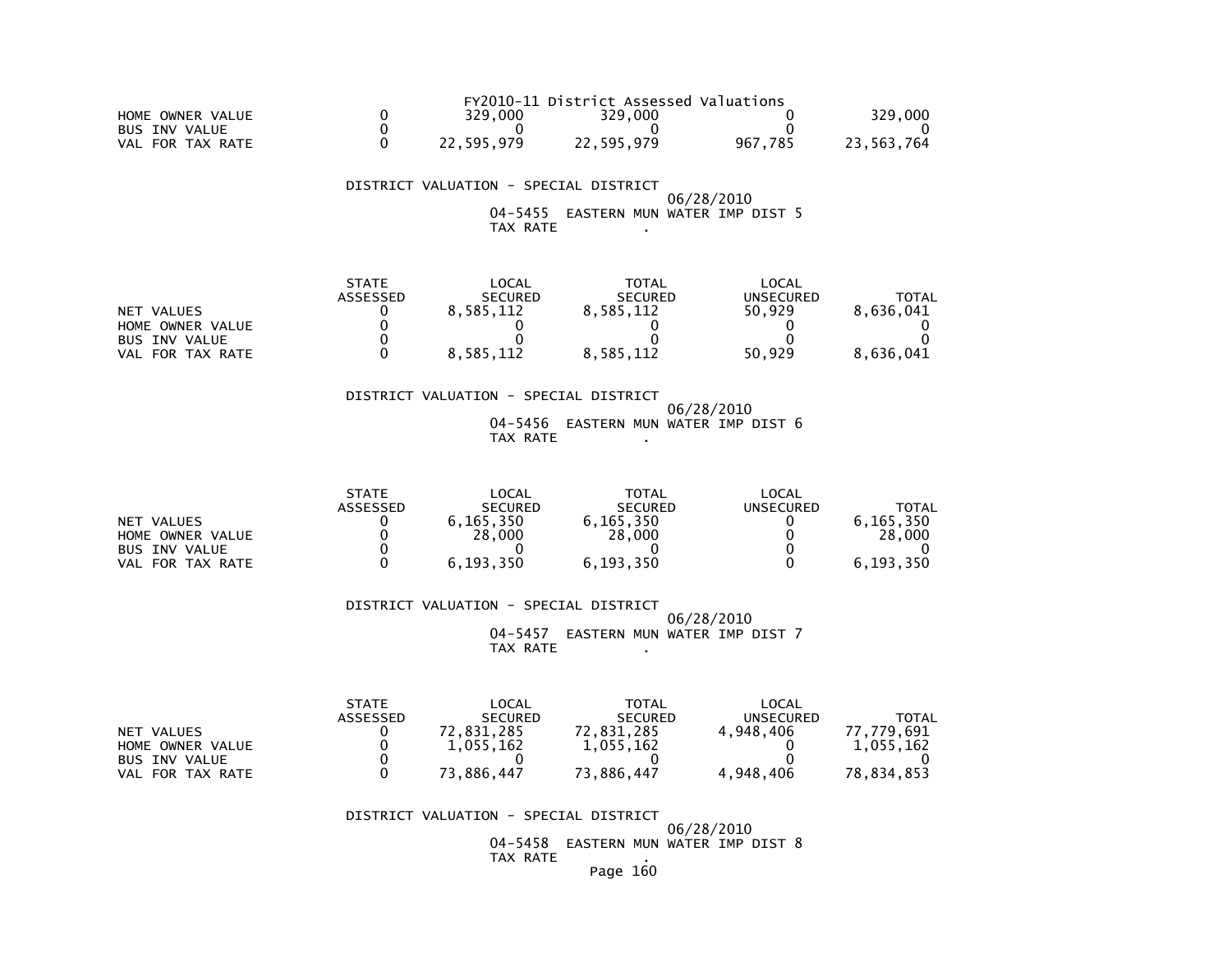FY2010-11 District Assessed Valuations

| | | | | | |
|---|---|---|---|---|---|
| HOME OWNER VALUE | 0 | 329,000 | 329,000 | 0 | 329,000 |
| BUS INV VALUE | 0 | 0 | 0 | 0 | 0 |
| VAL FOR TAX RATE | 0 | 22,595,979 | 22,595,979 | 967,785 | 23,563,764 |

DISTRICT VALUATION - SPECIAL DISTRICT

06/28/2010

04-5455 EASTERN MUN WATER IMP DIST 5

TAX RATE .

| | STATE ASSESSED | LOCAL SECURED | TOTAL SECURED | LOCAL UNSECURED | TOTAL |
|---|---|---|---|---|---|
| NET VALUES | 0 | 8,585,112 | 8,585,112 | 50,929 | 8,636,041 |
| HOME OWNER VALUE | 0 | 0 | 0 | 0 | 0 |
| BUS INV VALUE | 0 | 0 | 0 | 0 | 0 |
| VAL FOR TAX RATE | 0 | 8,585,112 | 8,585,112 | 50,929 | 8,636,041 |

DISTRICT VALUATION - SPECIAL DISTRICT

06/28/2010

04-5456 EASTERN MUN WATER IMP DIST 6

TAX RATE .

| | STATE ASSESSED | LOCAL SECURED | TOTAL SECURED | LOCAL UNSECURED | TOTAL |
|---|---|---|---|---|---|
| NET VALUES | 0 | 6,165,350 | 6,165,350 | 0 | 6,165,350 |
| HOME OWNER VALUE | 0 | 28,000 | 28,000 | 0 | 28,000 |
| BUS INV VALUE | 0 | 0 | 0 | 0 | 0 |
| VAL FOR TAX RATE | 0 | 6,193,350 | 6,193,350 | 0 | 6,193,350 |

DISTRICT VALUATION - SPECIAL DISTRICT

06/28/2010

04-5457 EASTERN MUN WATER IMP DIST 7

TAX RATE .

| | STATE ASSESSED | LOCAL SECURED | TOTAL SECURED | LOCAL UNSECURED | TOTAL |
|---|---|---|---|---|---|
| NET VALUES | 0 | 72,831,285 | 72,831,285 | 4,948,406 | 77,779,691 |
| HOME OWNER VALUE | 0 | 1,055,162 | 1,055,162 | 0 | 1,055,162 |
| BUS INV VALUE | 0 | 0 | 0 | 0 | 0 |
| VAL FOR TAX RATE | 0 | 73,886,447 | 73,886,447 | 4,948,406 | 78,834,853 |

DISTRICT VALUATION - SPECIAL DISTRICT

06/28/2010

04-5458 EASTERN MUN WATER IMP DIST 8

TAX RATE .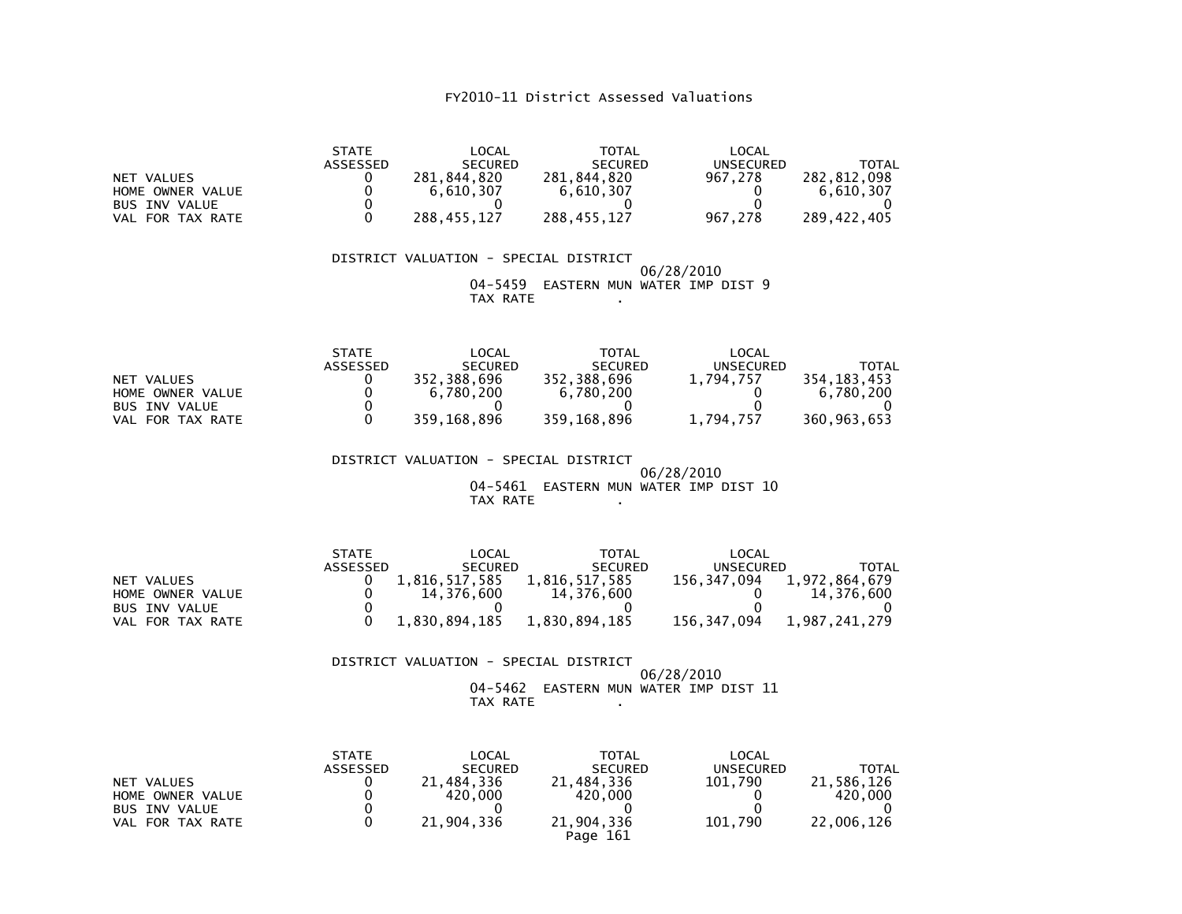# FY2010-11 District Assessed Valuations

| | STATE ASSESSED | LOCAL SECURED | TOTAL SECURED | LOCAL UNSECURED | TOTAL |
|---|---|---|---|---|---|
| NET VALUES | 0 | 281,844,820 | 281,844,820 | 967,278 | 282,812,098 |
| HOME OWNER VALUE | 0 | 6,610,307 | 6,610,307 | 0 | 6,610,307 |
| BUS INV VALUE | 0 | 0 | 0 | 0 | 0 |
| VAL FOR TAX RATE | 0 | 288,455,127 | 288,455,127 | 967,278 | 289,422,405 |

DISTRICT VALUATION - SPECIAL DISTRICT

06/28/2010

04-5459 EASTERN MUN WATER IMP DIST 9

TAX RATE .

| | STATE ASSESSED | LOCAL SECURED | TOTAL SECURED | LOCAL UNSECURED | TOTAL |
|---|---|---|---|---|---|
| NET VALUES | 0 | 352,388,696 | 352,388,696 | 1,794,757 | 354,183,453 |
| HOME OWNER VALUE | 0 | 6,780,200 | 6,780,200 | 0 | 6,780,200 |
| BUS INV VALUE | 0 | 0 | 0 | 0 | 0 |
| VAL FOR TAX RATE | 0 | 359,168,896 | 359,168,896 | 1,794,757 | 360,963,653 |

DISTRICT VALUATION - SPECIAL DISTRICT

06/28/2010

04-5461 EASTERN MUN WATER IMP DIST 10

TAX RATE .

| | STATE ASSESSED | LOCAL SECURED | TOTAL SECURED | LOCAL UNSECURED | TOTAL |
|---|---|---|---|---|---|
| NET VALUES | 0 | 1,816,517,585 | 1,816,517,585 | 156,347,094 | 1,972,864,679 |
| HOME OWNER VALUE | 0 | 14,376,600 | 14,376,600 | 0 | 14,376,600 |
| BUS INV VALUE | 0 | 0 | 0 | 0 | 0 |
| VAL FOR TAX RATE | 0 | 1,830,894,185 | 1,830,894,185 | 156,347,094 | 1,987,241,279 |

DISTRICT VALUATION - SPECIAL DISTRICT

06/28/2010

04-5462 EASTERN MUN WATER IMP DIST 11

TAX RATE .

| | STATE ASSESSED | LOCAL SECURED | TOTAL SECURED | LOCAL UNSECURED | TOTAL |
|---|---|---|---|---|---|
| NET VALUES | 0 | 21,484,336 | 21,484,336 | 101,790 | 21,586,126 |
| HOME OWNER VALUE | 0 | 420,000 | 420,000 | 0 | 420,000 |
| BUS INV VALUE | 0 | 0 | 0 | 0 | 0 |
| VAL FOR TAX RATE | 0 | 21,904,336 | 21,904,336 | 101,790 | 22,006,126 |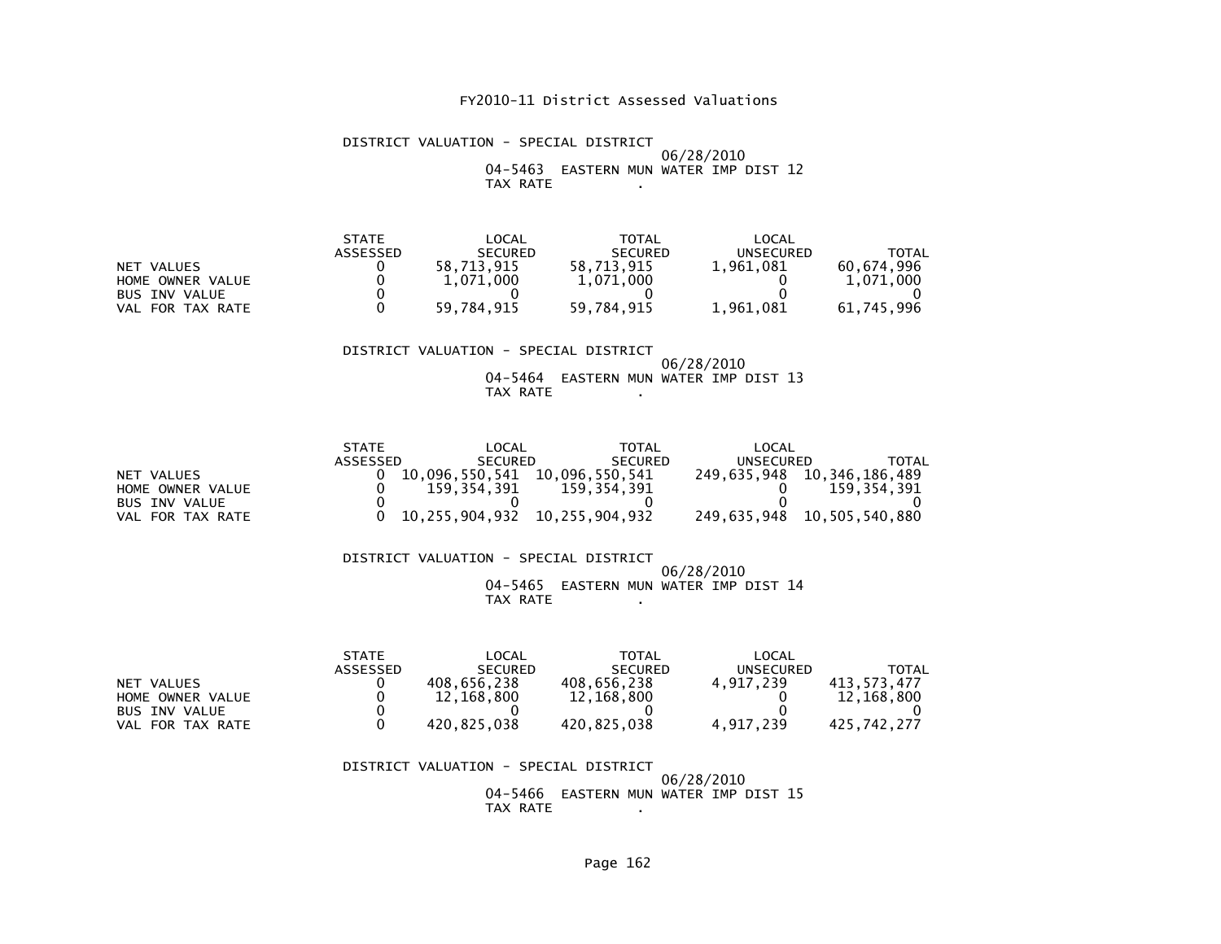# FY2010-11 District Assessed Valuations

DISTRICT VALUATION - SPECIAL DISTRICT

06/28/2010

04-5463 EASTERN MUN WATER IMP DIST 12

TAX RATE .

| | STATE ASSESSED | LOCAL SECURED | TOTAL SECURED | LOCAL UNSECURED | TOTAL |
|---|---|---|---|---|---|
| NET VALUES | 0 | 58,713,915 | 58,713,915 | 1,961,081 | 60,674,996 |
| HOME OWNER VALUE | 0 | 1,071,000 | 1,071,000 | 0 | 1,071,000 |
| BUS INV VALUE | 0 | 0 | 0 | 0 | 0 |
| VAL FOR TAX RATE | 0 | 59,784,915 | 59,784,915 | 1,961,081 | 61,745,996 |

DISTRICT VALUATION - SPECIAL DISTRICT

06/28/2010

04-5464 EASTERN MUN WATER IMP DIST 13

TAX RATE .

| | STATE ASSESSED | LOCAL SECURED | TOTAL SECURED | LOCAL UNSECURED | TOTAL |
|---|---|---|---|---|---|
| NET VALUES | 0 | 10,096,550,541 | 10,096,550,541 | 249,635,948 | 10,346,186,489 |
| HOME OWNER VALUE | 0 | 159,354,391 | 159,354,391 | 0 | 159,354,391 |
| BUS INV VALUE | 0 | 0 | 0 | 0 | 0 |
| VAL FOR TAX RATE | 0 | 10,255,904,932 | 10,255,904,932 | 249,635,948 | 10,505,540,880 |

DISTRICT VALUATION - SPECIAL DISTRICT

06/28/2010

04-5465 EASTERN MUN WATER IMP DIST 14

TAX RATE .

| | STATE ASSESSED | LOCAL SECURED | TOTAL SECURED | LOCAL UNSECURED | TOTAL |
|---|---|---|---|---|---|
| NET VALUES | 0 | 408,656,238 | 408,656,238 | 4,917,239 | 413,573,477 |
| HOME OWNER VALUE | 0 | 12,168,800 | 12,168,800 | 0 | 12,168,800 |
| BUS INV VALUE | 0 | 0 | 0 | 0 | 0 |
| VAL FOR TAX RATE | 0 | 420,825,038 | 420,825,038 | 4,917,239 | 425,742,277 |

DISTRICT VALUATION - SPECIAL DISTRICT

06/28/2010

04-5466 EASTERN MUN WATER IMP DIST 15

TAX RATE .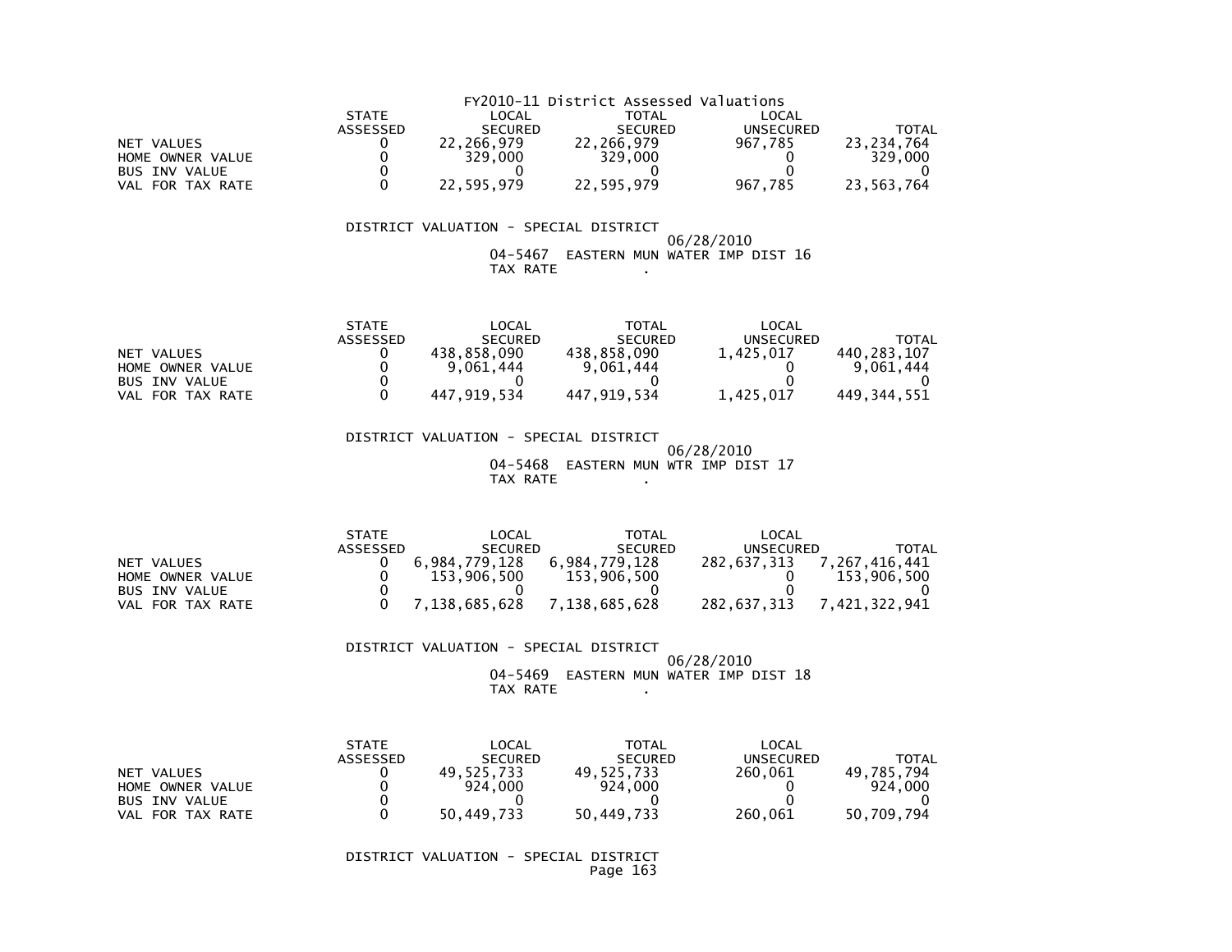FY2010-11 District Assessed Valuations

| | STATE ASSESSED | LOCAL SECURED | TOTAL SECURED | LOCAL UNSECURED | TOTAL |
|---|---|---|---|---|---|
| NET VALUES | 0 | 22,266,979 | 22,266,979 | 967,785 | 23,234,764 |
| HOME OWNER VALUE | 0 | 329,000 | 329,000 | 0 | 329,000 |
| BUS INV VALUE | 0 | 0 | 0 | 0 | 0 |
| VAL FOR TAX RATE | 0 | 22,595,979 | 22,595,979 | 967,785 | 23,563,764 |

DISTRICT VALUATION - SPECIAL DISTRICT
06/28/2010
04-5467 EASTERN MUN WATER IMP DIST 16
TAX RATE .

| | STATE ASSESSED | LOCAL SECURED | TOTAL SECURED | LOCAL UNSECURED | TOTAL |
|---|---|---|---|---|---|
| NET VALUES | 0 | 438,858,090 | 438,858,090 | 1,425,017 | 440,283,107 |
| HOME OWNER VALUE | 0 | 9,061,444 | 9,061,444 | 0 | 9,061,444 |
| BUS INV VALUE | 0 | 0 | 0 | 0 | 0 |
| VAL FOR TAX RATE | 0 | 447,919,534 | 447,919,534 | 1,425,017 | 449,344,551 |

DISTRICT VALUATION - SPECIAL DISTRICT
06/28/2010
04-5468 EASTERN MUN WTR IMP DIST 17
TAX RATE .

| | STATE ASSESSED | LOCAL SECURED | TOTAL SECURED | LOCAL UNSECURED | TOTAL |
|---|---|---|---|---|---|
| NET VALUES | 0 | 6,984,779,128 | 6,984,779,128 | 282,637,313 | 7,267,416,441 |
| HOME OWNER VALUE | 0 | 153,906,500 | 153,906,500 | 0 | 153,906,500 |
| BUS INV VALUE | 0 | 0 | 0 | 0 | 0 |
| VAL FOR TAX RATE | 0 | 7,138,685,628 | 7,138,685,628 | 282,637,313 | 7,421,322,941 |

DISTRICT VALUATION - SPECIAL DISTRICT
06/28/2010
04-5469 EASTERN MUN WATER IMP DIST 18
TAX RATE .

| | STATE ASSESSED | LOCAL SECURED | TOTAL SECURED | LOCAL UNSECURED | TOTAL |
|---|---|---|---|---|---|
| NET VALUES | 0 | 49,525,733 | 49,525,733 | 260,061 | 49,785,794 |
| HOME OWNER VALUE | 0 | 924,000 | 924,000 | 0 | 924,000 |
| BUS INV VALUE | 0 | 0 | 0 | 0 | 0 |
| VAL FOR TAX RATE | 0 | 50,449,733 | 50,449,733 | 260,061 | 50,709,794 |

DISTRICT VALUATION - SPECIAL DISTRICT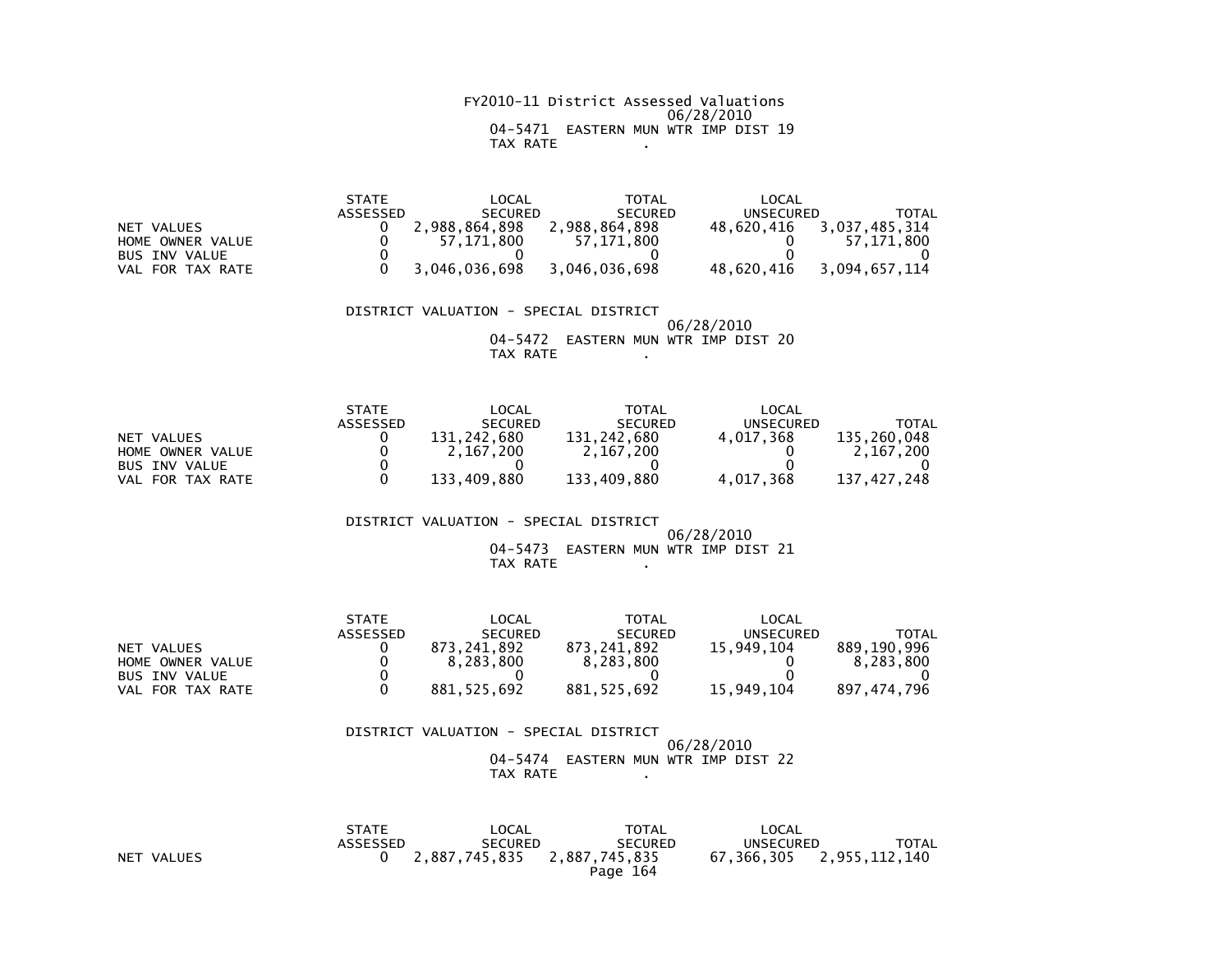FY2010-11 District Assessed Valuations
06/28/2010
04-5471 EASTERN MUN WTR IMP DIST 19
TAX RATE .

| | STATE ASSESSED | LOCAL SECURED | TOTAL SECURED | LOCAL UNSECURED | TOTAL |
|---|---|---|---|---|---|
| NET VALUES | 0 | 2,988,864,898 | 2,988,864,898 | 48,620,416 | 3,037,485,314 |
| HOME OWNER VALUE | 0 | 57,171,800 | 57,171,800 | 0 | 57,171,800 |
| BUS INV VALUE | 0 | 0 | 0 | 0 | 0 |
| VAL FOR TAX RATE | 0 | 3,046,036,698 | 3,046,036,698 | 48,620,416 | 3,094,657,114 |

DISTRICT VALUATION - SPECIAL DISTRICT
06/28/2010
04-5472 EASTERN MUN WTR IMP DIST 20
TAX RATE .

| | STATE ASSESSED | LOCAL SECURED | TOTAL SECURED | LOCAL UNSECURED | TOTAL |
|---|---|---|---|---|---|
| NET VALUES | 0 | 131,242,680 | 131,242,680 | 4,017,368 | 135,260,048 |
| HOME OWNER VALUE | 0 | 2,167,200 | 2,167,200 | 0 | 2,167,200 |
| BUS INV VALUE | 0 | 0 | 0 | 0 | 0 |
| VAL FOR TAX RATE | 0 | 133,409,880 | 133,409,880 | 4,017,368 | 137,427,248 |

DISTRICT VALUATION - SPECIAL DISTRICT
06/28/2010
04-5473 EASTERN MUN WTR IMP DIST 21
TAX RATE .

| | STATE ASSESSED | LOCAL SECURED | TOTAL SECURED | LOCAL UNSECURED | TOTAL |
|---|---|---|---|---|---|
| NET VALUES | 0 | 873,241,892 | 873,241,892 | 15,949,104 | 889,190,996 |
| HOME OWNER VALUE | 0 | 8,283,800 | 8,283,800 | 0 | 8,283,800 |
| BUS INV VALUE | 0 | 0 | 0 | 0 | 0 |
| VAL FOR TAX RATE | 0 | 881,525,692 | 881,525,692 | 15,949,104 | 897,474,796 |

DISTRICT VALUATION - SPECIAL DISTRICT
06/28/2010
04-5474 EASTERN MUN WTR IMP DIST 22
TAX RATE .

| | STATE ASSESSED | LOCAL SECURED | TOTAL SECURED | LOCAL UNSECURED | TOTAL |
|---|---|---|---|---|---|
| NET VALUES | 0 | 2,887,745,835 | 2,887,745,835 | 67,366,305 | 2,955,112,140 |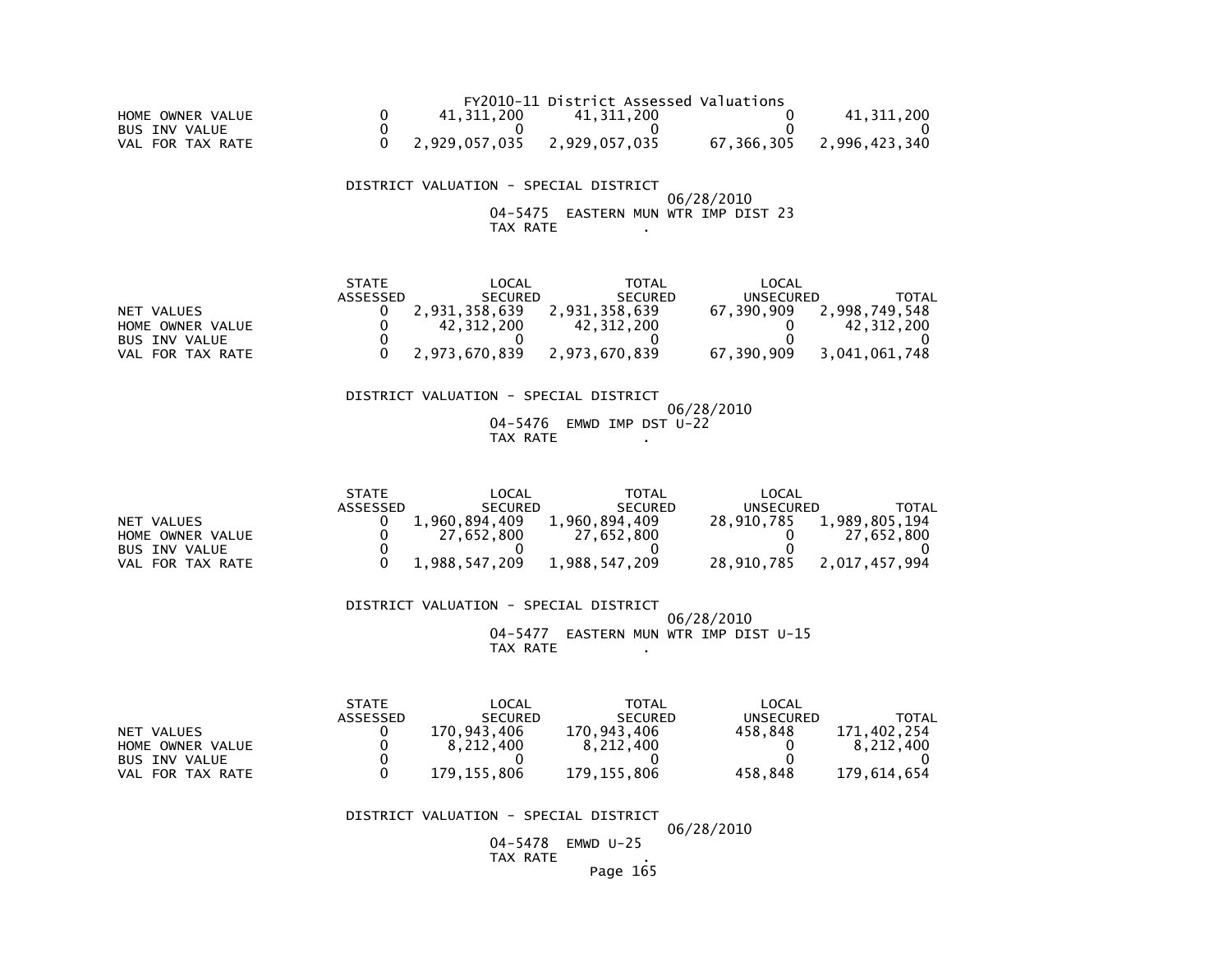FY2010-11 District Assessed Valuations

| | | | | | |
|---|---|---|---|---|---|
| HOME OWNER VALUE | 0 | 41,311,200 | 41,311,200 | 0 | 41,311,200 |
| BUS INV VALUE | 0 | 0 | 0 | 0 | 0 |
| VAL FOR TAX RATE | 0 | 2,929,057,035 | 2,929,057,035 | 67,366,305 | 2,996,423,340 |

DISTRICT VALUATION - SPECIAL DISTRICT
06/28/2010
04-5475 EASTERN MUN WTR IMP DIST 23
TAX RATE .

| | STATE ASSESSED | LOCAL SECURED | TOTAL SECURED | LOCAL UNSECURED | TOTAL |
|---|---|---|---|---|---|
| NET VALUES | 0 | 2,931,358,639 | 2,931,358,639 | 67,390,909 | 2,998,749,548 |
| HOME OWNER VALUE | 0 | 42,312,200 | 42,312,200 | 0 | 42,312,200 |
| BUS INV VALUE | 0 | 0 | 0 | 0 | 0 |
| VAL FOR TAX RATE | 0 | 2,973,670,839 | 2,973,670,839 | 67,390,909 | 3,041,061,748 |

DISTRICT VALUATION - SPECIAL DISTRICT
06/28/2010
04-5476 EMWD IMP DST U-22
TAX RATE .

| | STATE ASSESSED | LOCAL SECURED | TOTAL SECURED | LOCAL UNSECURED | TOTAL |
|---|---|---|---|---|---|
| NET VALUES | 0 | 1,960,894,409 | 1,960,894,409 | 28,910,785 | 1,989,805,194 |
| HOME OWNER VALUE | 0 | 27,652,800 | 27,652,800 | 0 | 27,652,800 |
| BUS INV VALUE | 0 | 0 | 0 | 0 | 0 |
| VAL FOR TAX RATE | 0 | 1,988,547,209 | 1,988,547,209 | 28,910,785 | 2,017,457,994 |

DISTRICT VALUATION - SPECIAL DISTRICT
06/28/2010
04-5477 EASTERN MUN WTR IMP DIST U-15
TAX RATE .

| | STATE ASSESSED | LOCAL SECURED | TOTAL SECURED | LOCAL UNSECURED | TOTAL |
|---|---|---|---|---|---|
| NET VALUES | 0 | 170,943,406 | 170,943,406 | 458,848 | 171,402,254 |
| HOME OWNER VALUE | 0 | 8,212,400 | 8,212,400 | 0 | 8,212,400 |
| BUS INV VALUE | 0 | 0 | 0 | 0 | 0 |
| VAL FOR TAX RATE | 0 | 179,155,806 | 179,155,806 | 458,848 | 179,614,654 |

DISTRICT VALUATION - SPECIAL DISTRICT
06/28/2010
04-5478 EMWD U-25
TAX RATE .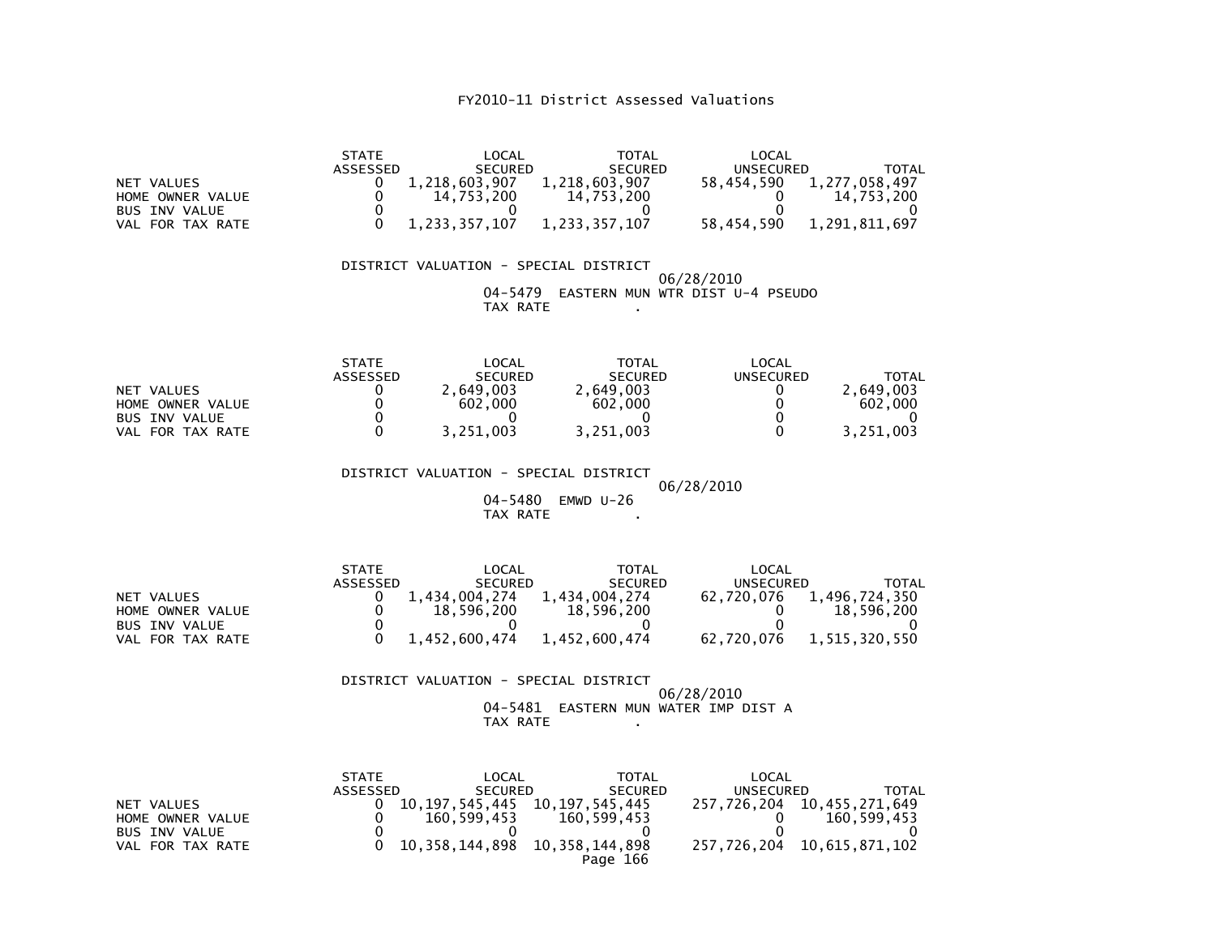# FY2010-11 District Assessed Valuations

| | STATE ASSESSED | LOCAL SECURED | TOTAL SECURED | LOCAL UNSECURED | TOTAL |
|---|---|---|---|---|---|
| NET VALUES | 0 | 1,218,603,907 | 1,218,603,907 | 58,454,590 | 1,277,058,497 |
| HOME OWNER VALUE | 0 | 14,753,200 | 14,753,200 | 0 | 14,753,200 |
| BUS INV VALUE | 0 | 0 | 0 | 0 | 0 |
| VAL FOR TAX RATE | 0 | 1,233,357,107 | 1,233,357,107 | 58,454,590 | 1,291,811,697 |

DISTRICT VALUATION - SPECIAL DISTRICT
06/28/2010
04-5479 EASTERN MUN WTR DIST U-4 PSEUDO
TAX RATE .

| | STATE ASSESSED | LOCAL SECURED | TOTAL SECURED | LOCAL UNSECURED | TOTAL |
|---|---|---|---|---|---|
| NET VALUES | 0 | 2,649,003 | 2,649,003 | 0 | 2,649,003 |
| HOME OWNER VALUE | 0 | 602,000 | 602,000 | 0 | 602,000 |
| BUS INV VALUE | 0 | 0 | 0 | 0 | 0 |
| VAL FOR TAX RATE | 0 | 3,251,003 | 3,251,003 | 0 | 3,251,003 |

DISTRICT VALUATION - SPECIAL DISTRICT
06/28/2010
04-5480 EMWD U-26
TAX RATE .

| | STATE ASSESSED | LOCAL SECURED | TOTAL SECURED | LOCAL UNSECURED | TOTAL |
|---|---|---|---|---|---|
| NET VALUES | 0 | 1,434,004,274 | 1,434,004,274 | 62,720,076 | 1,496,724,350 |
| HOME OWNER VALUE | 0 | 18,596,200 | 18,596,200 | 0 | 18,596,200 |
| BUS INV VALUE | 0 | 0 | 0 | 0 | 0 |
| VAL FOR TAX RATE | 0 | 1,452,600,474 | 1,452,600,474 | 62,720,076 | 1,515,320,550 |

DISTRICT VALUATION - SPECIAL DISTRICT
06/28/2010
04-5481 EASTERN MUN WATER IMP DIST A
TAX RATE .

| | STATE ASSESSED | LOCAL SECURED | TOTAL SECURED | LOCAL UNSECURED | TOTAL |
|---|---|---|---|---|---|
| NET VALUES | 0 | 10,197,545,445 | 10,197,545,445 | 257,726,204 | 10,455,271,649 |
| HOME OWNER VALUE | 0 | 160,599,453 | 160,599,453 | 0 | 160,599,453 |
| BUS INV VALUE | 0 | 0 | 0 | 0 | 0 |
| VAL FOR TAX RATE | 0 | 10,358,144,898 | 10,358,144,898 | 257,726,204 | 10,615,871,102 |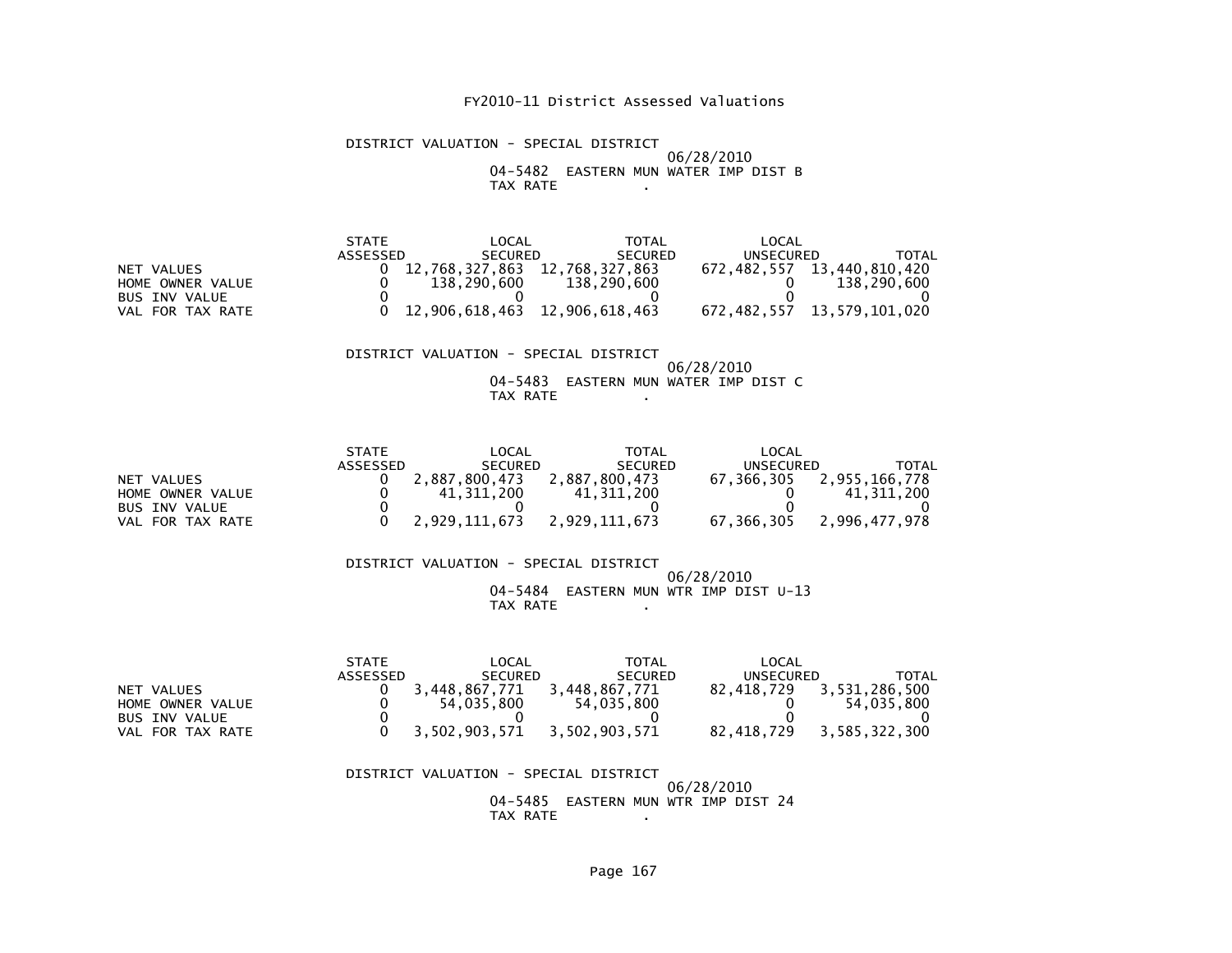# FY2010-11 District Assessed Valuations

DISTRICT VALUATION - SPECIAL DISTRICT

06/28/2010

04-5482 EASTERN MUN WATER IMP DIST B

TAX RATE .

| | STATE ASSESSED | LOCAL SECURED | TOTAL SECURED | LOCAL UNSECURED | TOTAL |
|---|---|---|---|---|---|
| NET VALUES | 0 | 12,768,327,863 | 12,768,327,863 | 672,482,557 | 13,440,810,420 |
| HOME OWNER VALUE | 0 | 138,290,600 | 138,290,600 | 0 | 138,290,600 |
| BUS INV VALUE | 0 | 0 | 0 | 0 | 0 |
| VAL FOR TAX RATE | 0 | 12,906,618,463 | 12,906,618,463 | 672,482,557 | 13,579,101,020 |

DISTRICT VALUATION - SPECIAL DISTRICT

06/28/2010

04-5483 EASTERN MUN WATER IMP DIST C

TAX RATE .

| | STATE ASSESSED | LOCAL SECURED | TOTAL SECURED | LOCAL UNSECURED | TOTAL |
|---|---|---|---|---|---|
| NET VALUES | 0 | 2,887,800,473 | 2,887,800,473 | 67,366,305 | 2,955,166,778 |
| HOME OWNER VALUE | 0 | 41,311,200 | 41,311,200 | 0 | 41,311,200 |
| BUS INV VALUE | 0 | 0 | 0 | 0 | 0 |
| VAL FOR TAX RATE | 0 | 2,929,111,673 | 2,929,111,673 | 67,366,305 | 2,996,477,978 |

DISTRICT VALUATION - SPECIAL DISTRICT

06/28/2010

04-5484 EASTERN MUN WTR IMP DIST U-13

TAX RATE .

| | STATE ASSESSED | LOCAL SECURED | TOTAL SECURED | LOCAL UNSECURED | TOTAL |
|---|---|---|---|---|---|
| NET VALUES | 0 | 3,448,867,771 | 3,448,867,771 | 82,418,729 | 3,531,286,500 |
| HOME OWNER VALUE | 0 | 54,035,800 | 54,035,800 | 0 | 54,035,800 |
| BUS INV VALUE | 0 | 0 | 0 | 0 | 0 |
| VAL FOR TAX RATE | 0 | 3,502,903,571 | 3,502,903,571 | 82,418,729 | 3,585,322,300 |

DISTRICT VALUATION - SPECIAL DISTRICT

06/28/2010

04-5485 EASTERN MUN WTR IMP DIST 24

TAX RATE .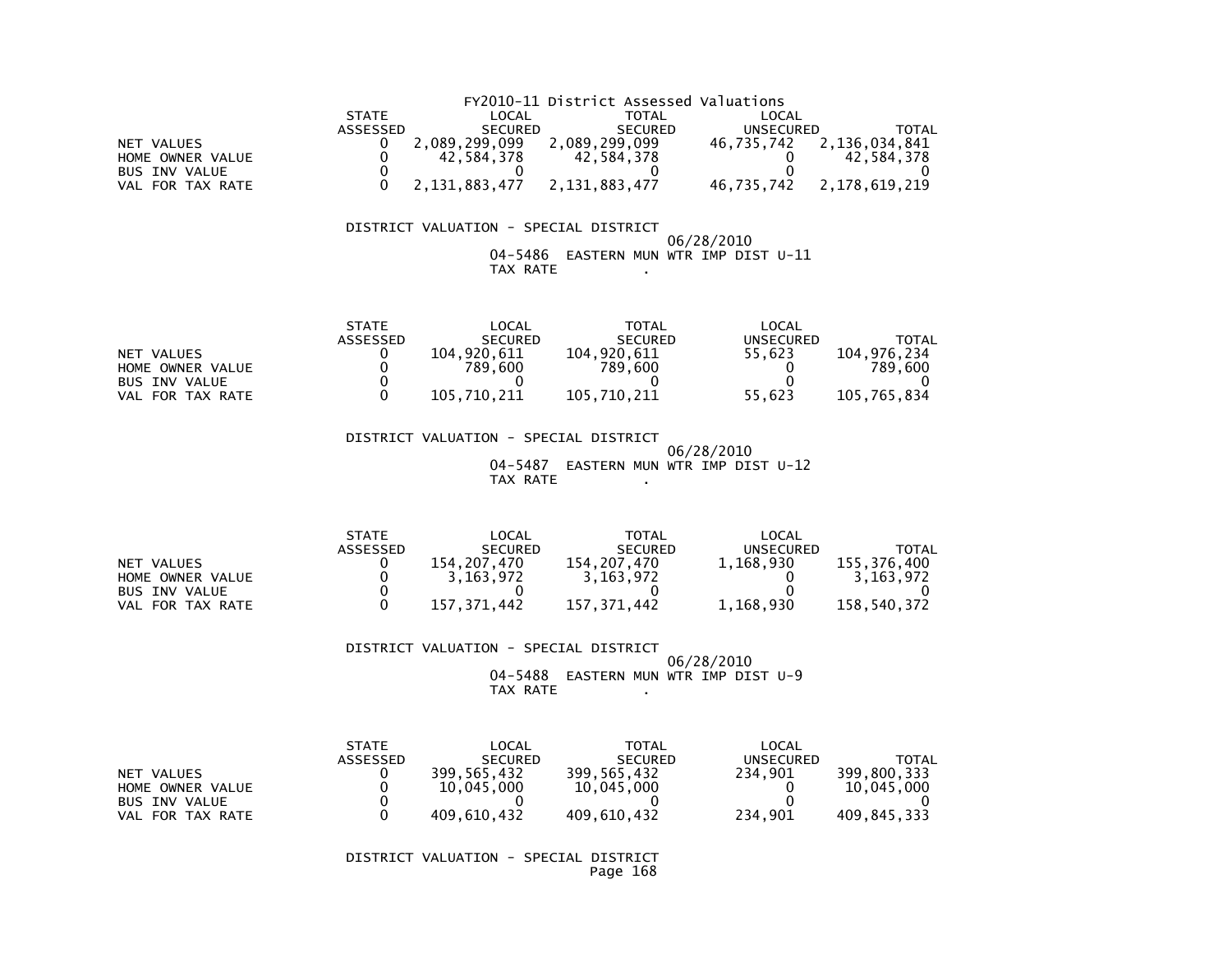FY2010-11 District Assessed Valuations

| | STATE ASSESSED | LOCAL SECURED | TOTAL SECURED | LOCAL UNSECURED | TOTAL |
|---|---|---|---|---|---|
| NET VALUES | 0 | 2,089,299,099 | 2,089,299,099 | 46,735,742 | 2,136,034,841 |
| HOME OWNER VALUE | 0 | 42,584,378 | 42,584,378 | 0 | 42,584,378 |
| BUS INV VALUE | 0 | 0 | 0 | 0 | 0 |
| VAL FOR TAX RATE | 0 | 2,131,883,477 | 2,131,883,477 | 46,735,742 | 2,178,619,219 |

DISTRICT VALUATION - SPECIAL DISTRICT

06/28/2010

04-5486 EASTERN MUN WTR IMP DIST U-11

TAX RATE .

| | STATE ASSESSED | LOCAL SECURED | TOTAL SECURED | LOCAL UNSECURED | TOTAL |
|---|---|---|---|---|---|
| NET VALUES | 0 | 104,920,611 | 104,920,611 | 55,623 | 104,976,234 |
| HOME OWNER VALUE | 0 | 789,600 | 789,600 | 0 | 789,600 |
| BUS INV VALUE | 0 | 0 | 0 | 0 | 0 |
| VAL FOR TAX RATE | 0 | 105,710,211 | 105,710,211 | 55,623 | 105,765,834 |

DISTRICT VALUATION - SPECIAL DISTRICT

06/28/2010

04-5487 EASTERN MUN WTR IMP DIST U-12

TAX RATE .

| | STATE ASSESSED | LOCAL SECURED | TOTAL SECURED | LOCAL UNSECURED | TOTAL |
|---|---|---|---|---|---|
| NET VALUES | 0 | 154,207,470 | 154,207,470 | 1,168,930 | 155,376,400 |
| HOME OWNER VALUE | 0 | 3,163,972 | 3,163,972 | 0 | 3,163,972 |
| BUS INV VALUE | 0 | 0 | 0 | 0 | 0 |
| VAL FOR TAX RATE | 0 | 157,371,442 | 157,371,442 | 1,168,930 | 158,540,372 |

DISTRICT VALUATION - SPECIAL DISTRICT

06/28/2010

04-5488 EASTERN MUN WTR IMP DIST U-9

TAX RATE .

| | STATE ASSESSED | LOCAL SECURED | TOTAL SECURED | LOCAL UNSECURED | TOTAL |
|---|---|---|---|---|---|
| NET VALUES | 0 | 399,565,432 | 399,565,432 | 234,901 | 399,800,333 |
| HOME OWNER VALUE | 0 | 10,045,000 | 10,045,000 | 0 | 10,045,000 |
| BUS INV VALUE | 0 | 0 | 0 | 0 | 0 |
| VAL FOR TAX RATE | 0 | 409,610,432 | 409,610,432 | 234,901 | 409,845,333 |

DISTRICT VALUATION - SPECIAL DISTRICT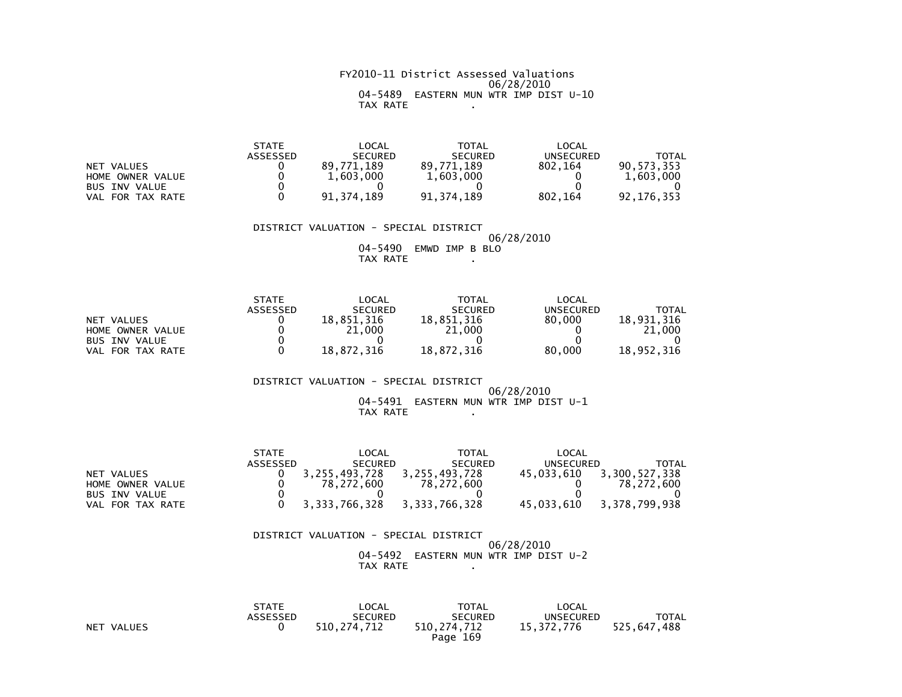FY2010-11 District Assessed Valuations
06/28/2010
04-5489 EASTERN MUN WTR IMP DIST U-10
TAX RATE .

| | STATE ASSESSED | LOCAL SECURED | TOTAL SECURED | LOCAL UNSECURED | TOTAL |
|---|---|---|---|---|---|
| NET VALUES | 0 | 89,771,189 | 89,771,189 | 802,164 | 90,573,353 |
| HOME OWNER VALUE | 0 | 1,603,000 | 1,603,000 | 0 | 1,603,000 |
| BUS INV VALUE | 0 | 0 | 0 | 0 | 0 |
| VAL FOR TAX RATE | 0 | 91,374,189 | 91,374,189 | 802,164 | 92,176,353 |

DISTRICT VALUATION - SPECIAL DISTRICT
06/28/2010
04-5490 EMWD IMP B BLO
TAX RATE .

| | STATE ASSESSED | LOCAL SECURED | TOTAL SECURED | LOCAL UNSECURED | TOTAL |
|---|---|---|---|---|---|
| NET VALUES | 0 | 18,851,316 | 18,851,316 | 80,000 | 18,931,316 |
| HOME OWNER VALUE | 0 | 21,000 | 21,000 | 0 | 21,000 |
| BUS INV VALUE | 0 | 0 | 0 | 0 | 0 |
| VAL FOR TAX RATE | 0 | 18,872,316 | 18,872,316 | 80,000 | 18,952,316 |

DISTRICT VALUATION - SPECIAL DISTRICT
06/28/2010
04-5491 EASTERN MUN WTR IMP DIST U-1
TAX RATE .

| | STATE ASSESSED | LOCAL SECURED | TOTAL SECURED | LOCAL UNSECURED | TOTAL |
|---|---|---|---|---|---|
| NET VALUES | 0 | 3,255,493,728 | 3,255,493,728 | 45,033,610 | 3,300,527,338 |
| HOME OWNER VALUE | 0 | 78,272,600 | 78,272,600 | 0 | 78,272,600 |
| BUS INV VALUE | 0 | 0 | 0 | 0 | 0 |
| VAL FOR TAX RATE | 0 | 3,333,766,328 | 3,333,766,328 | 45,033,610 | 3,378,799,938 |

DISTRICT VALUATION - SPECIAL DISTRICT
06/28/2010
04-5492 EASTERN MUN WTR IMP DIST U-2
TAX RATE .

| | STATE ASSESSED | LOCAL SECURED | TOTAL SECURED | LOCAL UNSECURED | TOTAL |
|---|---|---|---|---|---|
| NET VALUES | 0 | 510,274,712 | 510,274,712 | 15,372,776 | 525,647,488 |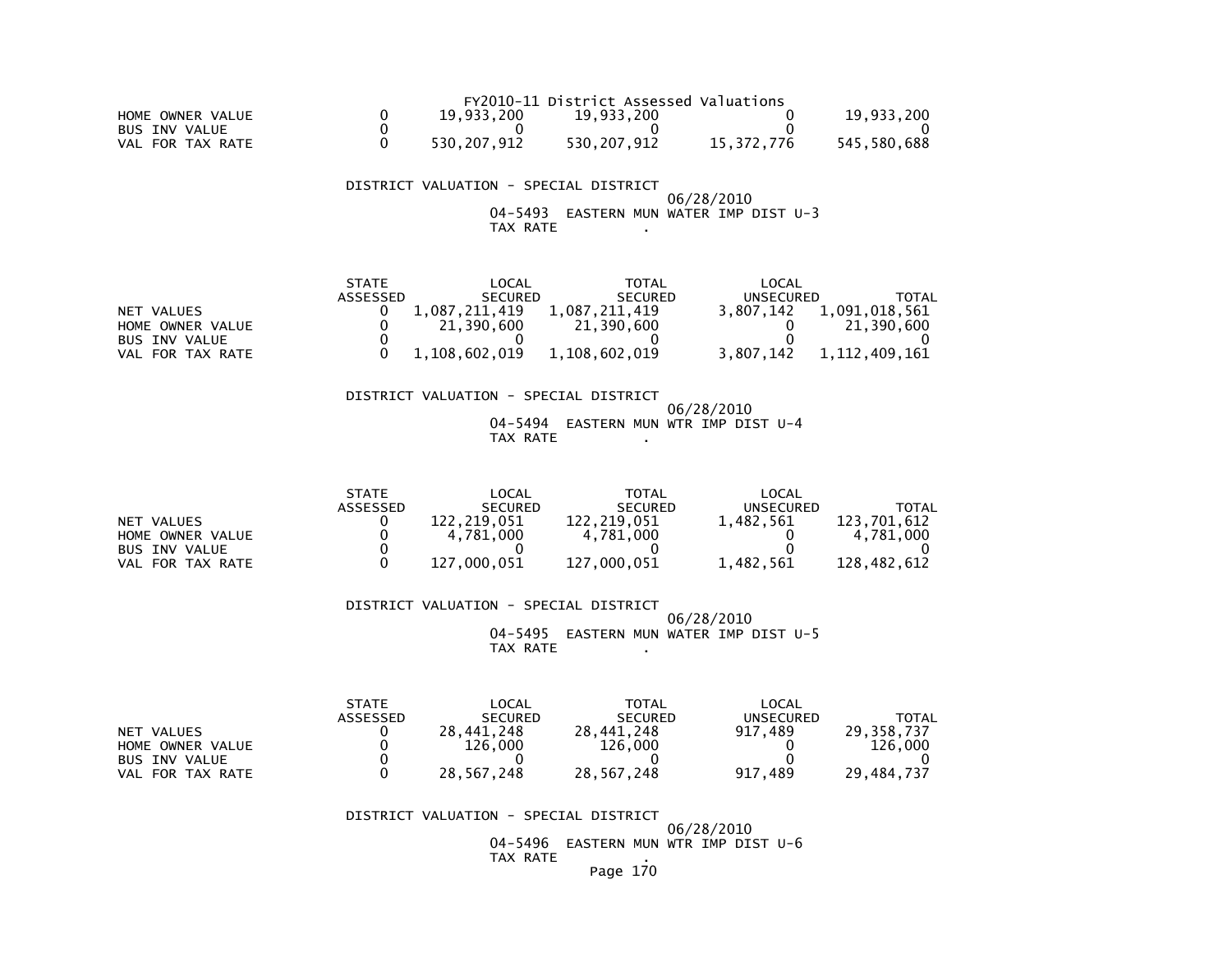FY2010-11 District Assessed Valuations

| | | | | | |
|---|---|---|---|---|---|
| HOME OWNER VALUE | 0 | 19,933,200 | 19,933,200 | 0 | 19,933,200 |
| BUS INV VALUE | 0 | 0 | 0 | 0 | 0 |
| VAL FOR TAX RATE | 0 | 530,207,912 | 530,207,912 | 15,372,776 | 545,580,688 |

DISTRICT VALUATION - SPECIAL DISTRICT

06/28/2010

04-5493 EASTERN MUN WATER IMP DIST U-3

TAX RATE .

| | STATE ASSESSED | LOCAL SECURED | TOTAL SECURED | LOCAL UNSECURED | TOTAL |
|---|---|---|---|---|---|
| NET VALUES | 0 | 1,087,211,419 | 1,087,211,419 | 3,807,142 | 1,091,018,561 |
| HOME OWNER VALUE | 0 | 21,390,600 | 21,390,600 | 0 | 21,390,600 |
| BUS INV VALUE | 0 | 0 | 0 | 0 | 0 |
| VAL FOR TAX RATE | 0 | 1,108,602,019 | 1,108,602,019 | 3,807,142 | 1,112,409,161 |

DISTRICT VALUATION - SPECIAL DISTRICT

06/28/2010

04-5494 EASTERN MUN WTR IMP DIST U-4

TAX RATE .

| | STATE ASSESSED | LOCAL SECURED | TOTAL SECURED | LOCAL UNSECURED | TOTAL |
|---|---|---|---|---|---|
| NET VALUES | 0 | 122,219,051 | 122,219,051 | 1,482,561 | 123,701,612 |
| HOME OWNER VALUE | 0 | 4,781,000 | 4,781,000 | 0 | 4,781,000 |
| BUS INV VALUE | 0 | 0 | 0 | 0 | 0 |
| VAL FOR TAX RATE | 0 | 127,000,051 | 127,000,051 | 1,482,561 | 128,482,612 |

DISTRICT VALUATION - SPECIAL DISTRICT

06/28/2010

04-5495 EASTERN MUN WATER IMP DIST U-5

TAX RATE .

| | STATE ASSESSED | LOCAL SECURED | TOTAL SECURED | LOCAL UNSECURED | TOTAL |
|---|---|---|---|---|---|
| NET VALUES | 0 | 28,441,248 | 28,441,248 | 917,489 | 29,358,737 |
| HOME OWNER VALUE | 0 | 126,000 | 126,000 | 0 | 126,000 |
| BUS INV VALUE | 0 | 0 | 0 | 0 | 0 |
| VAL FOR TAX RATE | 0 | 28,567,248 | 28,567,248 | 917,489 | 29,484,737 |

DISTRICT VALUATION - SPECIAL DISTRICT

06/28/2010

04-5496 EASTERN MUN WTR IMP DIST U-6

TAX RATE .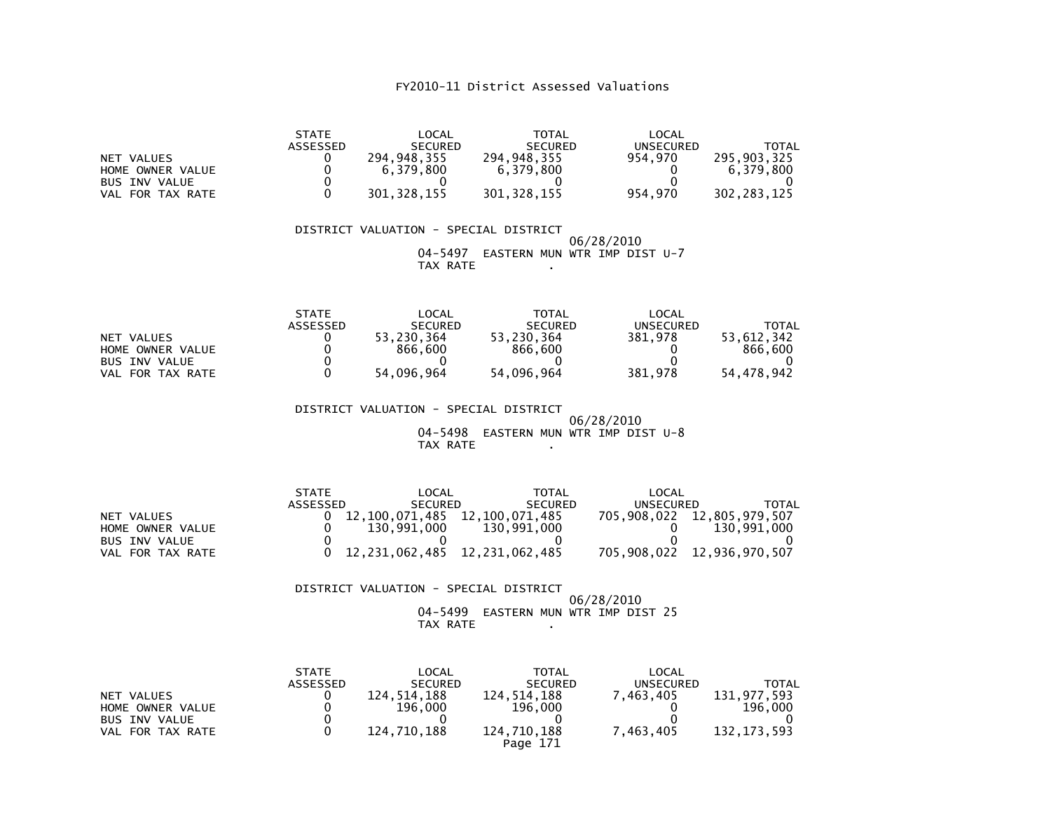# FY2010-11 District Assessed Valuations

| | STATE ASSESSED | LOCAL SECURED | TOTAL SECURED | LOCAL UNSECURED | TOTAL |
|---|---|---|---|---|---|
| NET VALUES | 0 | 294,948,355 | 294,948,355 | 954,970 | 295,903,325 |
| HOME OWNER VALUE | 0 | 6,379,800 | 6,379,800 | 0 | 6,379,800 |
| BUS INV VALUE | 0 | 0 | 0 | 0 | 0 |
| VAL FOR TAX RATE | 0 | 301,328,155 | 301,328,155 | 954,970 | 302,283,125 |

DISTRICT VALUATION - SPECIAL DISTRICT

06/28/2010

04-5497 EASTERN MUN WTR IMP DIST U-7

TAX RATE .

| | STATE ASSESSED | LOCAL SECURED | TOTAL SECURED | LOCAL UNSECURED | TOTAL |
|---|---|---|---|---|---|
| NET VALUES | 0 | 53,230,364 | 53,230,364 | 381,978 | 53,612,342 |
| HOME OWNER VALUE | 0 | 866,600 | 866,600 | 0 | 866,600 |
| BUS INV VALUE | 0 | 0 | 0 | 0 | 0 |
| VAL FOR TAX RATE | 0 | 54,096,964 | 54,096,964 | 381,978 | 54,478,942 |

DISTRICT VALUATION - SPECIAL DISTRICT

06/28/2010

04-5498 EASTERN MUN WTR IMP DIST U-8

TAX RATE .

| | STATE ASSESSED | LOCAL SECURED | TOTAL SECURED | LOCAL UNSECURED | TOTAL |
|---|---|---|---|---|---|
| NET VALUES | 0 | 12,100,071,485 | 12,100,071,485 | 705,908,022 | 12,805,979,507 |
| HOME OWNER VALUE | 0 | 130,991,000 | 130,991,000 | 0 | 130,991,000 |
| BUS INV VALUE | 0 | 0 | 0 | 0 | 0 |
| VAL FOR TAX RATE | 0 | 12,231,062,485 | 12,231,062,485 | 705,908,022 | 12,936,970,507 |

DISTRICT VALUATION - SPECIAL DISTRICT

06/28/2010

04-5499 EASTERN MUN WTR IMP DIST 25

TAX RATE .

| | STATE ASSESSED | LOCAL SECURED | TOTAL SECURED | LOCAL UNSECURED | TOTAL |
|---|---|---|---|---|---|
| NET VALUES | 0 | 124,514,188 | 124,514,188 | 7,463,405 | 131,977,593 |
| HOME OWNER VALUE | 0 | 196,000 | 196,000 | 0 | 196,000 |
| BUS INV VALUE | 0 | 0 | 0 | 0 | 0 |
| VAL FOR TAX RATE | 0 | 124,710,188 | 124,710,188 | 7,463,405 | 132,173,593 |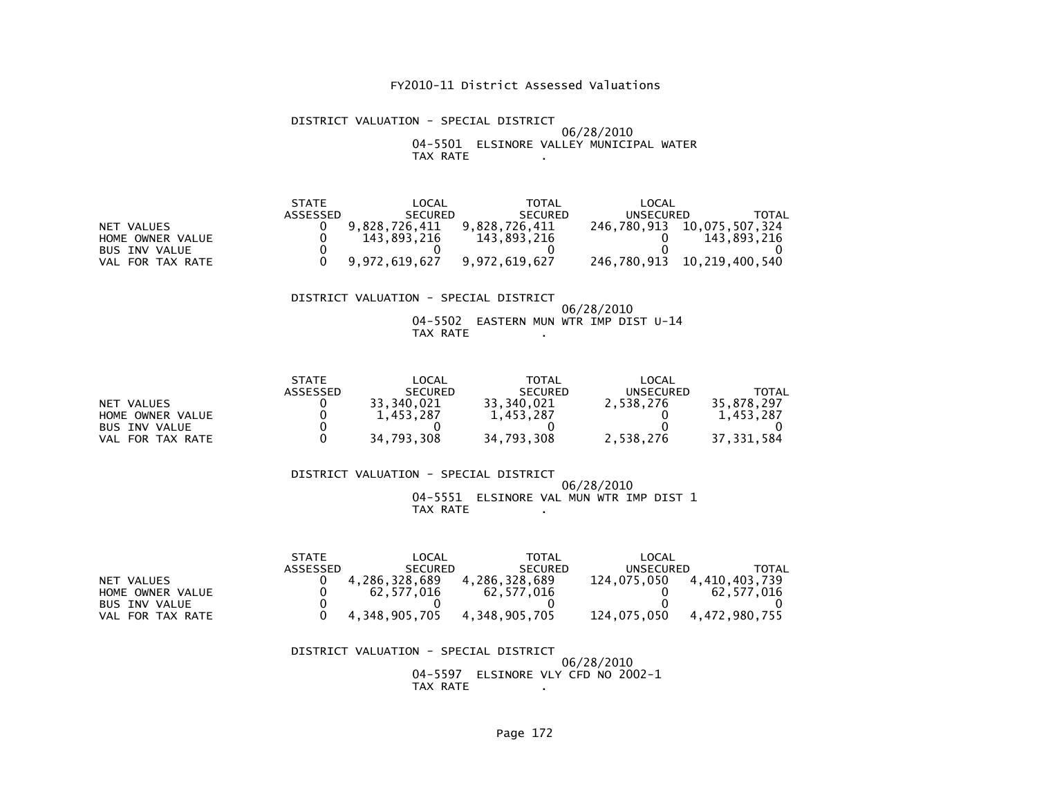# FY2010-11 District Assessed Valuations

DISTRICT VALUATION - SPECIAL DISTRICT

06/28/2010

04-5501 ELSINORE VALLEY MUNICIPAL WATER

TAX RATE .

| | STATE ASSESSED | LOCAL SECURED | TOTAL SECURED | LOCAL UNSECURED | TOTAL |
|---|---|---|---|---|---|
| NET VALUES | 0 | 9,828,726,411 | 9,828,726,411 | 246,780,913 | 10,075,507,324 |
| HOME OWNER VALUE | 0 | 143,893,216 | 143,893,216 | 0 | 143,893,216 |
| BUS INV VALUE | 0 | 0 | 0 | 0 | 0 |
| VAL FOR TAX RATE | 0 | 9,972,619,627 | 9,972,619,627 | 246,780,913 | 10,219,400,540 |

DISTRICT VALUATION - SPECIAL DISTRICT

06/28/2010

04-5502 EASTERN MUN WTR IMP DIST U-14

TAX RATE .

| | STATE ASSESSED | LOCAL SECURED | TOTAL SECURED | LOCAL UNSECURED | TOTAL |
|---|---|---|---|---|---|
| NET VALUES | 0 | 33,340,021 | 33,340,021 | 2,538,276 | 35,878,297 |
| HOME OWNER VALUE | 0 | 1,453,287 | 1,453,287 | 0 | 1,453,287 |
| BUS INV VALUE | 0 | 0 | 0 | 0 | 0 |
| VAL FOR TAX RATE | 0 | 34,793,308 | 34,793,308 | 2,538,276 | 37,331,584 |

DISTRICT VALUATION - SPECIAL DISTRICT

06/28/2010

04-5551 ELSINORE VAL MUN WTR IMP DIST 1

TAX RATE .

| | STATE ASSESSED | LOCAL SECURED | TOTAL SECURED | LOCAL UNSECURED | TOTAL |
|---|---|---|---|---|---|
| NET VALUES | 0 | 4,286,328,689 | 4,286,328,689 | 124,075,050 | 4,410,403,739 |
| HOME OWNER VALUE | 0 | 62,577,016 | 62,577,016 | 0 | 62,577,016 |
| BUS INV VALUE | 0 | 0 | 0 | 0 | 0 |
| VAL FOR TAX RATE | 0 | 4,348,905,705 | 4,348,905,705 | 124,075,050 | 4,472,980,755 |

DISTRICT VALUATION - SPECIAL DISTRICT

06/28/2010

04-5597 ELSINORE VLY CFD NO 2002-1

TAX RATE .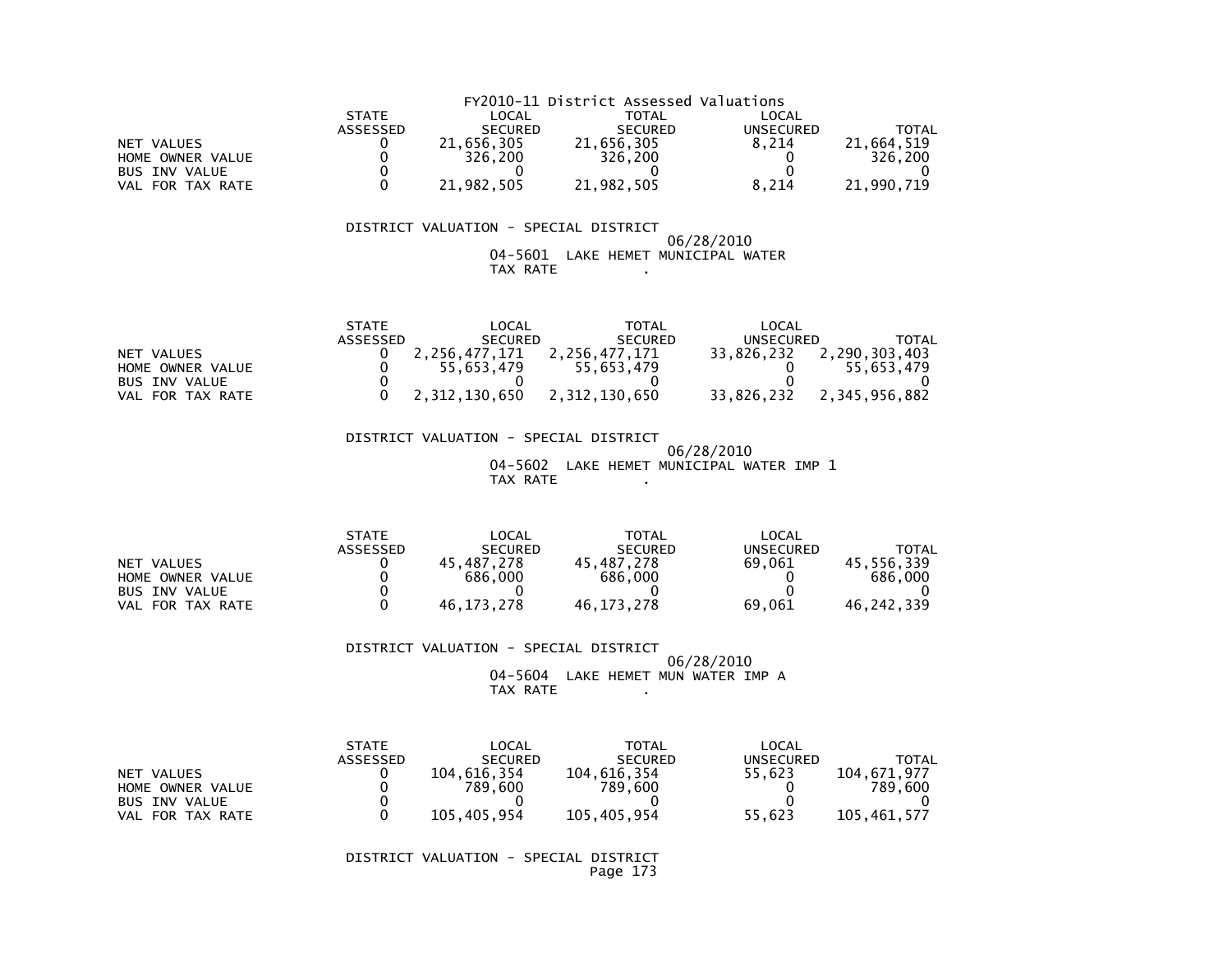FY2010-11 District Assessed Valuations

| | STATE ASSESSED | LOCAL SECURED | TOTAL SECURED | LOCAL UNSECURED | TOTAL |
|---|---|---|---|---|---|
| NET VALUES | 0 | 21,656,305 | 21,656,305 | 8,214 | 21,664,519 |
| HOME OWNER VALUE | 0 | 326,200 | 326,200 | 0 | 326,200 |
| BUS INV VALUE | 0 | 0 | 0 | 0 | 0 |
| VAL FOR TAX RATE | 0 | 21,982,505 | 21,982,505 | 8,214 | 21,990,719 |

DISTRICT VALUATION - SPECIAL DISTRICT

06/28/2010

04-5601 LAKE HEMET MUNICIPAL WATER

TAX RATE .

| | STATE ASSESSED | LOCAL SECURED | TOTAL SECURED | LOCAL UNSECURED | TOTAL |
|---|---|---|---|---|---|
| NET VALUES | 0 | 2,256,477,171 | 2,256,477,171 | 33,826,232 | 2,290,303,403 |
| HOME OWNER VALUE | 0 | 55,653,479 | 55,653,479 | 0 | 55,653,479 |
| BUS INV VALUE | 0 | 0 | 0 | 0 | 0 |
| VAL FOR TAX RATE | 0 | 2,312,130,650 | 2,312,130,650 | 33,826,232 | 2,345,956,882 |

DISTRICT VALUATION - SPECIAL DISTRICT

06/28/2010

04-5602 LAKE HEMET MUNICIPAL WATER IMP 1

TAX RATE .

| | STATE ASSESSED | LOCAL SECURED | TOTAL SECURED | LOCAL UNSECURED | TOTAL |
|---|---|---|---|---|---|
| NET VALUES | 0 | 45,487,278 | 45,487,278 | 69,061 | 45,556,339 |
| HOME OWNER VALUE | 0 | 686,000 | 686,000 | 0 | 686,000 |
| BUS INV VALUE | 0 | 0 | 0 | 0 | 0 |
| VAL FOR TAX RATE | 0 | 46,173,278 | 46,173,278 | 69,061 | 46,242,339 |

DISTRICT VALUATION - SPECIAL DISTRICT

06/28/2010

04-5604 LAKE HEMET MUN WATER IMP A

TAX RATE .

| | STATE ASSESSED | LOCAL SECURED | TOTAL SECURED | LOCAL UNSECURED | TOTAL |
|---|---|---|---|---|---|
| NET VALUES | 0 | 104,616,354 | 104,616,354 | 55,623 | 104,671,977 |
| HOME OWNER VALUE | 0 | 789,600 | 789,600 | 0 | 789,600 |
| BUS INV VALUE | 0 | 0 | 0 | 0 | 0 |
| VAL FOR TAX RATE | 0 | 105,405,954 | 105,405,954 | 55,623 | 105,461,577 |

DISTRICT VALUATION - SPECIAL DISTRICT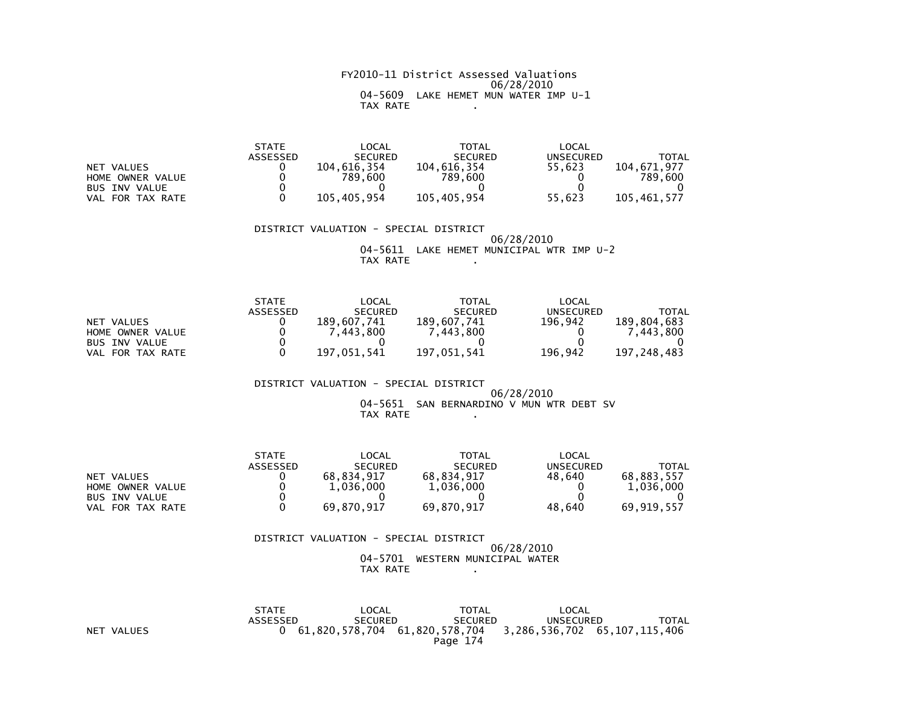FY2010-11 District Assessed Valuations
06/28/2010
04-5609 LAKE HEMET MUN WATER IMP U-1
TAX RATE .

| | STATE ASSESSED | LOCAL SECURED | TOTAL SECURED | LOCAL UNSECURED | TOTAL |
|---|---|---|---|---|---|
| NET VALUES | 0 | 104,616,354 | 104,616,354 | 55,623 | 104,671,977 |
| HOME OWNER VALUE | 0 | 789,600 | 789,600 | 0 | 789,600 |
| BUS INV VALUE | 0 | 0 | 0 | 0 | 0 |
| VAL FOR TAX RATE | 0 | 105,405,954 | 105,405,954 | 55,623 | 105,461,577 |

DISTRICT VALUATION - SPECIAL DISTRICT
06/28/2010
04-5611 LAKE HEMET MUNICIPAL WTR IMP U-2
TAX RATE .

| | STATE ASSESSED | LOCAL SECURED | TOTAL SECURED | LOCAL UNSECURED | TOTAL |
|---|---|---|---|---|---|
| NET VALUES | 0 | 189,607,741 | 189,607,741 | 196,942 | 189,804,683 |
| HOME OWNER VALUE | 0 | 7,443,800 | 7,443,800 | 0 | 7,443,800 |
| BUS INV VALUE | 0 | 0 | 0 | 0 | 0 |
| VAL FOR TAX RATE | 0 | 197,051,541 | 197,051,541 | 196,942 | 197,248,483 |

DISTRICT VALUATION - SPECIAL DISTRICT
06/28/2010
04-5651 SAN BERNARDINO V MUN WTR DEBT SV
TAX RATE .

| | STATE ASSESSED | LOCAL SECURED | TOTAL SECURED | LOCAL UNSECURED | TOTAL |
|---|---|---|---|---|---|
| NET VALUES | 0 | 68,834,917 | 68,834,917 | 48,640 | 68,883,557 |
| HOME OWNER VALUE | 0 | 1,036,000 | 1,036,000 | 0 | 1,036,000 |
| BUS INV VALUE | 0 | 0 | 0 | 0 | 0 |
| VAL FOR TAX RATE | 0 | 69,870,917 | 69,870,917 | 48,640 | 69,919,557 |

DISTRICT VALUATION - SPECIAL DISTRICT
06/28/2010
04-5701 WESTERN MUNICIPAL WATER
TAX RATE .

| | STATE ASSESSED | LOCAL SECURED | TOTAL SECURED | LOCAL UNSECURED | TOTAL |
|---|---|---|---|---|---|
| NET VALUES | 0 | 61,820,578,704 | 61,820,578,704 | 3,286,536,702 | 65,107,115,406 |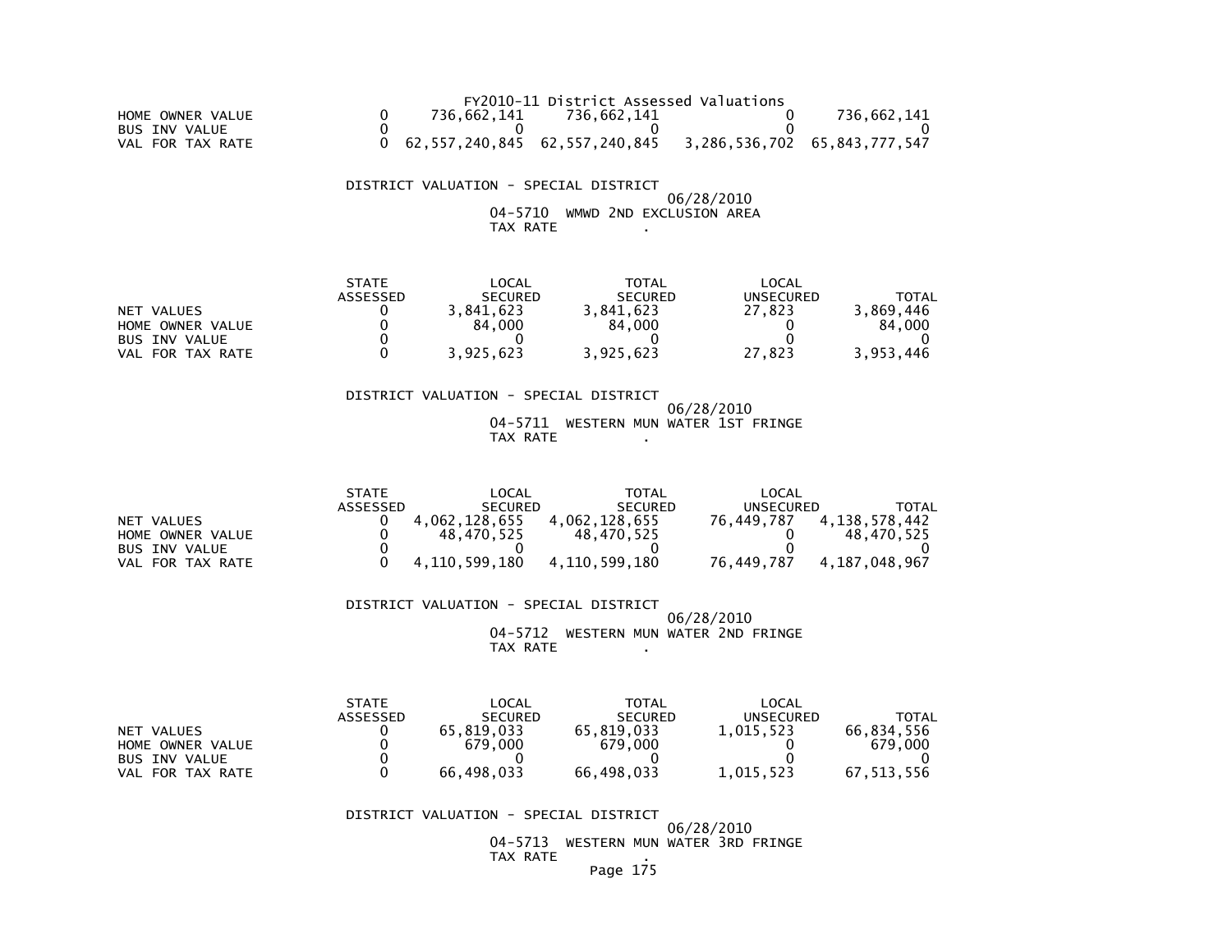FY2010-11 District Assessed Valuations

| | STATE ASSESSED | LOCAL SECURED | TOTAL SECURED | LOCAL UNSECURED | TOTAL |
|---|---|---|---|---|---|
| HOME OWNER VALUE | 0 | 736,662,141 | 736,662,141 | 0 | 736,662,141 |
| BUS INV VALUE | 0 | 0 | 0 | 0 | 0 |
| VAL FOR TAX RATE | 0 | 62,557,240,845 | 62,557,240,845 | 3,286,536,702 | 65,843,777,547 |

DISTRICT VALUATION - SPECIAL DISTRICT

06/28/2010

04-5710 WMWD 2ND EXCLUSION AREA

TAX RATE .

| | STATE ASSESSED | LOCAL SECURED | TOTAL SECURED | LOCAL UNSECURED | TOTAL |
|---|---|---|---|---|---|
| NET VALUES | 0 | 3,841,623 | 3,841,623 | 27,823 | 3,869,446 |
| HOME OWNER VALUE | 0 | 84,000 | 84,000 | 0 | 84,000 |
| BUS INV VALUE | 0 | 0 | 0 | 0 | 0 |
| VAL FOR TAX RATE | 0 | 3,925,623 | 3,925,623 | 27,823 | 3,953,446 |

DISTRICT VALUATION - SPECIAL DISTRICT

06/28/2010

04-5711 WESTERN MUN WATER 1ST FRINGE

TAX RATE .

| | STATE ASSESSED | LOCAL SECURED | TOTAL SECURED | LOCAL UNSECURED | TOTAL |
|---|---|---|---|---|---|
| NET VALUES | 0 | 4,062,128,655 | 4,062,128,655 | 76,449,787 | 4,138,578,442 |
| HOME OWNER VALUE | 0 | 48,470,525 | 48,470,525 | 0 | 48,470,525 |
| BUS INV VALUE | 0 | 0 | 0 | 0 | 0 |
| VAL FOR TAX RATE | 0 | 4,110,599,180 | 4,110,599,180 | 76,449,787 | 4,187,048,967 |

DISTRICT VALUATION - SPECIAL DISTRICT

06/28/2010

04-5712 WESTERN MUN WATER 2ND FRINGE

TAX RATE .

| | STATE ASSESSED | LOCAL SECURED | TOTAL SECURED | LOCAL UNSECURED | TOTAL |
|---|---|---|---|---|---|
| NET VALUES | 0 | 65,819,033 | 65,819,033 | 1,015,523 | 66,834,556 |
| HOME OWNER VALUE | 0 | 679,000 | 679,000 | 0 | 679,000 |
| BUS INV VALUE | 0 | 0 | 0 | 0 | 0 |
| VAL FOR TAX RATE | 0 | 66,498,033 | 66,498,033 | 1,015,523 | 67,513,556 |

DISTRICT VALUATION - SPECIAL DISTRICT

06/28/2010

04-5713 WESTERN MUN WATER 3RD FRINGE

TAX RATE .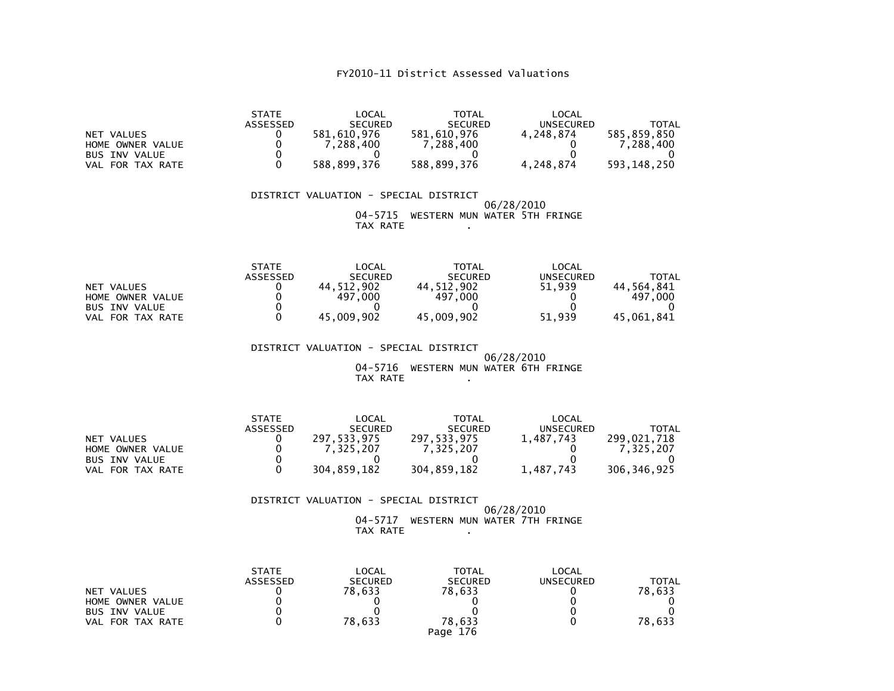# FY2010-11 District Assessed Valuations

| | STATE ASSESSED | LOCAL SECURED | TOTAL SECURED | LOCAL UNSECURED | TOTAL |
|---|---|---|---|---|---|
| NET VALUES | 0 | 581,610,976 | 581,610,976 | 4,248,874 | 585,859,850 |
| HOME OWNER VALUE | 0 | 7,288,400 | 7,288,400 | 0 | 7,288,400 |
| BUS INV VALUE | 0 | 0 | 0 | 0 | 0 |
| VAL FOR TAX RATE | 0 | 588,899,376 | 588,899,376 | 4,248,874 | 593,148,250 |

DISTRICT VALUATION - SPECIAL DISTRICT
06/28/2010
04-5715 WESTERN MUN WATER 5TH FRINGE
TAX RATE .

| | STATE ASSESSED | LOCAL SECURED | TOTAL SECURED | LOCAL UNSECURED | TOTAL |
|---|---|---|---|---|---|
| NET VALUES | 0 | 44,512,902 | 44,512,902 | 51,939 | 44,564,841 |
| HOME OWNER VALUE | 0 | 497,000 | 497,000 | 0 | 497,000 |
| BUS INV VALUE | 0 | 0 | 0 | 0 | 0 |
| VAL FOR TAX RATE | 0 | 45,009,902 | 45,009,902 | 51,939 | 45,061,841 |

DISTRICT VALUATION - SPECIAL DISTRICT
06/28/2010
04-5716 WESTERN MUN WATER 6TH FRINGE
TAX RATE .

| | STATE ASSESSED | LOCAL SECURED | TOTAL SECURED | LOCAL UNSECURED | TOTAL |
|---|---|---|---|---|---|
| NET VALUES | 0 | 297,533,975 | 297,533,975 | 1,487,743 | 299,021,718 |
| HOME OWNER VALUE | 0 | 7,325,207 | 7,325,207 | 0 | 7,325,207 |
| BUS INV VALUE | 0 | 0 | 0 | 0 | 0 |
| VAL FOR TAX RATE | 0 | 304,859,182 | 304,859,182 | 1,487,743 | 306,346,925 |

DISTRICT VALUATION - SPECIAL DISTRICT
06/28/2010
04-5717 WESTERN MUN WATER 7TH FRINGE
TAX RATE .

| | STATE ASSESSED | LOCAL SECURED | TOTAL SECURED | LOCAL UNSECURED | TOTAL |
|---|---|---|---|---|---|
| NET VALUES | 0 | 78,633 | 78,633 | 0 | 78,633 |
| HOME OWNER VALUE | 0 | 0 | 0 | 0 | 0 |
| BUS INV VALUE | 0 | 0 | 0 | 0 | 0 |
| VAL FOR TAX RATE | 0 | 78,633 | 78,633 | 0 | 78,633 |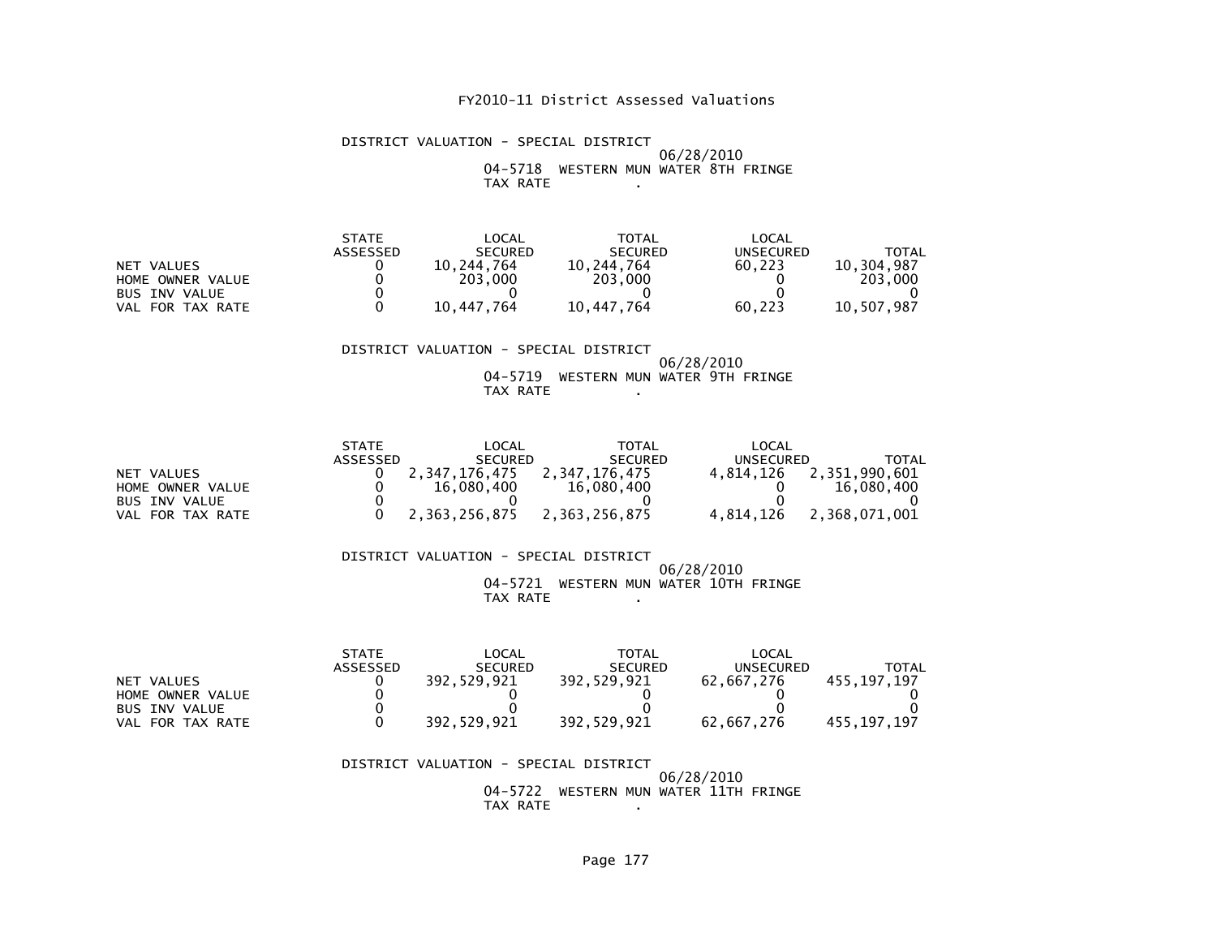FY2010-11 District Assessed Valuations

DISTRICT VALUATION - SPECIAL DISTRICT
06/28/2010
04-5718 WESTERN MUN WATER 8TH FRINGE
TAX RATE .

| | STATE ASSESSED | LOCAL SECURED | TOTAL SECURED | LOCAL UNSECURED | TOTAL |
|---|---|---|---|---|---|
| NET VALUES | 0 | 10,244,764 | 10,244,764 | 60,223 | 10,304,987 |
| HOME OWNER VALUE | 0 | 203,000 | 203,000 | 0 | 203,000 |
| BUS INV VALUE | 0 | 0 | 0 | 0 | 0 |
| VAL FOR TAX RATE | 0 | 10,447,764 | 10,447,764 | 60,223 | 10,507,987 |

DISTRICT VALUATION - SPECIAL DISTRICT
06/28/2010
04-5719 WESTERN MUN WATER 9TH FRINGE
TAX RATE .

| | STATE ASSESSED | LOCAL SECURED | TOTAL SECURED | LOCAL UNSECURED | TOTAL |
|---|---|---|---|---|---|
| NET VALUES | 0 | 2,347,176,475 | 2,347,176,475 | 4,814,126 | 2,351,990,601 |
| HOME OWNER VALUE | 0 | 16,080,400 | 16,080,400 | 0 | 16,080,400 |
| BUS INV VALUE | 0 | 0 | 0 | 0 | 0 |
| VAL FOR TAX RATE | 0 | 2,363,256,875 | 2,363,256,875 | 4,814,126 | 2,368,071,001 |

DISTRICT VALUATION - SPECIAL DISTRICT
06/28/2010
04-5721 WESTERN MUN WATER 10TH FRINGE
TAX RATE .

| | STATE ASSESSED | LOCAL SECURED | TOTAL SECURED | LOCAL UNSECURED | TOTAL |
|---|---|---|---|---|---|
| NET VALUES | 0 | 392,529,921 | 392,529,921 | 62,667,276 | 455,197,197 |
| HOME OWNER VALUE | 0 | 0 | 0 | 0 | 0 |
| BUS INV VALUE | 0 | 0 | 0 | 0 | 0 |
| VAL FOR TAX RATE | 0 | 392,529,921 | 392,529,921 | 62,667,276 | 455,197,197 |

DISTRICT VALUATION - SPECIAL DISTRICT
06/28/2010
04-5722 WESTERN MUN WATER 11TH FRINGE
TAX RATE .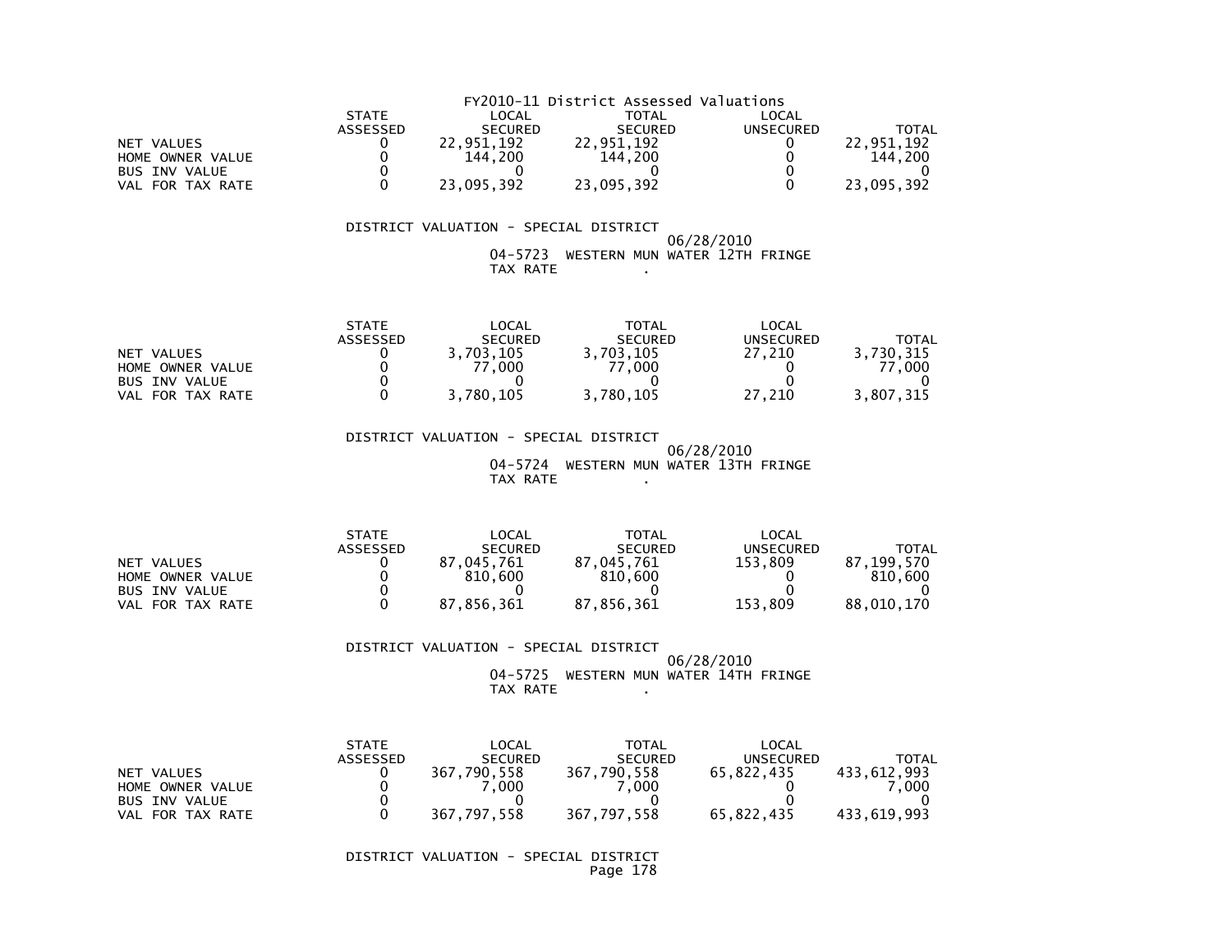FY2010-11 District Assessed Valuations

| | STATE ASSESSED | LOCAL SECURED | TOTAL SECURED | LOCAL UNSECURED | TOTAL |
|---|---|---|---|---|---|
| NET VALUES | 0 | 22,951,192 | 22,951,192 | 0 | 22,951,192 |
| HOME OWNER VALUE | 0 | 144,200 | 144,200 | 0 | 144,200 |
| BUS INV VALUE | 0 | 0 | 0 | 0 | 0 |
| VAL FOR TAX RATE | 0 | 23,095,392 | 23,095,392 | 0 | 23,095,392 |

DISTRICT VALUATION - SPECIAL DISTRICT

06/28/2010

04-5723 WESTERN MUN WATER 12TH FRINGE

TAX RATE .

| | STATE ASSESSED | LOCAL SECURED | TOTAL SECURED | LOCAL UNSECURED | TOTAL |
|---|---|---|---|---|---|
| NET VALUES | 0 | 3,703,105 | 3,703,105 | 27,210 | 3,730,315 |
| HOME OWNER VALUE | 0 | 77,000 | 77,000 | 0 | 77,000 |
| BUS INV VALUE | 0 | 0 | 0 | 0 | 0 |
| VAL FOR TAX RATE | 0 | 3,780,105 | 3,780,105 | 27,210 | 3,807,315 |

DISTRICT VALUATION - SPECIAL DISTRICT

06/28/2010

04-5724 WESTERN MUN WATER 13TH FRINGE

TAX RATE .

| | STATE ASSESSED | LOCAL SECURED | TOTAL SECURED | LOCAL UNSECURED | TOTAL |
|---|---|---|---|---|---|
| NET VALUES | 0 | 87,045,761 | 87,045,761 | 153,809 | 87,199,570 |
| HOME OWNER VALUE | 0 | 810,600 | 810,600 | 0 | 810,600 |
| BUS INV VALUE | 0 | 0 | 0 | 0 | 0 |
| VAL FOR TAX RATE | 0 | 87,856,361 | 87,856,361 | 153,809 | 88,010,170 |

DISTRICT VALUATION - SPECIAL DISTRICT

06/28/2010

04-5725 WESTERN MUN WATER 14TH FRINGE

TAX RATE .

| | STATE ASSESSED | LOCAL SECURED | TOTAL SECURED | LOCAL UNSECURED | TOTAL |
|---|---|---|---|---|---|
| NET VALUES | 0 | 367,790,558 | 367,790,558 | 65,822,435 | 433,612,993 |
| HOME OWNER VALUE | 0 | 7,000 | 7,000 | 0 | 7,000 |
| BUS INV VALUE | 0 | 0 | 0 | 0 | 0 |
| VAL FOR TAX RATE | 0 | 367,797,558 | 367,797,558 | 65,822,435 | 433,619,993 |

DISTRICT VALUATION - SPECIAL DISTRICT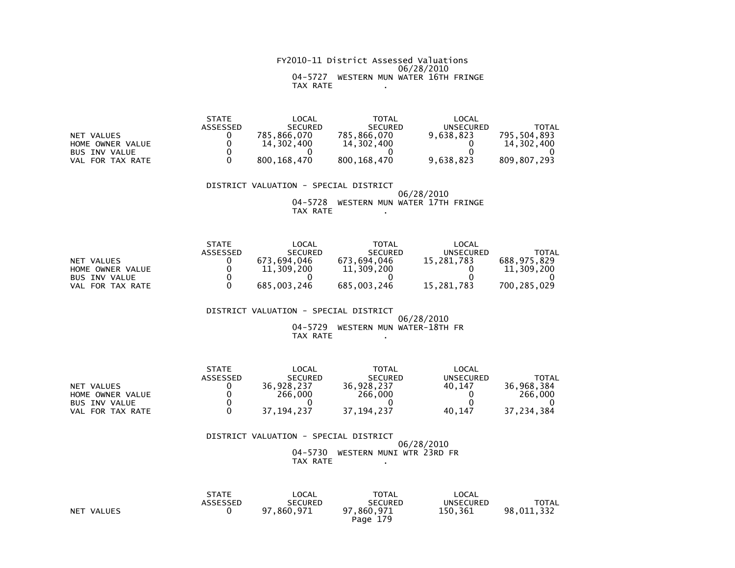FY2010-11 District Assessed Valuations
06/28/2010
04-5727 WESTERN MUN WATER 16TH FRINGE
TAX RATE .

| | STATE ASSESSED | LOCAL SECURED | TOTAL SECURED | LOCAL UNSECURED | TOTAL |
|---|---|---|---|---|---|
| NET VALUES | 0 | 785,866,070 | 785,866,070 | 9,638,823 | 795,504,893 |
| HOME OWNER VALUE | 0 | 14,302,400 | 14,302,400 | 0 | 14,302,400 |
| BUS INV VALUE | 0 | 0 | 0 | 0 | 0 |
| VAL FOR TAX RATE | 0 | 800,168,470 | 800,168,470 | 9,638,823 | 809,807,293 |

DISTRICT VALUATION - SPECIAL DISTRICT
06/28/2010
04-5728 WESTERN MUN WATER 17TH FRINGE
TAX RATE .

| | STATE ASSESSED | LOCAL SECURED | TOTAL SECURED | LOCAL UNSECURED | TOTAL |
|---|---|---|---|---|---|
| NET VALUES | 0 | 673,694,046 | 673,694,046 | 15,281,783 | 688,975,829 |
| HOME OWNER VALUE | 0 | 11,309,200 | 11,309,200 | 0 | 11,309,200 |
| BUS INV VALUE | 0 | 0 | 0 | 0 | 0 |
| VAL FOR TAX RATE | 0 | 685,003,246 | 685,003,246 | 15,281,783 | 700,285,029 |

DISTRICT VALUATION - SPECIAL DISTRICT
06/28/2010
04-5729 WESTERN MUN WATER-18TH FR
TAX RATE .

| | STATE ASSESSED | LOCAL SECURED | TOTAL SECURED | LOCAL UNSECURED | TOTAL |
|---|---|---|---|---|---|
| NET VALUES | 0 | 36,928,237 | 36,928,237 | 40,147 | 36,968,384 |
| HOME OWNER VALUE | 0 | 266,000 | 266,000 | 0 | 266,000 |
| BUS INV VALUE | 0 | 0 | 0 | 0 | 0 |
| VAL FOR TAX RATE | 0 | 37,194,237 | 37,194,237 | 40,147 | 37,234,384 |

DISTRICT VALUATION - SPECIAL DISTRICT
06/28/2010
04-5730 WESTERN MUNI WTR 23RD FR
TAX RATE .

| | STATE ASSESSED | LOCAL SECURED | TOTAL SECURED | LOCAL UNSECURED | TOTAL |
|---|---|---|---|---|---|
| NET VALUES | 0 | 97,860,971 | 97,860,971 | 150,361 | 98,011,332 |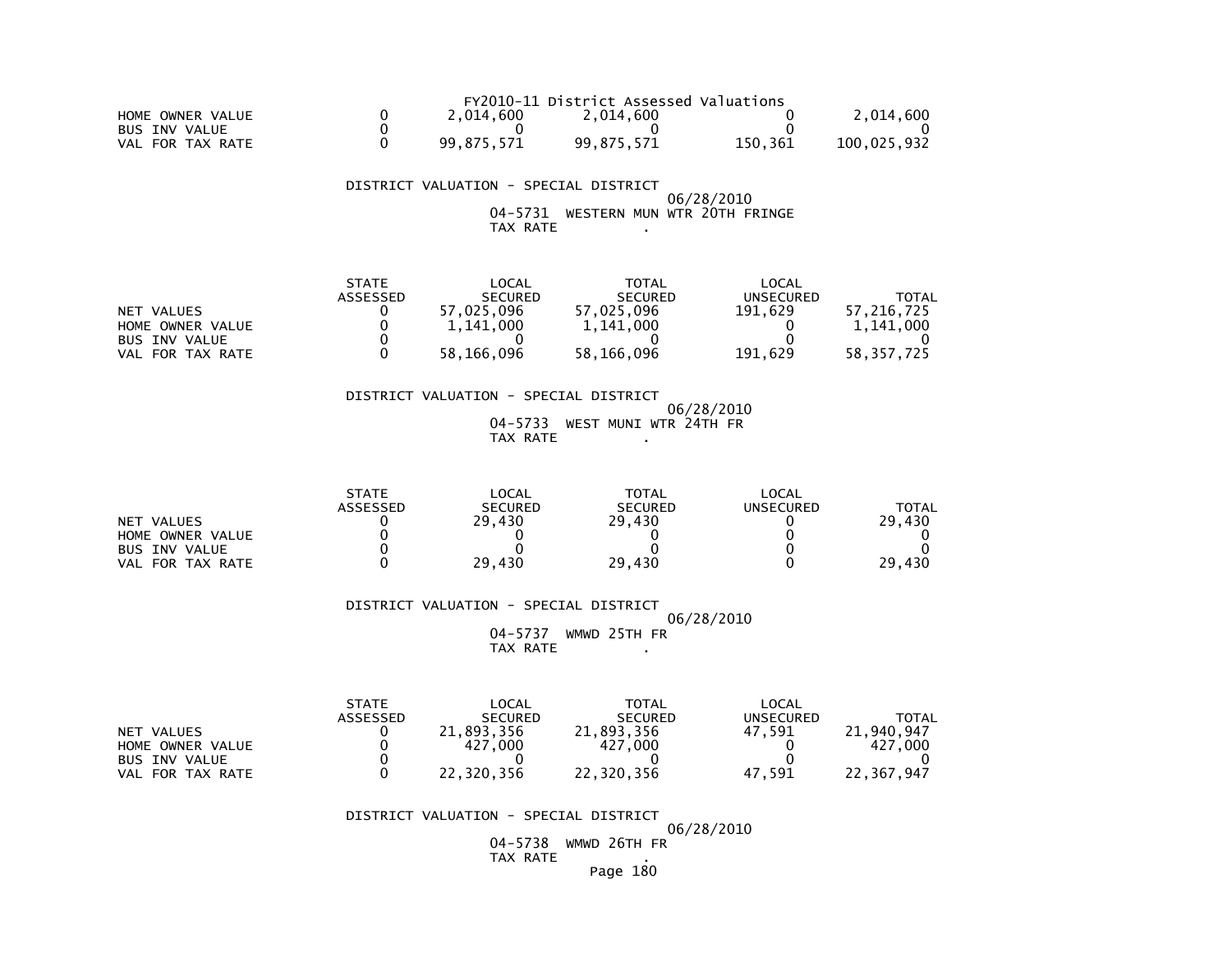FY2010-11 District Assessed Valuations

| | | | | | |
|---|---|---|---|---|---|
| HOME OWNER VALUE | 0 | 2,014,600 | 2,014,600 | 0 | 2,014,600 |
| BUS INV VALUE | 0 | 0 | 0 | 0 | 0 |
| VAL FOR TAX RATE | 0 | 99,875,571 | 99,875,571 | 150,361 | 100,025,932 |

DISTRICT VALUATION - SPECIAL DISTRICT

06/28/2010

04-5731 WESTERN MUN WTR 20TH FRINGE

TAX RATE .

| | STATE ASSESSED | LOCAL SECURED | TOTAL SECURED | LOCAL UNSECURED | TOTAL |
|---|---|---|---|---|---|
| NET VALUES | 0 | 57,025,096 | 57,025,096 | 191,629 | 57,216,725 |
| HOME OWNER VALUE | 0 | 1,141,000 | 1,141,000 | 0 | 1,141,000 |
| BUS INV VALUE | 0 | 0 | 0 | 0 | 0 |
| VAL FOR TAX RATE | 0 | 58,166,096 | 58,166,096 | 191,629 | 58,357,725 |

DISTRICT VALUATION - SPECIAL DISTRICT

06/28/2010

04-5733 WEST MUNI WTR 24TH FR

TAX RATE .

| | STATE ASSESSED | LOCAL SECURED | TOTAL SECURED | LOCAL UNSECURED | TOTAL |
|---|---|---|---|---|---|
| NET VALUES | 0 | 29,430 | 29,430 | 0 | 29,430 |
| HOME OWNER VALUE | 0 | 0 | 0 | 0 | 0 |
| BUS INV VALUE | 0 | 0 | 0 | 0 | 0 |
| VAL FOR TAX RATE | 0 | 29,430 | 29,430 | 0 | 29,430 |

DISTRICT VALUATION - SPECIAL DISTRICT

06/28/2010

04-5737 WMWD 25TH FR

TAX RATE .

| | STATE ASSESSED | LOCAL SECURED | TOTAL SECURED | LOCAL UNSECURED | TOTAL |
|---|---|---|---|---|---|
| NET VALUES | 0 | 21,893,356 | 21,893,356 | 47,591 | 21,940,947 |
| HOME OWNER VALUE | 0 | 427,000 | 427,000 | 0 | 427,000 |
| BUS INV VALUE | 0 | 0 | 0 | 0 | 0 |
| VAL FOR TAX RATE | 0 | 22,320,356 | 22,320,356 | 47,591 | 22,367,947 |

DISTRICT VALUATION - SPECIAL DISTRICT

06/28/2010

04-5738 WMWD 26TH FR

TAX RATE .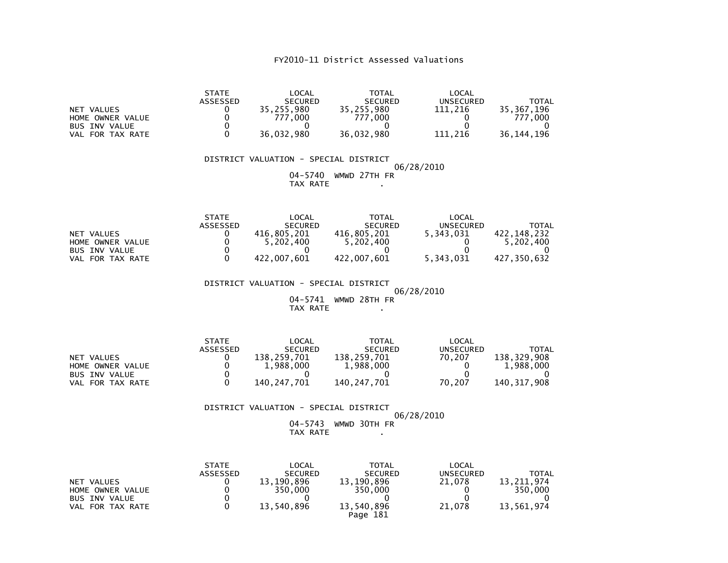# FY2010-11 District Assessed Valuations

| | STATE ASSESSED | LOCAL SECURED | TOTAL SECURED | LOCAL UNSECURED | TOTAL |
|---|---|---|---|---|---|
| NET VALUES | 0 | 35,255,980 | 35,255,980 | 111,216 | 35,367,196 |
| HOME OWNER VALUE | 0 | 777,000 | 777,000 | 0 | 777,000 |
| BUS INV VALUE | 0 | 0 | 0 | 0 | 0 |
| VAL FOR TAX RATE | 0 | 36,032,980 | 36,032,980 | 111,216 | 36,144,196 |

DISTRICT VALUATION - SPECIAL DISTRICT
06/28/2010
04-5740 WMWD 27TH FR
TAX RATE .

| | STATE ASSESSED | LOCAL SECURED | TOTAL SECURED | LOCAL UNSECURED | TOTAL |
|---|---|---|---|---|---|
| NET VALUES | 0 | 416,805,201 | 416,805,201 | 5,343,031 | 422,148,232 |
| HOME OWNER VALUE | 0 | 5,202,400 | 5,202,400 | 0 | 5,202,400 |
| BUS INV VALUE | 0 | 0 | 0 | 0 | 0 |
| VAL FOR TAX RATE | 0 | 422,007,601 | 422,007,601 | 5,343,031 | 427,350,632 |

DISTRICT VALUATION - SPECIAL DISTRICT
06/28/2010
04-5741 WMWD 28TH FR
TAX RATE .

| | STATE ASSESSED | LOCAL SECURED | TOTAL SECURED | LOCAL UNSECURED | TOTAL |
|---|---|---|---|---|---|
| NET VALUES | 0 | 138,259,701 | 138,259,701 | 70,207 | 138,329,908 |
| HOME OWNER VALUE | 0 | 1,988,000 | 1,988,000 | 0 | 1,988,000 |
| BUS INV VALUE | 0 | 0 | 0 | 0 | 0 |
| VAL FOR TAX RATE | 0 | 140,247,701 | 140,247,701 | 70,207 | 140,317,908 |

DISTRICT VALUATION - SPECIAL DISTRICT
06/28/2010
04-5743 WMWD 30TH FR
TAX RATE .

| | STATE ASSESSED | LOCAL SECURED | TOTAL SECURED | LOCAL UNSECURED | TOTAL |
|---|---|---|---|---|---|
| NET VALUES | 0 | 13,190,896 | 13,190,896 | 21,078 | 13,211,974 |
| HOME OWNER VALUE | 0 | 350,000 | 350,000 | 0 | 350,000 |
| BUS INV VALUE | 0 | 0 | 0 | 0 | 0 |
| VAL FOR TAX RATE | 0 | 13,540,896 | 13,540,896 | 21,078 | 13,561,974 |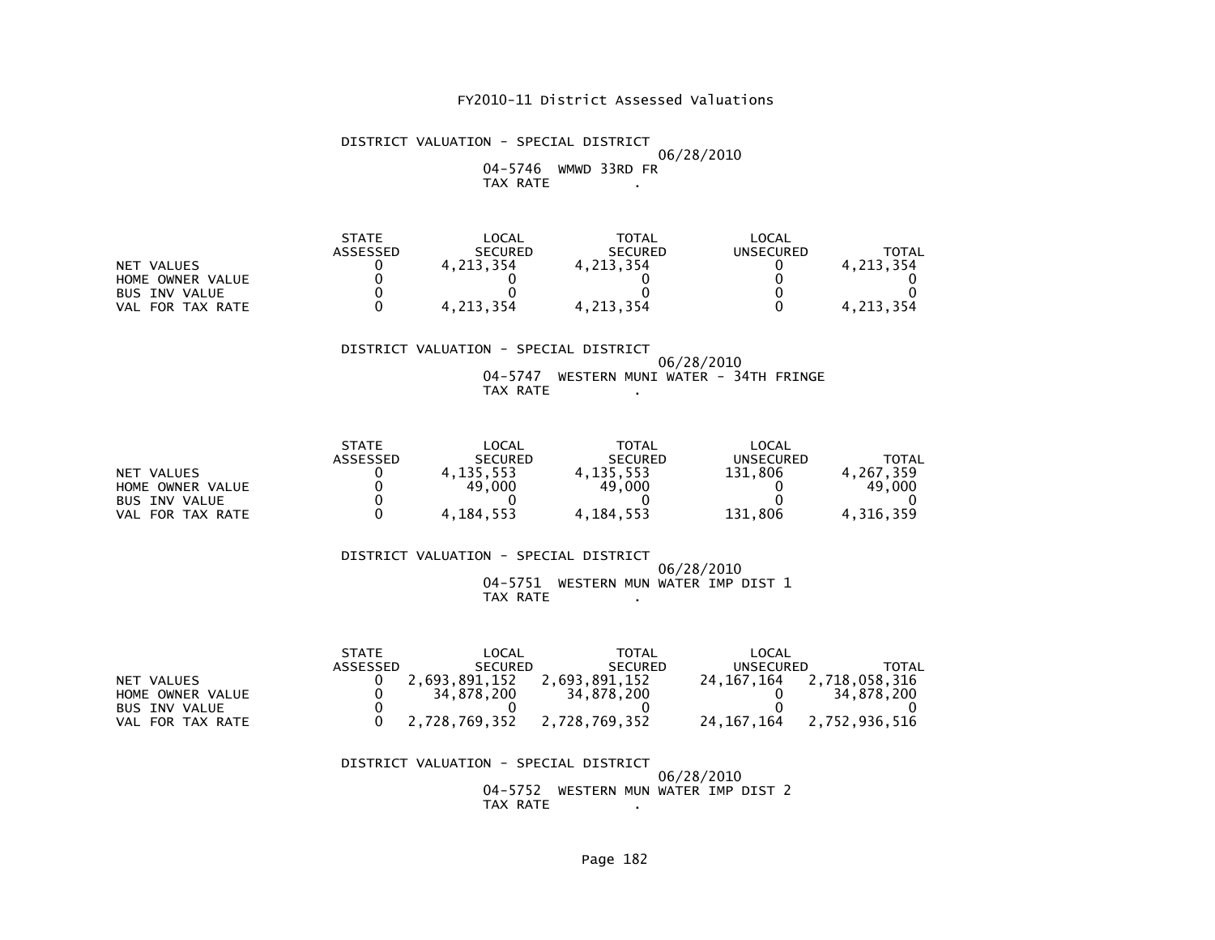FY2010-11 District Assessed Valuations

DISTRICT VALUATION - SPECIAL DISTRICT
06/28/2010
04-5746 WMWD 33RD FR
TAX RATE .

| | STATE ASSESSED | LOCAL SECURED | TOTAL SECURED | LOCAL UNSECURED | TOTAL |
|---|---|---|---|---|---|
| NET VALUES | 0 | 4,213,354 | 4,213,354 | 0 | 4,213,354 |
| HOME OWNER VALUE | 0 | 0 | 0 | 0 | 0 |
| BUS INV VALUE | 0 | 0 | 0 | 0 | 0 |
| VAL FOR TAX RATE | 0 | 4,213,354 | 4,213,354 | 0 | 4,213,354 |

DISTRICT VALUATION - SPECIAL DISTRICT
06/28/2010
04-5747 WESTERN MUNI WATER - 34TH FRINGE
TAX RATE .

| | STATE ASSESSED | LOCAL SECURED | TOTAL SECURED | LOCAL UNSECURED | TOTAL |
|---|---|---|---|---|---|
| NET VALUES | 0 | 4,135,553 | 4,135,553 | 131,806 | 4,267,359 |
| HOME OWNER VALUE | 0 | 49,000 | 49,000 | 0 | 49,000 |
| BUS INV VALUE | 0 | 0 | 0 | 0 | 0 |
| VAL FOR TAX RATE | 0 | 4,184,553 | 4,184,553 | 131,806 | 4,316,359 |

DISTRICT VALUATION - SPECIAL DISTRICT
06/28/2010
04-5751 WESTERN MUN WATER IMP DIST 1
TAX RATE .

| | STATE ASSESSED | LOCAL SECURED | TOTAL SECURED | LOCAL UNSECURED | TOTAL |
|---|---|---|---|---|---|
| NET VALUES | 0 | 2,693,891,152 | 2,693,891,152 | 24,167,164 | 2,718,058,316 |
| HOME OWNER VALUE | 0 | 34,878,200 | 34,878,200 | 0 | 34,878,200 |
| BUS INV VALUE | 0 | 0 | 0 | 0 | 0 |
| VAL FOR TAX RATE | 0 | 2,728,769,352 | 2,728,769,352 | 24,167,164 | 2,752,936,516 |

DISTRICT VALUATION - SPECIAL DISTRICT
06/28/2010
04-5752 WESTERN MUN WATER IMP DIST 2
TAX RATE .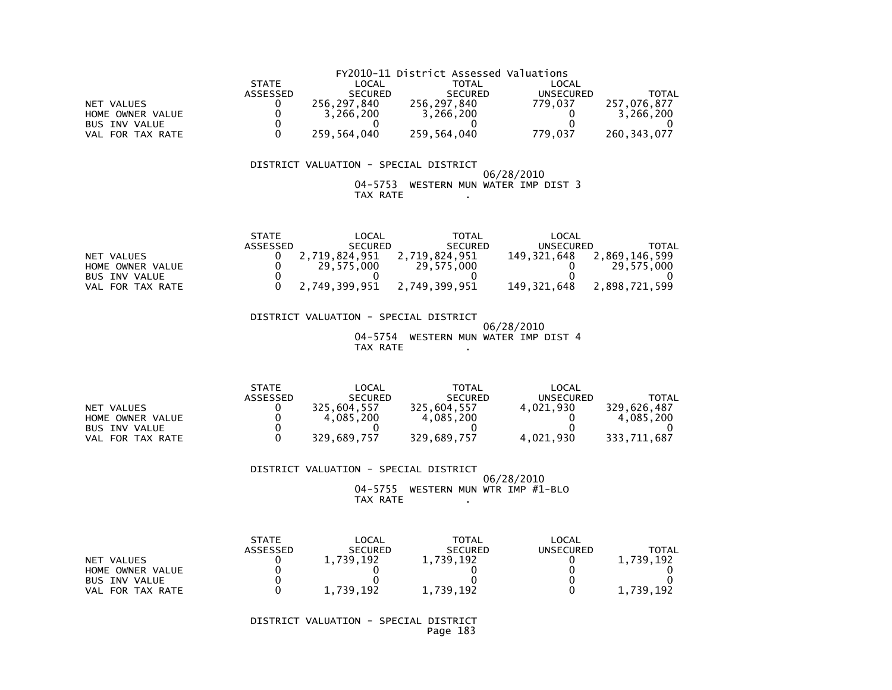FY2010-11 District Assessed Valuations

| | STATE ASSESSED | LOCAL SECURED | TOTAL SECURED | LOCAL UNSECURED | TOTAL |
|---|---|---|---|---|---|
| NET VALUES | 0 | 256,297,840 | 256,297,840 | 779,037 | 257,076,877 |
| HOME OWNER VALUE | 0 | 3,266,200 | 3,266,200 | 0 | 3,266,200 |
| BUS INV VALUE | 0 | 0 | 0 | 0 | 0 |
| VAL FOR TAX RATE | 0 | 259,564,040 | 259,564,040 | 779,037 | 260,343,077 |

DISTRICT VALUATION - SPECIAL DISTRICT
06/28/2010
04-5753 WESTERN MUN WATER IMP DIST 3
TAX RATE .

| | STATE ASSESSED | LOCAL SECURED | TOTAL SECURED | LOCAL UNSECURED | TOTAL |
|---|---|---|---|---|---|
| NET VALUES | 0 | 2,719,824,951 | 2,719,824,951 | 149,321,648 | 2,869,146,599 |
| HOME OWNER VALUE | 0 | 29,575,000 | 29,575,000 | 0 | 29,575,000 |
| BUS INV VALUE | 0 | 0 | 0 | 0 | 0 |
| VAL FOR TAX RATE | 0 | 2,749,399,951 | 2,749,399,951 | 149,321,648 | 2,898,721,599 |

DISTRICT VALUATION - SPECIAL DISTRICT
06/28/2010
04-5754 WESTERN MUN WATER IMP DIST 4
TAX RATE .

| | STATE ASSESSED | LOCAL SECURED | TOTAL SECURED | LOCAL UNSECURED | TOTAL |
|---|---|---|---|---|---|
| NET VALUES | 0 | 325,604,557 | 325,604,557 | 4,021,930 | 329,626,487 |
| HOME OWNER VALUE | 0 | 4,085,200 | 4,085,200 | 0 | 4,085,200 |
| BUS INV VALUE | 0 | 0 | 0 | 0 | 0 |
| VAL FOR TAX RATE | 0 | 329,689,757 | 329,689,757 | 4,021,930 | 333,711,687 |

DISTRICT VALUATION - SPECIAL DISTRICT
06/28/2010
04-5755 WESTERN MUN WTR IMP #1-BLO
TAX RATE .

| | STATE ASSESSED | LOCAL SECURED | TOTAL SECURED | LOCAL UNSECURED | TOTAL |
|---|---|---|---|---|---|
| NET VALUES | 0 | 1,739,192 | 1,739,192 | 0 | 1,739,192 |
| HOME OWNER VALUE | 0 | 0 | 0 | 0 | 0 |
| BUS INV VALUE | 0 | 0 | 0 | 0 | 0 |
| VAL FOR TAX RATE | 0 | 1,739,192 | 1,739,192 | 0 | 1,739,192 |

DISTRICT VALUATION - SPECIAL DISTRICT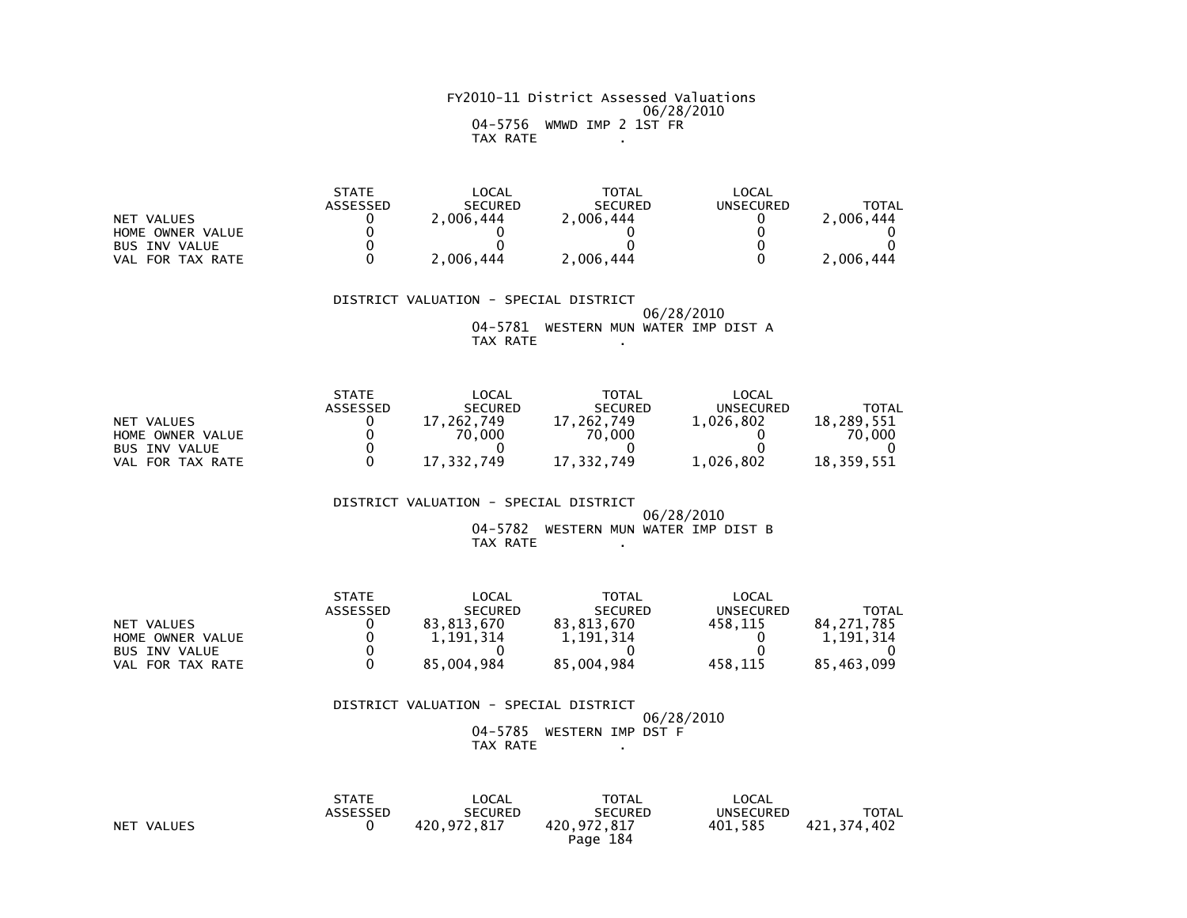FY2010-11 District Assessed Valuations
06/28/2010
04-5756 WMWD IMP 2 1ST FR
TAX RATE .

| | STATE ASSESSED | LOCAL SECURED | TOTAL SECURED | LOCAL UNSECURED | TOTAL |
|---|---|---|---|---|---|
| NET VALUES | 0 | 2,006,444 | 2,006,444 | 0 | 2,006,444 |
| HOME OWNER VALUE | 0 | 0 | 0 | 0 | 0 |
| BUS INV VALUE | 0 | 0 | 0 | 0 | 0 |
| VAL FOR TAX RATE | 0 | 2,006,444 | 2,006,444 | 0 | 2,006,444 |

DISTRICT VALUATION - SPECIAL DISTRICT
06/28/2010
04-5781 WESTERN MUN WATER IMP DIST A
TAX RATE .

| | STATE ASSESSED | LOCAL SECURED | TOTAL SECURED | LOCAL UNSECURED | TOTAL |
|---|---|---|---|---|---|
| NET VALUES | 0 | 17,262,749 | 17,262,749 | 1,026,802 | 18,289,551 |
| HOME OWNER VALUE | 0 | 70,000 | 70,000 | 0 | 70,000 |
| BUS INV VALUE | 0 | 0 | 0 | 0 | 0 |
| VAL FOR TAX RATE | 0 | 17,332,749 | 17,332,749 | 1,026,802 | 18,359,551 |

DISTRICT VALUATION - SPECIAL DISTRICT
06/28/2010
04-5782 WESTERN MUN WATER IMP DIST B
TAX RATE .

| | STATE ASSESSED | LOCAL SECURED | TOTAL SECURED | LOCAL UNSECURED | TOTAL |
|---|---|---|---|---|---|
| NET VALUES | 0 | 83,813,670 | 83,813,670 | 458,115 | 84,271,785 |
| HOME OWNER VALUE | 0 | 1,191,314 | 1,191,314 | 0 | 1,191,314 |
| BUS INV VALUE | 0 | 0 | 0 | 0 | 0 |
| VAL FOR TAX RATE | 0 | 85,004,984 | 85,004,984 | 458,115 | 85,463,099 |

DISTRICT VALUATION - SPECIAL DISTRICT
06/28/2010
04-5785 WESTERN IMP DST F
TAX RATE .

| | STATE ASSESSED | LOCAL SECURED | TOTAL SECURED | LOCAL UNSECURED | TOTAL |
|---|---|---|---|---|---|
| NET VALUES | 0 | 420,972,817 | 420,972,817 | 401,585 | 421,374,402 |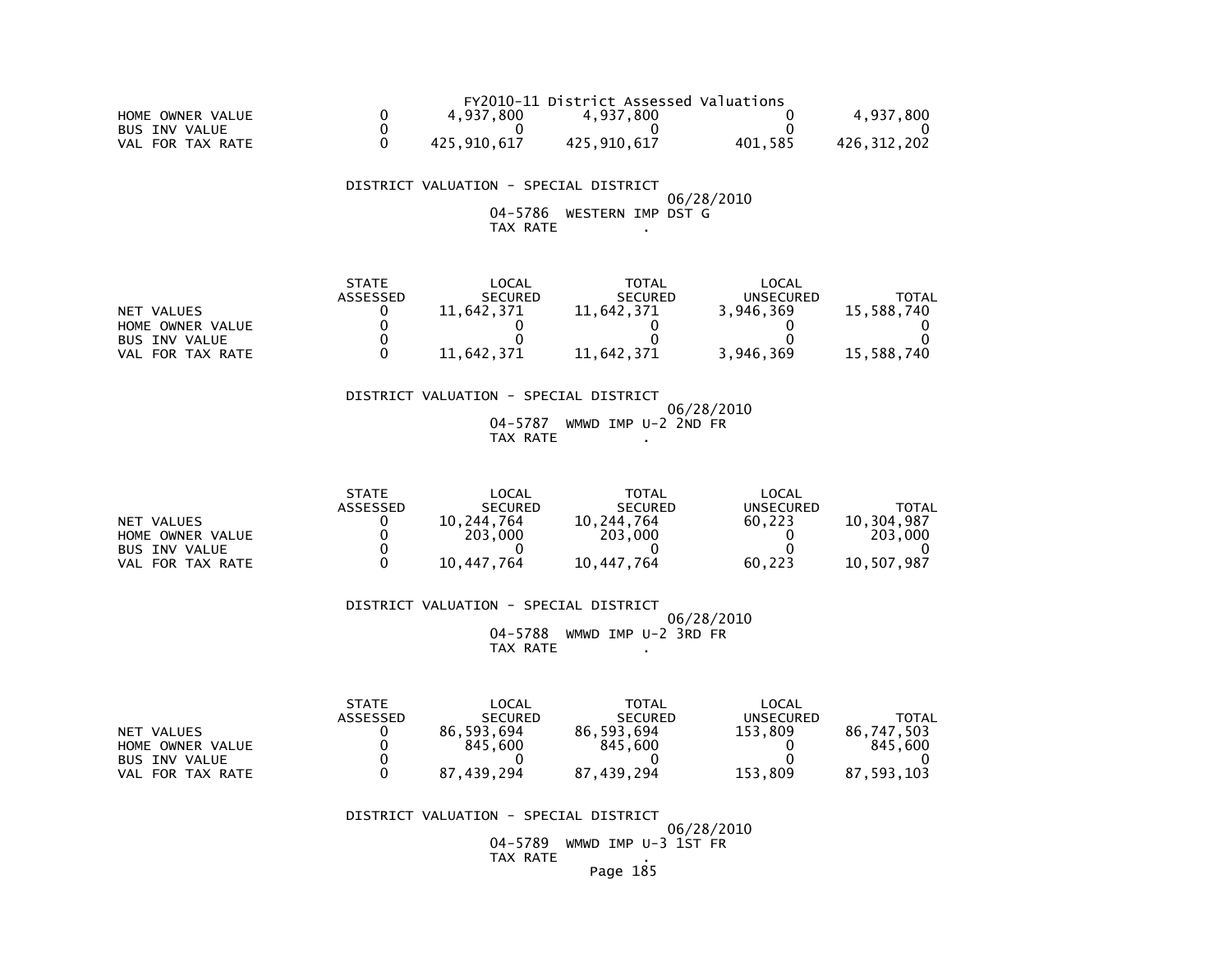FY2010-11 District Assessed Valuations

| | | | | | |
|---|---|---|---|---|---|
| HOME OWNER VALUE | 0 | 4,937,800 | 4,937,800 | 0 | 4,937,800 |
| BUS INV VALUE | 0 | 0 | 0 | 0 | 0 |
| VAL FOR TAX RATE | 0 | 425,910,617 | 425,910,617 | 401,585 | 426,312,202 |

DISTRICT VALUATION - SPECIAL DISTRICT

06/28/2010

04-5786 WESTERN IMP DST G

TAX RATE .

| | STATE ASSESSED | LOCAL SECURED | TOTAL SECURED | LOCAL UNSECURED | TOTAL |
|---|---|---|---|---|---|
| NET VALUES | 0 | 11,642,371 | 11,642,371 | 3,946,369 | 15,588,740 |
| HOME OWNER VALUE | 0 | 0 | 0 | 0 | 0 |
| BUS INV VALUE | 0 | 0 | 0 | 0 | 0 |
| VAL FOR TAX RATE | 0 | 11,642,371 | 11,642,371 | 3,946,369 | 15,588,740 |

DISTRICT VALUATION - SPECIAL DISTRICT

06/28/2010

04-5787 WMWD IMP U-2 2ND FR

TAX RATE .

| | STATE ASSESSED | LOCAL SECURED | TOTAL SECURED | LOCAL UNSECURED | TOTAL |
|---|---|---|---|---|---|
| NET VALUES | 0 | 10,244,764 | 10,244,764 | 60,223 | 10,304,987 |
| HOME OWNER VALUE | 0 | 203,000 | 203,000 | 0 | 203,000 |
| BUS INV VALUE | 0 | 0 | 0 | 0 | 0 |
| VAL FOR TAX RATE | 0 | 10,447,764 | 10,447,764 | 60,223 | 10,507,987 |

DISTRICT VALUATION - SPECIAL DISTRICT

06/28/2010

04-5788 WMWD IMP U-2 3RD FR

TAX RATE .

| | STATE ASSESSED | LOCAL SECURED | TOTAL SECURED | LOCAL UNSECURED | TOTAL |
|---|---|---|---|---|---|
| NET VALUES | 0 | 86,593,694 | 86,593,694 | 153,809 | 86,747,503 |
| HOME OWNER VALUE | 0 | 845,600 | 845,600 | 0 | 845,600 |
| BUS INV VALUE | 0 | 0 | 0 | 0 | 0 |
| VAL FOR TAX RATE | 0 | 87,439,294 | 87,439,294 | 153,809 | 87,593,103 |

DISTRICT VALUATION - SPECIAL DISTRICT

06/28/2010

04-5789 WMWD IMP U-3 1ST FR

TAX RATE .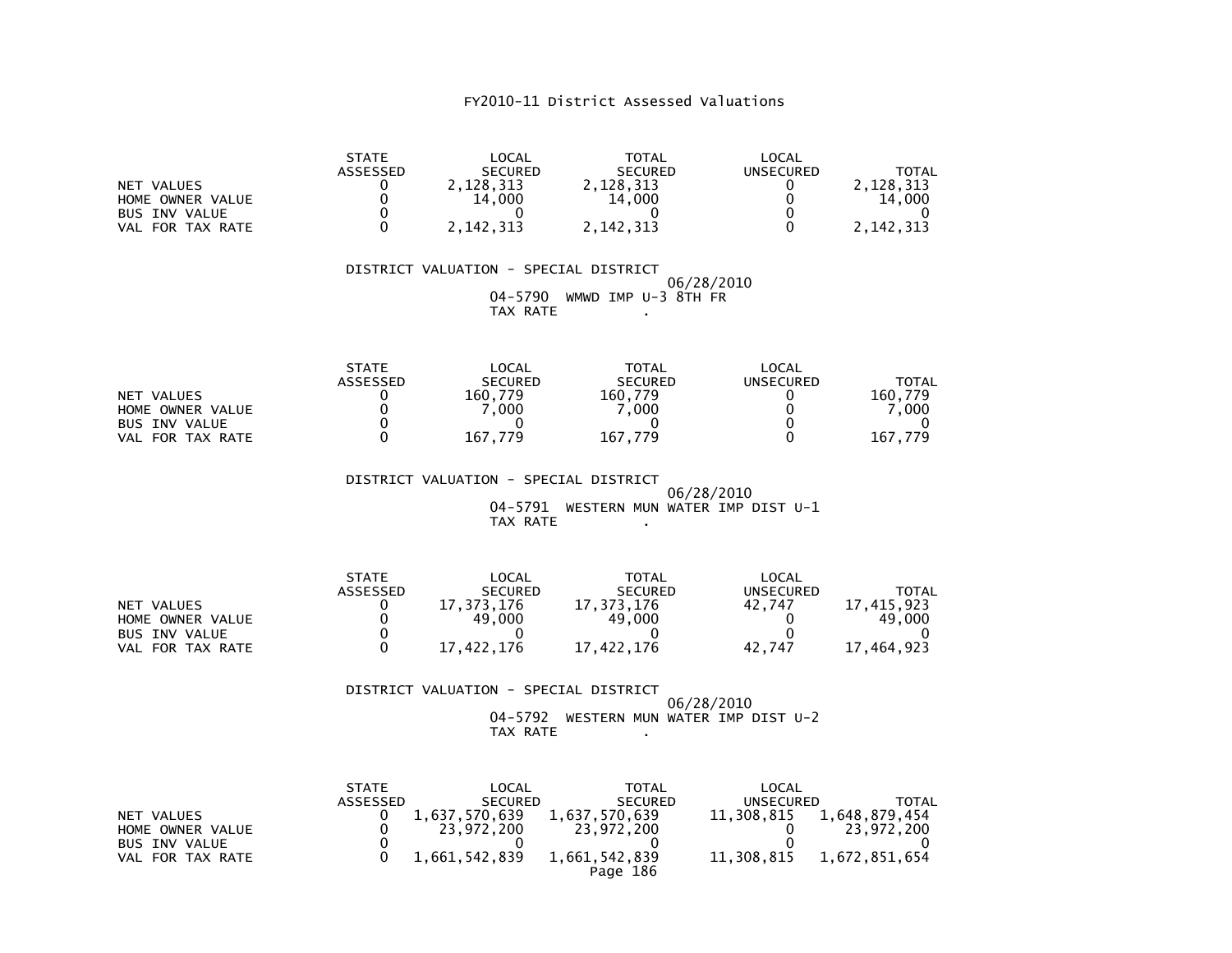# FY2010-11 District Assessed Valuations

| | STATE ASSESSED | LOCAL SECURED | TOTAL SECURED | LOCAL UNSECURED | TOTAL |
|---|---|---|---|---|---|
| NET VALUES | 0 | 2,128,313 | 2,128,313 | 0 | 2,128,313 |
| HOME OWNER VALUE | 0 | 14,000 | 14,000 | 0 | 14,000 |
| BUS INV VALUE | 0 | 0 | 0 | 0 | 0 |
| VAL FOR TAX RATE | 0 | 2,142,313 | 2,142,313 | 0 | 2,142,313 |

DISTRICT VALUATION - SPECIAL DISTRICT
06/28/2010
04-5790 WMWD IMP U-3 8TH FR
TAX RATE .

| | STATE ASSESSED | LOCAL SECURED | TOTAL SECURED | LOCAL UNSECURED | TOTAL |
|---|---|---|---|---|---|
| NET VALUES | 0 | 160,779 | 160,779 | 0 | 160,779 |
| HOME OWNER VALUE | 0 | 7,000 | 7,000 | 0 | 7,000 |
| BUS INV VALUE | 0 | 0 | 0 | 0 | 0 |
| VAL FOR TAX RATE | 0 | 167,779 | 167,779 | 0 | 167,779 |

DISTRICT VALUATION - SPECIAL DISTRICT
06/28/2010
04-5791 WESTERN MUN WATER IMP DIST U-1
TAX RATE .

| | STATE ASSESSED | LOCAL SECURED | TOTAL SECURED | LOCAL UNSECURED | TOTAL |
|---|---|---|---|---|---|
| NET VALUES | 0 | 17,373,176 | 17,373,176 | 42,747 | 17,415,923 |
| HOME OWNER VALUE | 0 | 49,000 | 49,000 | 0 | 49,000 |
| BUS INV VALUE | 0 | 0 | 0 | 0 | 0 |
| VAL FOR TAX RATE | 0 | 17,422,176 | 17,422,176 | 42,747 | 17,464,923 |

DISTRICT VALUATION - SPECIAL DISTRICT
06/28/2010
04-5792 WESTERN MUN WATER IMP DIST U-2
TAX RATE .

| | STATE ASSESSED | LOCAL SECURED | TOTAL SECURED | LOCAL UNSECURED | TOTAL |
|---|---|---|---|---|---|
| NET VALUES | 0 | 1,637,570,639 | 1,637,570,639 | 11,308,815 | 1,648,879,454 |
| HOME OWNER VALUE | 0 | 23,972,200 | 23,972,200 | 0 | 23,972,200 |
| BUS INV VALUE | 0 | 0 | 0 | 0 | 0 |
| VAL FOR TAX RATE | 0 | 1,661,542,839 | 1,661,542,839 | 11,308,815 | 1,672,851,654 |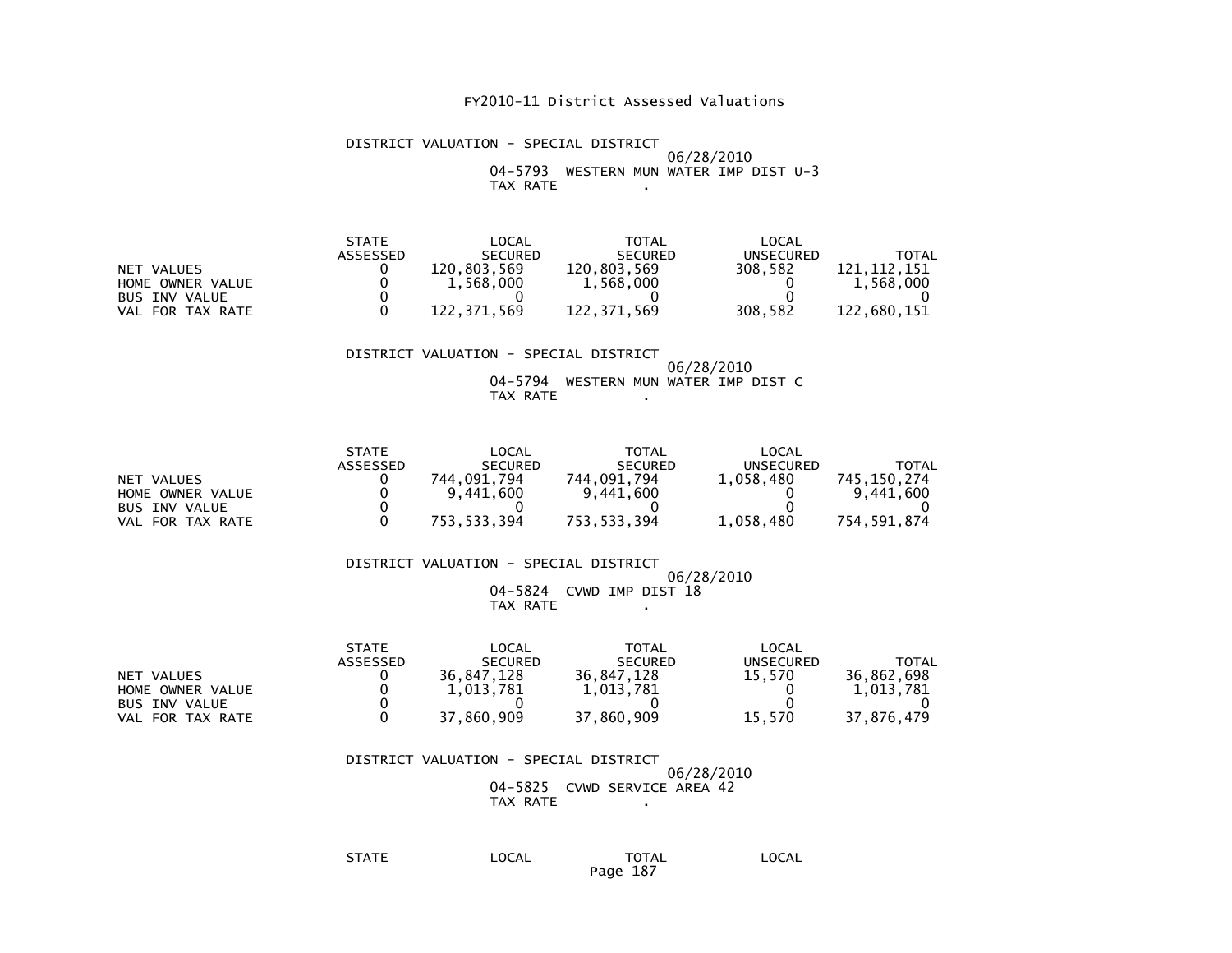# FY2010-11 District Assessed Valuations

DISTRICT VALUATION - SPECIAL DISTRICT

06/28/2010

04-5793 WESTERN MUN WATER IMP DIST U-3

TAX RATE .

| | STATE ASSESSED | LOCAL SECURED | TOTAL SECURED | LOCAL UNSECURED | TOTAL |
|---|---|---|---|---|---|
| NET VALUES | 0 | 120,803,569 | 120,803,569 | 308,582 | 121,112,151 |
| HOME OWNER VALUE | 0 | 1,568,000 | 1,568,000 | 0 | 1,568,000 |
| BUS INV VALUE | 0 | 0 | 0 | 0 | 0 |
| VAL FOR TAX RATE | 0 | 122,371,569 | 122,371,569 | 308,582 | 122,680,151 |

DISTRICT VALUATION - SPECIAL DISTRICT

06/28/2010

04-5794 WESTERN MUN WATER IMP DIST C

TAX RATE .

| | STATE ASSESSED | LOCAL SECURED | TOTAL SECURED | LOCAL UNSECURED | TOTAL |
|---|---|---|---|---|---|
| NET VALUES | 0 | 744,091,794 | 744,091,794 | 1,058,480 | 745,150,274 |
| HOME OWNER VALUE | 0 | 9,441,600 | 9,441,600 | 0 | 9,441,600 |
| BUS INV VALUE | 0 | 0 | 0 | 0 | 0 |
| VAL FOR TAX RATE | 0 | 753,533,394 | 753,533,394 | 1,058,480 | 754,591,874 |

DISTRICT VALUATION - SPECIAL DISTRICT

06/28/2010

04-5824 CVWD IMP DIST 18

TAX RATE .

| | STATE ASSESSED | LOCAL SECURED | TOTAL SECURED | LOCAL UNSECURED | TOTAL |
|---|---|---|---|---|---|
| NET VALUES | 0 | 36,847,128 | 36,847,128 | 15,570 | 36,862,698 |
| HOME OWNER VALUE | 0 | 1,013,781 | 1,013,781 | 0 | 1,013,781 |
| BUS INV VALUE | 0 | 0 | 0 | 0 | 0 |
| VAL FOR TAX RATE | 0 | 37,860,909 | 37,860,909 | 15,570 | 37,876,479 |

DISTRICT VALUATION - SPECIAL DISTRICT

06/28/2010

04-5825 CVWD SERVICE AREA 42

TAX RATE .

| STATE | LOCAL | TOTAL | LOCAL |
|---|---|---|---|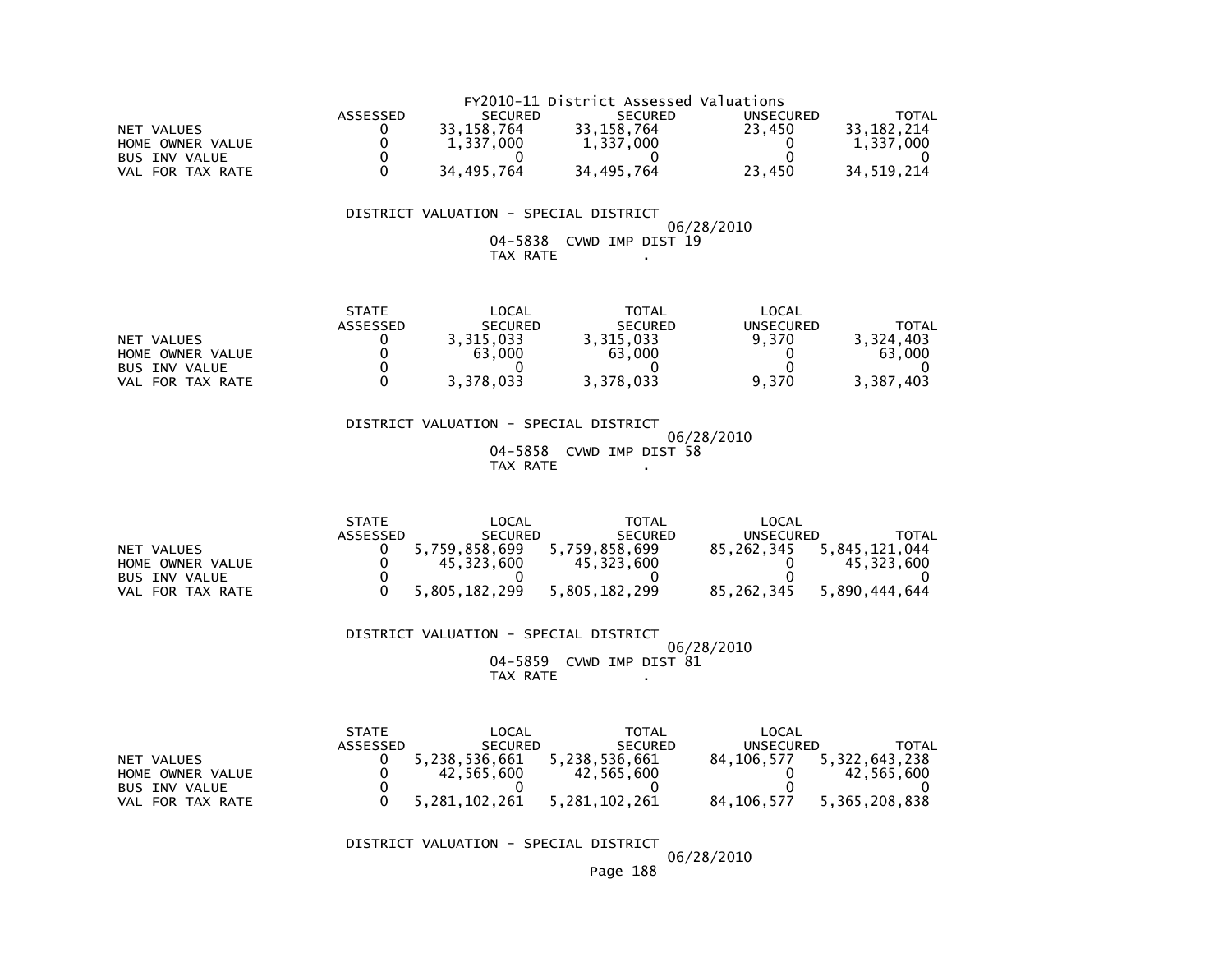FY2010-11 District Assessed Valuations

| | ASSESSED | SECURED | SECURED | UNSECURED | TOTAL |
|---|---|---|---|---|---|
| NET VALUES | 0 | 33,158,764 | 33,158,764 | 23,450 | 33,182,214 |
| HOME OWNER VALUE | 0 | 1,337,000 | 1,337,000 | 0 | 1,337,000 |
| BUS INV VALUE | 0 | 0 | 0 | 0 | 0 |
| VAL FOR TAX RATE | 0 | 34,495,764 | 34,495,764 | 23,450 | 34,519,214 |

DISTRICT VALUATION - SPECIAL DISTRICT

06/28/2010

04-5838 CVWD IMP DIST 19

TAX RATE .

| | STATE ASSESSED | LOCAL SECURED | TOTAL SECURED | LOCAL UNSECURED | TOTAL |
|---|---|---|---|---|---|
| NET VALUES | 0 | 3,315,033 | 3,315,033 | 9,370 | 3,324,403 |
| HOME OWNER VALUE | 0 | 63,000 | 63,000 | 0 | 63,000 |
| BUS INV VALUE | 0 | 0 | 0 | 0 | 0 |
| VAL FOR TAX RATE | 0 | 3,378,033 | 3,378,033 | 9,370 | 3,387,403 |

DISTRICT VALUATION - SPECIAL DISTRICT

06/28/2010

04-5858 CVWD IMP DIST 58

TAX RATE .

| | STATE ASSESSED | LOCAL SECURED | TOTAL SECURED | LOCAL UNSECURED | TOTAL |
|---|---|---|---|---|---|
| NET VALUES | 0 | 5,759,858,699 | 5,759,858,699 | 85,262,345 | 5,845,121,044 |
| HOME OWNER VALUE | 0 | 45,323,600 | 45,323,600 | 0 | 45,323,600 |
| BUS INV VALUE | 0 | 0 | 0 | 0 | 0 |
| VAL FOR TAX RATE | 0 | 5,805,182,299 | 5,805,182,299 | 85,262,345 | 5,890,444,644 |

DISTRICT VALUATION - SPECIAL DISTRICT

06/28/2010

04-5859 CVWD IMP DIST 81

TAX RATE .

| | STATE ASSESSED | LOCAL SECURED | TOTAL SECURED | LOCAL UNSECURED | TOTAL |
|---|---|---|---|---|---|
| NET VALUES | 0 | 5,238,536,661 | 5,238,536,661 | 84,106,577 | 5,322,643,238 |
| HOME OWNER VALUE | 0 | 42,565,600 | 42,565,600 | 0 | 42,565,600 |
| BUS INV VALUE | 0 | 0 | 0 | 0 | 0 |
| VAL FOR TAX RATE | 0 | 5,281,102,261 | 5,281,102,261 | 84,106,577 | 5,365,208,838 |

DISTRICT VALUATION - SPECIAL DISTRICT

06/28/2010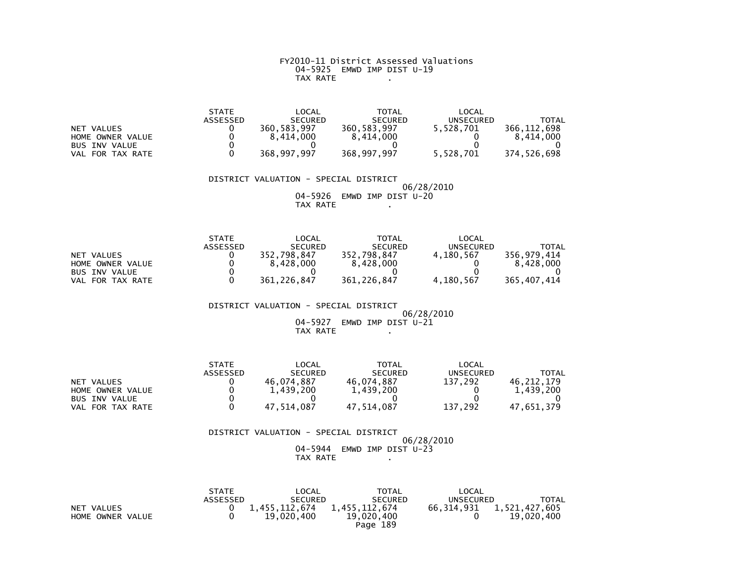FY2010-11 District Assessed Valuations
04-5925 EMWD IMP DIST U-19
TAX RATE .

| | STATE ASSESSED | LOCAL SECURED | TOTAL SECURED | LOCAL UNSECURED | TOTAL |
|---|---|---|---|---|---|
| NET VALUES | 0 | 360,583,997 | 360,583,997 | 5,528,701 | 366,112,698 |
| HOME OWNER VALUE | 0 | 8,414,000 | 8,414,000 | 0 | 8,414,000 |
| BUS INV VALUE | 0 | 0 | 0 | 0 | 0 |
| VAL FOR TAX RATE | 0 | 368,997,997 | 368,997,997 | 5,528,701 | 374,526,698 |

DISTRICT VALUATION - SPECIAL DISTRICT
06/28/2010
04-5926 EMWD IMP DIST U-20
TAX RATE .

| | STATE ASSESSED | LOCAL SECURED | TOTAL SECURED | LOCAL UNSECURED | TOTAL |
|---|---|---|---|---|---|
| NET VALUES | 0 | 352,798,847 | 352,798,847 | 4,180,567 | 356,979,414 |
| HOME OWNER VALUE | 0 | 8,428,000 | 8,428,000 | 0 | 8,428,000 |
| BUS INV VALUE | 0 | 0 | 0 | 0 | 0 |
| VAL FOR TAX RATE | 0 | 361,226,847 | 361,226,847 | 4,180,567 | 365,407,414 |

DISTRICT VALUATION - SPECIAL DISTRICT
06/28/2010
04-5927 EMWD IMP DIST U-21
TAX RATE .

| | STATE ASSESSED | LOCAL SECURED | TOTAL SECURED | LOCAL UNSECURED | TOTAL |
|---|---|---|---|---|---|
| NET VALUES | 0 | 46,074,887 | 46,074,887 | 137,292 | 46,212,179 |
| HOME OWNER VALUE | 0 | 1,439,200 | 1,439,200 | 0 | 1,439,200 |
| BUS INV VALUE | 0 | 0 | 0 | 0 | 0 |
| VAL FOR TAX RATE | 0 | 47,514,087 | 47,514,087 | 137,292 | 47,651,379 |

DISTRICT VALUATION - SPECIAL DISTRICT
06/28/2010
04-5944 EMWD IMP DIST U-23
TAX RATE .

| | STATE ASSESSED | LOCAL SECURED | TOTAL SECURED | LOCAL UNSECURED | TOTAL |
|---|---|---|---|---|---|
| NET VALUES | 0 | 1,455,112,674 | 1,455,112,674 | 66,314,931 | 1,521,427,605 |
| HOME OWNER VALUE | 0 | 19,020,400 | 19,020,400 | 0 | 19,020,400 |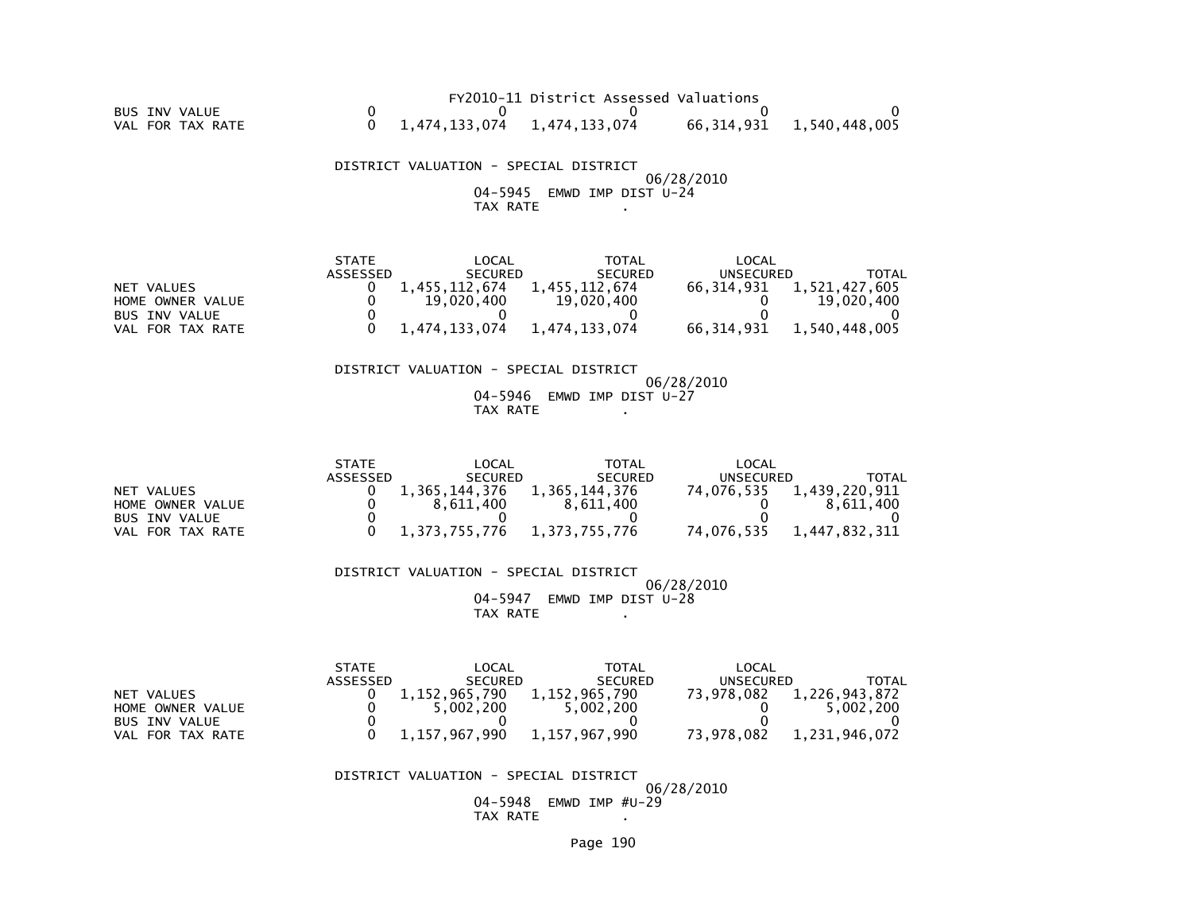FY2010-11 District Assessed Valuations

| | STATE ASSESSED | LOCAL SECURED | TOTAL SECURED | LOCAL UNSECURED | TOTAL |
|---|---|---|---|---|---|
| BUS INV VALUE | 0 | 0 | 0 | 0 | 0 |
| VAL FOR TAX RATE | 0 | 1,474,133,074 | 1,474,133,074 | 66,314,931 | 1,540,448,005 |

DISTRICT VALUATION - SPECIAL DISTRICT
06/28/2010
04-5945 EMWD IMP DIST U-24
TAX RATE .

| | STATE ASSESSED | LOCAL SECURED | TOTAL SECURED | LOCAL UNSECURED | TOTAL |
|---|---|---|---|---|---|
| NET VALUES | 0 | 1,455,112,674 | 1,455,112,674 | 66,314,931 | 1,521,427,605 |
| HOME OWNER VALUE | 0 | 19,020,400 | 19,020,400 | 0 | 19,020,400 |
| BUS INV VALUE | 0 | 0 | 0 | 0 | 0 |
| VAL FOR TAX RATE | 0 | 1,474,133,074 | 1,474,133,074 | 66,314,931 | 1,540,448,005 |

DISTRICT VALUATION - SPECIAL DISTRICT
06/28/2010
04-5946 EMWD IMP DIST U-27
TAX RATE .

| | STATE ASSESSED | LOCAL SECURED | TOTAL SECURED | LOCAL UNSECURED | TOTAL |
|---|---|---|---|---|---|
| NET VALUES | 0 | 1,365,144,376 | 1,365,144,376 | 74,076,535 | 1,439,220,911 |
| HOME OWNER VALUE | 0 | 8,611,400 | 8,611,400 | 0 | 8,611,400 |
| BUS INV VALUE | 0 | 0 | 0 | 0 | 0 |
| VAL FOR TAX RATE | 0 | 1,373,755,776 | 1,373,755,776 | 74,076,535 | 1,447,832,311 |

DISTRICT VALUATION - SPECIAL DISTRICT
06/28/2010
04-5947 EMWD IMP DIST U-28
TAX RATE .

| | STATE ASSESSED | LOCAL SECURED | TOTAL SECURED | LOCAL UNSECURED | TOTAL |
|---|---|---|---|---|---|
| NET VALUES | 0 | 1,152,965,790 | 1,152,965,790 | 73,978,082 | 1,226,943,872 |
| HOME OWNER VALUE | 0 | 5,002,200 | 5,002,200 | 0 | 5,002,200 |
| BUS INV VALUE | 0 | 0 | 0 | 0 | 0 |
| VAL FOR TAX RATE | 0 | 1,157,967,990 | 1,157,967,990 | 73,978,082 | 1,231,946,072 |

DISTRICT VALUATION - SPECIAL DISTRICT
06/28/2010
04-5948 EMWD IMP #U-29
TAX RATE .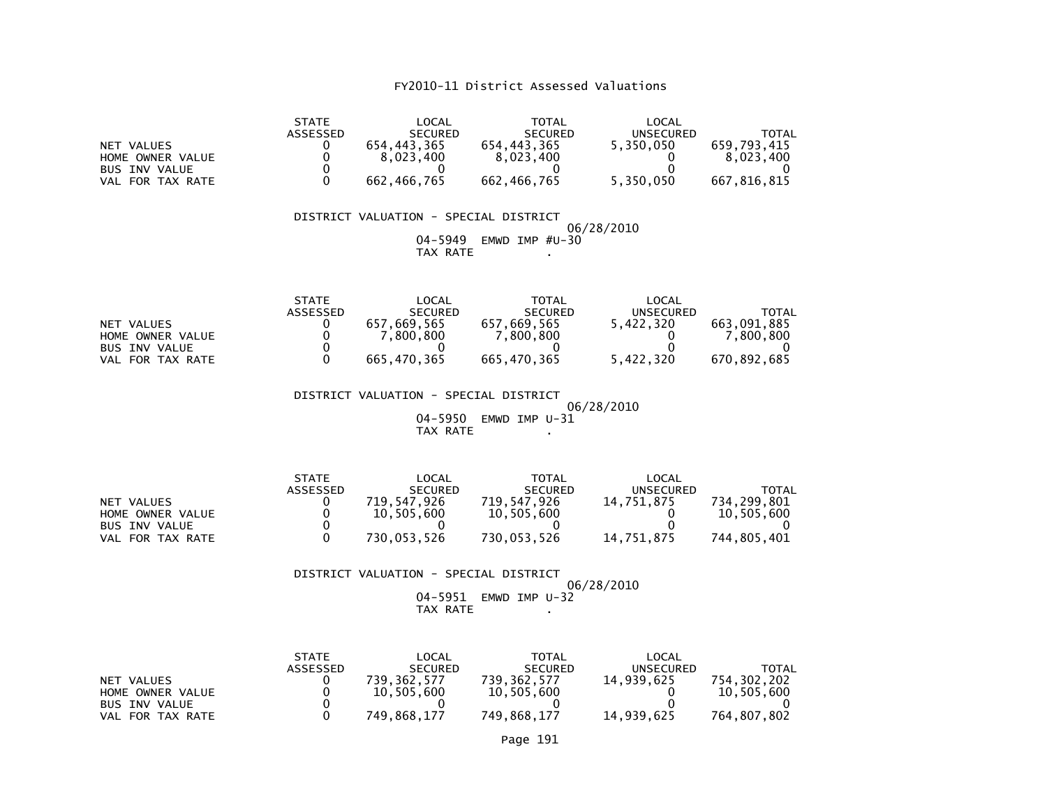FY2010-11 District Assessed Valuations

| | STATE ASSESSED | LOCAL SECURED | TOTAL SECURED | LOCAL UNSECURED | TOTAL |
|---|---|---|---|---|---|
| NET VALUES | 0 | 654,443,365 | 654,443,365 | 5,350,050 | 659,793,415 |
| HOME OWNER VALUE | 0 | 8,023,400 | 8,023,400 | 0 | 8,023,400 |
| BUS INV VALUE | 0 | 0 | 0 | 0 | 0 |
| VAL FOR TAX RATE | 0 | 662,466,765 | 662,466,765 | 5,350,050 | 667,816,815 |

DISTRICT VALUATION - SPECIAL DISTRICT

06/28/2010

04-5949 EMWD IMP #U-30

TAX RATE .

| | STATE ASSESSED | LOCAL SECURED | TOTAL SECURED | LOCAL UNSECURED | TOTAL |
|---|---|---|---|---|---|
| NET VALUES | 0 | 657,669,565 | 657,669,565 | 5,422,320 | 663,091,885 |
| HOME OWNER VALUE | 0 | 7,800,800 | 7,800,800 | 0 | 7,800,800 |
| BUS INV VALUE | 0 | 0 | 0 | 0 | 0 |
| VAL FOR TAX RATE | 0 | 665,470,365 | 665,470,365 | 5,422,320 | 670,892,685 |

DISTRICT VALUATION - SPECIAL DISTRICT

06/28/2010

04-5950 EMWD IMP U-31

TAX RATE .

| | STATE ASSESSED | LOCAL SECURED | TOTAL SECURED | LOCAL UNSECURED | TOTAL |
|---|---|---|---|---|---|
| NET VALUES | 0 | 719,547,926 | 719,547,926 | 14,751,875 | 734,299,801 |
| HOME OWNER VALUE | 0 | 10,505,600 | 10,505,600 | 0 | 10,505,600 |
| BUS INV VALUE | 0 | 0 | 0 | 0 | 0 |
| VAL FOR TAX RATE | 0 | 730,053,526 | 730,053,526 | 14,751,875 | 744,805,401 |

DISTRICT VALUATION - SPECIAL DISTRICT

06/28/2010

04-5951 EMWD IMP U-32

TAX RATE .

| | STATE ASSESSED | LOCAL SECURED | TOTAL SECURED | LOCAL UNSECURED | TOTAL |
|---|---|---|---|---|---|
| NET VALUES | 0 | 739,362,577 | 739,362,577 | 14,939,625 | 754,302,202 |
| HOME OWNER VALUE | 0 | 10,505,600 | 10,505,600 | 0 | 10,505,600 |
| BUS INV VALUE | 0 | 0 | 0 | 0 | 0 |
| VAL FOR TAX RATE | 0 | 749,868,177 | 749,868,177 | 14,939,625 | 764,807,802 |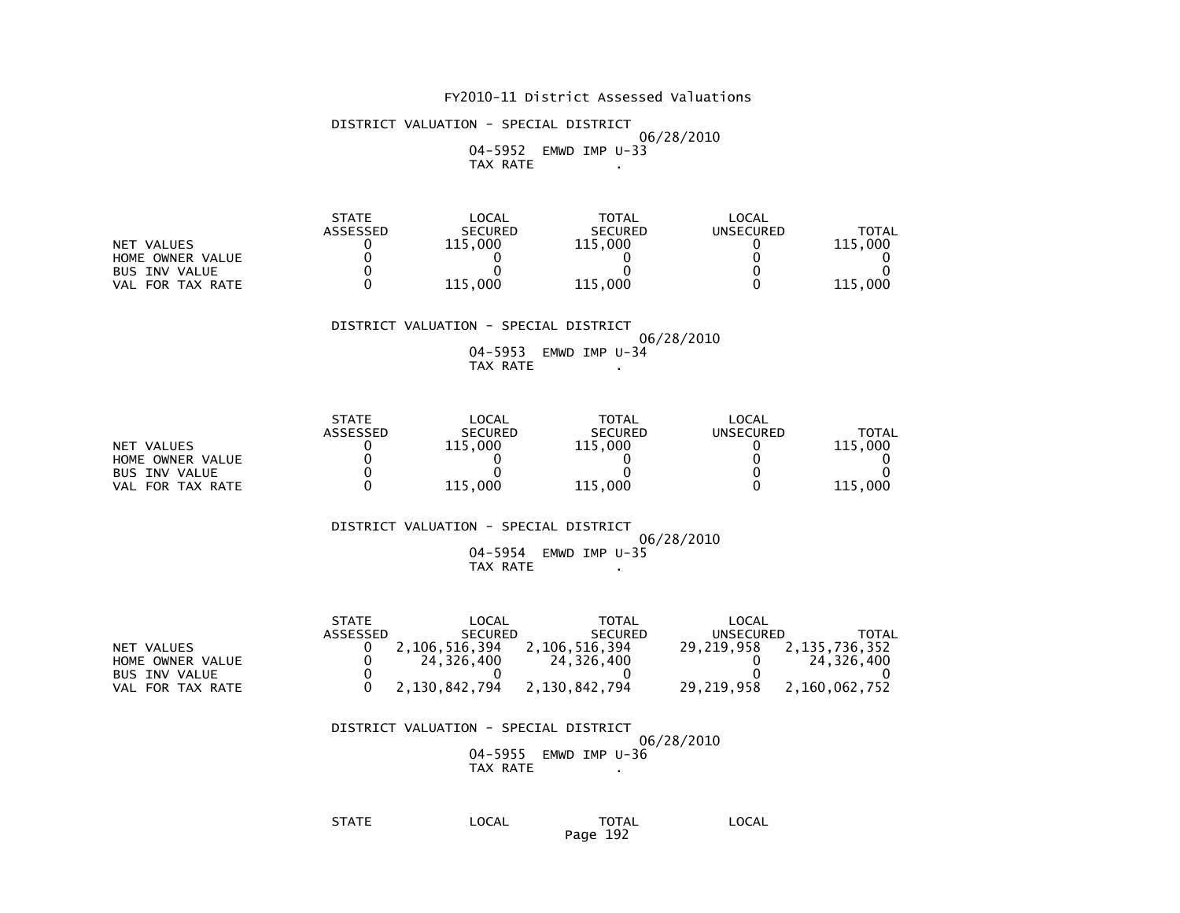# FY2010-11 District Assessed Valuations

DISTRICT VALUATION - SPECIAL DISTRICT
06/28/2010
04-5952 EMWD IMP U-33
TAX RATE .

| | STATE ASSESSED | LOCAL SECURED | TOTAL SECURED | LOCAL UNSECURED | TOTAL |
|---|---|---|---|---|---|
| NET VALUES | 0 | 115,000 | 115,000 | 0 | 115,000 |
| HOME OWNER VALUE | 0 | 0 | 0 | 0 | 0 |
| BUS INV VALUE | 0 | 0 | 0 | 0 | 0 |
| VAL FOR TAX RATE | 0 | 115,000 | 115,000 | 0 | 115,000 |

DISTRICT VALUATION - SPECIAL DISTRICT
06/28/2010
04-5953 EMWD IMP U-34
TAX RATE .

| | STATE ASSESSED | LOCAL SECURED | TOTAL SECURED | LOCAL UNSECURED | TOTAL |
|---|---|---|---|---|---|
| NET VALUES | 0 | 115,000 | 115,000 | 0 | 115,000 |
| HOME OWNER VALUE | 0 | 0 | 0 | 0 | 0 |
| BUS INV VALUE | 0 | 0 | 0 | 0 | 0 |
| VAL FOR TAX RATE | 0 | 115,000 | 115,000 | 0 | 115,000 |

DISTRICT VALUATION - SPECIAL DISTRICT
06/28/2010
04-5954 EMWD IMP U-35
TAX RATE .

| | STATE ASSESSED | LOCAL SECURED | TOTAL SECURED | LOCAL UNSECURED | TOTAL |
|---|---|---|---|---|---|
| NET VALUES | 0 | 2,106,516,394 | 2,106,516,394 | 29,219,958 | 2,135,736,352 |
| HOME OWNER VALUE | 0 | 24,326,400 | 24,326,400 | 0 | 24,326,400 |
| BUS INV VALUE | 0 | 0 | 0 | 0 | 0 |
| VAL FOR TAX RATE | 0 | 2,130,842,794 | 2,130,842,794 | 29,219,958 | 2,160,062,752 |

DISTRICT VALUATION - SPECIAL DISTRICT
06/28/2010
04-5955 EMWD IMP U-36
TAX RATE .

| STATE | LOCAL | TOTAL | LOCAL |
|---|---|---|---|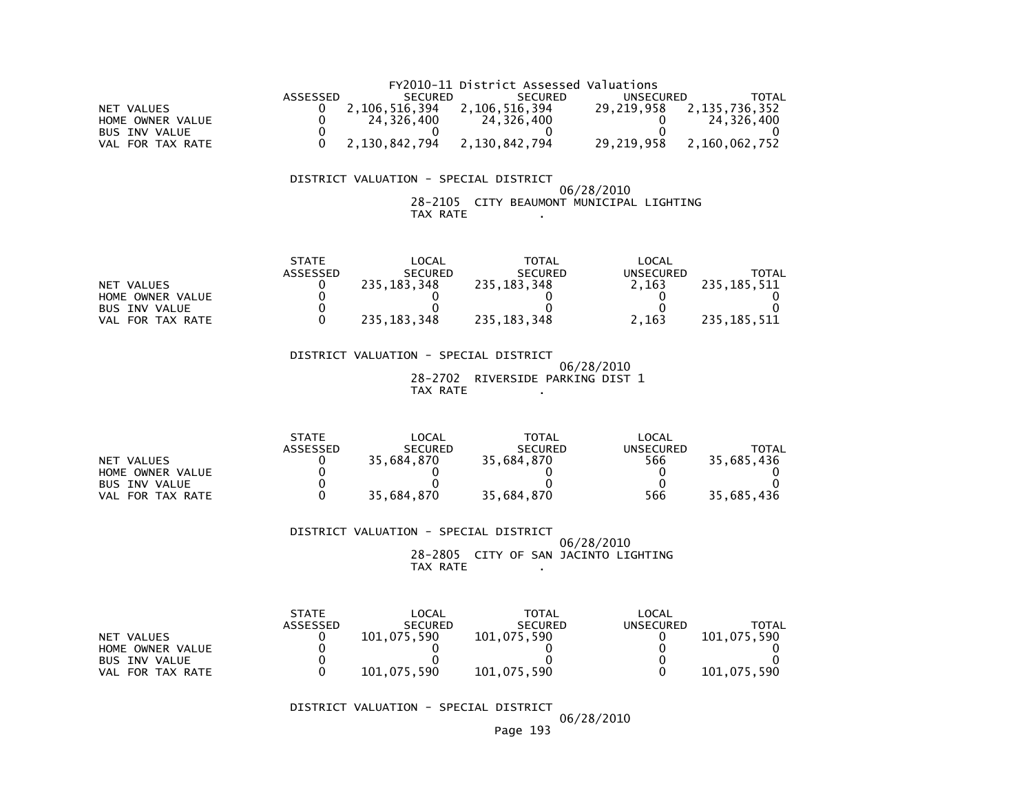FY2010-11 District Assessed Valuations

| | ASSESSED | SECURED | SECURED | UNSECURED | TOTAL |
|---|---|---|---|---|---|
| NET VALUES | 0 | 2,106,516,394 | 2,106,516,394 | 29,219,958 | 2,135,736,352 |
| HOME OWNER VALUE | 0 | 24,326,400 | 24,326,400 | 0 | 24,326,400 |
| BUS INV VALUE | 0 | 0 | 0 | 0 | 0 |
| VAL FOR TAX RATE | 0 | 2,130,842,794 | 2,130,842,794 | 29,219,958 | 2,160,062,752 |

DISTRICT VALUATION - SPECIAL DISTRICT

06/28/2010

28-2105 CITY BEAUMONT MUNICIPAL LIGHTING

TAX RATE .

| | STATE ASSESSED | LOCAL SECURED | TOTAL SECURED | LOCAL UNSECURED | TOTAL |
|---|---|---|---|---|---|
| NET VALUES | 0 | 235,183,348 | 235,183,348 | 2,163 | 235,185,511 |
| HOME OWNER VALUE | 0 | 0 | 0 | 0 | 0 |
| BUS INV VALUE | 0 | 0 | 0 | 0 | 0 |
| VAL FOR TAX RATE | 0 | 235,183,348 | 235,183,348 | 2,163 | 235,185,511 |

DISTRICT VALUATION - SPECIAL DISTRICT

06/28/2010

28-2702 RIVERSIDE PARKING DIST 1

TAX RATE .

| | STATE ASSESSED | LOCAL SECURED | TOTAL SECURED | LOCAL UNSECURED | TOTAL |
|---|---|---|---|---|---|
| NET VALUES | 0 | 35,684,870 | 35,684,870 | 566 | 35,685,436 |
| HOME OWNER VALUE | 0 | 0 | 0 | 0 | 0 |
| BUS INV VALUE | 0 | 0 | 0 | 0 | 0 |
| VAL FOR TAX RATE | 0 | 35,684,870 | 35,684,870 | 566 | 35,685,436 |

DISTRICT VALUATION - SPECIAL DISTRICT

06/28/2010

28-2805 CITY OF SAN JACINTO LIGHTING

TAX RATE .

| | STATE ASSESSED | LOCAL SECURED | TOTAL SECURED | LOCAL UNSECURED | TOTAL |
|---|---|---|---|---|---|
| NET VALUES | 0 | 101,075,590 | 101,075,590 | 0 | 101,075,590 |
| HOME OWNER VALUE | 0 | 0 | 0 | 0 | 0 |
| BUS INV VALUE | 0 | 0 | 0 | 0 | 0 |
| VAL FOR TAX RATE | 0 | 101,075,590 | 101,075,590 | 0 | 101,075,590 |

DISTRICT VALUATION - SPECIAL DISTRICT

06/28/2010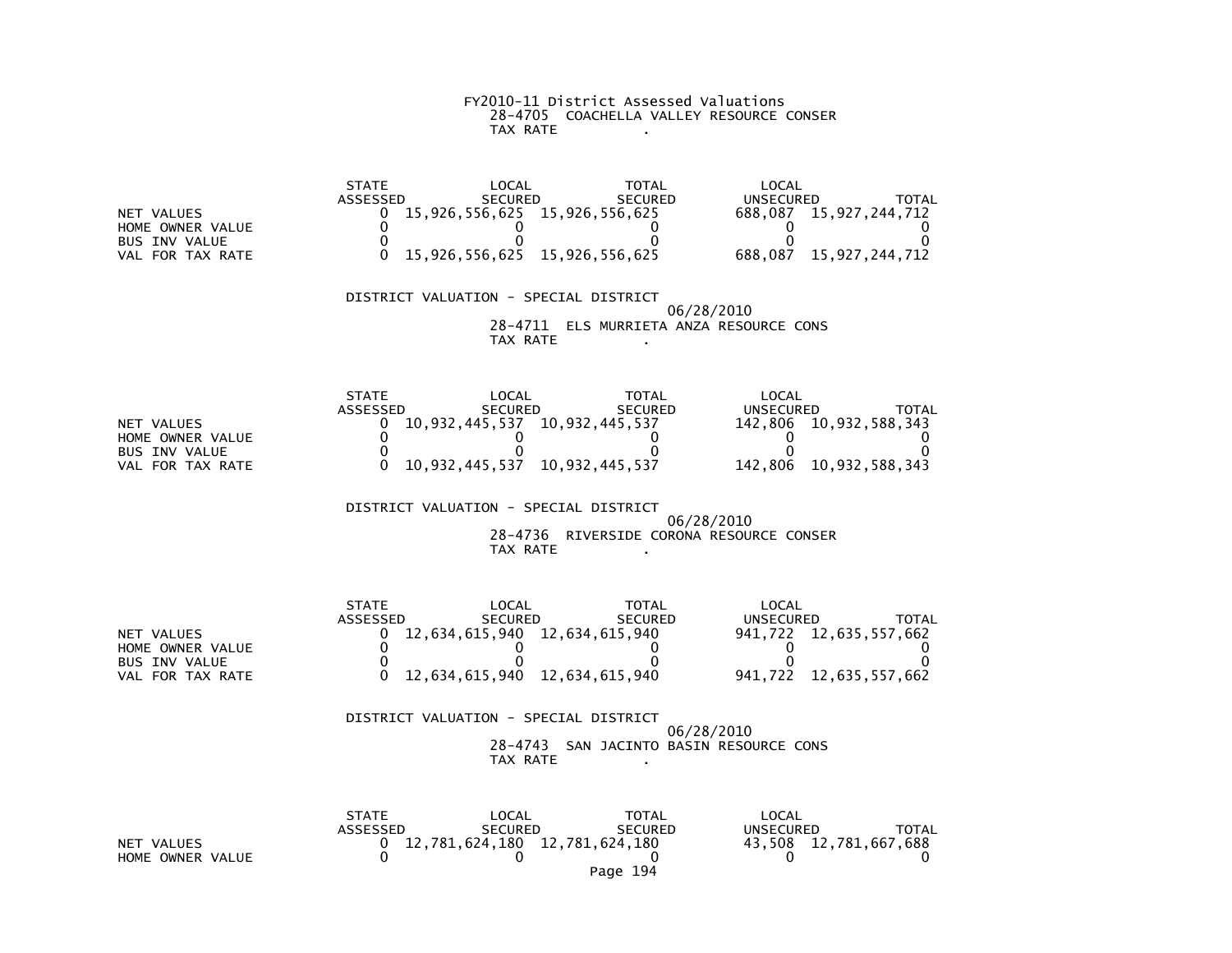FY2010-11 District Assessed Valuations
28-4705 COACHELLA VALLEY RESOURCE CONSER
TAX RATE .

| | STATE ASSESSED | LOCAL SECURED | TOTAL SECURED | LOCAL UNSECURED | TOTAL |
|---|---|---|---|---|---|
| NET VALUES | 0 | 15,926,556,625 | 15,926,556,625 | 688,087 | 15,927,244,712 |
| HOME OWNER VALUE | 0 | 0 | 0 | 0 | 0 |
| BUS INV VALUE | 0 | 0 | 0 | 0 | 0 |
| VAL FOR TAX RATE | 0 | 15,926,556,625 | 15,926,556,625 | 688,087 | 15,927,244,712 |

DISTRICT VALUATION - SPECIAL DISTRICT
06/28/2010
28-4711 ELS MURRIETA ANZA RESOURCE CONS
TAX RATE .

| | STATE ASSESSED | LOCAL SECURED | TOTAL SECURED | LOCAL UNSECURED | TOTAL |
|---|---|---|---|---|---|
| NET VALUES | 0 | 10,932,445,537 | 10,932,445,537 | 142,806 | 10,932,588,343 |
| HOME OWNER VALUE | 0 | 0 | 0 | 0 | 0 |
| BUS INV VALUE | 0 | 0 | 0 | 0 | 0 |
| VAL FOR TAX RATE | 0 | 10,932,445,537 | 10,932,445,537 | 142,806 | 10,932,588,343 |

DISTRICT VALUATION - SPECIAL DISTRICT
06/28/2010
28-4736 RIVERSIDE CORONA RESOURCE CONSER
TAX RATE .

| | STATE ASSESSED | LOCAL SECURED | TOTAL SECURED | LOCAL UNSECURED | TOTAL |
|---|---|---|---|---|---|
| NET VALUES | 0 | 12,634,615,940 | 12,634,615,940 | 941,722 | 12,635,557,662 |
| HOME OWNER VALUE | 0 | 0 | 0 | 0 | 0 |
| BUS INV VALUE | 0 | 0 | 0 | 0 | 0 |
| VAL FOR TAX RATE | 0 | 12,634,615,940 | 12,634,615,940 | 941,722 | 12,635,557,662 |

DISTRICT VALUATION - SPECIAL DISTRICT
06/28/2010
28-4743 SAN JACINTO BASIN RESOURCE CONS
TAX RATE .

| | STATE ASSESSED | LOCAL SECURED | TOTAL SECURED | LOCAL UNSECURED | TOTAL |
|---|---|---|---|---|---|
| NET VALUES | 0 | 12,781,624,180 | 12,781,624,180 | 43,508 | 12,781,667,688 |
| HOME OWNER VALUE | 0 | 0 | 0 | 0 | 0 |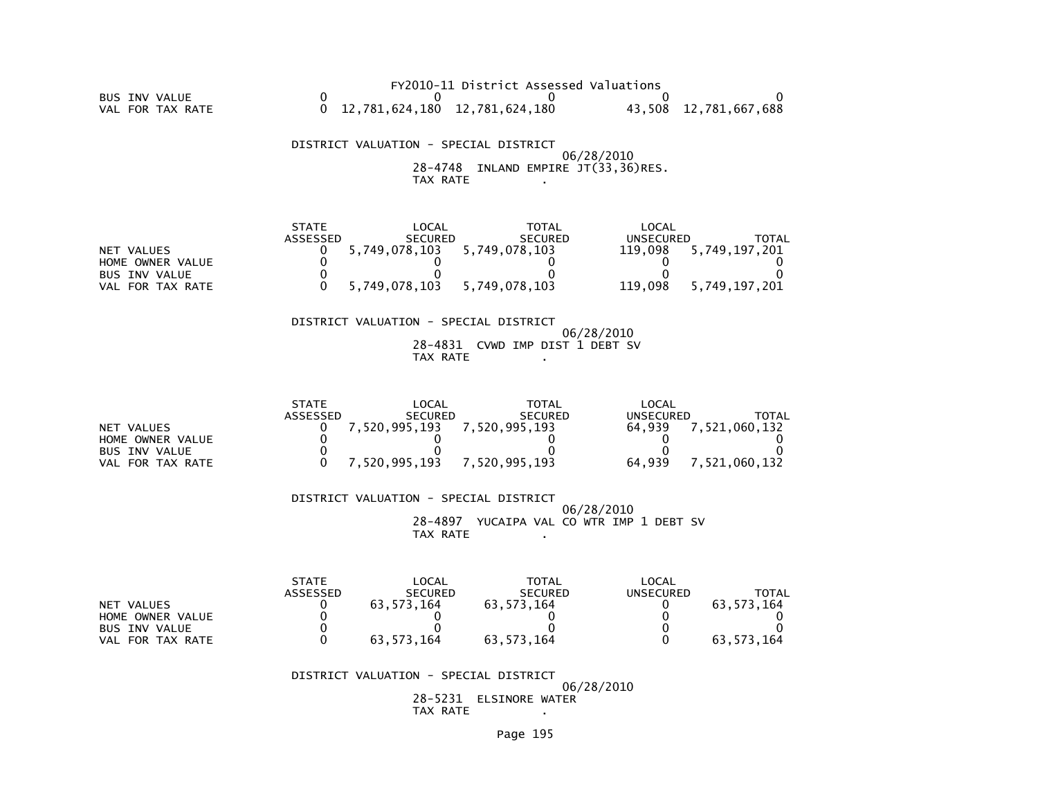FY2010-11 District Assessed Valuations

| | | | | | |
|---|---|---|---|---|---|
| BUS INV VALUE | 0 | 0 | 0 | 0 | 0 |
| VAL FOR TAX RATE | 0 | 12,781,624,180 | 12,781,624,180 | 43,508 | 12,781,667,688 |

DISTRICT VALUATION - SPECIAL DISTRICT
06/28/2010
28-4748 INLAND EMPIRE JT(33,36)RES.
TAX RATE .

| | STATE ASSESSED | LOCAL SECURED | TOTAL SECURED | LOCAL UNSECURED | TOTAL |
|---|---|---|---|---|---|
| NET VALUES | 0 | 5,749,078,103 | 5,749,078,103 | 119,098 | 5,749,197,201 |
| HOME OWNER VALUE | 0 | 0 | 0 | 0 | 0 |
| BUS INV VALUE | 0 | 0 | 0 | 0 | 0 |
| VAL FOR TAX RATE | 0 | 5,749,078,103 | 5,749,078,103 | 119,098 | 5,749,197,201 |

DISTRICT VALUATION - SPECIAL DISTRICT
06/28/2010
28-4831 CVWD IMP DIST 1 DEBT SV
TAX RATE .

| | STATE ASSESSED | LOCAL SECURED | TOTAL SECURED | LOCAL UNSECURED | TOTAL |
|---|---|---|---|---|---|
| NET VALUES | 0 | 7,520,995,193 | 7,520,995,193 | 64,939 | 7,521,060,132 |
| HOME OWNER VALUE | 0 | 0 | 0 | 0 | 0 |
| BUS INV VALUE | 0 | 0 | 0 | 0 | 0 |
| VAL FOR TAX RATE | 0 | 7,520,995,193 | 7,520,995,193 | 64,939 | 7,521,060,132 |

DISTRICT VALUATION - SPECIAL DISTRICT
06/28/2010
28-4897 YUCAIPA VAL CO WTR IMP 1 DEBT SV
TAX RATE .

| | STATE ASSESSED | LOCAL SECURED | TOTAL SECURED | LOCAL UNSECURED | TOTAL |
|---|---|---|---|---|---|
| NET VALUES | 0 | 63,573,164 | 63,573,164 | 0 | 63,573,164 |
| HOME OWNER VALUE | 0 | 0 | 0 | 0 | 0 |
| BUS INV VALUE | 0 | 0 | 0 | 0 | 0 |
| VAL FOR TAX RATE | 0 | 63,573,164 | 63,573,164 | 0 | 63,573,164 |

DISTRICT VALUATION - SPECIAL DISTRICT
06/28/2010
28-5231 ELSINORE WATER
TAX RATE .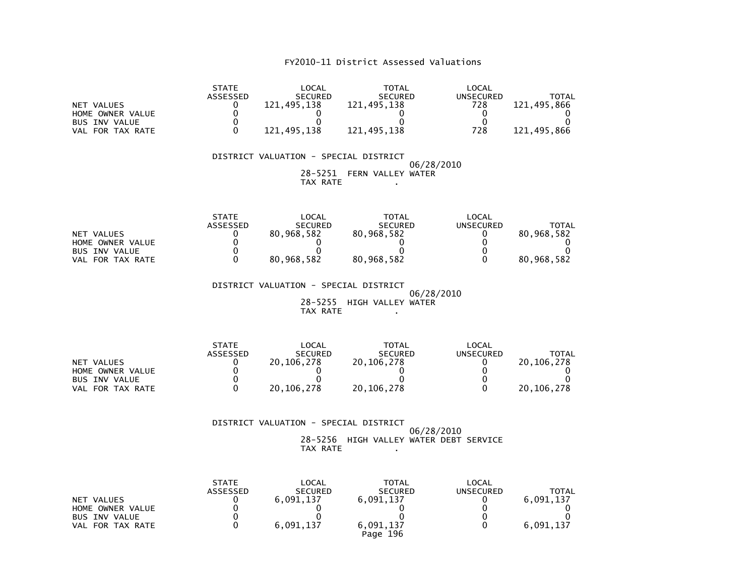# FY2010-11 District Assessed Valuations

| | STATE ASSESSED | LOCAL SECURED | TOTAL SECURED | LOCAL UNSECURED | TOTAL |
|---|---|---|---|---|---|
| NET VALUES | 0 | 121,495,138 | 121,495,138 | 728 | 121,495,866 |
| HOME OWNER VALUE | 0 | 0 | 0 | 0 | 0 |
| BUS INV VALUE | 0 | 0 | 0 | 0 | 0 |
| VAL FOR TAX RATE | 0 | 121,495,138 | 121,495,138 | 728 | 121,495,866 |

DISTRICT VALUATION - SPECIAL DISTRICT
06/28/2010
28-5251 FERN VALLEY WATER
TAX RATE .

| | STATE ASSESSED | LOCAL SECURED | TOTAL SECURED | LOCAL UNSECURED | TOTAL |
|---|---|---|---|---|---|
| NET VALUES | 0 | 80,968,582 | 80,968,582 | 0 | 80,968,582 |
| HOME OWNER VALUE | 0 | 0 | 0 | 0 | 0 |
| BUS INV VALUE | 0 | 0 | 0 | 0 | 0 |
| VAL FOR TAX RATE | 0 | 80,968,582 | 80,968,582 | 0 | 80,968,582 |

DISTRICT VALUATION - SPECIAL DISTRICT
06/28/2010
28-5255 HIGH VALLEY WATER
TAX RATE .

| | STATE ASSESSED | LOCAL SECURED | TOTAL SECURED | LOCAL UNSECURED | TOTAL |
|---|---|---|---|---|---|
| NET VALUES | 0 | 20,106,278 | 20,106,278 | 0 | 20,106,278 |
| HOME OWNER VALUE | 0 | 0 | 0 | 0 | 0 |
| BUS INV VALUE | 0 | 0 | 0 | 0 | 0 |
| VAL FOR TAX RATE | 0 | 20,106,278 | 20,106,278 | 0 | 20,106,278 |

DISTRICT VALUATION - SPECIAL DISTRICT
06/28/2010
28-5256 HIGH VALLEY WATER DEBT SERVICE
TAX RATE .

| | STATE ASSESSED | LOCAL SECURED | TOTAL SECURED | LOCAL UNSECURED | TOTAL |
|---|---|---|---|---|---|
| NET VALUES | 0 | 6,091,137 | 6,091,137 | 0 | 6,091,137 |
| HOME OWNER VALUE | 0 | 0 | 0 | 0 | 0 |
| BUS INV VALUE | 0 | 0 | 0 | 0 | 0 |
| VAL FOR TAX RATE | 0 | 6,091,137 | 6,091,137 | 0 | 6,091,137 |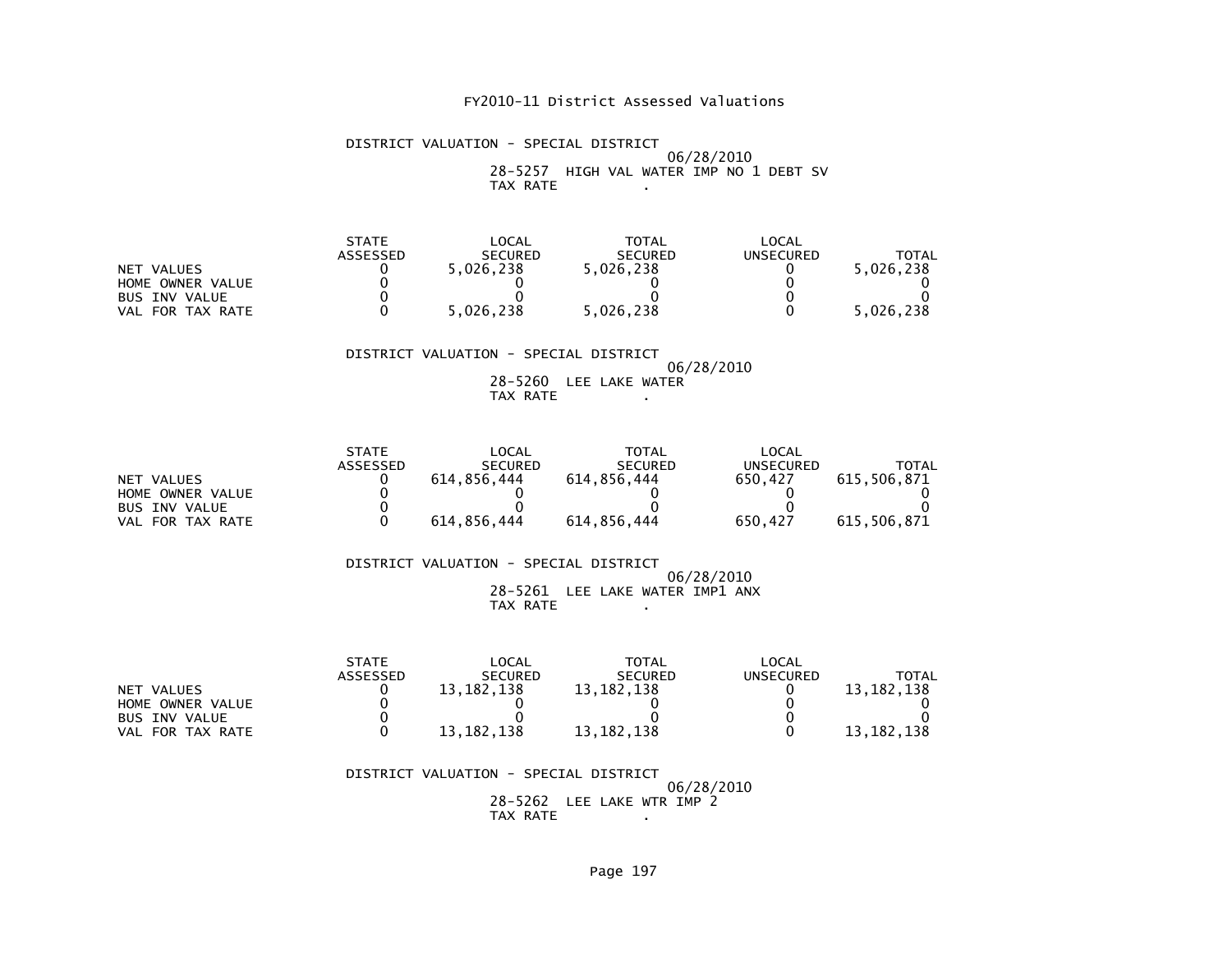# FY2010-11 District Assessed Valuations

DISTRICT VALUATION - SPECIAL DISTRICT
06/28/2010
28-5257 HIGH VAL WATER IMP NO 1 DEBT SV
TAX RATE .

| | STATE ASSESSED | LOCAL SECURED | TOTAL SECURED | LOCAL UNSECURED | TOTAL |
|---|---|---|---|---|---|
| NET VALUES | 0 | 5,026,238 | 5,026,238 | 0 | 5,026,238 |
| HOME OWNER VALUE | 0 | 0 | 0 | 0 | 0 |
| BUS INV VALUE | 0 | 0 | 0 | 0 | 0 |
| VAL FOR TAX RATE | 0 | 5,026,238 | 5,026,238 | 0 | 5,026,238 |

DISTRICT VALUATION - SPECIAL DISTRICT
06/28/2010
28-5260 LEE LAKE WATER
TAX RATE .

| | STATE ASSESSED | LOCAL SECURED | TOTAL SECURED | LOCAL UNSECURED | TOTAL |
|---|---|---|---|---|---|
| NET VALUES | 0 | 614,856,444 | 614,856,444 | 650,427 | 615,506,871 |
| HOME OWNER VALUE | 0 | 0 | 0 | 0 | 0 |
| BUS INV VALUE | 0 | 0 | 0 | 0 | 0 |
| VAL FOR TAX RATE | 0 | 614,856,444 | 614,856,444 | 650,427 | 615,506,871 |

DISTRICT VALUATION - SPECIAL DISTRICT
06/28/2010
28-5261 LEE LAKE WATER IMP1 ANX
TAX RATE .

| | STATE ASSESSED | LOCAL SECURED | TOTAL SECURED | LOCAL UNSECURED | TOTAL |
|---|---|---|---|---|---|
| NET VALUES | 0 | 13,182,138 | 13,182,138 | 0 | 13,182,138 |
| HOME OWNER VALUE | 0 | 0 | 0 | 0 | 0 |
| BUS INV VALUE | 0 | 0 | 0 | 0 | 0 |
| VAL FOR TAX RATE | 0 | 13,182,138 | 13,182,138 | 0 | 13,182,138 |

DISTRICT VALUATION - SPECIAL DISTRICT
06/28/2010
28-5262 LEE LAKE WTR IMP 2
TAX RATE .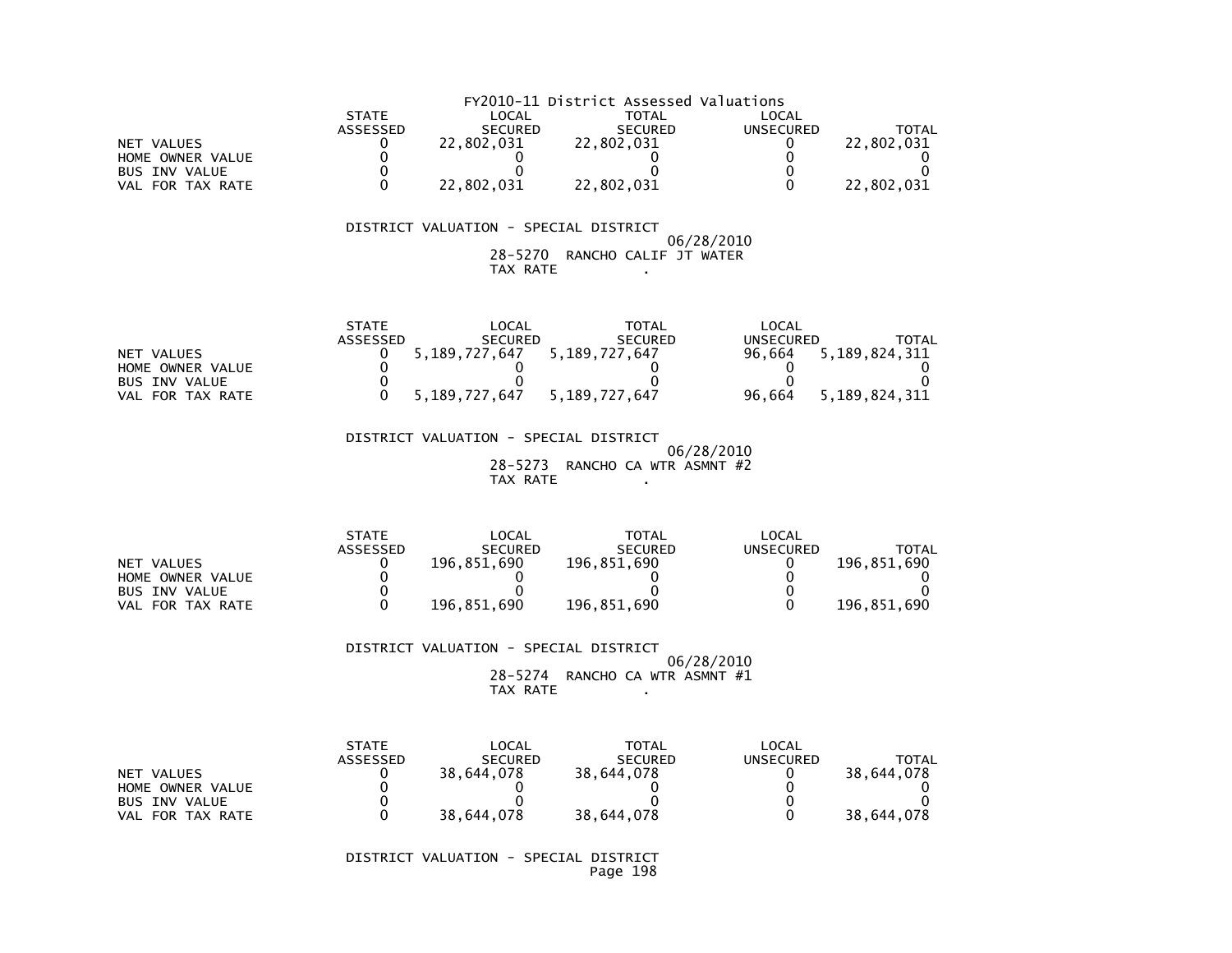FY2010-11 District Assessed Valuations

| | STATE ASSESSED | LOCAL SECURED | TOTAL SECURED | LOCAL UNSECURED | TOTAL |
|---|---|---|---|---|---|
| NET VALUES | 0 | 22,802,031 | 22,802,031 | 0 | 22,802,031 |
| HOME OWNER VALUE | 0 | 0 | 0 | 0 | 0 |
| BUS INV VALUE | 0 | 0 | 0 | 0 | 0 |
| VAL FOR TAX RATE | 0 | 22,802,031 | 22,802,031 | 0 | 22,802,031 |

DISTRICT VALUATION - SPECIAL DISTRICT

06/28/2010

28-5270 RANCHO CALIF JT WATER

TAX RATE .

| | STATE ASSESSED | LOCAL SECURED | TOTAL SECURED | LOCAL UNSECURED | TOTAL |
|---|---|---|---|---|---|
| NET VALUES | 0 | 5,189,727,647 | 5,189,727,647 | 96,664 | 5,189,824,311 |
| HOME OWNER VALUE | 0 | 0 | 0 | 0 | 0 |
| BUS INV VALUE | 0 | 0 | 0 | 0 | 0 |
| VAL FOR TAX RATE | 0 | 5,189,727,647 | 5,189,727,647 | 96,664 | 5,189,824,311 |

DISTRICT VALUATION - SPECIAL DISTRICT

06/28/2010

28-5273 RANCHO CA WTR ASMNT #2

TAX RATE .

| | STATE ASSESSED | LOCAL SECURED | TOTAL SECURED | LOCAL UNSECURED | TOTAL |
|---|---|---|---|---|---|
| NET VALUES | 0 | 196,851,690 | 196,851,690 | 0 | 196,851,690 |
| HOME OWNER VALUE | 0 | 0 | 0 | 0 | 0 |
| BUS INV VALUE | 0 | 0 | 0 | 0 | 0 |
| VAL FOR TAX RATE | 0 | 196,851,690 | 196,851,690 | 0 | 196,851,690 |

DISTRICT VALUATION - SPECIAL DISTRICT

06/28/2010

28-5274 RANCHO CA WTR ASMNT #1

TAX RATE .

| | STATE ASSESSED | LOCAL SECURED | TOTAL SECURED | LOCAL UNSECURED | TOTAL |
|---|---|---|---|---|---|
| NET VALUES | 0 | 38,644,078 | 38,644,078 | 0 | 38,644,078 |
| HOME OWNER VALUE | 0 | 0 | 0 | 0 | 0 |
| BUS INV VALUE | 0 | 0 | 0 | 0 | 0 |
| VAL FOR TAX RATE | 0 | 38,644,078 | 38,644,078 | 0 | 38,644,078 |

DISTRICT VALUATION - SPECIAL DISTRICT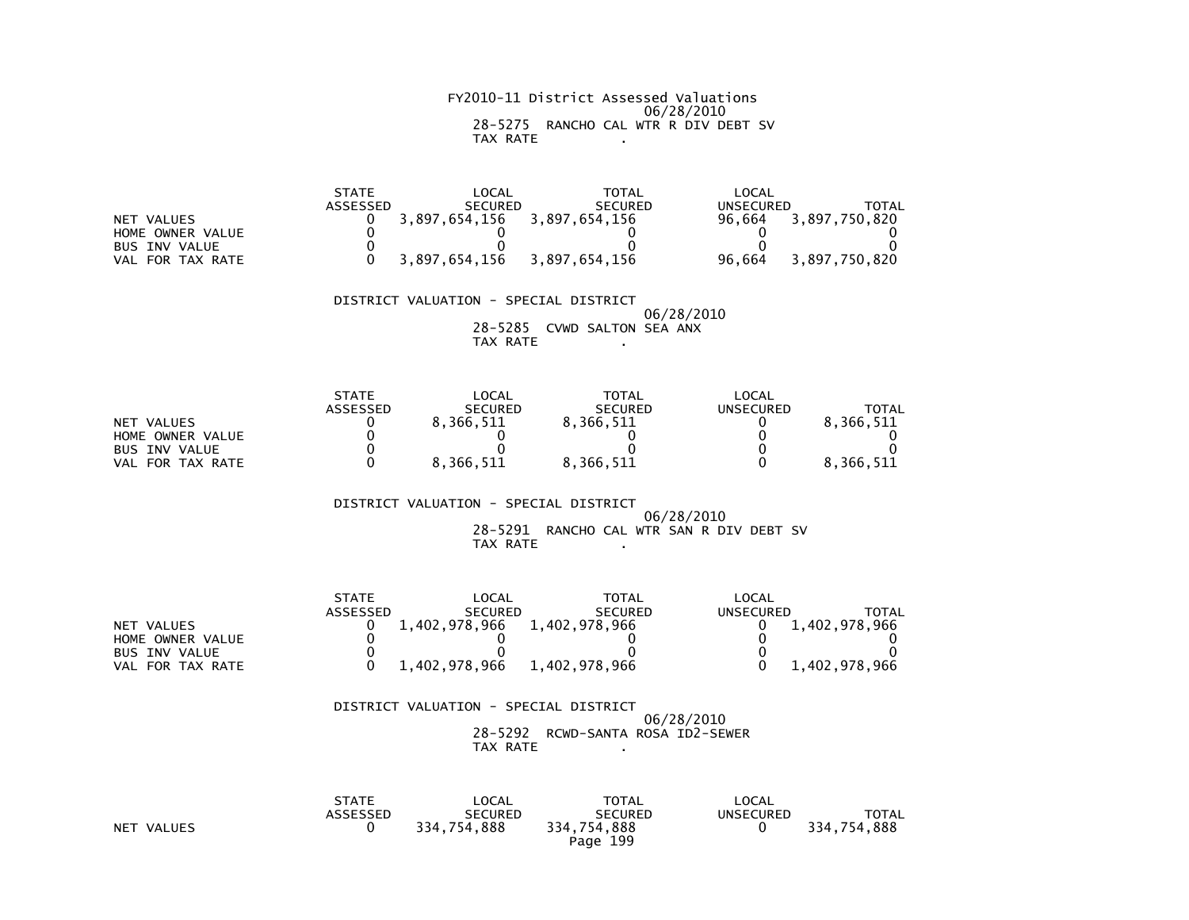FY2010-11 District Assessed Valuations
06/28/2010
28-5275 RANCHO CAL WTR R DIV DEBT SV
TAX RATE .

| | STATE ASSESSED | LOCAL SECURED | TOTAL SECURED | LOCAL UNSECURED | TOTAL |
|---|---|---|---|---|---|
| NET VALUES | 0 | 3,897,654,156 | 3,897,654,156 | 96,664 | 3,897,750,820 |
| HOME OWNER VALUE | 0 | 0 | 0 | 0 | 0 |
| BUS INV VALUE | 0 | 0 | 0 | 0 | 0 |
| VAL FOR TAX RATE | 0 | 3,897,654,156 | 3,897,654,156 | 96,664 | 3,897,750,820 |

DISTRICT VALUATION - SPECIAL DISTRICT
06/28/2010
28-5285 CVWD SALTON SEA ANX
TAX RATE .

| | STATE ASSESSED | LOCAL SECURED | TOTAL SECURED | LOCAL UNSECURED | TOTAL |
|---|---|---|---|---|---|
| NET VALUES | 0 | 8,366,511 | 8,366,511 | 0 | 8,366,511 |
| HOME OWNER VALUE | 0 | 0 | 0 | 0 | 0 |
| BUS INV VALUE | 0 | 0 | 0 | 0 | 0 |
| VAL FOR TAX RATE | 0 | 8,366,511 | 8,366,511 | 0 | 8,366,511 |

DISTRICT VALUATION - SPECIAL DISTRICT
06/28/2010
28-5291 RANCHO CAL WTR SAN R DIV DEBT SV
TAX RATE .

| | STATE ASSESSED | LOCAL SECURED | TOTAL SECURED | LOCAL UNSECURED | TOTAL |
|---|---|---|---|---|---|
| NET VALUES | 0 | 1,402,978,966 | 1,402,978,966 | 0 | 1,402,978,966 |
| HOME OWNER VALUE | 0 | 0 | 0 | 0 | 0 |
| BUS INV VALUE | 0 | 0 | 0 | 0 | 0 |
| VAL FOR TAX RATE | 0 | 1,402,978,966 | 1,402,978,966 | 0 | 1,402,978,966 |

DISTRICT VALUATION - SPECIAL DISTRICT
06/28/2010
28-5292 RCWD-SANTA ROSA ID2-SEWER
TAX RATE .

| | STATE ASSESSED | LOCAL SECURED | TOTAL SECURED | LOCAL UNSECURED | TOTAL |
|---|---|---|---|---|---|
| NET VALUES | 0 | 334,754,888 | 334,754,888 | 0 | 334,754,888 |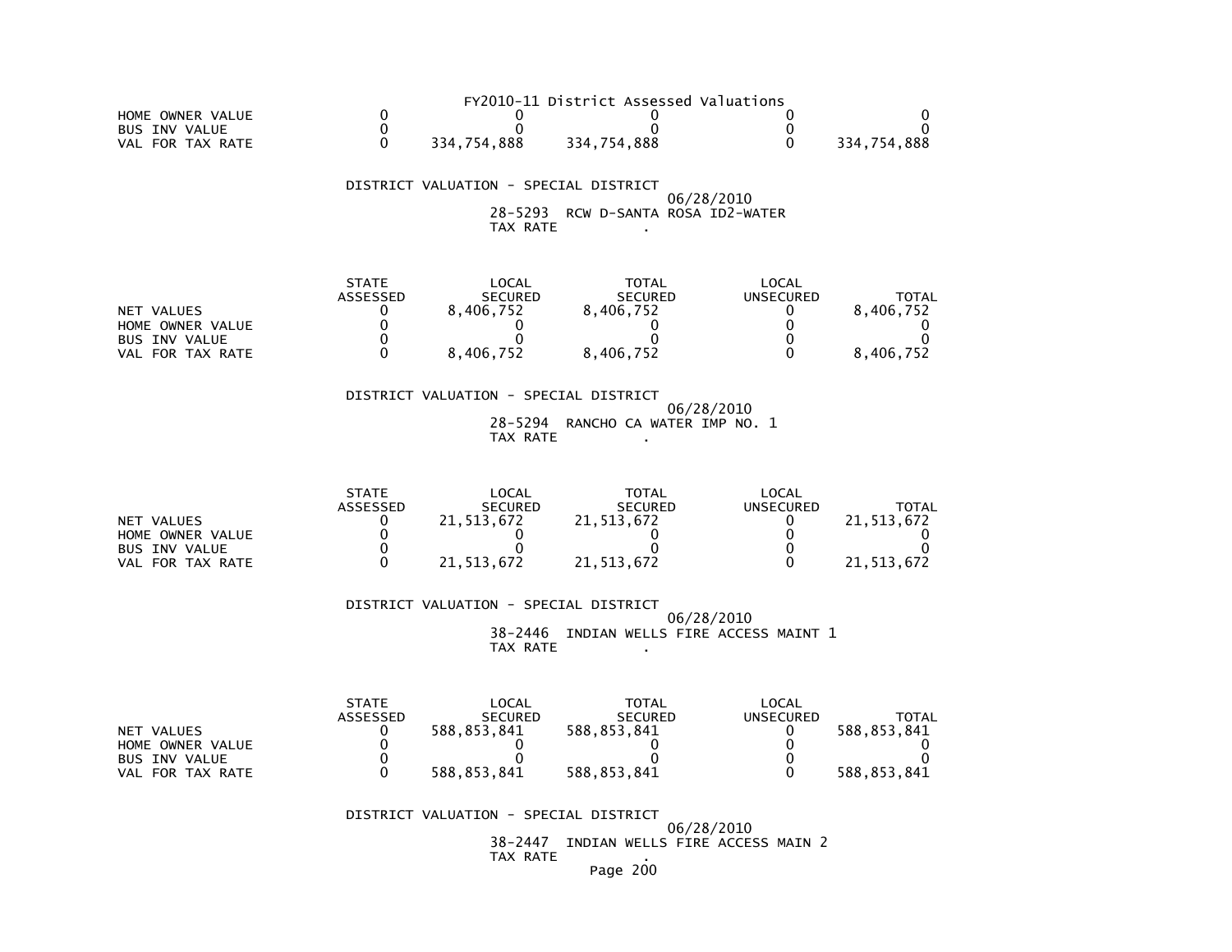FY2010-11 District Assessed Valuations

| | | | | | |
|---|---|---|---|---|---|
| HOME OWNER VALUE | 0 | 0 | 0 | 0 | 0 |
| BUS INV VALUE | 0 | 0 | 0 | 0 | 0 |
| VAL FOR TAX RATE | 0 | 334,754,888 | 334,754,888 | 0 | 334,754,888 |

DISTRICT VALUATION - SPECIAL DISTRICT
06/28/2010
28-5293 RCW D-SANTA ROSA ID2-WATER
TAX RATE .

| | STATE ASSESSED | LOCAL SECURED | TOTAL SECURED | LOCAL UNSECURED | TOTAL |
|---|---|---|---|---|---|
| NET VALUES | 0 | 8,406,752 | 8,406,752 | 0 | 8,406,752 |
| HOME OWNER VALUE | 0 | 0 | 0 | 0 | 0 |
| BUS INV VALUE | 0 | 0 | 0 | 0 | 0 |
| VAL FOR TAX RATE | 0 | 8,406,752 | 8,406,752 | 0 | 8,406,752 |

DISTRICT VALUATION - SPECIAL DISTRICT
06/28/2010
28-5294 RANCHO CA WATER IMP NO. 1
TAX RATE .

| | STATE ASSESSED | LOCAL SECURED | TOTAL SECURED | LOCAL UNSECURED | TOTAL |
|---|---|---|---|---|---|
| NET VALUES | 0 | 21,513,672 | 21,513,672 | 0 | 21,513,672 |
| HOME OWNER VALUE | 0 | 0 | 0 | 0 | 0 |
| BUS INV VALUE | 0 | 0 | 0 | 0 | 0 |
| VAL FOR TAX RATE | 0 | 21,513,672 | 21,513,672 | 0 | 21,513,672 |

DISTRICT VALUATION - SPECIAL DISTRICT
06/28/2010
38-2446 INDIAN WELLS FIRE ACCESS MAINT 1
TAX RATE .

| | STATE ASSESSED | LOCAL SECURED | TOTAL SECURED | LOCAL UNSECURED | TOTAL |
|---|---|---|---|---|---|
| NET VALUES | 0 | 588,853,841 | 588,853,841 | 0 | 588,853,841 |
| HOME OWNER VALUE | 0 | 0 | 0 | 0 | 0 |
| BUS INV VALUE | 0 | 0 | 0 | 0 | 0 |
| VAL FOR TAX RATE | 0 | 588,853,841 | 588,853,841 | 0 | 588,853,841 |

DISTRICT VALUATION - SPECIAL DISTRICT
06/28/2010
38-2447 INDIAN WELLS FIRE ACCESS MAIN 2
TAX RATE .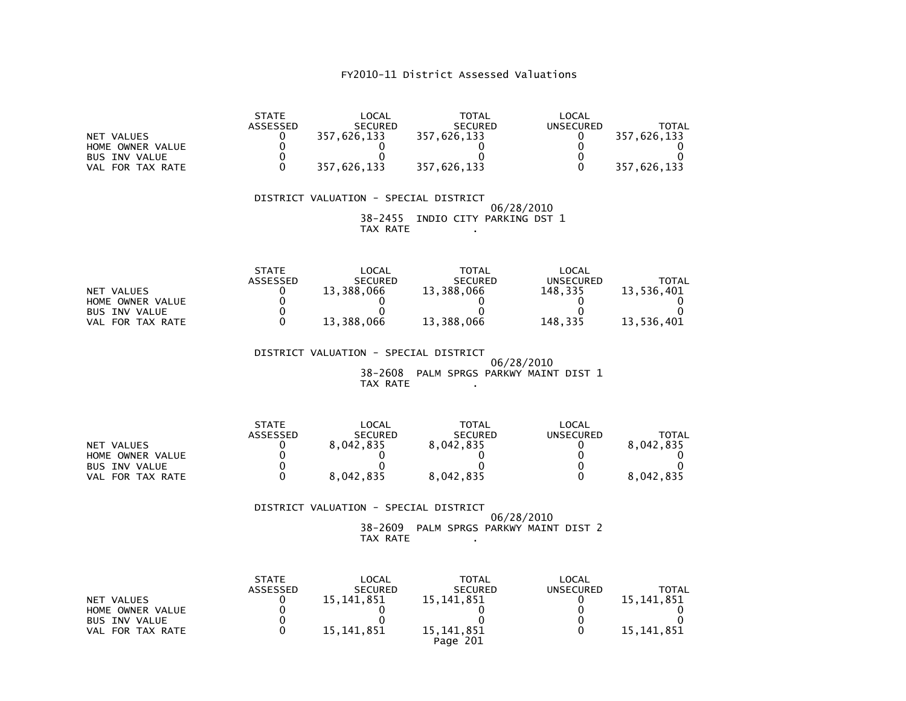# FY2010-11 District Assessed Valuations

| | STATE ASSESSED | LOCAL SECURED | TOTAL SECURED | LOCAL UNSECURED | TOTAL |
|---|---|---|---|---|---|
| NET VALUES | 0 | 357,626,133 | 357,626,133 | 0 | 357,626,133 |
| HOME OWNER VALUE | 0 | 0 | 0 | 0 | 0 |
| BUS INV VALUE | 0 | 0 | 0 | 0 | 0 |
| VAL FOR TAX RATE | 0 | 357,626,133 | 357,626,133 | 0 | 357,626,133 |

DISTRICT VALUATION - SPECIAL DISTRICT

06/28/2010

38-2455 INDIO CITY PARKING DST 1

TAX RATE .

| | STATE ASSESSED | LOCAL SECURED | TOTAL SECURED | LOCAL UNSECURED | TOTAL |
|---|---|---|---|---|---|
| NET VALUES | 0 | 13,388,066 | 13,388,066 | 148,335 | 13,536,401 |
| HOME OWNER VALUE | 0 | 0 | 0 | 0 | 0 |
| BUS INV VALUE | 0 | 0 | 0 | 0 | 0 |
| VAL FOR TAX RATE | 0 | 13,388,066 | 13,388,066 | 148,335 | 13,536,401 |

DISTRICT VALUATION - SPECIAL DISTRICT

06/28/2010

38-2608 PALM SPRGS PARKWY MAINT DIST 1

TAX RATE .

| | STATE ASSESSED | LOCAL SECURED | TOTAL SECURED | LOCAL UNSECURED | TOTAL |
|---|---|---|---|---|---|
| NET VALUES | 0 | 8,042,835 | 8,042,835 | 0 | 8,042,835 |
| HOME OWNER VALUE | 0 | 0 | 0 | 0 | 0 |
| BUS INV VALUE | 0 | 0 | 0 | 0 | 0 |
| VAL FOR TAX RATE | 0 | 8,042,835 | 8,042,835 | 0 | 8,042,835 |

DISTRICT VALUATION - SPECIAL DISTRICT

06/28/2010

38-2609 PALM SPRGS PARKWY MAINT DIST 2

TAX RATE .

| | STATE ASSESSED | LOCAL SECURED | TOTAL SECURED | LOCAL UNSECURED | TOTAL |
|---|---|---|---|---|---|
| NET VALUES | 0 | 15,141,851 | 15,141,851 | 0 | 15,141,851 |
| HOME OWNER VALUE | 0 | 0 | 0 | 0 | 0 |
| BUS INV VALUE | 0 | 0 | 0 | 0 | 0 |
| VAL FOR TAX RATE | 0 | 15,141,851 | 15,141,851 | 0 | 15,141,851 |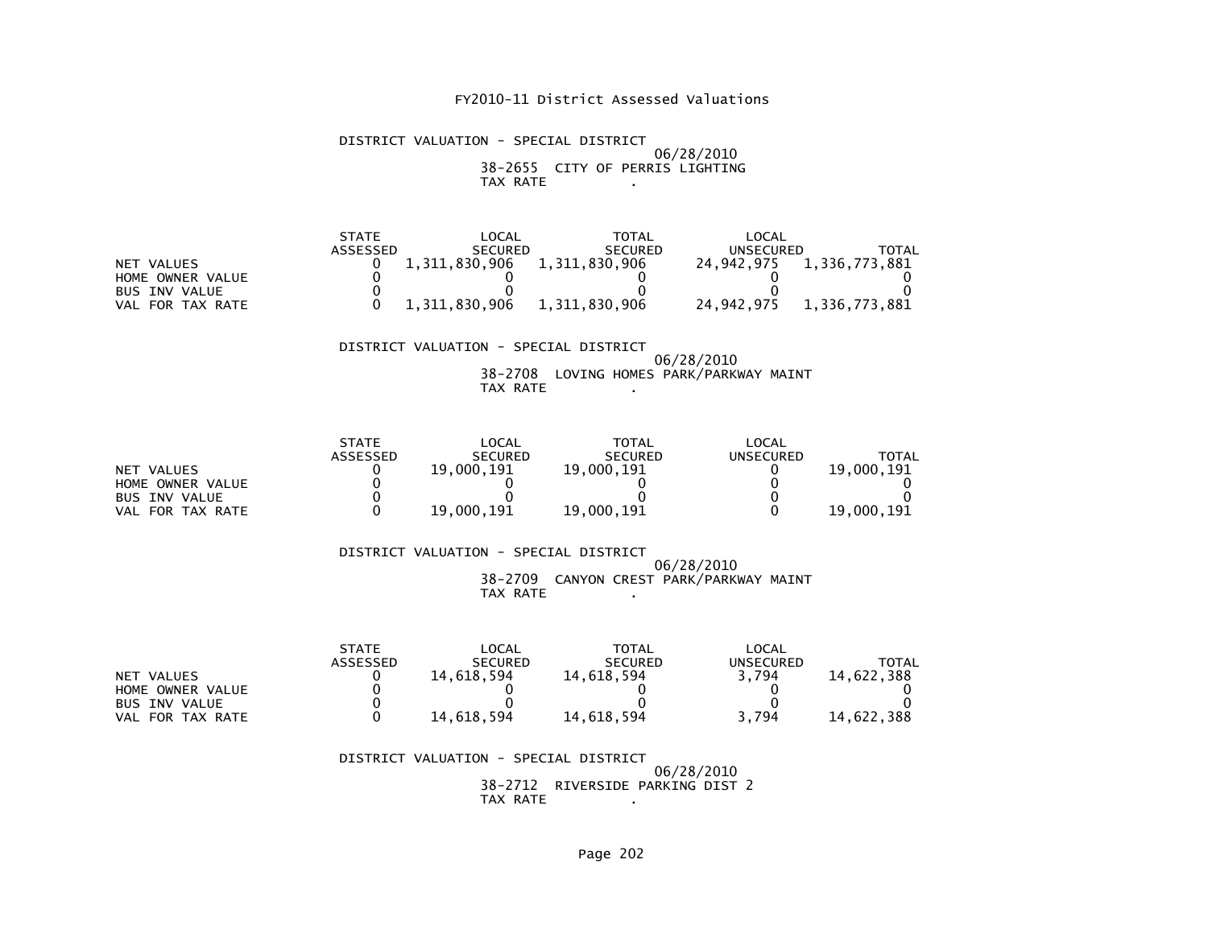FY2010-11 District Assessed Valuations

DISTRICT VALUATION - SPECIAL DISTRICT
06/28/2010
38-2655 CITY OF PERRIS LIGHTING
TAX RATE .

| | STATE ASSESSED | LOCAL SECURED | TOTAL SECURED | LOCAL UNSECURED | TOTAL |
|---|---|---|---|---|---|
| NET VALUES | 0 | 1,311,830,906 | 1,311,830,906 | 24,942,975 | 1,336,773,881 |
| HOME OWNER VALUE | 0 | 0 | 0 | 0 | 0 |
| BUS INV VALUE | 0 | 0 | 0 | 0 | 0 |
| VAL FOR TAX RATE | 0 | 1,311,830,906 | 1,311,830,906 | 24,942,975 | 1,336,773,881 |

DISTRICT VALUATION - SPECIAL DISTRICT
06/28/2010
38-2708 LOVING HOMES PARK/PARKWAY MAINT
TAX RATE .

| | STATE ASSESSED | LOCAL SECURED | TOTAL SECURED | LOCAL UNSECURED | TOTAL |
|---|---|---|---|---|---|
| NET VALUES | 0 | 19,000,191 | 19,000,191 | 0 | 19,000,191 |
| HOME OWNER VALUE | 0 | 0 | 0 | 0 | 0 |
| BUS INV VALUE | 0 | 0 | 0 | 0 | 0 |
| VAL FOR TAX RATE | 0 | 19,000,191 | 19,000,191 | 0 | 19,000,191 |

DISTRICT VALUATION - SPECIAL DISTRICT
06/28/2010
38-2709 CANYON CREST PARK/PARKWAY MAINT
TAX RATE .

| | STATE ASSESSED | LOCAL SECURED | TOTAL SECURED | LOCAL UNSECURED | TOTAL |
|---|---|---|---|---|---|
| NET VALUES | 0 | 14,618,594 | 14,618,594 | 3,794 | 14,622,388 |
| HOME OWNER VALUE | 0 | 0 | 0 | 0 | 0 |
| BUS INV VALUE | 0 | 0 | 0 | 0 | 0 |
| VAL FOR TAX RATE | 0 | 14,618,594 | 14,618,594 | 3,794 | 14,622,388 |

DISTRICT VALUATION - SPECIAL DISTRICT
06/28/2010
38-2712 RIVERSIDE PARKING DIST 2
TAX RATE .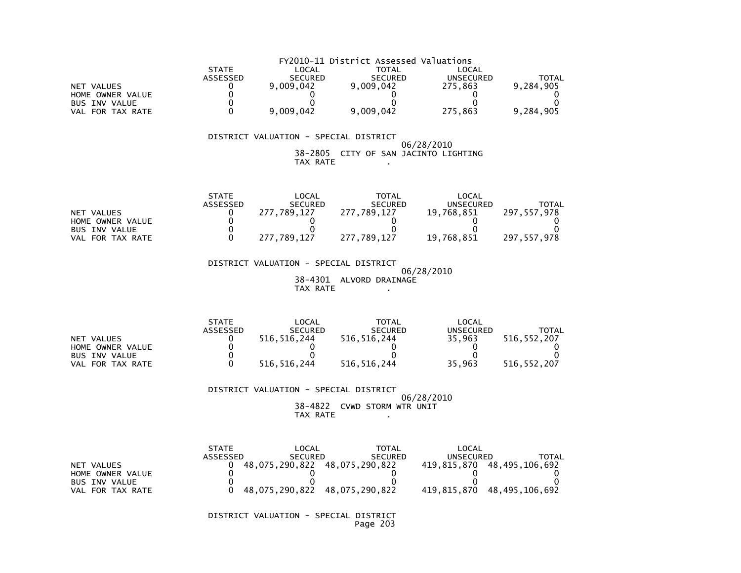FY2010-11 District Assessed Valuations

| | STATE ASSESSED | LOCAL SECURED | TOTAL SECURED | LOCAL UNSECURED | TOTAL |
|---|---|---|---|---|---|
| NET VALUES | 0 | 9,009,042 | 9,009,042 | 275,863 | 9,284,905 |
| HOME OWNER VALUE | 0 | 0 | 0 | 0 | 0 |
| BUS INV VALUE | 0 | 0 | 0 | 0 | 0 |
| VAL FOR TAX RATE | 0 | 9,009,042 | 9,009,042 | 275,863 | 9,284,905 |

DISTRICT VALUATION - SPECIAL DISTRICT
06/28/2010
38-2805 CITY OF SAN JACINTO LIGHTING
TAX RATE .

| | STATE ASSESSED | LOCAL SECURED | TOTAL SECURED | LOCAL UNSECURED | TOTAL |
|---|---|---|---|---|---|
| NET VALUES | 0 | 277,789,127 | 277,789,127 | 19,768,851 | 297,557,978 |
| HOME OWNER VALUE | 0 | 0 | 0 | 0 | 0 |
| BUS INV VALUE | 0 | 0 | 0 | 0 | 0 |
| VAL FOR TAX RATE | 0 | 277,789,127 | 277,789,127 | 19,768,851 | 297,557,978 |

DISTRICT VALUATION - SPECIAL DISTRICT
06/28/2010
38-4301 ALVORD DRAINAGE
TAX RATE .

| | STATE ASSESSED | LOCAL SECURED | TOTAL SECURED | LOCAL UNSECURED | TOTAL |
|---|---|---|---|---|---|
| NET VALUES | 0 | 516,516,244 | 516,516,244 | 35,963 | 516,552,207 |
| HOME OWNER VALUE | 0 | 0 | 0 | 0 | 0 |
| BUS INV VALUE | 0 | 0 | 0 | 0 | 0 |
| VAL FOR TAX RATE | 0 | 516,516,244 | 516,516,244 | 35,963 | 516,552,207 |

DISTRICT VALUATION - SPECIAL DISTRICT
06/28/2010
38-4822 CVWD STORM WTR UNIT
TAX RATE .

| | STATE ASSESSED | LOCAL SECURED | TOTAL SECURED | LOCAL UNSECURED | TOTAL |
|---|---|---|---|---|---|
| NET VALUES | 0 | 48,075,290,822 | 48,075,290,822 | 419,815,870 | 48,495,106,692 |
| HOME OWNER VALUE | 0 | 0 | 0 | 0 | 0 |
| BUS INV VALUE | 0 | 0 | 0 | 0 | 0 |
| VAL FOR TAX RATE | 0 | 48,075,290,822 | 48,075,290,822 | 419,815,870 | 48,495,106,692 |

DISTRICT VALUATION - SPECIAL DISTRICT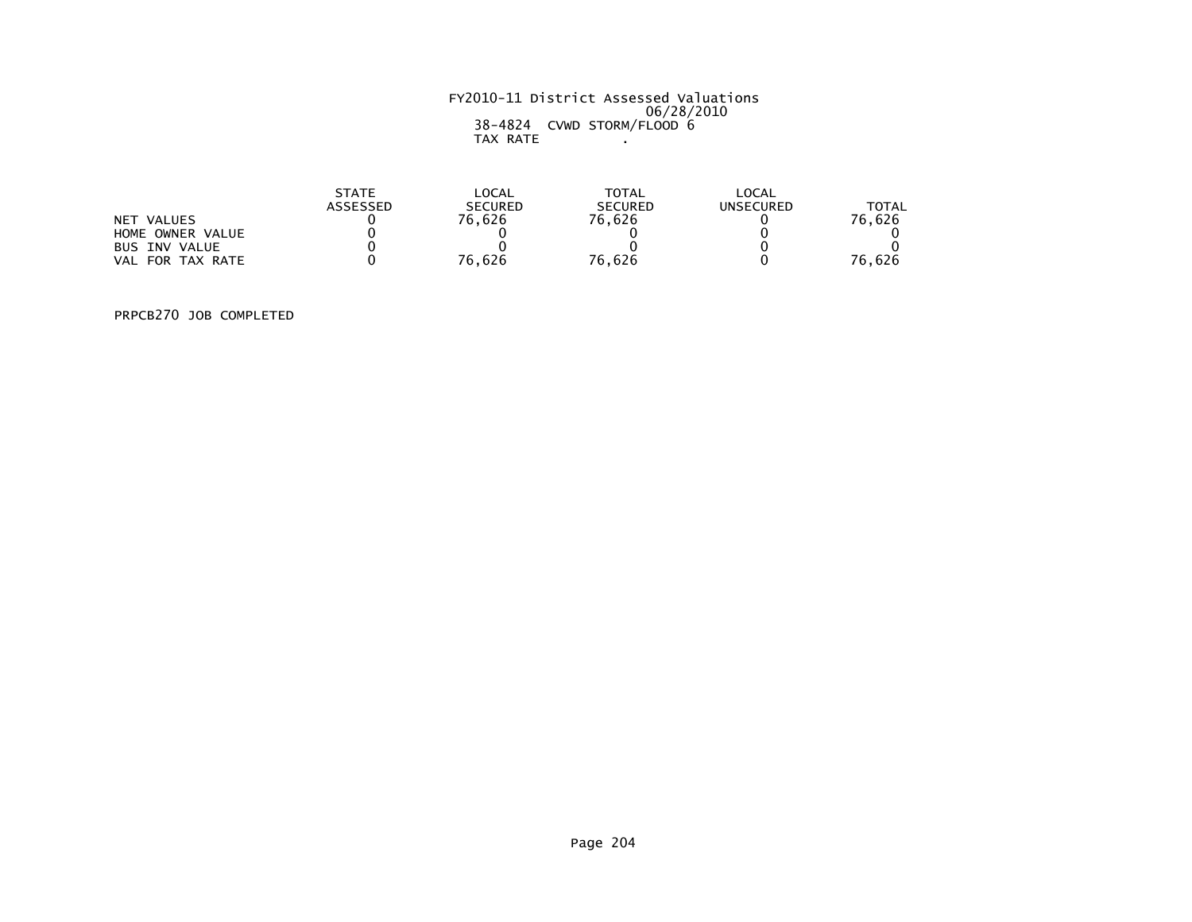FY2010-11 District Assessed Valuations
06/28/2010
38-4824 CWWD STORM/FLOOD 6
TAX RATE .

| | STATE ASSESSED | LOCAL SECURED | TOTAL SECURED | LOCAL UNSECURED | TOTAL |
|---|---|---|---|---|---|
| NET VALUES | 0 | 76,626 | 76,626 | 0 | 76,626 |
| HOME OWNER VALUE | 0 | 0 | 0 | 0 | 0 |
| BUS INV VALUE | 0 | 0 | 0 | 0 | 0 |
| VAL FOR TAX RATE | 0 | 76,626 | 76,626 | 0 | 76,626 |

PRPCB270 JOB COMPLETED